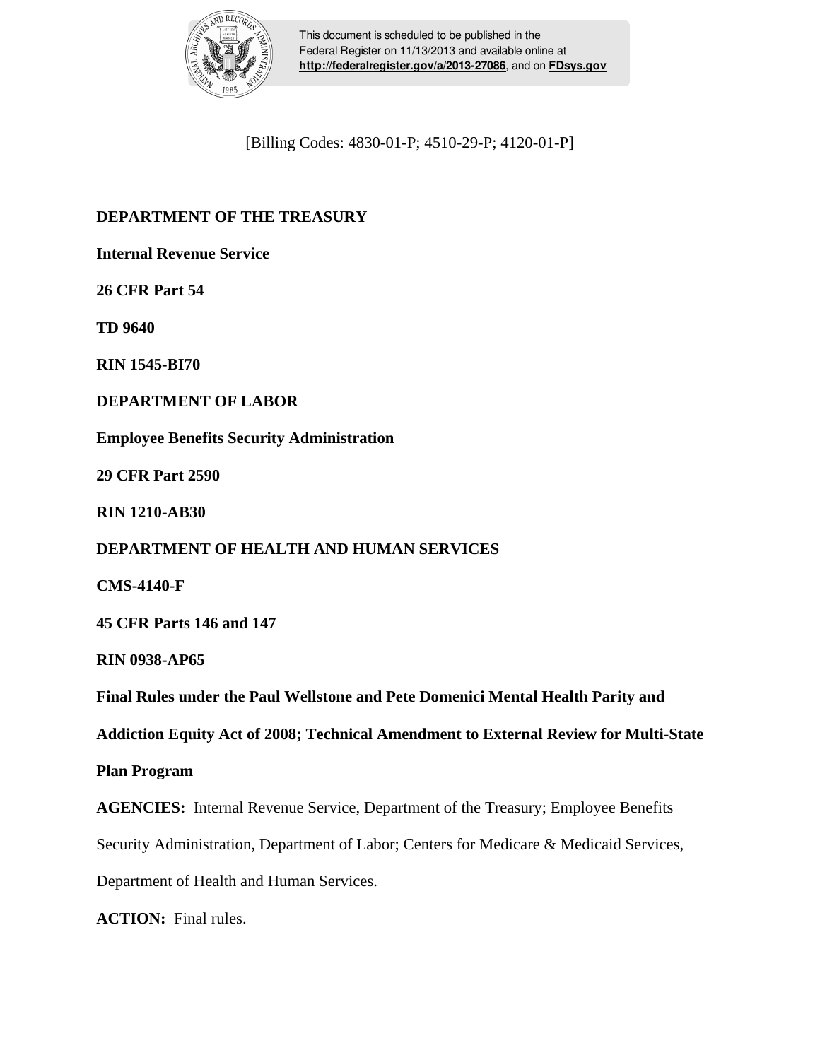This document is scheduled to be published in the Federal Register on 11/13/2013 and available online at **http://federalregister.gov/a/2013-27086**, and on **FDsys.gov**

[Billing Codes: 4830-01-P; 4510-29-P; 4120-01-P]

**DEPARTMENT OF THE TREASURY**

**Internal Revenue Service**

**26 CFR Part 54**

**TD 9640**

**RIN 1545-BI70**

**DEPARTMENT OF LABOR**

**Employee Benefits Security Administration**

**29 CFR Part 2590**

**RIN 1210-AB30**

**DEPARTMENT OF HEALTH AND HUMAN SERVICES**

**CMS-4140-F**

**45 CFR Parts 146 and 147**

**RIN 0938-AP65**

**Final Rules under the Paul Wellstone and Pete Domenici Mental Health Parity and Addiction Equity Act of 2008; Technical Amendment to External Review for Multi-State Plan Program**

**AGENCIES:** Internal Revenue Service, Department of the Treasury; Employee Benefits Security Administration, Department of Labor; Centers for Medicare & Medicaid Services, Department of Health and Human Services.

**ACTION:** Final rules.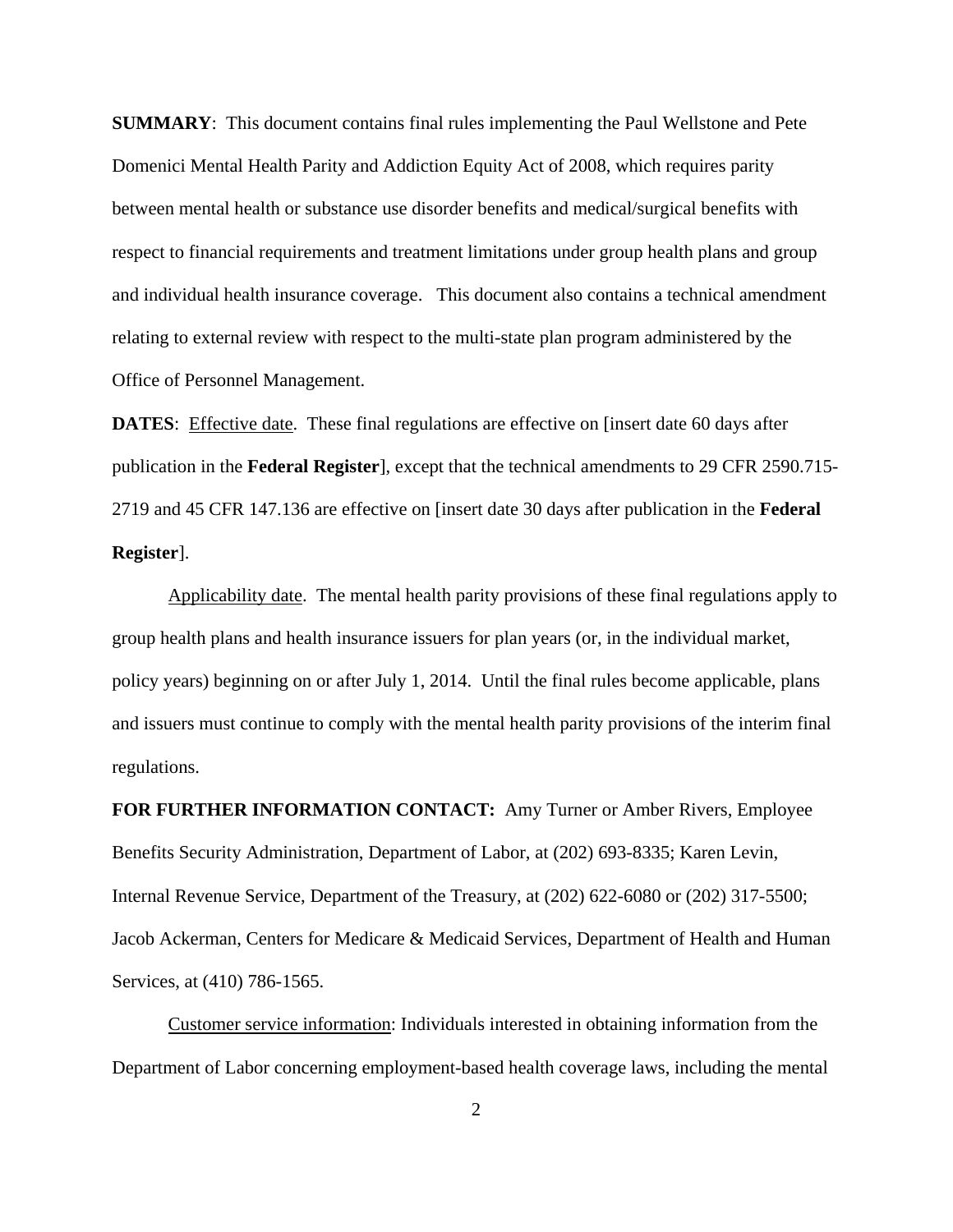**SUMMARY**: This document contains final rules implementing the Paul Wellstone and Pete Domenici Mental Health Parity and Addiction Equity Act of 2008, which requires parity between mental health or substance use disorder benefits and medical/surgical benefits with respect to financial requirements and treatment limitations under group health plans and group and individual health insurance coverage. This document also contains a technical amendment relating to external review with respect to the multi-state plan program administered by the Office of Personnel Management.

**DATES**: Effective date. These final regulations are effective on [insert date 60 days after publication in the **Federal Register**], except that the technical amendments to 29 CFR 2590.715-2719 and 45 CFR 147.136 are effective on [insert date 30 days after publication in the **Federal Register**].

Applicability date. The mental health parity provisions of these final regulations apply to group health plans and health insurance issuers for plan years (or, in the individual market, policy years) beginning on or after July 1, 2014. Until the final rules become applicable, plans and issuers must continue to comply with the mental health parity provisions of the interim final regulations.

**FOR FURTHER INFORMATION CONTACT:** Amy Turner or Amber Rivers, Employee Benefits Security Administration, Department of Labor, at (202) 693-8335; Karen Levin, Internal Revenue Service, Department of the Treasury, at (202) 622-6080 or (202) 317-5500; Jacob Ackerman, Centers for Medicare & Medicaid Services, Department of Health and Human Services, at (410) 786-1565.

Customer service information: Individuals interested in obtaining information from the Department of Labor concerning employment-based health coverage laws, including the mental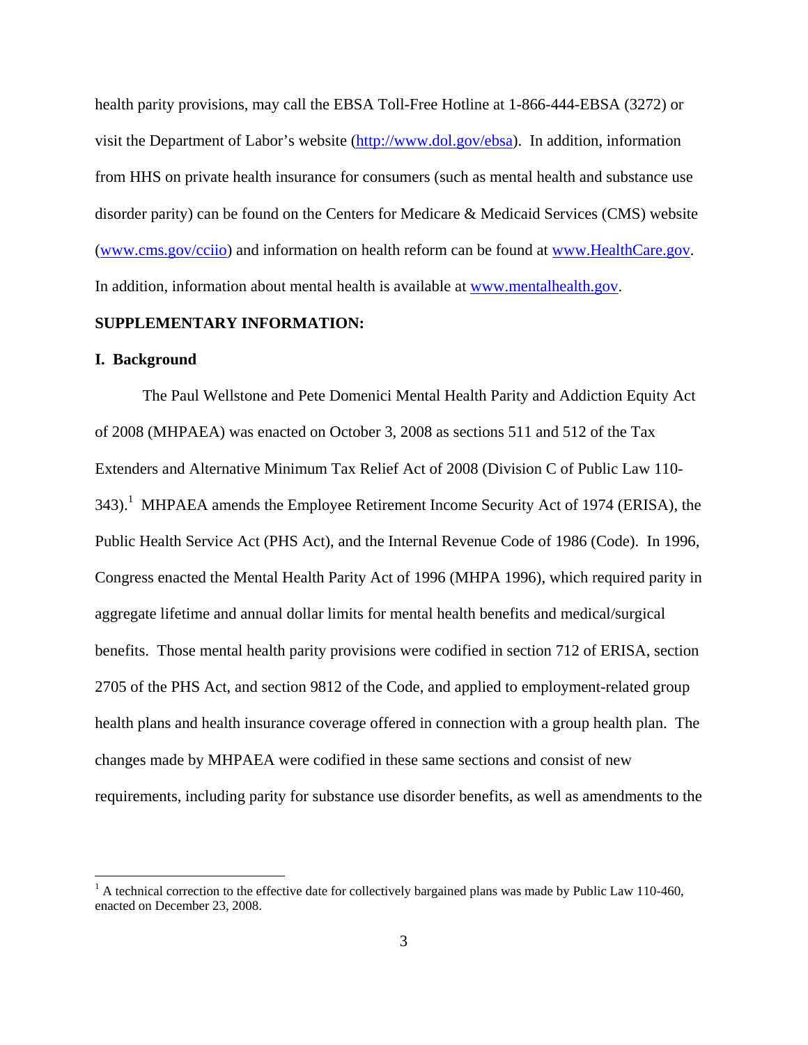health parity provisions, may call the EBSA Toll-Free Hotline at 1-866-444-EBSA (3272) or visit the Department of Labor's website (http://www.dol.gov/ebsa). In addition, information from HHS on private health insurance for consumers (such as mental health and substance use disorder parity) can be found on the Centers for Medicare & Medicaid Services (CMS) website (www.cms.gov/cciio) and information on health reform can be found at www.HealthCare.gov. In addition, information about mental health is available at www.mentalhealth.gov.

**SUPPLEMENTARY INFORMATION:**

**I. Background**

The Paul Wellstone and Pete Domenici Mental Health Parity and Addiction Equity Act of 2008 (MHPAEA) was enacted on October 3, 2008 as sections 511 and 512 of the Tax Extenders and Alternative Minimum Tax Relief Act of 2008 (Division C of Public Law 110-343).[1] MHPAEA amends the Employee Retirement Income Security Act of 1974 (ERISA), the Public Health Service Act (PHS Act), and the Internal Revenue Code of 1986 (Code). In 1996, Congress enacted the Mental Health Parity Act of 1996 (MHPA 1996), which required parity in aggregate lifetime and annual dollar limits for mental health benefits and medical/surgical benefits. Those mental health parity provisions were codified in section 712 of ERISA, section 2705 of the PHS Act, and section 9812 of the Code, and applied to employment-related group health plans and health insurance coverage offered in connection with a group health plan. The changes made by MHPAEA were codified in these same sections and consist of new requirements, including parity for substance use disorder benefits, as well as amendments to the

[1] A technical correction to the effective date for collectively bargained plans was made by Public Law 110-460, enacted on December 23, 2008.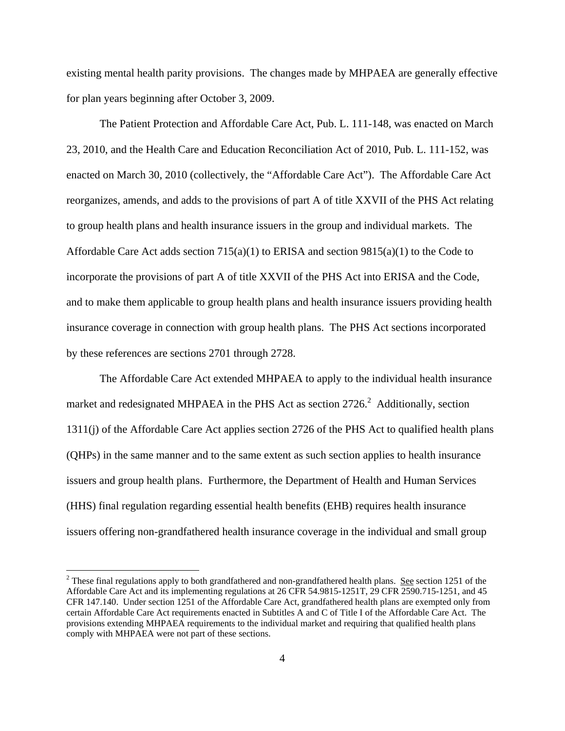existing mental health parity provisions. The changes made by MHPAEA are generally effective for plan years beginning after October 3, 2009.

The Patient Protection and Affordable Care Act, Pub. L. 111-148, was enacted on March 23, 2010, and the Health Care and Education Reconciliation Act of 2010, Pub. L. 111-152, was enacted on March 30, 2010 (collectively, the "Affordable Care Act"). The Affordable Care Act reorganizes, amends, and adds to the provisions of part A of title XXVII of the PHS Act relating to group health plans and health insurance issuers in the group and individual markets. The Affordable Care Act adds section 715(a)(1) to ERISA and section 9815(a)(1) to the Code to incorporate the provisions of part A of title XXVII of the PHS Act into ERISA and the Code, and to make them applicable to group health plans and health insurance issuers providing health insurance coverage in connection with group health plans. The PHS Act sections incorporated by these references are sections 2701 through 2728.

The Affordable Care Act extended MHPAEA to apply to the individual health insurance market and redesignated MHPAEA in the PHS Act as section 2726.[2] Additionally, section 1311(j) of the Affordable Care Act applies section 2726 of the PHS Act to qualified health plans (QHPs) in the same manner and to the same extent as such section applies to health insurance issuers and group health plans. Furthermore, the Department of Health and Human Services (HHS) final regulation regarding essential health benefits (EHB) requires health insurance issuers offering non-grandfathered health insurance coverage in the individual and small group

[2] These final regulations apply to both grandfathered and non-grandfathered health plans. See section 1251 of the Affordable Care Act and its implementing regulations at 26 CFR 54.9815-1251T, 29 CFR 2590.715-1251, and 45 CFR 147.140. Under section 1251 of the Affordable Care Act, grandfathered health plans are exempted only from certain Affordable Care Act requirements enacted in Subtitles A and C of Title I of the Affordable Care Act. The provisions extending MHPAEA requirements to the individual market and requiring that qualified health plans comply with MHPAEA were not part of these sections.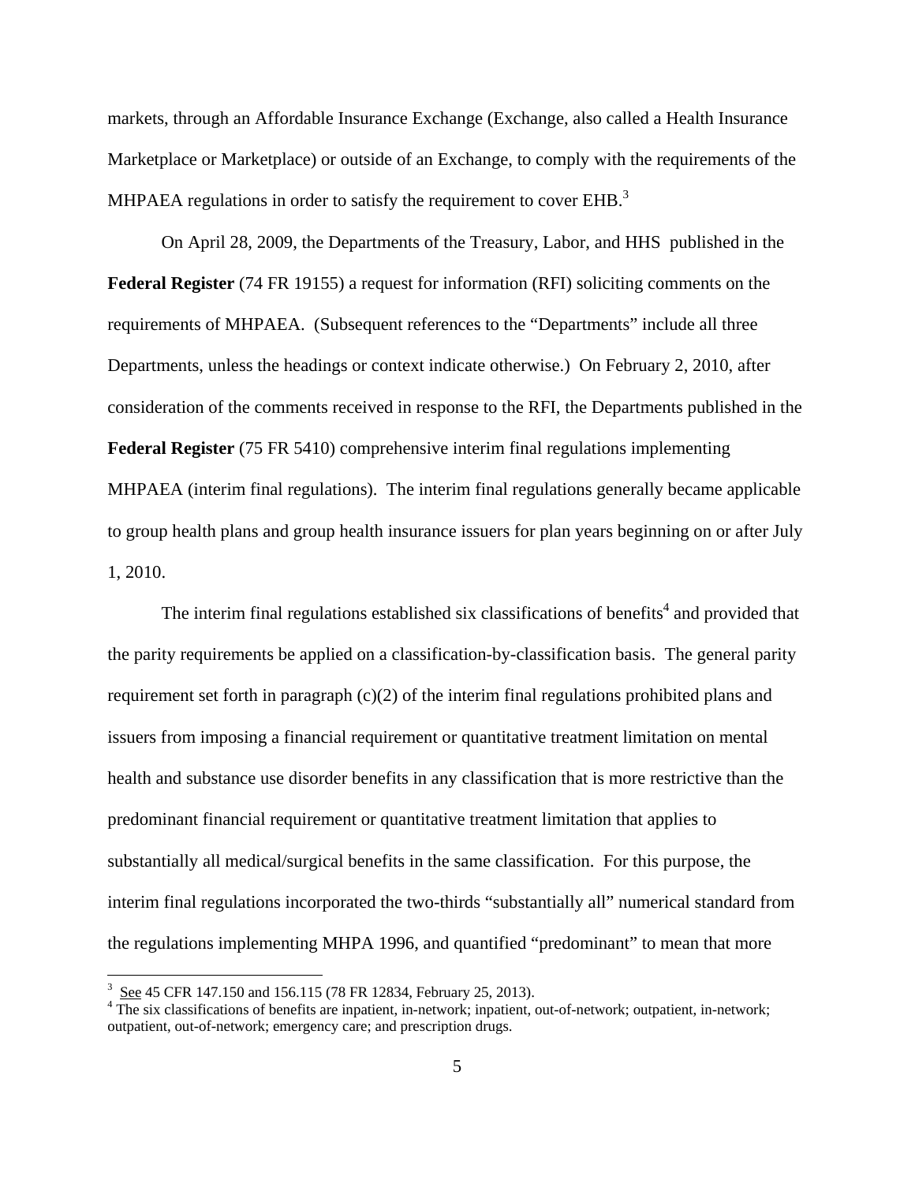markets, through an Affordable Insurance Exchange (Exchange, also called a Health Insurance Marketplace or Marketplace) or outside of an Exchange, to comply with the requirements of the MHPAEA regulations in order to satisfy the requirement to cover EHB.[3]

On April 28, 2009, the Departments of the Treasury, Labor, and HHS published in the **Federal Register** (74 FR 19155) a request for information (RFI) soliciting comments on the requirements of MHPAEA. (Subsequent references to the "Departments" include all three Departments, unless the headings or context indicate otherwise.) On February 2, 2010, after consideration of the comments received in response to the RFI, the Departments published in the **Federal Register** (75 FR 5410) comprehensive interim final regulations implementing MHPAEA (interim final regulations). The interim final regulations generally became applicable to group health plans and group health insurance issuers for plan years beginning on or after July 1, 2010.

The interim final regulations established six classifications of benefits[4] and provided that the parity requirements be applied on a classification-by-classification basis. The general parity requirement set forth in paragraph (c)(2) of the interim final regulations prohibited plans and issuers from imposing a financial requirement or quantitative treatment limitation on mental health and substance use disorder benefits in any classification that is more restrictive than the predominant financial requirement or quantitative treatment limitation that applies to substantially all medical/surgical benefits in the same classification. For this purpose, the interim final regulations incorporated the two-thirds "substantially all" numerical standard from the regulations implementing MHPA 1996, and quantified "predominant" to mean that more

---

[3] See 45 CFR 147.150 and 156.115 (78 FR 12834, February 25, 2013).

[4] The six classifications of benefits are inpatient, in-network; inpatient, out-of-network; outpatient, in-network; outpatient, out-of-network; emergency care; and prescription drugs.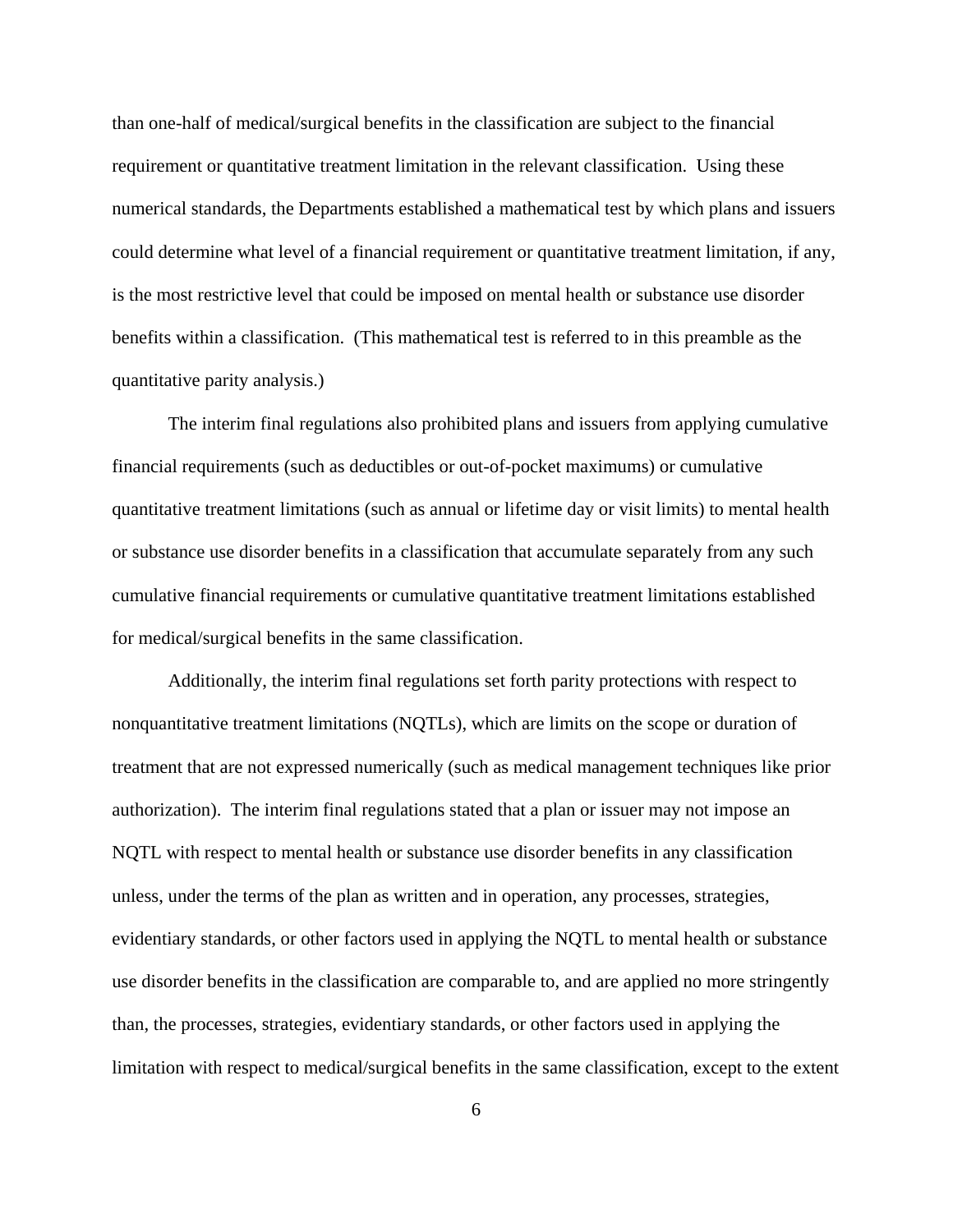than one-half of medical/surgical benefits in the classification are subject to the financial requirement or quantitative treatment limitation in the relevant classification. Using these numerical standards, the Departments established a mathematical test by which plans and issuers could determine what level of a financial requirement or quantitative treatment limitation, if any, is the most restrictive level that could be imposed on mental health or substance use disorder benefits within a classification. (This mathematical test is referred to in this preamble as the quantitative parity analysis.)

The interim final regulations also prohibited plans and issuers from applying cumulative financial requirements (such as deductibles or out-of-pocket maximums) or cumulative quantitative treatment limitations (such as annual or lifetime day or visit limits) to mental health or substance use disorder benefits in a classification that accumulate separately from any such cumulative financial requirements or cumulative quantitative treatment limitations established for medical/surgical benefits in the same classification.

Additionally, the interim final regulations set forth parity protections with respect to nonquantitative treatment limitations (NQTLs), which are limits on the scope or duration of treatment that are not expressed numerically (such as medical management techniques like prior authorization). The interim final regulations stated that a plan or issuer may not impose an NQTL with respect to mental health or substance use disorder benefits in any classification unless, under the terms of the plan as written and in operation, any processes, strategies, evidentiary standards, or other factors used in applying the NQTL to mental health or substance use disorder benefits in the classification are comparable to, and are applied no more stringently than, the processes, strategies, evidentiary standards, or other factors used in applying the limitation with respect to medical/surgical benefits in the same classification, except to the extent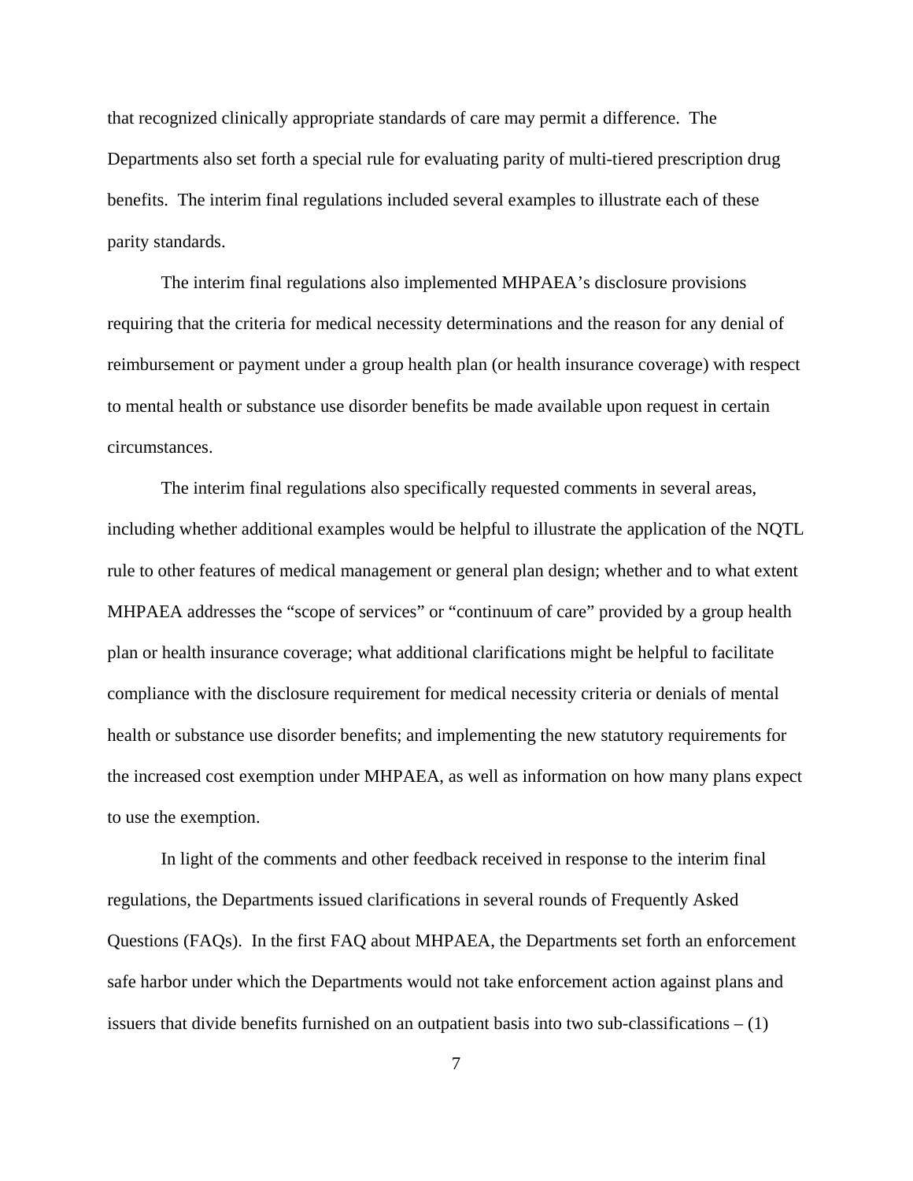that recognized clinically appropriate standards of care may permit a difference. The Departments also set forth a special rule for evaluating parity of multi-tiered prescription drug benefits. The interim final regulations included several examples to illustrate each of these parity standards.

The interim final regulations also implemented MHPAEA's disclosure provisions requiring that the criteria for medical necessity determinations and the reason for any denial of reimbursement or payment under a group health plan (or health insurance coverage) with respect to mental health or substance use disorder benefits be made available upon request in certain circumstances.

The interim final regulations also specifically requested comments in several areas, including whether additional examples would be helpful to illustrate the application of the NQTL rule to other features of medical management or general plan design; whether and to what extent MHPAEA addresses the "scope of services" or "continuum of care" provided by a group health plan or health insurance coverage; what additional clarifications might be helpful to facilitate compliance with the disclosure requirement for medical necessity criteria or denials of mental health or substance use disorder benefits; and implementing the new statutory requirements for the increased cost exemption under MHPAEA, as well as information on how many plans expect to use the exemption.

In light of the comments and other feedback received in response to the interim final regulations, the Departments issued clarifications in several rounds of Frequently Asked Questions (FAQs). In the first FAQ about MHPAEA, the Departments set forth an enforcement safe harbor under which the Departments would not take enforcement action against plans and issuers that divide benefits furnished on an outpatient basis into two sub-classifications – (1)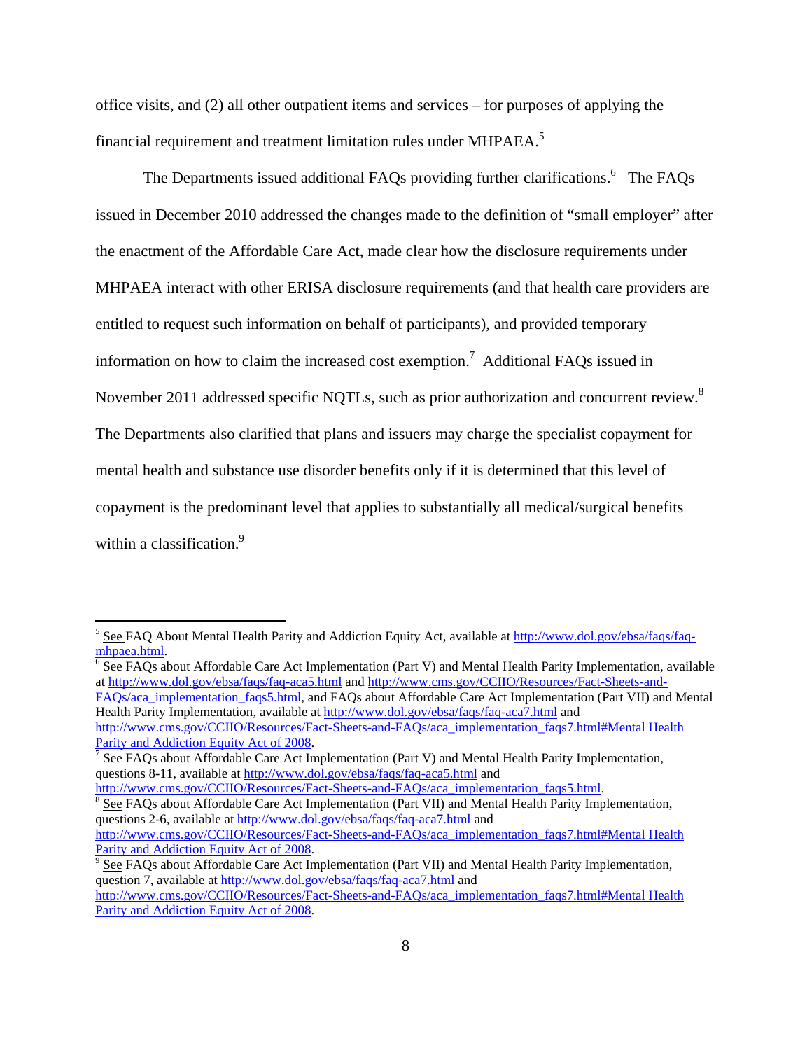office visits, and (2) all other outpatient items and services – for purposes of applying the financial requirement and treatment limitation rules under MHPAEA.[5]

The Departments issued additional FAQs providing further clarifications.[6] The FAQs issued in December 2010 addressed the changes made to the definition of "small employer" after the enactment of the Affordable Care Act, made clear how the disclosure requirements under MHPAEA interact with other ERISA disclosure requirements (and that health care providers are entitled to request such information on behalf of participants), and provided temporary information on how to claim the increased cost exemption.[7] Additional FAQs issued in November 2011 addressed specific NQTLs, such as prior authorization and concurrent review.[8] The Departments also clarified that plans and issuers may charge the specialist copayment for mental health and substance use disorder benefits only if it is determined that this level of copayment is the predominant level that applies to substantially all medical/surgical benefits within a classification.[9]

---

[5] See FAQ About Mental Health Parity and Addiction Equity Act, available at http://www.dol.gov/ebsa/faqs/faq-mhpaea.html.

[6] See FAQs about Affordable Care Act Implementation (Part V) and Mental Health Parity Implementation, available at http://www.dol.gov/ebsa/faqs/faq-aca5.html and http://www.cms.gov/CCIIO/Resources/Fact-Sheets-and-FAQs/aca_implementation_faqs5.html, and FAQs about Affordable Care Act Implementation (Part VII) and Mental Health Parity Implementation, available at http://www.dol.gov/ebsa/faqs/faq-aca7.html and http://www.cms.gov/CCIIO/Resources/Fact-Sheets-and-FAQs/aca_implementation_faqs7.html#Mental Health Parity and Addiction Equity Act of 2008.

[7] See FAQs about Affordable Care Act Implementation (Part V) and Mental Health Parity Implementation, questions 8-11, available at http://www.dol.gov/ebsa/faqs/faq-aca5.html and http://www.cms.gov/CCIIO/Resources/Fact-Sheets-and-FAQs/aca_implementation_faqs5.html.

[8] See FAQs about Affordable Care Act Implementation (Part VII) and Mental Health Parity Implementation, questions 2-6, available at http://www.dol.gov/ebsa/faqs/faq-aca7.html and http://www.cms.gov/CCIIO/Resources/Fact-Sheets-and-FAQs/aca_implementation_faqs7.html#Mental Health Parity and Addiction Equity Act of 2008.

[9] See FAQs about Affordable Care Act Implementation (Part VII) and Mental Health Parity Implementation, question 7, available at http://www.dol.gov/ebsa/faqs/faq-aca7.html and http://www.cms.gov/CCIIO/Resources/Fact-Sheets-and-FAQs/aca_implementation_faqs7.html#Mental Health Parity and Addiction Equity Act of 2008.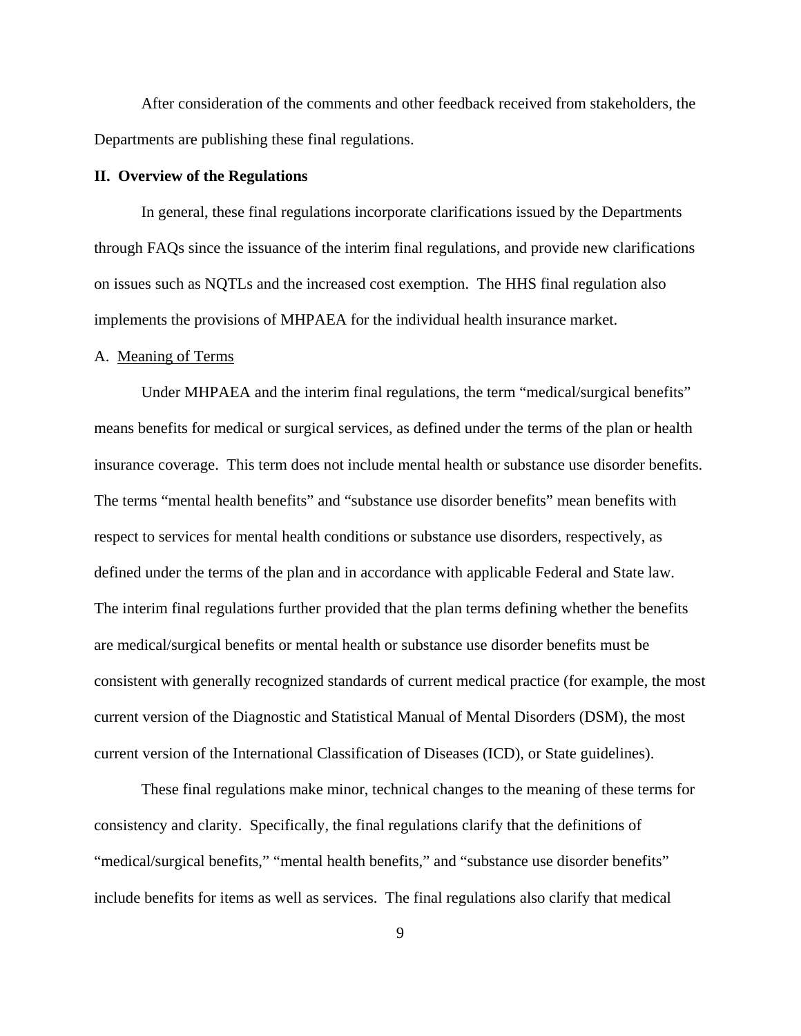After consideration of the comments and other feedback received from stakeholders, the Departments are publishing these final regulations.

## II. Overview of the Regulations

In general, these final regulations incorporate clarifications issued by the Departments through FAQs since the issuance of the interim final regulations, and provide new clarifications on issues such as NQTLs and the increased cost exemption. The HHS final regulation also implements the provisions of MHPAEA for the individual health insurance market.

### A. Meaning of Terms

Under MHPAEA and the interim final regulations, the term "medical/surgical benefits" means benefits for medical or surgical services, as defined under the terms of the plan or health insurance coverage. This term does not include mental health or substance use disorder benefits. The terms "mental health benefits" and "substance use disorder benefits" mean benefits with respect to services for mental health conditions or substance use disorders, respectively, as defined under the terms of the plan and in accordance with applicable Federal and State law. The interim final regulations further provided that the plan terms defining whether the benefits are medical/surgical benefits or mental health or substance use disorder benefits must be consistent with generally recognized standards of current medical practice (for example, the most current version of the Diagnostic and Statistical Manual of Mental Disorders (DSM), the most current version of the International Classification of Diseases (ICD), or State guidelines).

These final regulations make minor, technical changes to the meaning of these terms for consistency and clarity. Specifically, the final regulations clarify that the definitions of "medical/surgical benefits," "mental health benefits," and "substance use disorder benefits" include benefits for items as well as services. The final regulations also clarify that medical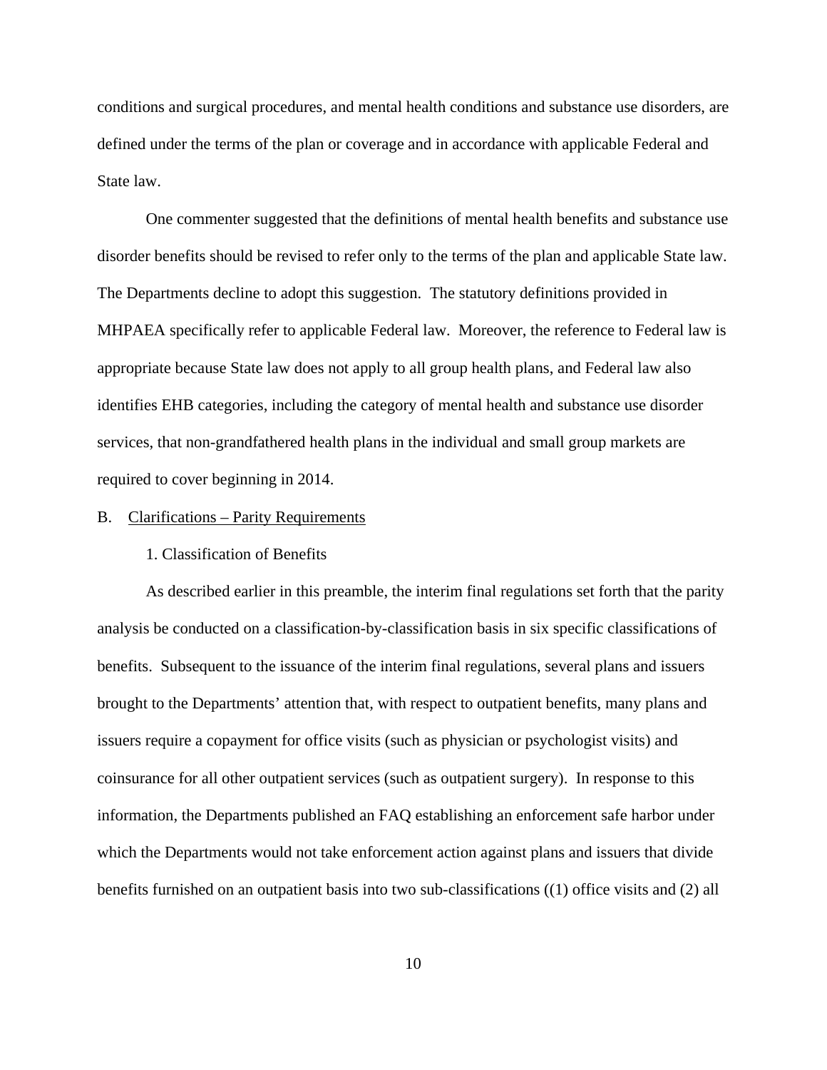conditions and surgical procedures, and mental health conditions and substance use disorders, are defined under the terms of the plan or coverage and in accordance with applicable Federal and State law.

One commenter suggested that the definitions of mental health benefits and substance use disorder benefits should be revised to refer only to the terms of the plan and applicable State law. The Departments decline to adopt this suggestion. The statutory definitions provided in MHPAEA specifically refer to applicable Federal law. Moreover, the reference to Federal law is appropriate because State law does not apply to all group health plans, and Federal law also identifies EHB categories, including the category of mental health and substance use disorder services, that non-grandfathered health plans in the individual and small group markets are required to cover beginning in 2014.

## B. Clarifications – Parity Requirements

### 1. Classification of Benefits

As described earlier in this preamble, the interim final regulations set forth that the parity analysis be conducted on a classification-by-classification basis in six specific classifications of benefits. Subsequent to the issuance of the interim final regulations, several plans and issuers brought to the Departments' attention that, with respect to outpatient benefits, many plans and issuers require a copayment for office visits (such as physician or psychologist visits) and coinsurance for all other outpatient services (such as outpatient surgery). In response to this information, the Departments published an FAQ establishing an enforcement safe harbor under which the Departments would not take enforcement action against plans and issuers that divide benefits furnished on an outpatient basis into two sub-classifications ((1) office visits and (2) all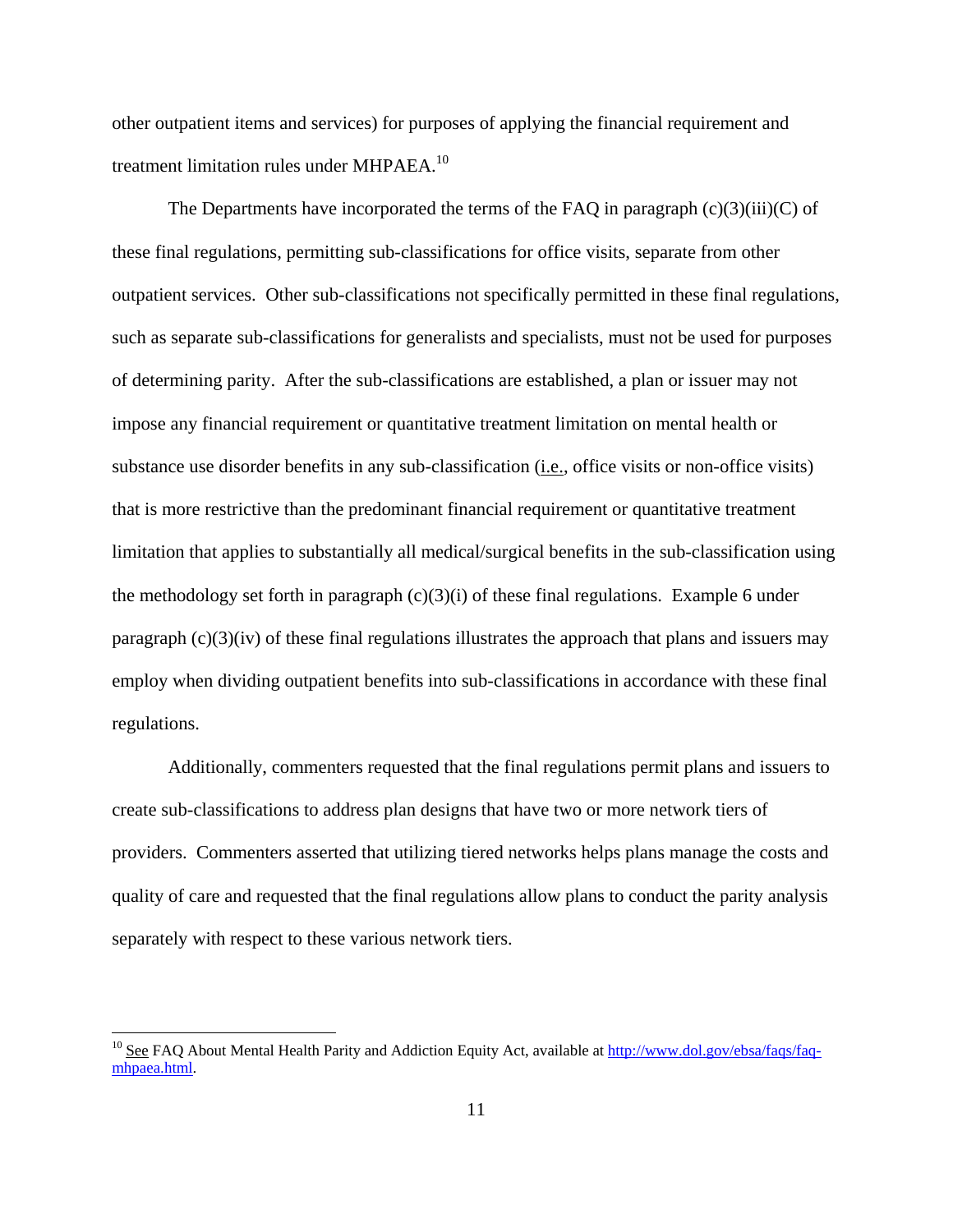other outpatient items and services) for purposes of applying the financial requirement and treatment limitation rules under MHPAEA.[10]

The Departments have incorporated the terms of the FAQ in paragraph (c)(3)(iii)(C) of these final regulations, permitting sub-classifications for office visits, separate from other outpatient services. Other sub-classifications not specifically permitted in these final regulations, such as separate sub-classifications for generalists and specialists, must not be used for purposes of determining parity. After the sub-classifications are established, a plan or issuer may not impose any financial requirement or quantitative treatment limitation on mental health or substance use disorder benefits in any sub-classification (i.e., office visits or non-office visits) that is more restrictive than the predominant financial requirement or quantitative treatment limitation that applies to substantially all medical/surgical benefits in the sub-classification using the methodology set forth in paragraph (c)(3)(i) of these final regulations. Example 6 under paragraph (c)(3)(iv) of these final regulations illustrates the approach that plans and issuers may employ when dividing outpatient benefits into sub-classifications in accordance with these final regulations.

Additionally, commenters requested that the final regulations permit plans and issuers to create sub-classifications to address plan designs that have two or more network tiers of providers. Commenters asserted that utilizing tiered networks helps plans manage the costs and quality of care and requested that the final regulations allow plans to conduct the parity analysis separately with respect to these various network tiers.

---

[10] See FAQ About Mental Health Parity and Addiction Equity Act, available at http://www.dol.gov/ebsa/faqs/faq-mhpaea.html.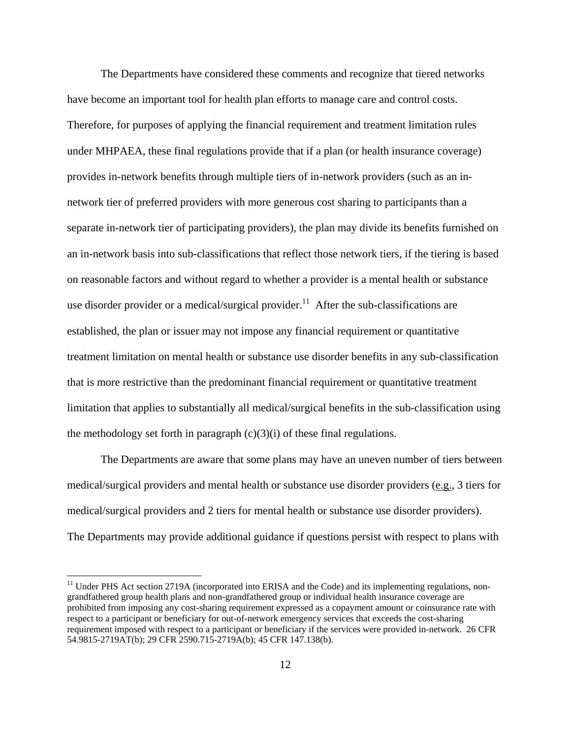The Departments have considered these comments and recognize that tiered networks have become an important tool for health plan efforts to manage care and control costs. Therefore, for purposes of applying the financial requirement and treatment limitation rules under MHPAEA, these final regulations provide that if a plan (or health insurance coverage) provides in-network benefits through multiple tiers of in-network providers (such as an in-network tier of preferred providers with more generous cost sharing to participants than a separate in-network tier of participating providers), the plan may divide its benefits furnished on an in-network basis into sub-classifications that reflect those network tiers, if the tiering is based on reasonable factors and without regard to whether a provider is a mental health or substance use disorder provider or a medical/surgical provider.[11] After the sub-classifications are established, the plan or issuer may not impose any financial requirement or quantitative treatment limitation on mental health or substance use disorder benefits in any sub-classification that is more restrictive than the predominant financial requirement or quantitative treatment limitation that applies to substantially all medical/surgical benefits in the sub-classification using the methodology set forth in paragraph (c)(3)(i) of these final regulations.

The Departments are aware that some plans may have an uneven number of tiers between medical/surgical providers and mental health or substance use disorder providers (e.g., 3 tiers for medical/surgical providers and 2 tiers for mental health or substance use disorder providers). The Departments may provide additional guidance if questions persist with respect to plans with

---

[11] Under PHS Act section 2719A (incorporated into ERISA and the Code) and its implementing regulations, non-grandfathered group health plans and non-grandfathered group or individual health insurance coverage are prohibited from imposing any cost-sharing requirement expressed as a copayment amount or coinsurance rate with respect to a participant or beneficiary for out-of-network emergency services that exceeds the cost-sharing requirement imposed with respect to a participant or beneficiary if the services were provided in-network. 26 CFR 54.9815-2719AT(b); 29 CFR 2590.715-2719A(b); 45 CFR 147.138(b).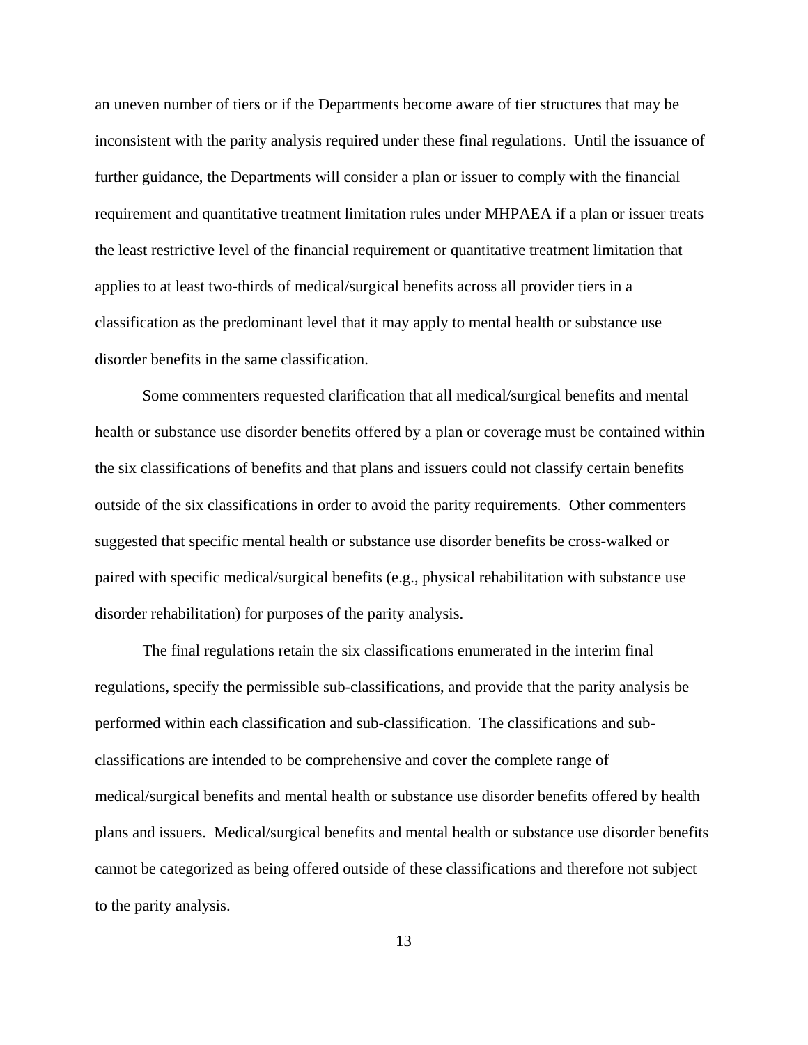an uneven number of tiers or if the Departments become aware of tier structures that may be inconsistent with the parity analysis required under these final regulations. Until the issuance of further guidance, the Departments will consider a plan or issuer to comply with the financial requirement and quantitative treatment limitation rules under MHPAEA if a plan or issuer treats the least restrictive level of the financial requirement or quantitative treatment limitation that applies to at least two-thirds of medical/surgical benefits across all provider tiers in a classification as the predominant level that it may apply to mental health or substance use disorder benefits in the same classification.

Some commenters requested clarification that all medical/surgical benefits and mental health or substance use disorder benefits offered by a plan or coverage must be contained within the six classifications of benefits and that plans and issuers could not classify certain benefits outside of the six classifications in order to avoid the parity requirements. Other commenters suggested that specific mental health or substance use disorder benefits be cross-walked or paired with specific medical/surgical benefits (e.g., physical rehabilitation with substance use disorder rehabilitation) for purposes of the parity analysis.

The final regulations retain the six classifications enumerated in the interim final regulations, specify the permissible sub-classifications, and provide that the parity analysis be performed within each classification and sub-classification. The classifications and sub-classifications are intended to be comprehensive and cover the complete range of medical/surgical benefits and mental health or substance use disorder benefits offered by health plans and issuers. Medical/surgical benefits and mental health or substance use disorder benefits cannot be categorized as being offered outside of these classifications and therefore not subject to the parity analysis.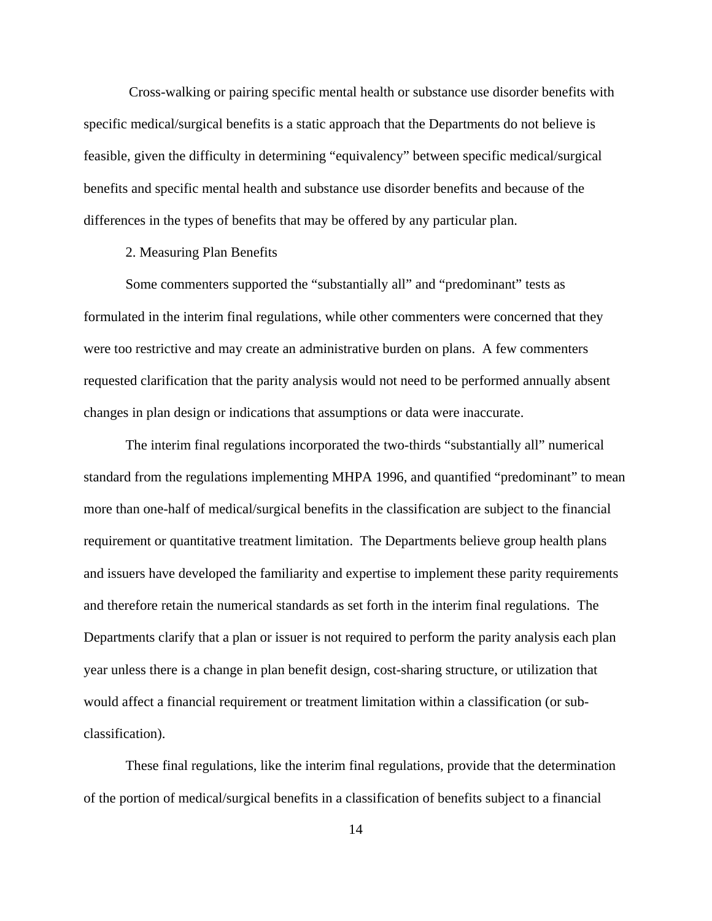Cross-walking or pairing specific mental health or substance use disorder benefits with specific medical/surgical benefits is a static approach that the Departments do not believe is feasible, given the difficulty in determining "equivalency" between specific medical/surgical benefits and specific mental health and substance use disorder benefits and because of the differences in the types of benefits that may be offered by any particular plan.

### 2. Measuring Plan Benefits

Some commenters supported the "substantially all" and "predominant" tests as formulated in the interim final regulations, while other commenters were concerned that they were too restrictive and may create an administrative burden on plans. A few commenters requested clarification that the parity analysis would not need to be performed annually absent changes in plan design or indications that assumptions or data were inaccurate.

The interim final regulations incorporated the two-thirds "substantially all" numerical standard from the regulations implementing MHPA 1996, and quantified "predominant" to mean more than one-half of medical/surgical benefits in the classification are subject to the financial requirement or quantitative treatment limitation. The Departments believe group health plans and issuers have developed the familiarity and expertise to implement these parity requirements and therefore retain the numerical standards as set forth in the interim final regulations. The Departments clarify that a plan or issuer is not required to perform the parity analysis each plan year unless there is a change in plan benefit design, cost-sharing structure, or utilization that would affect a financial requirement or treatment limitation within a classification (or sub-classification).

These final regulations, like the interim final regulations, provide that the determination of the portion of medical/surgical benefits in a classification of benefits subject to a financial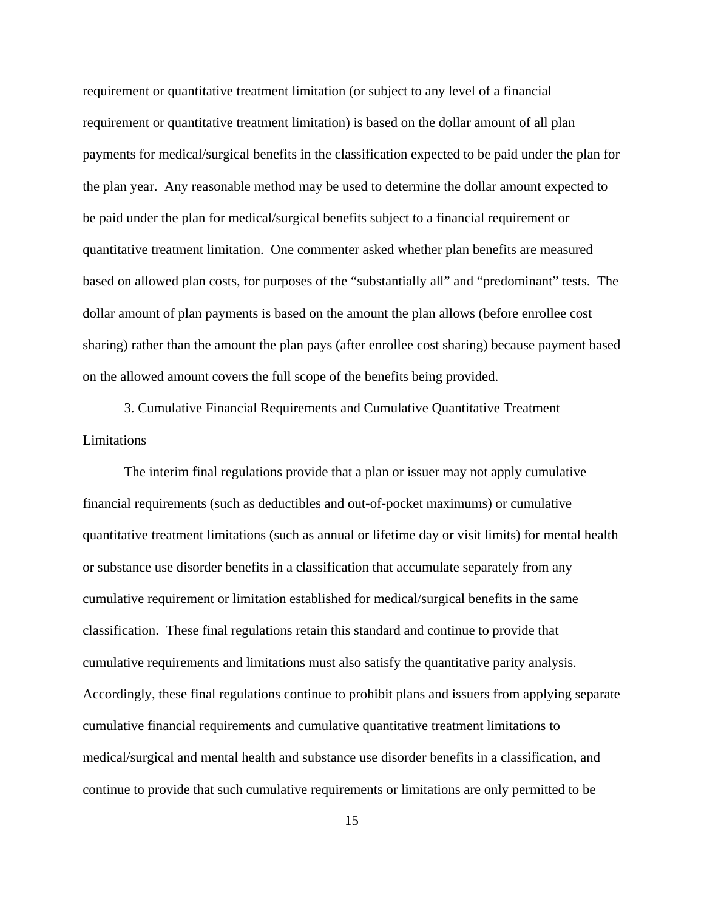requirement or quantitative treatment limitation (or subject to any level of a financial requirement or quantitative treatment limitation) is based on the dollar amount of all plan payments for medical/surgical benefits in the classification expected to be paid under the plan for the plan year. Any reasonable method may be used to determine the dollar amount expected to be paid under the plan for medical/surgical benefits subject to a financial requirement or quantitative treatment limitation. One commenter asked whether plan benefits are measured based on allowed plan costs, for purposes of the "substantially all" and "predominant" tests. The dollar amount of plan payments is based on the amount the plan allows (before enrollee cost sharing) rather than the amount the plan pays (after enrollee cost sharing) because payment based on the allowed amount covers the full scope of the benefits being provided.

3. Cumulative Financial Requirements and Cumulative Quantitative Treatment Limitations

The interim final regulations provide that a plan or issuer may not apply cumulative financial requirements (such as deductibles and out-of-pocket maximums) or cumulative quantitative treatment limitations (such as annual or lifetime day or visit limits) for mental health or substance use disorder benefits in a classification that accumulate separately from any cumulative requirement or limitation established for medical/surgical benefits in the same classification. These final regulations retain this standard and continue to provide that cumulative requirements and limitations must also satisfy the quantitative parity analysis. Accordingly, these final regulations continue to prohibit plans and issuers from applying separate cumulative financial requirements and cumulative quantitative treatment limitations to medical/surgical and mental health and substance use disorder benefits in a classification, and continue to provide that such cumulative requirements or limitations are only permitted to be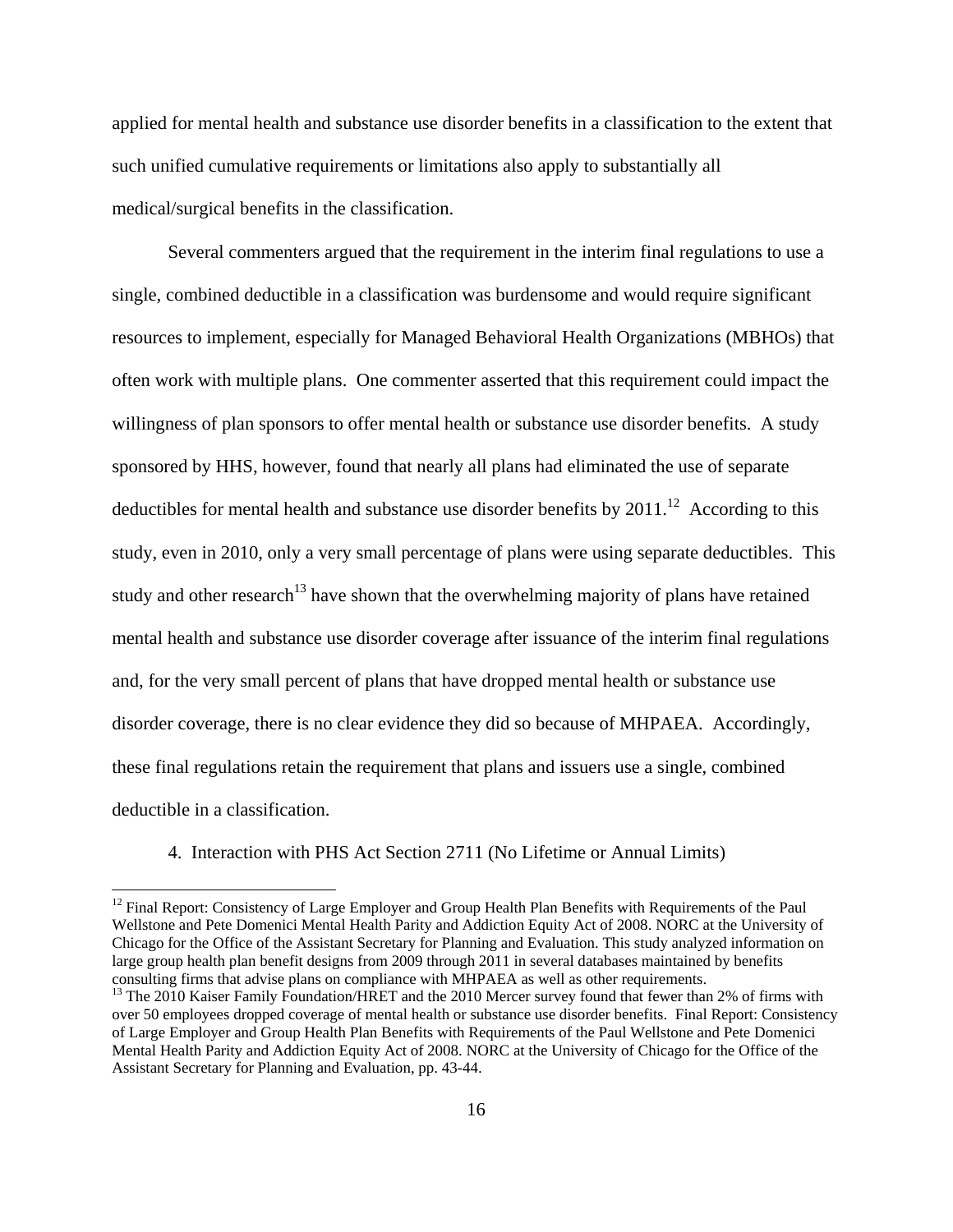applied for mental health and substance use disorder benefits in a classification to the extent that such unified cumulative requirements or limitations also apply to substantially all medical/surgical benefits in the classification.

Several commenters argued that the requirement in the interim final regulations to use a single, combined deductible in a classification was burdensome and would require significant resources to implement, especially for Managed Behavioral Health Organizations (MBHOs) that often work with multiple plans. One commenter asserted that this requirement could impact the willingness of plan sponsors to offer mental health or substance use disorder benefits. A study sponsored by HHS, however, found that nearly all plans had eliminated the use of separate deductibles for mental health and substance use disorder benefits by 2011.[12] According to this study, even in 2010, only a very small percentage of plans were using separate deductibles. This study and other research[13] have shown that the overwhelming majority of plans have retained mental health and substance use disorder coverage after issuance of the interim final regulations and, for the very small percent of plans that have dropped mental health or substance use disorder coverage, there is no clear evidence they did so because of MHPAEA. Accordingly, these final regulations retain the requirement that plans and issuers use a single, combined deductible in a classification.

4. Interaction with PHS Act Section 2711 (No Lifetime or Annual Limits)

---

[12] Final Report: Consistency of Large Employer and Group Health Plan Benefits with Requirements of the Paul Wellstone and Pete Domenici Mental Health Parity and Addiction Equity Act of 2008. NORC at the University of Chicago for the Office of the Assistant Secretary for Planning and Evaluation. This study analyzed information on large group health plan benefit designs from 2009 through 2011 in several databases maintained by benefits consulting firms that advise plans on compliance with MHPAEA as well as other requirements.

[13] The 2010 Kaiser Family Foundation/HRET and the 2010 Mercer survey found that fewer than 2% of firms with over 50 employees dropped coverage of mental health or substance use disorder benefits. Final Report: Consistency of Large Employer and Group Health Plan Benefits with Requirements of the Paul Wellstone and Pete Domenici Mental Health Parity and Addiction Equity Act of 2008. NORC at the University of Chicago for the Office of the Assistant Secretary for Planning and Evaluation, pp. 43-44.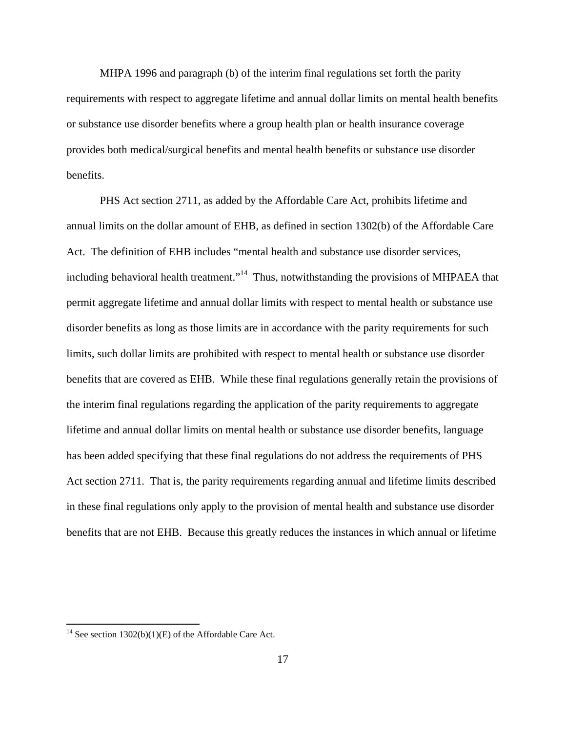MHPA 1996 and paragraph (b) of the interim final regulations set forth the parity requirements with respect to aggregate lifetime and annual dollar limits on mental health benefits or substance use disorder benefits where a group health plan or health insurance coverage provides both medical/surgical benefits and mental health benefits or substance use disorder benefits.

PHS Act section 2711, as added by the Affordable Care Act, prohibits lifetime and annual limits on the dollar amount of EHB, as defined in section 1302(b) of the Affordable Care Act. The definition of EHB includes "mental health and substance use disorder services, including behavioral health treatment."[14] Thus, notwithstanding the provisions of MHPAEA that permit aggregate lifetime and annual dollar limits with respect to mental health or substance use disorder benefits as long as those limits are in accordance with the parity requirements for such limits, such dollar limits are prohibited with respect to mental health or substance use disorder benefits that are covered as EHB. While these final regulations generally retain the provisions of the interim final regulations regarding the application of the parity requirements to aggregate lifetime and annual dollar limits on mental health or substance use disorder benefits, language has been added specifying that these final regulations do not address the requirements of PHS Act section 2711. That is, the parity requirements regarding annual and lifetime limits described in these final regulations only apply to the provision of mental health and substance use disorder benefits that are not EHB. Because this greatly reduces the instances in which annual or lifetime

---

[14] See section 1302(b)(1)(E) of the Affordable Care Act.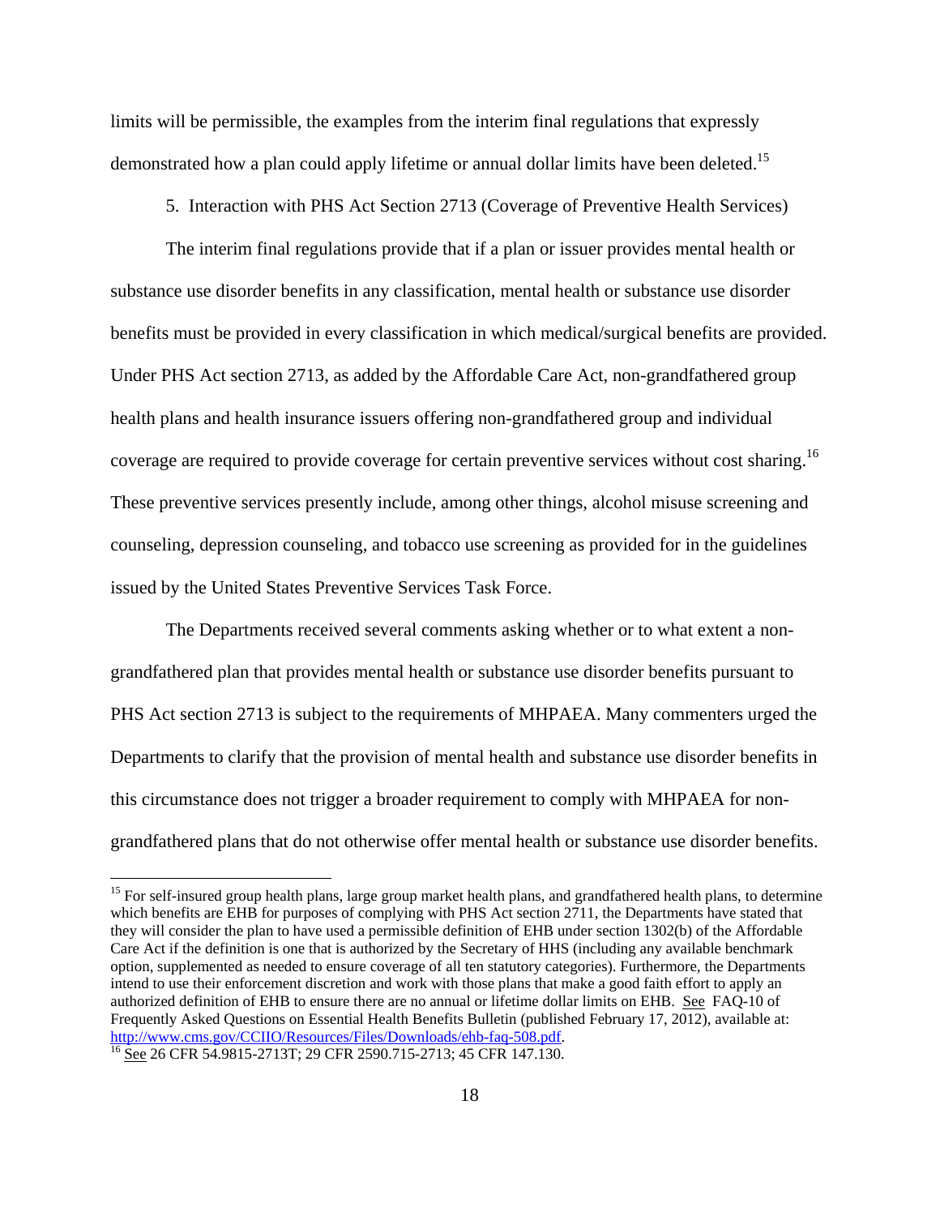limits will be permissible, the examples from the interim final regulations that expressly demonstrated how a plan could apply lifetime or annual dollar limits have been deleted.[15]

5. Interaction with PHS Act Section 2713 (Coverage of Preventive Health Services)

The interim final regulations provide that if a plan or issuer provides mental health or substance use disorder benefits in any classification, mental health or substance use disorder benefits must be provided in every classification in which medical/surgical benefits are provided. Under PHS Act section 2713, as added by the Affordable Care Act, non-grandfathered group health plans and health insurance issuers offering non-grandfathered group and individual coverage are required to provide coverage for certain preventive services without cost sharing.[16] These preventive services presently include, among other things, alcohol misuse screening and counseling, depression counseling, and tobacco use screening as provided for in the guidelines issued by the United States Preventive Services Task Force.

The Departments received several comments asking whether or to what extent a non-grandfathered plan that provides mental health or substance use disorder benefits pursuant to PHS Act section 2713 is subject to the requirements of MHPAEA. Many commenters urged the Departments to clarify that the provision of mental health and substance use disorder benefits in this circumstance does not trigger a broader requirement to comply with MHPAEA for non-grandfathered plans that do not otherwise offer mental health or substance use disorder benefits.

---

[15] For self-insured group health plans, large group market health plans, and grandfathered health plans, to determine which benefits are EHB for purposes of complying with PHS Act section 2711, the Departments have stated that they will consider the plan to have used a permissible definition of EHB under section 1302(b) of the Affordable Care Act if the definition is one that is authorized by the Secretary of HHS (including any available benchmark option, supplemented as needed to ensure coverage of all ten statutory categories). Furthermore, the Departments intend to use their enforcement discretion and work with those plans that make a good faith effort to apply an authorized definition of EHB to ensure there are no annual or lifetime dollar limits on EHB. See FAQ-10 of Frequently Asked Questions on Essential Health Benefits Bulletin (published February 17, 2012), available at: http://www.cms.gov/CCIIO/Resources/Files/Downloads/ehb-faq-508.pdf.

[16] See 26 CFR 54.9815-2713T; 29 CFR 2590.715-2713; 45 CFR 147.130.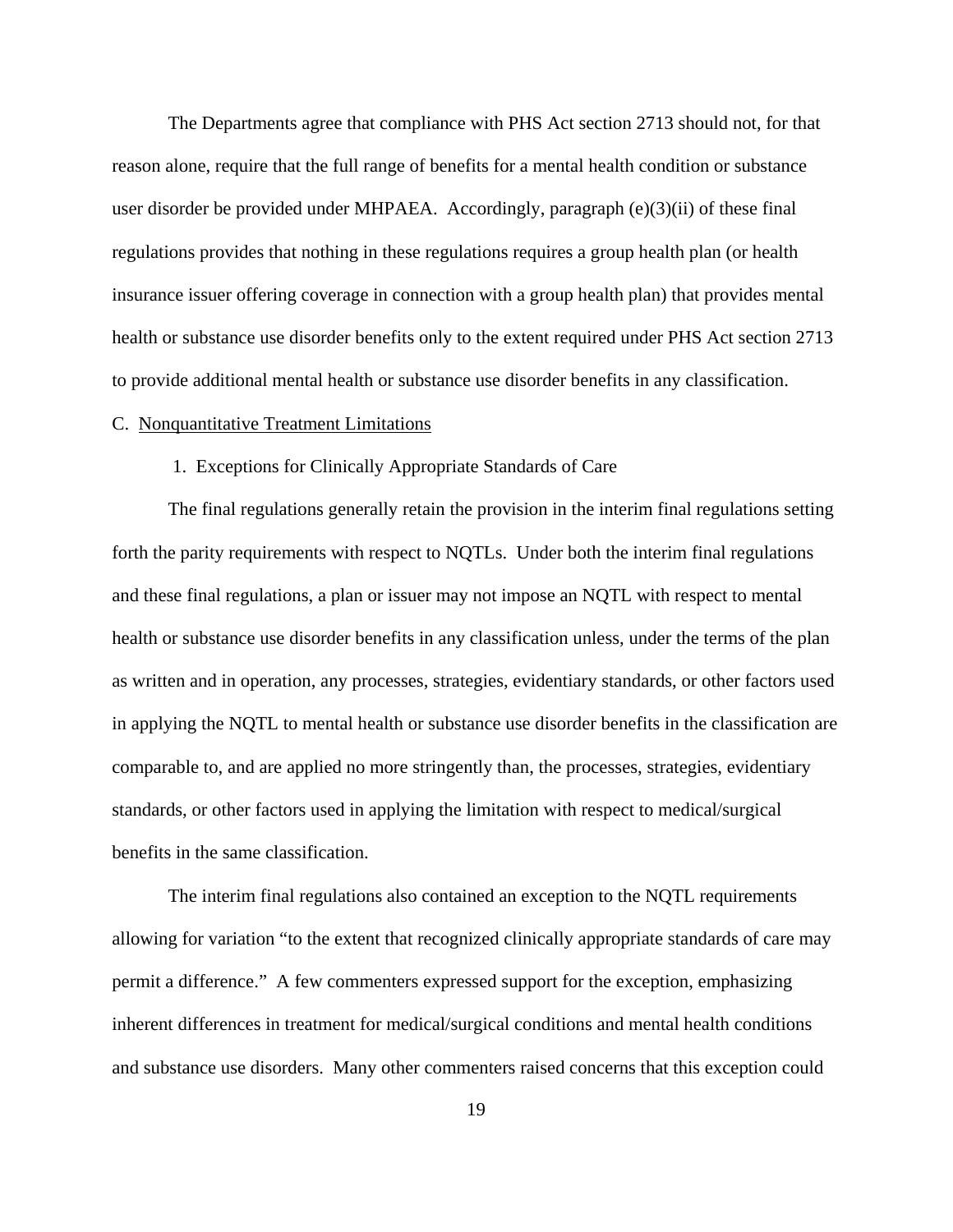The Departments agree that compliance with PHS Act section 2713 should not, for that reason alone, require that the full range of benefits for a mental health condition or substance user disorder be provided under MHPAEA. Accordingly, paragraph (e)(3)(ii) of these final regulations provides that nothing in these regulations requires a group health plan (or health insurance issuer offering coverage in connection with a group health plan) that provides mental health or substance use disorder benefits only to the extent required under PHS Act section 2713 to provide additional mental health or substance use disorder benefits in any classification.

## C. Nonquantitative Treatment Limitations

### 1. Exceptions for Clinically Appropriate Standards of Care

The final regulations generally retain the provision in the interim final regulations setting forth the parity requirements with respect to NQTLs. Under both the interim final regulations and these final regulations, a plan or issuer may not impose an NQTL with respect to mental health or substance use disorder benefits in any classification unless, under the terms of the plan as written and in operation, any processes, strategies, evidentiary standards, or other factors used in applying the NQTL to mental health or substance use disorder benefits in the classification are comparable to, and are applied no more stringently than, the processes, strategies, evidentiary standards, or other factors used in applying the limitation with respect to medical/surgical benefits in the same classification.

The interim final regulations also contained an exception to the NQTL requirements allowing for variation "to the extent that recognized clinically appropriate standards of care may permit a difference." A few commenters expressed support for the exception, emphasizing inherent differences in treatment for medical/surgical conditions and mental health conditions and substance use disorders. Many other commenters raised concerns that this exception could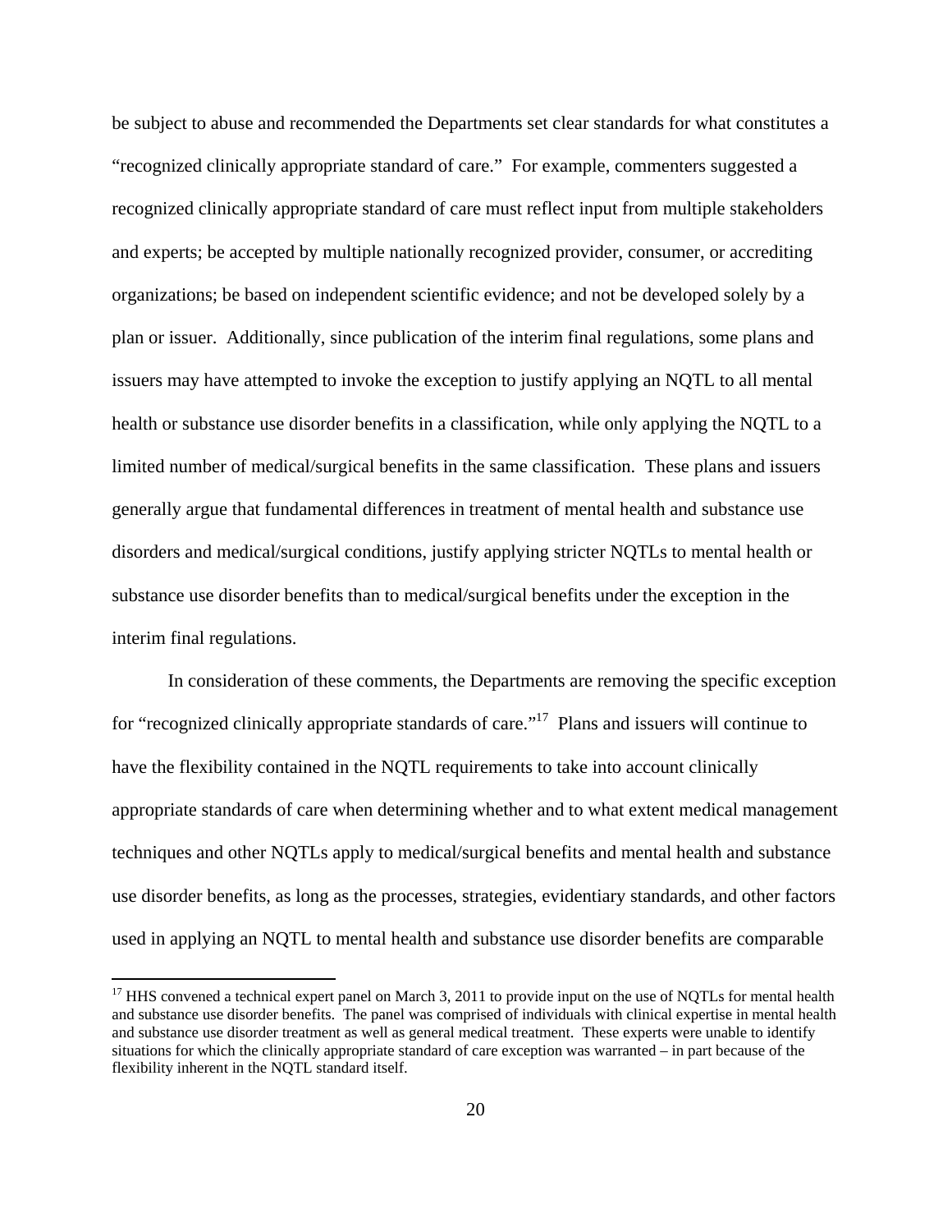be subject to abuse and recommended the Departments set clear standards for what constitutes a "recognized clinically appropriate standard of care." For example, commenters suggested a recognized clinically appropriate standard of care must reflect input from multiple stakeholders and experts; be accepted by multiple nationally recognized provider, consumer, or accrediting organizations; be based on independent scientific evidence; and not be developed solely by a plan or issuer. Additionally, since publication of the interim final regulations, some plans and issuers may have attempted to invoke the exception to justify applying an NQTL to all mental health or substance use disorder benefits in a classification, while only applying the NQTL to a limited number of medical/surgical benefits in the same classification. These plans and issuers generally argue that fundamental differences in treatment of mental health and substance use disorders and medical/surgical conditions, justify applying stricter NQTLs to mental health or substance use disorder benefits than to medical/surgical benefits under the exception in the interim final regulations.

In consideration of these comments, the Departments are removing the specific exception for "recognized clinically appropriate standards of care."[17] Plans and issuers will continue to have the flexibility contained in the NQTL requirements to take into account clinically appropriate standards of care when determining whether and to what extent medical management techniques and other NQTLs apply to medical/surgical benefits and mental health and substance use disorder benefits, as long as the processes, strategies, evidentiary standards, and other factors used in applying an NQTL to mental health and substance use disorder benefits are comparable

[17] HHS convened a technical expert panel on March 3, 2011 to provide input on the use of NQTLs for mental health and substance use disorder benefits. The panel was comprised of individuals with clinical expertise in mental health and substance use disorder treatment as well as general medical treatment. These experts were unable to identify situations for which the clinically appropriate standard of care exception was warranted – in part because of the flexibility inherent in the NQTL standard itself.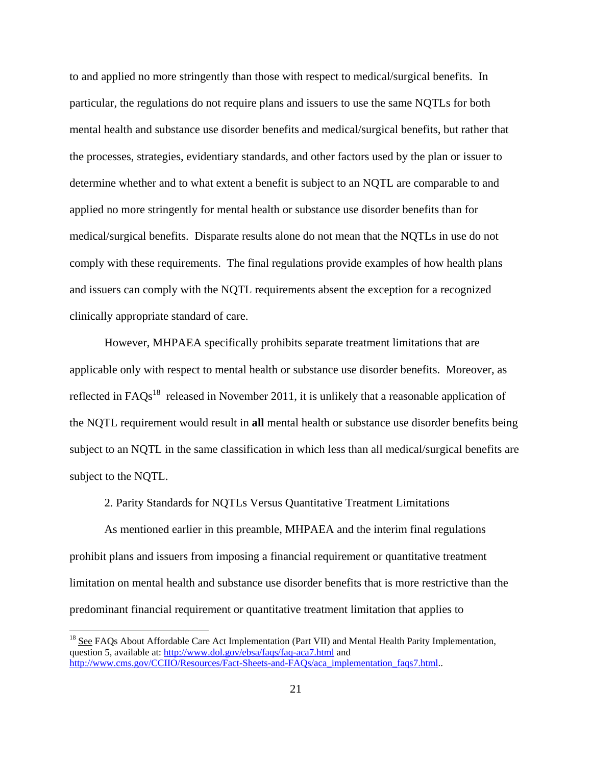to and applied no more stringently than those with respect to medical/surgical benefits. In particular, the regulations do not require plans and issuers to use the same NQTLs for both mental health and substance use disorder benefits and medical/surgical benefits, but rather that the processes, strategies, evidentiary standards, and other factors used by the plan or issuer to determine whether and to what extent a benefit is subject to an NQTL are comparable to and applied no more stringently for mental health or substance use disorder benefits than for medical/surgical benefits. Disparate results alone do not mean that the NQTLs in use do not comply with these requirements. The final regulations provide examples of how health plans and issuers can comply with the NQTL requirements absent the exception for a recognized clinically appropriate standard of care.

However, MHPAEA specifically prohibits separate treatment limitations that are applicable only with respect to mental health or substance use disorder benefits. Moreover, as reflected in FAQs[18] released in November 2011, it is unlikely that a reasonable application of the NQTL requirement would result in **all** mental health or substance use disorder benefits being subject to an NQTL in the same classification in which less than all medical/surgical benefits are subject to the NQTL.

2. Parity Standards for NQTLs Versus Quantitative Treatment Limitations

As mentioned earlier in this preamble, MHPAEA and the interim final regulations prohibit plans and issuers from imposing a financial requirement or quantitative treatment limitation on mental health and substance use disorder benefits that is more restrictive than the predominant financial requirement or quantitative treatment limitation that applies to

[18] See FAQs About Affordable Care Act Implementation (Part VII) and Mental Health Parity Implementation, question 5, available at: http://www.dol.gov/ebsa/faqs/faq-aca7.html and http://www.cms.gov/CCIIO/Resources/Fact-Sheets-and-FAQs/aca_implementation_faqs7.html..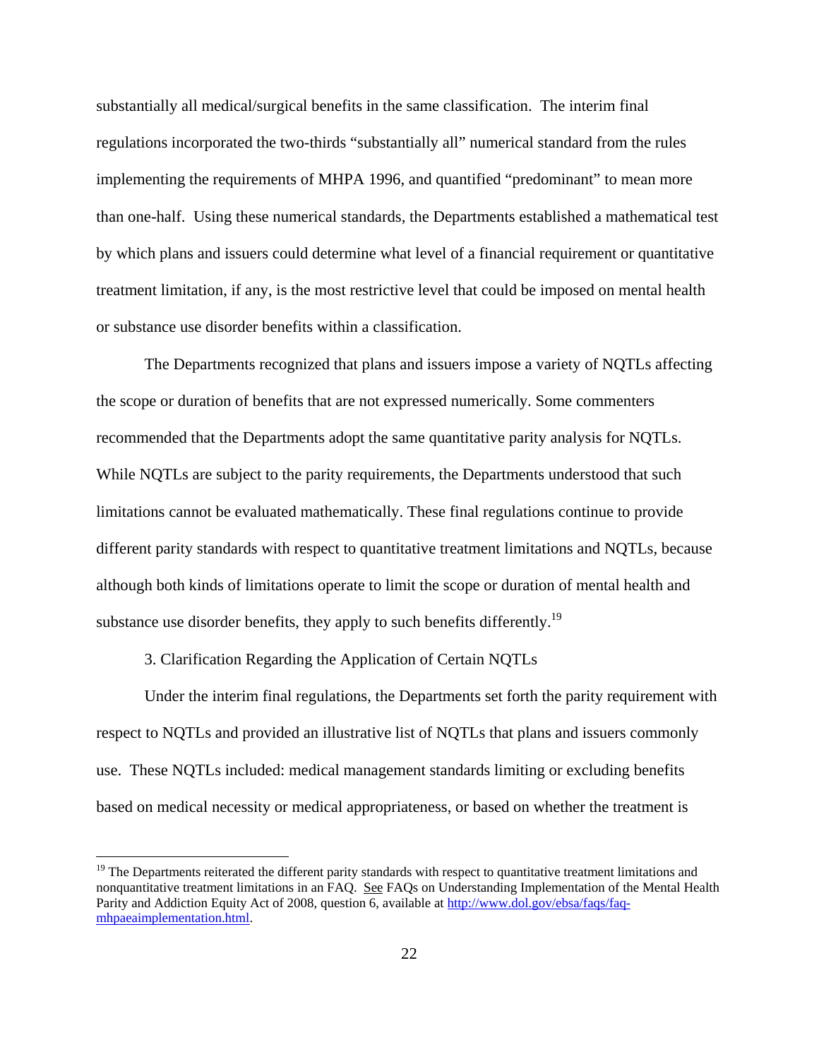substantially all medical/surgical benefits in the same classification. The interim final regulations incorporated the two-thirds "substantially all" numerical standard from the rules implementing the requirements of MHPA 1996, and quantified "predominant" to mean more than one-half. Using these numerical standards, the Departments established a mathematical test by which plans and issuers could determine what level of a financial requirement or quantitative treatment limitation, if any, is the most restrictive level that could be imposed on mental health or substance use disorder benefits within a classification.

The Departments recognized that plans and issuers impose a variety of NQTLs affecting the scope or duration of benefits that are not expressed numerically. Some commenters recommended that the Departments adopt the same quantitative parity analysis for NQTLs. While NQTLs are subject to the parity requirements, the Departments understood that such limitations cannot be evaluated mathematically. These final regulations continue to provide different parity standards with respect to quantitative treatment limitations and NQTLs, because although both kinds of limitations operate to limit the scope or duration of mental health and substance use disorder benefits, they apply to such benefits differently.[19]

3. Clarification Regarding the Application of Certain NQTLs

Under the interim final regulations, the Departments set forth the parity requirement with respect to NQTLs and provided an illustrative list of NQTLs that plans and issuers commonly use. These NQTLs included: medical management standards limiting or excluding benefits based on medical necessity or medical appropriateness, or based on whether the treatment is

---

[19] The Departments reiterated the different parity standards with respect to quantitative treatment limitations and nonquantitative treatment limitations in an FAQ. See FAQs on Understanding Implementation of the Mental Health Parity and Addiction Equity Act of 2008, question 6, available at http://www.dol.gov/ebsa/faqs/faq-mhpaeaimplementation.html.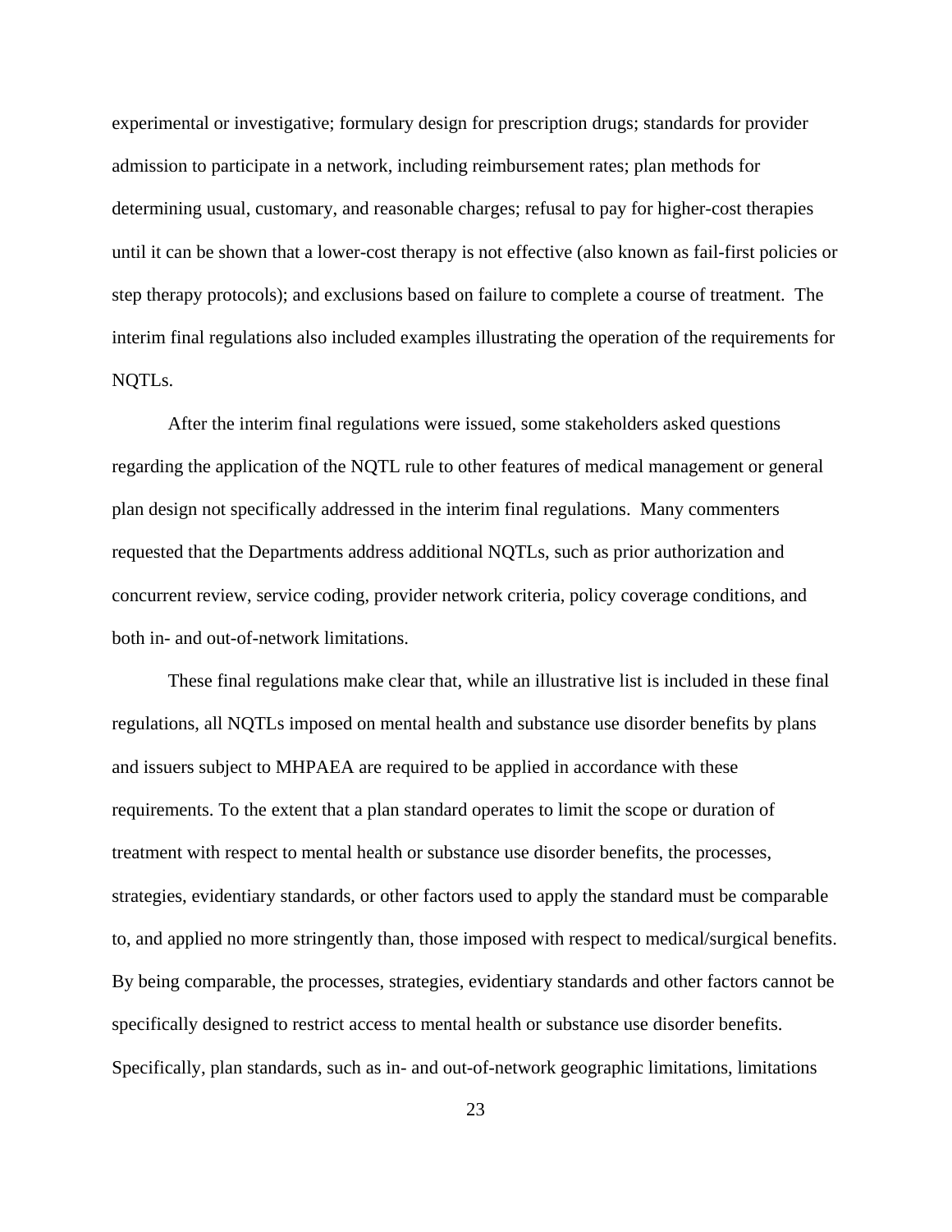experimental or investigative; formulary design for prescription drugs; standards for provider admission to participate in a network, including reimbursement rates; plan methods for determining usual, customary, and reasonable charges; refusal to pay for higher-cost therapies until it can be shown that a lower-cost therapy is not effective (also known as fail-first policies or step therapy protocols); and exclusions based on failure to complete a course of treatment. The interim final regulations also included examples illustrating the operation of the requirements for NQTLs.

After the interim final regulations were issued, some stakeholders asked questions regarding the application of the NQTL rule to other features of medical management or general plan design not specifically addressed in the interim final regulations. Many commenters requested that the Departments address additional NQTLs, such as prior authorization and concurrent review, service coding, provider network criteria, policy coverage conditions, and both in- and out-of-network limitations.

These final regulations make clear that, while an illustrative list is included in these final regulations, all NQTLs imposed on mental health and substance use disorder benefits by plans and issuers subject to MHPAEA are required to be applied in accordance with these requirements. To the extent that a plan standard operates to limit the scope or duration of treatment with respect to mental health or substance use disorder benefits, the processes, strategies, evidentiary standards, or other factors used to apply the standard must be comparable to, and applied no more stringently than, those imposed with respect to medical/surgical benefits. By being comparable, the processes, strategies, evidentiary standards and other factors cannot be specifically designed to restrict access to mental health or substance use disorder benefits. Specifically, plan standards, such as in- and out-of-network geographic limitations, limitations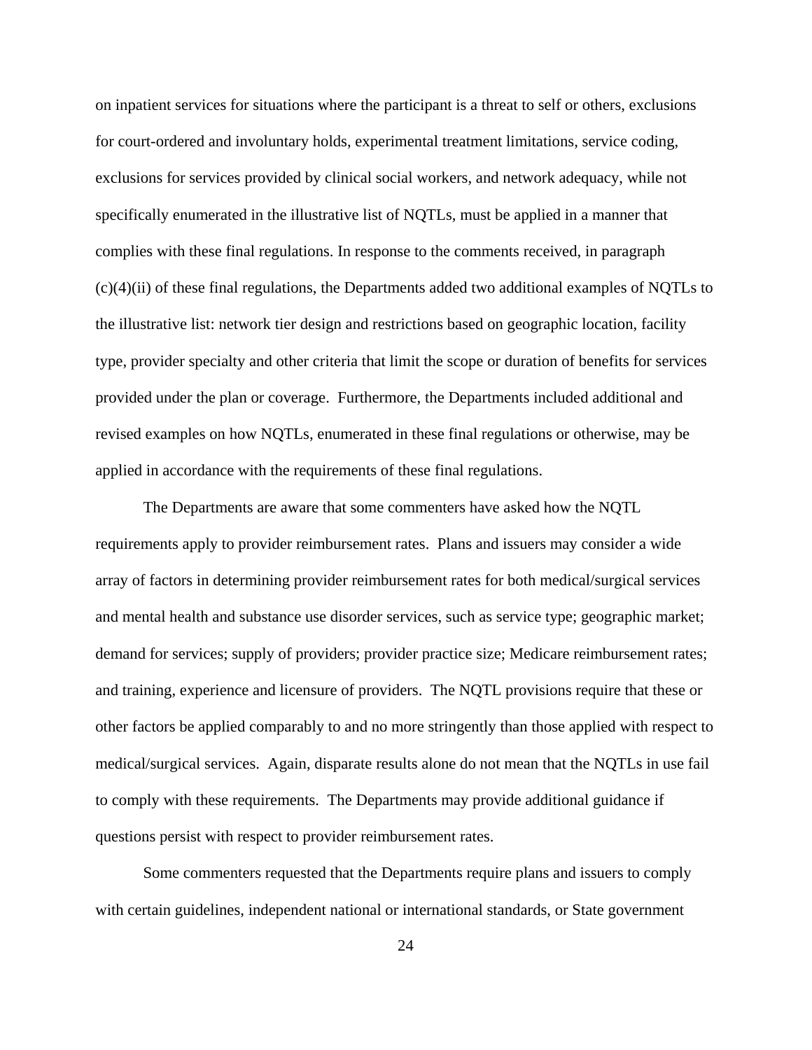on inpatient services for situations where the participant is a threat to self or others, exclusions for court-ordered and involuntary holds, experimental treatment limitations, service coding, exclusions for services provided by clinical social workers, and network adequacy, while not specifically enumerated in the illustrative list of NQTLs, must be applied in a manner that complies with these final regulations. In response to the comments received, in paragraph (c)(4)(ii) of these final regulations, the Departments added two additional examples of NQTLs to the illustrative list: network tier design and restrictions based on geographic location, facility type, provider specialty and other criteria that limit the scope or duration of benefits for services provided under the plan or coverage. Furthermore, the Departments included additional and revised examples on how NQTLs, enumerated in these final regulations or otherwise, may be applied in accordance with the requirements of these final regulations.

The Departments are aware that some commenters have asked how the NQTL requirements apply to provider reimbursement rates. Plans and issuers may consider a wide array of factors in determining provider reimbursement rates for both medical/surgical services and mental health and substance use disorder services, such as service type; geographic market; demand for services; supply of providers; provider practice size; Medicare reimbursement rates; and training, experience and licensure of providers. The NQTL provisions require that these or other factors be applied comparably to and no more stringently than those applied with respect to medical/surgical services. Again, disparate results alone do not mean that the NQTLs in use fail to comply with these requirements. The Departments may provide additional guidance if questions persist with respect to provider reimbursement rates.

Some commenters requested that the Departments require plans and issuers to comply with certain guidelines, independent national or international standards, or State government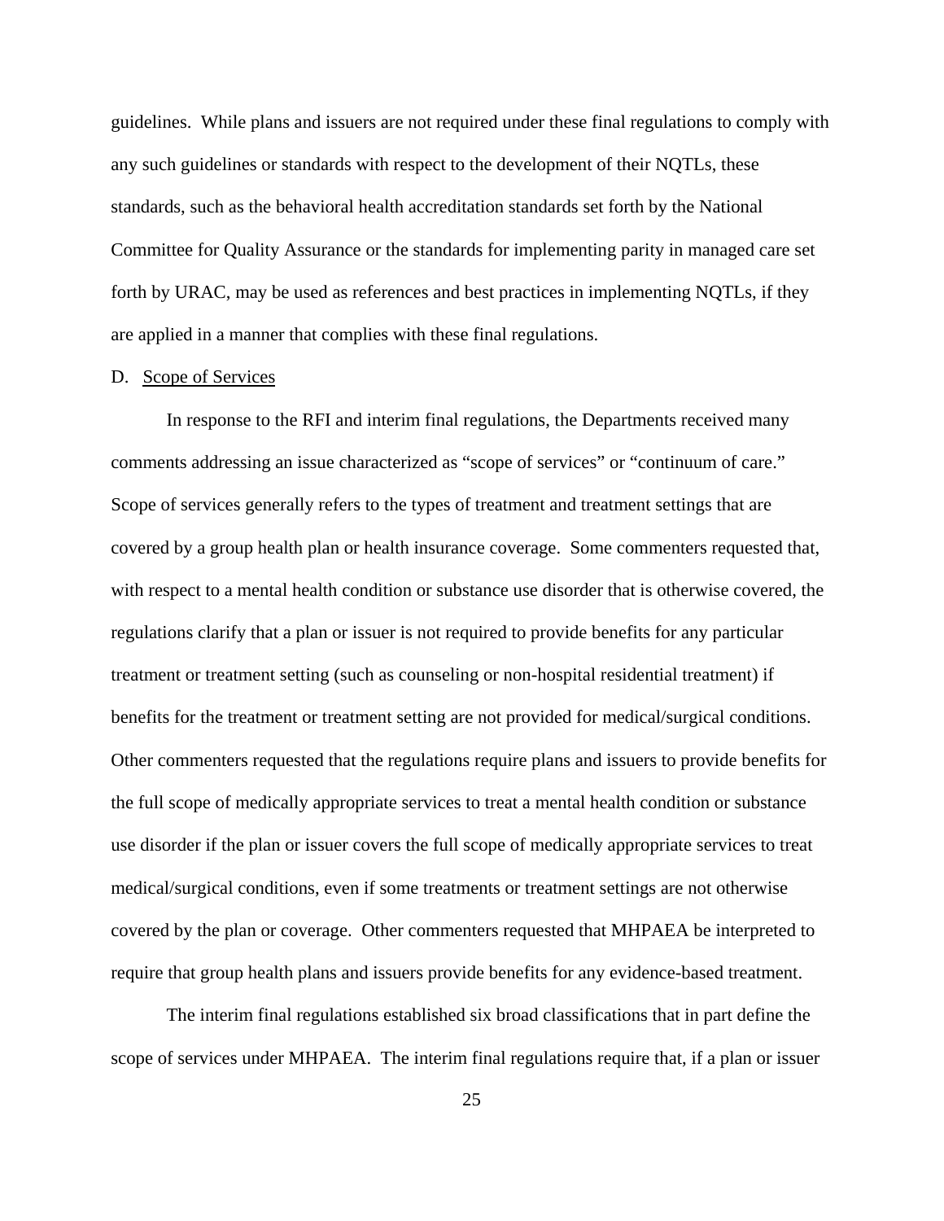guidelines. While plans and issuers are not required under these final regulations to comply with any such guidelines or standards with respect to the development of their NQTLs, these standards, such as the behavioral health accreditation standards set forth by the National Committee for Quality Assurance or the standards for implementing parity in managed care set forth by URAC, may be used as references and best practices in implementing NQTLs, if they are applied in a manner that complies with these final regulations.

D. Scope of Services

In response to the RFI and interim final regulations, the Departments received many comments addressing an issue characterized as "scope of services" or "continuum of care." Scope of services generally refers to the types of treatment and treatment settings that are covered by a group health plan or health insurance coverage. Some commenters requested that, with respect to a mental health condition or substance use disorder that is otherwise covered, the regulations clarify that a plan or issuer is not required to provide benefits for any particular treatment or treatment setting (such as counseling or non-hospital residential treatment) if benefits for the treatment or treatment setting are not provided for medical/surgical conditions. Other commenters requested that the regulations require plans and issuers to provide benefits for the full scope of medically appropriate services to treat a mental health condition or substance use disorder if the plan or issuer covers the full scope of medically appropriate services to treat medical/surgical conditions, even if some treatments or treatment settings are not otherwise covered by the plan or coverage. Other commenters requested that MHPAEA be interpreted to require that group health plans and issuers provide benefits for any evidence-based treatment.

The interim final regulations established six broad classifications that in part define the scope of services under MHPAEA. The interim final regulations require that, if a plan or issuer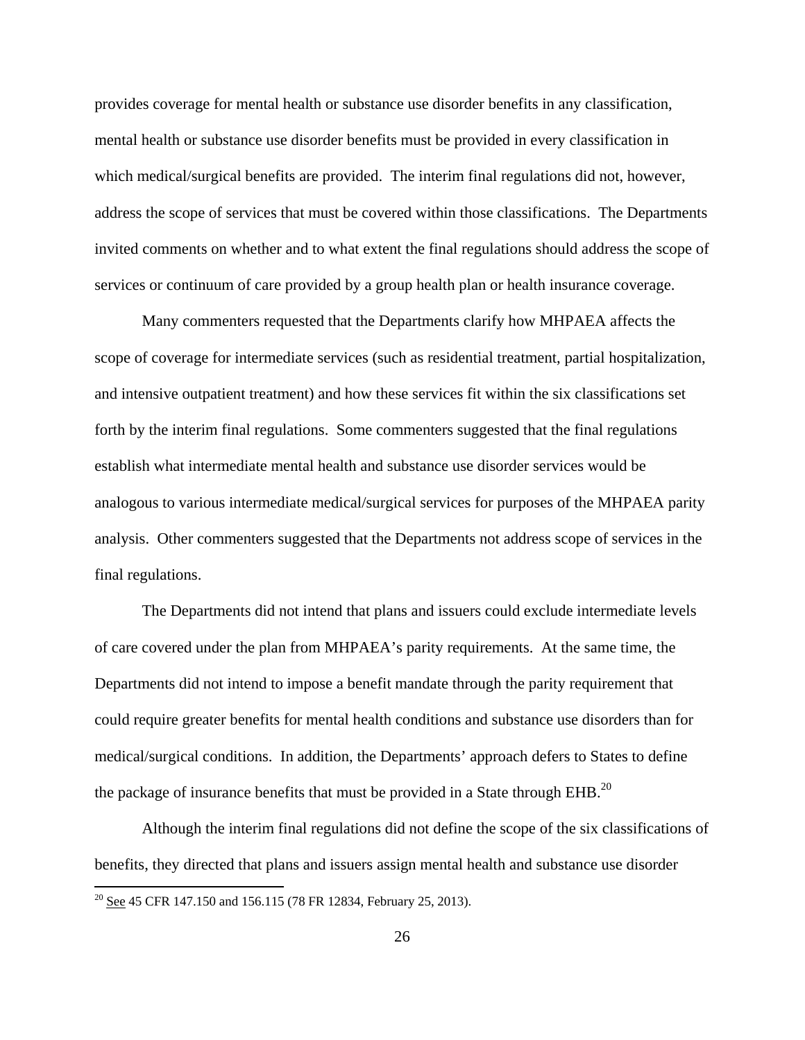provides coverage for mental health or substance use disorder benefits in any classification, mental health or substance use disorder benefits must be provided in every classification in which medical/surgical benefits are provided. The interim final regulations did not, however, address the scope of services that must be covered within those classifications. The Departments invited comments on whether and to what extent the final regulations should address the scope of services or continuum of care provided by a group health plan or health insurance coverage.

Many commenters requested that the Departments clarify how MHPAEA affects the scope of coverage for intermediate services (such as residential treatment, partial hospitalization, and intensive outpatient treatment) and how these services fit within the six classifications set forth by the interim final regulations. Some commenters suggested that the final regulations establish what intermediate mental health and substance use disorder services would be analogous to various intermediate medical/surgical services for purposes of the MHPAEA parity analysis. Other commenters suggested that the Departments not address scope of services in the final regulations.

The Departments did not intend that plans and issuers could exclude intermediate levels of care covered under the plan from MHPAEA's parity requirements. At the same time, the Departments did not intend to impose a benefit mandate through the parity requirement that could require greater benefits for mental health conditions and substance use disorders than for medical/surgical conditions. In addition, the Departments' approach defers to States to define the package of insurance benefits that must be provided in a State through EHB.[20]

Although the interim final regulations did not define the scope of the six classifications of benefits, they directed that plans and issuers assign mental health and substance use disorder

[20] See 45 CFR 147.150 and 156.115 (78 FR 12834, February 25, 2013).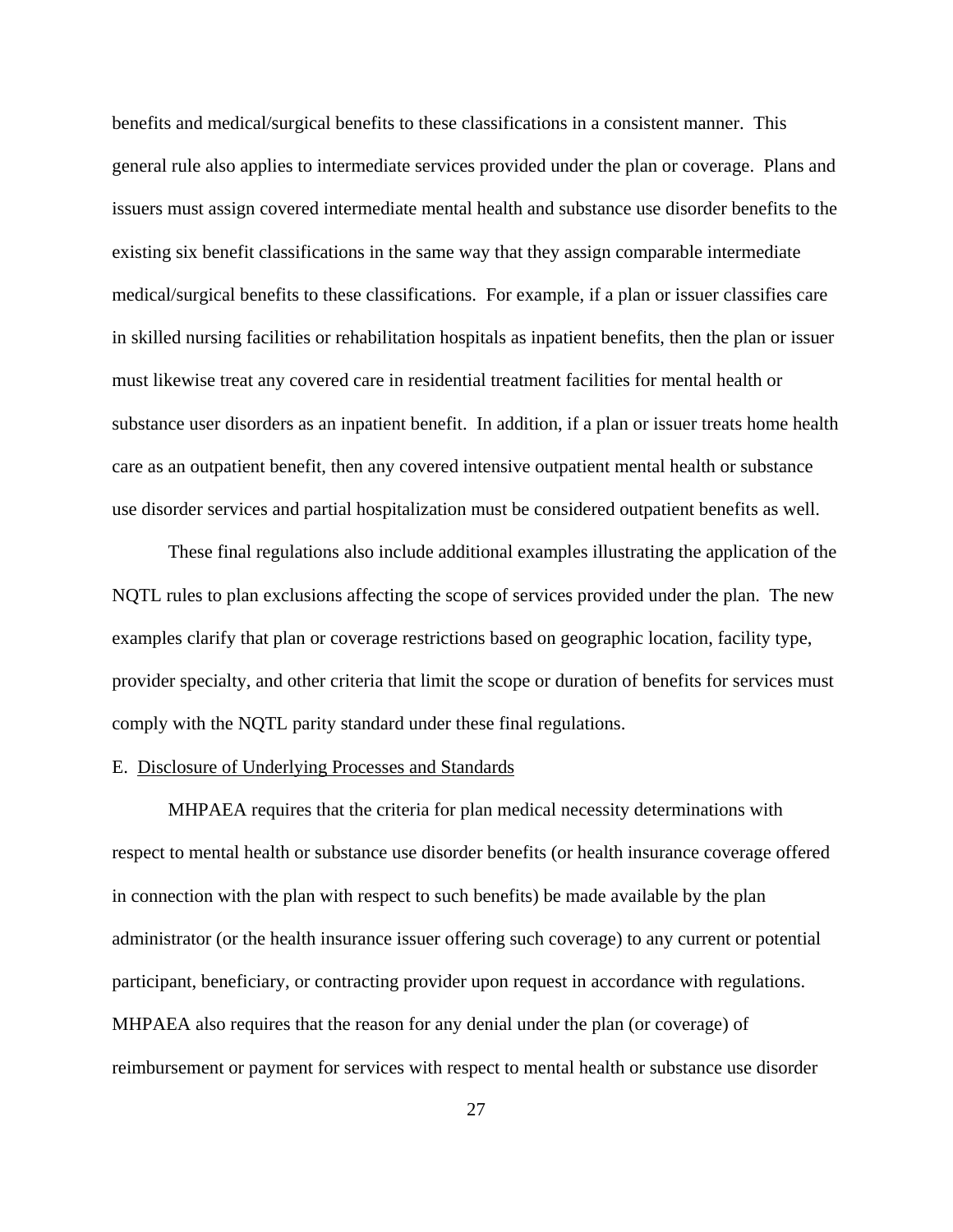benefits and medical/surgical benefits to these classifications in a consistent manner. This general rule also applies to intermediate services provided under the plan or coverage. Plans and issuers must assign covered intermediate mental health and substance use disorder benefits to the existing six benefit classifications in the same way that they assign comparable intermediate medical/surgical benefits to these classifications. For example, if a plan or issuer classifies care in skilled nursing facilities or rehabilitation hospitals as inpatient benefits, then the plan or issuer must likewise treat any covered care in residential treatment facilities for mental health or substance user disorders as an inpatient benefit. In addition, if a plan or issuer treats home health care as an outpatient benefit, then any covered intensive outpatient mental health or substance use disorder services and partial hospitalization must be considered outpatient benefits as well.

These final regulations also include additional examples illustrating the application of the NQTL rules to plan exclusions affecting the scope of services provided under the plan. The new examples clarify that plan or coverage restrictions based on geographic location, facility type, provider specialty, and other criteria that limit the scope or duration of benefits for services must comply with the NQTL parity standard under these final regulations.

E. Disclosure of Underlying Processes and Standards

MHPAEA requires that the criteria for plan medical necessity determinations with respect to mental health or substance use disorder benefits (or health insurance coverage offered in connection with the plan with respect to such benefits) be made available by the plan administrator (or the health insurance issuer offering such coverage) to any current or potential participant, beneficiary, or contracting provider upon request in accordance with regulations. MHPAEA also requires that the reason for any denial under the plan (or coverage) of reimbursement or payment for services with respect to mental health or substance use disorder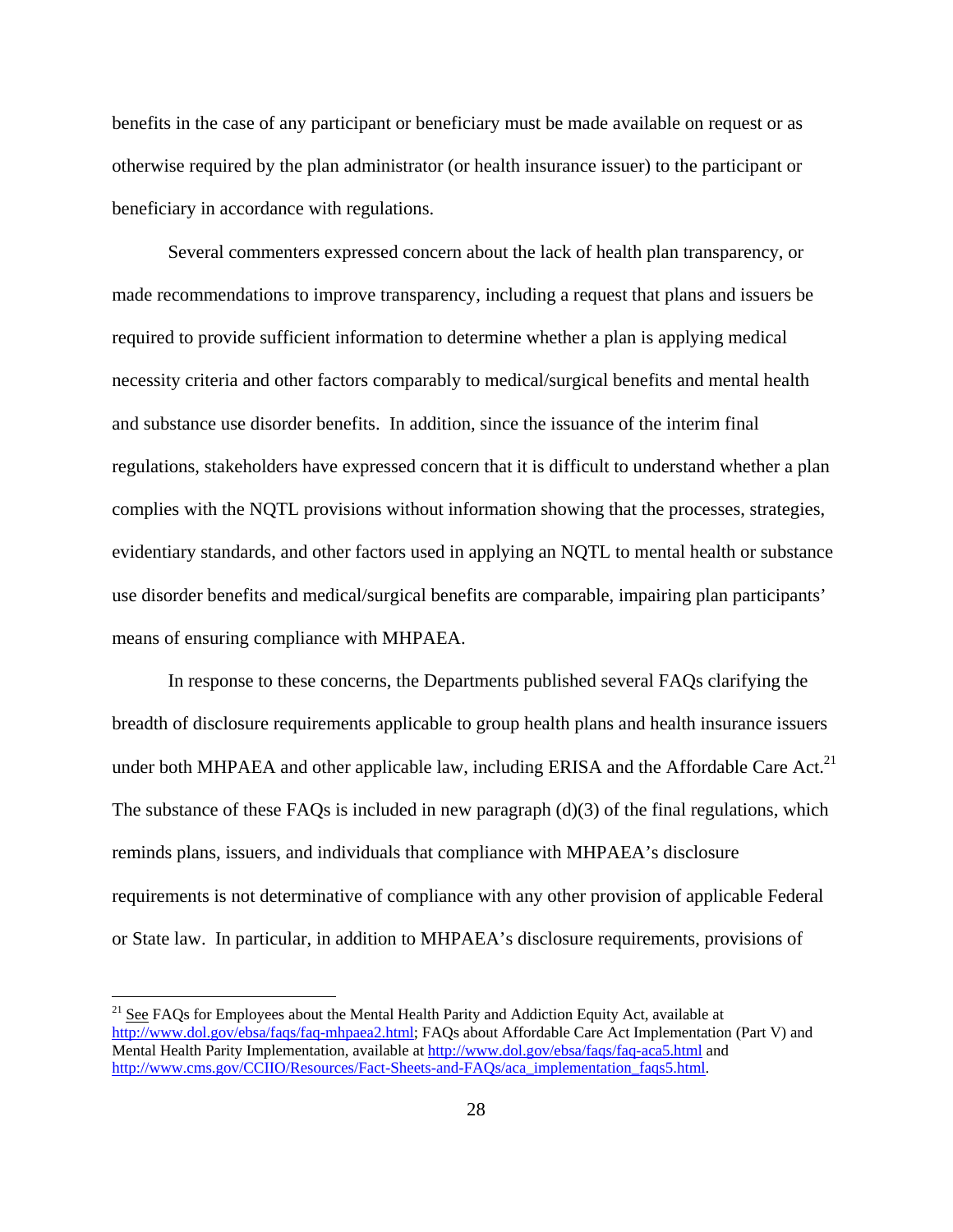benefits in the case of any participant or beneficiary must be made available on request or as otherwise required by the plan administrator (or health insurance issuer) to the participant or beneficiary in accordance with regulations.

Several commenters expressed concern about the lack of health plan transparency, or made recommendations to improve transparency, including a request that plans and issuers be required to provide sufficient information to determine whether a plan is applying medical necessity criteria and other factors comparably to medical/surgical benefits and mental health and substance use disorder benefits. In addition, since the issuance of the interim final regulations, stakeholders have expressed concern that it is difficult to understand whether a plan complies with the NQTL provisions without information showing that the processes, strategies, evidentiary standards, and other factors used in applying an NQTL to mental health or substance use disorder benefits and medical/surgical benefits are comparable, impairing plan participants' means of ensuring compliance with MHPAEA.

In response to these concerns, the Departments published several FAQs clarifying the breadth of disclosure requirements applicable to group health plans and health insurance issuers under both MHPAEA and other applicable law, including ERISA and the Affordable Care Act.[21] The substance of these FAQs is included in new paragraph (d)(3) of the final regulations, which reminds plans, issuers, and individuals that compliance with MHPAEA's disclosure requirements is not determinative of compliance with any other provision of applicable Federal or State law. In particular, in addition to MHPAEA's disclosure requirements, provisions of

---

[21] See FAQs for Employees about the Mental Health Parity and Addiction Equity Act, available at http://www.dol.gov/ebsa/faqs/faq-mhpaea2.html; FAQs about Affordable Care Act Implementation (Part V) and Mental Health Parity Implementation, available at http://www.dol.gov/ebsa/faqs/faq-aca5.html and http://www.cms.gov/CCIIO/Resources/Fact-Sheets-and-FAQs/aca_implementation_faqs5.html.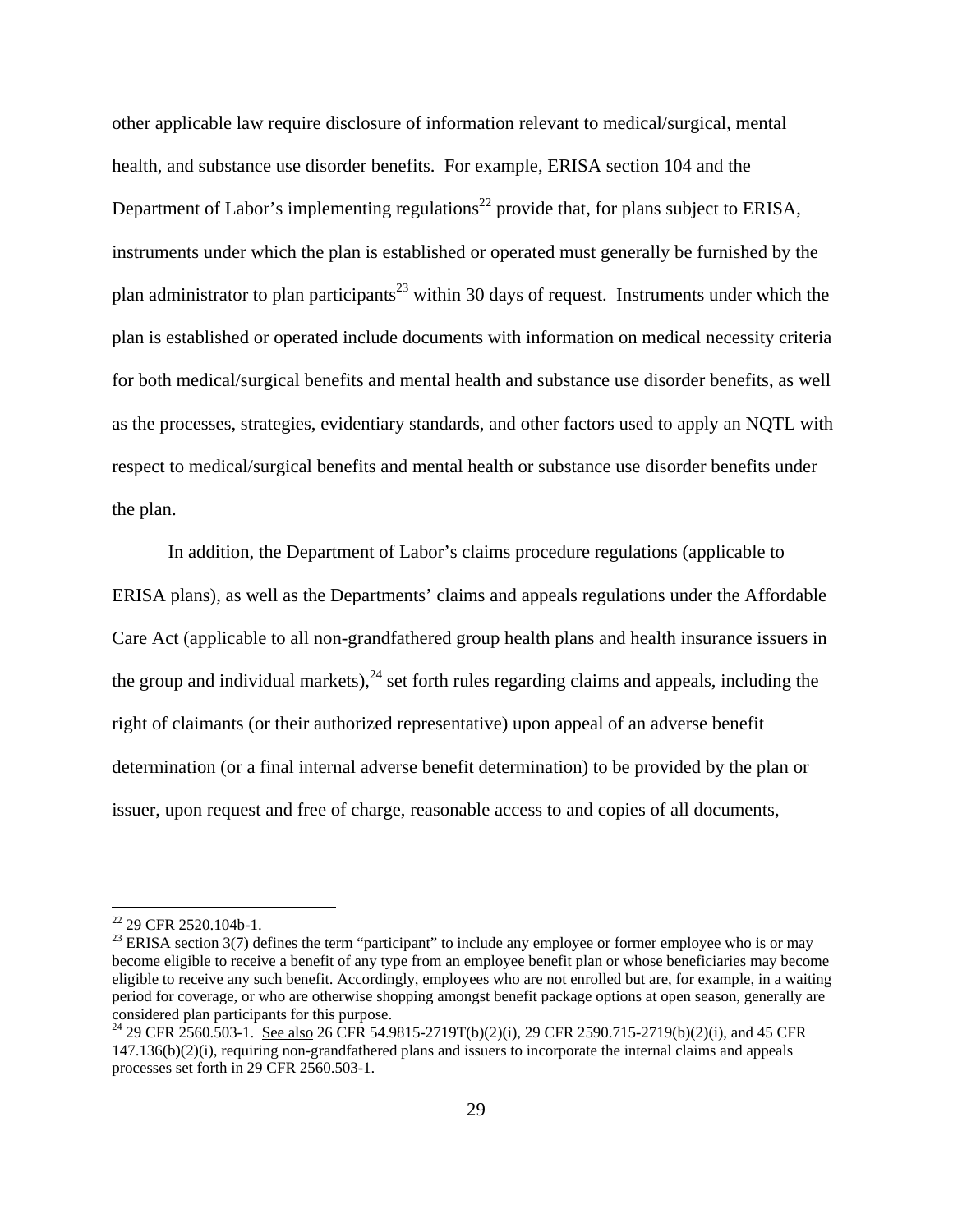other applicable law require disclosure of information relevant to medical/surgical, mental health, and substance use disorder benefits. For example, ERISA section 104 and the Department of Labor's implementing regulations[22] provide that, for plans subject to ERISA, instruments under which the plan is established or operated must generally be furnished by the plan administrator to plan participants[23] within 30 days of request. Instruments under which the plan is established or operated include documents with information on medical necessity criteria for both medical/surgical benefits and mental health and substance use disorder benefits, as well as the processes, strategies, evidentiary standards, and other factors used to apply an NQTL with respect to medical/surgical benefits and mental health or substance use disorder benefits under the plan.

In addition, the Department of Labor's claims procedure regulations (applicable to ERISA plans), as well as the Departments' claims and appeals regulations under the Affordable Care Act (applicable to all non-grandfathered group health plans and health insurance issuers in the group and individual markets),[24] set forth rules regarding claims and appeals, including the right of claimants (or their authorized representative) upon appeal of an adverse benefit determination (or a final internal adverse benefit determination) to be provided by the plan or issuer, upon request and free of charge, reasonable access to and copies of all documents,

---

[22] 29 CFR 2520.104b-1.

[23] ERISA section 3(7) defines the term "participant" to include any employee or former employee who is or may become eligible to receive a benefit of any type from an employee benefit plan or whose beneficiaries may become eligible to receive any such benefit. Accordingly, employees who are not enrolled but are, for example, in a waiting period for coverage, or who are otherwise shopping amongst benefit package options at open season, generally are considered plan participants for this purpose.

[24] 29 CFR 2560.503-1. See also 26 CFR 54.9815-2719T(b)(2)(i), 29 CFR 2590.715-2719(b)(2)(i), and 45 CFR 147.136(b)(2)(i), requiring non-grandfathered plans and issuers to incorporate the internal claims and appeals processes set forth in 29 CFR 2560.503-1.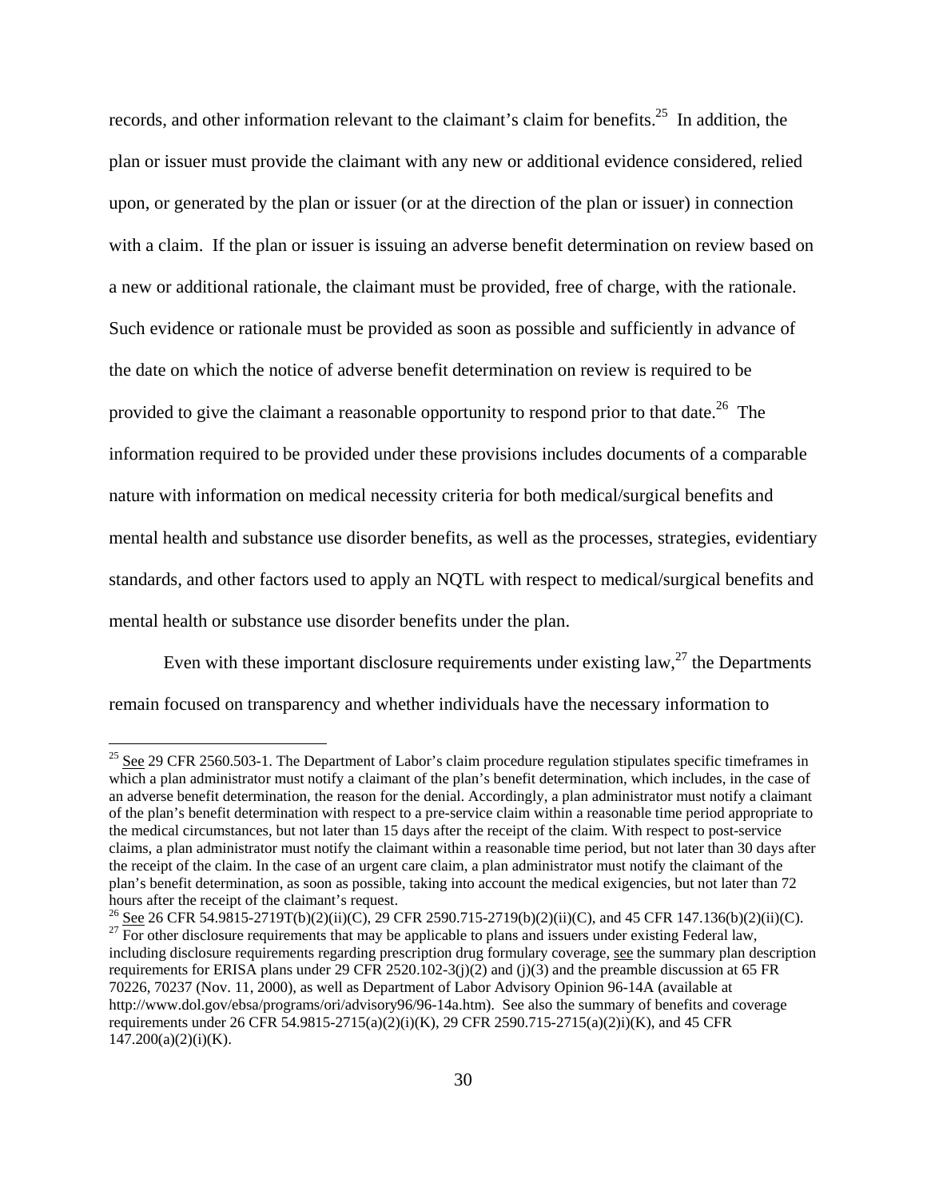records, and other information relevant to the claimant's claim for benefits.[25] In addition, the plan or issuer must provide the claimant with any new or additional evidence considered, relied upon, or generated by the plan or issuer (or at the direction of the plan or issuer) in connection with a claim. If the plan or issuer is issuing an adverse benefit determination on review based on a new or additional rationale, the claimant must be provided, free of charge, with the rationale. Such evidence or rationale must be provided as soon as possible and sufficiently in advance of the date on which the notice of adverse benefit determination on review is required to be provided to give the claimant a reasonable opportunity to respond prior to that date.[26] The information required to be provided under these provisions includes documents of a comparable nature with information on medical necessity criteria for both medical/surgical benefits and mental health and substance use disorder benefits, as well as the processes, strategies, evidentiary standards, and other factors used to apply an NQTL with respect to medical/surgical benefits and mental health or substance use disorder benefits under the plan.

Even with these important disclosure requirements under existing law,[27] the Departments remain focused on transparency and whether individuals have the necessary information to

---

[25] See 29 CFR 2560.503-1. The Department of Labor's claim procedure regulation stipulates specific timeframes in which a plan administrator must notify a claimant of the plan's benefit determination, which includes, in the case of an adverse benefit determination, the reason for the denial. Accordingly, a plan administrator must notify a claimant of the plan's benefit determination with respect to a pre-service claim within a reasonable time period appropriate to the medical circumstances, but not later than 15 days after the receipt of the claim. With respect to post-service claims, a plan administrator must notify the claimant within a reasonable time period, but not later than 30 days after the receipt of the claim. In the case of an urgent care claim, a plan administrator must notify the claimant of the plan's benefit determination, as soon as possible, taking into account the medical exigencies, but not later than 72 hours after the receipt of the claimant's request.

[26] See 26 CFR 54.9815-2719T(b)(2)(ii)(C), 29 CFR 2590.715-2719(b)(2)(ii)(C), and 45 CFR 147.136(b)(2)(ii)(C).

[27] For other disclosure requirements that may be applicable to plans and issuers under existing Federal law, including disclosure requirements regarding prescription drug formulary coverage, see the summary plan description requirements for ERISA plans under 29 CFR 2520.102-3(j)(2) and (j)(3) and the preamble discussion at 65 FR 70226, 70237 (Nov. 11, 2000), as well as Department of Labor Advisory Opinion 96-14A (available at http://www.dol.gov/ebsa/programs/ori/advisory96/96-14a.htm). See also the summary of benefits and coverage requirements under 26 CFR 54.9815-2715(a)(2)(i)(K), 29 CFR 2590.715-2715(a)(2)i)(K), and 45 CFR 147.200(a)(2)(i)(K).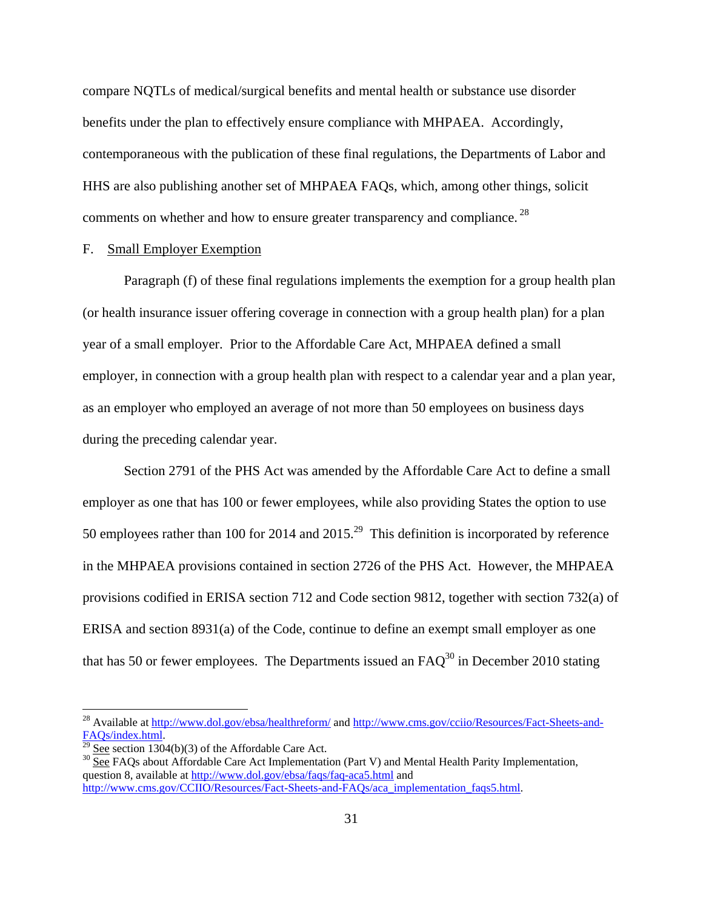compare NQTLs of medical/surgical benefits and mental health or substance use disorder benefits under the plan to effectively ensure compliance with MHPAEA. Accordingly, contemporaneous with the publication of these final regulations, the Departments of Labor and HHS are also publishing another set of MHPAEA FAQs, which, among other things, solicit comments on whether and how to ensure greater transparency and compliance.[28]

F. Small Employer Exemption

Paragraph (f) of these final regulations implements the exemption for a group health plan (or health insurance issuer offering coverage in connection with a group health plan) for a plan year of a small employer. Prior to the Affordable Care Act, MHPAEA defined a small employer, in connection with a group health plan with respect to a calendar year and a plan year, as an employer who employed an average of not more than 50 employees on business days during the preceding calendar year.

Section 2791 of the PHS Act was amended by the Affordable Care Act to define a small employer as one that has 100 or fewer employees, while also providing States the option to use 50 employees rather than 100 for 2014 and 2015.[29] This definition is incorporated by reference in the MHPAEA provisions contained in section 2726 of the PHS Act. However, the MHPAEA provisions codified in ERISA section 712 and Code section 9812, together with section 732(a) of ERISA and section 8931(a) of the Code, continue to define an exempt small employer as one that has 50 or fewer employees. The Departments issued an FAQ[30] in December 2010 stating

---

[28] Available at http://www.dol.gov/ebsa/healthreform/ and http://www.cms.gov/cciio/Resources/Fact-Sheets-and-FAQs/index.html.

[29] See section 1304(b)(3) of the Affordable Care Act.

[30] See FAQs about Affordable Care Act Implementation (Part V) and Mental Health Parity Implementation, question 8, available at http://www.dol.gov/ebsa/faqs/faq-aca5.html and http://www.cms.gov/CCIIO/Resources/Fact-Sheets-and-FAQs/aca_implementation_faqs5.html.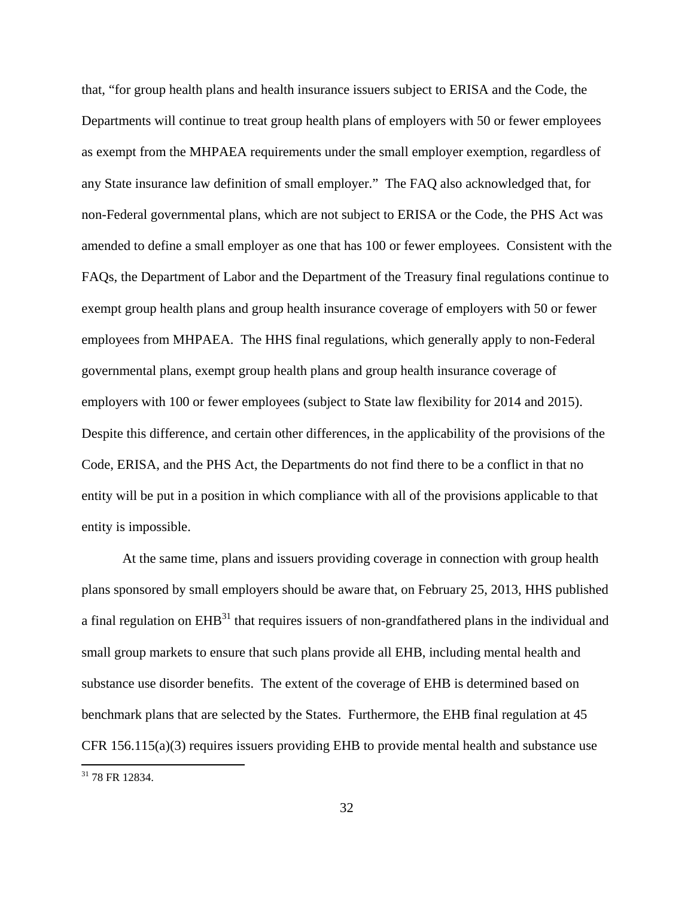that, "for group health plans and health insurance issuers subject to ERISA and the Code, the Departments will continue to treat group health plans of employers with 50 or fewer employees as exempt from the MHPAEA requirements under the small employer exemption, regardless of any State insurance law definition of small employer." The FAQ also acknowledged that, for non-Federal governmental plans, which are not subject to ERISA or the Code, the PHS Act was amended to define a small employer as one that has 100 or fewer employees. Consistent with the FAQs, the Department of Labor and the Department of the Treasury final regulations continue to exempt group health plans and group health insurance coverage of employers with 50 or fewer employees from MHPAEA. The HHS final regulations, which generally apply to non-Federal governmental plans, exempt group health plans and group health insurance coverage of employers with 100 or fewer employees (subject to State law flexibility for 2014 and 2015). Despite this difference, and certain other differences, in the applicability of the provisions of the Code, ERISA, and the PHS Act, the Departments do not find there to be a conflict in that no entity will be put in a position in which compliance with all of the provisions applicable to that entity is impossible.

At the same time, plans and issuers providing coverage in connection with group health plans sponsored by small employers should be aware that, on February 25, 2013, HHS published a final regulation on EHB[31] that requires issuers of non-grandfathered plans in the individual and small group markets to ensure that such plans provide all EHB, including mental health and substance use disorder benefits. The extent of the coverage of EHB is determined based on benchmark plans that are selected by the States. Furthermore, the EHB final regulation at 45 CFR 156.115(a)(3) requires issuers providing EHB to provide mental health and substance use

[31] 78 FR 12834.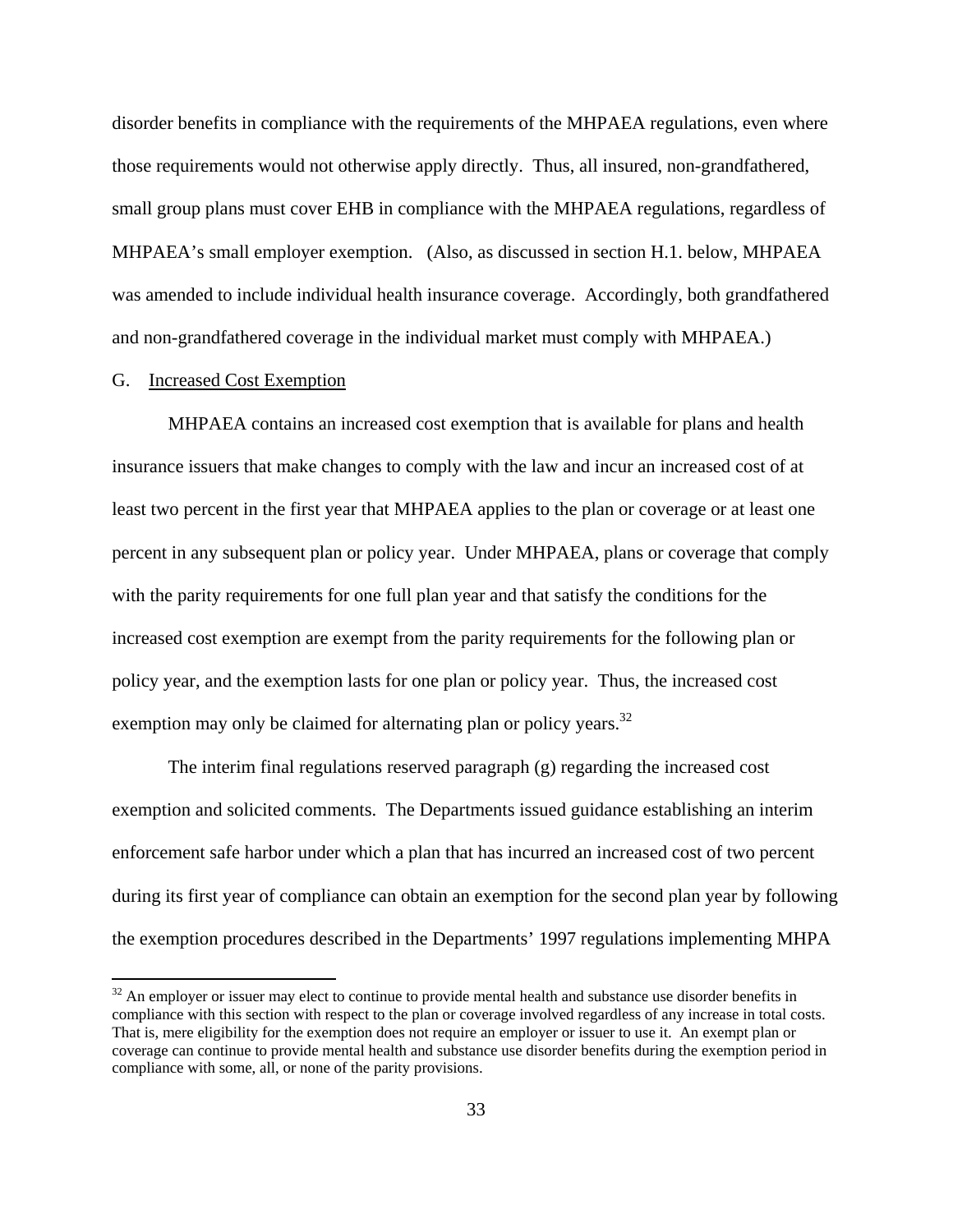disorder benefits in compliance with the requirements of the MHPAEA regulations, even where those requirements would not otherwise apply directly. Thus, all insured, non-grandfathered, small group plans must cover EHB in compliance with the MHPAEA regulations, regardless of MHPAEA's small employer exemption. (Also, as discussed in section H.1. below, MHPAEA was amended to include individual health insurance coverage. Accordingly, both grandfathered and non-grandfathered coverage in the individual market must comply with MHPAEA.)

## G. Increased Cost Exemption

MHPAEA contains an increased cost exemption that is available for plans and health insurance issuers that make changes to comply with the law and incur an increased cost of at least two percent in the first year that MHPAEA applies to the plan or coverage or at least one percent in any subsequent plan or policy year. Under MHPAEA, plans or coverage that comply with the parity requirements for one full plan year and that satisfy the conditions for the increased cost exemption are exempt from the parity requirements for the following plan or policy year, and the exemption lasts for one plan or policy year. Thus, the increased cost exemption may only be claimed for alternating plan or policy years.[32]

The interim final regulations reserved paragraph (g) regarding the increased cost exemption and solicited comments. The Departments issued guidance establishing an interim enforcement safe harbor under which a plan that has incurred an increased cost of two percent during its first year of compliance can obtain an exemption for the second plan year by following the exemption procedures described in the Departments' 1997 regulations implementing MHPA

[32] An employer or issuer may elect to continue to provide mental health and substance use disorder benefits in compliance with this section with respect to the plan or coverage involved regardless of any increase in total costs. That is, mere eligibility for the exemption does not require an employer or issuer to use it. An exempt plan or coverage can continue to provide mental health and substance use disorder benefits during the exemption period in compliance with some, all, or none of the parity provisions.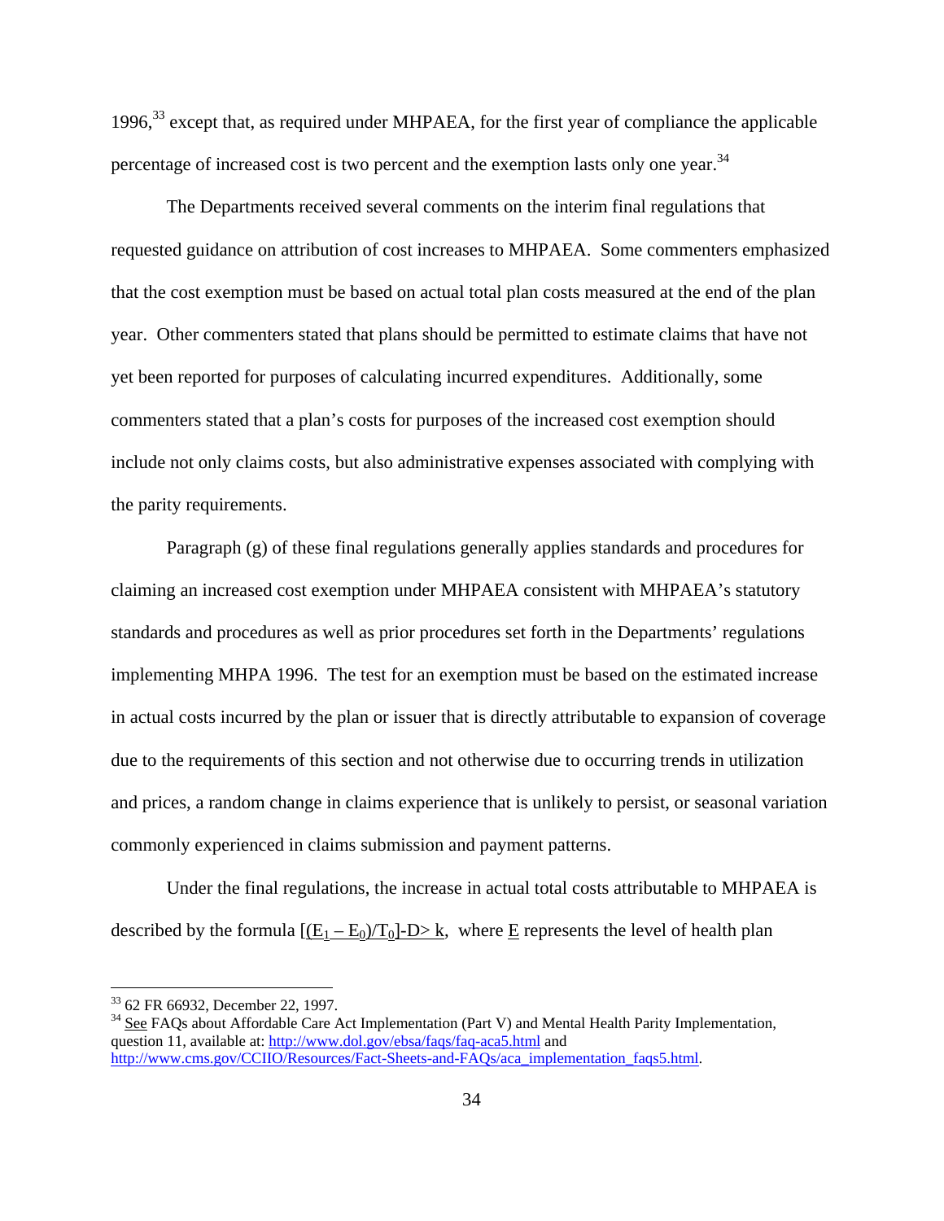1996,[33] except that, as required under MHPAEA, for the first year of compliance the applicable percentage of increased cost is two percent and the exemption lasts only one year.[34]

The Departments received several comments on the interim final regulations that requested guidance on attribution of cost increases to MHPAEA. Some commenters emphasized that the cost exemption must be based on actual total plan costs measured at the end of the plan year. Other commenters stated that plans should be permitted to estimate claims that have not yet been reported for purposes of calculating incurred expenditures. Additionally, some commenters stated that a plan's costs for purposes of the increased cost exemption should include not only claims costs, but also administrative expenses associated with complying with the parity requirements.

Paragraph (g) of these final regulations generally applies standards and procedures for claiming an increased cost exemption under MHPAEA consistent with MHPAEA's statutory standards and procedures as well as prior procedures set forth in the Departments' regulations implementing MHPA 1996. The test for an exemption must be based on the estimated increase in actual costs incurred by the plan or issuer that is directly attributable to expansion of coverage due to the requirements of this section and not otherwise due to occurring trends in utilization and prices, a random change in claims experience that is unlikely to persist, or seasonal variation commonly experienced in claims submission and payment patterns.

Under the final regulations, the increase in actual total costs attributable to MHPAEA is described by the formula $[(E_1 - E_0)/T_0] - D > k$, where $E$ represents the level of health plan

---

[33] 62 FR 66932, December 22, 1997.

[34] See FAQs about Affordable Care Act Implementation (Part V) and Mental Health Parity Implementation, question 11, available at: http://www.dol.gov/ebsa/faqs/faq-aca5.html and http://www.cms.gov/CCIIO/Resources/Fact-Sheets-and-FAQs/aca_implementation_faqs5.html.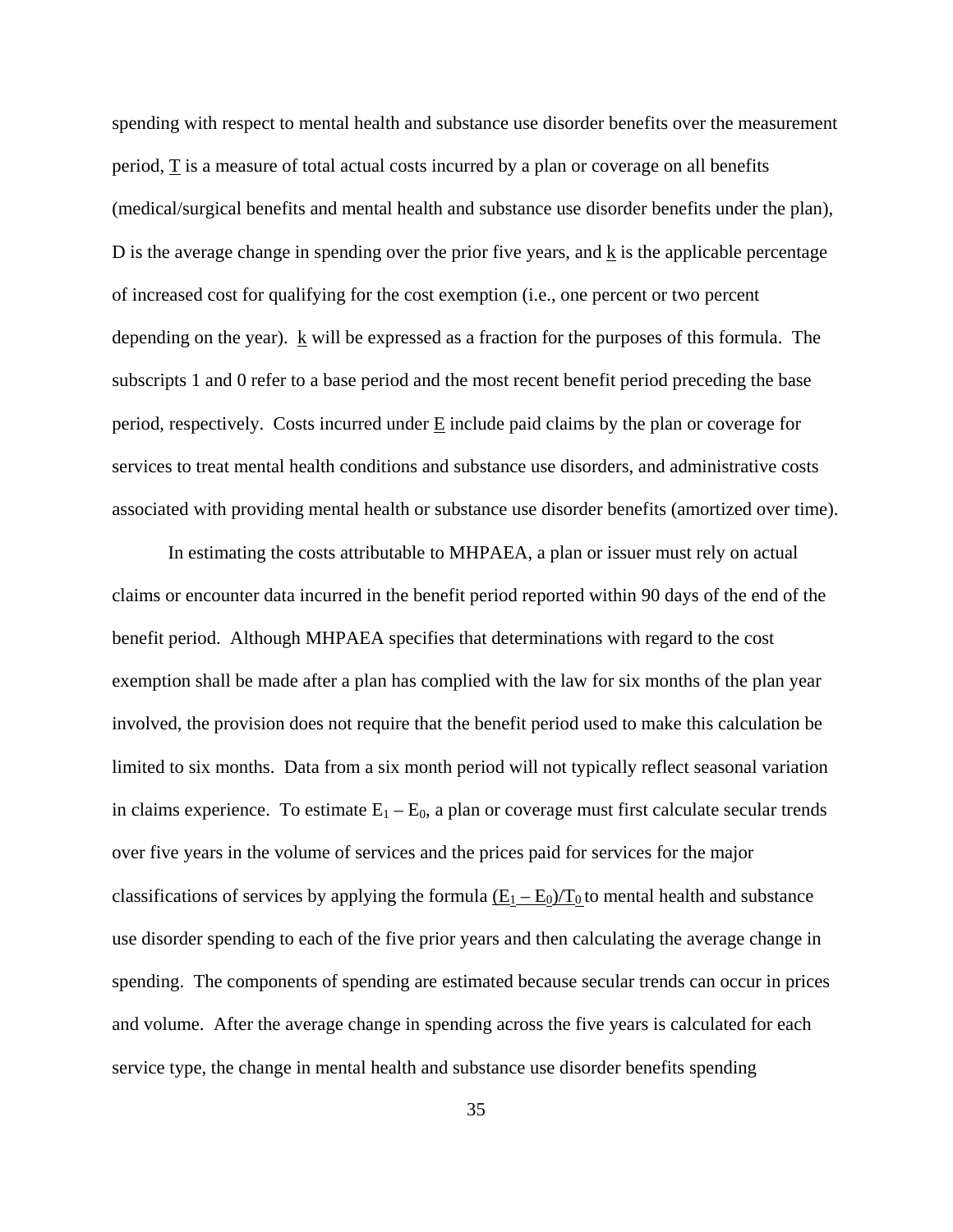spending with respect to mental health and substance use disorder benefits over the measurement period, $\underline{T}$ is a measure of total actual costs incurred by a plan or coverage on all benefits (medical/surgical benefits and mental health and substance use disorder benefits under the plan), D is the average change in spending over the prior five years, and $\underline{k}$ is the applicable percentage of increased cost for qualifying for the cost exemption (i.e., one percent or two percent depending on the year). $\underline{k}$ will be expressed as a fraction for the purposes of this formula. The subscripts 1 and 0 refer to a base period and the most recent benefit period preceding the base period, respectively. Costs incurred under $\underline{E}$ include paid claims by the plan or coverage for services to treat mental health conditions and substance use disorders, and administrative costs associated with providing mental health or substance use disorder benefits (amortized over time).

In estimating the costs attributable to MHPAEA, a plan or issuer must rely on actual claims or encounter data incurred in the benefit period reported within 90 days of the end of the benefit period. Although MHPAEA specifies that determinations with regard to the cost exemption shall be made after a plan has complied with the law for six months of the plan year involved, the provision does not require that the benefit period used to make this calculation be limited to six months. Data from a six month period will not typically reflect seasonal variation in claims experience. To estimate $E_1 - E_0$, a plan or coverage must first calculate secular trends over five years in the volume of services and the prices paid for services for the major classifications of services by applying the formula $\underline{(E_1 - E_0)/T_0}$ to mental health and substance use disorder spending to each of the five prior years and then calculating the average change in spending. The components of spending are estimated because secular trends can occur in prices and volume. After the average change in spending across the five years is calculated for each service type, the change in mental health and substance use disorder benefits spending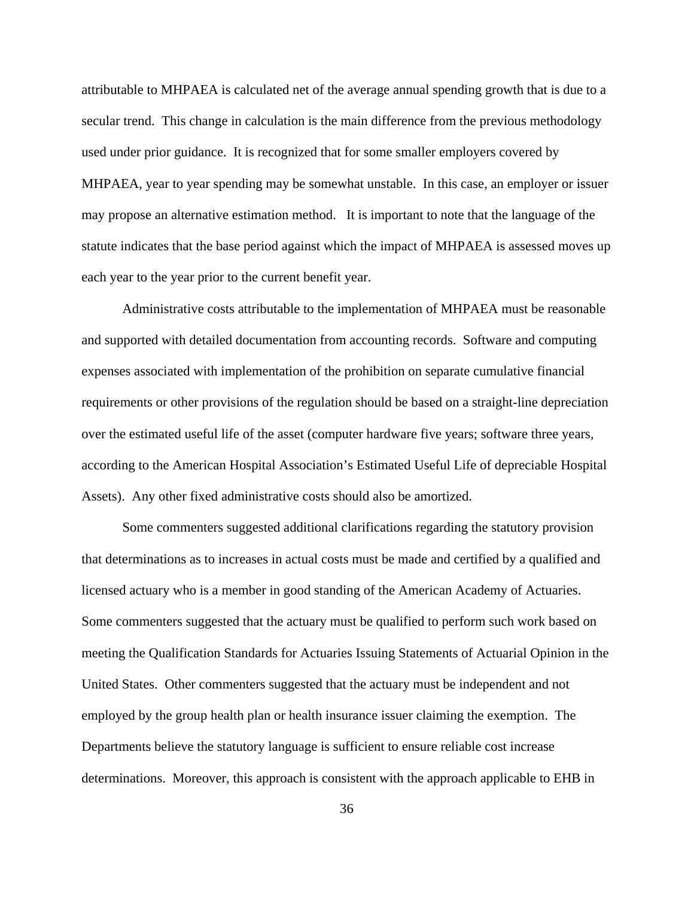attributable to MHPAEA is calculated net of the average annual spending growth that is due to a secular trend. This change in calculation is the main difference from the previous methodology used under prior guidance. It is recognized that for some smaller employers covered by MHPAEA, year to year spending may be somewhat unstable. In this case, an employer or issuer may propose an alternative estimation method. It is important to note that the language of the statute indicates that the base period against which the impact of MHPAEA is assessed moves up each year to the year prior to the current benefit year.

Administrative costs attributable to the implementation of MHPAEA must be reasonable and supported with detailed documentation from accounting records. Software and computing expenses associated with implementation of the prohibition on separate cumulative financial requirements or other provisions of the regulation should be based on a straight-line depreciation over the estimated useful life of the asset (computer hardware five years; software three years, according to the American Hospital Association's Estimated Useful Life of depreciable Hospital Assets). Any other fixed administrative costs should also be amortized.

Some commenters suggested additional clarifications regarding the statutory provision that determinations as to increases in actual costs must be made and certified by a qualified and licensed actuary who is a member in good standing of the American Academy of Actuaries. Some commenters suggested that the actuary must be qualified to perform such work based on meeting the Qualification Standards for Actuaries Issuing Statements of Actuarial Opinion in the United States. Other commenters suggested that the actuary must be independent and not employed by the group health plan or health insurance issuer claiming the exemption. The Departments believe the statutory language is sufficient to ensure reliable cost increase determinations. Moreover, this approach is consistent with the approach applicable to EHB in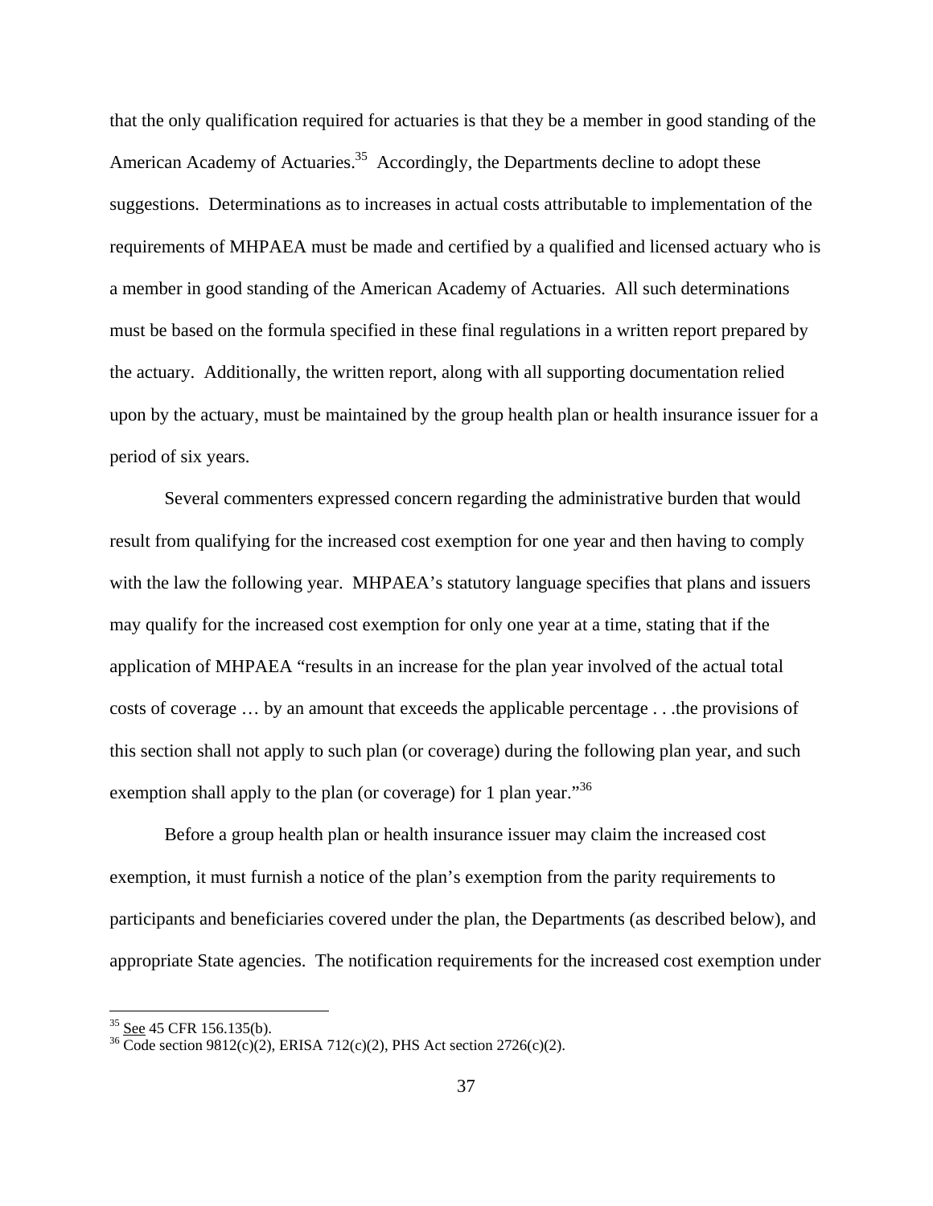that the only qualification required for actuaries is that they be a member in good standing of the American Academy of Actuaries.[35] Accordingly, the Departments decline to adopt these suggestions. Determinations as to increases in actual costs attributable to implementation of the requirements of MHPAEA must be made and certified by a qualified and licensed actuary who is a member in good standing of the American Academy of Actuaries. All such determinations must be based on the formula specified in these final regulations in a written report prepared by the actuary. Additionally, the written report, along with all supporting documentation relied upon by the actuary, must be maintained by the group health plan or health insurance issuer for a period of six years.

Several commenters expressed concern regarding the administrative burden that would result from qualifying for the increased cost exemption for one year and then having to comply with the law the following year. MHPAEA's statutory language specifies that plans and issuers may qualify for the increased cost exemption for only one year at a time, stating that if the application of MHPAEA "results in an increase for the plan year involved of the actual total costs of coverage … by an amount that exceeds the applicable percentage . . .the provisions of this section shall not apply to such plan (or coverage) during the following plan year, and such exemption shall apply to the plan (or coverage) for 1 plan year."[36]

Before a group health plan or health insurance issuer may claim the increased cost exemption, it must furnish a notice of the plan's exemption from the parity requirements to participants and beneficiaries covered under the plan, the Departments (as described below), and appropriate State agencies. The notification requirements for the increased cost exemption under

---

[35] See 45 CFR 156.135(b).

[36] Code section 9812(c)(2), ERISA 712(c)(2), PHS Act section 2726(c)(2).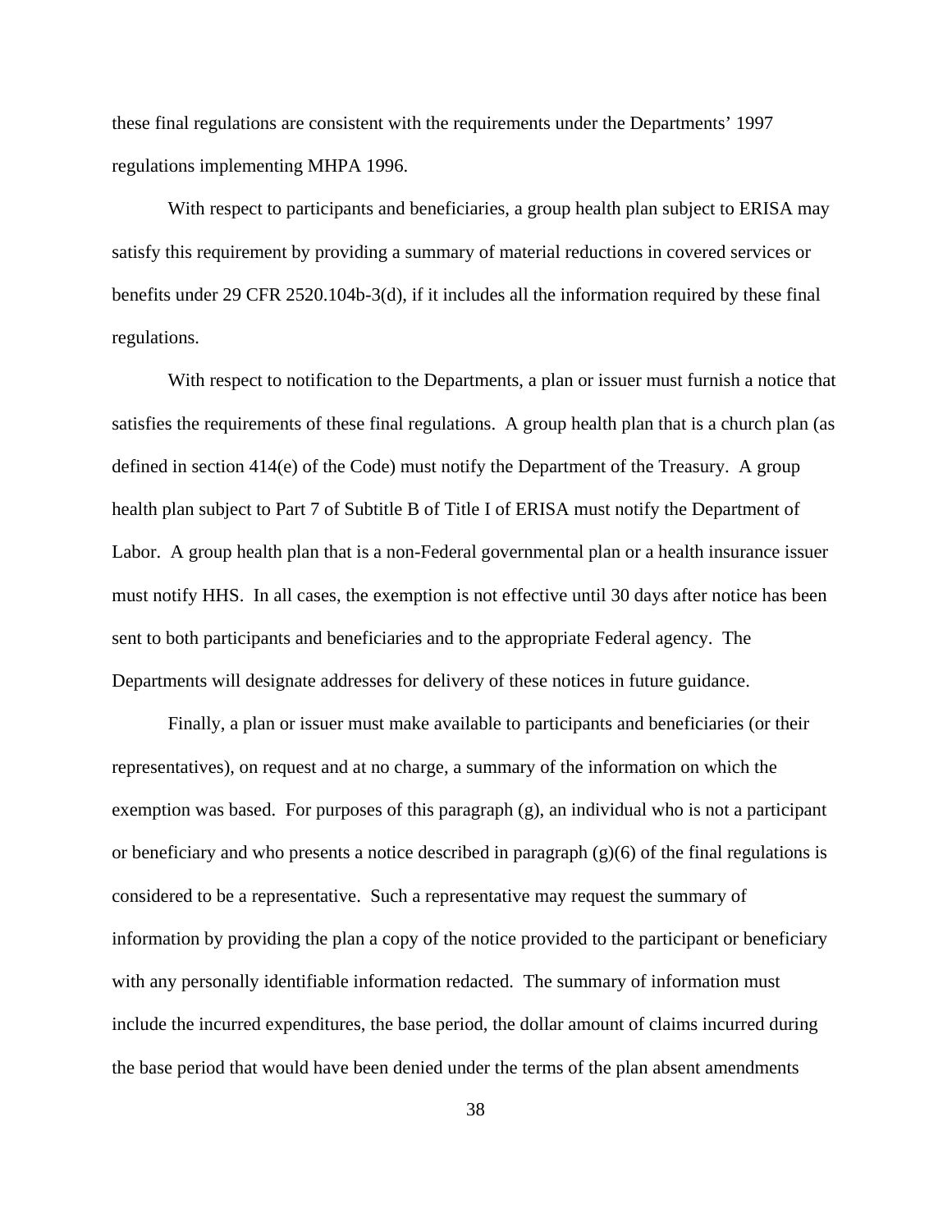these final regulations are consistent with the requirements under the Departments' 1997 regulations implementing MHPA 1996.

With respect to participants and beneficiaries, a group health plan subject to ERISA may satisfy this requirement by providing a summary of material reductions in covered services or benefits under 29 CFR 2520.104b-3(d), if it includes all the information required by these final regulations.

With respect to notification to the Departments, a plan or issuer must furnish a notice that satisfies the requirements of these final regulations. A group health plan that is a church plan (as defined in section 414(e) of the Code) must notify the Department of the Treasury. A group health plan subject to Part 7 of Subtitle B of Title I of ERISA must notify the Department of Labor. A group health plan that is a non-Federal governmental plan or a health insurance issuer must notify HHS. In all cases, the exemption is not effective until 30 days after notice has been sent to both participants and beneficiaries and to the appropriate Federal agency. The Departments will designate addresses for delivery of these notices in future guidance.

Finally, a plan or issuer must make available to participants and beneficiaries (or their representatives), on request and at no charge, a summary of the information on which the exemption was based. For purposes of this paragraph (g), an individual who is not a participant or beneficiary and who presents a notice described in paragraph (g)(6) of the final regulations is considered to be a representative. Such a representative may request the summary of information by providing the plan a copy of the notice provided to the participant or beneficiary with any personally identifiable information redacted. The summary of information must include the incurred expenditures, the base period, the dollar amount of claims incurred during the base period that would have been denied under the terms of the plan absent amendments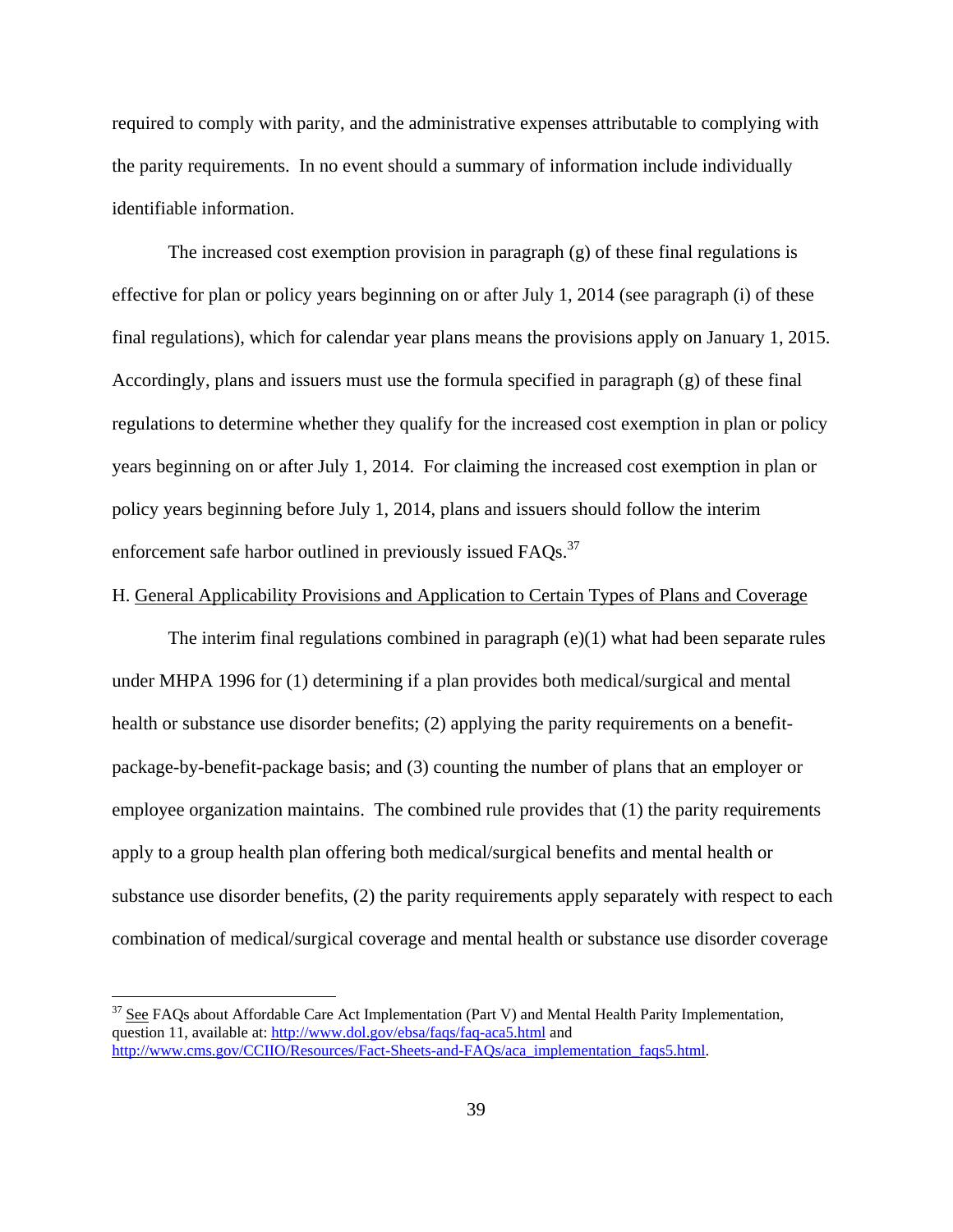required to comply with parity, and the administrative expenses attributable to complying with the parity requirements. In no event should a summary of information include individually identifiable information.

The increased cost exemption provision in paragraph (g) of these final regulations is effective for plan or policy years beginning on or after July 1, 2014 (see paragraph (i) of these final regulations), which for calendar year plans means the provisions apply on January 1, 2015. Accordingly, plans and issuers must use the formula specified in paragraph (g) of these final regulations to determine whether they qualify for the increased cost exemption in plan or policy years beginning on or after July 1, 2014. For claiming the increased cost exemption in plan or policy years beginning before July 1, 2014, plans and issuers should follow the interim enforcement safe harbor outlined in previously issued FAQs.[37]

H. General Applicability Provisions and Application to Certain Types of Plans and Coverage

The interim final regulations combined in paragraph (e)(1) what had been separate rules under MHPA 1996 for (1) determining if a plan provides both medical/surgical and mental health or substance use disorder benefits; (2) applying the parity requirements on a benefit-package-by-benefit-package basis; and (3) counting the number of plans that an employer or employee organization maintains. The combined rule provides that (1) the parity requirements apply to a group health plan offering both medical/surgical benefits and mental health or substance use disorder benefits, (2) the parity requirements apply separately with respect to each combination of medical/surgical coverage and mental health or substance use disorder coverage

---

[37] See FAQs about Affordable Care Act Implementation (Part V) and Mental Health Parity Implementation, question 11, available at: http://www.dol.gov/ebsa/faqs/faq-aca5.html and http://www.cms.gov/CCIIO/Resources/Fact-Sheets-and-FAQs/aca_implementation_faqs5.html.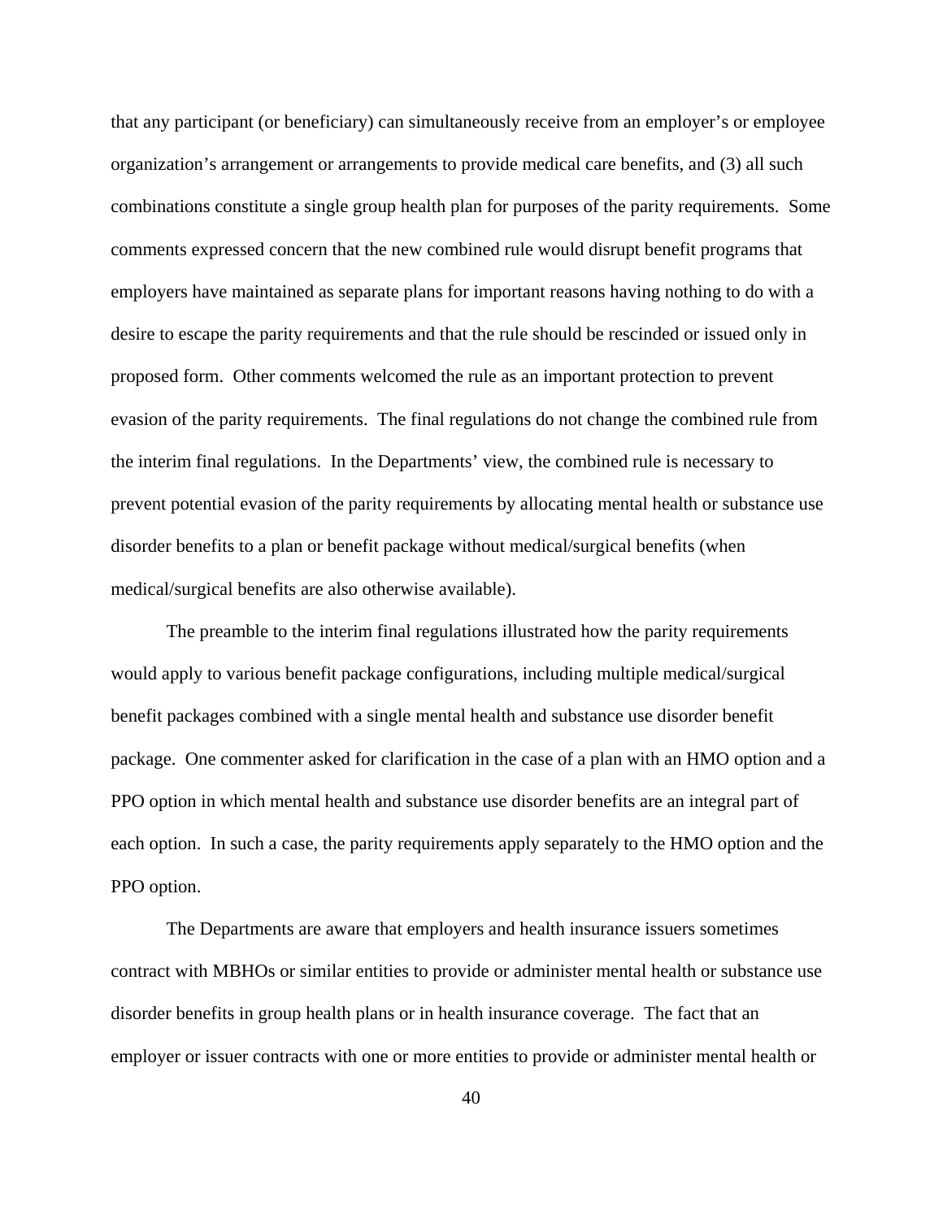that any participant (or beneficiary) can simultaneously receive from an employer's or employee organization's arrangement or arrangements to provide medical care benefits, and (3) all such combinations constitute a single group health plan for purposes of the parity requirements. Some comments expressed concern that the new combined rule would disrupt benefit programs that employers have maintained as separate plans for important reasons having nothing to do with a desire to escape the parity requirements and that the rule should be rescinded or issued only in proposed form. Other comments welcomed the rule as an important protection to prevent evasion of the parity requirements. The final regulations do not change the combined rule from the interim final regulations. In the Departments' view, the combined rule is necessary to prevent potential evasion of the parity requirements by allocating mental health or substance use disorder benefits to a plan or benefit package without medical/surgical benefits (when medical/surgical benefits are also otherwise available).

The preamble to the interim final regulations illustrated how the parity requirements would apply to various benefit package configurations, including multiple medical/surgical benefit packages combined with a single mental health and substance use disorder benefit package. One commenter asked for clarification in the case of a plan with an HMO option and a PPO option in which mental health and substance use disorder benefits are an integral part of each option. In such a case, the parity requirements apply separately to the HMO option and the PPO option.

The Departments are aware that employers and health insurance issuers sometimes contract with MBHOs or similar entities to provide or administer mental health or substance use disorder benefits in group health plans or in health insurance coverage. The fact that an employer or issuer contracts with one or more entities to provide or administer mental health or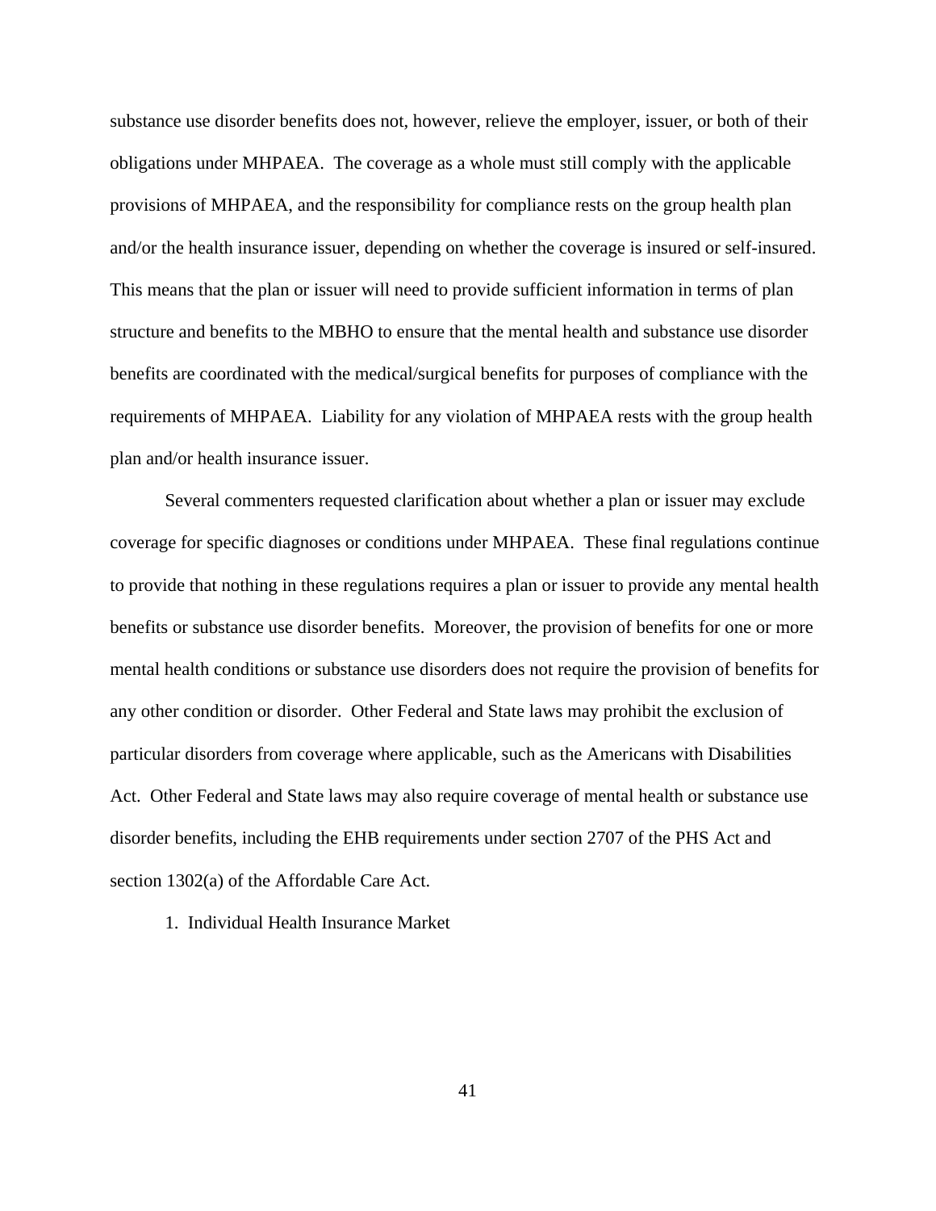substance use disorder benefits does not, however, relieve the employer, issuer, or both of their obligations under MHPAEA.  The coverage as a whole must still comply with the applicable provisions of MHPAEA, and the responsibility for compliance rests on the group health plan and/or the health insurance issuer, depending on whether the coverage is insured or self-insured. This means that the plan or issuer will need to provide sufficient information in terms of plan structure and benefits to the MBHO to ensure that the mental health and substance use disorder benefits are coordinated with the medical/surgical benefits for purposes of compliance with the requirements of MHPAEA.  Liability for any violation of MHPAEA rests with the group health plan and/or health insurance issuer.

Several commenters requested clarification about whether a plan or issuer may exclude coverage for specific diagnoses or conditions under MHPAEA.  These final regulations continue to provide that nothing in these regulations requires a plan or issuer to provide any mental health benefits or substance use disorder benefits.  Moreover, the provision of benefits for one or more mental health conditions or substance use disorders does not require the provision of benefits for any other condition or disorder.  Other Federal and State laws may prohibit the exclusion of particular disorders from coverage where applicable, such as the Americans with Disabilities Act.  Other Federal and State laws may also require coverage of mental health or substance use disorder benefits, including the EHB requirements under section 2707 of the PHS Act and section 1302(a) of the Affordable Care Act.

1.  Individual Health Insurance Market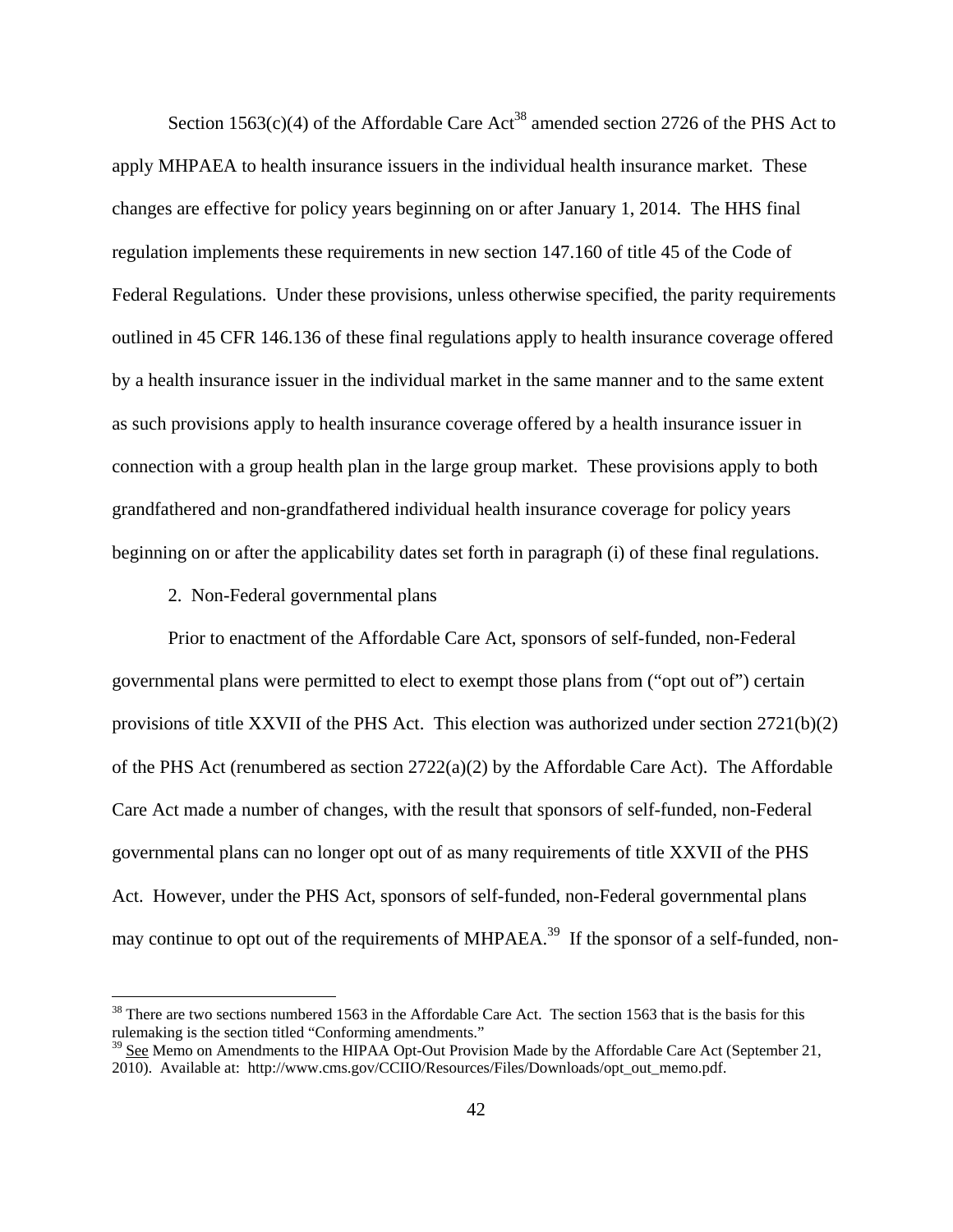Section 1563(c)(4) of the Affordable Care Act[38] amended section 2726 of the PHS Act to apply MHPAEA to health insurance issuers in the individual health insurance market. These changes are effective for policy years beginning on or after January 1, 2014. The HHS final regulation implements these requirements in new section 147.160 of title 45 of the Code of Federal Regulations. Under these provisions, unless otherwise specified, the parity requirements outlined in 45 CFR 146.136 of these final regulations apply to health insurance coverage offered by a health insurance issuer in the individual market in the same manner and to the same extent as such provisions apply to health insurance coverage offered by a health insurance issuer in connection with a group health plan in the large group market. These provisions apply to both grandfathered and non-grandfathered individual health insurance coverage for policy years beginning on or after the applicability dates set forth in paragraph (i) of these final regulations.

2. Non-Federal governmental plans

Prior to enactment of the Affordable Care Act, sponsors of self-funded, non-Federal governmental plans were permitted to elect to exempt those plans from ("opt out of") certain provisions of title XXVII of the PHS Act. This election was authorized under section 2721(b)(2) of the PHS Act (renumbered as section 2722(a)(2) by the Affordable Care Act). The Affordable Care Act made a number of changes, with the result that sponsors of self-funded, non-Federal governmental plans can no longer opt out of as many requirements of title XXVII of the PHS Act. However, under the PHS Act, sponsors of self-funded, non-Federal governmental plans may continue to opt out of the requirements of MHPAEA.[39] If the sponsor of a self-funded, non-

---

[38] There are two sections numbered 1563 in the Affordable Care Act. The section 1563 that is the basis for this rulemaking is the section titled "Conforming amendments."

[39] See Memo on Amendments to the HIPAA Opt-Out Provision Made by the Affordable Care Act (September 21, 2010). Available at: http://www.cms.gov/CCIIO/Resources/Files/Downloads/opt_out_memo.pdf.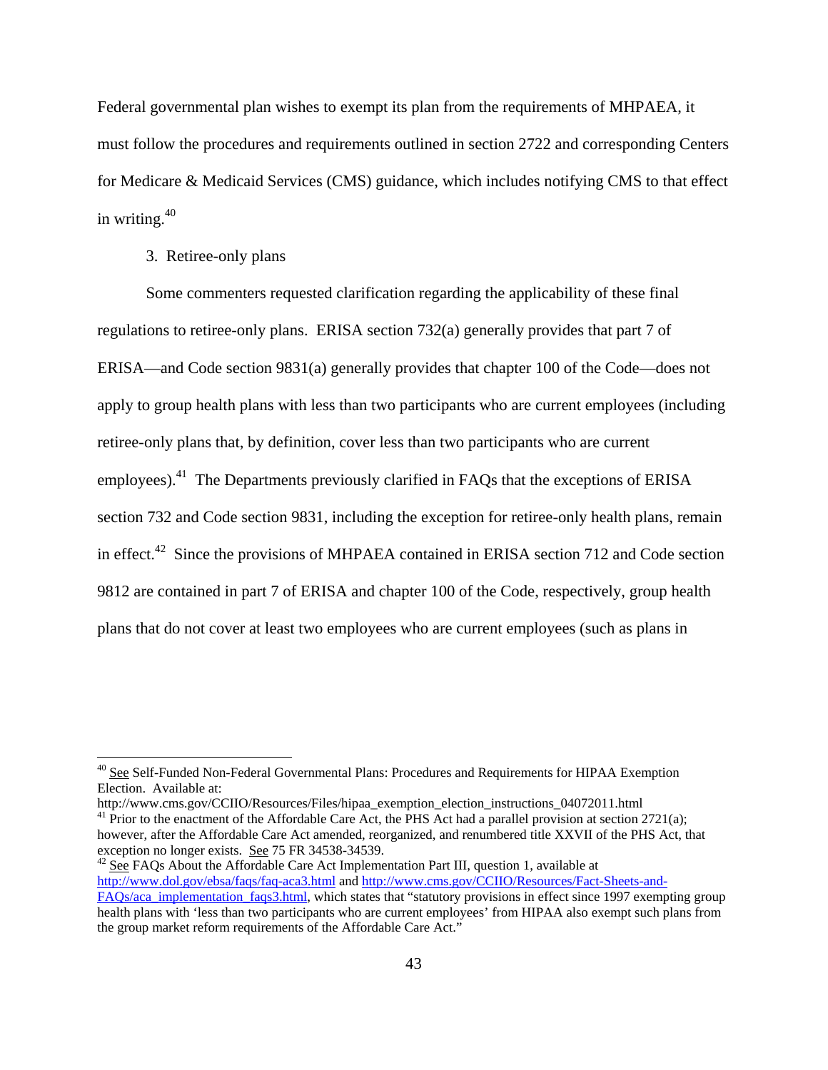Federal governmental plan wishes to exempt its plan from the requirements of MHPAEA, it must follow the procedures and requirements outlined in section 2722 and corresponding Centers for Medicare & Medicaid Services (CMS) guidance, which includes notifying CMS to that effect in writing.[40]

3. Retiree-only plans

Some commenters requested clarification regarding the applicability of these final regulations to retiree-only plans. ERISA section 732(a) generally provides that part 7 of ERISA—and Code section 9831(a) generally provides that chapter 100 of the Code—does not apply to group health plans with less than two participants who are current employees (including retiree-only plans that, by definition, cover less than two participants who are current employees).[41] The Departments previously clarified in FAQs that the exceptions of ERISA section 732 and Code section 9831, including the exception for retiree-only health plans, remain in effect.[42] Since the provisions of MHPAEA contained in ERISA section 712 and Code section 9812 are contained in part 7 of ERISA and chapter 100 of the Code, respectively, group health plans that do not cover at least two employees who are current employees (such as plans in

---

[40] See Self-Funded Non-Federal Governmental Plans: Procedures and Requirements for HIPAA Exemption Election. Available at: http://www.cms.gov/CCIIO/Resources/Files/hipaa_exemption_election_instructions_04072011.html

[41] Prior to the enactment of the Affordable Care Act, the PHS Act had a parallel provision at section 2721(a); however, after the Affordable Care Act amended, reorganized, and renumbered title XXVII of the PHS Act, that exception no longer exists. See 75 FR 34538-34539.

[42] See FAQs About the Affordable Care Act Implementation Part III, question 1, available at http://www.dol.gov/ebsa/faqs/faq-aca3.html and http://www.cms.gov/CCIIO/Resources/Fact-Sheets-and-FAQs/aca_implementation_faqs3.html, which states that "statutory provisions in effect since 1997 exempting group health plans with 'less than two participants who are current employees' from HIPAA also exempt such plans from the group market reform requirements of the Affordable Care Act."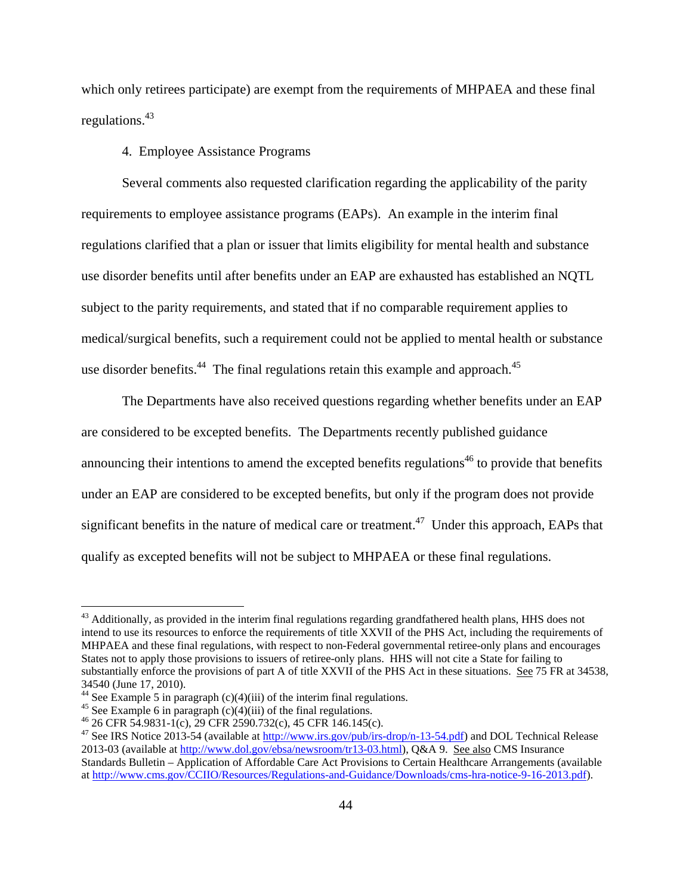which only retirees participate) are exempt from the requirements of MHPAEA and these final regulations.[43]

4. Employee Assistance Programs

Several comments also requested clarification regarding the applicability of the parity requirements to employee assistance programs (EAPs). An example in the interim final regulations clarified that a plan or issuer that limits eligibility for mental health and substance use disorder benefits until after benefits under an EAP are exhausted has established an NQTL subject to the parity requirements, and stated that if no comparable requirement applies to medical/surgical benefits, such a requirement could not be applied to mental health or substance use disorder benefits.[44] The final regulations retain this example and approach.[45]

The Departments have also received questions regarding whether benefits under an EAP are considered to be excepted benefits. The Departments recently published guidance announcing their intentions to amend the excepted benefits regulations[46] to provide that benefits under an EAP are considered to be excepted benefits, but only if the program does not provide significant benefits in the nature of medical care or treatment.[47] Under this approach, EAPs that qualify as excepted benefits will not be subject to MHPAEA or these final regulations.

---

[43] Additionally, as provided in the interim final regulations regarding grandfathered health plans, HHS does not intend to use its resources to enforce the requirements of title XXVII of the PHS Act, including the requirements of MHPAEA and these final regulations, with respect to non-Federal governmental retiree-only plans and encourages States not to apply those provisions to issuers of retiree-only plans. HHS will not cite a State for failing to substantially enforce the provisions of part A of title XXVII of the PHS Act in these situations. See 75 FR at 34538, 34540 (June 17, 2010).

[44] See Example 5 in paragraph (c)(4)(iii) of the interim final regulations.

[45] See Example 6 in paragraph (c)(4)(iii) of the final regulations.

[46] 26 CFR 54.9831-1(c), 29 CFR 2590.732(c), 45 CFR 146.145(c).

[47] See IRS Notice 2013-54 (available at http://www.irs.gov/pub/irs-drop/n-13-54.pdf) and DOL Technical Release 2013-03 (available at http://www.dol.gov/ebsa/newsroom/tr13-03.html), Q&A 9. See also CMS Insurance Standards Bulletin – Application of Affordable Care Act Provisions to Certain Healthcare Arrangements (available at http://www.cms.gov/CCIIO/Resources/Regulations-and-Guidance/Downloads/cms-hra-notice-9-16-2013.pdf).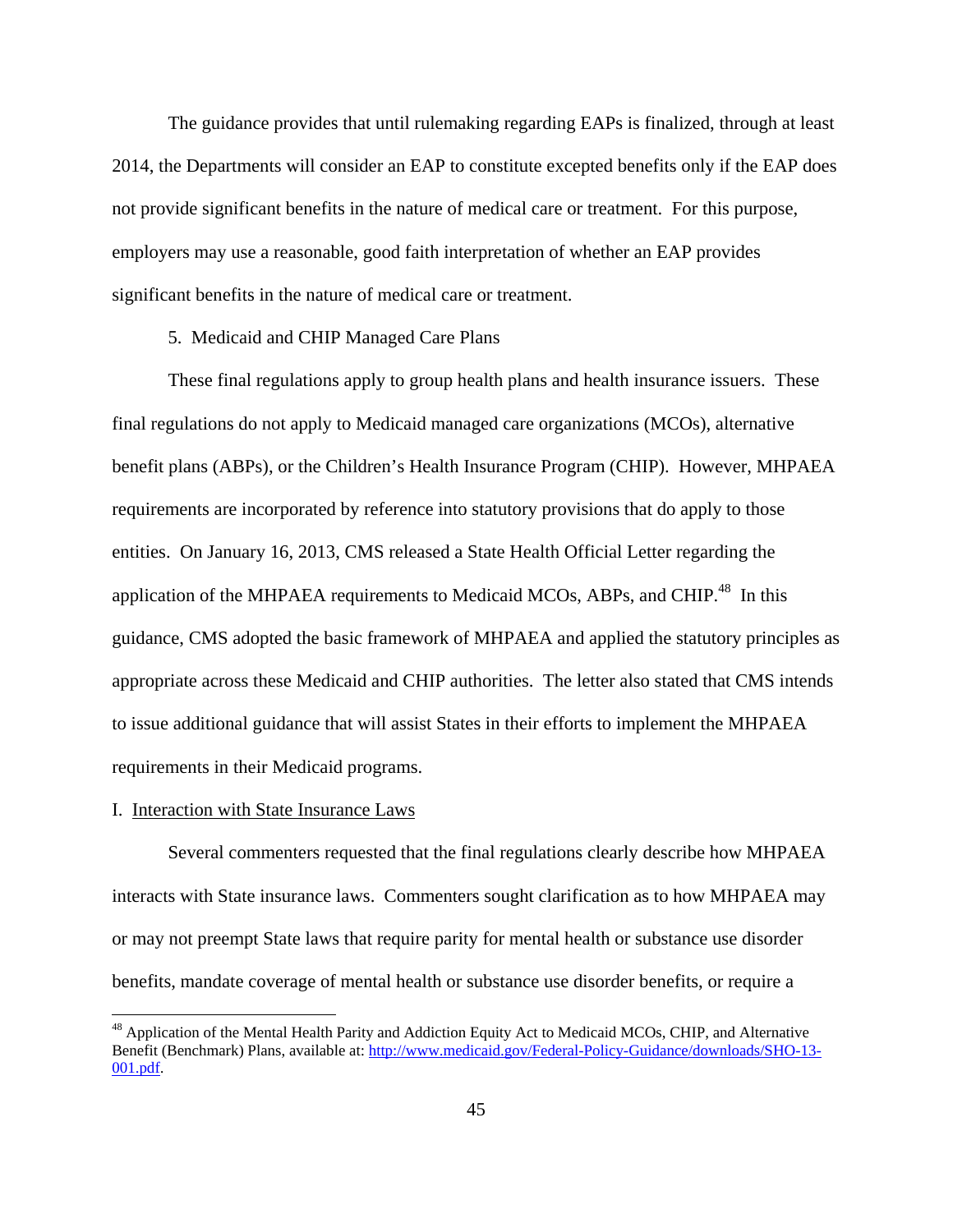The guidance provides that until rulemaking regarding EAPs is finalized, through at least 2014, the Departments will consider an EAP to constitute excepted benefits only if the EAP does not provide significant benefits in the nature of medical care or treatment. For this purpose, employers may use a reasonable, good faith interpretation of whether an EAP provides significant benefits in the nature of medical care or treatment.

5. Medicaid and CHIP Managed Care Plans

These final regulations apply to group health plans and health insurance issuers. These final regulations do not apply to Medicaid managed care organizations (MCOs), alternative benefit plans (ABPs), or the Children's Health Insurance Program (CHIP). However, MHPAEA requirements are incorporated by reference into statutory provisions that do apply to those entities. On January 16, 2013, CMS released a State Health Official Letter regarding the application of the MHPAEA requirements to Medicaid MCOs, ABPs, and CHIP.[48] In this guidance, CMS adopted the basic framework of MHPAEA and applied the statutory principles as appropriate across these Medicaid and CHIP authorities. The letter also stated that CMS intends to issue additional guidance that will assist States in their efforts to implement the MHPAEA requirements in their Medicaid programs.

## I. Interaction with State Insurance Laws

Several commenters requested that the final regulations clearly describe how MHPAEA interacts with State insurance laws. Commenters sought clarification as to how MHPAEA may or may not preempt State laws that require parity for mental health or substance use disorder benefits, mandate coverage of mental health or substance use disorder benefits, or require a

[48] Application of the Mental Health Parity and Addiction Equity Act to Medicaid MCOs, CHIP, and Alternative Benefit (Benchmark) Plans, available at: http://www.medicaid.gov/Federal-Policy-Guidance/downloads/SHO-13-001.pdf.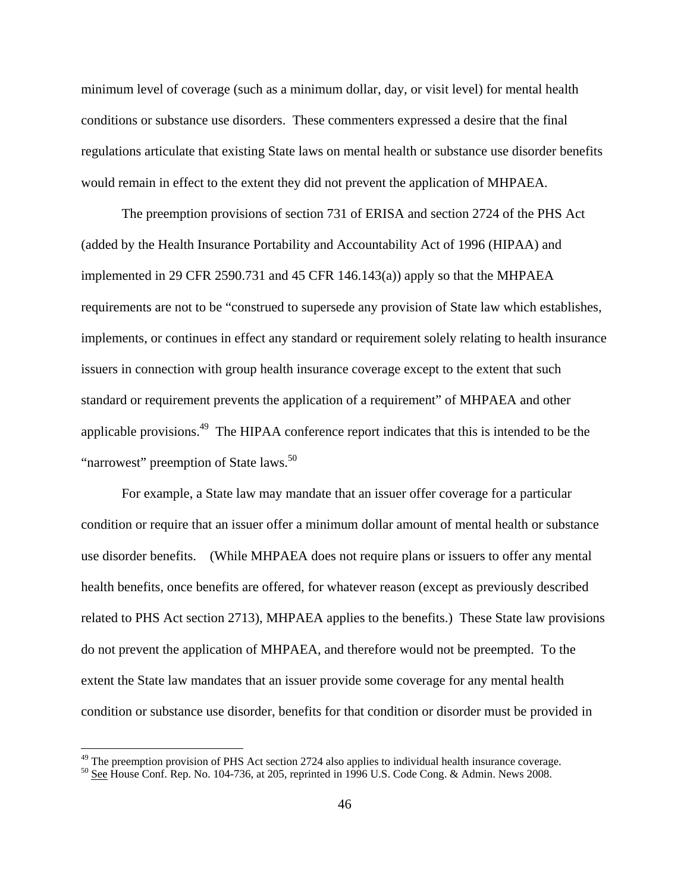minimum level of coverage (such as a minimum dollar, day, or visit level) for mental health conditions or substance use disorders. These commenters expressed a desire that the final regulations articulate that existing State laws on mental health or substance use disorder benefits would remain in effect to the extent they did not prevent the application of MHPAEA.

The preemption provisions of section 731 of ERISA and section 2724 of the PHS Act (added by the Health Insurance Portability and Accountability Act of 1996 (HIPAA) and implemented in 29 CFR 2590.731 and 45 CFR 146.143(a)) apply so that the MHPAEA requirements are not to be "construed to supersede any provision of State law which establishes, implements, or continues in effect any standard or requirement solely relating to health insurance issuers in connection with group health insurance coverage except to the extent that such standard or requirement prevents the application of a requirement" of MHPAEA and other applicable provisions.[49] The HIPAA conference report indicates that this is intended to be the "narrowest" preemption of State laws.[50]

For example, a State law may mandate that an issuer offer coverage for a particular condition or require that an issuer offer a minimum dollar amount of mental health or substance use disorder benefits. (While MHPAEA does not require plans or issuers to offer any mental health benefits, once benefits are offered, for whatever reason (except as previously described related to PHS Act section 2713), MHPAEA applies to the benefits.) These State law provisions do not prevent the application of MHPAEA, and therefore would not be preempted. To the extent the State law mandates that an issuer provide some coverage for any mental health condition or substance use disorder, benefits for that condition or disorder must be provided in

---

[49] The preemption provision of PHS Act section 2724 also applies to individual health insurance coverage.

[50] See House Conf. Rep. No. 104-736, at 205, reprinted in 1996 U.S. Code Cong. & Admin. News 2008.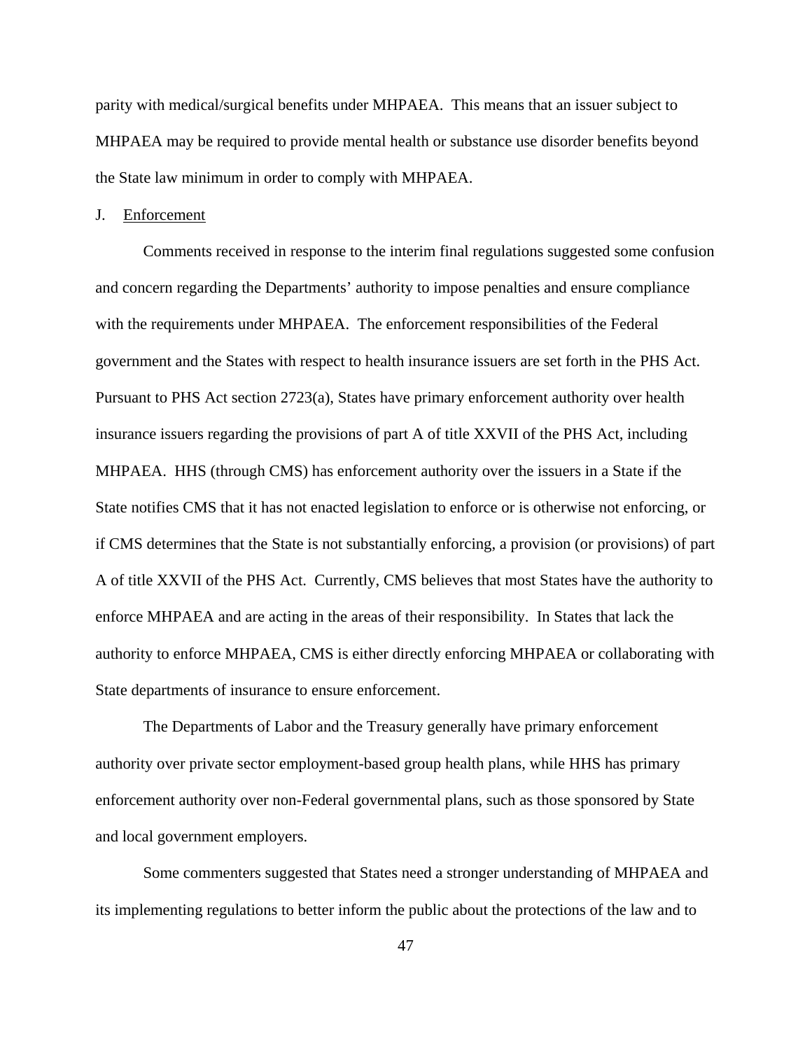parity with medical/surgical benefits under MHPAEA. This means that an issuer subject to MHPAEA may be required to provide mental health or substance use disorder benefits beyond the State law minimum in order to comply with MHPAEA.

## J. Enforcement

Comments received in response to the interim final regulations suggested some confusion and concern regarding the Departments' authority to impose penalties and ensure compliance with the requirements under MHPAEA. The enforcement responsibilities of the Federal government and the States with respect to health insurance issuers are set forth in the PHS Act. Pursuant to PHS Act section 2723(a), States have primary enforcement authority over health insurance issuers regarding the provisions of part A of title XXVII of the PHS Act, including MHPAEA. HHS (through CMS) has enforcement authority over the issuers in a State if the State notifies CMS that it has not enacted legislation to enforce or is otherwise not enforcing, or if CMS determines that the State is not substantially enforcing, a provision (or provisions) of part A of title XXVII of the PHS Act. Currently, CMS believes that most States have the authority to enforce MHPAEA and are acting in the areas of their responsibility. In States that lack the authority to enforce MHPAEA, CMS is either directly enforcing MHPAEA or collaborating with State departments of insurance to ensure enforcement.

The Departments of Labor and the Treasury generally have primary enforcement authority over private sector employment-based group health plans, while HHS has primary enforcement authority over non-Federal governmental plans, such as those sponsored by State and local government employers.

Some commenters suggested that States need a stronger understanding of MHPAEA and its implementing regulations to better inform the public about the protections of the law and to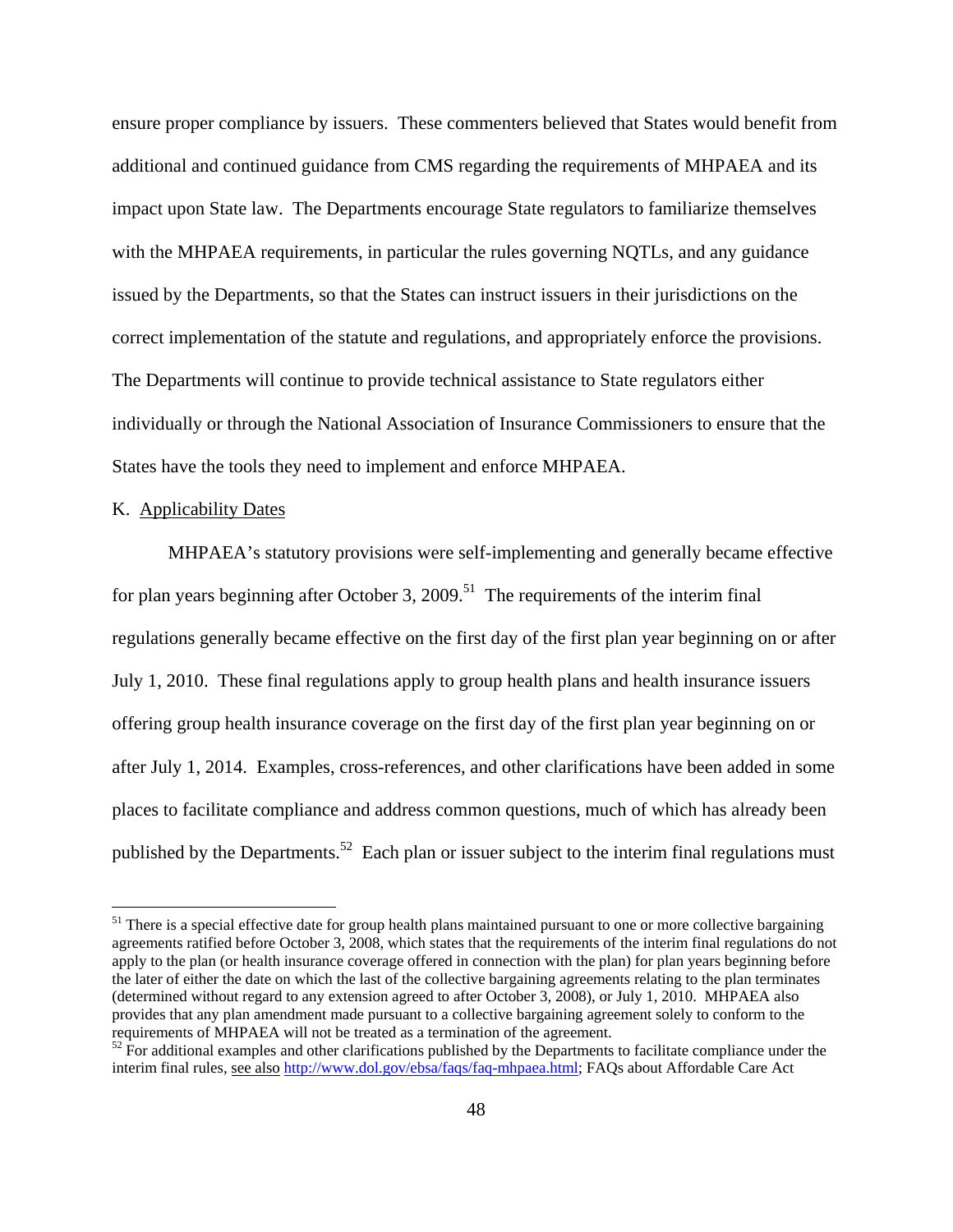ensure proper compliance by issuers. These commenters believed that States would benefit from additional and continued guidance from CMS regarding the requirements of MHPAEA and its impact upon State law. The Departments encourage State regulators to familiarize themselves with the MHPAEA requirements, in particular the rules governing NQTLs, and any guidance issued by the Departments, so that the States can instruct issuers in their jurisdictions on the correct implementation of the statute and regulations, and appropriately enforce the provisions. The Departments will continue to provide technical assistance to State regulators either individually or through the National Association of Insurance Commissioners to ensure that the States have the tools they need to implement and enforce MHPAEA.

K. Applicability Dates

MHPAEA's statutory provisions were self-implementing and generally became effective for plan years beginning after October 3, 2009.[51] The requirements of the interim final regulations generally became effective on the first day of the first plan year beginning on or after July 1, 2010. These final regulations apply to group health plans and health insurance issuers offering group health insurance coverage on the first day of the first plan year beginning on or after July 1, 2014. Examples, cross-references, and other clarifications have been added in some places to facilitate compliance and address common questions, much of which has already been published by the Departments.[52] Each plan or issuer subject to the interim final regulations must

---

[51] There is a special effective date for group health plans maintained pursuant to one or more collective bargaining agreements ratified before October 3, 2008, which states that the requirements of the interim final regulations do not apply to the plan (or health insurance coverage offered in connection with the plan) for plan years beginning before the later of either the date on which the last of the collective bargaining agreements relating to the plan terminates (determined without regard to any extension agreed to after October 3, 2008), or July 1, 2010. MHPAEA also provides that any plan amendment made pursuant to a collective bargaining agreement solely to conform to the requirements of MHPAEA will not be treated as a termination of the agreement.

[52] For additional examples and other clarifications published by the Departments to facilitate compliance under the interim final rules, see also http://www.dol.gov/ebsa/faqs/faq-mhpaea.html; FAQs about Affordable Care Act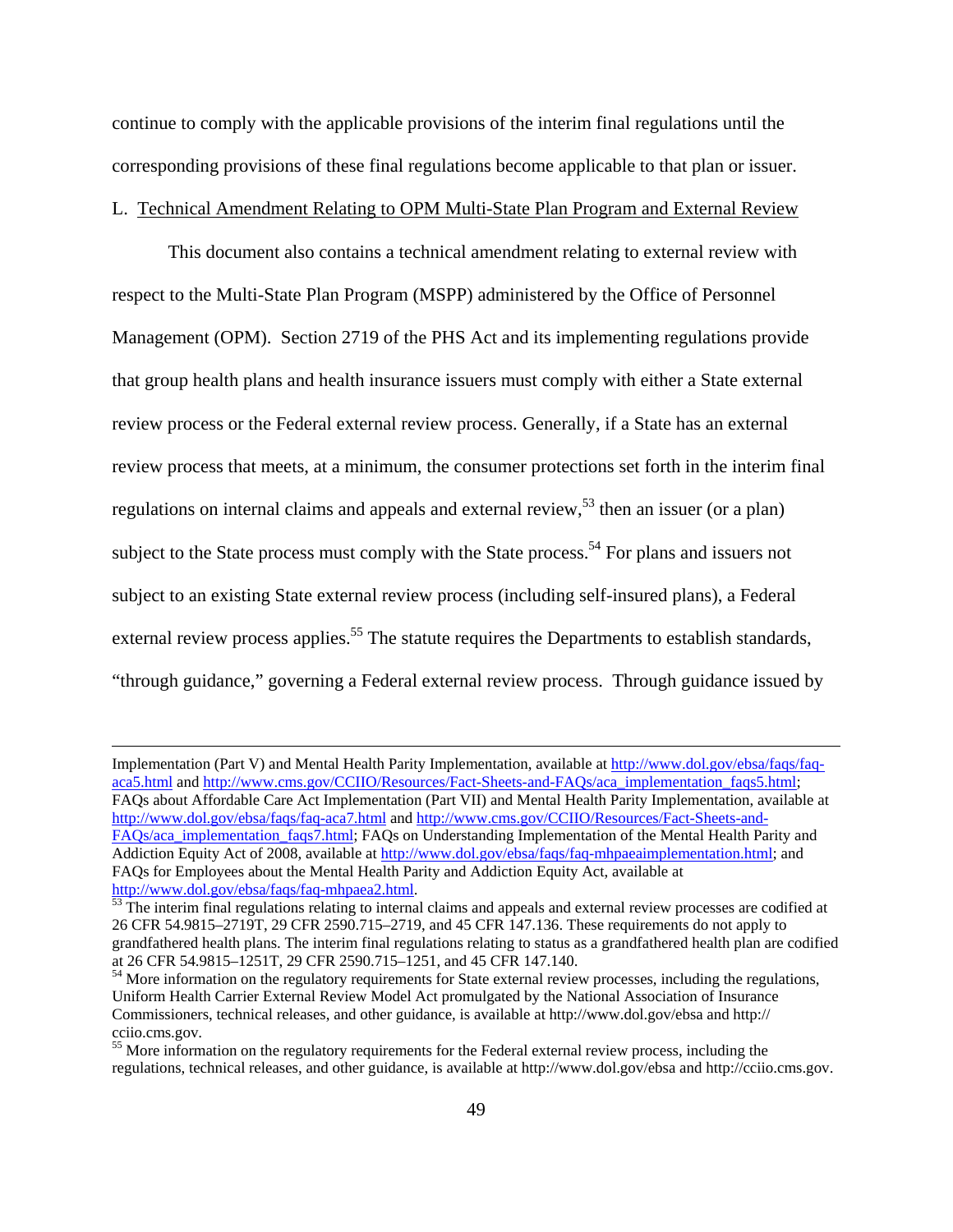continue to comply with the applicable provisions of the interim final regulations until the corresponding provisions of these final regulations become applicable to that plan or issuer.

L. Technical Amendment Relating to OPM Multi-State Plan Program and External Review

This document also contains a technical amendment relating to external review with respect to the Multi-State Plan Program (MSPP) administered by the Office of Personnel Management (OPM). Section 2719 of the PHS Act and its implementing regulations provide that group health plans and health insurance issuers must comply with either a State external review process or the Federal external review process. Generally, if a State has an external review process that meets, at a minimum, the consumer protections set forth in the interim final regulations on internal claims and appeals and external review,[53] then an issuer (or a plan) subject to the State process must comply with the State process.[54] For plans and issuers not subject to an existing State external review process (including self-insured plans), a Federal external review process applies.[55] The statute requires the Departments to establish standards, "through guidance," governing a Federal external review process. Through guidance issued by

---

Implementation (Part V) and Mental Health Parity Implementation, available at http://www.dol.gov/ebsa/faqs/faq-aca5.html and http://www.cms.gov/CCIIO/Resources/Fact-Sheets-and-FAQs/aca_implementation_faqs5.html; FAQs about Affordable Care Act Implementation (Part VII) and Mental Health Parity Implementation, available at http://www.dol.gov/ebsa/faqs/faq-aca7.html and http://www.cms.gov/CCIIO/Resources/Fact-Sheets-and-FAQs/aca_implementation_faqs7.html; FAQs on Understanding Implementation of the Mental Health Parity and Addiction Equity Act of 2008, available at http://www.dol.gov/ebsa/faqs/faq-mhpaeaimplementation.html; and FAQs for Employees about the Mental Health Parity and Addiction Equity Act, available at http://www.dol.gov/ebsa/faqs/faq-mhpaea2.html.

[53] The interim final regulations relating to internal claims and appeals and external review processes are codified at 26 CFR 54.9815–2719T, 29 CFR 2590.715–2719, and 45 CFR 147.136. These requirements do not apply to grandfathered health plans. The interim final regulations relating to status as a grandfathered health plan are codified at 26 CFR 54.9815–1251T, 29 CFR 2590.715–1251, and 45 CFR 147.140.

[54] More information on the regulatory requirements for State external review processes, including the regulations, Uniform Health Carrier External Review Model Act promulgated by the National Association of Insurance Commissioners, technical releases, and other guidance, is available at http://www.dol.gov/ebsa and http:// cciio.cms.gov.

[55] More information on the regulatory requirements for the Federal external review process, including the regulations, technical releases, and other guidance, is available at http://www.dol.gov/ebsa and http://cciio.cms.gov.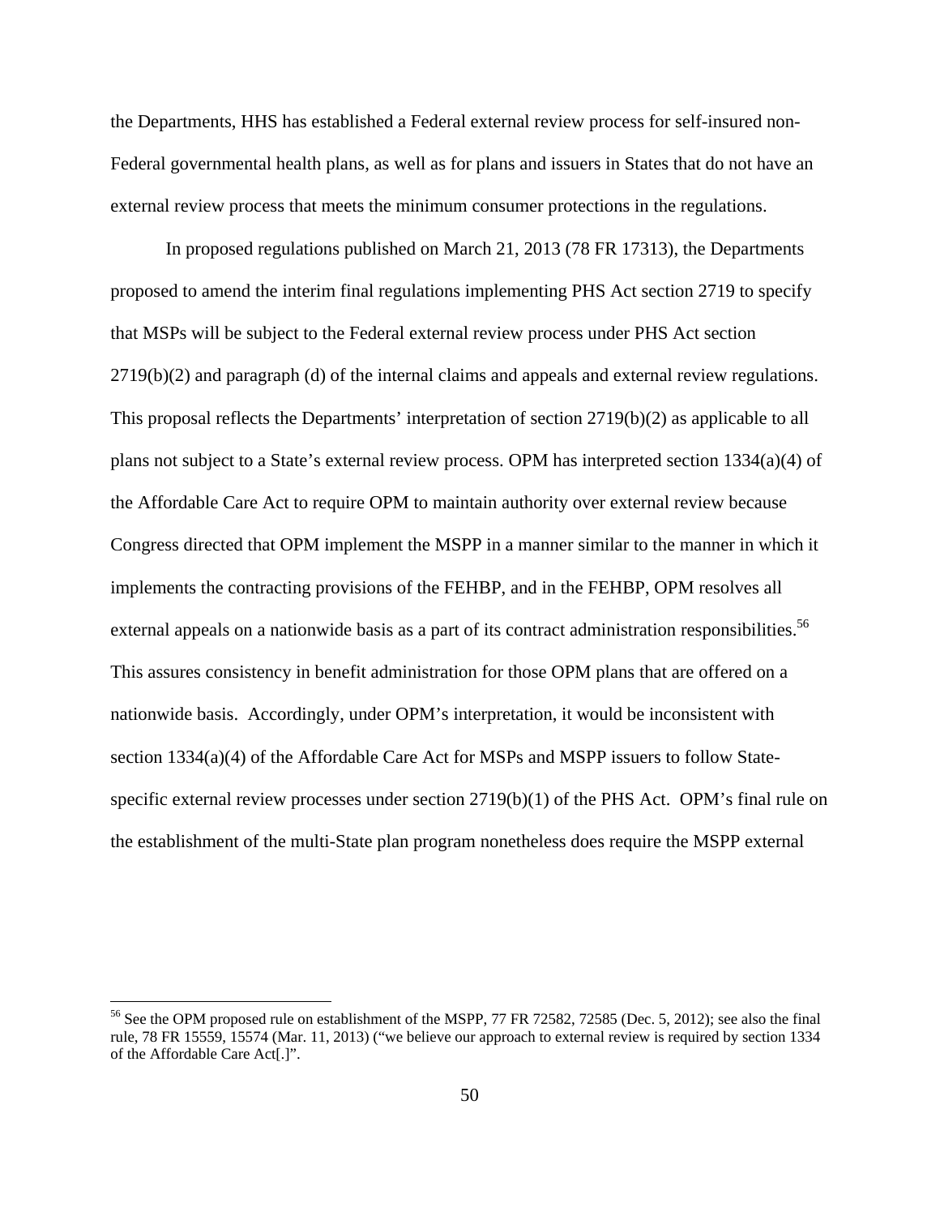the Departments, HHS has established a Federal external review process for self-insured non-Federal governmental health plans, as well as for plans and issuers in States that do not have an external review process that meets the minimum consumer protections in the regulations.

In proposed regulations published on March 21, 2013 (78 FR 17313), the Departments proposed to amend the interim final regulations implementing PHS Act section 2719 to specify that MSPs will be subject to the Federal external review process under PHS Act section 2719(b)(2) and paragraph (d) of the internal claims and appeals and external review regulations. This proposal reflects the Departments' interpretation of section 2719(b)(2) as applicable to all plans not subject to a State's external review process. OPM has interpreted section 1334(a)(4) of the Affordable Care Act to require OPM to maintain authority over external review because Congress directed that OPM implement the MSPP in a manner similar to the manner in which it implements the contracting provisions of the FEHBP, and in the FEHBP, OPM resolves all external appeals on a nationwide basis as a part of its contract administration responsibilities.[56] This assures consistency in benefit administration for those OPM plans that are offered on a nationwide basis. Accordingly, under OPM's interpretation, it would be inconsistent with section 1334(a)(4) of the Affordable Care Act for MSPs and MSPP issuers to follow State-specific external review processes under section 2719(b)(1) of the PHS Act. OPM's final rule on the establishment of the multi-State plan program nonetheless does require the MSPP external

[56] See the OPM proposed rule on establishment of the MSPP, 77 FR 72582, 72585 (Dec. 5, 2012); see also the final rule, 78 FR 15559, 15574 (Mar. 11, 2013) ("we believe our approach to external review is required by section 1334 of the Affordable Care Act[.]".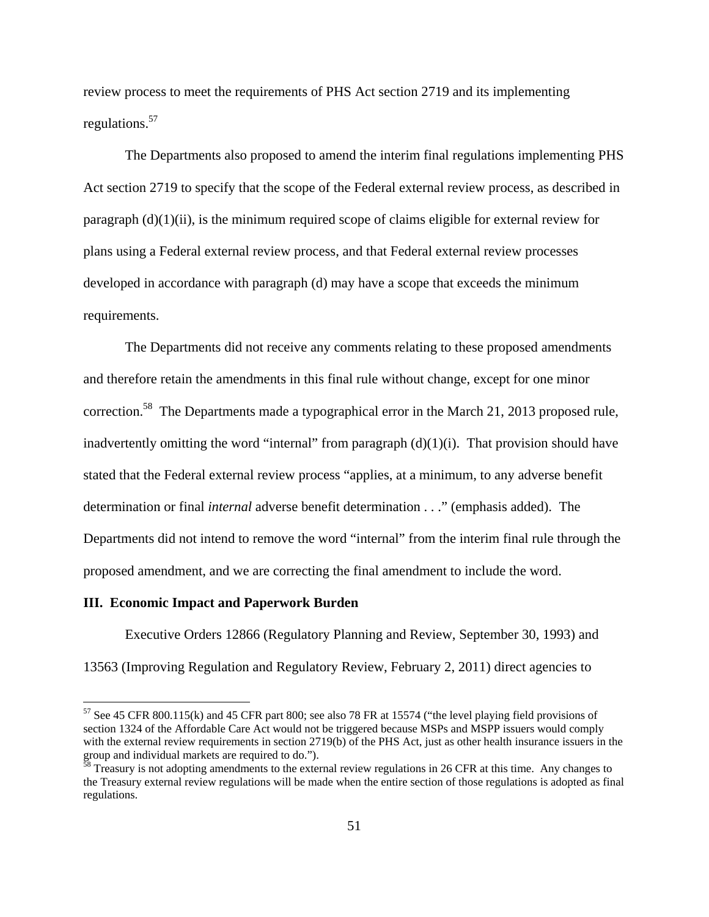review process to meet the requirements of PHS Act section 2719 and its implementing regulations.[57]

The Departments also proposed to amend the interim final regulations implementing PHS Act section 2719 to specify that the scope of the Federal external review process, as described in paragraph (d)(1)(ii), is the minimum required scope of claims eligible for external review for plans using a Federal external review process, and that Federal external review processes developed in accordance with paragraph (d) may have a scope that exceeds the minimum requirements.

The Departments did not receive any comments relating to these proposed amendments and therefore retain the amendments in this final rule without change, except for one minor correction.[58] The Departments made a typographical error in the March 21, 2013 proposed rule, inadvertently omitting the word "internal" from paragraph (d)(1)(i). That provision should have stated that the Federal external review process "applies, at a minimum, to any adverse benefit determination or final *internal* adverse benefit determination . . ." (emphasis added). The Departments did not intend to remove the word "internal" from the interim final rule through the proposed amendment, and we are correcting the final amendment to include the word.

**III. Economic Impact and Paperwork Burden**

Executive Orders 12866 (Regulatory Planning and Review, September 30, 1993) and 13563 (Improving Regulation and Regulatory Review, February 2, 2011) direct agencies to

[57] See 45 CFR 800.115(k) and 45 CFR part 800; see also 78 FR at 15574 ("the level playing field provisions of section 1324 of the Affordable Care Act would not be triggered because MSPs and MSPP issuers would comply with the external review requirements in section 2719(b) of the PHS Act, just as other health insurance issuers in the group and individual markets are required to do.").

[58] Treasury is not adopting amendments to the external review regulations in 26 CFR at this time. Any changes to the Treasury external review regulations will be made when the entire section of those regulations is adopted as final regulations.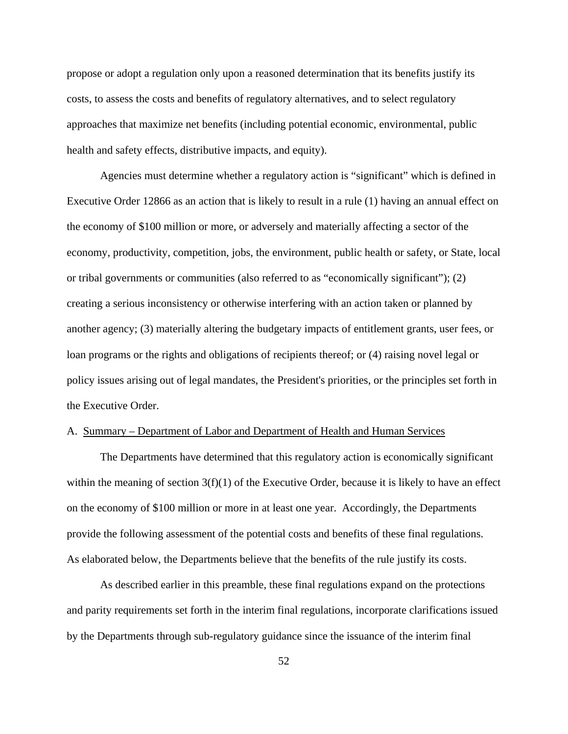propose or adopt a regulation only upon a reasoned determination that its benefits justify its costs, to assess the costs and benefits of regulatory alternatives, and to select regulatory approaches that maximize net benefits (including potential economic, environmental, public health and safety effects, distributive impacts, and equity).

Agencies must determine whether a regulatory action is "significant" which is defined in Executive Order 12866 as an action that is likely to result in a rule (1) having an annual effect on the economy of $100 million or more, or adversely and materially affecting a sector of the economy, productivity, competition, jobs, the environment, public health or safety, or State, local or tribal governments or communities (also referred to as "economically significant"); (2) creating a serious inconsistency or otherwise interfering with an action taken or planned by another agency; (3) materially altering the budgetary impacts of entitlement grants, user fees, or loan programs or the rights and obligations of recipients thereof; or (4) raising novel legal or policy issues arising out of legal mandates, the President's priorities, or the principles set forth in the Executive Order.

A. Summary – Department of Labor and Department of Health and Human Services

The Departments have determined that this regulatory action is economically significant within the meaning of section 3(f)(1) of the Executive Order, because it is likely to have an effect on the economy of $100 million or more in at least one year. Accordingly, the Departments provide the following assessment of the potential costs and benefits of these final regulations. As elaborated below, the Departments believe that the benefits of the rule justify its costs.

As described earlier in this preamble, these final regulations expand on the protections and parity requirements set forth in the interim final regulations, incorporate clarifications issued by the Departments through sub-regulatory guidance since the issuance of the interim final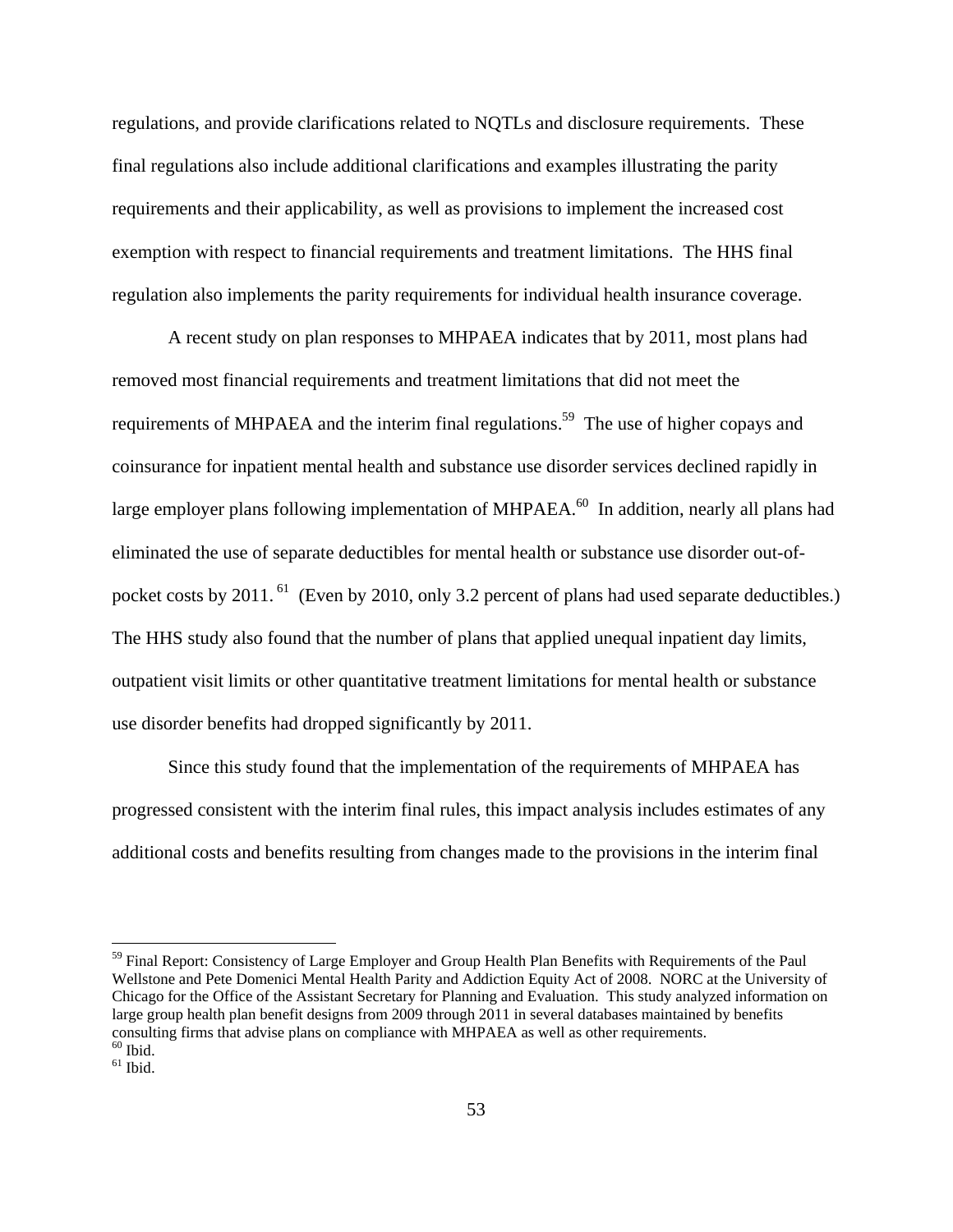regulations, and provide clarifications related to NQTLs and disclosure requirements. These final regulations also include additional clarifications and examples illustrating the parity requirements and their applicability, as well as provisions to implement the increased cost exemption with respect to financial requirements and treatment limitations. The HHS final regulation also implements the parity requirements for individual health insurance coverage.

A recent study on plan responses to MHPAEA indicates that by 2011, most plans had removed most financial requirements and treatment limitations that did not meet the requirements of MHPAEA and the interim final regulations.[59] The use of higher copays and coinsurance for inpatient mental health and substance use disorder services declined rapidly in large employer plans following implementation of MHPAEA.[60] In addition, nearly all plans had eliminated the use of separate deductibles for mental health or substance use disorder out-of-pocket costs by 2011.[61] (Even by 2010, only 3.2 percent of plans had used separate deductibles.) The HHS study also found that the number of plans that applied unequal inpatient day limits, outpatient visit limits or other quantitative treatment limitations for mental health or substance use disorder benefits had dropped significantly by 2011.

Since this study found that the implementation of the requirements of MHPAEA has progressed consistent with the interim final rules, this impact analysis includes estimates of any additional costs and benefits resulting from changes made to the provisions in the interim final

---

[59] Final Report: Consistency of Large Employer and Group Health Plan Benefits with Requirements of the Paul Wellstone and Pete Domenici Mental Health Parity and Addiction Equity Act of 2008. NORC at the University of Chicago for the Office of the Assistant Secretary for Planning and Evaluation. This study analyzed information on large group health plan benefit designs from 2009 through 2011 in several databases maintained by benefits consulting firms that advise plans on compliance with MHPAEA as well as other requirements.

[60] Ibid.

[61] Ibid.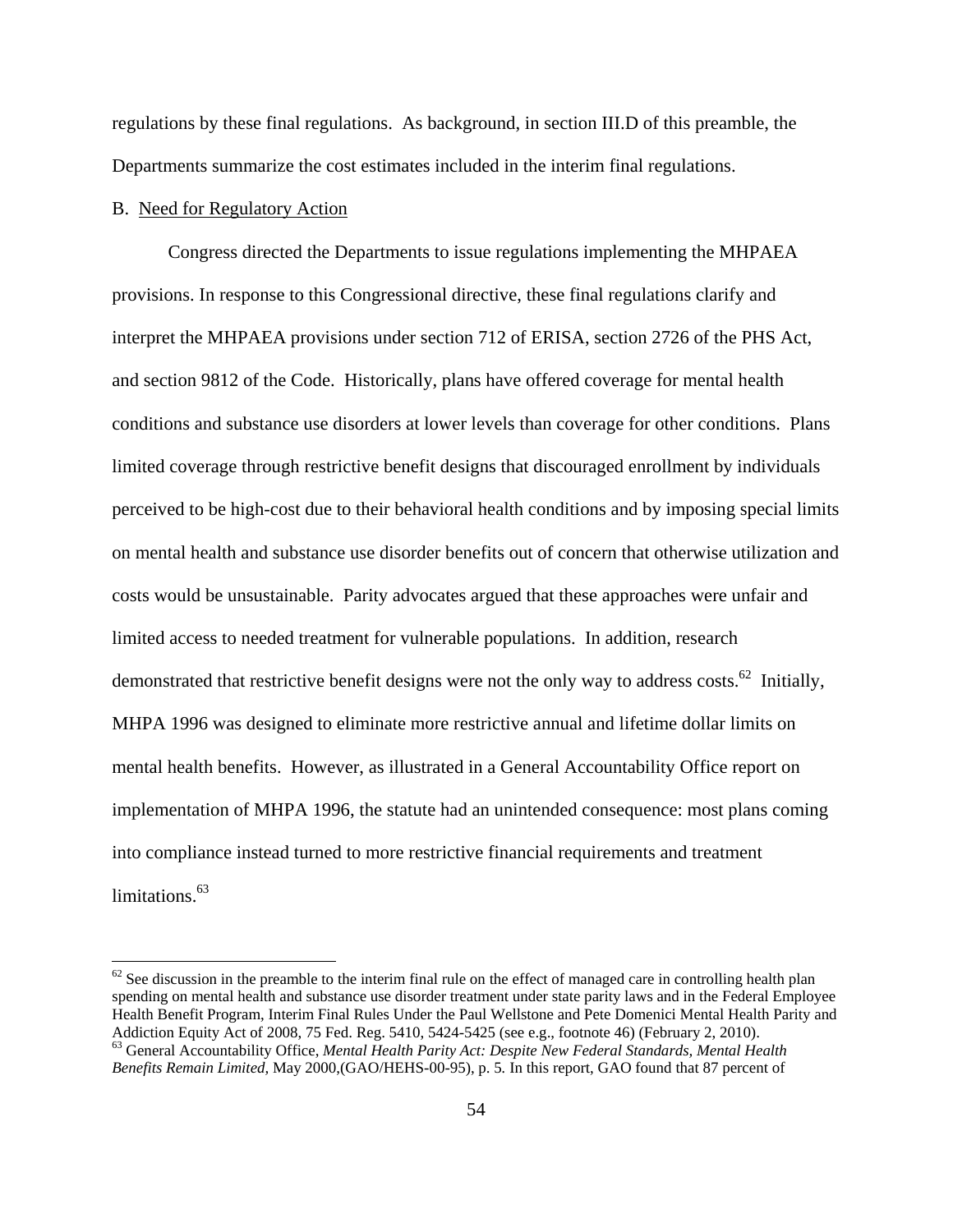regulations by these final regulations. As background, in section III.D of this preamble, the Departments summarize the cost estimates included in the interim final regulations.

B. Need for Regulatory Action

Congress directed the Departments to issue regulations implementing the MHPAEA provisions. In response to this Congressional directive, these final regulations clarify and interpret the MHPAEA provisions under section 712 of ERISA, section 2726 of the PHS Act, and section 9812 of the Code. Historically, plans have offered coverage for mental health conditions and substance use disorders at lower levels than coverage for other conditions. Plans limited coverage through restrictive benefit designs that discouraged enrollment by individuals perceived to be high-cost due to their behavioral health conditions and by imposing special limits on mental health and substance use disorder benefits out of concern that otherwise utilization and costs would be unsustainable. Parity advocates argued that these approaches were unfair and limited access to needed treatment for vulnerable populations. In addition, research demonstrated that restrictive benefit designs were not the only way to address costs.[62] Initially, MHPA 1996 was designed to eliminate more restrictive annual and lifetime dollar limits on mental health benefits. However, as illustrated in a General Accountability Office report on implementation of MHPA 1996, the statute had an unintended consequence: most plans coming into compliance instead turned to more restrictive financial requirements and treatment limitations.[63]

[62] See discussion in the preamble to the interim final rule on the effect of managed care in controlling health plan spending on mental health and substance use disorder treatment under state parity laws and in the Federal Employee Health Benefit Program, Interim Final Rules Under the Paul Wellstone and Pete Domenici Mental Health Parity and Addiction Equity Act of 2008, 75 Fed. Reg. 5410, 5424-5425 (see e.g., footnote 46) (February 2, 2010).

[63] General Accountability Office, *Mental Health Parity Act: Despite New Federal Standards, Mental Health Benefits Remain Limited,* May 2000,(GAO/HEHS-00-95), p. 5. In this report, GAO found that 87 percent of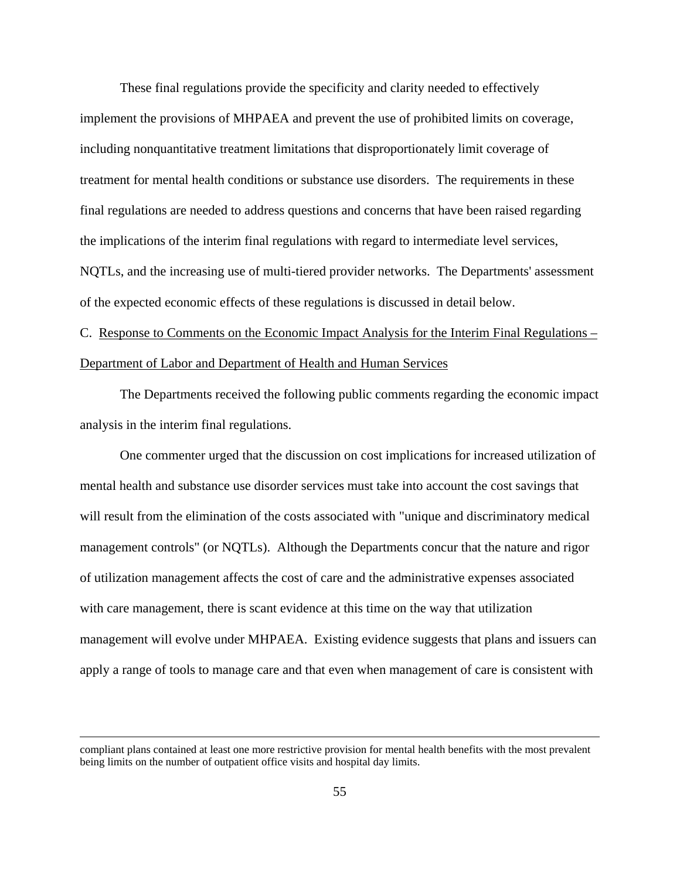These final regulations provide the specificity and clarity needed to effectively implement the provisions of MHPAEA and prevent the use of prohibited limits on coverage, including nonquantitative treatment limitations that disproportionately limit coverage of treatment for mental health conditions or substance use disorders. The requirements in these final regulations are needed to address questions and concerns that have been raised regarding the implications of the interim final regulations with regard to intermediate level services, NQTLs, and the increasing use of multi-tiered provider networks. The Departments' assessment of the expected economic effects of these regulations is discussed in detail below.

C. <u>Response to Comments on the Economic Impact Analysis for the Interim Final Regulations – Department of Labor and Department of Health and Human Services</u>

The Departments received the following public comments regarding the economic impact analysis in the interim final regulations.

One commenter urged that the discussion on cost implications for increased utilization of mental health and substance use disorder services must take into account the cost savings that will result from the elimination of the costs associated with "unique and discriminatory medical management controls" (or NQTLs). Although the Departments concur that the nature and rigor of utilization management affects the cost of care and the administrative expenses associated with care management, there is scant evidence at this time on the way that utilization management will evolve under MHPAEA. Existing evidence suggests that plans and issuers can apply a range of tools to manage care and that even when management of care is consistent with

---

compliant plans contained at least one more restrictive provision for mental health benefits with the most prevalent being limits on the number of outpatient office visits and hospital day limits.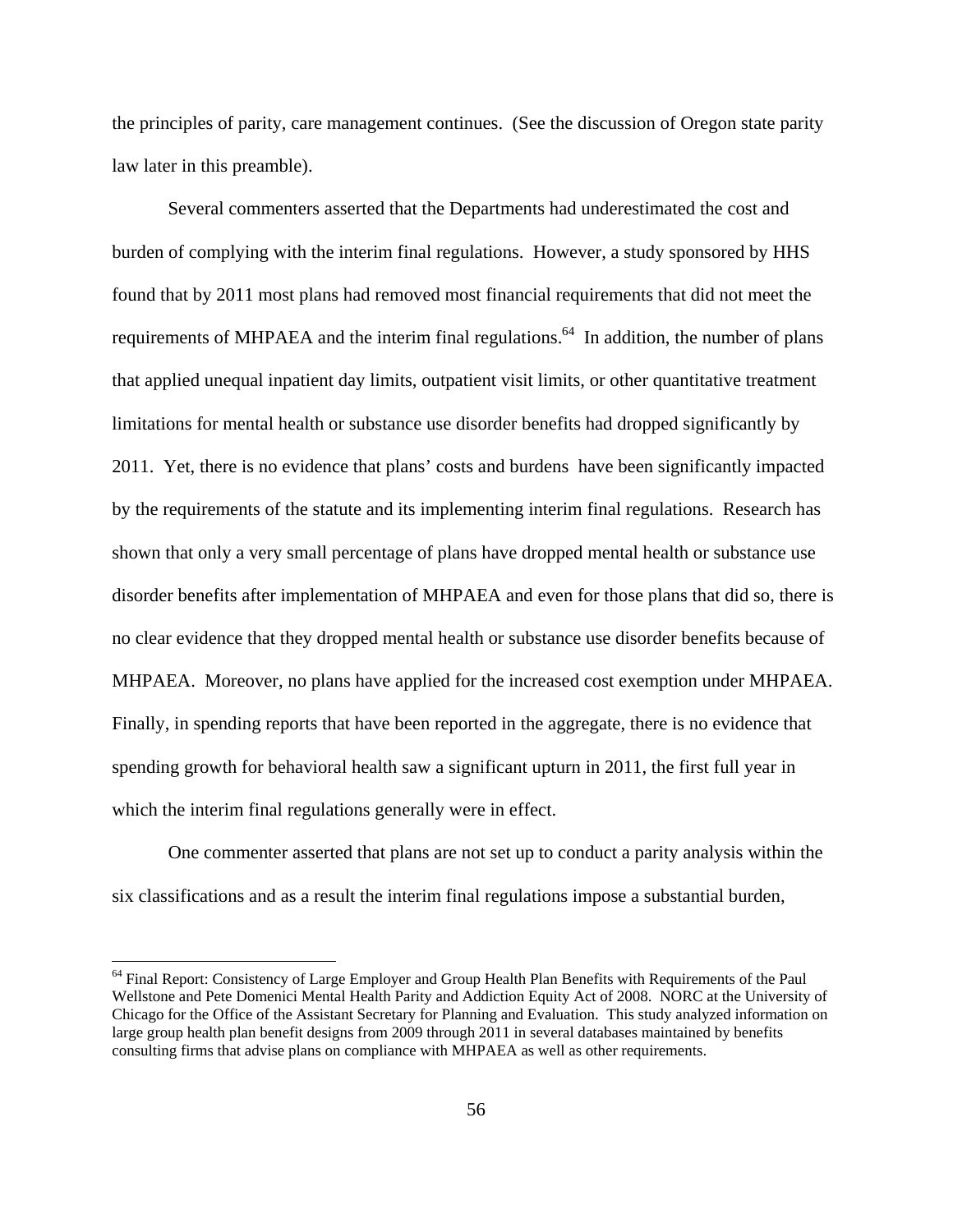the principles of parity, care management continues. (See the discussion of Oregon state parity law later in this preamble).

Several commenters asserted that the Departments had underestimated the cost and burden of complying with the interim final regulations. However, a study sponsored by HHS found that by 2011 most plans had removed most financial requirements that did not meet the requirements of MHPAEA and the interim final regulations.[64] In addition, the number of plans that applied unequal inpatient day limits, outpatient visit limits, or other quantitative treatment limitations for mental health or substance use disorder benefits had dropped significantly by 2011. Yet, there is no evidence that plans' costs and burdens have been significantly impacted by the requirements of the statute and its implementing interim final regulations. Research has shown that only a very small percentage of plans have dropped mental health or substance use disorder benefits after implementation of MHPAEA and even for those plans that did so, there is no clear evidence that they dropped mental health or substance use disorder benefits because of MHPAEA. Moreover, no plans have applied for the increased cost exemption under MHPAEA. Finally, in spending reports that have been reported in the aggregate, there is no evidence that spending growth for behavioral health saw a significant upturn in 2011, the first full year in which the interim final regulations generally were in effect.

One commenter asserted that plans are not set up to conduct a parity analysis within the six classifications and as a result the interim final regulations impose a substantial burden,

[64] Final Report: Consistency of Large Employer and Group Health Plan Benefits with Requirements of the Paul Wellstone and Pete Domenici Mental Health Parity and Addiction Equity Act of 2008. NORC at the University of Chicago for the Office of the Assistant Secretary for Planning and Evaluation. This study analyzed information on large group health plan benefit designs from 2009 through 2011 in several databases maintained by benefits consulting firms that advise plans on compliance with MHPAEA as well as other requirements.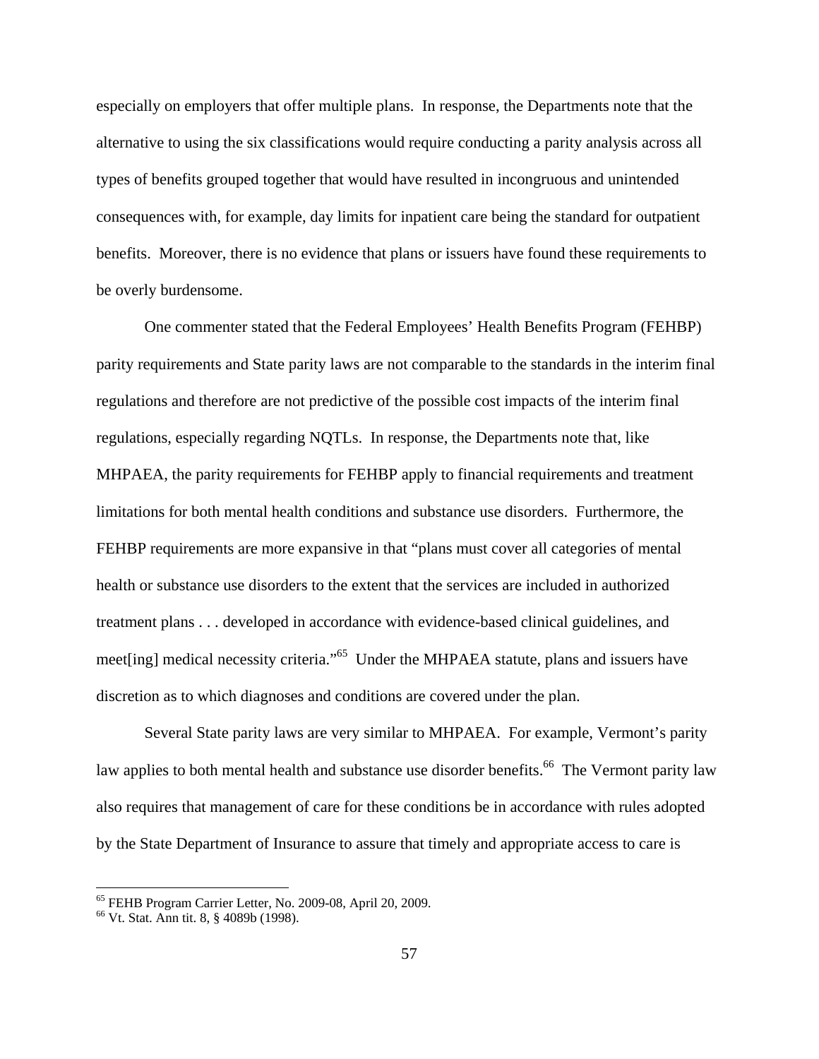especially on employers that offer multiple plans. In response, the Departments note that the alternative to using the six classifications would require conducting a parity analysis across all types of benefits grouped together that would have resulted in incongruous and unintended consequences with, for example, day limits for inpatient care being the standard for outpatient benefits. Moreover, there is no evidence that plans or issuers have found these requirements to be overly burdensome.

One commenter stated that the Federal Employees' Health Benefits Program (FEHBP) parity requirements and State parity laws are not comparable to the standards in the interim final regulations and therefore are not predictive of the possible cost impacts of the interim final regulations, especially regarding NQTLs. In response, the Departments note that, like MHPAEA, the parity requirements for FEHBP apply to financial requirements and treatment limitations for both mental health conditions and substance use disorders. Furthermore, the FEHBP requirements are more expansive in that "plans must cover all categories of mental health or substance use disorders to the extent that the services are included in authorized treatment plans . . . developed in accordance with evidence-based clinical guidelines, and meet[ing] medical necessity criteria."[65] Under the MHPAEA statute, plans and issuers have discretion as to which diagnoses and conditions are covered under the plan.

Several State parity laws are very similar to MHPAEA. For example, Vermont's parity law applies to both mental health and substance use disorder benefits.[66] The Vermont parity law also requires that management of care for these conditions be in accordance with rules adopted by the State Department of Insurance to assure that timely and appropriate access to care is

---

[65] FEHB Program Carrier Letter, No. 2009-08, April 20, 2009.

[66] Vt. Stat. Ann tit. 8, § 4089b (1998).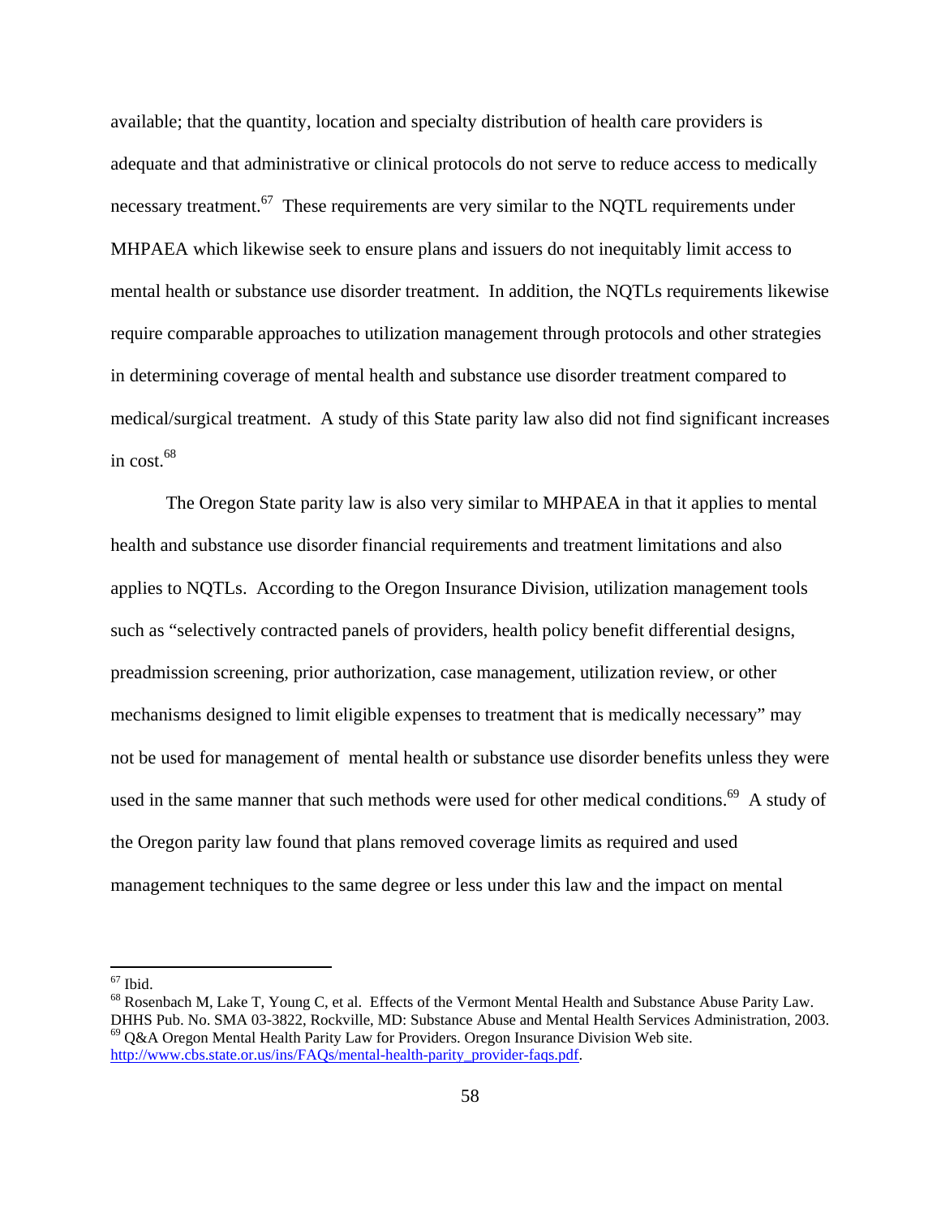available; that the quantity, location and specialty distribution of health care providers is adequate and that administrative or clinical protocols do not serve to reduce access to medically necessary treatment.[67] These requirements are very similar to the NQTL requirements under MHPAEA which likewise seek to ensure plans and issuers do not inequitably limit access to mental health or substance use disorder treatment. In addition, the NQTLs requirements likewise require comparable approaches to utilization management through protocols and other strategies in determining coverage of mental health and substance use disorder treatment compared to medical/surgical treatment. A study of this State parity law also did not find significant increases in cost.[68]

The Oregon State parity law is also very similar to MHPAEA in that it applies to mental health and substance use disorder financial requirements and treatment limitations and also applies to NQTLs. According to the Oregon Insurance Division, utilization management tools such as "selectively contracted panels of providers, health policy benefit differential designs, preadmission screening, prior authorization, case management, utilization review, or other mechanisms designed to limit eligible expenses to treatment that is medically necessary" may not be used for management of mental health or substance use disorder benefits unless they were used in the same manner that such methods were used for other medical conditions.[69] A study of the Oregon parity law found that plans removed coverage limits as required and used management techniques to the same degree or less under this law and the impact on mental

---

[67] Ibid.

[68] Rosenbach M, Lake T, Young C, et al. Effects of the Vermont Mental Health and Substance Abuse Parity Law. DHHS Pub. No. SMA 03-3822, Rockville, MD: Substance Abuse and Mental Health Services Administration, 2003.

[69] Q&A Oregon Mental Health Parity Law for Providers. Oregon Insurance Division Web site. http://www.cbs.state.or.us/ins/FAQs/mental-health-parity_provider-faqs.pdf.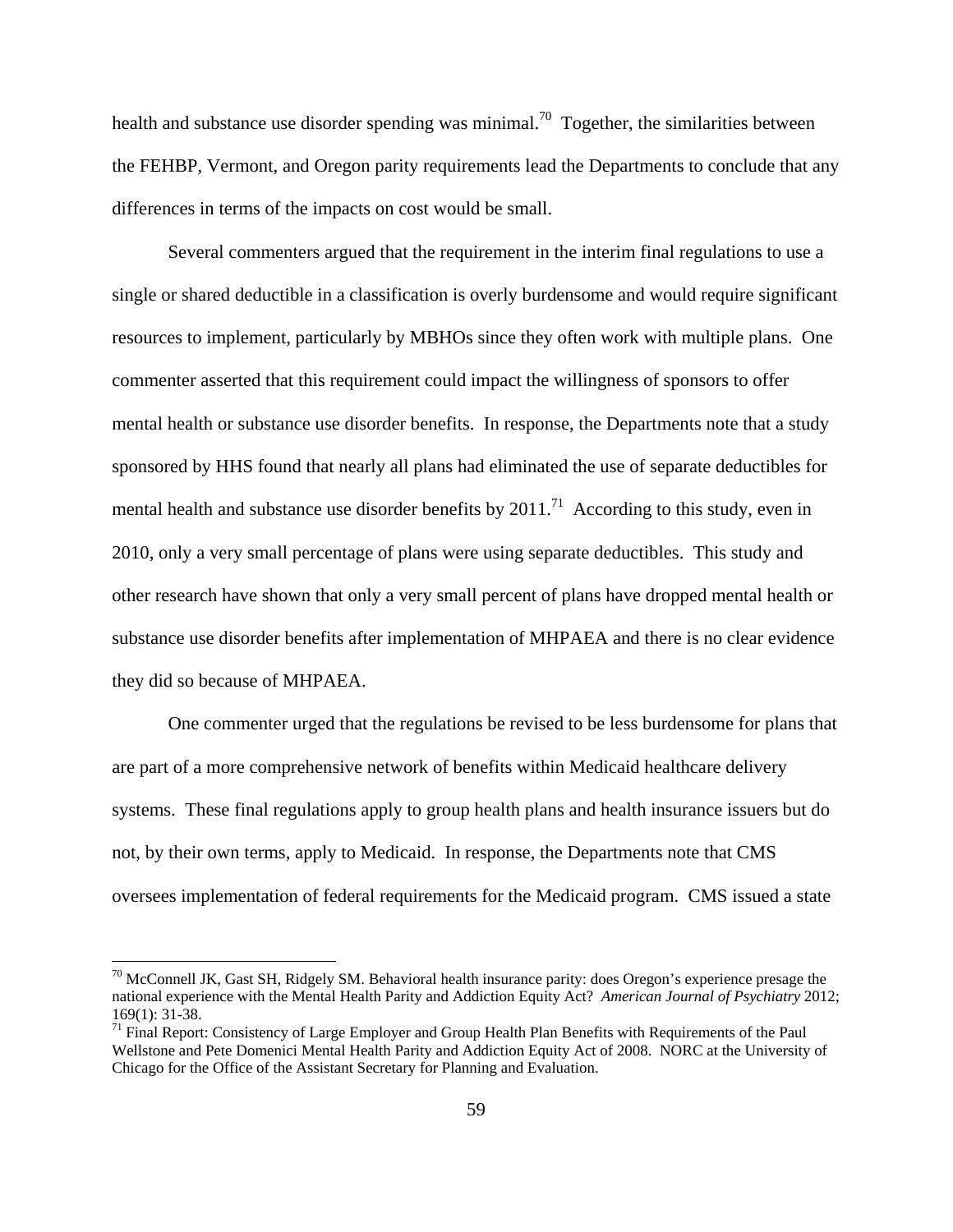health and substance use disorder spending was minimal.[70] Together, the similarities between the FEHBP, Vermont, and Oregon parity requirements lead the Departments to conclude that any differences in terms of the impacts on cost would be small.

Several commenters argued that the requirement in the interim final regulations to use a single or shared deductible in a classification is overly burdensome and would require significant resources to implement, particularly by MBHOs since they often work with multiple plans. One commenter asserted that this requirement could impact the willingness of sponsors to offer mental health or substance use disorder benefits. In response, the Departments note that a study sponsored by HHS found that nearly all plans had eliminated the use of separate deductibles for mental health and substance use disorder benefits by 2011.[71] According to this study, even in 2010, only a very small percentage of plans were using separate deductibles. This study and other research have shown that only a very small percent of plans have dropped mental health or substance use disorder benefits after implementation of MHPAEA and there is no clear evidence they did so because of MHPAEA.

One commenter urged that the regulations be revised to be less burdensome for plans that are part of a more comprehensive network of benefits within Medicaid healthcare delivery systems. These final regulations apply to group health plans and health insurance issuers but do not, by their own terms, apply to Medicaid. In response, the Departments note that CMS oversees implementation of federal requirements for the Medicaid program. CMS issued a state

---

[70] McConnell JK, Gast SH, Ridgely SM. Behavioral health insurance parity: does Oregon's experience presage the national experience with the Mental Health Parity and Addiction Equity Act? *American Journal of Psychiatry* 2012; 169(1): 31-38.

[71] Final Report: Consistency of Large Employer and Group Health Plan Benefits with Requirements of the Paul Wellstone and Pete Domenici Mental Health Parity and Addiction Equity Act of 2008. NORC at the University of Chicago for the Office of the Assistant Secretary for Planning and Evaluation.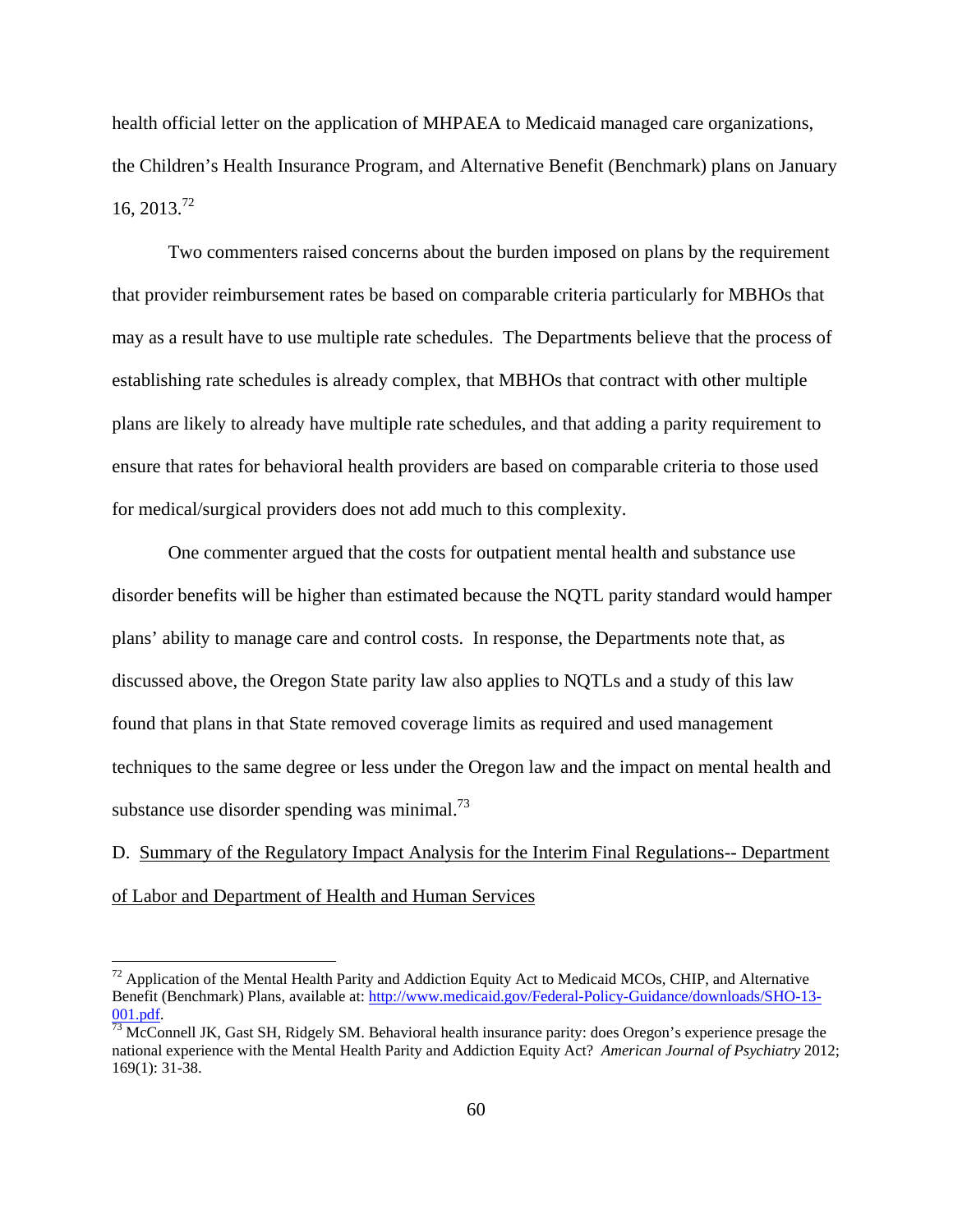health official letter on the application of MHPAEA to Medicaid managed care organizations, the Children's Health Insurance Program, and Alternative Benefit (Benchmark) plans on January 16, 2013.[72]

Two commenters raised concerns about the burden imposed on plans by the requirement that provider reimbursement rates be based on comparable criteria particularly for MBHOs that may as a result have to use multiple rate schedules. The Departments believe that the process of establishing rate schedules is already complex, that MBHOs that contract with other multiple plans are likely to already have multiple rate schedules, and that adding a parity requirement to ensure that rates for behavioral health providers are based on comparable criteria to those used for medical/surgical providers does not add much to this complexity.

One commenter argued that the costs for outpatient mental health and substance use disorder benefits will be higher than estimated because the NQTL parity standard would hamper plans' ability to manage care and control costs. In response, the Departments note that, as discussed above, the Oregon State parity law also applies to NQTLs and a study of this law found that plans in that State removed coverage limits as required and used management techniques to the same degree or less under the Oregon law and the impact on mental health and substance use disorder spending was minimal.[73]

D. <u>Summary of the Regulatory Impact Analysis for the Interim Final Regulations-- Department of Labor and Department of Health and Human Services</u>

---

[72] Application of the Mental Health Parity and Addiction Equity Act to Medicaid MCOs, CHIP, and Alternative Benefit (Benchmark) Plans, available at: http://www.medicaid.gov/Federal-Policy-Guidance/downloads/SHO-13-001.pdf.

[73] McConnell JK, Gast SH, Ridgely SM. Behavioral health insurance parity: does Oregon's experience presage the national experience with the Mental Health Parity and Addiction Equity Act? *American Journal of Psychiatry* 2012; 169(1): 31-38.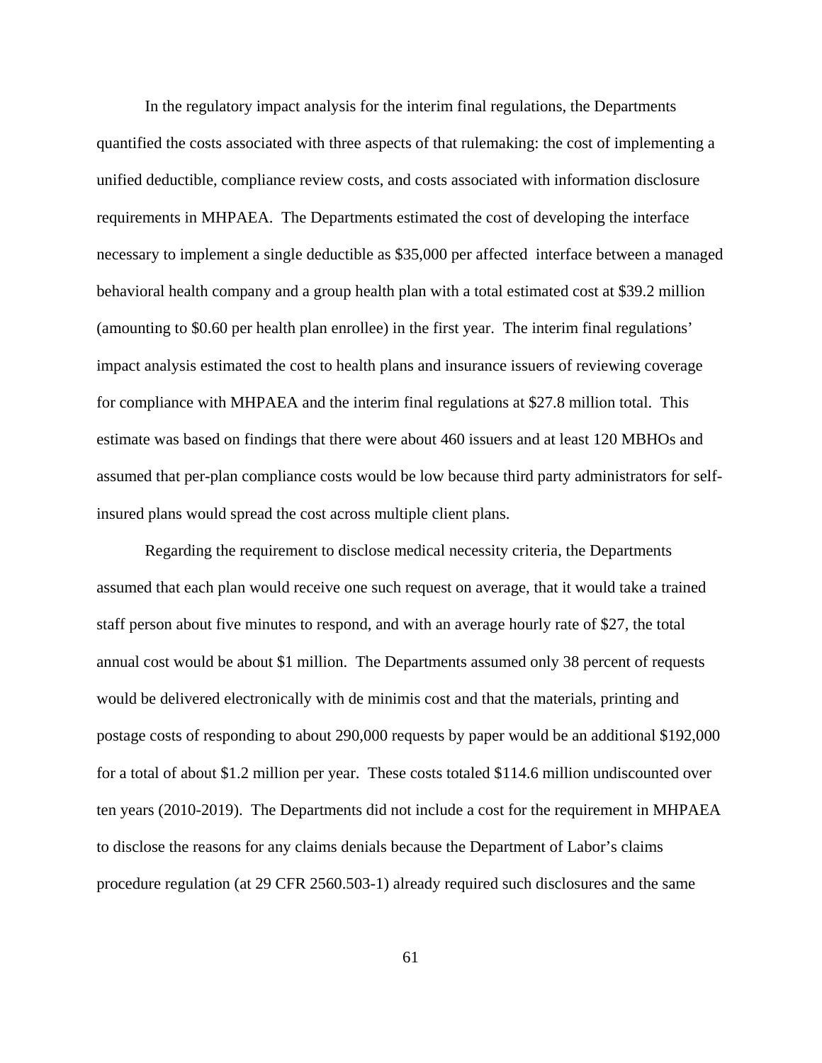In the regulatory impact analysis for the interim final regulations, the Departments quantified the costs associated with three aspects of that rulemaking: the cost of implementing a unified deductible, compliance review costs, and costs associated with information disclosure requirements in MHPAEA. The Departments estimated the cost of developing the interface necessary to implement a single deductible as $35,000 per affected interface between a managed behavioral health company and a group health plan with a total estimated cost at $39.2 million (amounting to $0.60 per health plan enrollee) in the first year. The interim final regulations' impact analysis estimated the cost to health plans and insurance issuers of reviewing coverage for compliance with MHPAEA and the interim final regulations at $27.8 million total. This estimate was based on findings that there were about 460 issuers and at least 120 MBHOs and assumed that per-plan compliance costs would be low because third party administrators for self-insured plans would spread the cost across multiple client plans.

Regarding the requirement to disclose medical necessity criteria, the Departments assumed that each plan would receive one such request on average, that it would take a trained staff person about five minutes to respond, and with an average hourly rate of $27, the total annual cost would be about $1 million. The Departments assumed only 38 percent of requests would be delivered electronically with de minimis cost and that the materials, printing and postage costs of responding to about 290,000 requests by paper would be an additional $192,000 for a total of about $1.2 million per year. These costs totaled $114.6 million undiscounted over ten years (2010-2019). The Departments did not include a cost for the requirement in MHPAEA to disclose the reasons for any claims denials because the Department of Labor's claims procedure regulation (at 29 CFR 2560.503-1) already required such disclosures and the same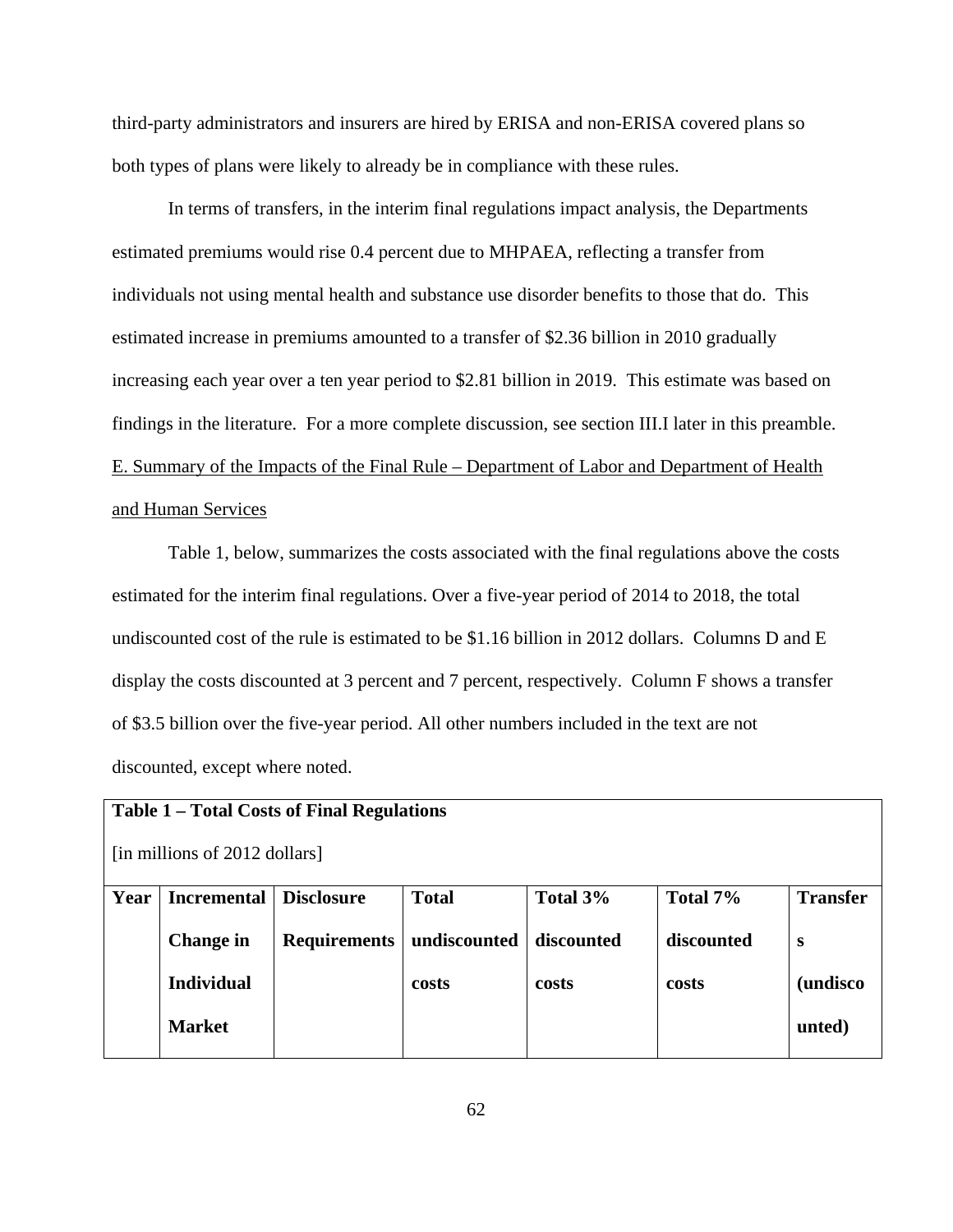third-party administrators and insurers are hired by ERISA and non-ERISA covered plans so both types of plans were likely to already be in compliance with these rules.

In terms of transfers, in the interim final regulations impact analysis, the Departments estimated premiums would rise 0.4 percent due to MHPAEA, reflecting a transfer from individuals not using mental health and substance use disorder benefits to those that do. This estimated increase in premiums amounted to a transfer of $2.36 billion in 2010 gradually increasing each year over a ten year period to $2.81 billion in 2019. This estimate was based on findings in the literature. For a more complete discussion, see section III.I later in this preamble.

E. Summary of the Impacts of the Final Rule – Department of Labor and Department of Health and Human Services

Table 1, below, summarizes the costs associated with the final regulations above the costs estimated for the interim final regulations. Over a five-year period of 2014 to 2018, the total undiscounted cost of the rule is estimated to be $1.16 billion in 2012 dollars. Columns D and E display the costs discounted at 3 percent and 7 percent, respectively. Column F shows a transfer of $3.5 billion over the five-year period. All other numbers included in the text are not discounted, except where noted.

**Table 1 – Total Costs of Final Regulations**

[in millions of 2012 dollars]

| Year | Incremental Change in Individual Market | Disclosure Requirements | Total undiscounted costs | Total 3% discounted costs | Total 7% discounted costs | Transfers (undiscounted) |
|---|---|---|---|---|---|---|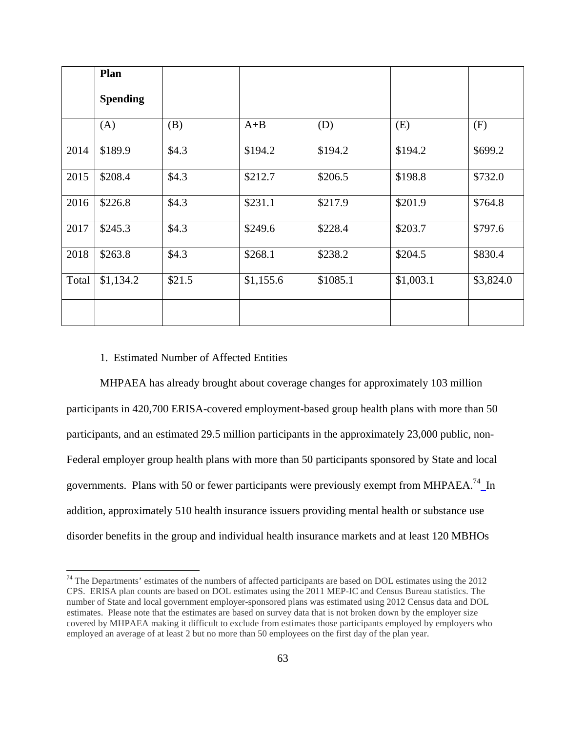| | Plan Spending | | | | | |
|---|---|---|---|---|---|---|
| | (A) | (B) | A+B | (D) | (E) | (F) |
| 2014 | $189.9 | $4.3 | $194.2 | $194.2 | $194.2 | $699.2 |
| 2015 | $208.4 | $4.3 | $212.7 | $206.5 | $198.8 | $732.0 |
| 2016 | $226.8 | $4.3 | $231.1 | $217.9 | $201.9 | $764.8 |
| 2017 | $245.3 | $4.3 | $249.6 | $228.4 | $203.7 | $797.6 |
| 2018 | $263.8 | $4.3 | $268.1 | $238.2 | $204.5 | $830.4 |
| Total | $1,134.2 | $21.5 | $1,155.6 | $1085.1 | $1,003.1 | $3,824.0 |
| | | | | | | |

1. Estimated Number of Affected Entities

MHPAEA has already brought about coverage changes for approximately 103 million participants in 420,700 ERISA-covered employment-based group health plans with more than 50 participants, and an estimated 29.5 million participants in the approximately 23,000 public, non-Federal employer group health plans with more than 50 participants sponsored by State and local governments. Plans with 50 or fewer participants were previously exempt from MHPAEA.[74] In addition, approximately 510 health insurance issuers providing mental health or substance use disorder benefits in the group and individual health insurance markets and at least 120 MBHOs

[74] The Departments' estimates of the numbers of affected participants are based on DOL estimates using the 2012 CPS. ERISA plan counts are based on DOL estimates using the 2011 MEP-IC and Census Bureau statistics. The number of State and local government employer-sponsored plans was estimated using 2012 Census data and DOL estimates. Please note that the estimates are based on survey data that is not broken down by the employer size covered by MHPAEA making it difficult to exclude from estimates those participants employed by employers who employed an average of at least 2 but no more than 50 employees on the first day of the plan year.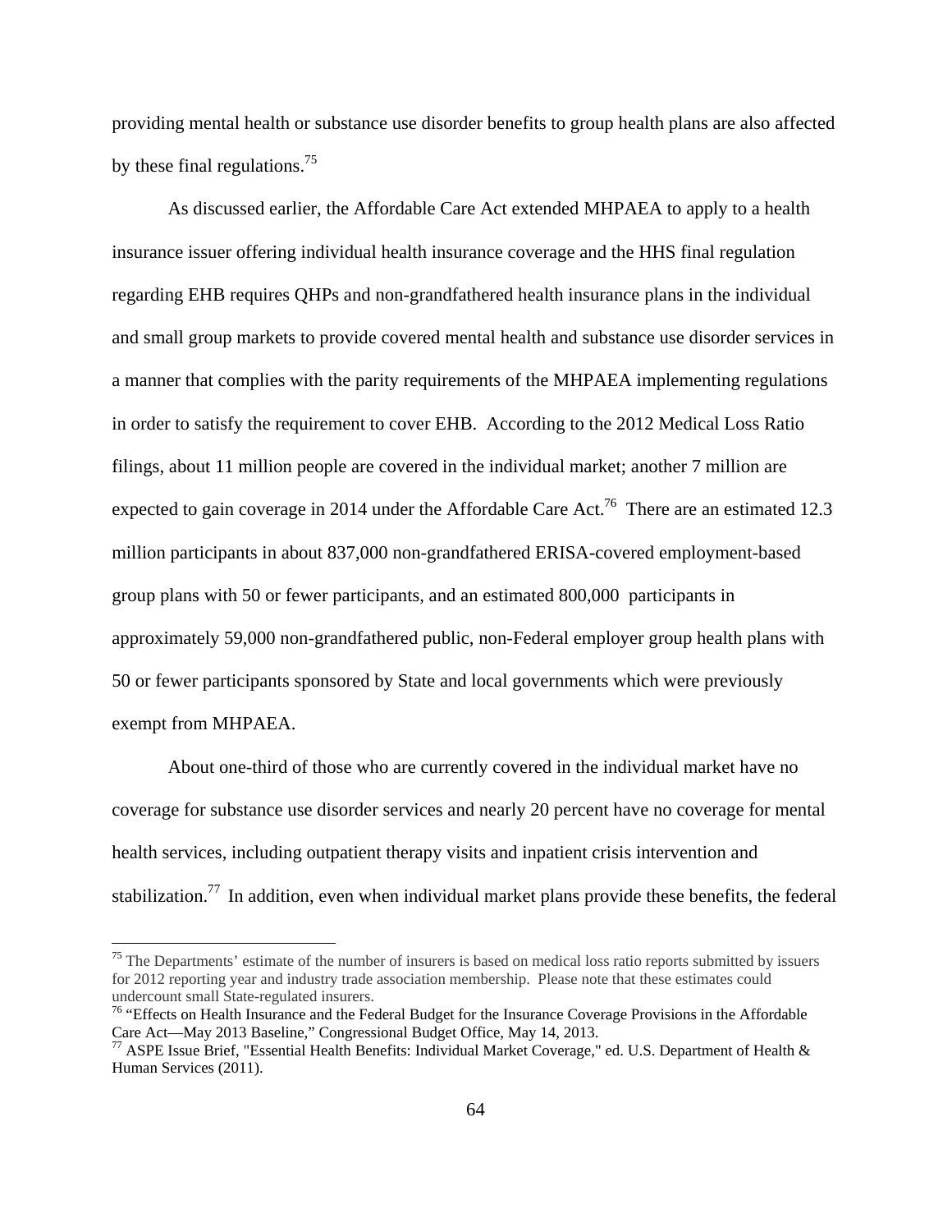providing mental health or substance use disorder benefits to group health plans are also affected by these final regulations.[75]

As discussed earlier, the Affordable Care Act extended MHPAEA to apply to a health insurance issuer offering individual health insurance coverage and the HHS final regulation regarding EHB requires QHPs and non-grandfathered health insurance plans in the individual and small group markets to provide covered mental health and substance use disorder services in a manner that complies with the parity requirements of the MHPAEA implementing regulations in order to satisfy the requirement to cover EHB. According to the 2012 Medical Loss Ratio filings, about 11 million people are covered in the individual market; another 7 million are expected to gain coverage in 2014 under the Affordable Care Act.[76] There are an estimated 12.3 million participants in about 837,000 non-grandfathered ERISA-covered employment-based group plans with 50 or fewer participants, and an estimated 800,000 participants in approximately 59,000 non-grandfathered public, non-Federal employer group health plans with 50 or fewer participants sponsored by State and local governments which were previously exempt from MHPAEA.

About one-third of those who are currently covered in the individual market have no coverage for substance use disorder services and nearly 20 percent have no coverage for mental health services, including outpatient therapy visits and inpatient crisis intervention and stabilization.[77] In addition, even when individual market plans provide these benefits, the federal

[75] The Departments' estimate of the number of insurers is based on medical loss ratio reports submitted by issuers for 2012 reporting year and industry trade association membership. Please note that these estimates could undercount small State-regulated insurers.

[76] "Effects on Health Insurance and the Federal Budget for the Insurance Coverage Provisions in the Affordable Care Act—May 2013 Baseline," Congressional Budget Office, May 14, 2013.

[77] ASPE Issue Brief, "Essential Health Benefits: Individual Market Coverage," ed. U.S. Department of Health & Human Services (2011).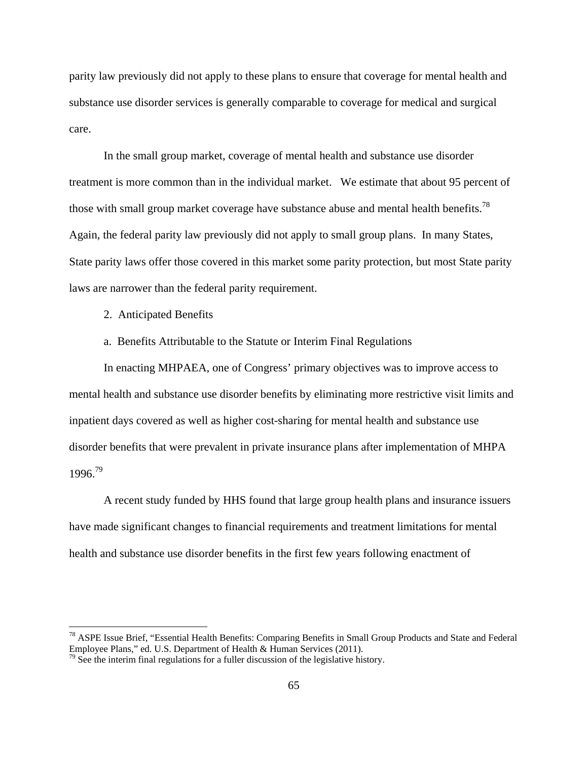parity law previously did not apply to these plans to ensure that coverage for mental health and substance use disorder services is generally comparable to coverage for medical and surgical care.

In the small group market, coverage of mental health and substance use disorder treatment is more common than in the individual market. We estimate that about 95 percent of those with small group market coverage have substance abuse and mental health benefits.[78] Again, the federal parity law previously did not apply to small group plans. In many States, State parity laws offer those covered in this market some parity protection, but most State parity laws are narrower than the federal parity requirement.

2. Anticipated Benefits

a. Benefits Attributable to the Statute or Interim Final Regulations

In enacting MHPAEA, one of Congress' primary objectives was to improve access to mental health and substance use disorder benefits by eliminating more restrictive visit limits and inpatient days covered as well as higher cost-sharing for mental health and substance use disorder benefits that were prevalent in private insurance plans after implementation of MHPA 1996.[79]

A recent study funded by HHS found that large group health plans and insurance issuers have made significant changes to financial requirements and treatment limitations for mental health and substance use disorder benefits in the first few years following enactment of

[78] ASPE Issue Brief, "Essential Health Benefits: Comparing Benefits in Small Group Products and State and Federal Employee Plans," ed. U.S. Department of Health & Human Services (2011).

[79] See the interim final regulations for a fuller discussion of the legislative history.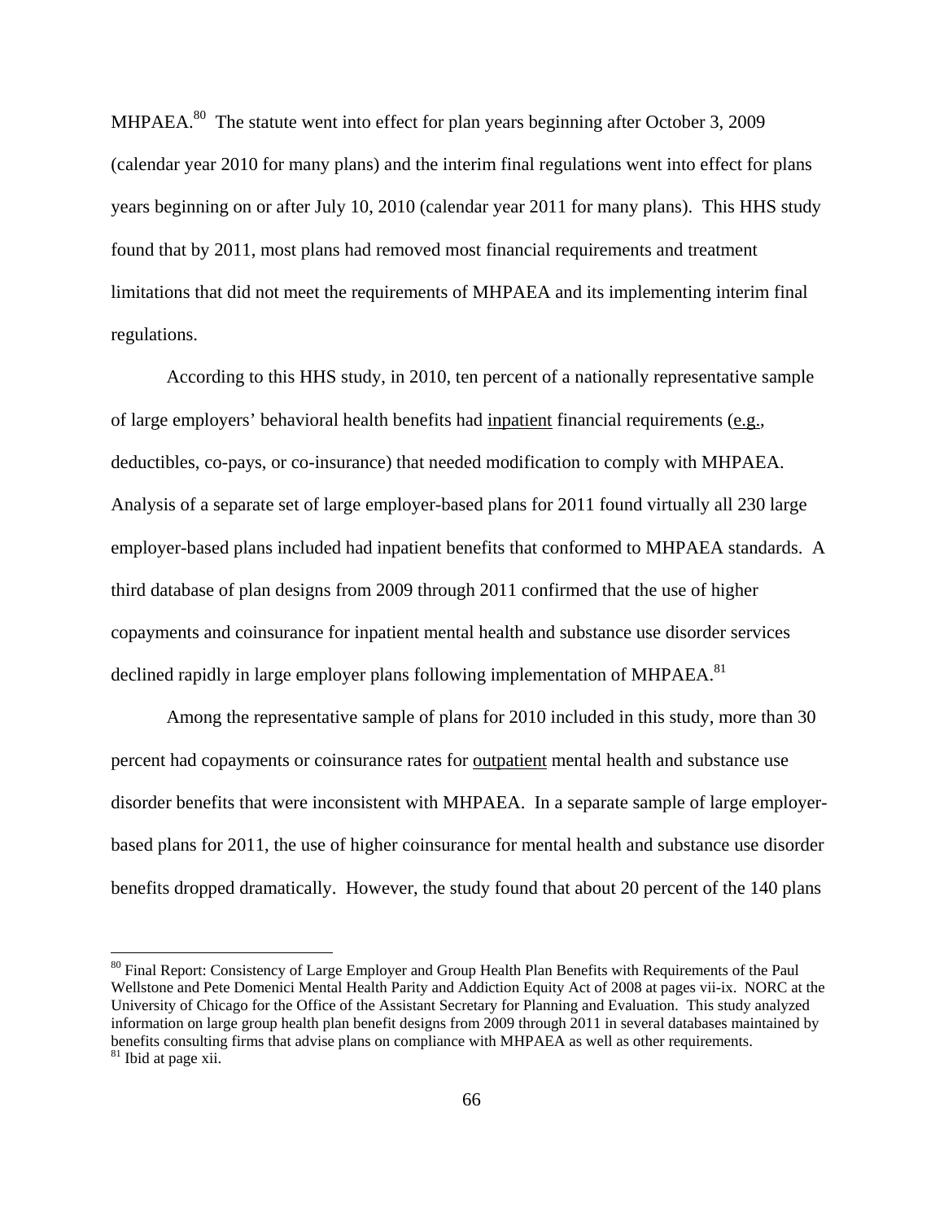MHPAEA.[80] The statute went into effect for plan years beginning after October 3, 2009 (calendar year 2010 for many plans) and the interim final regulations went into effect for plans years beginning on or after July 10, 2010 (calendar year 2011 for many plans). This HHS study found that by 2011, most plans had removed most financial requirements and treatment limitations that did not meet the requirements of MHPAEA and its implementing interim final regulations.

According to this HHS study, in 2010, ten percent of a nationally representative sample of large employers' behavioral health benefits had inpatient financial requirements (e.g., deductibles, co-pays, or co-insurance) that needed modification to comply with MHPAEA. Analysis of a separate set of large employer-based plans for 2011 found virtually all 230 large employer-based plans included had inpatient benefits that conformed to MHPAEA standards. A third database of plan designs from 2009 through 2011 confirmed that the use of higher copayments and coinsurance for inpatient mental health and substance use disorder services declined rapidly in large employer plans following implementation of MHPAEA.[81]

Among the representative sample of plans for 2010 included in this study, more than 30 percent had copayments or coinsurance rates for outpatient mental health and substance use disorder benefits that were inconsistent with MHPAEA. In a separate sample of large employer-based plans for 2011, the use of higher coinsurance for mental health and substance use disorder benefits dropped dramatically. However, the study found that about 20 percent of the 140 plans

---

[80] Final Report: Consistency of Large Employer and Group Health Plan Benefits with Requirements of the Paul Wellstone and Pete Domenici Mental Health Parity and Addiction Equity Act of 2008 at pages vii-ix. NORC at the University of Chicago for the Office of the Assistant Secretary for Planning and Evaluation. This study analyzed information on large group health plan benefit designs from 2009 through 2011 in several databases maintained by benefits consulting firms that advise plans on compliance with MHPAEA as well as other requirements.

[81] Ibid at page xii.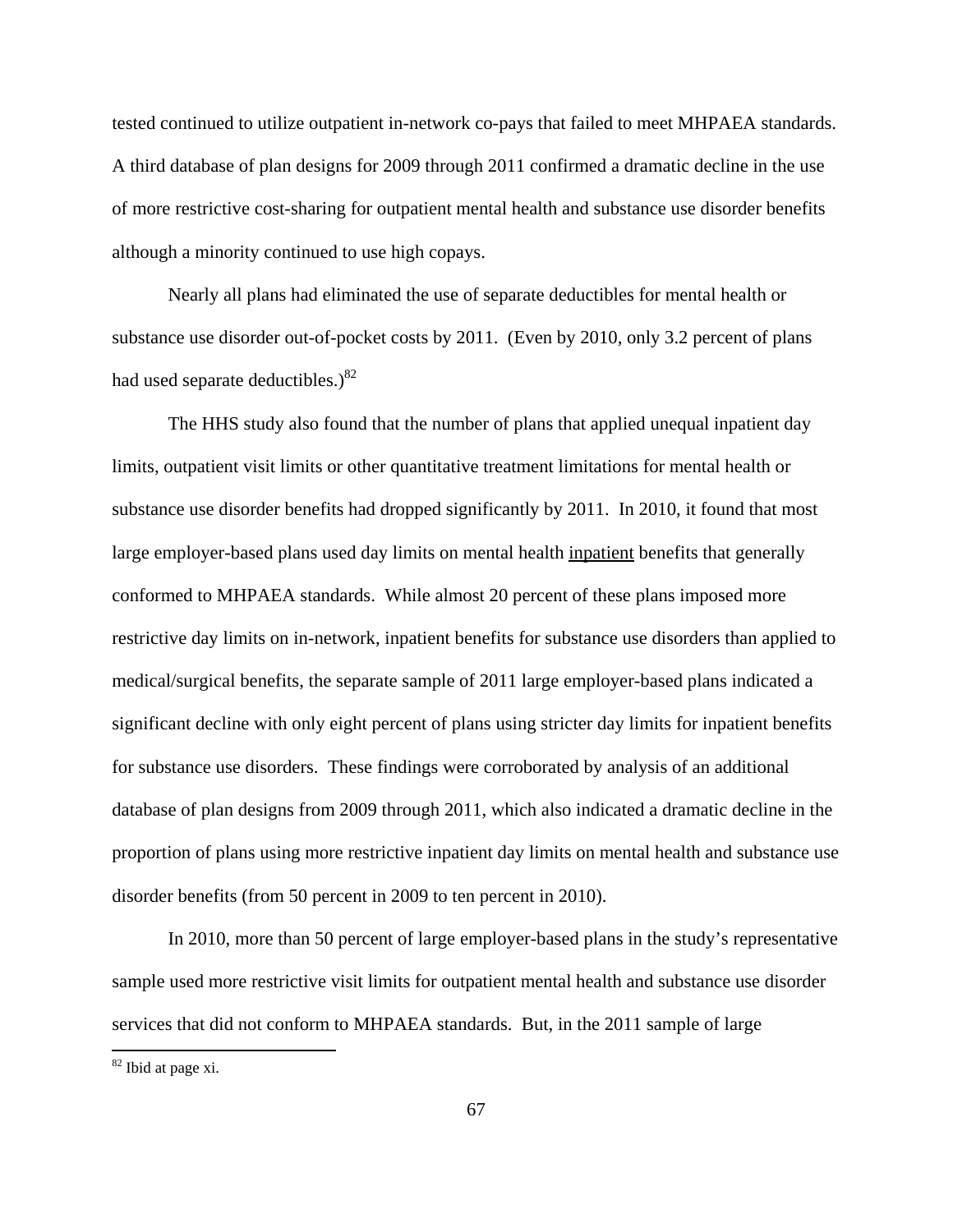tested continued to utilize outpatient in-network co-pays that failed to meet MHPAEA standards. A third database of plan designs for 2009 through 2011 confirmed a dramatic decline in the use of more restrictive cost-sharing for outpatient mental health and substance use disorder benefits although a minority continued to use high copays.

Nearly all plans had eliminated the use of separate deductibles for mental health or substance use disorder out-of-pocket costs by 2011. (Even by 2010, only 3.2 percent of plans had used separate deductibles.)[82]

The HHS study also found that the number of plans that applied unequal inpatient day limits, outpatient visit limits or other quantitative treatment limitations for mental health or substance use disorder benefits had dropped significantly by 2011. In 2010, it found that most large employer-based plans used day limits on mental health <u>inpatient</u> benefits that generally conformed to MHPAEA standards. While almost 20 percent of these plans imposed more restrictive day limits on in-network, inpatient benefits for substance use disorders than applied to medical/surgical benefits, the separate sample of 2011 large employer-based plans indicated a significant decline with only eight percent of plans using stricter day limits for inpatient benefits for substance use disorders. These findings were corroborated by analysis of an additional database of plan designs from 2009 through 2011, which also indicated a dramatic decline in the proportion of plans using more restrictive inpatient day limits on mental health and substance use disorder benefits (from 50 percent in 2009 to ten percent in 2010).

In 2010, more than 50 percent of large employer-based plans in the study's representative sample used more restrictive visit limits for outpatient mental health and substance use disorder services that did not conform to MHPAEA standards. But, in the 2011 sample of large

---

[82] Ibid at page xi.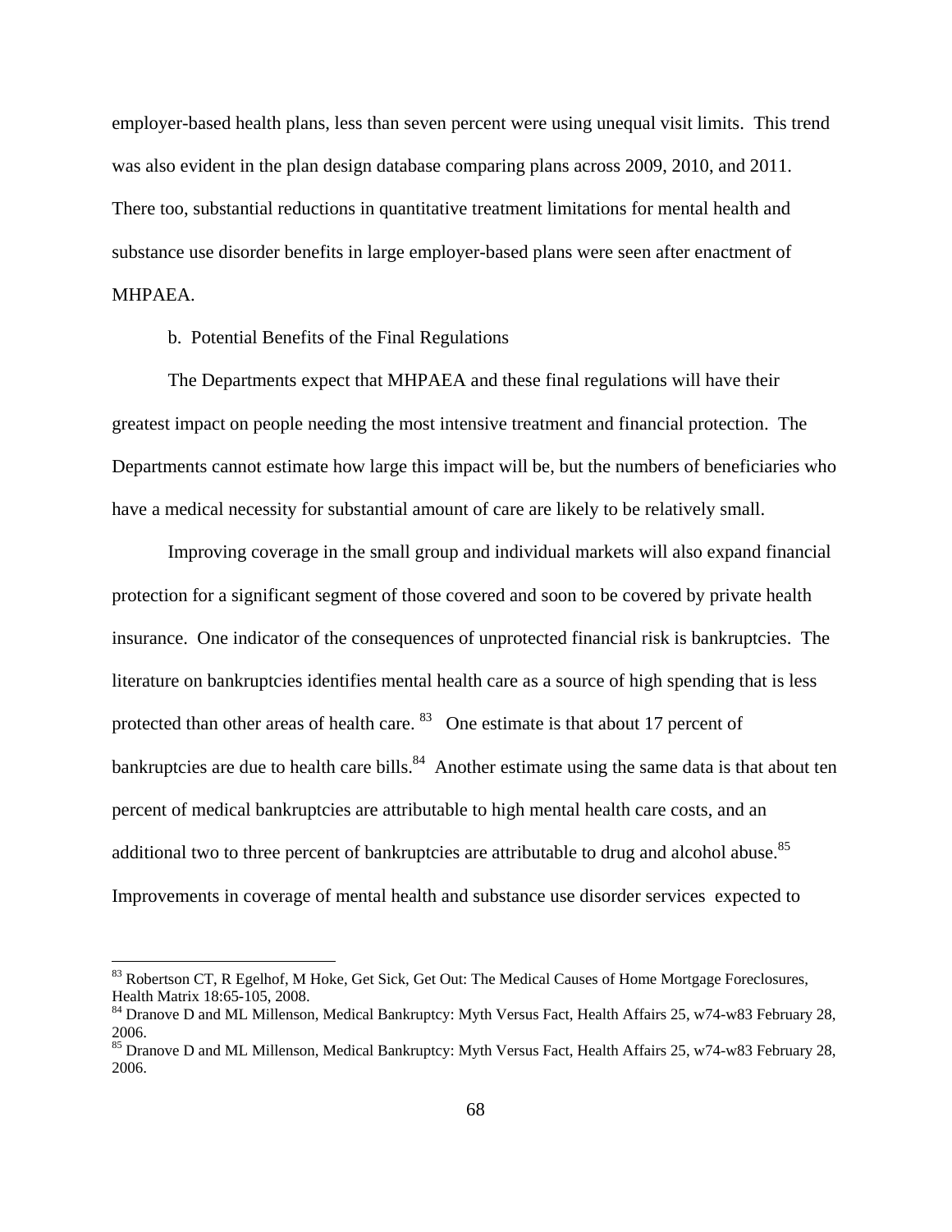employer-based health plans, less than seven percent were using unequal visit limits. This trend was also evident in the plan design database comparing plans across 2009, 2010, and 2011. There too, substantial reductions in quantitative treatment limitations for mental health and substance use disorder benefits in large employer-based plans were seen after enactment of MHPAEA.

b. Potential Benefits of the Final Regulations

The Departments expect that MHPAEA and these final regulations will have their greatest impact on people needing the most intensive treatment and financial protection. The Departments cannot estimate how large this impact will be, but the numbers of beneficiaries who have a medical necessity for substantial amount of care are likely to be relatively small.

Improving coverage in the small group and individual markets will also expand financial protection for a significant segment of those covered and soon to be covered by private health insurance. One indicator of the consequences of unprotected financial risk is bankruptcies. The literature on bankruptcies identifies mental health care as a source of high spending that is less protected than other areas of health care. [83] One estimate is that about 17 percent of bankruptcies are due to health care bills.[84] Another estimate using the same data is that about ten percent of medical bankruptcies are attributable to high mental health care costs, and an additional two to three percent of bankruptcies are attributable to drug and alcohol abuse.[85] Improvements in coverage of mental health and substance use disorder services expected to

---

[83] Robertson CT, R Egelhof, M Hoke, Get Sick, Get Out: The Medical Causes of Home Mortgage Foreclosures, Health Matrix 18:65-105, 2008.

[84] Dranove D and ML Millenson, Medical Bankruptcy: Myth Versus Fact, Health Affairs 25, w74-w83 February 28, 2006.

[85] Dranove D and ML Millenson, Medical Bankruptcy: Myth Versus Fact, Health Affairs 25, w74-w83 February 28, 2006.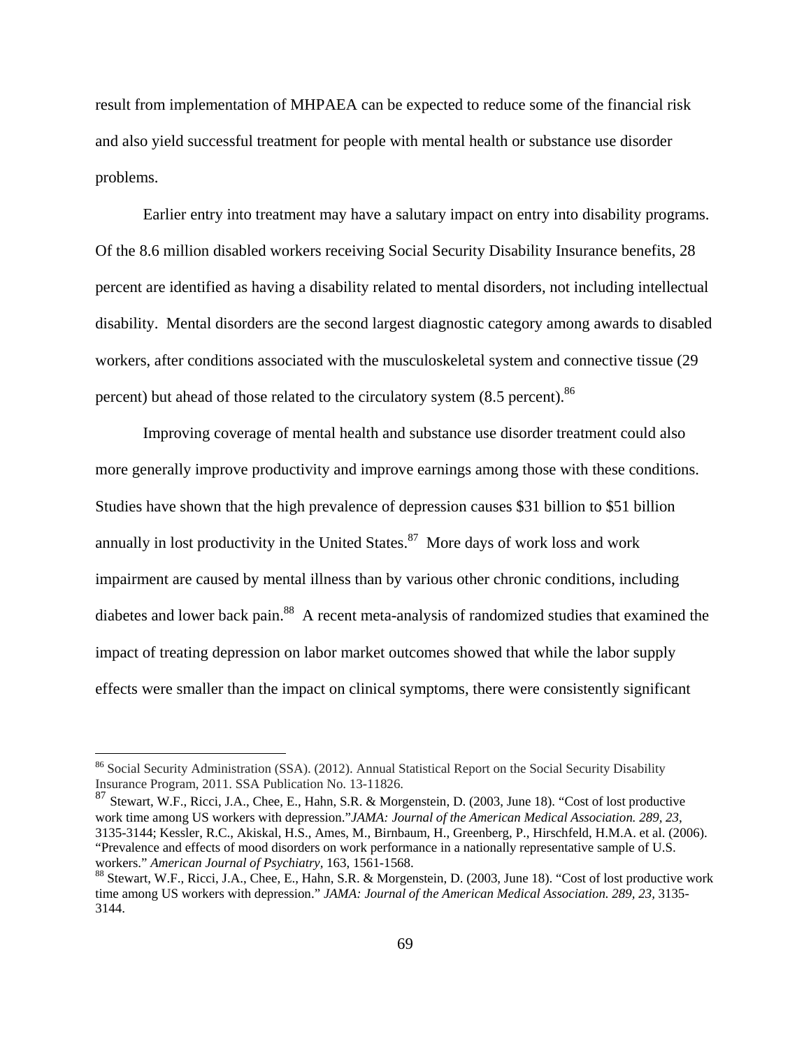result from implementation of MHPAEA can be expected to reduce some of the financial risk and also yield successful treatment for people with mental health or substance use disorder problems.

Earlier entry into treatment may have a salutary impact on entry into disability programs. Of the 8.6 million disabled workers receiving Social Security Disability Insurance benefits, 28 percent are identified as having a disability related to mental disorders, not including intellectual disability. Mental disorders are the second largest diagnostic category among awards to disabled workers, after conditions associated with the musculoskeletal system and connective tissue (29 percent) but ahead of those related to the circulatory system (8.5 percent).[86]

Improving coverage of mental health and substance use disorder treatment could also more generally improve productivity and improve earnings among those with these conditions. Studies have shown that the high prevalence of depression causes \$31 billion to \$51 billion annually in lost productivity in the United States.[87] More days of work loss and work impairment are caused by mental illness than by various other chronic conditions, including diabetes and lower back pain.[88] A recent meta-analysis of randomized studies that examined the impact of treating depression on labor market outcomes showed that while the labor supply effects were smaller than the impact on clinical symptoms, there were consistently significant

---

[86] Social Security Administration (SSA). (2012). Annual Statistical Report on the Social Security Disability Insurance Program, 2011. SSA Publication No. 13-11826.

[87] Stewart, W.F., Ricci, J.A., Chee, E., Hahn, S.R. & Morgenstein, D. (2003, June 18). "Cost of lost productive work time among US workers with depression."*JAMA: Journal of the American Medical Association. 289, 23,* 3135-3144; Kessler, R.C., Akiskal, H.S., Ames, M., Birnbaum, H., Greenberg, P., Hirschfeld, H.M.A. et al. (2006). "Prevalence and effects of mood disorders on work performance in a nationally representative sample of U.S. workers." *American Journal of Psychiatry*, 163, 1561-1568.

[88] Stewart, W.F., Ricci, J.A., Chee, E., Hahn, S.R. & Morgenstein, D. (2003, June 18). "Cost of lost productive work time among US workers with depression." *JAMA: Journal of the American Medical Association. 289, 23,* 3135-3144.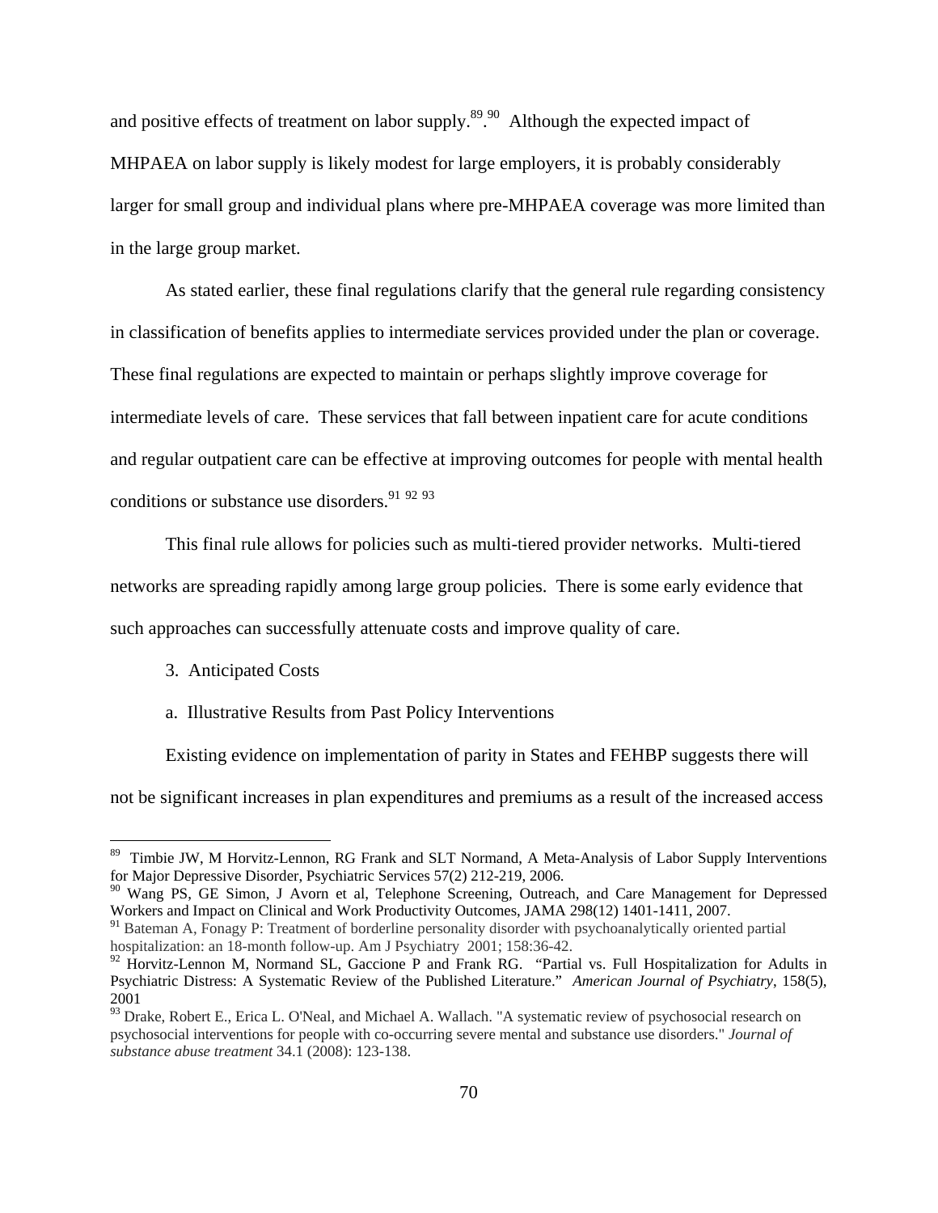and positive effects of treatment on labor supply.[89].[90] Although the expected impact of MHPAEA on labor supply is likely modest for large employers, it is probably considerably larger for small group and individual plans where pre-MHPAEA coverage was more limited than in the large group market.

As stated earlier, these final regulations clarify that the general rule regarding consistency in classification of benefits applies to intermediate services provided under the plan or coverage. These final regulations are expected to maintain or perhaps slightly improve coverage for intermediate levels of care. These services that fall between inpatient care for acute conditions and regular outpatient care can be effective at improving outcomes for people with mental health conditions or substance use disorders.[91] [92] [93]

This final rule allows for policies such as multi-tiered provider networks. Multi-tiered networks are spreading rapidly among large group policies. There is some early evidence that such approaches can successfully attenuate costs and improve quality of care.

3. Anticipated Costs

a. Illustrative Results from Past Policy Interventions

Existing evidence on implementation of parity in States and FEHBP suggests there will not be significant increases in plan expenditures and premiums as a result of the increased access

---

[89] Timbie JW, M Horvitz-Lennon, RG Frank and SLT Normand, A Meta-Analysis of Labor Supply Interventions for Major Depressive Disorder, Psychiatric Services 57(2) 212-219, 2006.

[90] Wang PS, GE Simon, J Avorn et al, Telephone Screening, Outreach, and Care Management for Depressed Workers and Impact on Clinical and Work Productivity Outcomes, JAMA 298(12) 1401-1411, 2007.

[91] Bateman A, Fonagy P: Treatment of borderline personality disorder with psychoanalytically oriented partial hospitalization: an 18-month follow-up. Am J Psychiatry 2001; 158:36-42.

[92] Horvitz-Lennon M, Normand SL, Gaccione P and Frank RG. "Partial vs. Full Hospitalization for Adults in Psychiatric Distress: A Systematic Review of the Published Literature." *American Journal of Psychiatry*, 158(5), 2001

[93] Drake, Robert E., Erica L. O'Neal, and Michael A. Wallach. "A systematic review of psychosocial research on psychosocial interventions for people with co-occurring severe mental and substance use disorders." *Journal of substance abuse treatment* 34.1 (2008): 123-138.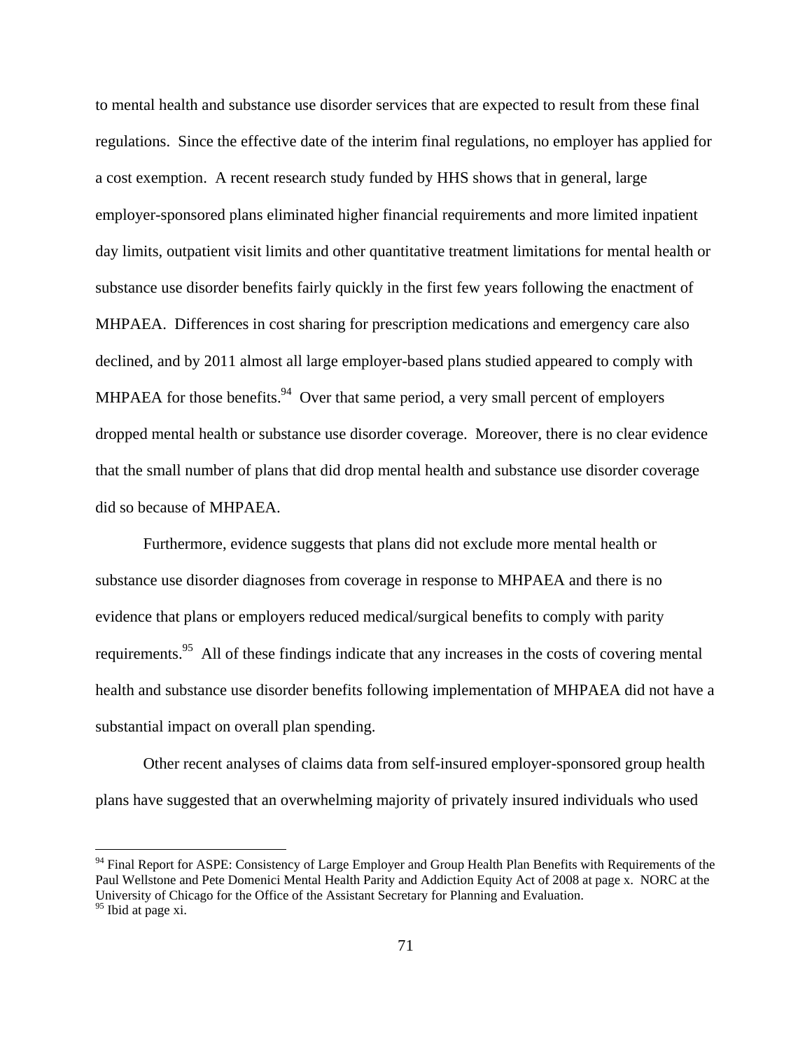to mental health and substance use disorder services that are expected to result from these final regulations. Since the effective date of the interim final regulations, no employer has applied for a cost exemption. A recent research study funded by HHS shows that in general, large employer-sponsored plans eliminated higher financial requirements and more limited inpatient day limits, outpatient visit limits and other quantitative treatment limitations for mental health or substance use disorder benefits fairly quickly in the first few years following the enactment of MHPAEA. Differences in cost sharing for prescription medications and emergency care also declined, and by 2011 almost all large employer-based plans studied appeared to comply with MHPAEA for those benefits.[94] Over that same period, a very small percent of employers dropped mental health or substance use disorder coverage. Moreover, there is no clear evidence that the small number of plans that did drop mental health and substance use disorder coverage did so because of MHPAEA.

Furthermore, evidence suggests that plans did not exclude more mental health or substance use disorder diagnoses from coverage in response to MHPAEA and there is no evidence that plans or employers reduced medical/surgical benefits to comply with parity requirements.[95] All of these findings indicate that any increases in the costs of covering mental health and substance use disorder benefits following implementation of MHPAEA did not have a substantial impact on overall plan spending.

Other recent analyses of claims data from self-insured employer-sponsored group health plans have suggested that an overwhelming majority of privately insured individuals who used

---

[94] Final Report for ASPE: Consistency of Large Employer and Group Health Plan Benefits with Requirements of the Paul Wellstone and Pete Domenici Mental Health Parity and Addiction Equity Act of 2008 at page x. NORC at the University of Chicago for the Office of the Assistant Secretary for Planning and Evaluation.

[95] Ibid at page xi.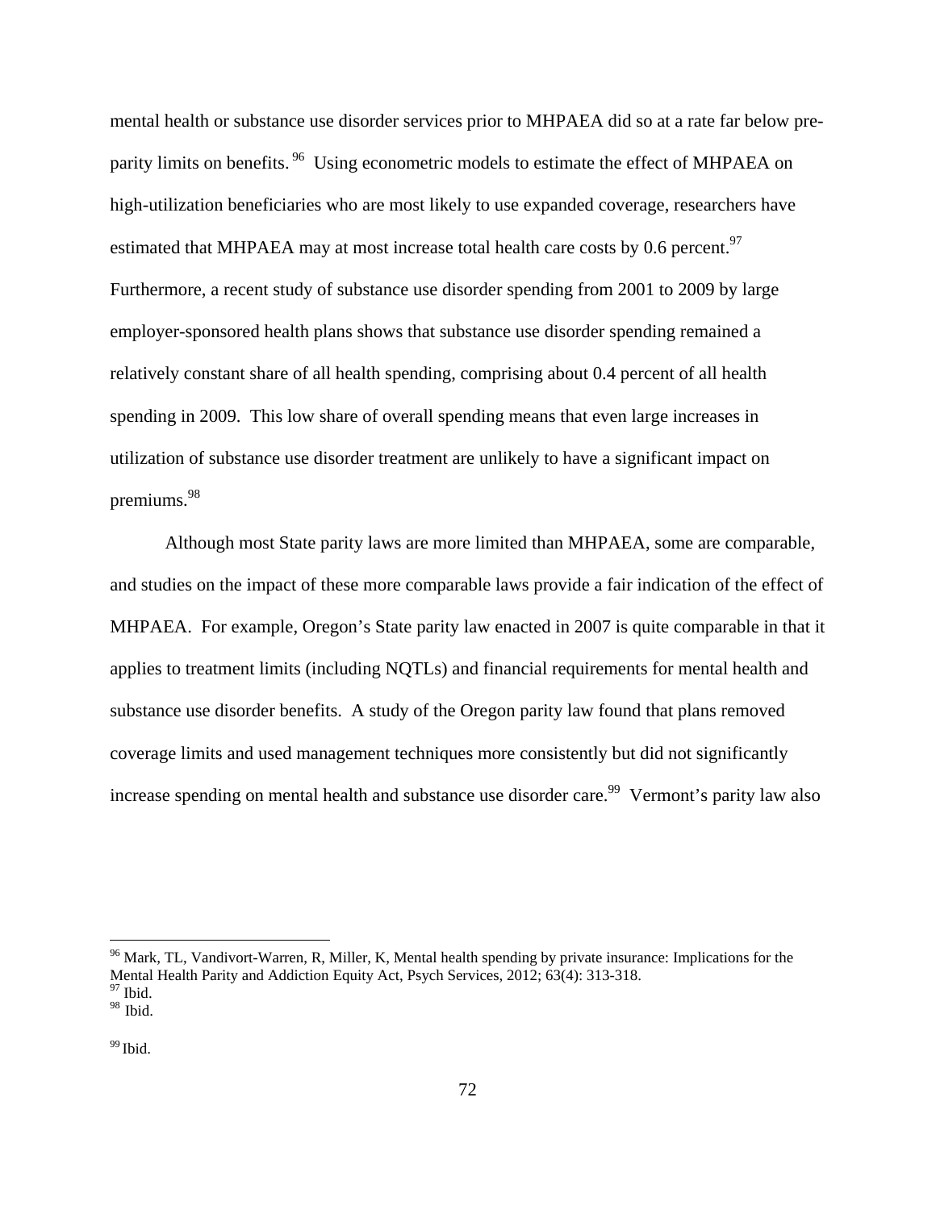mental health or substance use disorder services prior to MHPAEA did so at a rate far below pre-parity limits on benefits.[96] Using econometric models to estimate the effect of MHPAEA on high-utilization beneficiaries who are most likely to use expanded coverage, researchers have estimated that MHPAEA may at most increase total health care costs by 0.6 percent.[97] Furthermore, a recent study of substance use disorder spending from 2001 to 2009 by large employer-sponsored health plans shows that substance use disorder spending remained a relatively constant share of all health spending, comprising about 0.4 percent of all health spending in 2009. This low share of overall spending means that even large increases in utilization of substance use disorder treatment are unlikely to have a significant impact on premiums.[98]

Although most State parity laws are more limited than MHPAEA, some are comparable, and studies on the impact of these more comparable laws provide a fair indication of the effect of MHPAEA. For example, Oregon's State parity law enacted in 2007 is quite comparable in that it applies to treatment limits (including NQTLs) and financial requirements for mental health and substance use disorder benefits. A study of the Oregon parity law found that plans removed coverage limits and used management techniques more consistently but did not significantly increase spending on mental health and substance use disorder care.[99] Vermont's parity law also

---

[96] Mark, TL, Vandivort-Warren, R, Miller, K, Mental health spending by private insurance: Implications for the Mental Health Parity and Addiction Equity Act, Psych Services, 2012; 63(4): 313-318.

[97] Ibid.

[98] Ibid.

[99] Ibid.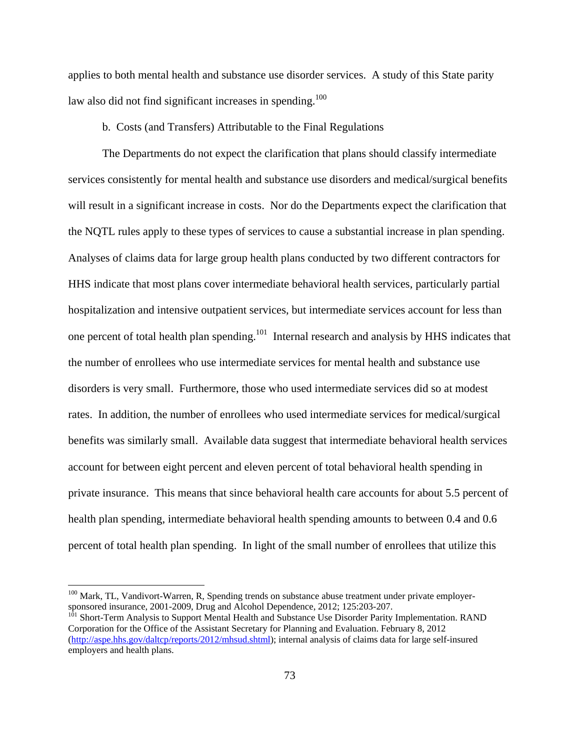applies to both mental health and substance use disorder services. A study of this State parity law also did not find significant increases in spending.[100]

b. Costs (and Transfers) Attributable to the Final Regulations

The Departments do not expect the clarification that plans should classify intermediate services consistently for mental health and substance use disorders and medical/surgical benefits will result in a significant increase in costs. Nor do the Departments expect the clarification that the NQTL rules apply to these types of services to cause a substantial increase in plan spending. Analyses of claims data for large group health plans conducted by two different contractors for HHS indicate that most plans cover intermediate behavioral health services, particularly partial hospitalization and intensive outpatient services, but intermediate services account for less than one percent of total health plan spending.[101] Internal research and analysis by HHS indicates that the number of enrollees who use intermediate services for mental health and substance use disorders is very small. Furthermore, those who used intermediate services did so at modest rates. In addition, the number of enrollees who used intermediate services for medical/surgical benefits was similarly small. Available data suggest that intermediate behavioral health services account for between eight percent and eleven percent of total behavioral health spending in private insurance. This means that since behavioral health care accounts for about 5.5 percent of health plan spending, intermediate behavioral health spending amounts to between 0.4 and 0.6 percent of total health plan spending. In light of the small number of enrollees that utilize this

[100] Mark, TL, Vandivort-Warren, R, Spending trends on substance abuse treatment under private employer-sponsored insurance, 2001-2009, Drug and Alcohol Dependence, 2012; 125:203-207.

[101] Short-Term Analysis to Support Mental Health and Substance Use Disorder Parity Implementation. RAND Corporation for the Office of the Assistant Secretary for Planning and Evaluation. February 8, 2012 (http://aspe.hhs.gov/daltcp/reports/2012/mhsud.shtml); internal analysis of claims data for large self-insured employers and health plans.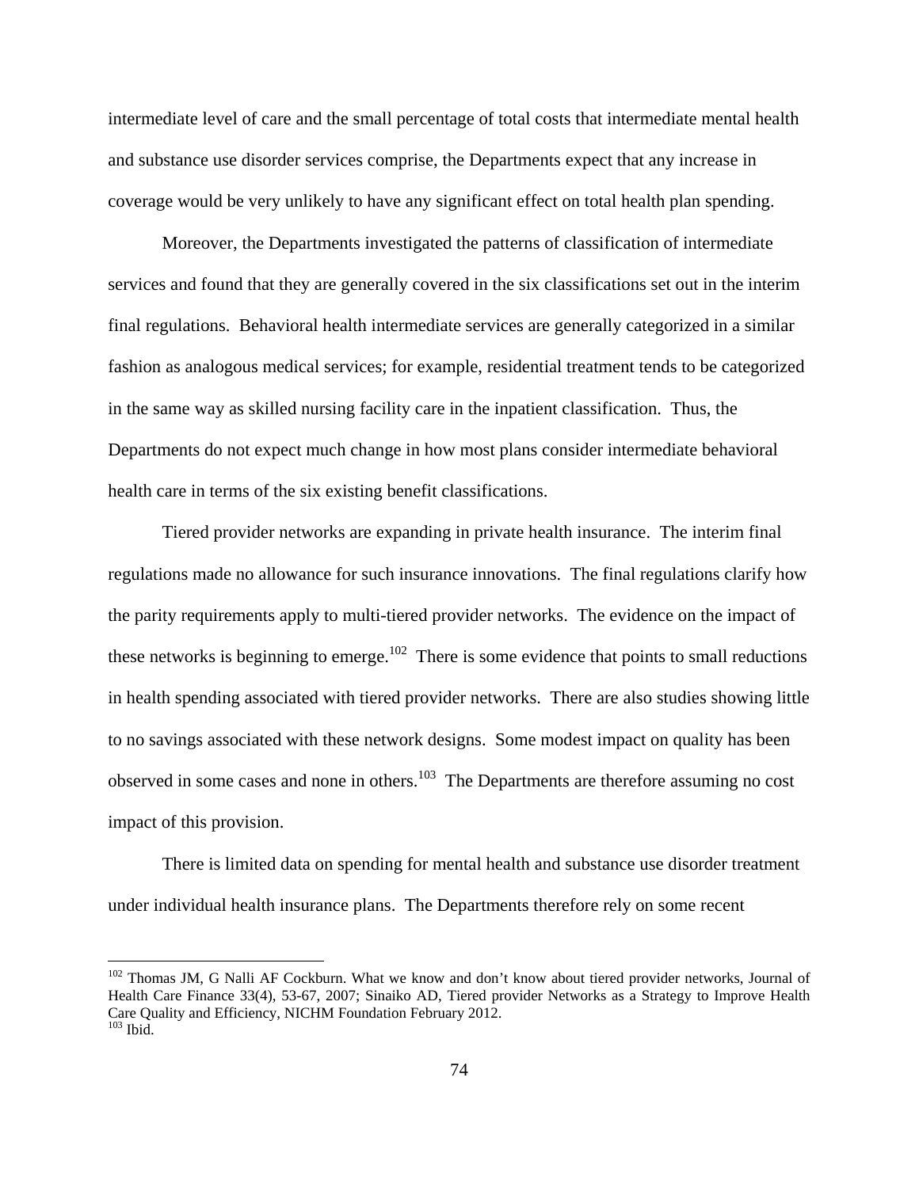intermediate level of care and the small percentage of total costs that intermediate mental health and substance use disorder services comprise, the Departments expect that any increase in coverage would be very unlikely to have any significant effect on total health plan spending.

Moreover, the Departments investigated the patterns of classification of intermediate services and found that they are generally covered in the six classifications set out in the interim final regulations. Behavioral health intermediate services are generally categorized in a similar fashion as analogous medical services; for example, residential treatment tends to be categorized in the same way as skilled nursing facility care in the inpatient classification. Thus, the Departments do not expect much change in how most plans consider intermediate behavioral health care in terms of the six existing benefit classifications.

Tiered provider networks are expanding in private health insurance. The interim final regulations made no allowance for such insurance innovations. The final regulations clarify how the parity requirements apply to multi-tiered provider networks. The evidence on the impact of these networks is beginning to emerge.[102] There is some evidence that points to small reductions in health spending associated with tiered provider networks. There are also studies showing little to no savings associated with these network designs. Some modest impact on quality has been observed in some cases and none in others.[103] The Departments are therefore assuming no cost impact of this provision.

There is limited data on spending for mental health and substance use disorder treatment under individual health insurance plans. The Departments therefore rely on some recent

---

[102] Thomas JM, G Nalli AF Cockburn. What we know and don't know about tiered provider networks, Journal of Health Care Finance 33(4), 53-67, 2007; Sinaiko AD, Tiered provider Networks as a Strategy to Improve Health Care Quality and Efficiency, NICHM Foundation February 2012.

[103] Ibid.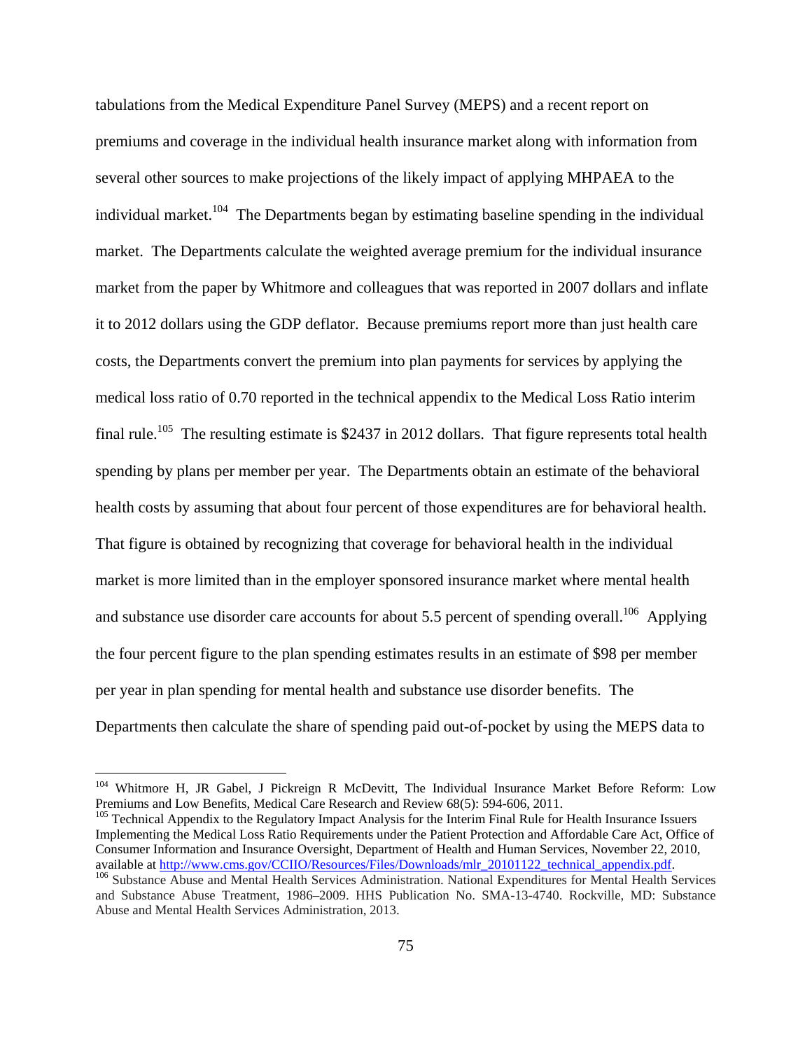tabulations from the Medical Expenditure Panel Survey (MEPS) and a recent report on premiums and coverage in the individual health insurance market along with information from several other sources to make projections of the likely impact of applying MHPAEA to the individual market.[104] The Departments began by estimating baseline spending in the individual market. The Departments calculate the weighted average premium for the individual insurance market from the paper by Whitmore and colleagues that was reported in 2007 dollars and inflate it to 2012 dollars using the GDP deflator. Because premiums report more than just health care costs, the Departments convert the premium into plan payments for services by applying the medical loss ratio of 0.70 reported in the technical appendix to the Medical Loss Ratio interim final rule.[105] The resulting estimate is $2437 in 2012 dollars. That figure represents total health spending by plans per member per year. The Departments obtain an estimate of the behavioral health costs by assuming that about four percent of those expenditures are for behavioral health. That figure is obtained by recognizing that coverage for behavioral health in the individual market is more limited than in the employer sponsored insurance market where mental health and substance use disorder care accounts for about 5.5 percent of spending overall.[106] Applying the four percent figure to the plan spending estimates results in an estimate of $98 per member per year in plan spending for mental health and substance use disorder benefits. The Departments then calculate the share of spending paid out-of-pocket by using the MEPS data to

---

[104] Whitmore H, JR Gabel, J Pickreign R McDevitt, The Individual Insurance Market Before Reform: Low Premiums and Low Benefits, Medical Care Research and Review 68(5): 594-606, 2011.

[105] Technical Appendix to the Regulatory Impact Analysis for the Interim Final Rule for Health Insurance Issuers Implementing the Medical Loss Ratio Requirements under the Patient Protection and Affordable Care Act, Office of Consumer Information and Insurance Oversight, Department of Health and Human Services, November 22, 2010, available at http://www.cms.gov/CCIIO/Resources/Files/Downloads/mlr_20101122_technical_appendix.pdf.

[106] Substance Abuse and Mental Health Services Administration. National Expenditures for Mental Health Services and Substance Abuse Treatment, 1986–2009. HHS Publication No. SMA-13-4740. Rockville, MD: Substance Abuse and Mental Health Services Administration, 2013.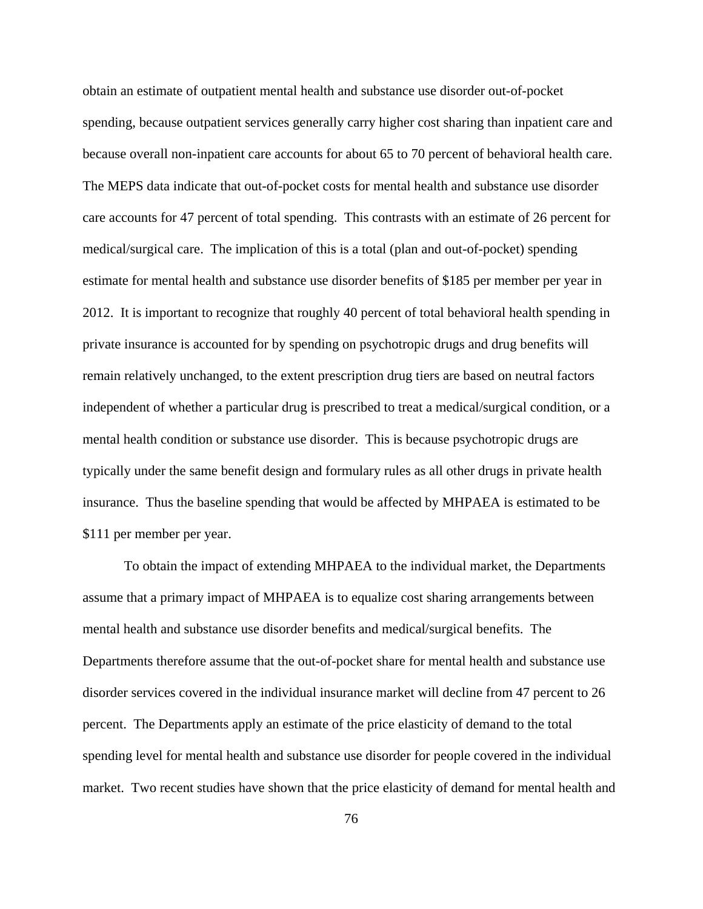obtain an estimate of outpatient mental health and substance use disorder out-of-pocket spending, because outpatient services generally carry higher cost sharing than inpatient care and because overall non-inpatient care accounts for about 65 to 70 percent of behavioral health care. The MEPS data indicate that out-of-pocket costs for mental health and substance use disorder care accounts for 47 percent of total spending. This contrasts with an estimate of 26 percent for medical/surgical care. The implication of this is a total (plan and out-of-pocket) spending estimate for mental health and substance use disorder benefits of $185 per member per year in 2012. It is important to recognize that roughly 40 percent of total behavioral health spending in private insurance is accounted for by spending on psychotropic drugs and drug benefits will remain relatively unchanged, to the extent prescription drug tiers are based on neutral factors independent of whether a particular drug is prescribed to treat a medical/surgical condition, or a mental health condition or substance use disorder. This is because psychotropic drugs are typically under the same benefit design and formulary rules as all other drugs in private health insurance. Thus the baseline spending that would be affected by MHPAEA is estimated to be $111 per member per year.

To obtain the impact of extending MHPAEA to the individual market, the Departments assume that a primary impact of MHPAEA is to equalize cost sharing arrangements between mental health and substance use disorder benefits and medical/surgical benefits. The Departments therefore assume that the out-of-pocket share for mental health and substance use disorder services covered in the individual insurance market will decline from 47 percent to 26 percent. The Departments apply an estimate of the price elasticity of demand to the total spending level for mental health and substance use disorder for people covered in the individual market. Two recent studies have shown that the price elasticity of demand for mental health and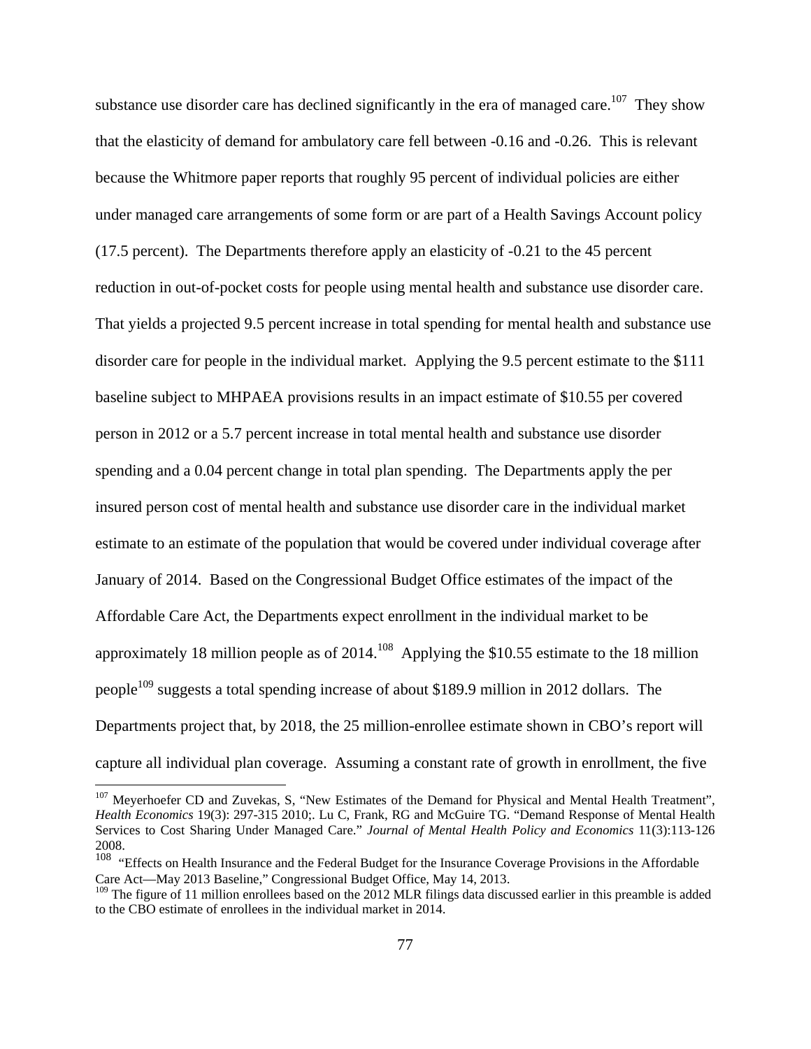substance use disorder care has declined significantly in the era of managed care.[107] They show that the elasticity of demand for ambulatory care fell between -0.16 and -0.26. This is relevant because the Whitmore paper reports that roughly 95 percent of individual policies are either under managed care arrangements of some form or are part of a Health Savings Account policy (17.5 percent). The Departments therefore apply an elasticity of -0.21 to the 45 percent reduction in out-of-pocket costs for people using mental health and substance use disorder care. That yields a projected 9.5 percent increase in total spending for mental health and substance use disorder care for people in the individual market. Applying the 9.5 percent estimate to the $111 baseline subject to MHPAEA provisions results in an impact estimate of $10.55 per covered person in 2012 or a 5.7 percent increase in total mental health and substance use disorder spending and a 0.04 percent change in total plan spending. The Departments apply the per insured person cost of mental health and substance use disorder care in the individual market estimate to an estimate of the population that would be covered under individual coverage after January of 2014. Based on the Congressional Budget Office estimates of the impact of the Affordable Care Act, the Departments expect enrollment in the individual market to be approximately 18 million people as of 2014.[108] Applying the $10.55 estimate to the 18 million people[109] suggests a total spending increase of about $189.9 million in 2012 dollars. The Departments project that, by 2018, the 25 million-enrollee estimate shown in CBO's report will capture all individual plan coverage. Assuming a constant rate of growth in enrollment, the five

---

[107] Meyerhoefer CD and Zuvekas, S, "New Estimates of the Demand for Physical and Mental Health Treatment", *Health Economics* 19(3): 297-315 2010;. Lu C, Frank, RG and McGuire TG. "Demand Response of Mental Health Services to Cost Sharing Under Managed Care." *Journal of Mental Health Policy and Economics* 11(3):113-126 2008.

[108] "Effects on Health Insurance and the Federal Budget for the Insurance Coverage Provisions in the Affordable Care Act—May 2013 Baseline," Congressional Budget Office, May 14, 2013.

[109] The figure of 11 million enrollees based on the 2012 MLR filings data discussed earlier in this preamble is added to the CBO estimate of enrollees in the individual market in 2014.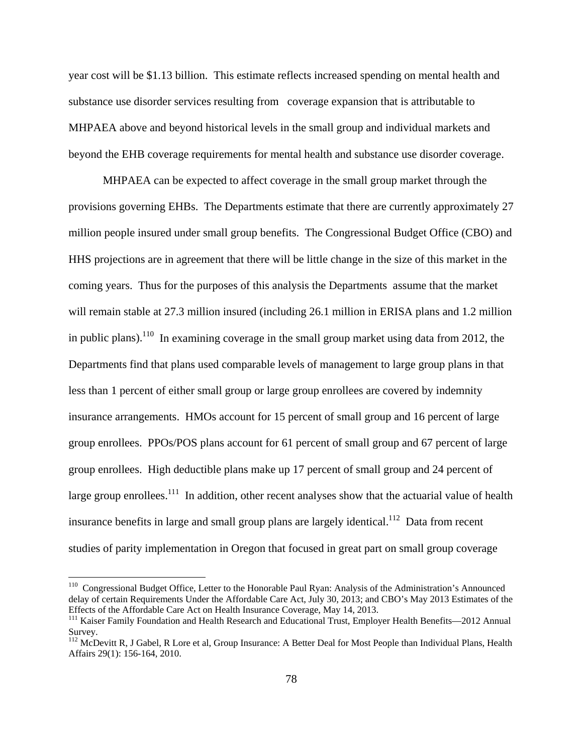year cost will be $1.13 billion. This estimate reflects increased spending on mental health and substance use disorder services resulting from coverage expansion that is attributable to MHPAEA above and beyond historical levels in the small group and individual markets and beyond the EHB coverage requirements for mental health and substance use disorder coverage.

MHPAEA can be expected to affect coverage in the small group market through the provisions governing EHBs. The Departments estimate that there are currently approximately 27 million people insured under small group benefits. The Congressional Budget Office (CBO) and HHS projections are in agreement that there will be little change in the size of this market in the coming years. Thus for the purposes of this analysis the Departments assume that the market will remain stable at 27.3 million insured (including 26.1 million in ERISA plans and 1.2 million in public plans).[110] In examining coverage in the small group market using data from 2012, the Departments find that plans used comparable levels of management to large group plans in that less than 1 percent of either small group or large group enrollees are covered by indemnity insurance arrangements. HMOs account for 15 percent of small group and 16 percent of large group enrollees. PPOs/POS plans account for 61 percent of small group and 67 percent of large group enrollees. High deductible plans make up 17 percent of small group and 24 percent of large group enrollees.[111] In addition, other recent analyses show that the actuarial value of health insurance benefits in large and small group plans are largely identical.[112] Data from recent studies of parity implementation in Oregon that focused in great part on small group coverage

---

[110] Congressional Budget Office, Letter to the Honorable Paul Ryan: Analysis of the Administration's Announced delay of certain Requirements Under the Affordable Care Act, July 30, 2013; and CBO's May 2013 Estimates of the Effects of the Affordable Care Act on Health Insurance Coverage, May 14, 2013.

[111] Kaiser Family Foundation and Health Research and Educational Trust, Employer Health Benefits—2012 Annual Survey.

[112] McDevitt R, J Gabel, R Lore et al, Group Insurance: A Better Deal for Most People than Individual Plans, Health Affairs 29(1): 156-164, 2010.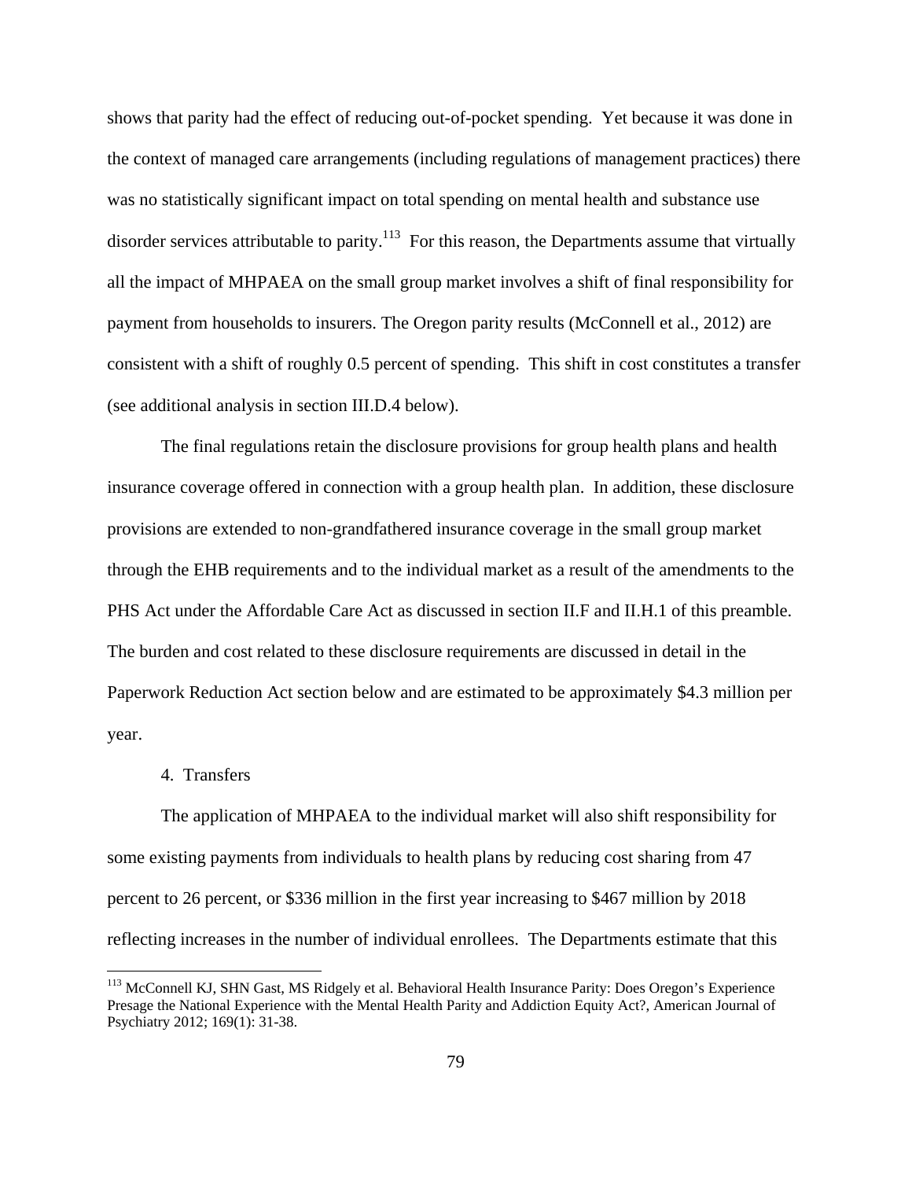shows that parity had the effect of reducing out-of-pocket spending. Yet because it was done in the context of managed care arrangements (including regulations of management practices) there was no statistically significant impact on total spending on mental health and substance use disorder services attributable to parity.[113] For this reason, the Departments assume that virtually all the impact of MHPAEA on the small group market involves a shift of final responsibility for payment from households to insurers. The Oregon parity results (McConnell et al., 2012) are consistent with a shift of roughly 0.5 percent of spending. This shift in cost constitutes a transfer (see additional analysis in section III.D.4 below).

The final regulations retain the disclosure provisions for group health plans and health insurance coverage offered in connection with a group health plan. In addition, these disclosure provisions are extended to non-grandfathered insurance coverage in the small group market through the EHB requirements and to the individual market as a result of the amendments to the PHS Act under the Affordable Care Act as discussed in section II.F and II.H.1 of this preamble. The burden and cost related to these disclosure requirements are discussed in detail in the Paperwork Reduction Act section below and are estimated to be approximately $4.3 million per year.

4. Transfers

The application of MHPAEA to the individual market will also shift responsibility for some existing payments from individuals to health plans by reducing cost sharing from 47 percent to 26 percent, or $336 million in the first year increasing to $467 million by 2018 reflecting increases in the number of individual enrollees. The Departments estimate that this

[113] McConnell KJ, SHN Gast, MS Ridgely et al. Behavioral Health Insurance Parity: Does Oregon's Experience Presage the National Experience with the Mental Health Parity and Addiction Equity Act?, American Journal of Psychiatry 2012; 169(1): 31-38.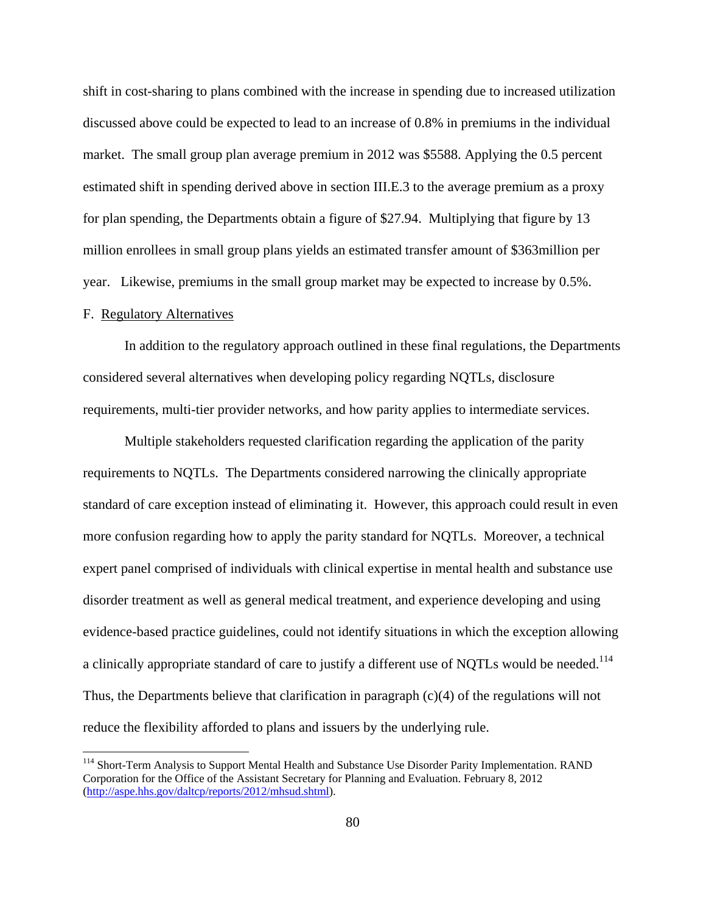shift in cost-sharing to plans combined with the increase in spending due to increased utilization discussed above could be expected to lead to an increase of 0.8% in premiums in the individual market. The small group plan average premium in 2012 was $5588. Applying the 0.5 percent estimated shift in spending derived above in section III.E.3 to the average premium as a proxy for plan spending, the Departments obtain a figure of $27.94. Multiplying that figure by 13 million enrollees in small group plans yields an estimated transfer amount of $363million per year. Likewise, premiums in the small group market may be expected to increase by 0.5%.

F. Regulatory Alternatives

In addition to the regulatory approach outlined in these final regulations, the Departments considered several alternatives when developing policy regarding NQTLs, disclosure requirements, multi-tier provider networks, and how parity applies to intermediate services.

Multiple stakeholders requested clarification regarding the application of the parity requirements to NQTLs. The Departments considered narrowing the clinically appropriate standard of care exception instead of eliminating it. However, this approach could result in even more confusion regarding how to apply the parity standard for NQTLs. Moreover, a technical expert panel comprised of individuals with clinical expertise in mental health and substance use disorder treatment as well as general medical treatment, and experience developing and using evidence-based practice guidelines, could not identify situations in which the exception allowing a clinically appropriate standard of care to justify a different use of NQTLs would be needed.[114] Thus, the Departments believe that clarification in paragraph (c)(4) of the regulations will not reduce the flexibility afforded to plans and issuers by the underlying rule.

[114] Short-Term Analysis to Support Mental Health and Substance Use Disorder Parity Implementation. RAND Corporation for the Office of the Assistant Secretary for Planning and Evaluation. February 8, 2012 (http://aspe.hhs.gov/daltcp/reports/2012/mhsud.shtml).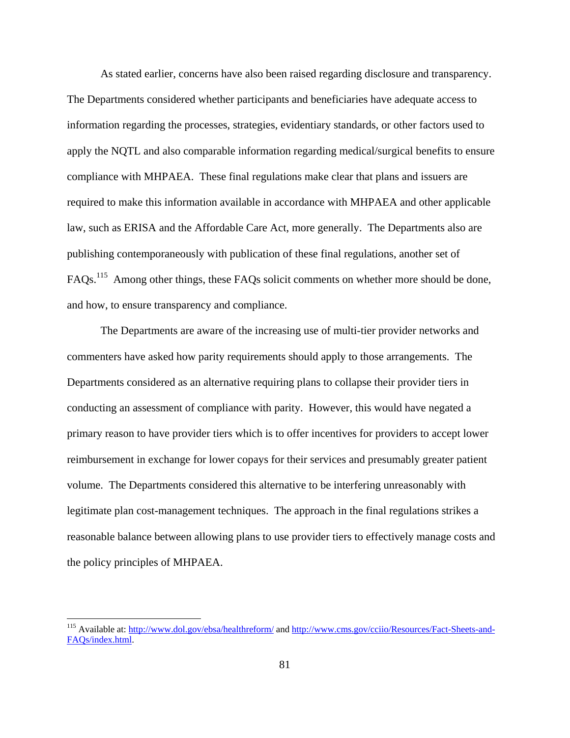As stated earlier, concerns have also been raised regarding disclosure and transparency. The Departments considered whether participants and beneficiaries have adequate access to information regarding the processes, strategies, evidentiary standards, or other factors used to apply the NQTL and also comparable information regarding medical/surgical benefits to ensure compliance with MHPAEA. These final regulations make clear that plans and issuers are required to make this information available in accordance with MHPAEA and other applicable law, such as ERISA and the Affordable Care Act, more generally. The Departments also are publishing contemporaneously with publication of these final regulations, another set of FAQs.[115] Among other things, these FAQs solicit comments on whether more should be done, and how, to ensure transparency and compliance.

The Departments are aware of the increasing use of multi-tier provider networks and commenters have asked how parity requirements should apply to those arrangements. The Departments considered as an alternative requiring plans to collapse their provider tiers in conducting an assessment of compliance with parity. However, this would have negated a primary reason to have provider tiers which is to offer incentives for providers to accept lower reimbursement in exchange for lower copays for their services and presumably greater patient volume. The Departments considered this alternative to be interfering unreasonably with legitimate plan cost-management techniques. The approach in the final regulations strikes a reasonable balance between allowing plans to use provider tiers to effectively manage costs and the policy principles of MHPAEA.

---

[115] Available at: http://www.dol.gov/ebsa/healthreform/ and http://www.cms.gov/cciio/Resources/Fact-Sheets-and-FAQs/index.html.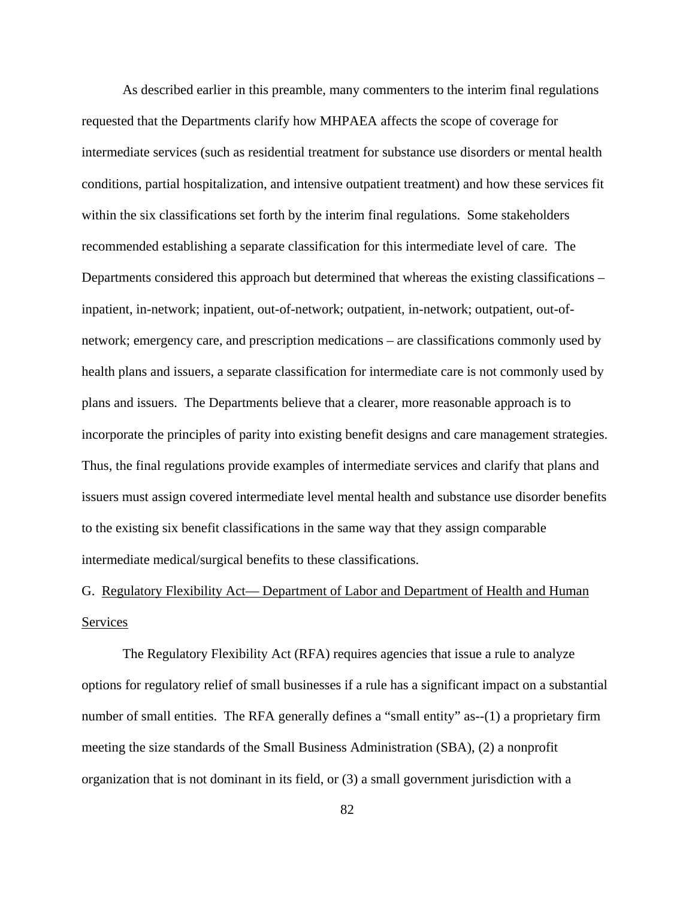As described earlier in this preamble, many commenters to the interim final regulations requested that the Departments clarify how MHPAEA affects the scope of coverage for intermediate services (such as residential treatment for substance use disorders or mental health conditions, partial hospitalization, and intensive outpatient treatment) and how these services fit within the six classifications set forth by the interim final regulations. Some stakeholders recommended establishing a separate classification for this intermediate level of care. The Departments considered this approach but determined that whereas the existing classifications – inpatient, in-network; inpatient, out-of-network; outpatient, in-network; outpatient, out-of-network; emergency care, and prescription medications – are classifications commonly used by health plans and issuers, a separate classification for intermediate care is not commonly used by plans and issuers. The Departments believe that a clearer, more reasonable approach is to incorporate the principles of parity into existing benefit designs and care management strategies. Thus, the final regulations provide examples of intermediate services and clarify that plans and issuers must assign covered intermediate level mental health and substance use disorder benefits to the existing six benefit classifications in the same way that they assign comparable intermediate medical/surgical benefits to these classifications.

G. Regulatory Flexibility Act— Department of Labor and Department of Health and Human Services

The Regulatory Flexibility Act (RFA) requires agencies that issue a rule to analyze options for regulatory relief of small businesses if a rule has a significant impact on a substantial number of small entities. The RFA generally defines a "small entity" as--(1) a proprietary firm meeting the size standards of the Small Business Administration (SBA), (2) a nonprofit organization that is not dominant in its field, or (3) a small government jurisdiction with a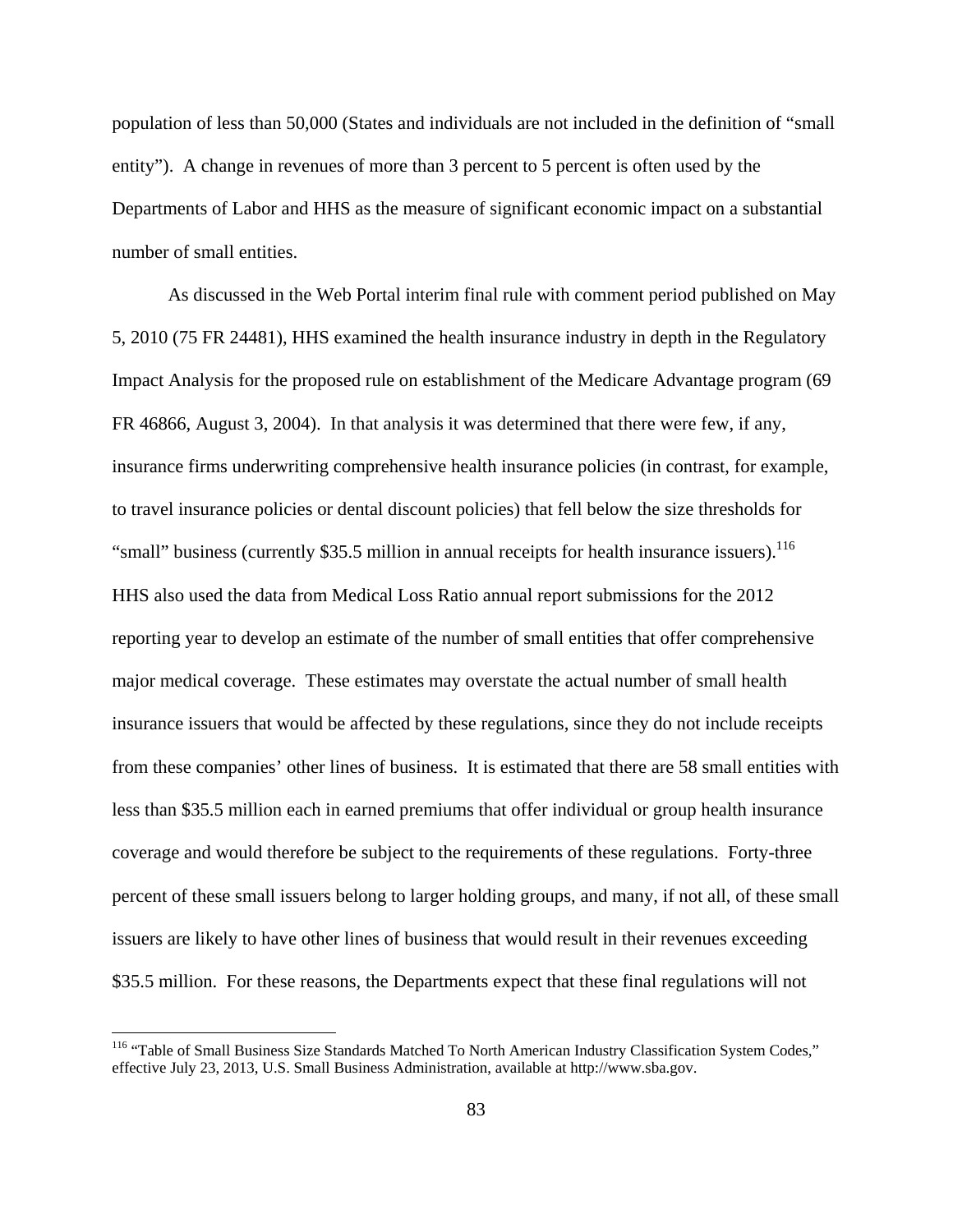population of less than 50,000 (States and individuals are not included in the definition of "small entity"). A change in revenues of more than 3 percent to 5 percent is often used by the Departments of Labor and HHS as the measure of significant economic impact on a substantial number of small entities.

As discussed in the Web Portal interim final rule with comment period published on May 5, 2010 (75 FR 24481), HHS examined the health insurance industry in depth in the Regulatory Impact Analysis for the proposed rule on establishment of the Medicare Advantage program (69 FR 46866, August 3, 2004). In that analysis it was determined that there were few, if any, insurance firms underwriting comprehensive health insurance policies (in contrast, for example, to travel insurance policies or dental discount policies) that fell below the size thresholds for "small" business (currently \$35.5 million in annual receipts for health insurance issuers).[116] HHS also used the data from Medical Loss Ratio annual report submissions for the 2012 reporting year to develop an estimate of the number of small entities that offer comprehensive major medical coverage. These estimates may overstate the actual number of small health insurance issuers that would be affected by these regulations, since they do not include receipts from these companies' other lines of business. It is estimated that there are 58 small entities with less than \$35.5 million each in earned premiums that offer individual or group health insurance coverage and would therefore be subject to the requirements of these regulations. Forty-three percent of these small issuers belong to larger holding groups, and many, if not all, of these small issuers are likely to have other lines of business that would result in their revenues exceeding \$35.5 million. For these reasons, the Departments expect that these final regulations will not

[116] "Table of Small Business Size Standards Matched To North American Industry Classification System Codes," effective July 23, 2013, U.S. Small Business Administration, available at http://www.sba.gov.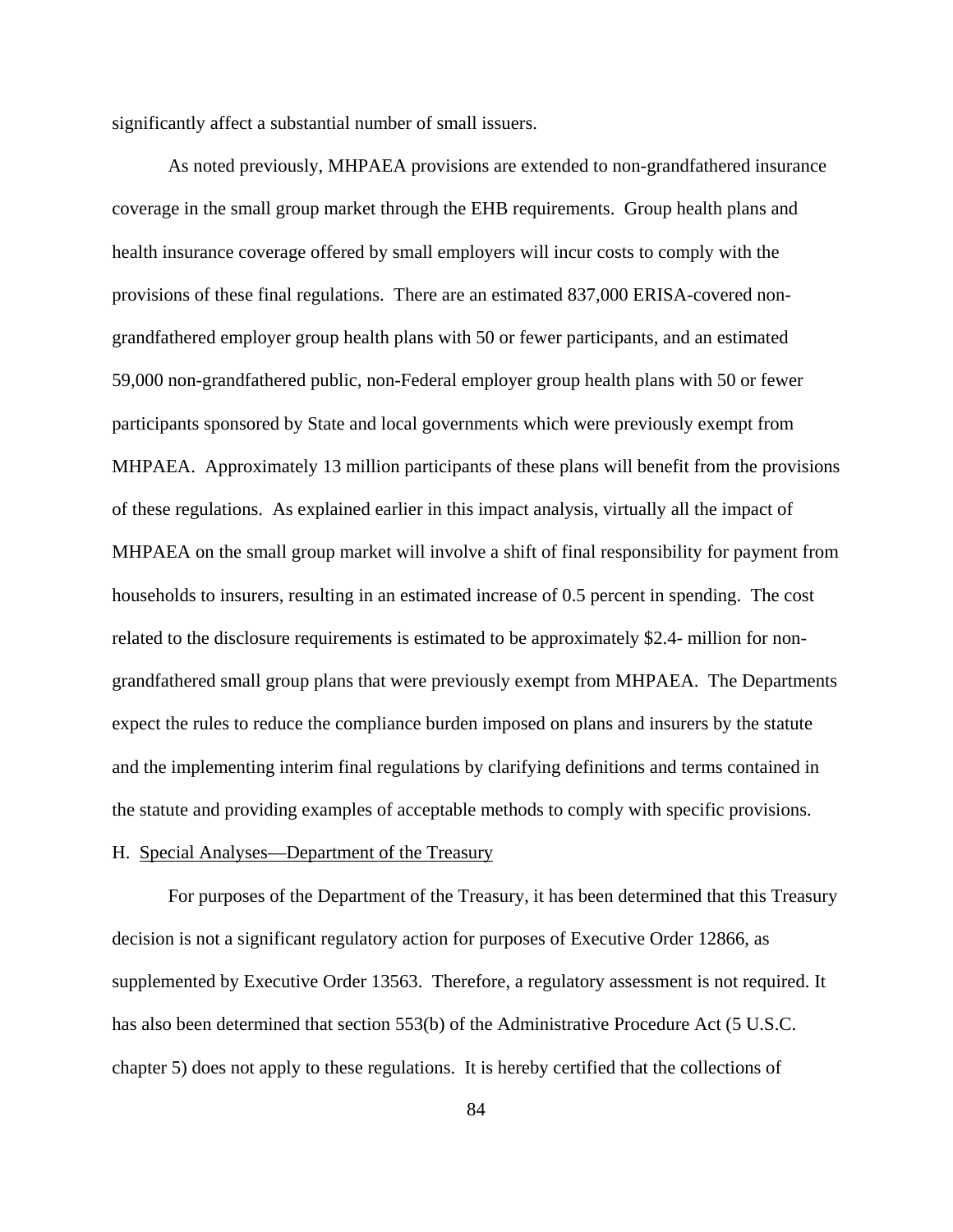significantly affect a substantial number of small issuers.

As noted previously, MHPAEA provisions are extended to non-grandfathered insurance coverage in the small group market through the EHB requirements. Group health plans and health insurance coverage offered by small employers will incur costs to comply with the provisions of these final regulations. There are an estimated 837,000 ERISA-covered non-grandfathered employer group health plans with 50 or fewer participants, and an estimated 59,000 non-grandfathered public, non-Federal employer group health plans with 50 or fewer participants sponsored by State and local governments which were previously exempt from MHPAEA. Approximately 13 million participants of these plans will benefit from the provisions of these regulations. As explained earlier in this impact analysis, virtually all the impact of MHPAEA on the small group market will involve a shift of final responsibility for payment from households to insurers, resulting in an estimated increase of 0.5 percent in spending. The cost related to the disclosure requirements is estimated to be approximately $2.4- million for non-grandfathered small group plans that were previously exempt from MHPAEA. The Departments expect the rules to reduce the compliance burden imposed on plans and insurers by the statute and the implementing interim final regulations by clarifying definitions and terms contained in the statute and providing examples of acceptable methods to comply with specific provisions.

H. Special Analyses—Department of the Treasury

For purposes of the Department of the Treasury, it has been determined that this Treasury decision is not a significant regulatory action for purposes of Executive Order 12866, as supplemented by Executive Order 13563. Therefore, a regulatory assessment is not required. It has also been determined that section 553(b) of the Administrative Procedure Act (5 U.S.C. chapter 5) does not apply to these regulations. It is hereby certified that the collections of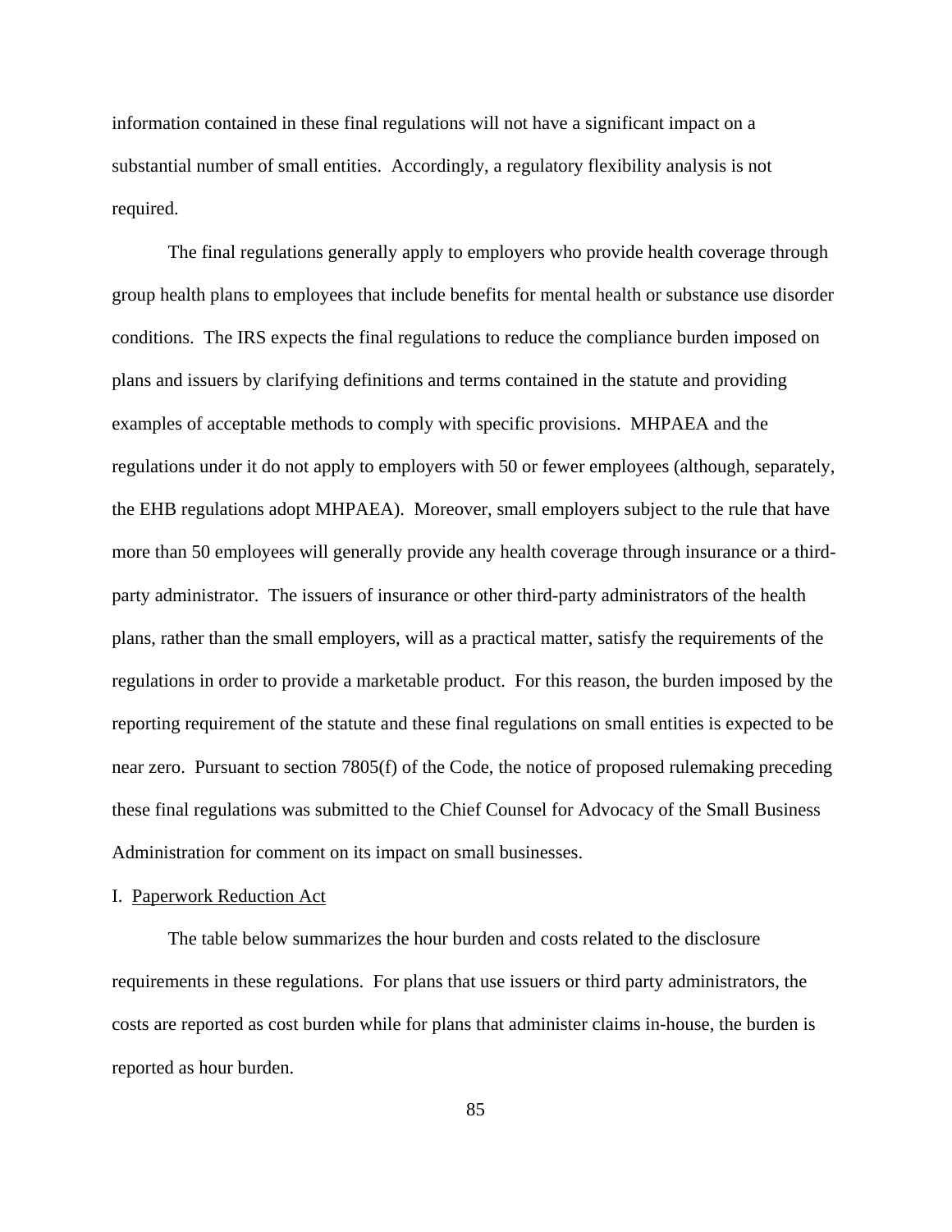information contained in these final regulations will not have a significant impact on a substantial number of small entities. Accordingly, a regulatory flexibility analysis is not required.

The final regulations generally apply to employers who provide health coverage through group health plans to employees that include benefits for mental health or substance use disorder conditions. The IRS expects the final regulations to reduce the compliance burden imposed on plans and issuers by clarifying definitions and terms contained in the statute and providing examples of acceptable methods to comply with specific provisions. MHPAEA and the regulations under it do not apply to employers with 50 or fewer employees (although, separately, the EHB regulations adopt MHPAEA). Moreover, small employers subject to the rule that have more than 50 employees will generally provide any health coverage through insurance or a third-party administrator. The issuers of insurance or other third-party administrators of the health plans, rather than the small employers, will as a practical matter, satisfy the requirements of the regulations in order to provide a marketable product. For this reason, the burden imposed by the reporting requirement of the statute and these final regulations on small entities is expected to be near zero. Pursuant to section 7805(f) of the Code, the notice of proposed rulemaking preceding these final regulations was submitted to the Chief Counsel for Advocacy of the Small Business Administration for comment on its impact on small businesses.

## I. Paperwork Reduction Act

The table below summarizes the hour burden and costs related to the disclosure requirements in these regulations. For plans that use issuers or third party administrators, the costs are reported as cost burden while for plans that administer claims in-house, the burden is reported as hour burden.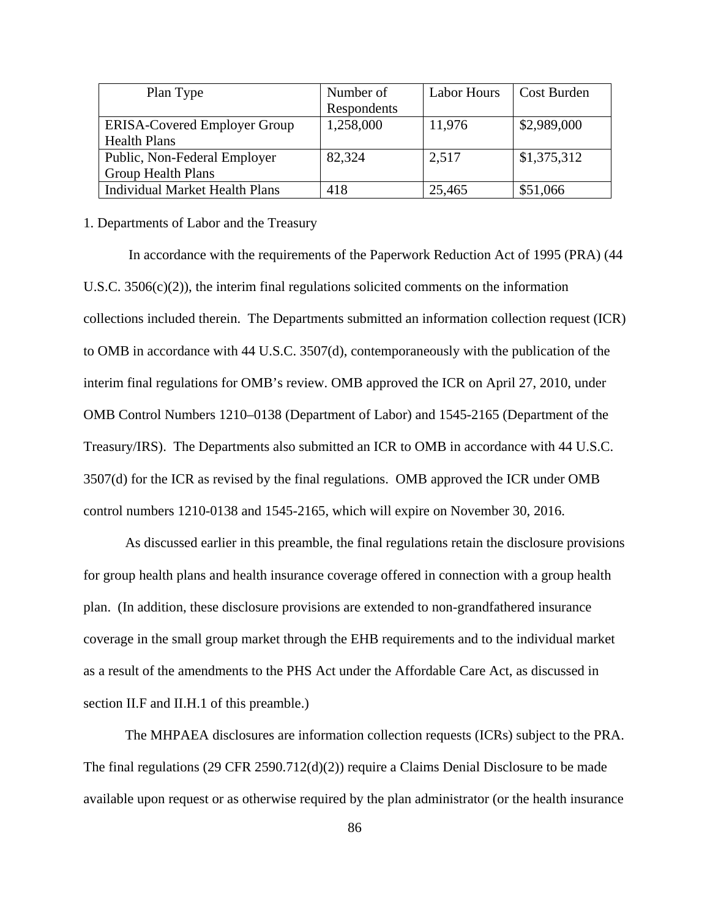| Plan Type | Number of Respondents | Labor Hours | Cost Burden |
|---|---|---|---|
| ERISA-Covered Employer Group Health Plans | 1,258,000 | 11,976 | $2,989,000 |
| Public, Non-Federal Employer Group Health Plans | 82,324 | 2,517 | $1,375,312 |
| Individual Market Health Plans | 418 | 25,465 | $51,066 |

1. Departments of Labor and the Treasury

In accordance with the requirements of the Paperwork Reduction Act of 1995 (PRA) (44 U.S.C. 3506(c)(2)), the interim final regulations solicited comments on the information collections included therein. The Departments submitted an information collection request (ICR) to OMB in accordance with 44 U.S.C. 3507(d), contemporaneously with the publication of the interim final regulations for OMB's review. OMB approved the ICR on April 27, 2010, under OMB Control Numbers 1210–0138 (Department of Labor) and 1545-2165 (Department of the Treasury/IRS). The Departments also submitted an ICR to OMB in accordance with 44 U.S.C. 3507(d) for the ICR as revised by the final regulations. OMB approved the ICR under OMB control numbers 1210-0138 and 1545-2165, which will expire on November 30, 2016.

As discussed earlier in this preamble, the final regulations retain the disclosure provisions for group health plans and health insurance coverage offered in connection with a group health plan. (In addition, these disclosure provisions are extended to non-grandfathered insurance coverage in the small group market through the EHB requirements and to the individual market as a result of the amendments to the PHS Act under the Affordable Care Act, as discussed in section II.F and II.H.1 of this preamble.)

The MHPAEA disclosures are information collection requests (ICRs) subject to the PRA. The final regulations (29 CFR 2590.712(d)(2)) require a Claims Denial Disclosure to be made available upon request or as otherwise required by the plan administrator (or the health insurance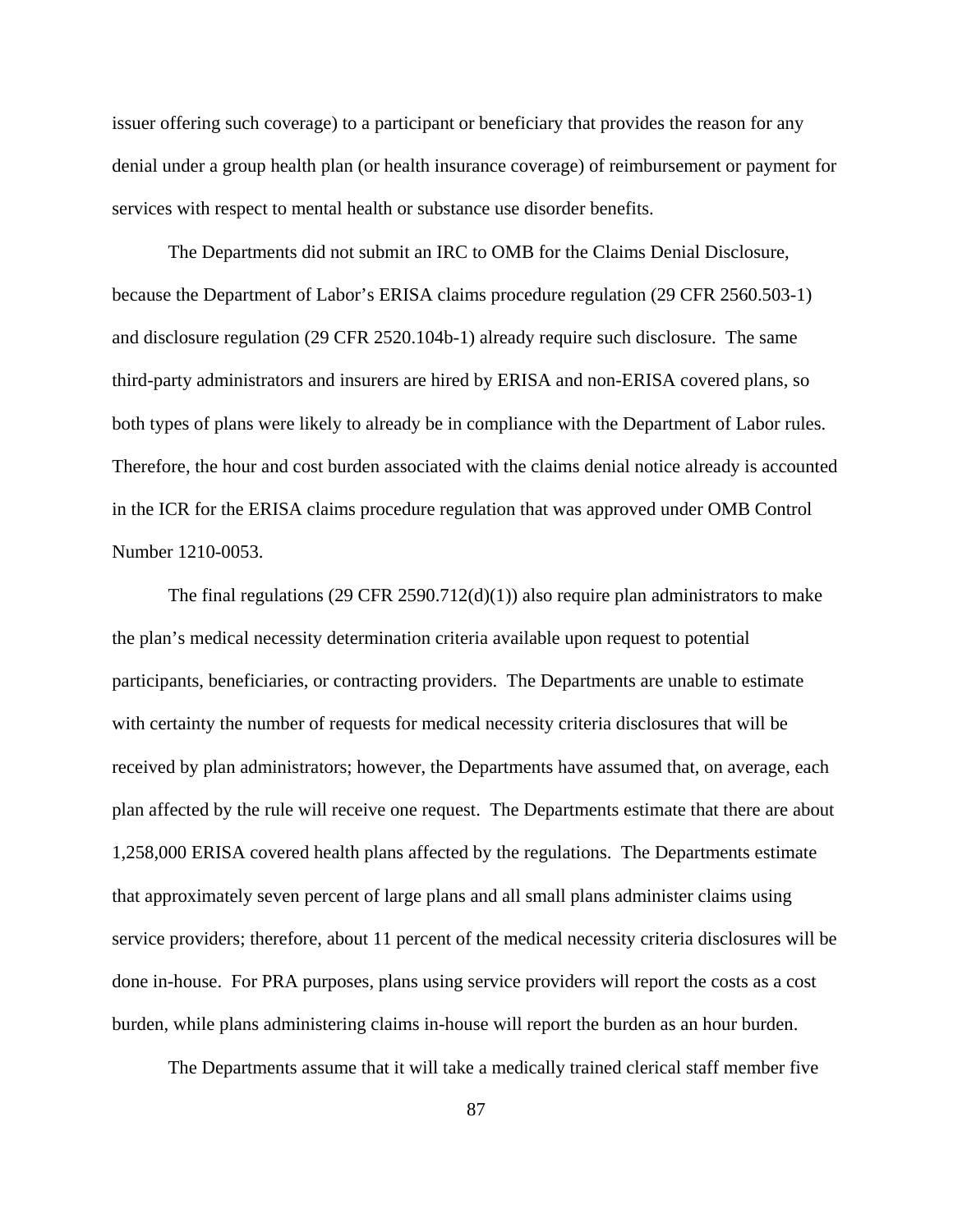issuer offering such coverage) to a participant or beneficiary that provides the reason for any denial under a group health plan (or health insurance coverage) of reimbursement or payment for services with respect to mental health or substance use disorder benefits.

The Departments did not submit an IRC to OMB for the Claims Denial Disclosure, because the Department of Labor's ERISA claims procedure regulation (29 CFR 2560.503-1) and disclosure regulation (29 CFR 2520.104b-1) already require such disclosure. The same third-party administrators and insurers are hired by ERISA and non-ERISA covered plans, so both types of plans were likely to already be in compliance with the Department of Labor rules. Therefore, the hour and cost burden associated with the claims denial notice already is accounted in the ICR for the ERISA claims procedure regulation that was approved under OMB Control Number 1210-0053.

The final regulations (29 CFR 2590.712(d)(1)) also require plan administrators to make the plan's medical necessity determination criteria available upon request to potential participants, beneficiaries, or contracting providers. The Departments are unable to estimate with certainty the number of requests for medical necessity criteria disclosures that will be received by plan administrators; however, the Departments have assumed that, on average, each plan affected by the rule will receive one request. The Departments estimate that there are about 1,258,000 ERISA covered health plans affected by the regulations. The Departments estimate that approximately seven percent of large plans and all small plans administer claims using service providers; therefore, about 11 percent of the medical necessity criteria disclosures will be done in-house. For PRA purposes, plans using service providers will report the costs as a cost burden, while plans administering claims in-house will report the burden as an hour burden.

The Departments assume that it will take a medically trained clerical staff member five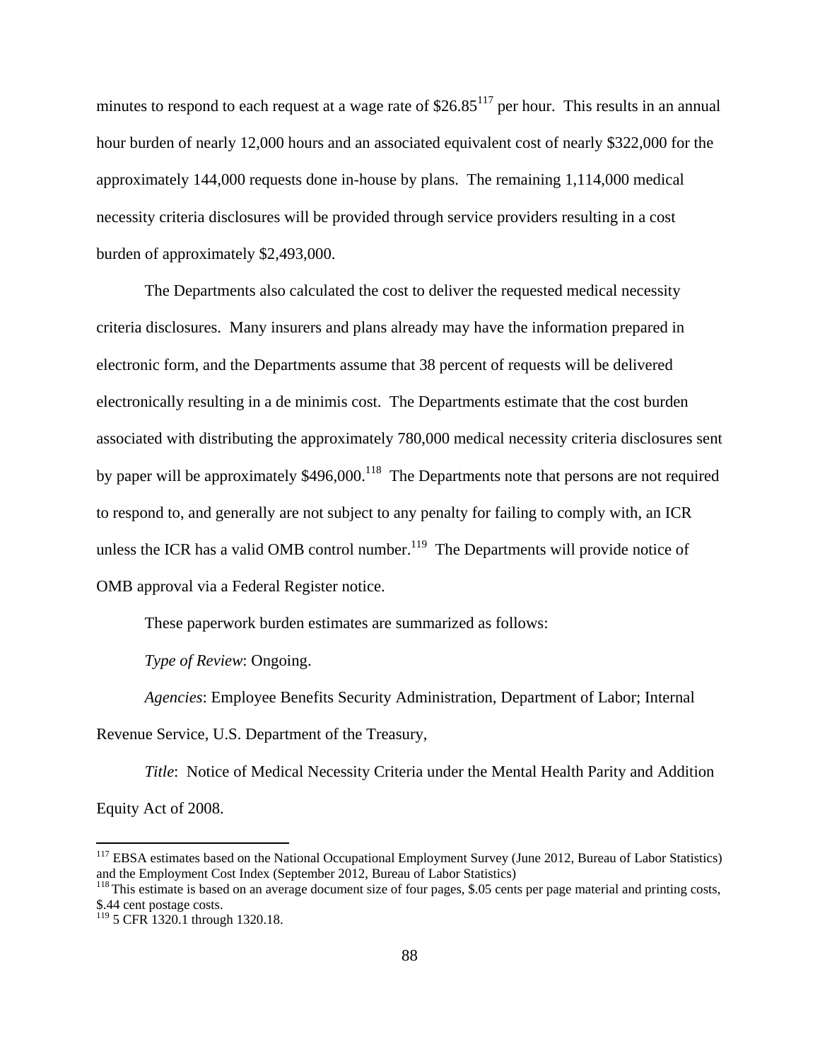minutes to respond to each request at a wage rate of \$26.85[117] per hour. This results in an annual hour burden of nearly 12,000 hours and an associated equivalent cost of nearly \$322,000 for the approximately 144,000 requests done in-house by plans. The remaining 1,114,000 medical necessity criteria disclosures will be provided through service providers resulting in a cost burden of approximately \$2,493,000.

The Departments also calculated the cost to deliver the requested medical necessity criteria disclosures. Many insurers and plans already may have the information prepared in electronic form, and the Departments assume that 38 percent of requests will be delivered electronically resulting in a de minimis cost. The Departments estimate that the cost burden associated with distributing the approximately 780,000 medical necessity criteria disclosures sent by paper will be approximately \$496,000.[118] The Departments note that persons are not required to respond to, and generally are not subject to any penalty for failing to comply with, an ICR unless the ICR has a valid OMB control number.[119] The Departments will provide notice of OMB approval via a Federal Register notice.

These paperwork burden estimates are summarized as follows:

*Type of Review*: Ongoing.

*Agencies*: Employee Benefits Security Administration, Department of Labor; Internal Revenue Service, U.S. Department of the Treasury,

*Title*: Notice of Medical Necessity Criteria under the Mental Health Parity and Addition Equity Act of 2008.

---

[117] EBSA estimates based on the National Occupational Employment Survey (June 2012, Bureau of Labor Statistics) and the Employment Cost Index (September 2012, Bureau of Labor Statistics)

[118] This estimate is based on an average document size of four pages, \$.05 cents per page material and printing costs, \$.44 cent postage costs.

[119] 5 CFR 1320.1 through 1320.18.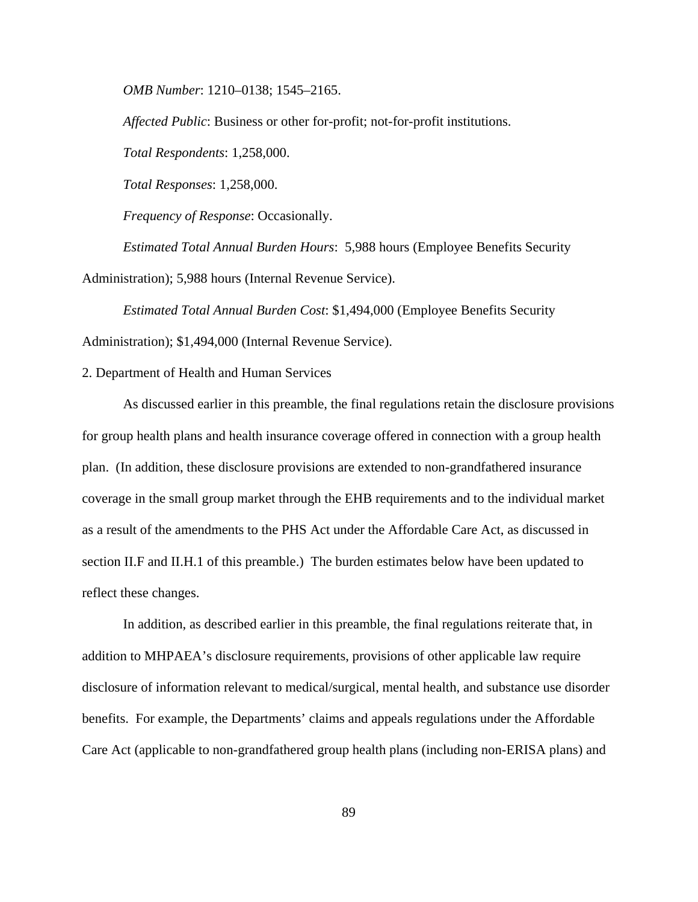*OMB Number*: 1210–0138; 1545–2165.

*Affected Public*: Business or other for-profit; not-for-profit institutions.

*Total Respondents*: 1,258,000.

*Total Responses*: 1,258,000.

*Frequency of Response*: Occasionally.

*Estimated Total Annual Burden Hours*: 5,988 hours (Employee Benefits Security Administration); 5,988 hours (Internal Revenue Service).

*Estimated Total Annual Burden Cost*: $1,494,000 (Employee Benefits Security Administration); $1,494,000 (Internal Revenue Service).

2. Department of Health and Human Services

As discussed earlier in this preamble, the final regulations retain the disclosure provisions for group health plans and health insurance coverage offered in connection with a group health plan. (In addition, these disclosure provisions are extended to non-grandfathered insurance coverage in the small group market through the EHB requirements and to the individual market as a result of the amendments to the PHS Act under the Affordable Care Act, as discussed in section II.F and II.H.1 of this preamble.) The burden estimates below have been updated to reflect these changes.

In addition, as described earlier in this preamble, the final regulations reiterate that, in addition to MHPAEA's disclosure requirements, provisions of other applicable law require disclosure of information relevant to medical/surgical, mental health, and substance use disorder benefits. For example, the Departments' claims and appeals regulations under the Affordable Care Act (applicable to non-grandfathered group health plans (including non-ERISA plans) and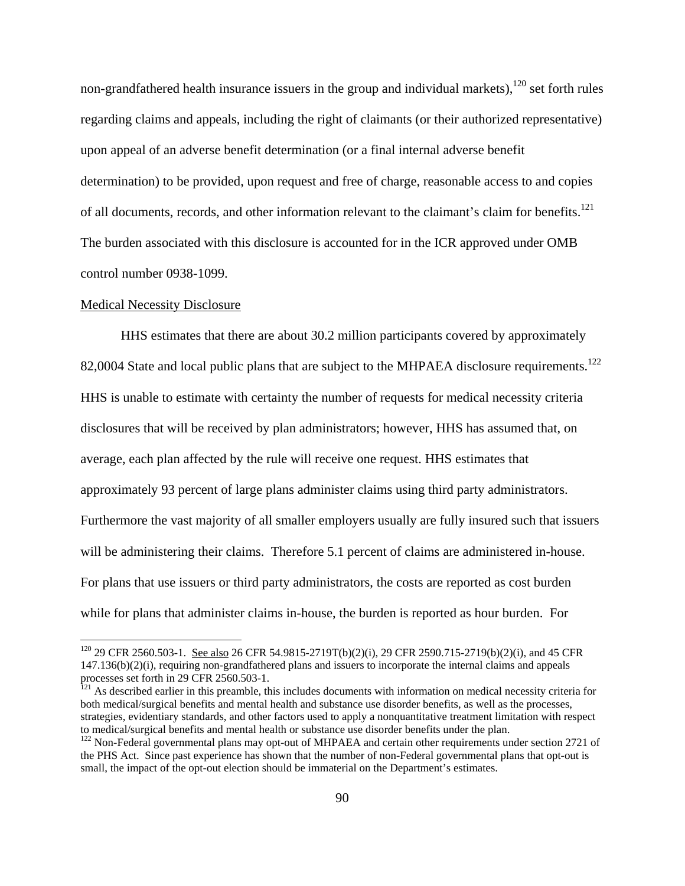non-grandfathered health insurance issuers in the group and individual markets),[120] set forth rules regarding claims and appeals, including the right of claimants (or their authorized representative) upon appeal of an adverse benefit determination (or a final internal adverse benefit determination) to be provided, upon request and free of charge, reasonable access to and copies of all documents, records, and other information relevant to the claimant's claim for benefits.[121] The burden associated with this disclosure is accounted for in the ICR approved under OMB control number 0938-1099.

Medical Necessity Disclosure

HHS estimates that there are about 30.2 million participants covered by approximately 82,0004 State and local public plans that are subject to the MHPAEA disclosure requirements.[122] HHS is unable to estimate with certainty the number of requests for medical necessity criteria disclosures that will be received by plan administrators; however, HHS has assumed that, on average, each plan affected by the rule will receive one request. HHS estimates that approximately 93 percent of large plans administer claims using third party administrators. Furthermore the vast majority of all smaller employers usually are fully insured such that issuers will be administering their claims. Therefore 5.1 percent of claims are administered in-house. For plans that use issuers or third party administrators, the costs are reported as cost burden while for plans that administer claims in-house, the burden is reported as hour burden. For

---

[120] 29 CFR 2560.503-1. See also 26 CFR 54.9815-2719T(b)(2)(i), 29 CFR 2590.715-2719(b)(2)(i), and 45 CFR 147.136(b)(2)(i), requiring non-grandfathered plans and issuers to incorporate the internal claims and appeals processes set forth in 29 CFR 2560.503-1.

[121] As described earlier in this preamble, this includes documents with information on medical necessity criteria for both medical/surgical benefits and mental health and substance use disorder benefits, as well as the processes, strategies, evidentiary standards, and other factors used to apply a nonquantitative treatment limitation with respect to medical/surgical benefits and mental health or substance use disorder benefits under the plan.

[122] Non-Federal governmental plans may opt-out of MHPAEA and certain other requirements under section 2721 of the PHS Act. Since past experience has shown that the number of non-Federal governmental plans that opt-out is small, the impact of the opt-out election should be immaterial on the Department's estimates.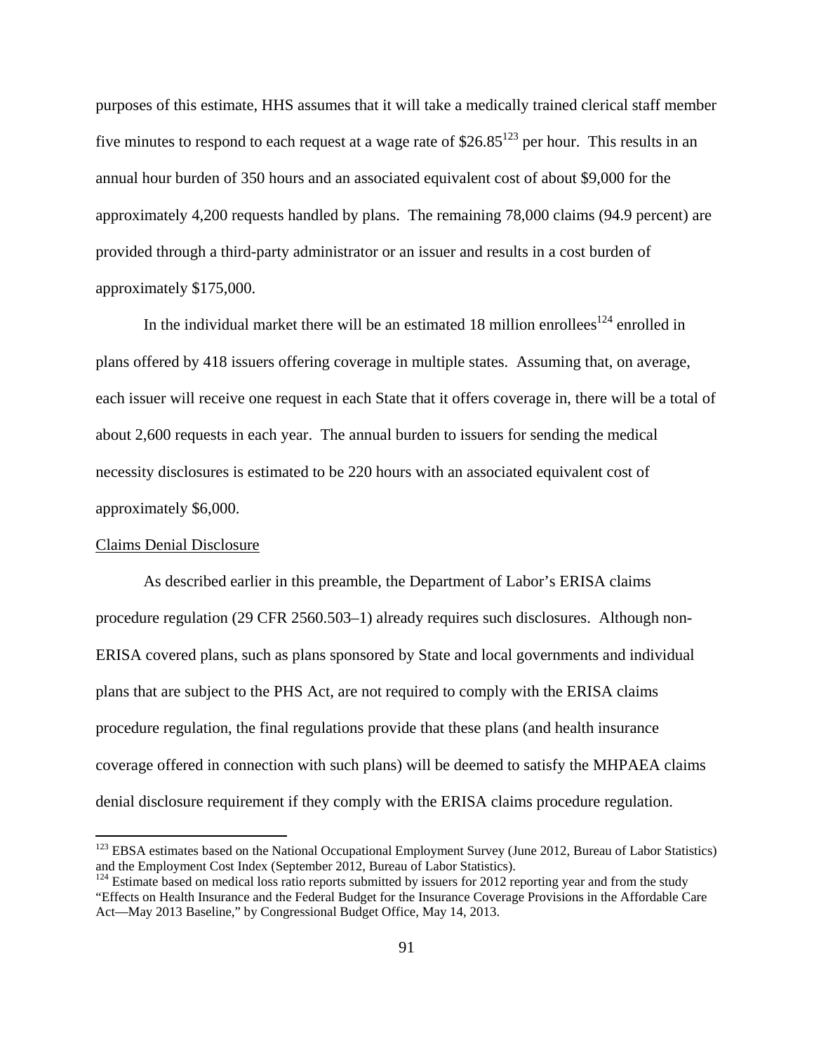purposes of this estimate, HHS assumes that it will take a medically trained clerical staff member five minutes to respond to each request at a wage rate of \$26.85[123] per hour. This results in an annual hour burden of 350 hours and an associated equivalent cost of about \$9,000 for the approximately 4,200 requests handled by plans. The remaining 78,000 claims (94.9 percent) are provided through a third-party administrator or an issuer and results in a cost burden of approximately \$175,000.

In the individual market there will be an estimated 18 million enrollees[124] enrolled in plans offered by 418 issuers offering coverage in multiple states. Assuming that, on average, each issuer will receive one request in each State that it offers coverage in, there will be a total of about 2,600 requests in each year. The annual burden to issuers for sending the medical necessity disclosures is estimated to be 220 hours with an associated equivalent cost of approximately \$6,000.

<u>Claims Denial Disclosure</u>

As described earlier in this preamble, the Department of Labor's ERISA claims procedure regulation (29 CFR 2560.503–1) already requires such disclosures. Although non-ERISA covered plans, such as plans sponsored by State and local governments and individual plans that are subject to the PHS Act, are not required to comply with the ERISA claims procedure regulation, the final regulations provide that these plans (and health insurance coverage offered in connection with such plans) will be deemed to satisfy the MHPAEA claims denial disclosure requirement if they comply with the ERISA claims procedure regulation.

---

[123] EBSA estimates based on the National Occupational Employment Survey (June 2012, Bureau of Labor Statistics) and the Employment Cost Index (September 2012, Bureau of Labor Statistics).

[124] Estimate based on medical loss ratio reports submitted by issuers for 2012 reporting year and from the study "Effects on Health Insurance and the Federal Budget for the Insurance Coverage Provisions in the Affordable Care Act—May 2013 Baseline," by Congressional Budget Office, May 14, 2013.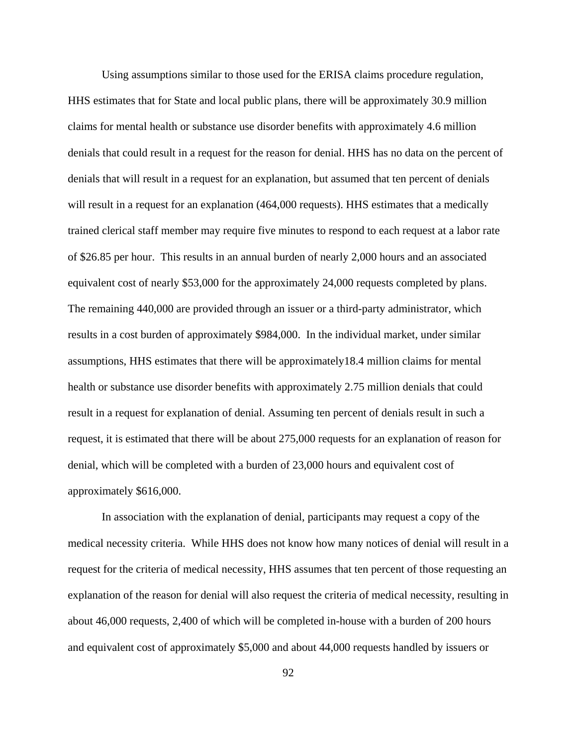Using assumptions similar to those used for the ERISA claims procedure regulation, HHS estimates that for State and local public plans, there will be approximately 30.9 million claims for mental health or substance use disorder benefits with approximately 4.6 million denials that could result in a request for the reason for denial. HHS has no data on the percent of denials that will result in a request for an explanation, but assumed that ten percent of denials will result in a request for an explanation (464,000 requests). HHS estimates that a medically trained clerical staff member may require five minutes to respond to each request at a labor rate of $26.85 per hour. This results in an annual burden of nearly 2,000 hours and an associated equivalent cost of nearly $53,000 for the approximately 24,000 requests completed by plans. The remaining 440,000 are provided through an issuer or a third-party administrator, which results in a cost burden of approximately $984,000. In the individual market, under similar assumptions, HHS estimates that there will be approximately18.4 million claims for mental health or substance use disorder benefits with approximately 2.75 million denials that could result in a request for explanation of denial. Assuming ten percent of denials result in such a request, it is estimated that there will be about 275,000 requests for an explanation of reason for denial, which will be completed with a burden of 23,000 hours and equivalent cost of approximately $616,000.

In association with the explanation of denial, participants may request a copy of the medical necessity criteria. While HHS does not know how many notices of denial will result in a request for the criteria of medical necessity, HHS assumes that ten percent of those requesting an explanation of the reason for denial will also request the criteria of medical necessity, resulting in about 46,000 requests, 2,400 of which will be completed in-house with a burden of 200 hours and equivalent cost of approximately $5,000 and about 44,000 requests handled by issuers or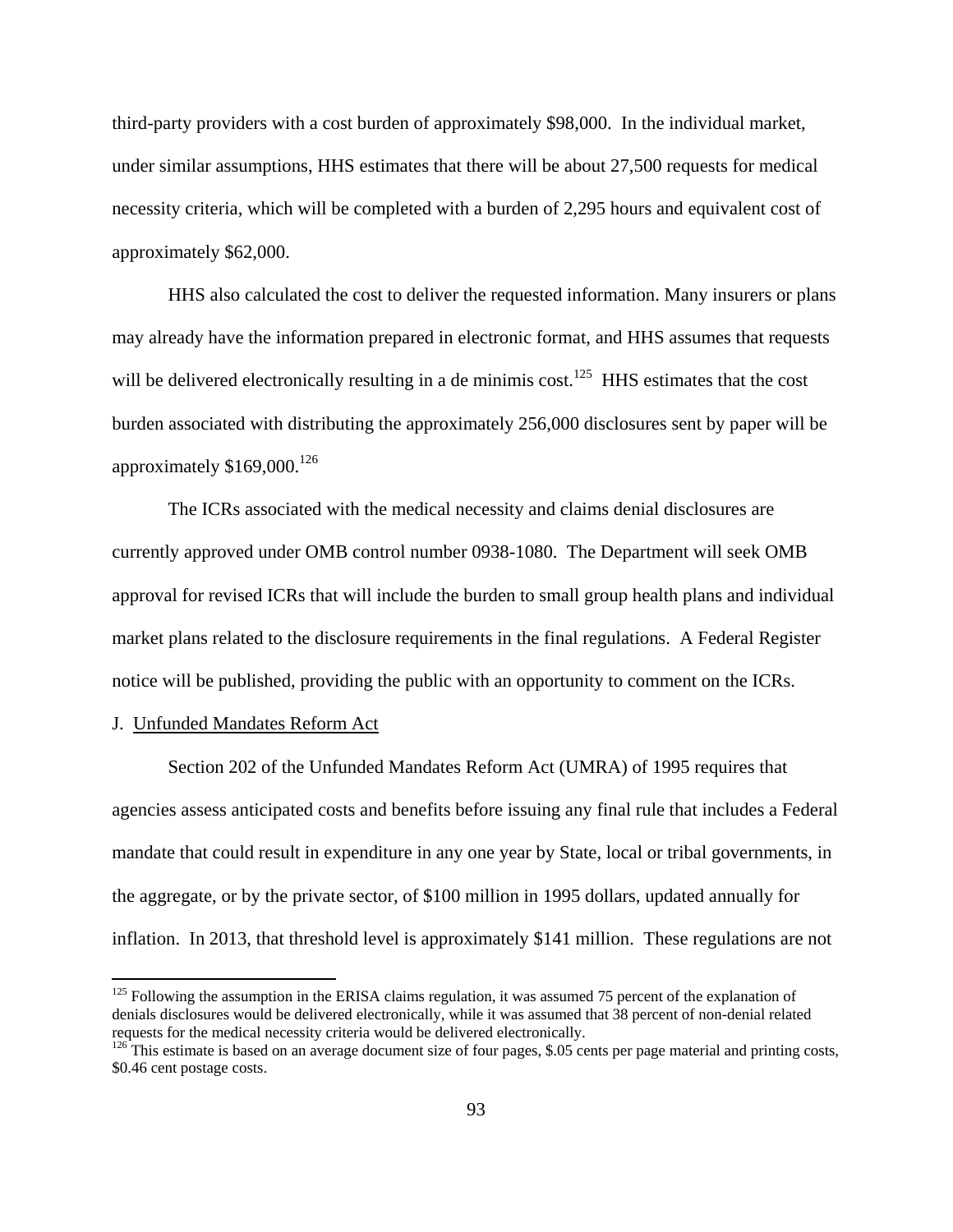third-party providers with a cost burden of approximately $98,000. In the individual market, under similar assumptions, HHS estimates that there will be about 27,500 requests for medical necessity criteria, which will be completed with a burden of 2,295 hours and equivalent cost of approximately $62,000.

HHS also calculated the cost to deliver the requested information. Many insurers or plans may already have the information prepared in electronic format, and HHS assumes that requests will be delivered electronically resulting in a de minimis cost.[125] HHS estimates that the cost burden associated with distributing the approximately 256,000 disclosures sent by paper will be approximately $169,000.[126]

The ICRs associated with the medical necessity and claims denial disclosures are currently approved under OMB control number 0938-1080. The Department will seek OMB approval for revised ICRs that will include the burden to small group health plans and individual market plans related to the disclosure requirements in the final regulations. A Federal Register notice will be published, providing the public with an opportunity to comment on the ICRs.

J. Unfunded Mandates Reform Act

Section 202 of the Unfunded Mandates Reform Act (UMRA) of 1995 requires that agencies assess anticipated costs and benefits before issuing any final rule that includes a Federal mandate that could result in expenditure in any one year by State, local or tribal governments, in the aggregate, or by the private sector, of $100 million in 1995 dollars, updated annually for inflation. In 2013, that threshold level is approximately $141 million. These regulations are not

---

[125] Following the assumption in the ERISA claims regulation, it was assumed 75 percent of the explanation of denials disclosures would be delivered electronically, while it was assumed that 38 percent of non-denial related requests for the medical necessity criteria would be delivered electronically.

[126] This estimate is based on an average document size of four pages, $.05 cents per page material and printing costs, $0.46 cent postage costs.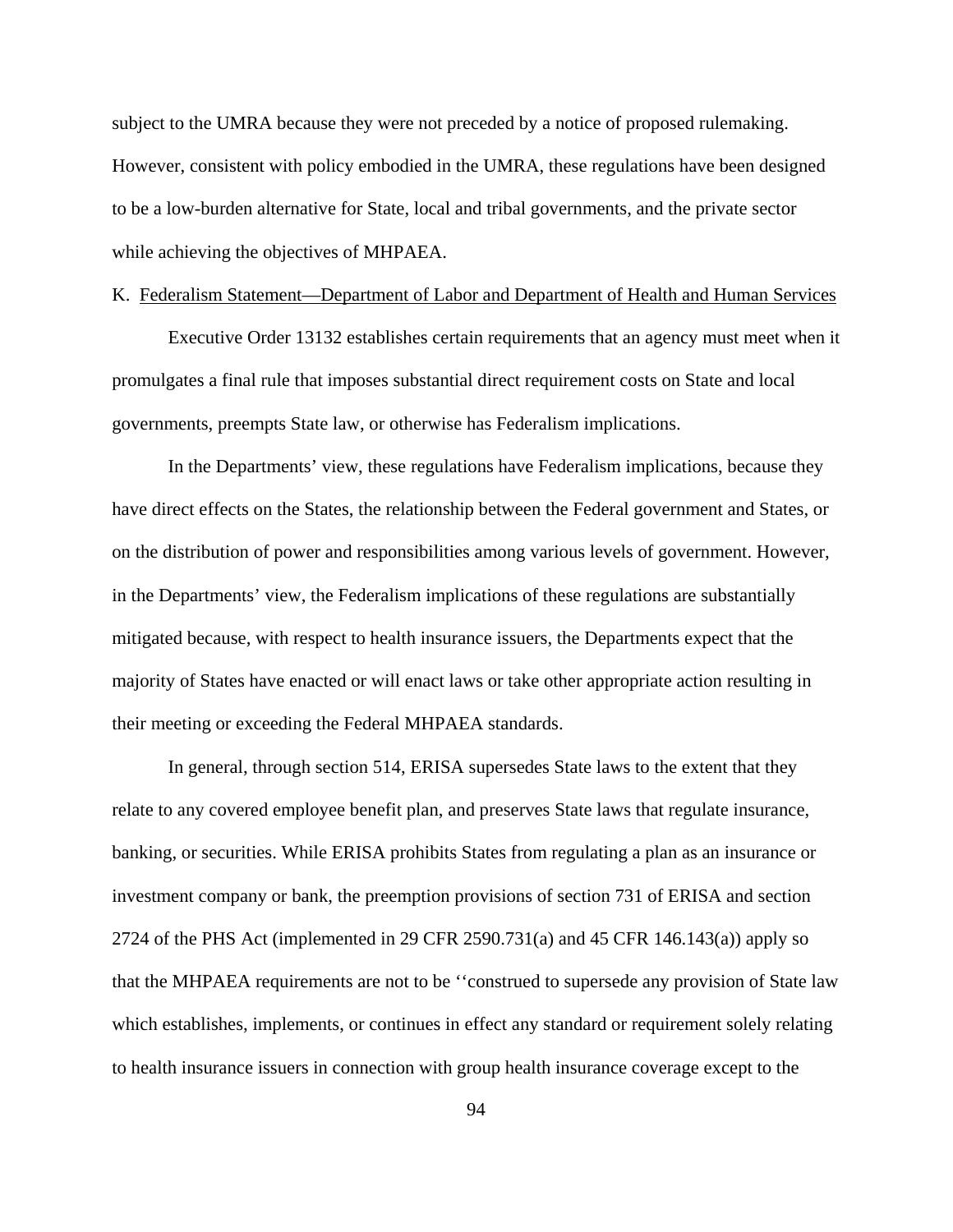subject to the UMRA because they were not preceded by a notice of proposed rulemaking. However, consistent with policy embodied in the UMRA, these regulations have been designed to be a low-burden alternative for State, local and tribal governments, and the private sector while achieving the objectives of MHPAEA.

## K. Federalism Statement—Department of Labor and Department of Health and Human Services

Executive Order 13132 establishes certain requirements that an agency must meet when it promulgates a final rule that imposes substantial direct requirement costs on State and local governments, preempts State law, or otherwise has Federalism implications.

In the Departments' view, these regulations have Federalism implications, because they have direct effects on the States, the relationship between the Federal government and States, or on the distribution of power and responsibilities among various levels of government. However, in the Departments' view, the Federalism implications of these regulations are substantially mitigated because, with respect to health insurance issuers, the Departments expect that the majority of States have enacted or will enact laws or take other appropriate action resulting in their meeting or exceeding the Federal MHPAEA standards.

In general, through section 514, ERISA supersedes State laws to the extent that they relate to any covered employee benefit plan, and preserves State laws that regulate insurance, banking, or securities. While ERISA prohibits States from regulating a plan as an insurance or investment company or bank, the preemption provisions of section 731 of ERISA and section 2724 of the PHS Act (implemented in 29 CFR 2590.731(a) and 45 CFR 146.143(a)) apply so that the MHPAEA requirements are not to be ''construed to supersede any provision of State law which establishes, implements, or continues in effect any standard or requirement solely relating to health insurance issuers in connection with group health insurance coverage except to the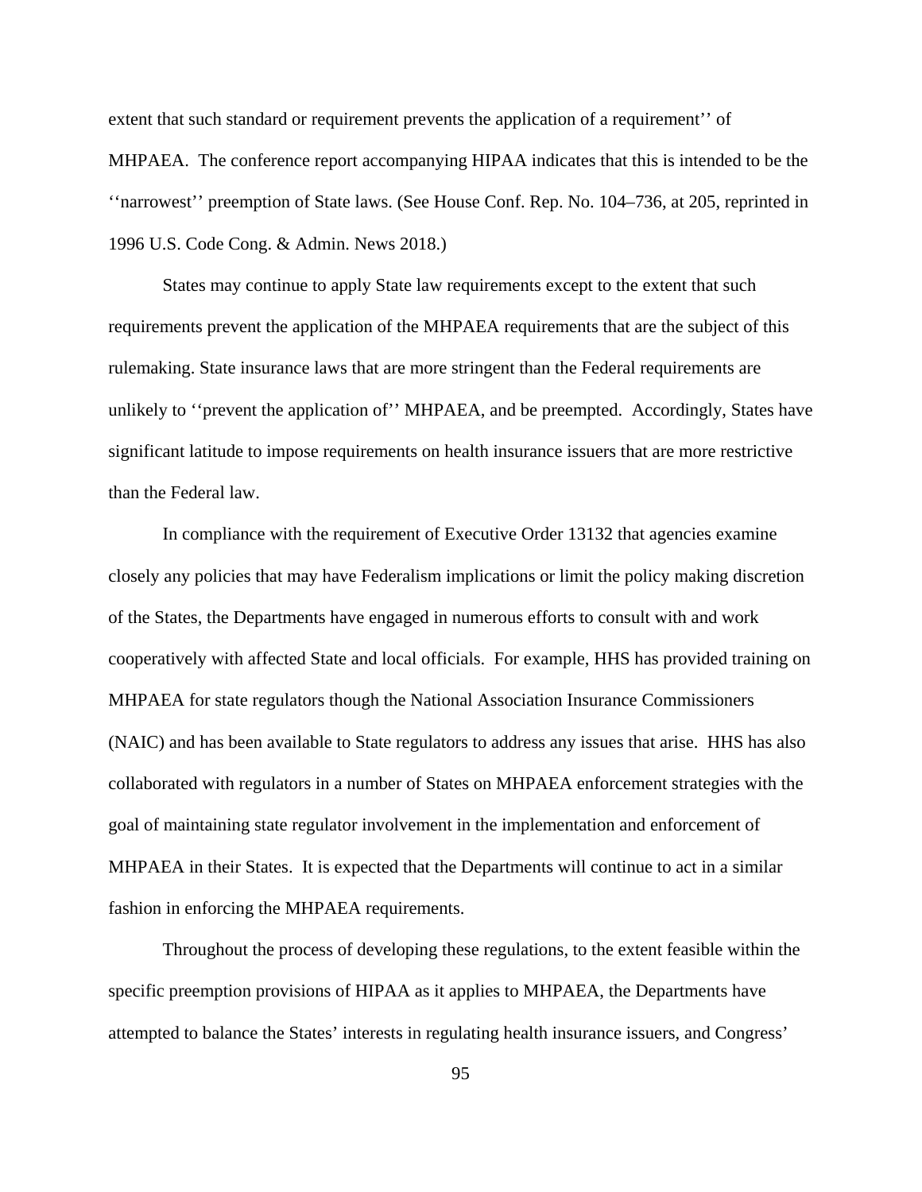extent that such standard or requirement prevents the application of a requirement'' of MHPAEA. The conference report accompanying HIPAA indicates that this is intended to be the ''narrowest'' preemption of State laws. (See House Conf. Rep. No. 104–736, at 205, reprinted in 1996 U.S. Code Cong. & Admin. News 2018.)

States may continue to apply State law requirements except to the extent that such requirements prevent the application of the MHPAEA requirements that are the subject of this rulemaking. State insurance laws that are more stringent than the Federal requirements are unlikely to ''prevent the application of'' MHPAEA, and be preempted. Accordingly, States have significant latitude to impose requirements on health insurance issuers that are more restrictive than the Federal law.

In compliance with the requirement of Executive Order 13132 that agencies examine closely any policies that may have Federalism implications or limit the policy making discretion of the States, the Departments have engaged in numerous efforts to consult with and work cooperatively with affected State and local officials. For example, HHS has provided training on MHPAEA for state regulators though the National Association Insurance Commissioners (NAIC) and has been available to State regulators to address any issues that arise. HHS has also collaborated with regulators in a number of States on MHPAEA enforcement strategies with the goal of maintaining state regulator involvement in the implementation and enforcement of MHPAEA in their States. It is expected that the Departments will continue to act in a similar fashion in enforcing the MHPAEA requirements.

Throughout the process of developing these regulations, to the extent feasible within the specific preemption provisions of HIPAA as it applies to MHPAEA, the Departments have attempted to balance the States' interests in regulating health insurance issuers, and Congress'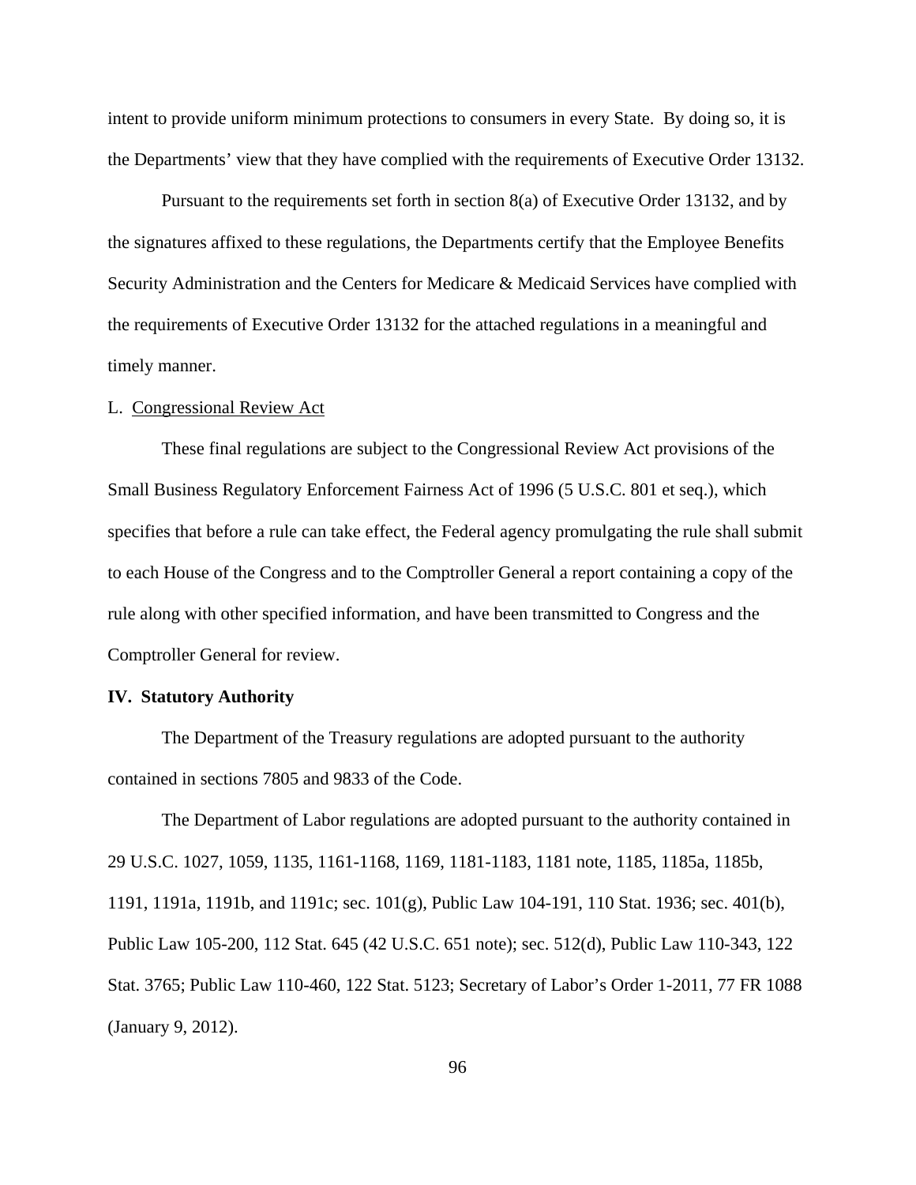intent to provide uniform minimum protections to consumers in every State. By doing so, it is the Departments' view that they have complied with the requirements of Executive Order 13132.

Pursuant to the requirements set forth in section 8(a) of Executive Order 13132, and by the signatures affixed to these regulations, the Departments certify that the Employee Benefits Security Administration and the Centers for Medicare & Medicaid Services have complied with the requirements of Executive Order 13132 for the attached regulations in a meaningful and timely manner.

### L. Congressional Review Act

These final regulations are subject to the Congressional Review Act provisions of the Small Business Regulatory Enforcement Fairness Act of 1996 (5 U.S.C. 801 et seq.), which specifies that before a rule can take effect, the Federal agency promulgating the rule shall submit to each House of the Congress and to the Comptroller General a report containing a copy of the rule along with other specified information, and have been transmitted to Congress and the Comptroller General for review.

## IV. Statutory Authority

The Department of the Treasury regulations are adopted pursuant to the authority contained in sections 7805 and 9833 of the Code.

The Department of Labor regulations are adopted pursuant to the authority contained in 29 U.S.C. 1027, 1059, 1135, 1161-1168, 1169, 1181-1183, 1181 note, 1185, 1185a, 1185b, 1191, 1191a, 1191b, and 1191c; sec. 101(g), Public Law 104-191, 110 Stat. 1936; sec. 401(b), Public Law 105-200, 112 Stat. 645 (42 U.S.C. 651 note); sec. 512(d), Public Law 110-343, 122 Stat. 3765; Public Law 110-460, 122 Stat. 5123; Secretary of Labor's Order 1-2011, 77 FR 1088 (January 9, 2012).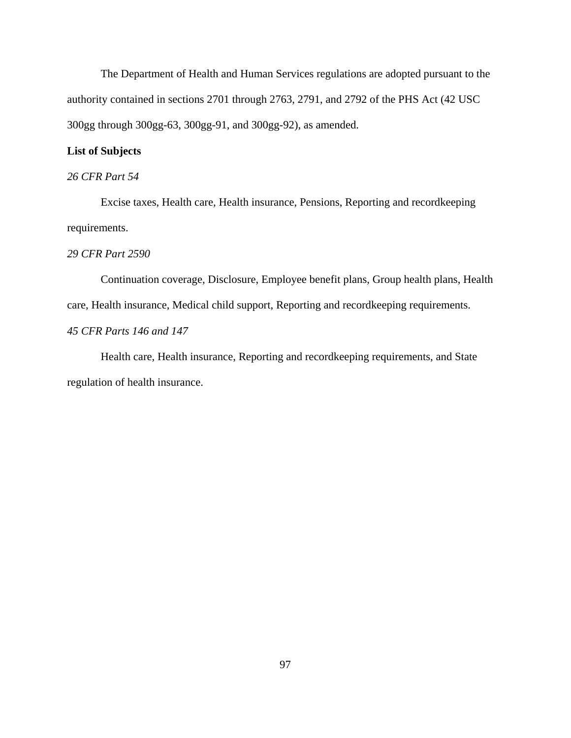The Department of Health and Human Services regulations are adopted pursuant to the authority contained in sections 2701 through 2763, 2791, and 2792 of the PHS Act (42 USC 300gg through 300gg-63, 300gg-91, and 300gg-92), as amended.

**List of Subjects**

*26 CFR Part 54*

Excise taxes, Health care, Health insurance, Pensions, Reporting and recordkeeping requirements.

*29 CFR Part 2590*

Continuation coverage, Disclosure, Employee benefit plans, Group health plans, Health care, Health insurance, Medical child support, Reporting and recordkeeping requirements.

*45 CFR Parts 146 and 147*

Health care, Health insurance, Reporting and recordkeeping requirements, and State regulation of health insurance.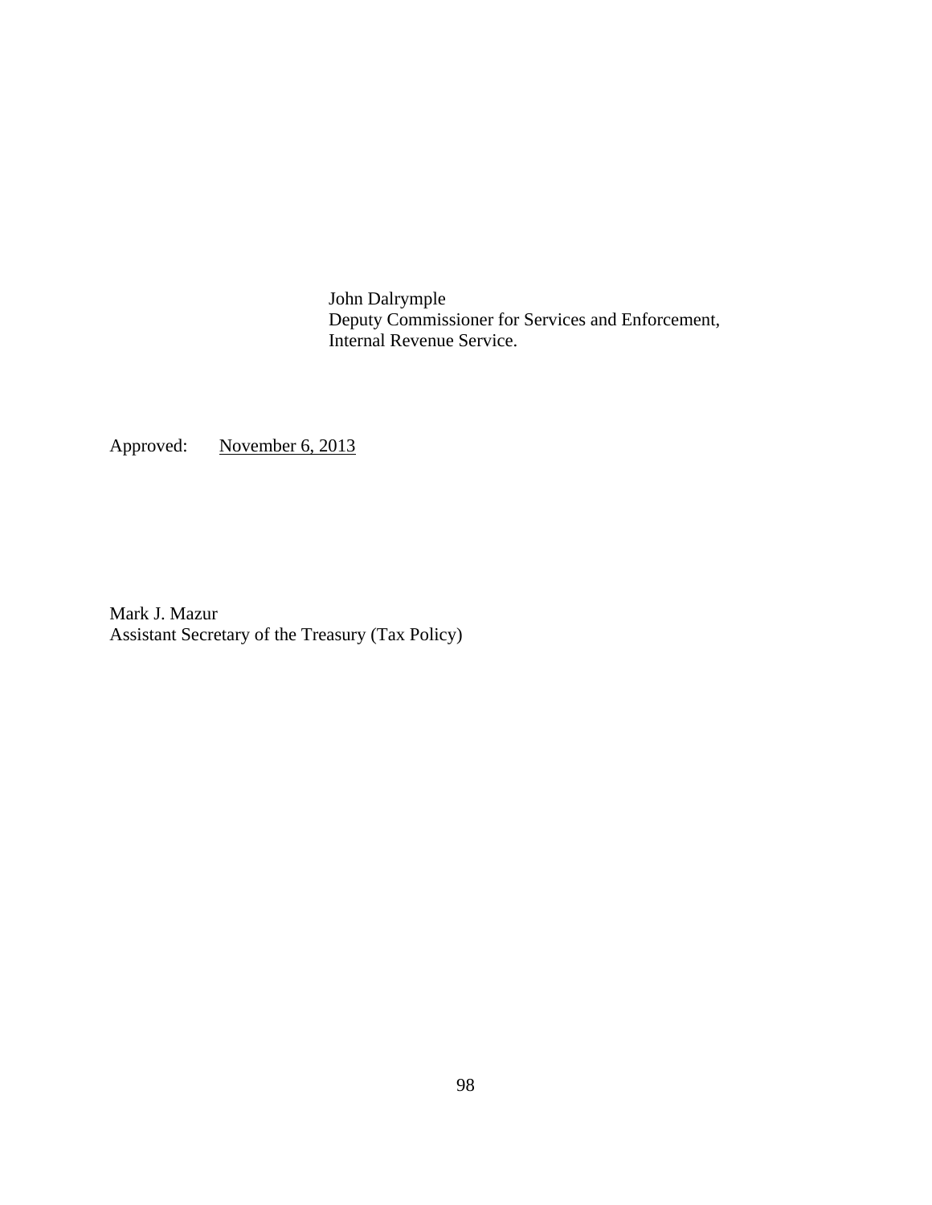John Dalrymple
Deputy Commissioner for Services and Enforcement,
Internal Revenue Service.

Approved: November 6, 2013

Mark J. Mazur
Assistant Secretary of the Treasury (Tax Policy)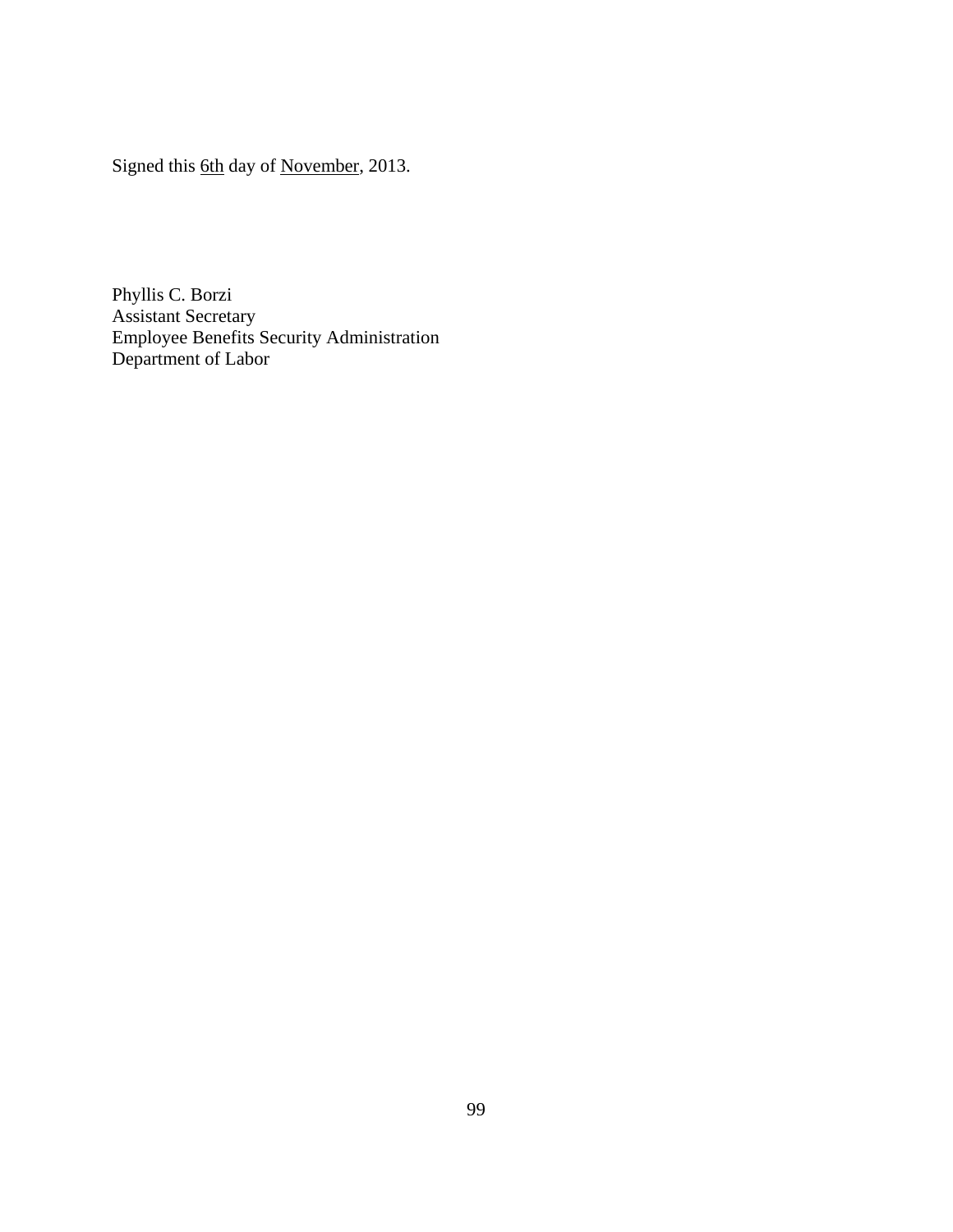Signed this 6th day of November, 2013.

Phyllis C. Borzi  
Assistant Secretary  
Employee Benefits Security Administration  
Department of Labor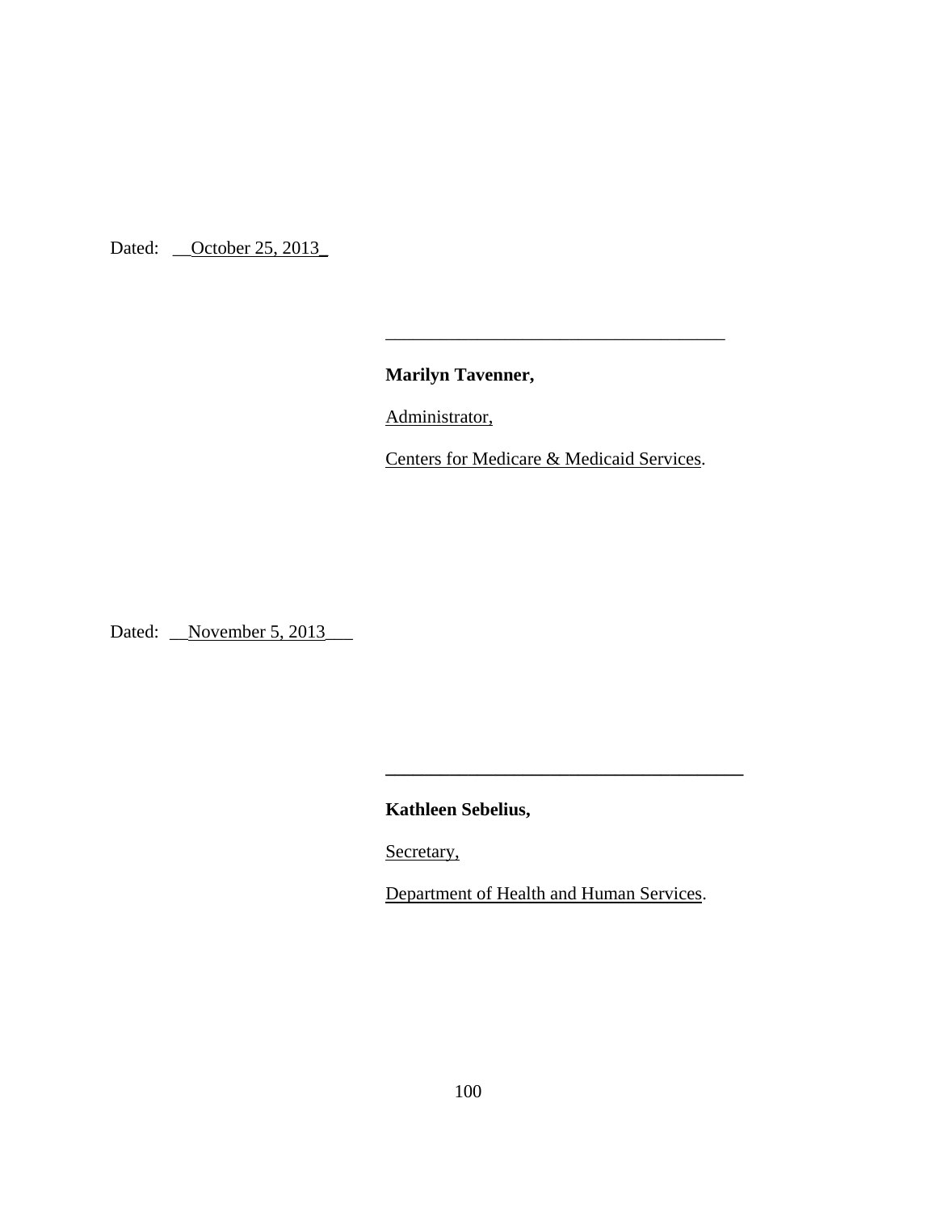Dated: __October 25, 2013_

\_\_\_\_\_\_\_\_\_\_\_\_\_\_\_\_\_\_\_\_\_\_\_\_\_\_\_\_\_\_\_\_\_\_\_\_\_

**Marilyn Tavenner,**

Administrator,

Centers for Medicare & Medicaid Services.

Dated: __November 5, 2013___

\_\_\_\_\_\_\_\_\_\_\_\_\_\_\_\_\_\_\_\_\_\_\_\_\_\_\_\_\_\_\_\_\_\_\_\_\_

**Kathleen Sebelius,**

Secretary,

Department of Health and Human Services.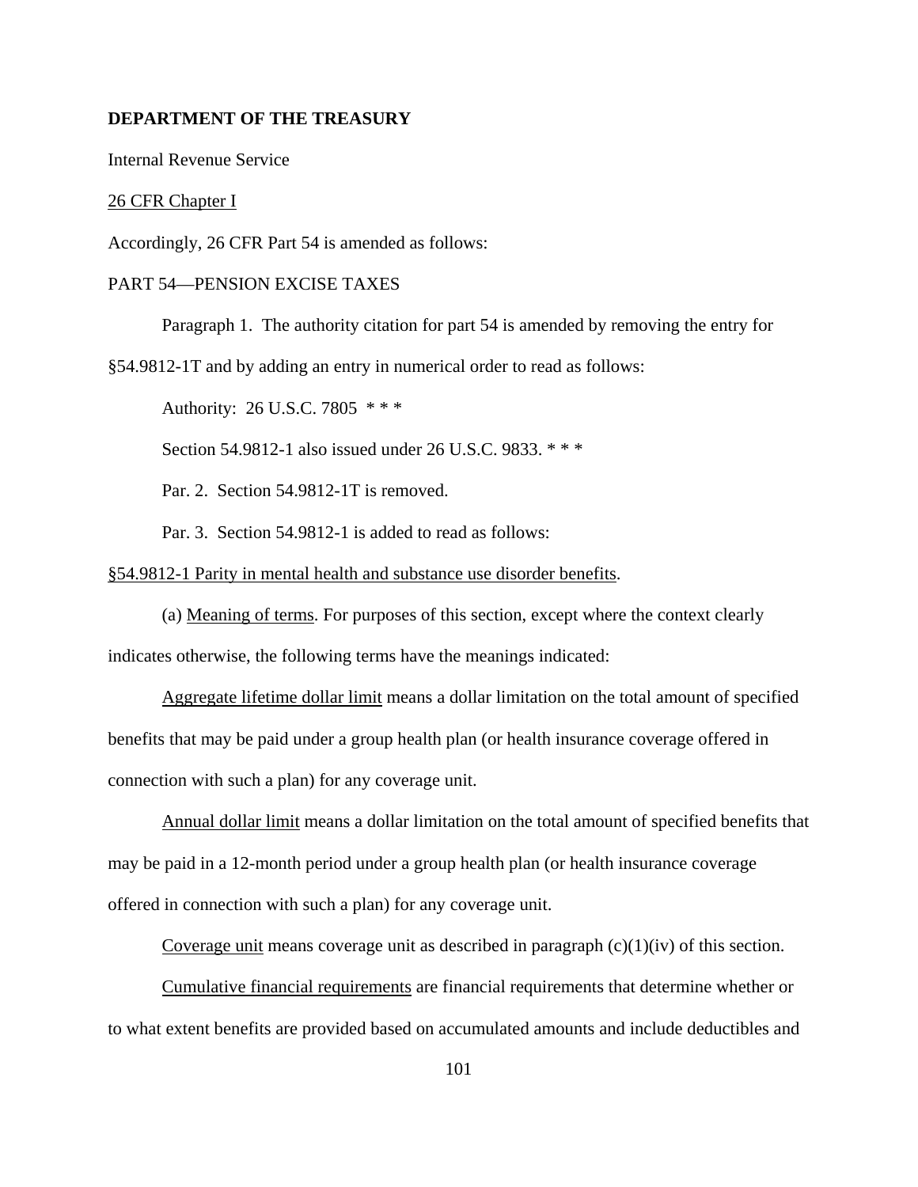**DEPARTMENT OF THE TREASURY**

Internal Revenue Service

26 CFR Chapter I

Accordingly, 26 CFR Part 54 is amended as follows:

PART 54—PENSION EXCISE TAXES

Paragraph 1. The authority citation for part 54 is amended by removing the entry for §54.9812-1T and by adding an entry in numerical order to read as follows:

Authority: 26 U.S.C. 7805 * * *

Section 54.9812-1 also issued under 26 U.S.C. 9833. * * *

Par. 2. Section 54.9812-1T is removed.

Par. 3. Section 54.9812-1 is added to read as follows:

§54.9812-1 Parity in mental health and substance use disorder benefits.

(a) Meaning of terms. For purposes of this section, except where the context clearly indicates otherwise, the following terms have the meanings indicated:

Aggregate lifetime dollar limit means a dollar limitation on the total amount of specified benefits that may be paid under a group health plan (or health insurance coverage offered in connection with such a plan) for any coverage unit.

Annual dollar limit means a dollar limitation on the total amount of specified benefits that may be paid in a 12-month period under a group health plan (or health insurance coverage offered in connection with such a plan) for any coverage unit.

Coverage unit means coverage unit as described in paragraph (c)(1)(iv) of this section.

Cumulative financial requirements are financial requirements that determine whether or to what extent benefits are provided based on accumulated amounts and include deductibles and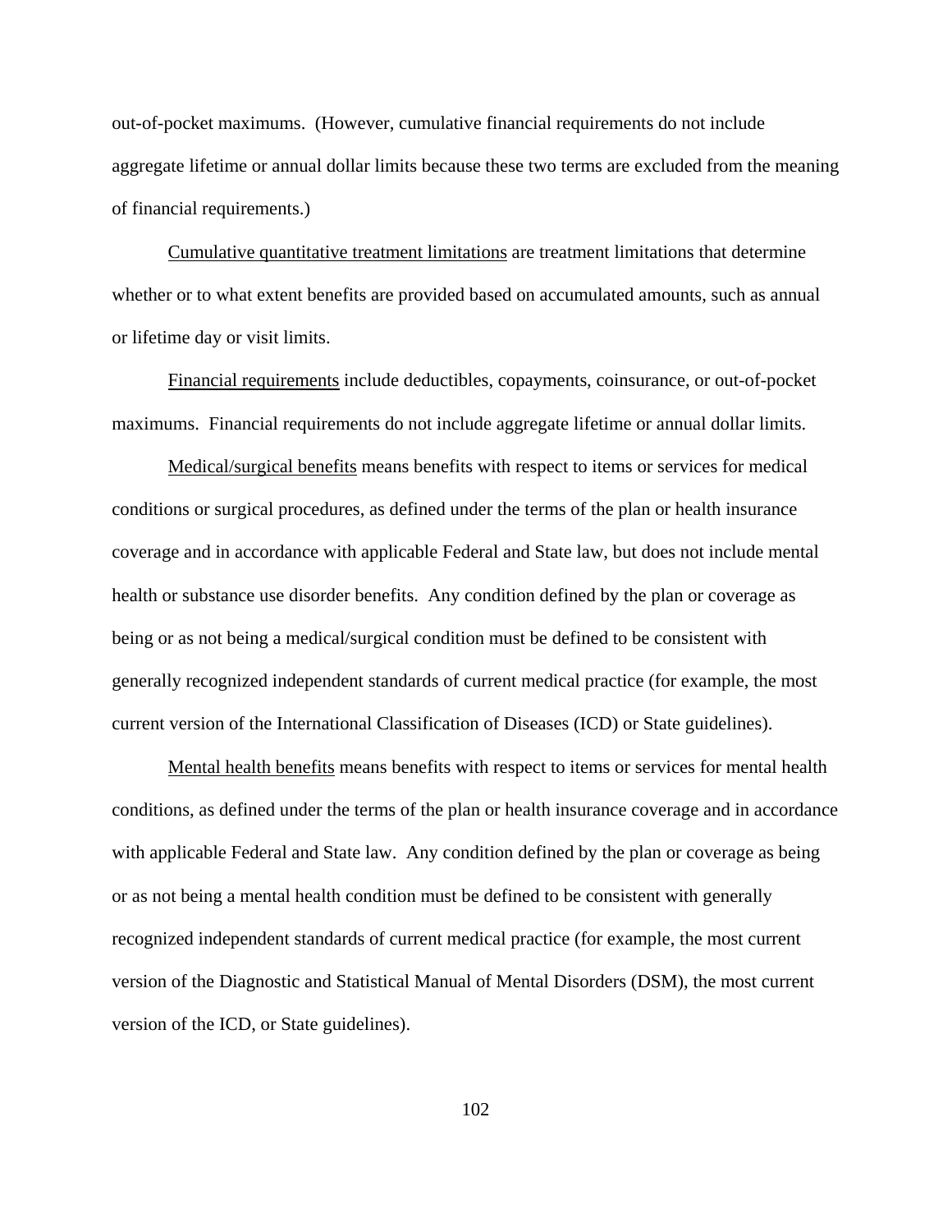out-of-pocket maximums. (However, cumulative financial requirements do not include aggregate lifetime or annual dollar limits because these two terms are excluded from the meaning of financial requirements.)

<u>Cumulative quantitative treatment limitations</u> are treatment limitations that determine whether or to what extent benefits are provided based on accumulated amounts, such as annual or lifetime day or visit limits.

<u>Financial requirements</u> include deductibles, copayments, coinsurance, or out-of-pocket maximums. Financial requirements do not include aggregate lifetime or annual dollar limits.

<u>Medical/surgical benefits</u> means benefits with respect to items or services for medical conditions or surgical procedures, as defined under the terms of the plan or health insurance coverage and in accordance with applicable Federal and State law, but does not include mental health or substance use disorder benefits. Any condition defined by the plan or coverage as being or as not being a medical/surgical condition must be defined to be consistent with generally recognized independent standards of current medical practice (for example, the most current version of the International Classification of Diseases (ICD) or State guidelines).

<u>Mental health benefits</u> means benefits with respect to items or services for mental health conditions, as defined under the terms of the plan or health insurance coverage and in accordance with applicable Federal and State law. Any condition defined by the plan or coverage as being or as not being a mental health condition must be defined to be consistent with generally recognized independent standards of current medical practice (for example, the most current version of the Diagnostic and Statistical Manual of Mental Disorders (DSM), the most current version of the ICD, or State guidelines).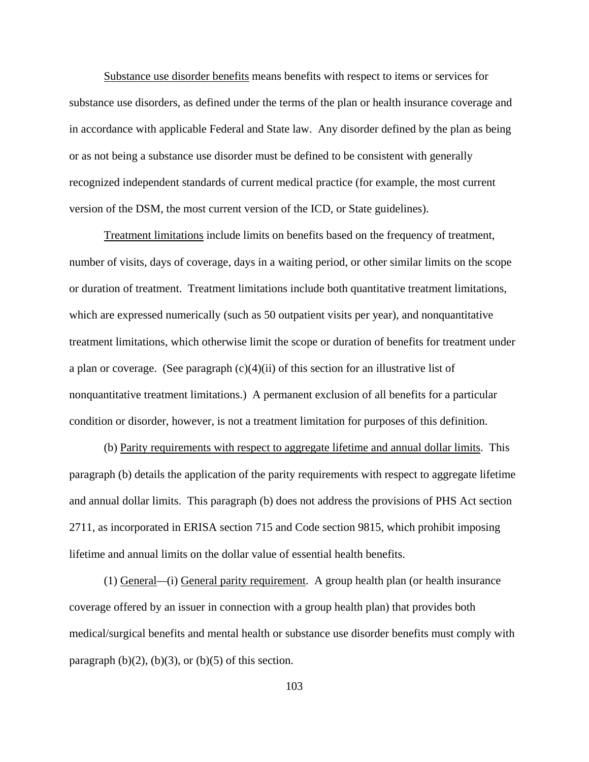Substance use disorder benefits means benefits with respect to items or services for substance use disorders, as defined under the terms of the plan or health insurance coverage and in accordance with applicable Federal and State law. Any disorder defined by the plan as being or as not being a substance use disorder must be defined to be consistent with generally recognized independent standards of current medical practice (for example, the most current version of the DSM, the most current version of the ICD, or State guidelines).

Treatment limitations include limits on benefits based on the frequency of treatment, number of visits, days of coverage, days in a waiting period, or other similar limits on the scope or duration of treatment. Treatment limitations include both quantitative treatment limitations, which are expressed numerically (such as 50 outpatient visits per year), and nonquantitative treatment limitations, which otherwise limit the scope or duration of benefits for treatment under a plan or coverage. (See paragraph (c)(4)(ii) of this section for an illustrative list of nonquantitative treatment limitations.) A permanent exclusion of all benefits for a particular condition or disorder, however, is not a treatment limitation for purposes of this definition.

(b) Parity requirements with respect to aggregate lifetime and annual dollar limits. This paragraph (b) details the application of the parity requirements with respect to aggregate lifetime and annual dollar limits. This paragraph (b) does not address the provisions of PHS Act section 2711, as incorporated in ERISA section 715 and Code section 9815, which prohibit imposing lifetime and annual limits on the dollar value of essential health benefits.

(1) General—(i) General parity requirement. A group health plan (or health insurance coverage offered by an issuer in connection with a group health plan) that provides both medical/surgical benefits and mental health or substance use disorder benefits must comply with paragraph (b)(2), (b)(3), or (b)(5) of this section.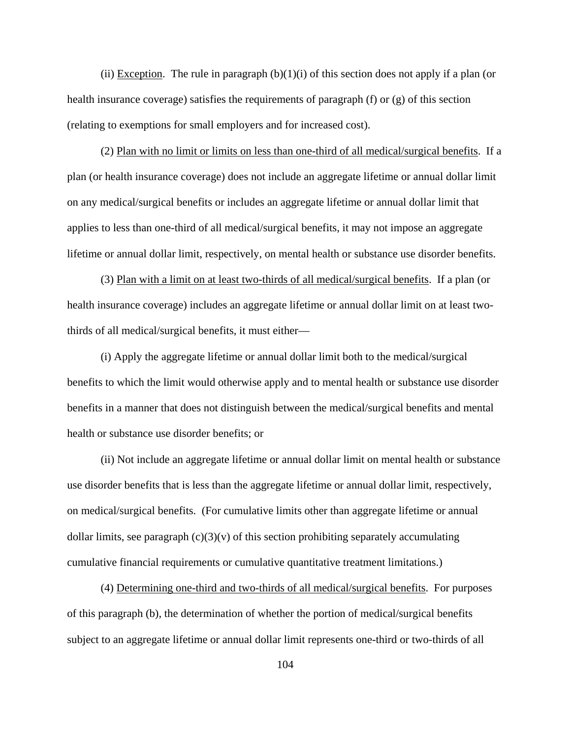(ii) Exception. The rule in paragraph (b)(1)(i) of this section does not apply if a plan (or health insurance coverage) satisfies the requirements of paragraph (f) or (g) of this section (relating to exemptions for small employers and for increased cost).

(2) Plan with no limit or limits on less than one-third of all medical/surgical benefits. If a plan (or health insurance coverage) does not include an aggregate lifetime or annual dollar limit on any medical/surgical benefits or includes an aggregate lifetime or annual dollar limit that applies to less than one-third of all medical/surgical benefits, it may not impose an aggregate lifetime or annual dollar limit, respectively, on mental health or substance use disorder benefits.

(3) Plan with a limit on at least two-thirds of all medical/surgical benefits. If a plan (or health insurance coverage) includes an aggregate lifetime or annual dollar limit on at least two-thirds of all medical/surgical benefits, it must either—

(i) Apply the aggregate lifetime or annual dollar limit both to the medical/surgical benefits to which the limit would otherwise apply and to mental health or substance use disorder benefits in a manner that does not distinguish between the medical/surgical benefits and mental health or substance use disorder benefits; or

(ii) Not include an aggregate lifetime or annual dollar limit on mental health or substance use disorder benefits that is less than the aggregate lifetime or annual dollar limit, respectively, on medical/surgical benefits. (For cumulative limits other than aggregate lifetime or annual dollar limits, see paragraph (c)(3)(v) of this section prohibiting separately accumulating cumulative financial requirements or cumulative quantitative treatment limitations.)

(4) Determining one-third and two-thirds of all medical/surgical benefits. For purposes of this paragraph (b), the determination of whether the portion of medical/surgical benefits subject to an aggregate lifetime or annual dollar limit represents one-third or two-thirds of all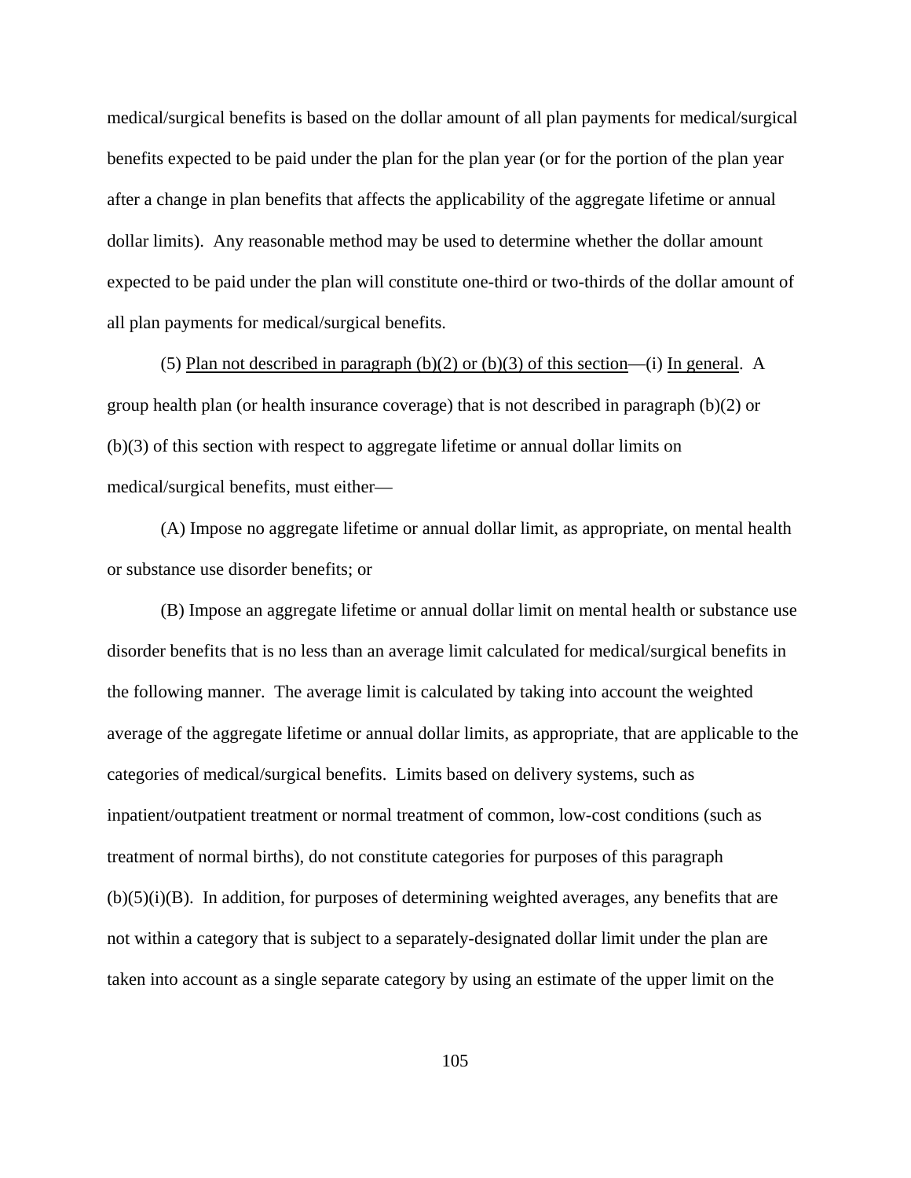medical/surgical benefits is based on the dollar amount of all plan payments for medical/surgical benefits expected to be paid under the plan for the plan year (or for the portion of the plan year after a change in plan benefits that affects the applicability of the aggregate lifetime or annual dollar limits). Any reasonable method may be used to determine whether the dollar amount expected to be paid under the plan will constitute one-third or two-thirds of the dollar amount of all plan payments for medical/surgical benefits.

(5) <u>Plan not described in paragraph (b)(2) or (b)(3) of this section</u>—(i) <u>In general</u>. A group health plan (or health insurance coverage) that is not described in paragraph (b)(2) or (b)(3) of this section with respect to aggregate lifetime or annual dollar limits on medical/surgical benefits, must either—

(A) Impose no aggregate lifetime or annual dollar limit, as appropriate, on mental health or substance use disorder benefits; or

(B) Impose an aggregate lifetime or annual dollar limit on mental health or substance use disorder benefits that is no less than an average limit calculated for medical/surgical benefits in the following manner. The average limit is calculated by taking into account the weighted average of the aggregate lifetime or annual dollar limits, as appropriate, that are applicable to the categories of medical/surgical benefits. Limits based on delivery systems, such as inpatient/outpatient treatment or normal treatment of common, low-cost conditions (such as treatment of normal births), do not constitute categories for purposes of this paragraph (b)(5)(i)(B). In addition, for purposes of determining weighted averages, any benefits that are not within a category that is subject to a separately-designated dollar limit under the plan are taken into account as a single separate category by using an estimate of the upper limit on the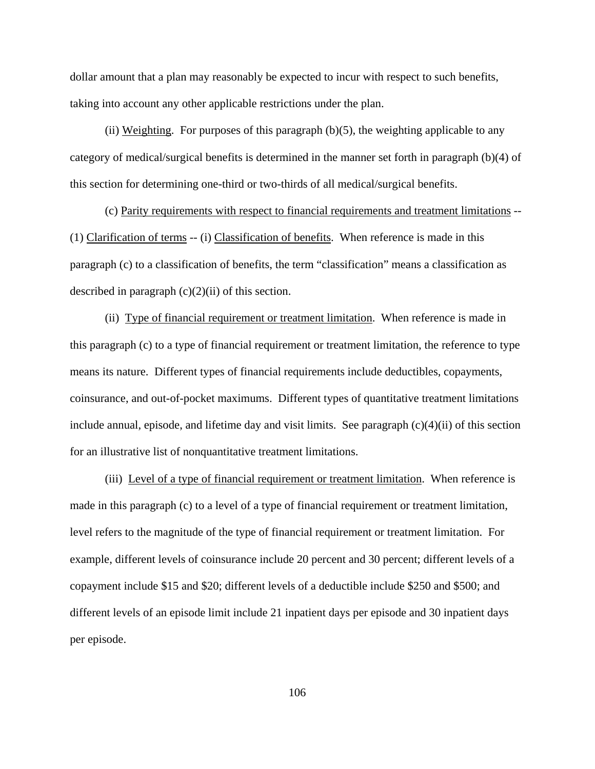dollar amount that a plan may reasonably be expected to incur with respect to such benefits, taking into account any other applicable restrictions under the plan.

(ii) Weighting. For purposes of this paragraph (b)(5), the weighting applicable to any category of medical/surgical benefits is determined in the manner set forth in paragraph (b)(4) of this section for determining one-third or two-thirds of all medical/surgical benefits.

(c) Parity requirements with respect to financial requirements and treatment limitations -- (1) Clarification of terms -- (i) Classification of benefits. When reference is made in this paragraph (c) to a classification of benefits, the term "classification" means a classification as described in paragraph (c)(2)(ii) of this section.

(ii) Type of financial requirement or treatment limitation. When reference is made in this paragraph (c) to a type of financial requirement or treatment limitation, the reference to type means its nature. Different types of financial requirements include deductibles, copayments, coinsurance, and out-of-pocket maximums. Different types of quantitative treatment limitations include annual, episode, and lifetime day and visit limits. See paragraph (c)(4)(ii) of this section for an illustrative list of nonquantitative treatment limitations.

(iii) Level of a type of financial requirement or treatment limitation. When reference is made in this paragraph (c) to a level of a type of financial requirement or treatment limitation, level refers to the magnitude of the type of financial requirement or treatment limitation. For example, different levels of coinsurance include 20 percent and 30 percent; different levels of a copayment include $15 and $20; different levels of a deductible include $250 and $500; and different levels of an episode limit include 21 inpatient days per episode and 30 inpatient days per episode.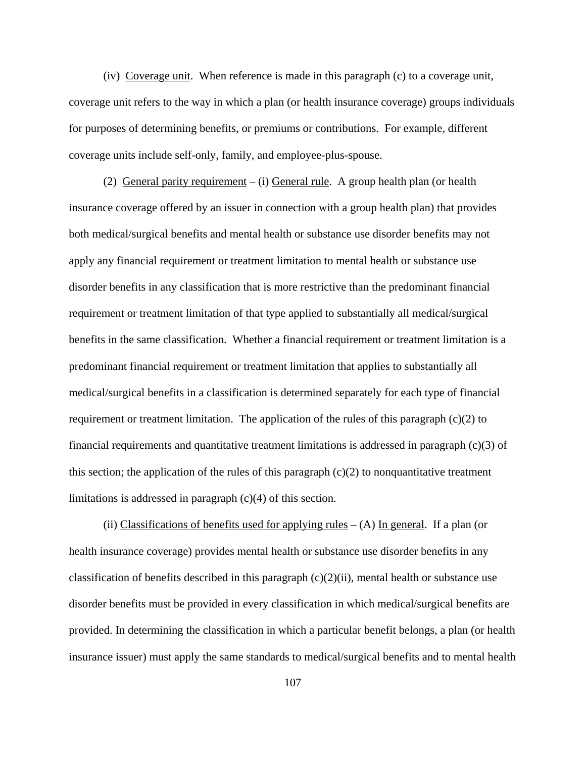(iv) Coverage unit. When reference is made in this paragraph (c) to a coverage unit, coverage unit refers to the way in which a plan (or health insurance coverage) groups individuals for purposes of determining benefits, or premiums or contributions. For example, different coverage units include self-only, family, and employee-plus-spouse.

(2) General parity requirement – (i) General rule. A group health plan (or health insurance coverage offered by an issuer in connection with a group health plan) that provides both medical/surgical benefits and mental health or substance use disorder benefits may not apply any financial requirement or treatment limitation to mental health or substance use disorder benefits in any classification that is more restrictive than the predominant financial requirement or treatment limitation of that type applied to substantially all medical/surgical benefits in the same classification. Whether a financial requirement or treatment limitation is a predominant financial requirement or treatment limitation that applies to substantially all medical/surgical benefits in a classification is determined separately for each type of financial requirement or treatment limitation. The application of the rules of this paragraph (c)(2) to financial requirements and quantitative treatment limitations is addressed in paragraph (c)(3) of this section; the application of the rules of this paragraph (c)(2) to nonquantitative treatment limitations is addressed in paragraph (c)(4) of this section.

(ii) Classifications of benefits used for applying rules – (A) In general. If a plan (or health insurance coverage) provides mental health or substance use disorder benefits in any classification of benefits described in this paragraph (c)(2)(ii), mental health or substance use disorder benefits must be provided in every classification in which medical/surgical benefits are provided. In determining the classification in which a particular benefit belongs, a plan (or health insurance issuer) must apply the same standards to medical/surgical benefits and to mental health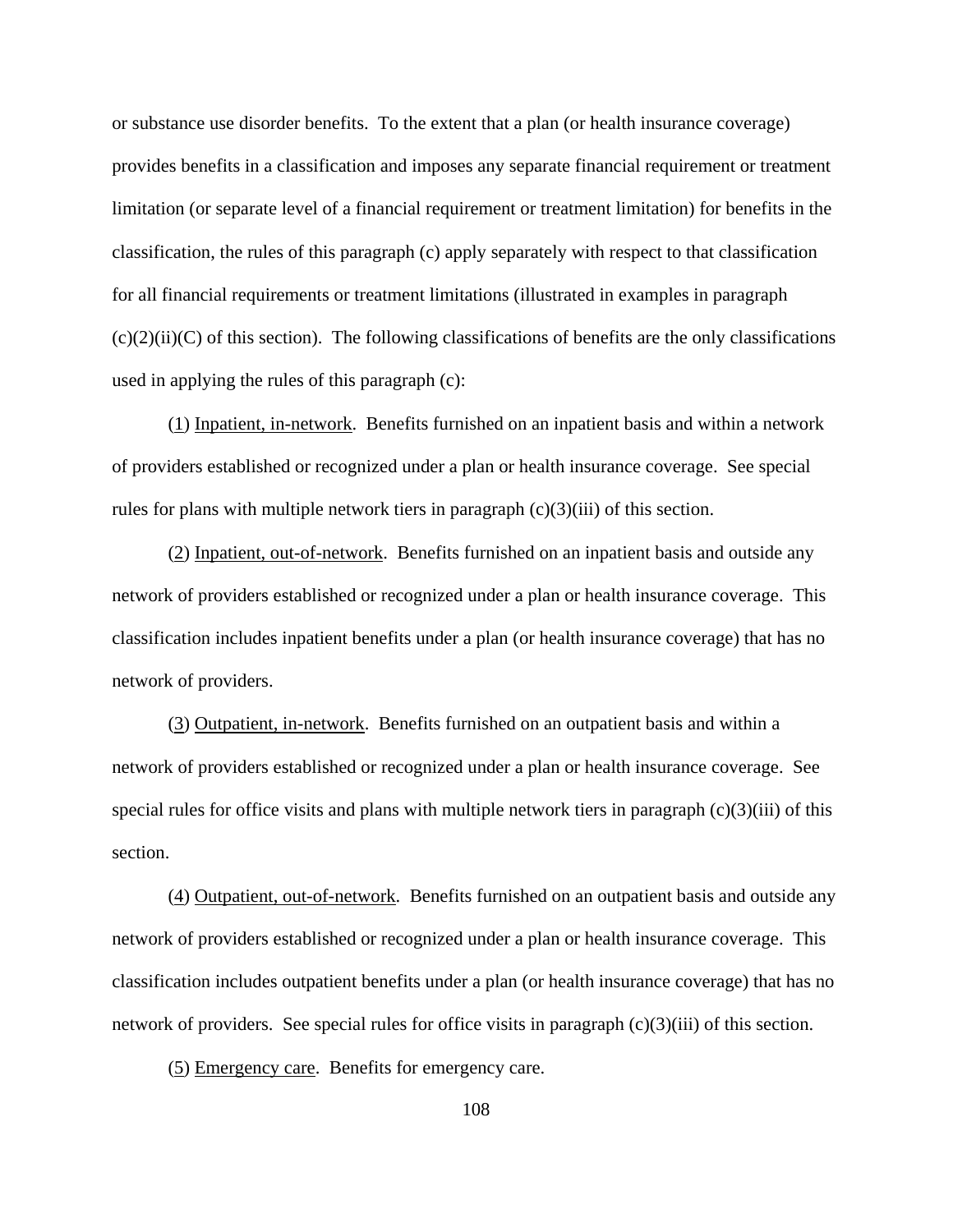or substance use disorder benefits. To the extent that a plan (or health insurance coverage) provides benefits in a classification and imposes any separate financial requirement or treatment limitation (or separate level of a financial requirement or treatment limitation) for benefits in the classification, the rules of this paragraph (c) apply separately with respect to that classification for all financial requirements or treatment limitations (illustrated in examples in paragraph (c)(2)(ii)(C) of this section). The following classifications of benefits are the only classifications used in applying the rules of this paragraph (c):

(1) Inpatient, in-network. Benefits furnished on an inpatient basis and within a network of providers established or recognized under a plan or health insurance coverage. See special rules for plans with multiple network tiers in paragraph (c)(3)(iii) of this section.

(2) Inpatient, out-of-network. Benefits furnished on an inpatient basis and outside any network of providers established or recognized under a plan or health insurance coverage. This classification includes inpatient benefits under a plan (or health insurance coverage) that has no network of providers.

(3) Outpatient, in-network. Benefits furnished on an outpatient basis and within a network of providers established or recognized under a plan or health insurance coverage. See special rules for office visits and plans with multiple network tiers in paragraph (c)(3)(iii) of this section.

(4) Outpatient, out-of-network. Benefits furnished on an outpatient basis and outside any network of providers established or recognized under a plan or health insurance coverage. This classification includes outpatient benefits under a plan (or health insurance coverage) that has no network of providers. See special rules for office visits in paragraph (c)(3)(iii) of this section.

(5) Emergency care. Benefits for emergency care.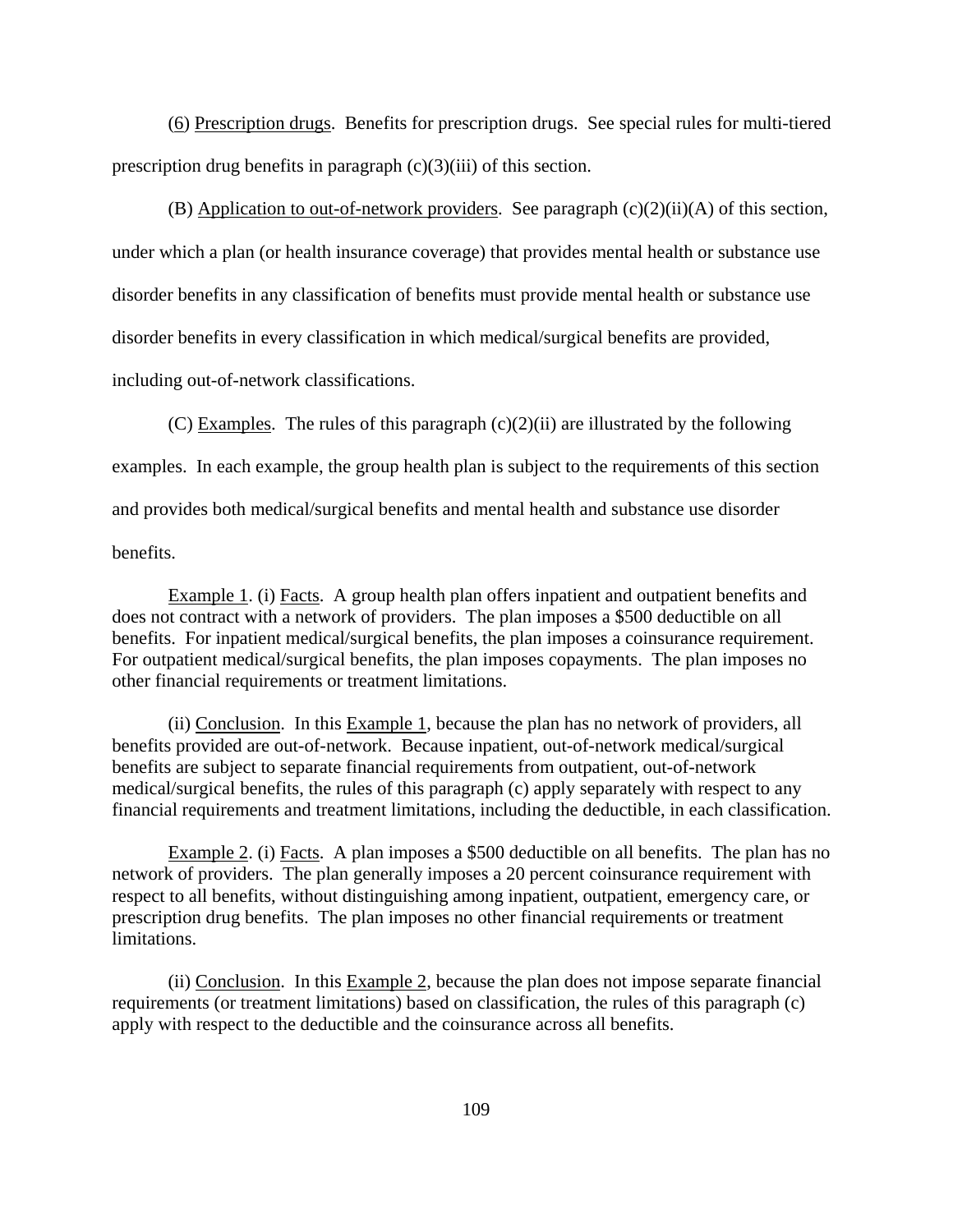(6) Prescription drugs. Benefits for prescription drugs. See special rules for multi-tiered prescription drug benefits in paragraph (c)(3)(iii) of this section.

(B) Application to out-of-network providers. See paragraph (c)(2)(ii)(A) of this section, under which a plan (or health insurance coverage) that provides mental health or substance use disorder benefits in any classification of benefits must provide mental health or substance use disorder benefits in every classification in which medical/surgical benefits are provided, including out-of-network classifications.

(C) Examples. The rules of this paragraph (c)(2)(ii) are illustrated by the following examples. In each example, the group health plan is subject to the requirements of this section and provides both medical/surgical benefits and mental health and substance use disorder benefits.

Example 1. (i) Facts. A group health plan offers inpatient and outpatient benefits and does not contract with a network of providers. The plan imposes a $500 deductible on all benefits. For inpatient medical/surgical benefits, the plan imposes a coinsurance requirement. For outpatient medical/surgical benefits, the plan imposes copayments. The plan imposes no other financial requirements or treatment limitations.

(ii) Conclusion. In this Example 1, because the plan has no network of providers, all benefits provided are out-of-network. Because inpatient, out-of-network medical/surgical benefits are subject to separate financial requirements from outpatient, out-of-network medical/surgical benefits, the rules of this paragraph (c) apply separately with respect to any financial requirements and treatment limitations, including the deductible, in each classification.

Example 2. (i) Facts. A plan imposes a $500 deductible on all benefits. The plan has no network of providers. The plan generally imposes a 20 percent coinsurance requirement with respect to all benefits, without distinguishing among inpatient, outpatient, emergency care, or prescription drug benefits. The plan imposes no other financial requirements or treatment limitations.

(ii) Conclusion. In this Example 2, because the plan does not impose separate financial requirements (or treatment limitations) based on classification, the rules of this paragraph (c) apply with respect to the deductible and the coinsurance across all benefits.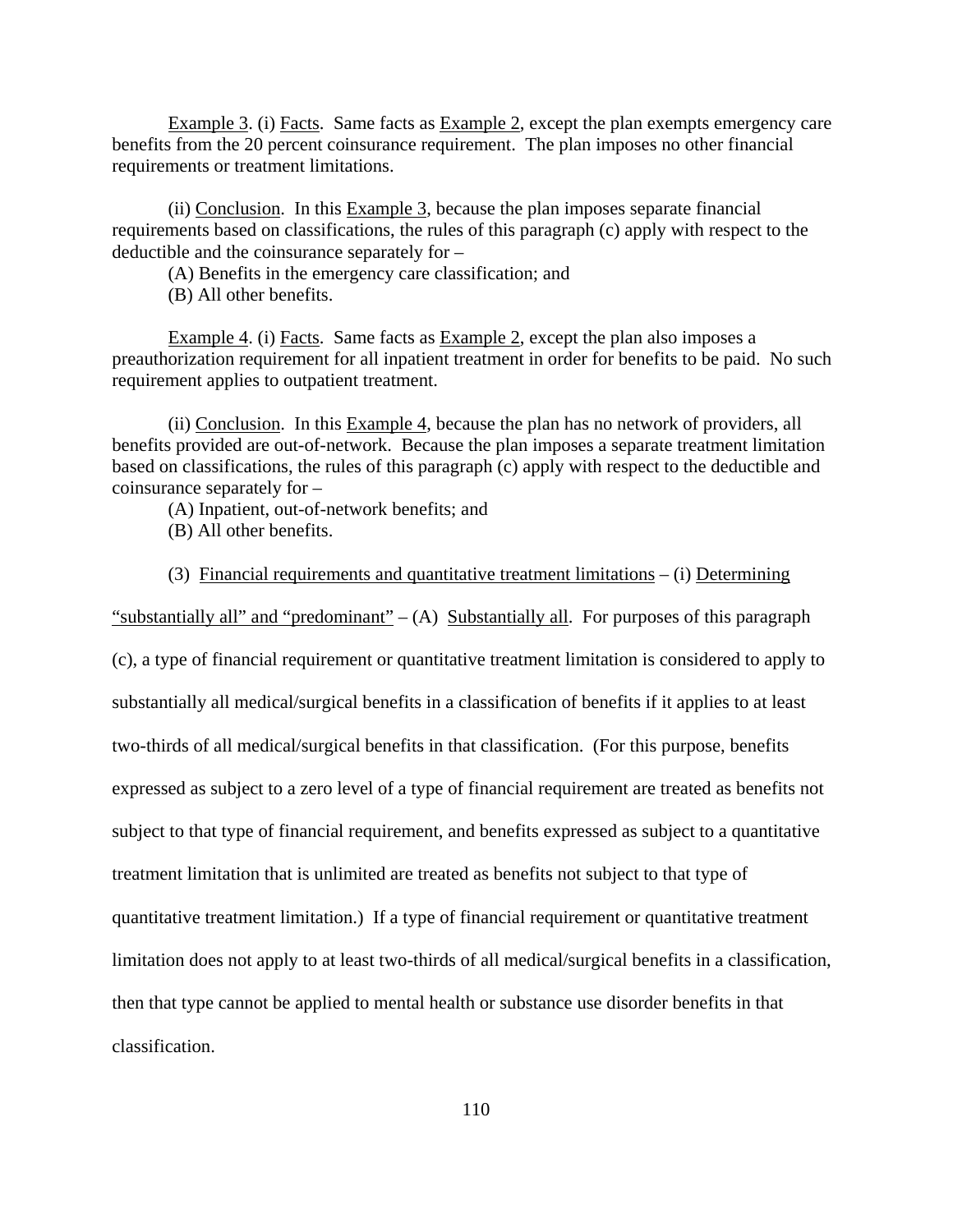Example 3. (i) Facts. Same facts as Example 2, except the plan exempts emergency care benefits from the 20 percent coinsurance requirement. The plan imposes no other financial requirements or treatment limitations.

(ii) Conclusion. In this Example 3, because the plan imposes separate financial requirements based on classifications, the rules of this paragraph (c) apply with respect to the deductible and the coinsurance separately for –

(A) Benefits in the emergency care classification; and

(B) All other benefits.

Example 4. (i) Facts. Same facts as Example 2, except the plan also imposes a preauthorization requirement for all inpatient treatment in order for benefits to be paid. No such requirement applies to outpatient treatment.

(ii) Conclusion. In this Example 4, because the plan has no network of providers, all benefits provided are out-of-network. Because the plan imposes a separate treatment limitation based on classifications, the rules of this paragraph (c) apply with respect to the deductible and coinsurance separately for –

(A) Inpatient, out-of-network benefits; and

(B) All other benefits.

(3) Financial requirements and quantitative treatment limitations – (i) Determining "substantially all" and "predominant" – (A) Substantially all. For purposes of this paragraph (c), a type of financial requirement or quantitative treatment limitation is considered to apply to substantially all medical/surgical benefits in a classification of benefits if it applies to at least two-thirds of all medical/surgical benefits in that classification. (For this purpose, benefits expressed as subject to a zero level of a type of financial requirement are treated as benefits not subject to that type of financial requirement, and benefits expressed as subject to a quantitative treatment limitation that is unlimited are treated as benefits not subject to that type of quantitative treatment limitation.) If a type of financial requirement or quantitative treatment limitation does not apply to at least two-thirds of all medical/surgical benefits in a classification, then that type cannot be applied to mental health or substance use disorder benefits in that classification.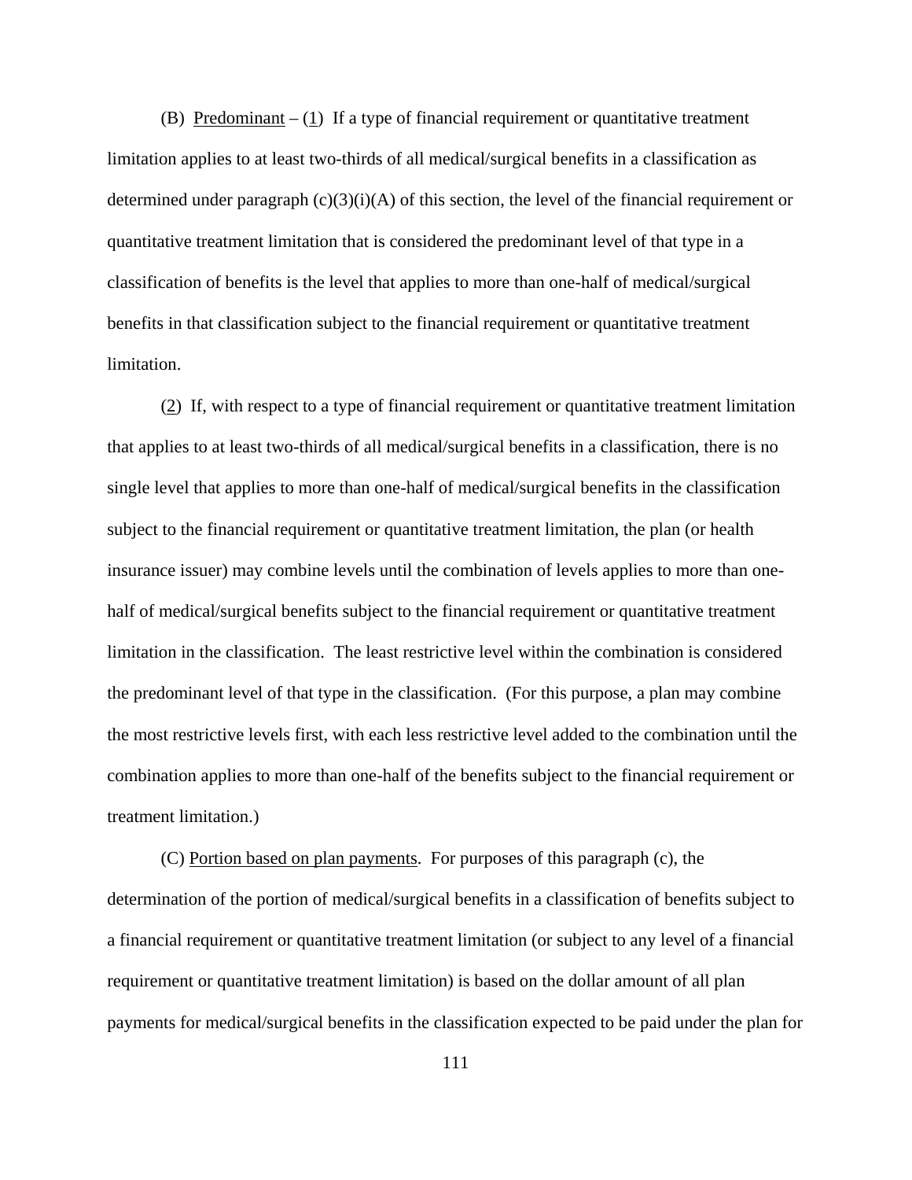(B) Predominant – (1) If a type of financial requirement or quantitative treatment limitation applies to at least two-thirds of all medical/surgical benefits in a classification as determined under paragraph (c)(3)(i)(A) of this section, the level of the financial requirement or quantitative treatment limitation that is considered the predominant level of that type in a classification of benefits is the level that applies to more than one-half of medical/surgical benefits in that classification subject to the financial requirement or quantitative treatment limitation.

(2) If, with respect to a type of financial requirement or quantitative treatment limitation that applies to at least two-thirds of all medical/surgical benefits in a classification, there is no single level that applies to more than one-half of medical/surgical benefits in the classification subject to the financial requirement or quantitative treatment limitation, the plan (or health insurance issuer) may combine levels until the combination of levels applies to more than one-half of medical/surgical benefits subject to the financial requirement or quantitative treatment limitation in the classification. The least restrictive level within the combination is considered the predominant level of that type in the classification. (For this purpose, a plan may combine the most restrictive levels first, with each less restrictive level added to the combination until the combination applies to more than one-half of the benefits subject to the financial requirement or treatment limitation.)

(C) Portion based on plan payments. For purposes of this paragraph (c), the determination of the portion of medical/surgical benefits in a classification of benefits subject to a financial requirement or quantitative treatment limitation (or subject to any level of a financial requirement or quantitative treatment limitation) is based on the dollar amount of all plan payments for medical/surgical benefits in the classification expected to be paid under the plan for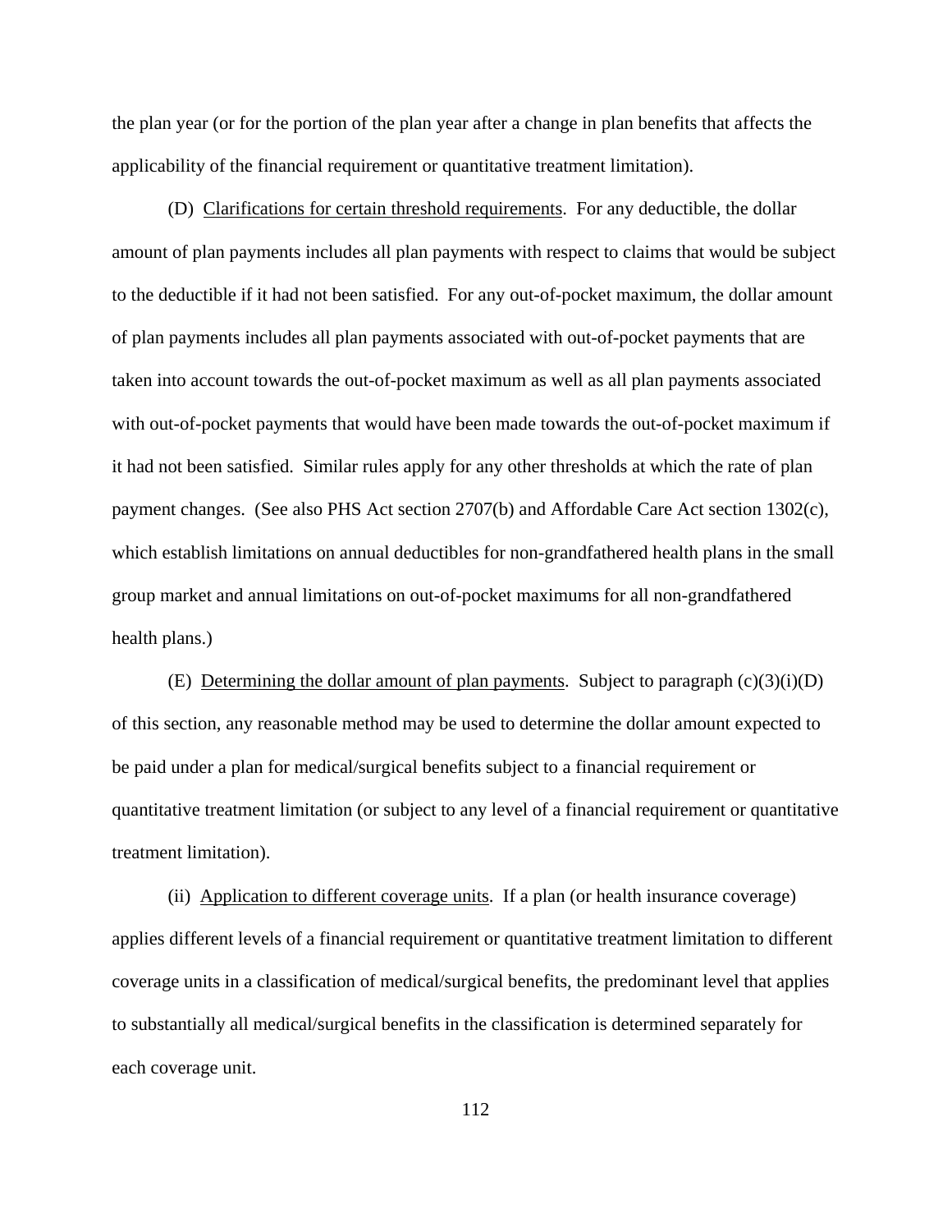the plan year (or for the portion of the plan year after a change in plan benefits that affects the applicability of the financial requirement or quantitative treatment limitation).

(D) Clarifications for certain threshold requirements. For any deductible, the dollar amount of plan payments includes all plan payments with respect to claims that would be subject to the deductible if it had not been satisfied. For any out-of-pocket maximum, the dollar amount of plan payments includes all plan payments associated with out-of-pocket payments that are taken into account towards the out-of-pocket maximum as well as all plan payments associated with out-of-pocket payments that would have been made towards the out-of-pocket maximum if it had not been satisfied. Similar rules apply for any other thresholds at which the rate of plan payment changes. (See also PHS Act section 2707(b) and Affordable Care Act section 1302(c), which establish limitations on annual deductibles for non-grandfathered health plans in the small group market and annual limitations on out-of-pocket maximums for all non-grandfathered health plans.)

(E) Determining the dollar amount of plan payments. Subject to paragraph (c)(3)(i)(D) of this section, any reasonable method may be used to determine the dollar amount expected to be paid under a plan for medical/surgical benefits subject to a financial requirement or quantitative treatment limitation (or subject to any level of a financial requirement or quantitative treatment limitation).

(ii) Application to different coverage units. If a plan (or health insurance coverage) applies different levels of a financial requirement or quantitative treatment limitation to different coverage units in a classification of medical/surgical benefits, the predominant level that applies to substantially all medical/surgical benefits in the classification is determined separately for each coverage unit.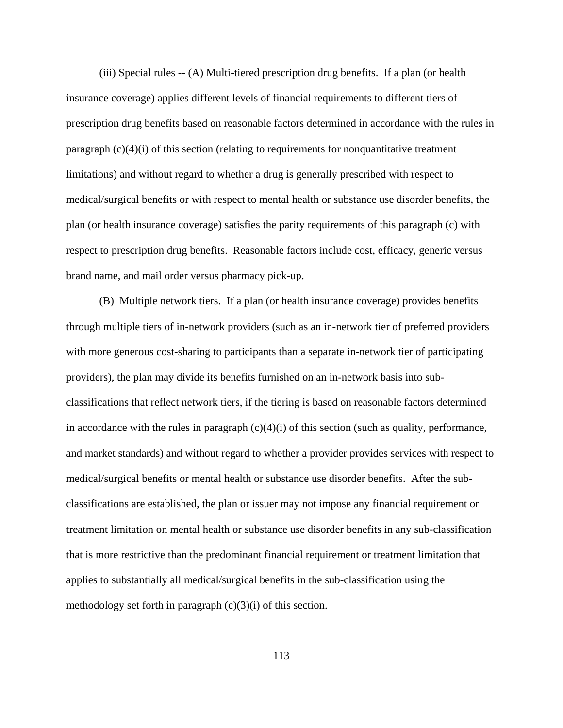(iii) Special rules -- (A) Multi-tiered prescription drug benefits. If a plan (or health insurance coverage) applies different levels of financial requirements to different tiers of prescription drug benefits based on reasonable factors determined in accordance with the rules in paragraph (c)(4)(i) of this section (relating to requirements for nonquantitative treatment limitations) and without regard to whether a drug is generally prescribed with respect to medical/surgical benefits or with respect to mental health or substance use disorder benefits, the plan (or health insurance coverage) satisfies the parity requirements of this paragraph (c) with respect to prescription drug benefits. Reasonable factors include cost, efficacy, generic versus brand name, and mail order versus pharmacy pick-up.

(B) Multiple network tiers. If a plan (or health insurance coverage) provides benefits through multiple tiers of in-network providers (such as an in-network tier of preferred providers with more generous cost-sharing to participants than a separate in-network tier of participating providers), the plan may divide its benefits furnished on an in-network basis into sub-classifications that reflect network tiers, if the tiering is based on reasonable factors determined in accordance with the rules in paragraph (c)(4)(i) of this section (such as quality, performance, and market standards) and without regard to whether a provider provides services with respect to medical/surgical benefits or mental health or substance use disorder benefits. After the sub-classifications are established, the plan or issuer may not impose any financial requirement or treatment limitation on mental health or substance use disorder benefits in any sub-classification that is more restrictive than the predominant financial requirement or treatment limitation that applies to substantially all medical/surgical benefits in the sub-classification using the methodology set forth in paragraph (c)(3)(i) of this section.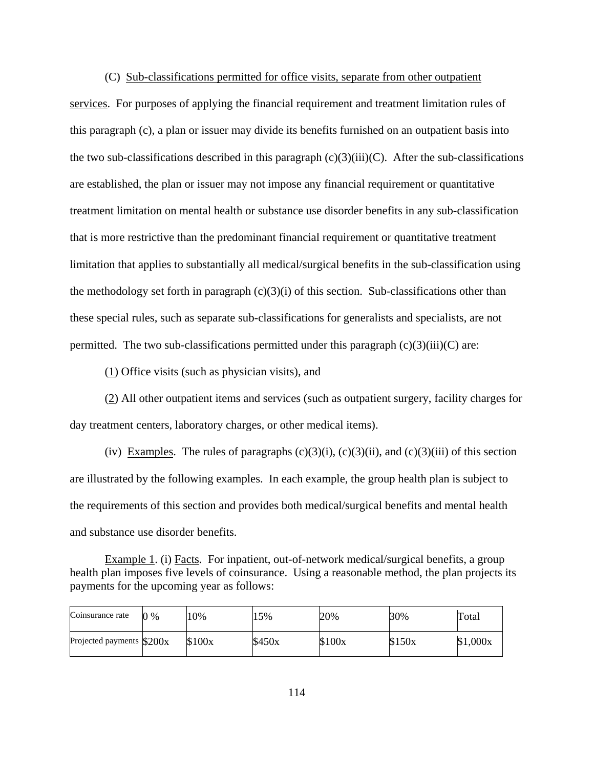(C) <u>Sub-classifications permitted for office visits, separate from other outpatient services</u>. For purposes of applying the financial requirement and treatment limitation rules of this paragraph (c), a plan or issuer may divide its benefits furnished on an outpatient basis into the two sub-classifications described in this paragraph (c)(3)(iii)(C). After the sub-classifications are established, the plan or issuer may not impose any financial requirement or quantitative treatment limitation on mental health or substance use disorder benefits in any sub-classification that is more restrictive than the predominant financial requirement or quantitative treatment limitation that applies to substantially all medical/surgical benefits in the sub-classification using the methodology set forth in paragraph (c)(3)(i) of this section. Sub-classifications other than these special rules, such as separate sub-classifications for generalists and specialists, are not permitted. The two sub-classifications permitted under this paragraph (c)(3)(iii)(C) are:

(<u>1</u>) Office visits (such as physician visits), and

(<u>2</u>) All other outpatient items and services (such as outpatient surgery, facility charges for day treatment centers, laboratory charges, or other medical items).

(iv) <u>Examples</u>. The rules of paragraphs (c)(3)(i), (c)(3)(ii), and (c)(3)(iii) of this section are illustrated by the following examples. In each example, the group health plan is subject to the requirements of this section and provides both medical/surgical benefits and mental health and substance use disorder benefits.

<u>Example 1</u>. (i) <u>Facts</u>. For inpatient, out-of-network medical/surgical benefits, a group health plan imposes five levels of coinsurance. Using a reasonable method, the plan projects its payments for the upcoming year as follows:

| Coinsurance rate | 0 % | 10% | 15% | 20% | 30% | Total |
|---|---|---|---|---|---|---|
| Projected payments | $200x | $100x | $450x | $100x | $150x | $1,000x |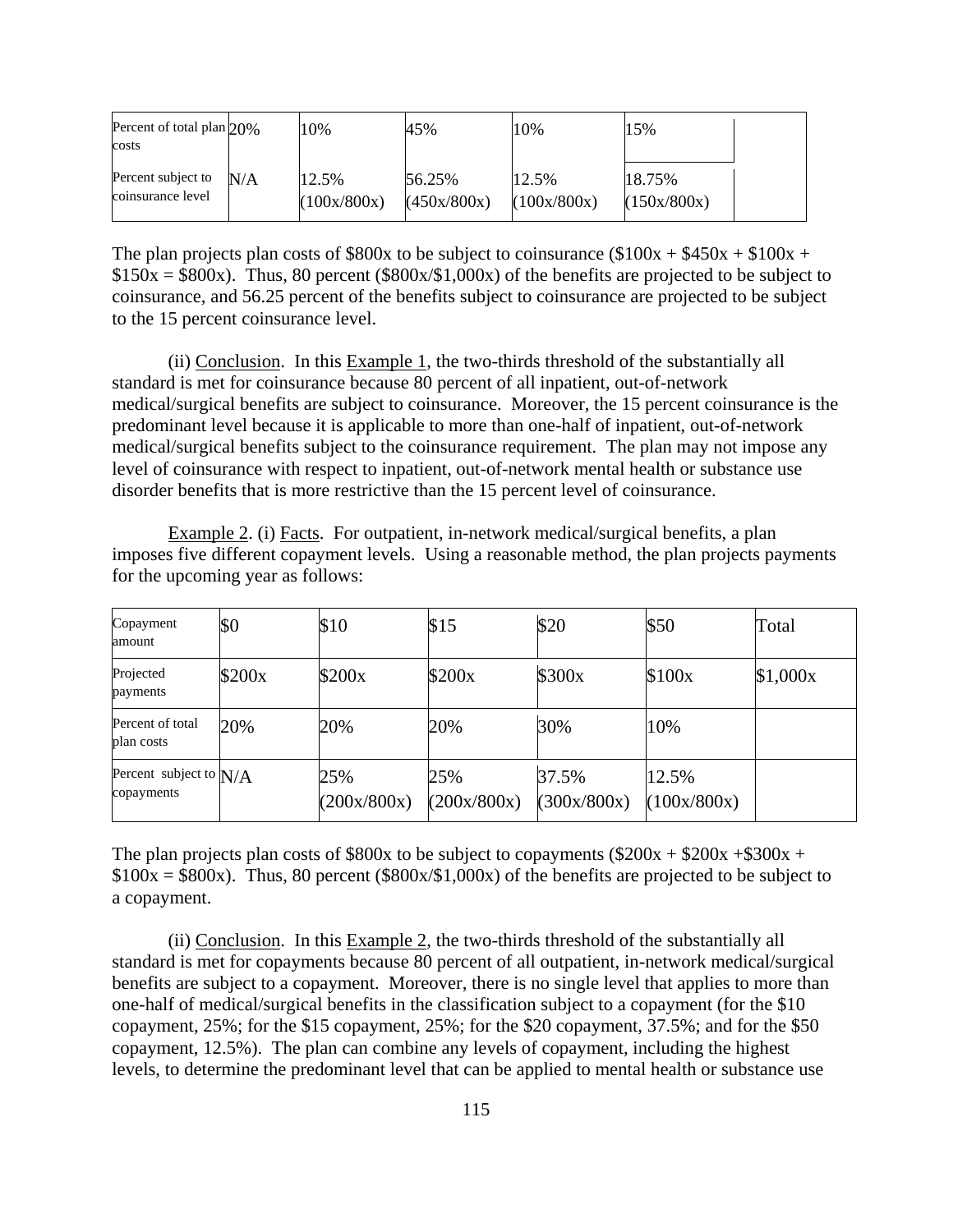| Percent of total plan costs | 20% | 10% | 45% | 10% | 15% |
|---|---|---|---|---|---|
| Percent subject to coinsurance level | N/A | 12.5% (100x/800x) | 56.25% (450x/800x) | 12.5% (100x/800x) | 18.75% (150x/800x) |

The plan projects plan costs of \$800x to be subject to coinsurance (\$100x + \$450x + \$100x + \$150x = \$800x). Thus, 80 percent (\$800x/\$1,000x) of the benefits are projected to be subject to coinsurance, and 56.25 percent of the benefits subject to coinsurance are projected to be subject to the 15 percent coinsurance level.

(ii) Conclusion. In this Example 1, the two-thirds threshold of the substantially all standard is met for coinsurance because 80 percent of all inpatient, out-of-network medical/surgical benefits are subject to coinsurance. Moreover, the 15 percent coinsurance is the predominant level because it is applicable to more than one-half of inpatient, out-of-network medical/surgical benefits subject to the coinsurance requirement. The plan may not impose any level of coinsurance with respect to inpatient, out-of-network mental health or substance use disorder benefits that is more restrictive than the 15 percent level of coinsurance.

Example 2. (i) Facts. For outpatient, in-network medical/surgical benefits, a plan imposes five different copayment levels. Using a reasonable method, the plan projects payments for the upcoming year as follows:

| Copayment amount | \$0 | \$10 | \$15 | \$20 | \$50 | Total |
|---|---|---|---|---|---|---|
| Projected payments | \$200x | \$200x | \$200x | \$300x | \$100x | \$1,000x |
| Percent of total plan costs | 20% | 20% | 20% | 30% | 10% | |
| Percent subject to copayments | N/A | 25% (200x/800x) | 25% (200x/800x) | 37.5% (300x/800x) | 12.5% (100x/800x) | |

The plan projects plan costs of \$800x to be subject to copayments (\$200x + \$200x +\$300x + \$100x = \$800x). Thus, 80 percent (\$800x/\$1,000x) of the benefits are projected to be subject to a copayment.

(ii) Conclusion. In this Example 2, the two-thirds threshold of the substantially all standard is met for copayments because 80 percent of all outpatient, in-network medical/surgical benefits are subject to a copayment. Moreover, there is no single level that applies to more than one-half of medical/surgical benefits in the classification subject to a copayment (for the \$10 copayment, 25%; for the \$15 copayment, 25%; for the \$20 copayment, 37.5%; and for the \$50 copayment, 12.5%). The plan can combine any levels of copayment, including the highest levels, to determine the predominant level that can be applied to mental health or substance use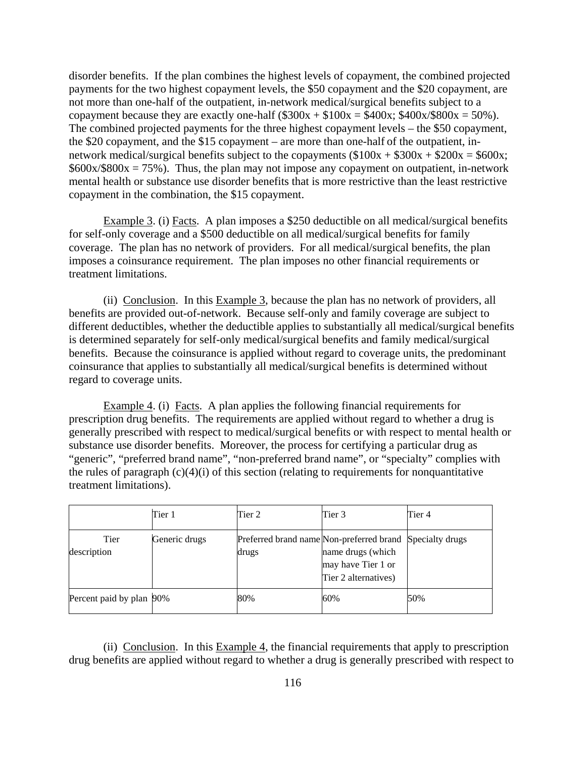disorder benefits. If the plan combines the highest levels of copayment, the combined projected payments for the two highest copayment levels, the $50 copayment and the $20 copayment, are not more than one-half of the outpatient, in-network medical/surgical benefits subject to a copayment because they are exactly one-half ($300x + $100x = $400x; $400x/$800x = 50%). The combined projected payments for the three highest copayment levels – the $50 copayment, the $20 copayment, and the $15 copayment – are more than one-half of the outpatient, in-network medical/surgical benefits subject to the copayments ($100x + $300x + $200x = $600x; $600x/$800x = 75%). Thus, the plan may not impose any copayment on outpatient, in-network mental health or substance use disorder benefits that is more restrictive than the least restrictive copayment in the combination, the $15 copayment.

Example 3. (i) Facts. A plan imposes a $250 deductible on all medical/surgical benefits for self-only coverage and a $500 deductible on all medical/surgical benefits for family coverage. The plan has no network of providers. For all medical/surgical benefits, the plan imposes a coinsurance requirement. The plan imposes no other financial requirements or treatment limitations.

(ii) Conclusion. In this Example 3, because the plan has no network of providers, all benefits are provided out-of-network. Because self-only and family coverage are subject to different deductibles, whether the deductible applies to substantially all medical/surgical benefits is determined separately for self-only medical/surgical benefits and family medical/surgical benefits. Because the coinsurance is applied without regard to coverage units, the predominant coinsurance that applies to substantially all medical/surgical benefits is determined without regard to coverage units.

Example 4. (i) Facts. A plan applies the following financial requirements for prescription drug benefits. The requirements are applied without regard to whether a drug is generally prescribed with respect to medical/surgical benefits or with respect to mental health or substance use disorder benefits. Moreover, the process for certifying a particular drug as "generic", "preferred brand name", "non-preferred brand name", or "specialty" complies with the rules of paragraph (c)(4)(i) of this section (relating to requirements for nonquantitative treatment limitations).

| | Tier 1 | Tier 2 | Tier 3 | Tier 4 |
|---|---|---|---|---|
| Tier description | Generic drugs | Preferred brand name drugs | Non-preferred brand name drugs (which may have Tier 1 or Tier 2 alternatives) | Specialty drugs |
| Percent paid by plan | 90% | 80% | 60% | 50% |

(ii) Conclusion. In this Example 4, the financial requirements that apply to prescription drug benefits are applied without regard to whether a drug is generally prescribed with respect to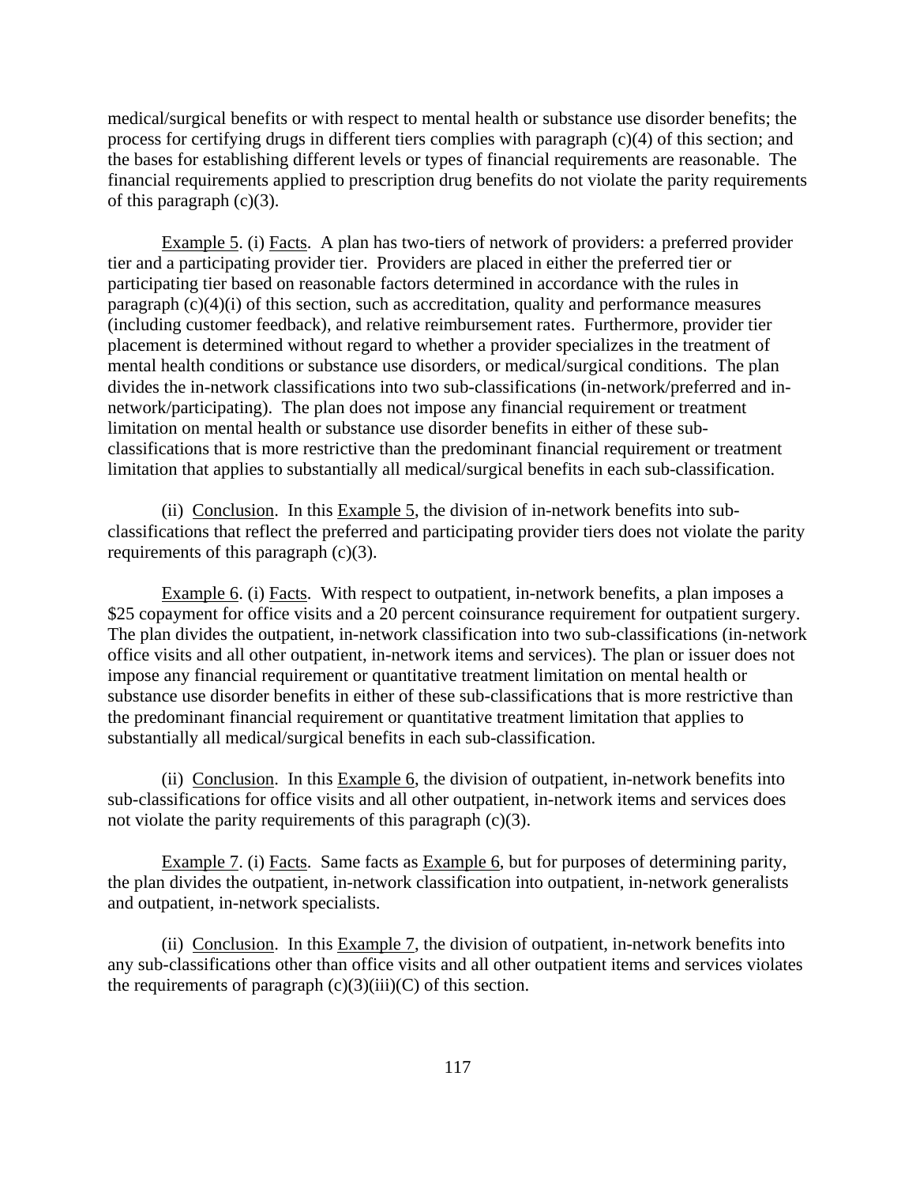medical/surgical benefits or with respect to mental health or substance use disorder benefits; the process for certifying drugs in different tiers complies with paragraph (c)(4) of this section; and the bases for establishing different levels or types of financial requirements are reasonable. The financial requirements applied to prescription drug benefits do not violate the parity requirements of this paragraph (c)(3).

Example 5. (i) Facts. A plan has two-tiers of network of providers: a preferred provider tier and a participating provider tier. Providers are placed in either the preferred tier or participating tier based on reasonable factors determined in accordance with the rules in paragraph (c)(4)(i) of this section, such as accreditation, quality and performance measures (including customer feedback), and relative reimbursement rates. Furthermore, provider tier placement is determined without regard to whether a provider specializes in the treatment of mental health conditions or substance use disorders, or medical/surgical conditions. The plan divides the in-network classifications into two sub-classifications (in-network/preferred and in-network/participating). The plan does not impose any financial requirement or treatment limitation on mental health or substance use disorder benefits in either of these sub-classifications that is more restrictive than the predominant financial requirement or treatment limitation that applies to substantially all medical/surgical benefits in each sub-classification.

(ii) Conclusion. In this Example 5, the division of in-network benefits into sub-classifications that reflect the preferred and participating provider tiers does not violate the parity requirements of this paragraph (c)(3).

Example 6. (i) Facts. With respect to outpatient, in-network benefits, a plan imposes a \$25 copayment for office visits and a 20 percent coinsurance requirement for outpatient surgery. The plan divides the outpatient, in-network classification into two sub-classifications (in-network office visits and all other outpatient, in-network items and services). The plan or issuer does not impose any financial requirement or quantitative treatment limitation on mental health or substance use disorder benefits in either of these sub-classifications that is more restrictive than the predominant financial requirement or quantitative treatment limitation that applies to substantially all medical/surgical benefits in each sub-classification.

(ii) Conclusion. In this Example 6, the division of outpatient, in-network benefits into sub-classifications for office visits and all other outpatient, in-network items and services does not violate the parity requirements of this paragraph (c)(3).

Example 7. (i) Facts. Same facts as Example 6, but for purposes of determining parity, the plan divides the outpatient, in-network classification into outpatient, in-network generalists and outpatient, in-network specialists.

(ii) Conclusion. In this Example 7, the division of outpatient, in-network benefits into any sub-classifications other than office visits and all other outpatient items and services violates the requirements of paragraph (c)(3)(iii)(C) of this section.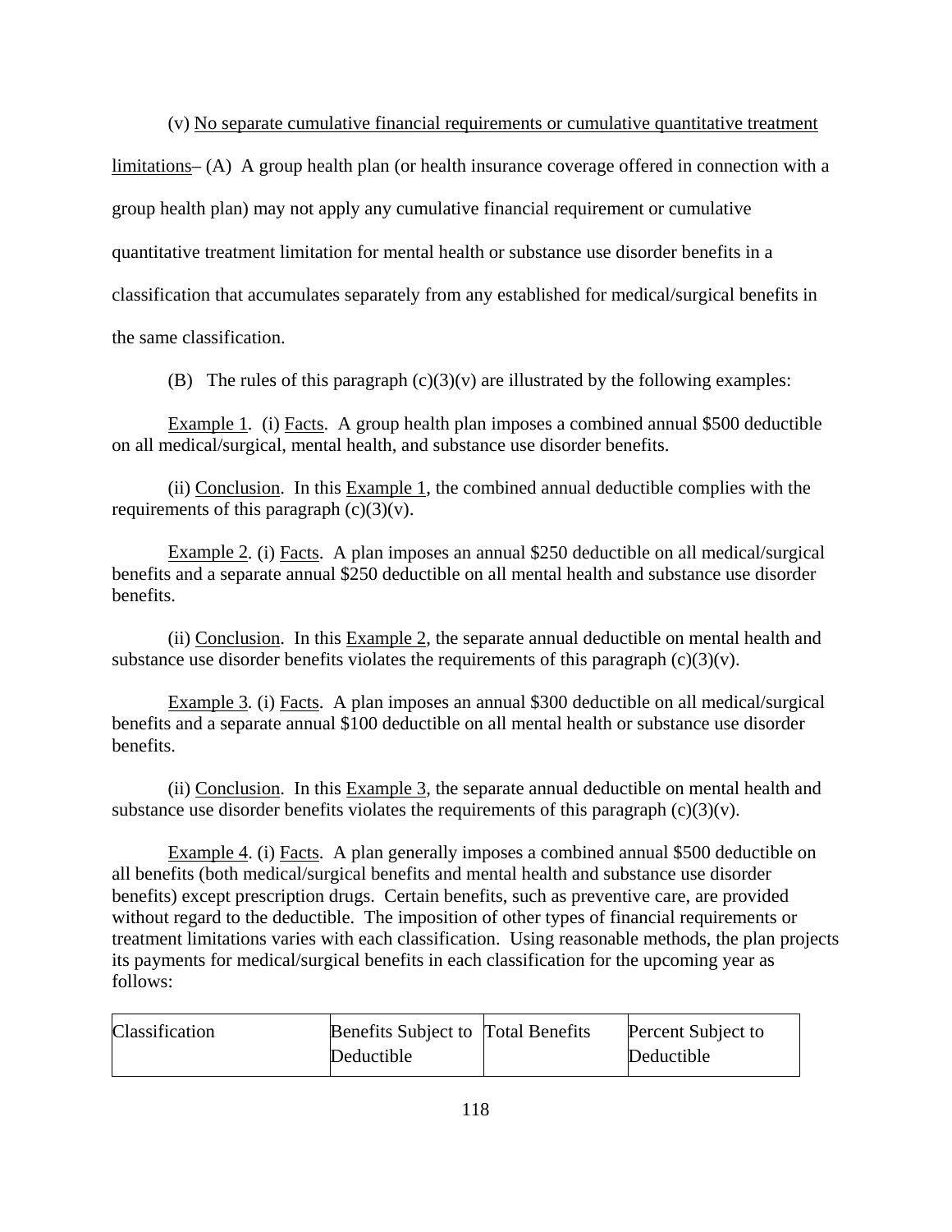(v) No separate cumulative financial requirements or cumulative quantitative treatment limitations– (A) A group health plan (or health insurance coverage offered in connection with a group health plan) may not apply any cumulative financial requirement or cumulative quantitative treatment limitation for mental health or substance use disorder benefits in a classification that accumulates separately from any established for medical/surgical benefits in the same classification.

(B) The rules of this paragraph (c)(3)(v) are illustrated by the following examples:

Example 1. (i) Facts. A group health plan imposes a combined annual $500 deductible on all medical/surgical, mental health, and substance use disorder benefits.

(ii) Conclusion. In this Example 1, the combined annual deductible complies with the requirements of this paragraph (c)(3)(v).

Example 2. (i) Facts. A plan imposes an annual $250 deductible on all medical/surgical benefits and a separate annual $250 deductible on all mental health and substance use disorder benefits.

(ii) Conclusion. In this Example 2, the separate annual deductible on mental health and substance use disorder benefits violates the requirements of this paragraph (c)(3)(v).

Example 3. (i) Facts. A plan imposes an annual $300 deductible on all medical/surgical benefits and a separate annual $100 deductible on all mental health or substance use disorder benefits.

(ii) Conclusion. In this Example 3, the separate annual deductible on mental health and substance use disorder benefits violates the requirements of this paragraph (c)(3)(v).

Example 4. (i) Facts. A plan generally imposes a combined annual $500 deductible on all benefits (both medical/surgical benefits and mental health and substance use disorder benefits) except prescription drugs. Certain benefits, such as preventive care, are provided without regard to the deductible. The imposition of other types of financial requirements or treatment limitations varies with each classification. Using reasonable methods, the plan projects its payments for medical/surgical benefits in each classification for the upcoming year as follows:

| Classification | Benefits Subject to Deductible | Total Benefits | Percent Subject to Deductible |
|---|---|---|---|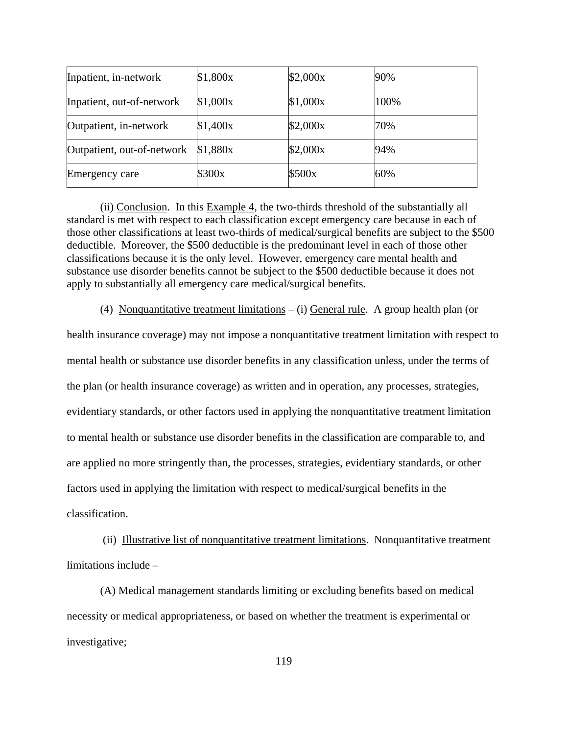| | | | |
|---|---|---|---|
| Inpatient, in-network | $1,800x | $2,000x | 90% |
| Inpatient, out-of-network | $1,000x | $1,000x | 100% |
| Outpatient, in-network | $1,400x | $2,000x | 70% |
| Outpatient, out-of-network | $1,880x | $2,000x | 94% |
| Emergency care | $300x | $500x | 60% |

(ii) Conclusion. In this Example 4, the two-thirds threshold of the substantially all standard is met with respect to each classification except emergency care because in each of those other classifications at least two-thirds of medical/surgical benefits are subject to the $500 deductible. Moreover, the $500 deductible is the predominant level in each of those other classifications because it is the only level. However, emergency care mental health and substance use disorder benefits cannot be subject to the $500 deductible because it does not apply to substantially all emergency care medical/surgical benefits.

(4) Nonquantitative treatment limitations – (i) General rule. A group health plan (or health insurance coverage) may not impose a nonquantitative treatment limitation with respect to mental health or substance use disorder benefits in any classification unless, under the terms of the plan (or health insurance coverage) as written and in operation, any processes, strategies, evidentiary standards, or other factors used in applying the nonquantitative treatment limitation to mental health or substance use disorder benefits in the classification are comparable to, and are applied no more stringently than, the processes, strategies, evidentiary standards, or other factors used in applying the limitation with respect to medical/surgical benefits in the classification.

(ii) Illustrative list of nonquantitative treatment limitations. Nonquantitative treatment limitations include –

(A) Medical management standards limiting or excluding benefits based on medical necessity or medical appropriateness, or based on whether the treatment is experimental or investigative;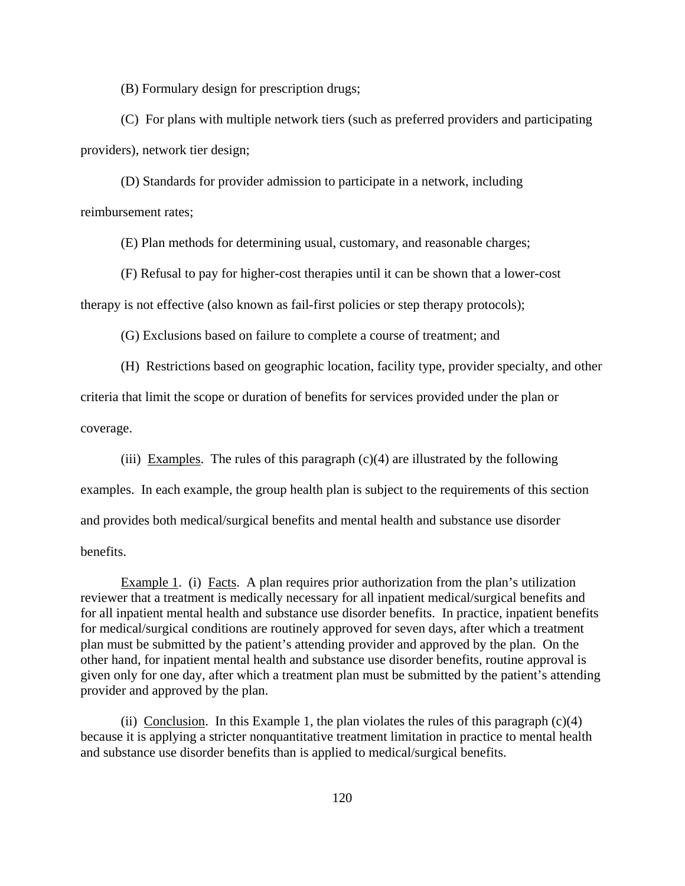(B) Formulary design for prescription drugs;

(C) For plans with multiple network tiers (such as preferred providers and participating providers), network tier design;

(D) Standards for provider admission to participate in a network, including reimbursement rates;

(E) Plan methods for determining usual, customary, and reasonable charges;

(F) Refusal to pay for higher-cost therapies until it can be shown that a lower-cost therapy is not effective (also known as fail-first policies or step therapy protocols);

(G) Exclusions based on failure to complete a course of treatment; and

(H) Restrictions based on geographic location, facility type, provider specialty, and other criteria that limit the scope or duration of benefits for services provided under the plan or coverage.

(iii) Examples. The rules of this paragraph (c)(4) are illustrated by the following examples. In each example, the group health plan is subject to the requirements of this section and provides both medical/surgical benefits and mental health and substance use disorder benefits.

Example 1. (i) Facts. A plan requires prior authorization from the plan's utilization reviewer that a treatment is medically necessary for all inpatient medical/surgical benefits and for all inpatient mental health and substance use disorder benefits. In practice, inpatient benefits for medical/surgical conditions are routinely approved for seven days, after which a treatment plan must be submitted by the patient's attending provider and approved by the plan. On the other hand, for inpatient mental health and substance use disorder benefits, routine approval is given only for one day, after which a treatment plan must be submitted by the patient's attending provider and approved by the plan.

(ii) Conclusion. In this Example 1, the plan violates the rules of this paragraph (c)(4) because it is applying a stricter nonquantitative treatment limitation in practice to mental health and substance use disorder benefits than is applied to medical/surgical benefits.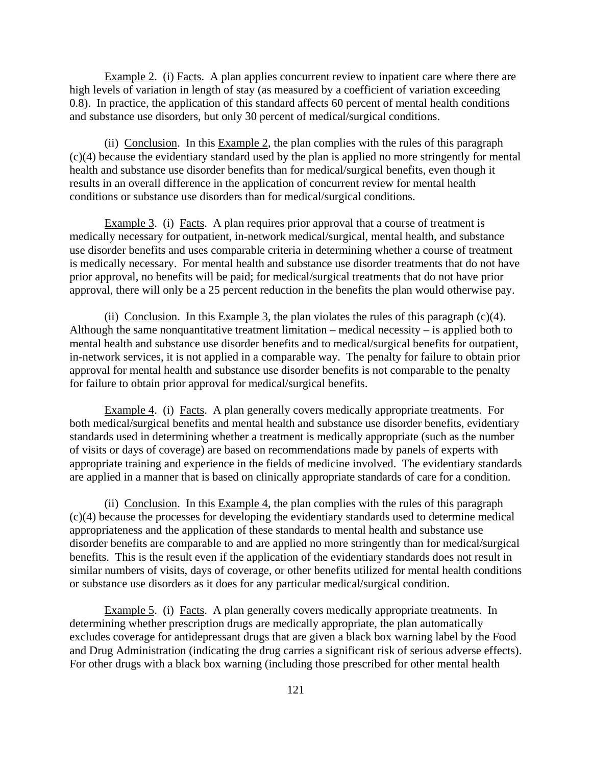Example 2. (i) Facts. A plan applies concurrent review to inpatient care where there are high levels of variation in length of stay (as measured by a coefficient of variation exceeding 0.8). In practice, the application of this standard affects 60 percent of mental health conditions and substance use disorders, but only 30 percent of medical/surgical conditions.

(ii) Conclusion. In this Example 2, the plan complies with the rules of this paragraph (c)(4) because the evidentiary standard used by the plan is applied no more stringently for mental health and substance use disorder benefits than for medical/surgical benefits, even though it results in an overall difference in the application of concurrent review for mental health conditions or substance use disorders than for medical/surgical conditions.

Example 3. (i) Facts. A plan requires prior approval that a course of treatment is medically necessary for outpatient, in-network medical/surgical, mental health, and substance use disorder benefits and uses comparable criteria in determining whether a course of treatment is medically necessary. For mental health and substance use disorder treatments that do not have prior approval, no benefits will be paid; for medical/surgical treatments that do not have prior approval, there will only be a 25 percent reduction in the benefits the plan would otherwise pay.

(ii) Conclusion. In this Example 3, the plan violates the rules of this paragraph (c)(4). Although the same nonquantitative treatment limitation – medical necessity – is applied both to mental health and substance use disorder benefits and to medical/surgical benefits for outpatient, in-network services, it is not applied in a comparable way. The penalty for failure to obtain prior approval for mental health and substance use disorder benefits is not comparable to the penalty for failure to obtain prior approval for medical/surgical benefits.

Example 4. (i) Facts. A plan generally covers medically appropriate treatments. For both medical/surgical benefits and mental health and substance use disorder benefits, evidentiary standards used in determining whether a treatment is medically appropriate (such as the number of visits or days of coverage) are based on recommendations made by panels of experts with appropriate training and experience in the fields of medicine involved. The evidentiary standards are applied in a manner that is based on clinically appropriate standards of care for a condition.

(ii) Conclusion. In this Example 4, the plan complies with the rules of this paragraph (c)(4) because the processes for developing the evidentiary standards used to determine medical appropriateness and the application of these standards to mental health and substance use disorder benefits are comparable to and are applied no more stringently than for medical/surgical benefits. This is the result even if the application of the evidentiary standards does not result in similar numbers of visits, days of coverage, or other benefits utilized for mental health conditions or substance use disorders as it does for any particular medical/surgical condition.

Example 5. (i) Facts. A plan generally covers medically appropriate treatments. In determining whether prescription drugs are medically appropriate, the plan automatically excludes coverage for antidepressant drugs that are given a black box warning label by the Food and Drug Administration (indicating the drug carries a significant risk of serious adverse effects). For other drugs with a black box warning (including those prescribed for other mental health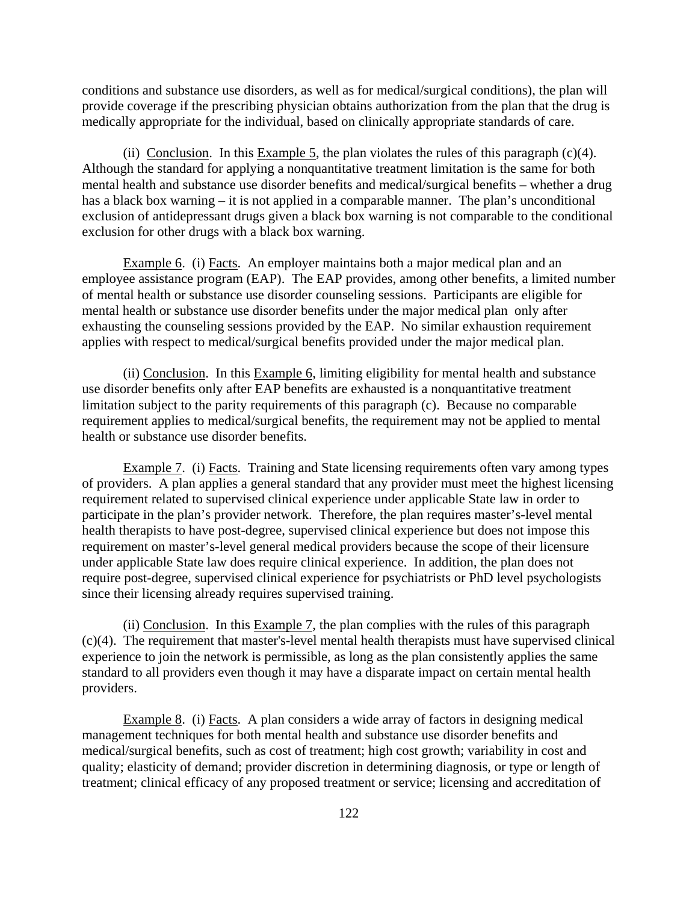conditions and substance use disorders, as well as for medical/surgical conditions), the plan will provide coverage if the prescribing physician obtains authorization from the plan that the drug is medically appropriate for the individual, based on clinically appropriate standards of care.

(ii) Conclusion. In this Example 5, the plan violates the rules of this paragraph (c)(4). Although the standard for applying a nonquantitative treatment limitation is the same for both mental health and substance use disorder benefits and medical/surgical benefits – whether a drug has a black box warning – it is not applied in a comparable manner. The plan's unconditional exclusion of antidepressant drugs given a black box warning is not comparable to the conditional exclusion for other drugs with a black box warning.

Example 6. (i) Facts. An employer maintains both a major medical plan and an employee assistance program (EAP). The EAP provides, among other benefits, a limited number of mental health or substance use disorder counseling sessions. Participants are eligible for mental health or substance use disorder benefits under the major medical plan only after exhausting the counseling sessions provided by the EAP. No similar exhaustion requirement applies with respect to medical/surgical benefits provided under the major medical plan.

(ii) Conclusion. In this Example 6, limiting eligibility for mental health and substance use disorder benefits only after EAP benefits are exhausted is a nonquantitative treatment limitation subject to the parity requirements of this paragraph (c). Because no comparable requirement applies to medical/surgical benefits, the requirement may not be applied to mental health or substance use disorder benefits.

Example 7. (i) Facts. Training and State licensing requirements often vary among types of providers. A plan applies a general standard that any provider must meet the highest licensing requirement related to supervised clinical experience under applicable State law in order to participate in the plan's provider network. Therefore, the plan requires master's-level mental health therapists to have post-degree, supervised clinical experience but does not impose this requirement on master's-level general medical providers because the scope of their licensure under applicable State law does require clinical experience. In addition, the plan does not require post-degree, supervised clinical experience for psychiatrists or PhD level psychologists since their licensing already requires supervised training.

(ii) Conclusion. In this Example 7, the plan complies with the rules of this paragraph (c)(4). The requirement that master's-level mental health therapists must have supervised clinical experience to join the network is permissible, as long as the plan consistently applies the same standard to all providers even though it may have a disparate impact on certain mental health providers.

Example 8. (i) Facts. A plan considers a wide array of factors in designing medical management techniques for both mental health and substance use disorder benefits and medical/surgical benefits, such as cost of treatment; high cost growth; variability in cost and quality; elasticity of demand; provider discretion in determining diagnosis, or type or length of treatment; clinical efficacy of any proposed treatment or service; licensing and accreditation of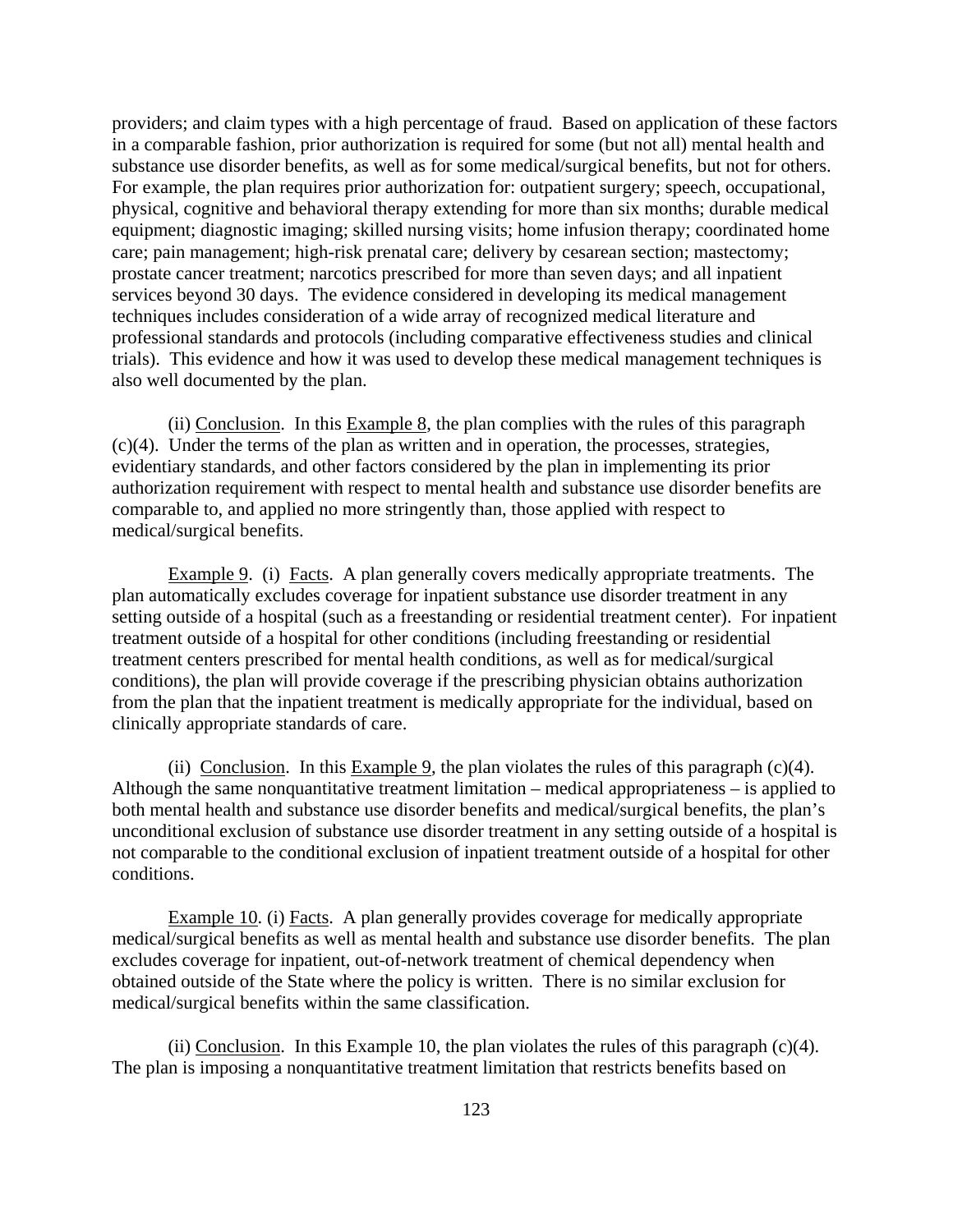providers; and claim types with a high percentage of fraud. Based on application of these factors in a comparable fashion, prior authorization is required for some (but not all) mental health and substance use disorder benefits, as well as for some medical/surgical benefits, but not for others. For example, the plan requires prior authorization for: outpatient surgery; speech, occupational, physical, cognitive and behavioral therapy extending for more than six months; durable medical equipment; diagnostic imaging; skilled nursing visits; home infusion therapy; coordinated home care; pain management; high-risk prenatal care; delivery by cesarean section; mastectomy; prostate cancer treatment; narcotics prescribed for more than seven days; and all inpatient services beyond 30 days. The evidence considered in developing its medical management techniques includes consideration of a wide array of recognized medical literature and professional standards and protocols (including comparative effectiveness studies and clinical trials). This evidence and how it was used to develop these medical management techniques is also well documented by the plan.

(ii) Conclusion. In this Example 8, the plan complies with the rules of this paragraph (c)(4). Under the terms of the plan as written and in operation, the processes, strategies, evidentiary standards, and other factors considered by the plan in implementing its prior authorization requirement with respect to mental health and substance use disorder benefits are comparable to, and applied no more stringently than, those applied with respect to medical/surgical benefits.

Example 9. (i) Facts. A plan generally covers medically appropriate treatments. The plan automatically excludes coverage for inpatient substance use disorder treatment in any setting outside of a hospital (such as a freestanding or residential treatment center). For inpatient treatment outside of a hospital for other conditions (including freestanding or residential treatment centers prescribed for mental health conditions, as well as for medical/surgical conditions), the plan will provide coverage if the prescribing physician obtains authorization from the plan that the inpatient treatment is medically appropriate for the individual, based on clinically appropriate standards of care.

(ii) Conclusion. In this Example 9, the plan violates the rules of this paragraph (c)(4). Although the same nonquantitative treatment limitation – medical appropriateness – is applied to both mental health and substance use disorder benefits and medical/surgical benefits, the plan's unconditional exclusion of substance use disorder treatment in any setting outside of a hospital is not comparable to the conditional exclusion of inpatient treatment outside of a hospital for other conditions.

Example 10. (i) Facts. A plan generally provides coverage for medically appropriate medical/surgical benefits as well as mental health and substance use disorder benefits. The plan excludes coverage for inpatient, out-of-network treatment of chemical dependency when obtained outside of the State where the policy is written. There is no similar exclusion for medical/surgical benefits within the same classification.

(ii) Conclusion. In this Example 10, the plan violates the rules of this paragraph (c)(4). The plan is imposing a nonquantitative treatment limitation that restricts benefits based on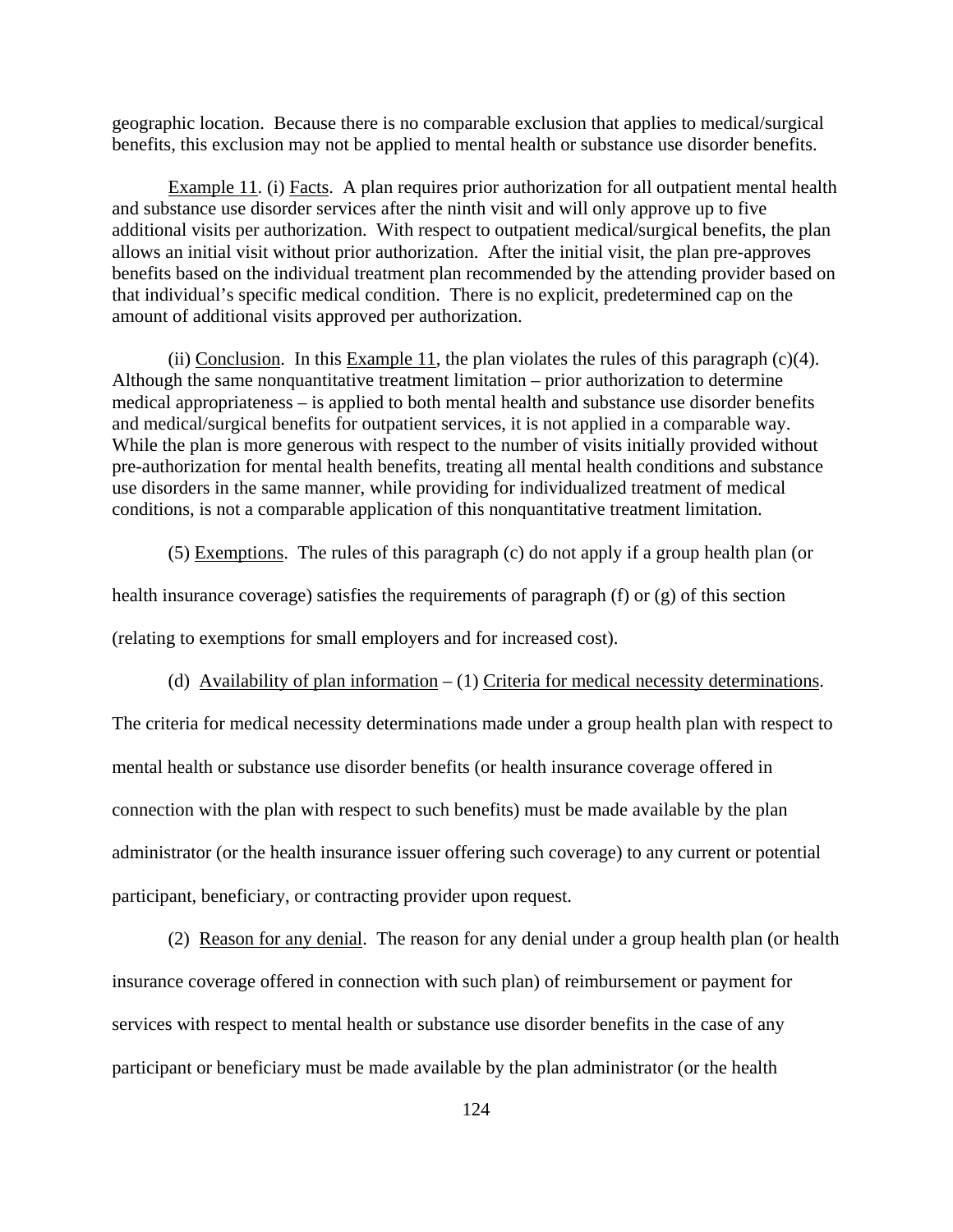geographic location. Because there is no comparable exclusion that applies to medical/surgical benefits, this exclusion may not be applied to mental health or substance use disorder benefits.

Example 11. (i) Facts. A plan requires prior authorization for all outpatient mental health and substance use disorder services after the ninth visit and will only approve up to five additional visits per authorization. With respect to outpatient medical/surgical benefits, the plan allows an initial visit without prior authorization. After the initial visit, the plan pre-approves benefits based on the individual treatment plan recommended by the attending provider based on that individual's specific medical condition. There is no explicit, predetermined cap on the amount of additional visits approved per authorization.

(ii) Conclusion. In this Example 11, the plan violates the rules of this paragraph (c)(4). Although the same nonquantitative treatment limitation – prior authorization to determine medical appropriateness – is applied to both mental health and substance use disorder benefits and medical/surgical benefits for outpatient services, it is not applied in a comparable way. While the plan is more generous with respect to the number of visits initially provided without pre-authorization for mental health benefits, treating all mental health conditions and substance use disorders in the same manner, while providing for individualized treatment of medical conditions, is not a comparable application of this nonquantitative treatment limitation.

(5) Exemptions. The rules of this paragraph (c) do not apply if a group health plan (or health insurance coverage) satisfies the requirements of paragraph (f) or (g) of this section (relating to exemptions for small employers and for increased cost).

(d) Availability of plan information – (1) Criteria for medical necessity determinations. The criteria for medical necessity determinations made under a group health plan with respect to mental health or substance use disorder benefits (or health insurance coverage offered in connection with the plan with respect to such benefits) must be made available by the plan administrator (or the health insurance issuer offering such coverage) to any current or potential participant, beneficiary, or contracting provider upon request.

(2) Reason for any denial. The reason for any denial under a group health plan (or health insurance coverage offered in connection with such plan) of reimbursement or payment for services with respect to mental health or substance use disorder benefits in the case of any participant or beneficiary must be made available by the plan administrator (or the health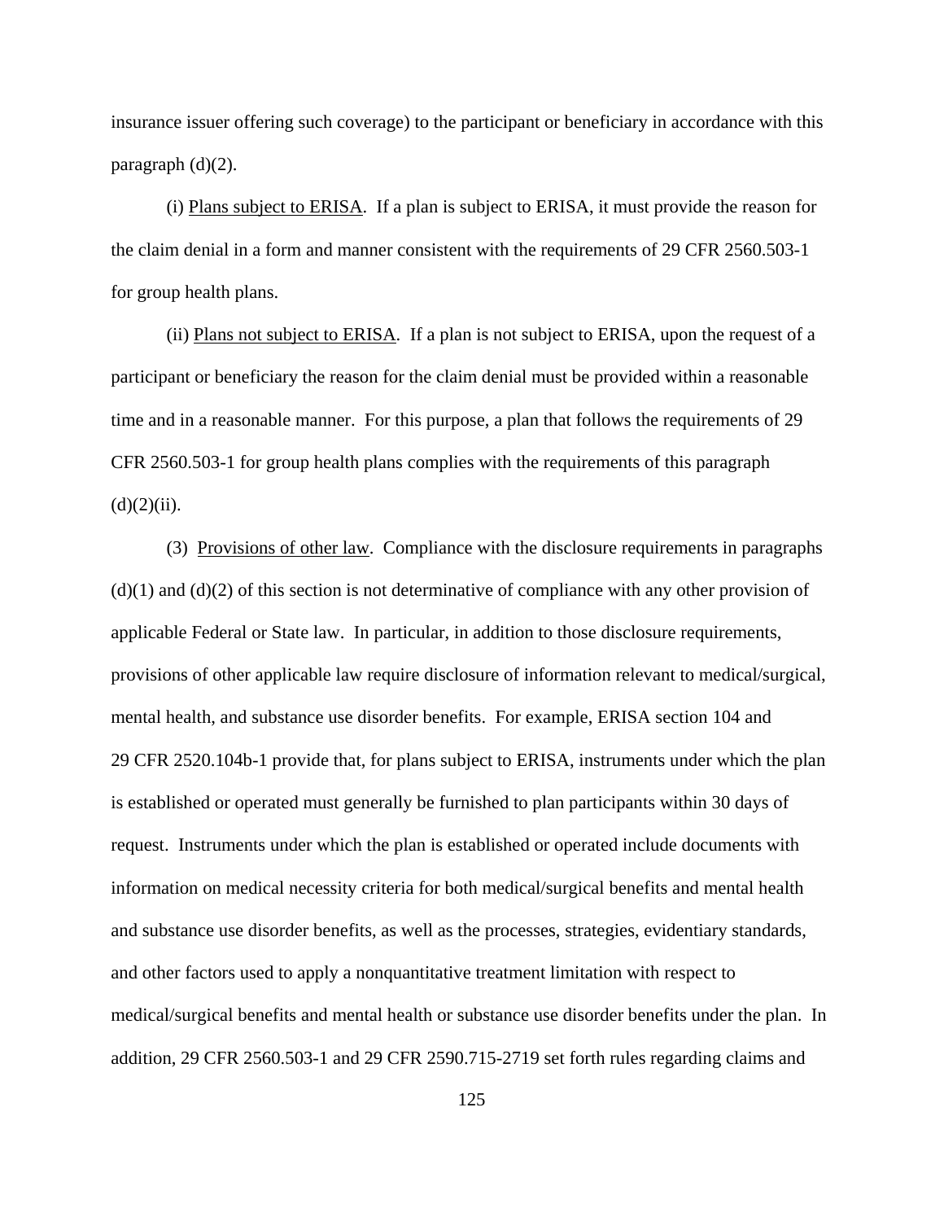insurance issuer offering such coverage) to the participant or beneficiary in accordance with this paragraph (d)(2).

(i) Plans subject to ERISA. If a plan is subject to ERISA, it must provide the reason for the claim denial in a form and manner consistent with the requirements of 29 CFR 2560.503-1 for group health plans.

(ii) Plans not subject to ERISA. If a plan is not subject to ERISA, upon the request of a participant or beneficiary the reason for the claim denial must be provided within a reasonable time and in a reasonable manner. For this purpose, a plan that follows the requirements of 29 CFR 2560.503-1 for group health plans complies with the requirements of this paragraph (d)(2)(ii).

(3) Provisions of other law. Compliance with the disclosure requirements in paragraphs (d)(1) and (d)(2) of this section is not determinative of compliance with any other provision of applicable Federal or State law. In particular, in addition to those disclosure requirements, provisions of other applicable law require disclosure of information relevant to medical/surgical, mental health, and substance use disorder benefits. For example, ERISA section 104 and 29 CFR 2520.104b-1 provide that, for plans subject to ERISA, instruments under which the plan is established or operated must generally be furnished to plan participants within 30 days of request. Instruments under which the plan is established or operated include documents with information on medical necessity criteria for both medical/surgical benefits and mental health and substance use disorder benefits, as well as the processes, strategies, evidentiary standards, and other factors used to apply a nonquantitative treatment limitation with respect to medical/surgical benefits and mental health or substance use disorder benefits under the plan. In addition, 29 CFR 2560.503-1 and 29 CFR 2590.715-2719 set forth rules regarding claims and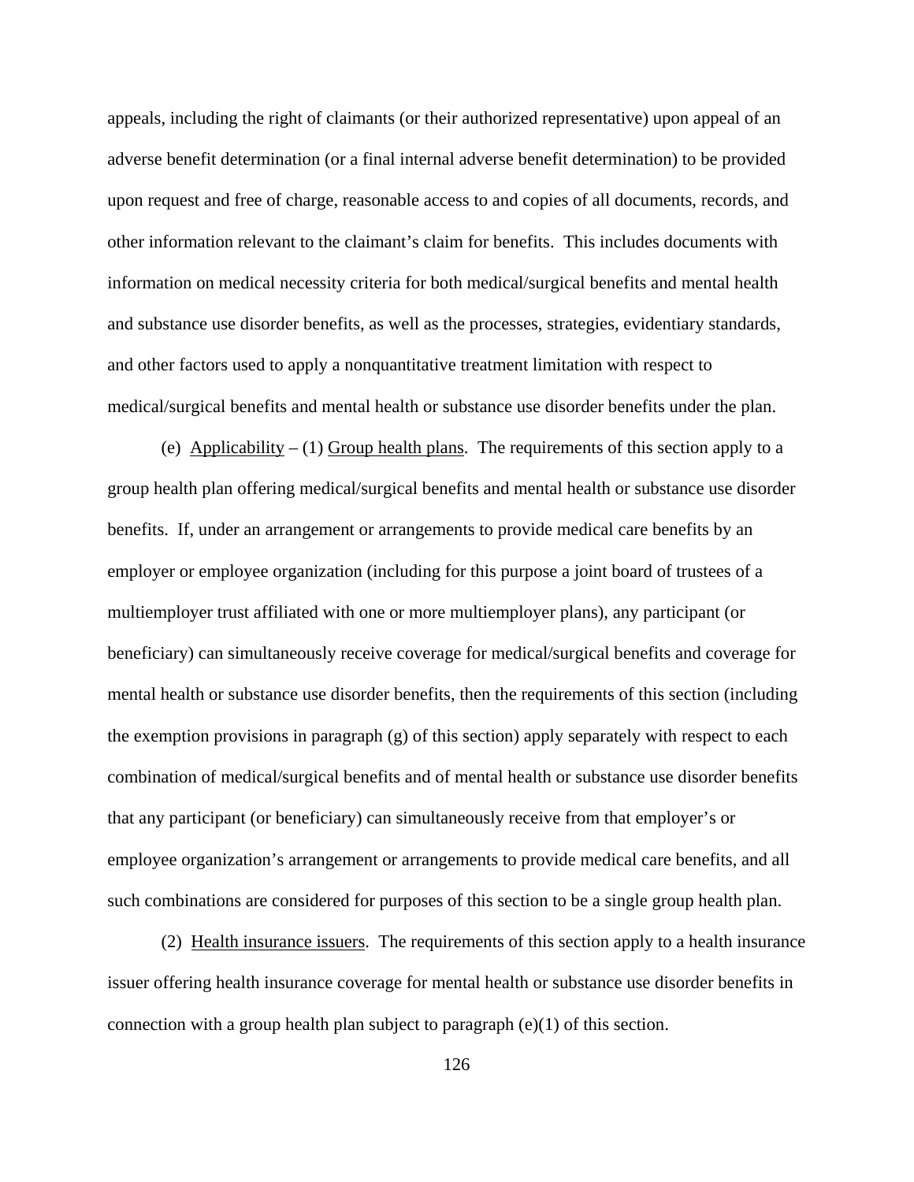appeals, including the right of claimants (or their authorized representative) upon appeal of an adverse benefit determination (or a final internal adverse benefit determination) to be provided upon request and free of charge, reasonable access to and copies of all documents, records, and other information relevant to the claimant's claim for benefits. This includes documents with information on medical necessity criteria for both medical/surgical benefits and mental health and substance use disorder benefits, as well as the processes, strategies, evidentiary standards, and other factors used to apply a nonquantitative treatment limitation with respect to medical/surgical benefits and mental health or substance use disorder benefits under the plan.

(e) Applicability – (1) Group health plans. The requirements of this section apply to a group health plan offering medical/surgical benefits and mental health or substance use disorder benefits. If, under an arrangement or arrangements to provide medical care benefits by an employer or employee organization (including for this purpose a joint board of trustees of a multiemployer trust affiliated with one or more multiemployer plans), any participant (or beneficiary) can simultaneously receive coverage for medical/surgical benefits and coverage for mental health or substance use disorder benefits, then the requirements of this section (including the exemption provisions in paragraph (g) of this section) apply separately with respect to each combination of medical/surgical benefits and of mental health or substance use disorder benefits that any participant (or beneficiary) can simultaneously receive from that employer's or employee organization's arrangement or arrangements to provide medical care benefits, and all such combinations are considered for purposes of this section to be a single group health plan.

(2) Health insurance issuers. The requirements of this section apply to a health insurance issuer offering health insurance coverage for mental health or substance use disorder benefits in connection with a group health plan subject to paragraph (e)(1) of this section.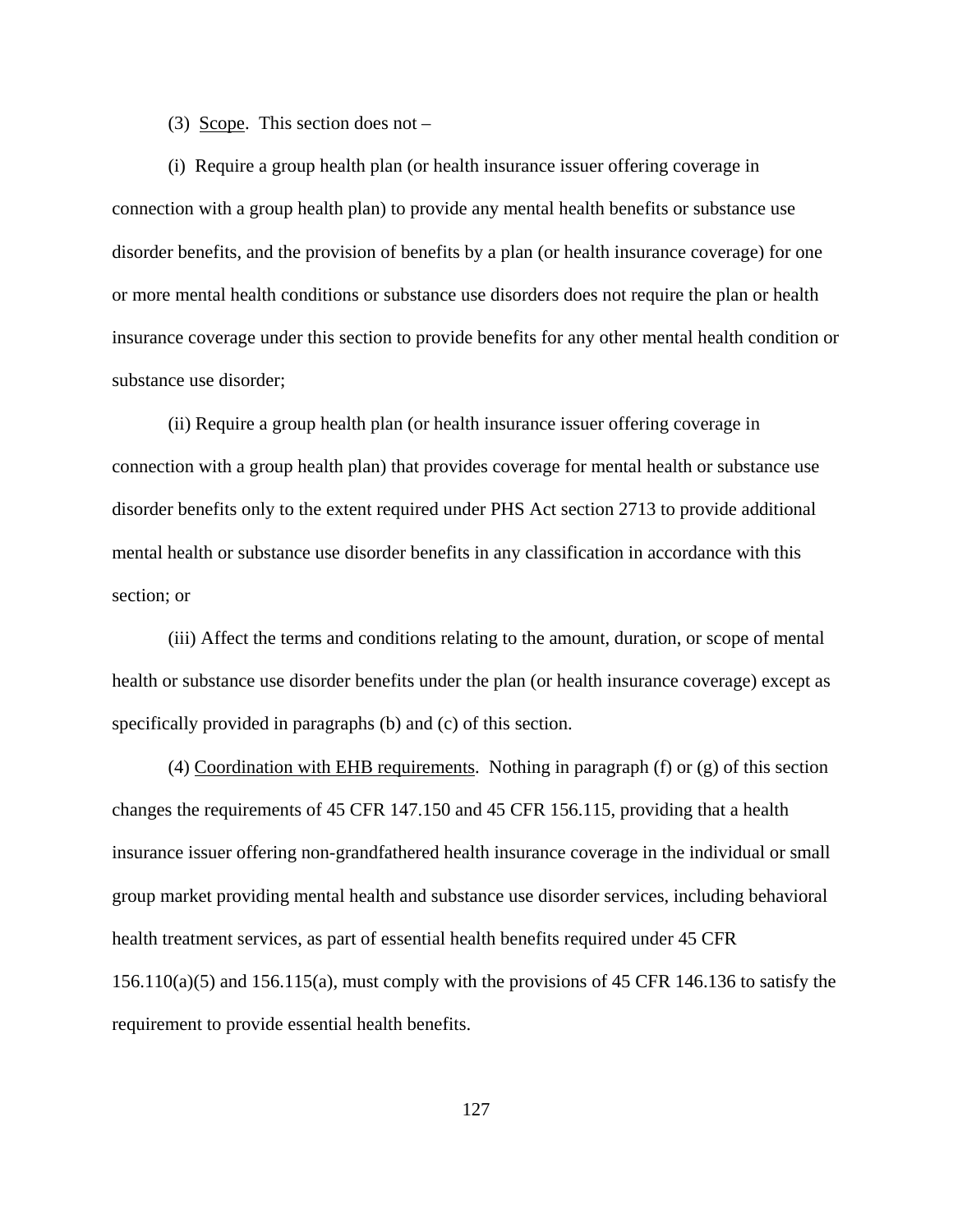(3) Scope. This section does not –

(i) Require a group health plan (or health insurance issuer offering coverage in connection with a group health plan) to provide any mental health benefits or substance use disorder benefits, and the provision of benefits by a plan (or health insurance coverage) for one or more mental health conditions or substance use disorders does not require the plan or health insurance coverage under this section to provide benefits for any other mental health condition or substance use disorder;

(ii) Require a group health plan (or health insurance issuer offering coverage in connection with a group health plan) that provides coverage for mental health or substance use disorder benefits only to the extent required under PHS Act section 2713 to provide additional mental health or substance use disorder benefits in any classification in accordance with this section; or

(iii) Affect the terms and conditions relating to the amount, duration, or scope of mental health or substance use disorder benefits under the plan (or health insurance coverage) except as specifically provided in paragraphs (b) and (c) of this section.

(4) Coordination with EHB requirements. Nothing in paragraph (f) or (g) of this section changes the requirements of 45 CFR 147.150 and 45 CFR 156.115, providing that a health insurance issuer offering non-grandfathered health insurance coverage in the individual or small group market providing mental health and substance use disorder services, including behavioral health treatment services, as part of essential health benefits required under 45 CFR 156.110(a)(5) and 156.115(a), must comply with the provisions of 45 CFR 146.136 to satisfy the requirement to provide essential health benefits.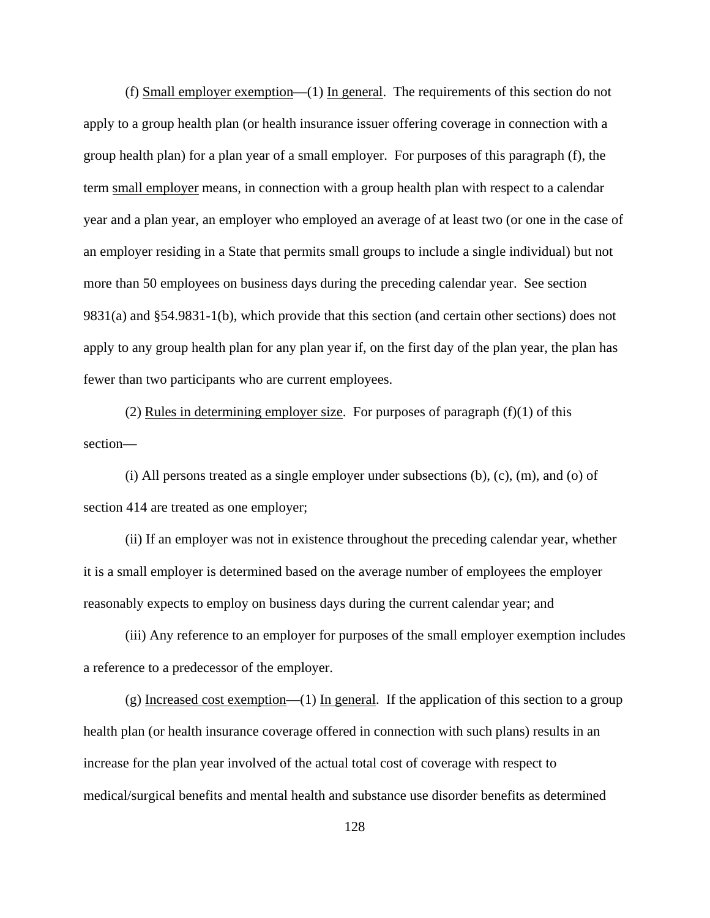(f) Small employer exemption—(1) In general. The requirements of this section do not apply to a group health plan (or health insurance issuer offering coverage in connection with a group health plan) for a plan year of a small employer. For purposes of this paragraph (f), the term small employer means, in connection with a group health plan with respect to a calendar year and a plan year, an employer who employed an average of at least two (or one in the case of an employer residing in a State that permits small groups to include a single individual) but not more than 50 employees on business days during the preceding calendar year. See section 9831(a) and §54.9831-1(b), which provide that this section (and certain other sections) does not apply to any group health plan for any plan year if, on the first day of the plan year, the plan has fewer than two participants who are current employees.

(2) Rules in determining employer size. For purposes of paragraph (f)(1) of this section—

(i) All persons treated as a single employer under subsections (b), (c), (m), and (o) of section 414 are treated as one employer;

(ii) If an employer was not in existence throughout the preceding calendar year, whether it is a small employer is determined based on the average number of employees the employer reasonably expects to employ on business days during the current calendar year; and

(iii) Any reference to an employer for purposes of the small employer exemption includes a reference to a predecessor of the employer.

(g) Increased cost exemption—(1) In general. If the application of this section to a group health plan (or health insurance coverage offered in connection with such plans) results in an increase for the plan year involved of the actual total cost of coverage with respect to medical/surgical benefits and mental health and substance use disorder benefits as determined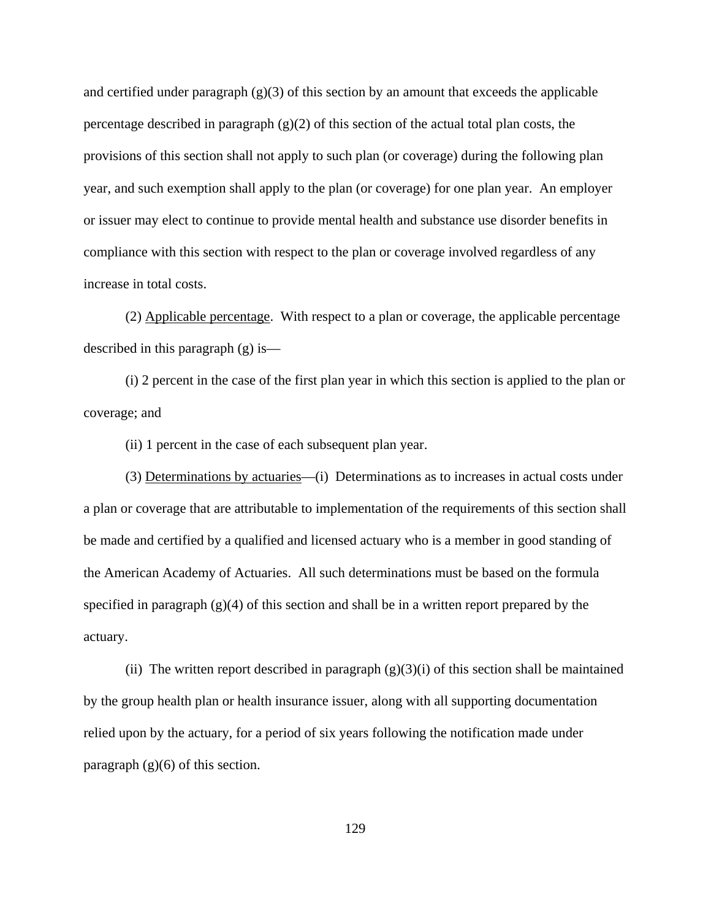and certified under paragraph (g)(3) of this section by an amount that exceeds the applicable percentage described in paragraph (g)(2) of this section of the actual total plan costs, the provisions of this section shall not apply to such plan (or coverage) during the following plan year, and such exemption shall apply to the plan (or coverage) for one plan year. An employer or issuer may elect to continue to provide mental health and substance use disorder benefits in compliance with this section with respect to the plan or coverage involved regardless of any increase in total costs.

(2) Applicable percentage. With respect to a plan or coverage, the applicable percentage described in this paragraph (g) is—

(i) 2 percent in the case of the first plan year in which this section is applied to the plan or coverage; and

(ii) 1 percent in the case of each subsequent plan year.

(3) Determinations by actuaries—(i) Determinations as to increases in actual costs under a plan or coverage that are attributable to implementation of the requirements of this section shall be made and certified by a qualified and licensed actuary who is a member in good standing of the American Academy of Actuaries. All such determinations must be based on the formula specified in paragraph (g)(4) of this section and shall be in a written report prepared by the actuary.

(ii) The written report described in paragraph (g)(3)(i) of this section shall be maintained by the group health plan or health insurance issuer, along with all supporting documentation relied upon by the actuary, for a period of six years following the notification made under paragraph (g)(6) of this section.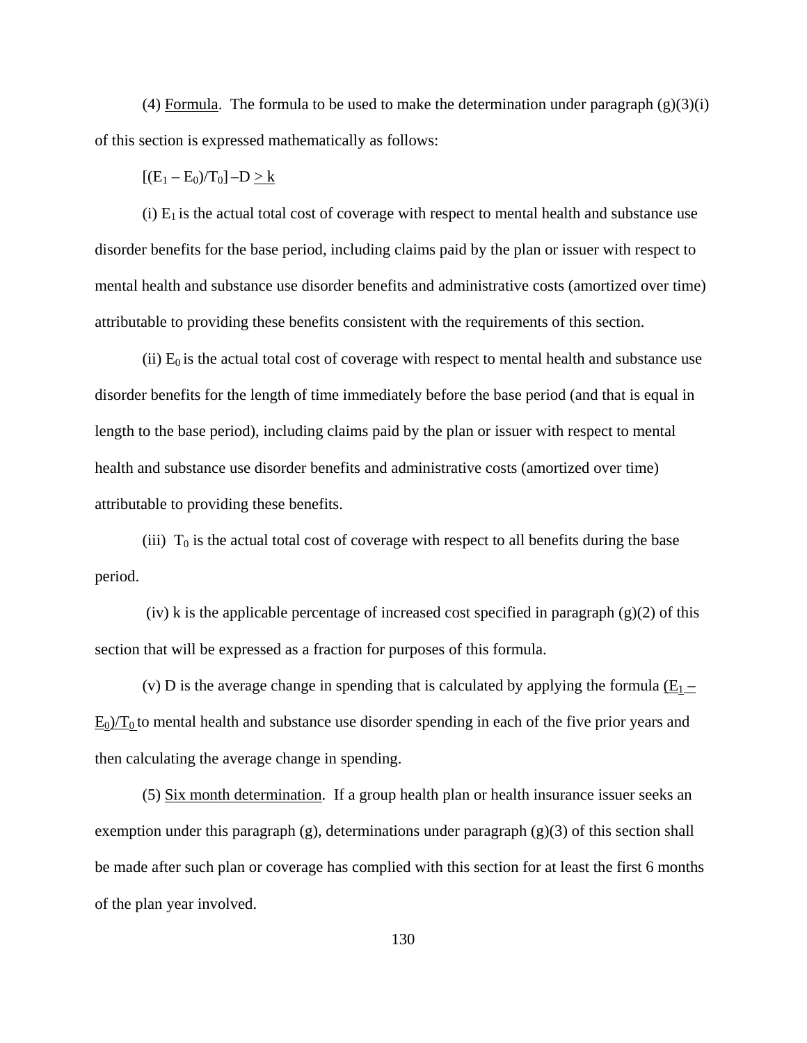(4) Formula. The formula to be used to make the determination under paragraph (g)(3)(i) of this section is expressed mathematically as follows:

$[(E_1 - E_0)/T_0] - D \geq k$

(i) $E_1$ is the actual total cost of coverage with respect to mental health and substance use disorder benefits for the base period, including claims paid by the plan or issuer with respect to mental health and substance use disorder benefits and administrative costs (amortized over time) attributable to providing these benefits consistent with the requirements of this section.

(ii) $E_0$ is the actual total cost of coverage with respect to mental health and substance use disorder benefits for the length of time immediately before the base period (and that is equal in length to the base period), including claims paid by the plan or issuer with respect to mental health and substance use disorder benefits and administrative costs (amortized over time) attributable to providing these benefits.

(iii) $T_0$ is the actual total cost of coverage with respect to all benefits during the base period.

(iv) k is the applicable percentage of increased cost specified in paragraph (g)(2) of this section that will be expressed as a fraction for purposes of this formula.

(v) D is the average change in spending that is calculated by applying the formula $(E_1 - E_0)/T_0$ to mental health and substance use disorder spending in each of the five prior years and then calculating the average change in spending.

(5) Six month determination. If a group health plan or health insurance issuer seeks an exemption under this paragraph (g), determinations under paragraph (g)(3) of this section shall be made after such plan or coverage has complied with this section for at least the first 6 months of the plan year involved.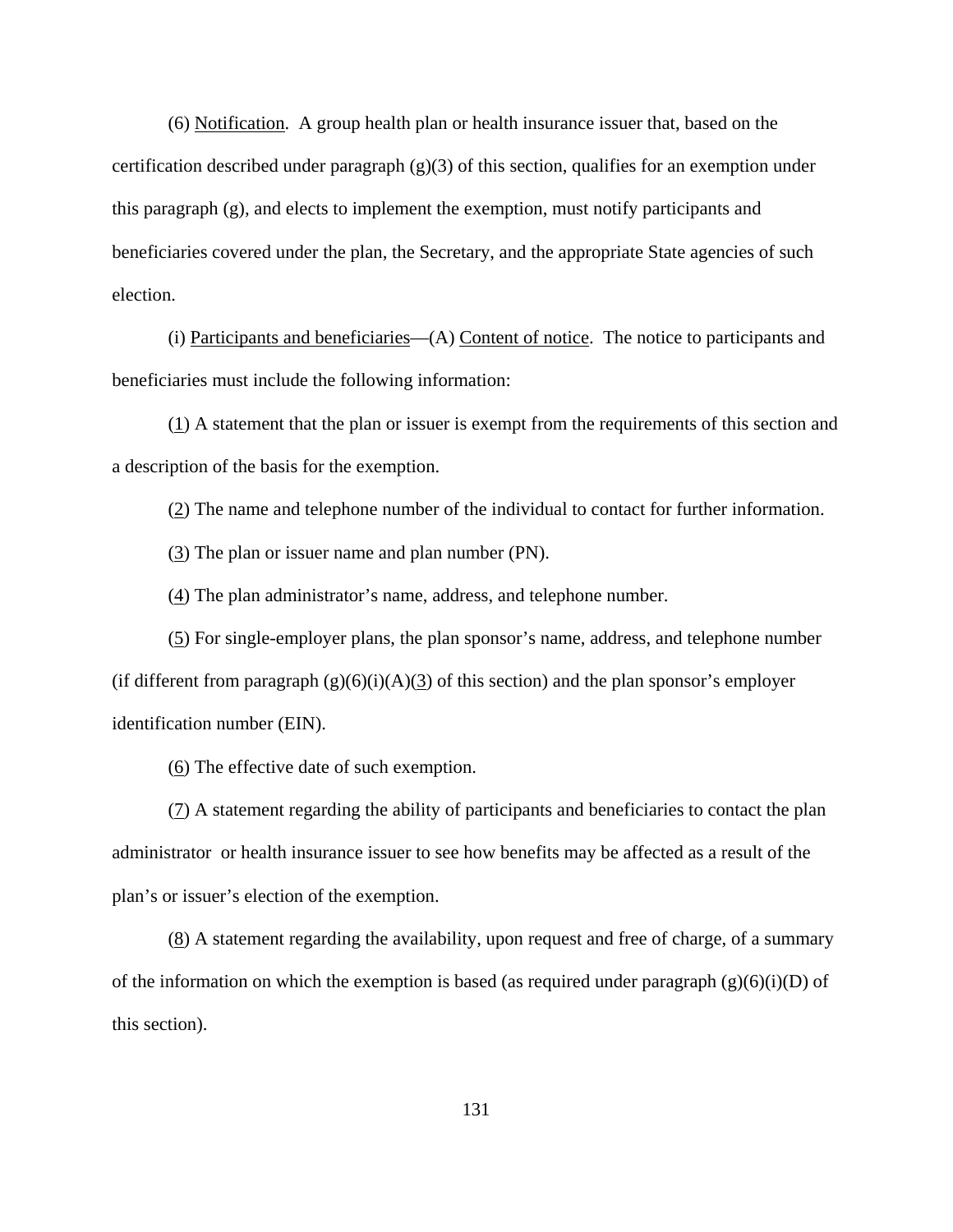(6) <u>Notification</u>. A group health plan or health insurance issuer that, based on the certification described under paragraph (g)(3) of this section, qualifies for an exemption under this paragraph (g), and elects to implement the exemption, must notify participants and beneficiaries covered under the plan, the Secretary, and the appropriate State agencies of such election.

(i) <u>Participants and beneficiaries</u>—(A) <u>Content of notice</u>. The notice to participants and beneficiaries must include the following information:

(<u>1</u>) A statement that the plan or issuer is exempt from the requirements of this section and a description of the basis for the exemption.

(<u>2</u>) The name and telephone number of the individual to contact for further information.

(<u>3</u>) The plan or issuer name and plan number (PN).

(<u>4</u>) The plan administrator's name, address, and telephone number.

(<u>5</u>) For single-employer plans, the plan sponsor's name, address, and telephone number (if different from paragraph (g)(6)(i)(A)(<u>3</u>) of this section) and the plan sponsor's employer identification number (EIN).

(<u>6</u>) The effective date of such exemption.

(<u>7</u>) A statement regarding the ability of participants and beneficiaries to contact the plan administrator or health insurance issuer to see how benefits may be affected as a result of the plan's or issuer's election of the exemption.

(<u>8</u>) A statement regarding the availability, upon request and free of charge, of a summary of the information on which the exemption is based (as required under paragraph (g)(6)(i)(D) of this section).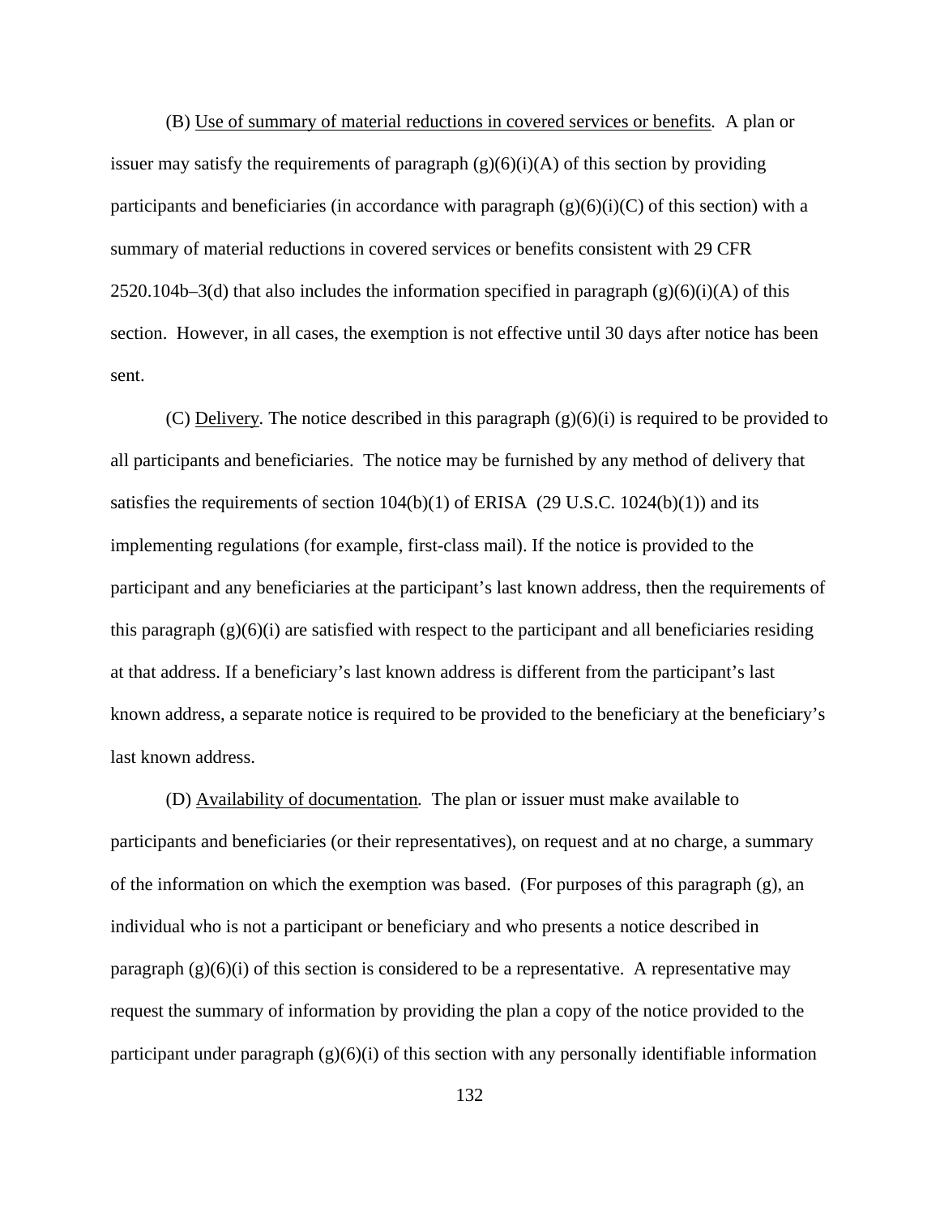(B) Use of summary of material reductions in covered services or benefits. A plan or issuer may satisfy the requirements of paragraph (g)(6)(i)(A) of this section by providing participants and beneficiaries (in accordance with paragraph (g)(6)(i)(C) of this section) with a summary of material reductions in covered services or benefits consistent with 29 CFR 2520.104b–3(d) that also includes the information specified in paragraph (g)(6)(i)(A) of this section. However, in all cases, the exemption is not effective until 30 days after notice has been sent.

(C) Delivery. The notice described in this paragraph (g)(6)(i) is required to be provided to all participants and beneficiaries. The notice may be furnished by any method of delivery that satisfies the requirements of section 104(b)(1) of ERISA (29 U.S.C. 1024(b)(1)) and its implementing regulations (for example, first-class mail). If the notice is provided to the participant and any beneficiaries at the participant's last known address, then the requirements of this paragraph (g)(6)(i) are satisfied with respect to the participant and all beneficiaries residing at that address. If a beneficiary's last known address is different from the participant's last known address, a separate notice is required to be provided to the beneficiary at the beneficiary's last known address.

(D) Availability of documentation. The plan or issuer must make available to participants and beneficiaries (or their representatives), on request and at no charge, a summary of the information on which the exemption was based. (For purposes of this paragraph (g), an individual who is not a participant or beneficiary and who presents a notice described in paragraph (g)(6)(i) of this section is considered to be a representative. A representative may request the summary of information by providing the plan a copy of the notice provided to the participant under paragraph (g)(6)(i) of this section with any personally identifiable information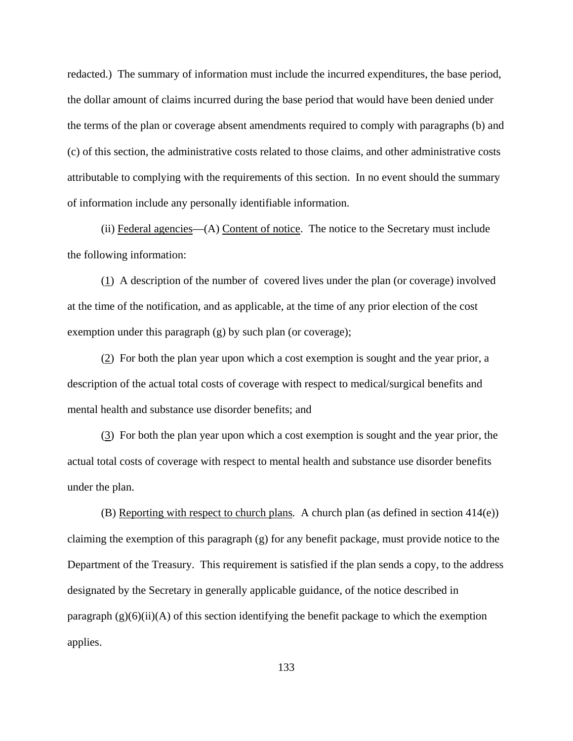redacted.) The summary of information must include the incurred expenditures, the base period, the dollar amount of claims incurred during the base period that would have been denied under the terms of the plan or coverage absent amendments required to comply with paragraphs (b) and (c) of this section, the administrative costs related to those claims, and other administrative costs attributable to complying with the requirements of this section. In no event should the summary of information include any personally identifiable information.

(ii) Federal agencies—(A) Content of notice. The notice to the Secretary must include the following information:

(1) A description of the number of covered lives under the plan (or coverage) involved at the time of the notification, and as applicable, at the time of any prior election of the cost exemption under this paragraph (g) by such plan (or coverage);

(2) For both the plan year upon which a cost exemption is sought and the year prior, a description of the actual total costs of coverage with respect to medical/surgical benefits and mental health and substance use disorder benefits; and

(3) For both the plan year upon which a cost exemption is sought and the year prior, the actual total costs of coverage with respect to mental health and substance use disorder benefits under the plan.

(B) Reporting with respect to church plans*.* A church plan (as defined in section 414(e)) claiming the exemption of this paragraph (g) for any benefit package, must provide notice to the Department of the Treasury. This requirement is satisfied if the plan sends a copy, to the address designated by the Secretary in generally applicable guidance, of the notice described in paragraph (g)(6)(ii)(A) of this section identifying the benefit package to which the exemption applies.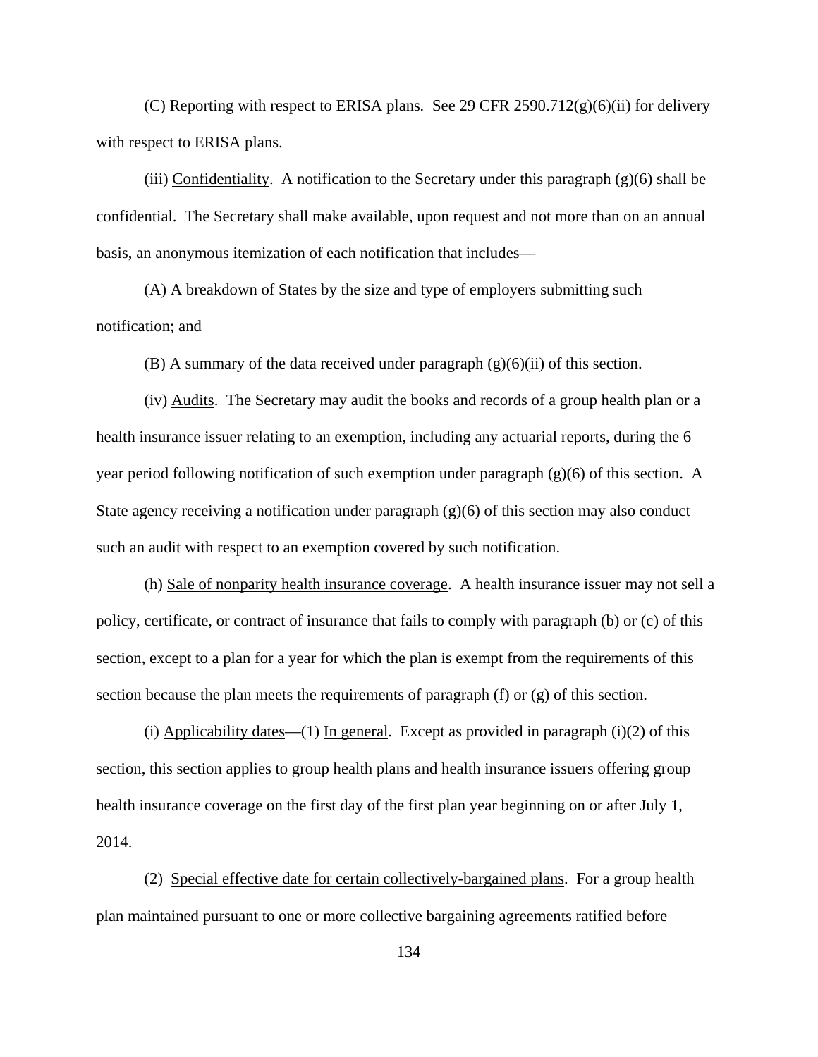(C) Reporting with respect to ERISA plans. See 29 CFR 2590.712(g)(6)(ii) for delivery with respect to ERISA plans.

(iii) Confidentiality. A notification to the Secretary under this paragraph (g)(6) shall be confidential. The Secretary shall make available, upon request and not more than on an annual basis, an anonymous itemization of each notification that includes—

(A) A breakdown of States by the size and type of employers submitting such notification; and

(B) A summary of the data received under paragraph (g)(6)(ii) of this section.

(iv) Audits. The Secretary may audit the books and records of a group health plan or a health insurance issuer relating to an exemption, including any actuarial reports, during the 6 year period following notification of such exemption under paragraph (g)(6) of this section. A State agency receiving a notification under paragraph (g)(6) of this section may also conduct such an audit with respect to an exemption covered by such notification.

(h) Sale of nonparity health insurance coverage. A health insurance issuer may not sell a policy, certificate, or contract of insurance that fails to comply with paragraph (b) or (c) of this section, except to a plan for a year for which the plan is exempt from the requirements of this section because the plan meets the requirements of paragraph (f) or (g) of this section.

(i) Applicability dates—(1) In general. Except as provided in paragraph (i)(2) of this section, this section applies to group health plans and health insurance issuers offering group health insurance coverage on the first day of the first plan year beginning on or after July 1, 2014.

(2) Special effective date for certain collectively-bargained plans. For a group health plan maintained pursuant to one or more collective bargaining agreements ratified before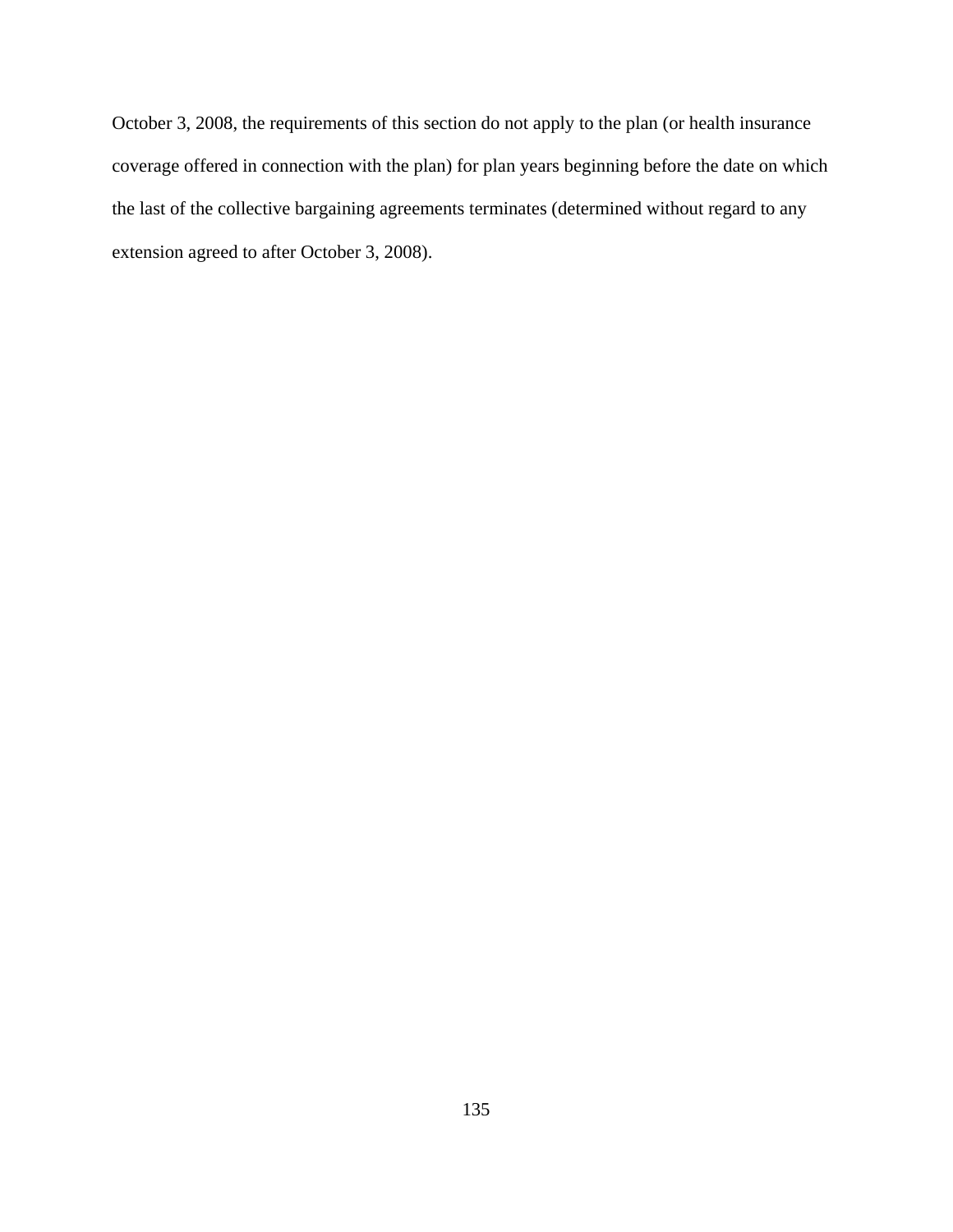October 3, 2008, the requirements of this section do not apply to the plan (or health insurance coverage offered in connection with the plan) for plan years beginning before the date on which the last of the collective bargaining agreements terminates (determined without regard to any extension agreed to after October 3, 2008).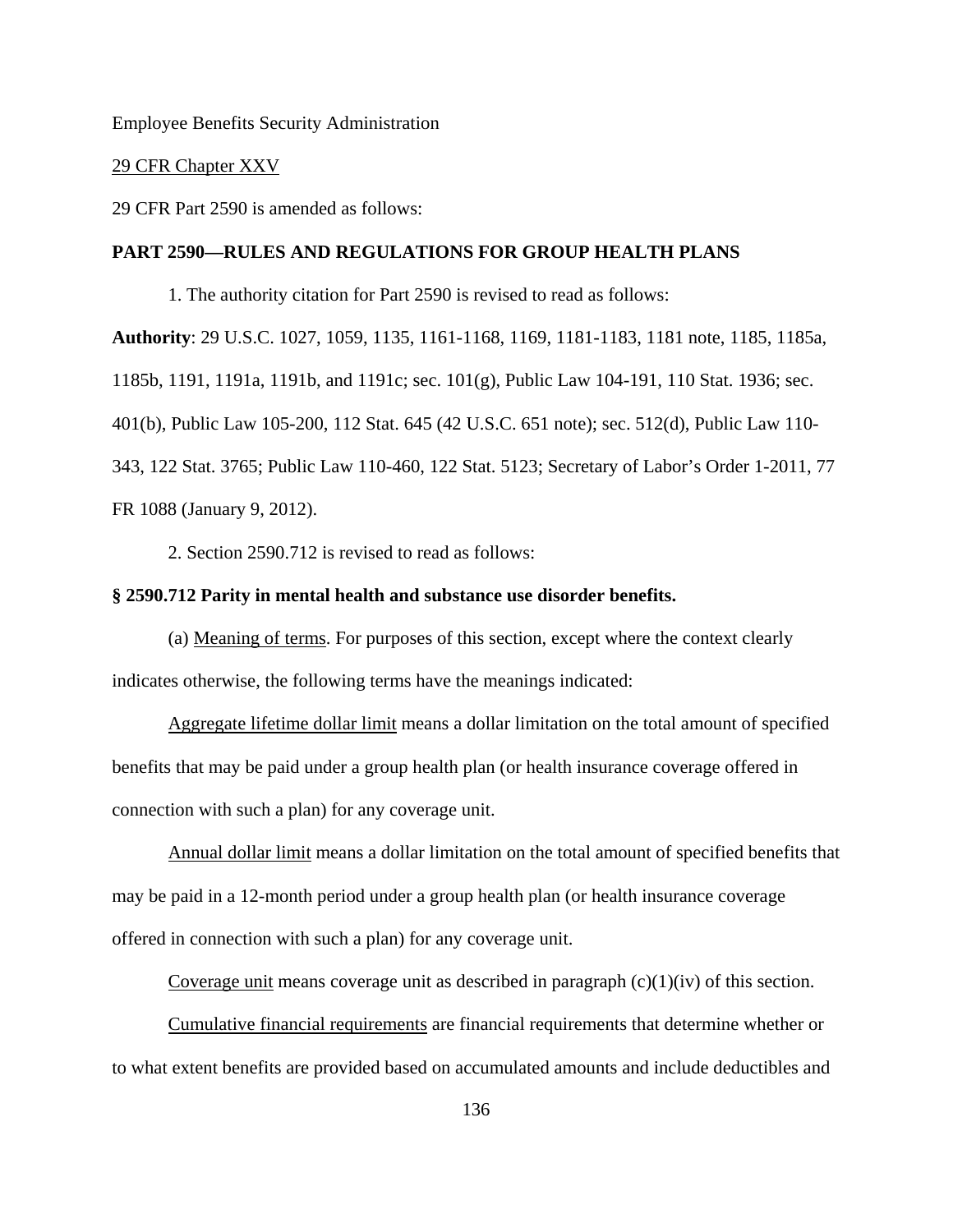Employee Benefits Security Administration

29 CFR Chapter XXV

29 CFR Part 2590 is amended as follows:

**PART 2590—RULES AND REGULATIONS FOR GROUP HEALTH PLANS**

1. The authority citation for Part 2590 is revised to read as follows:

**Authority**: 29 U.S.C. 1027, 1059, 1135, 1161-1168, 1169, 1181-1183, 1181 note, 1185, 1185a, 1185b, 1191, 1191a, 1191b, and 1191c; sec. 101(g), Public Law 104-191, 110 Stat. 1936; sec. 401(b), Public Law 105-200, 112 Stat. 645 (42 U.S.C. 651 note); sec. 512(d), Public Law 110-343, 122 Stat. 3765; Public Law 110-460, 122 Stat. 5123; Secretary of Labor's Order 1-2011, 77 FR 1088 (January 9, 2012).

2. Section 2590.712 is revised to read as follows:

**§ 2590.712 Parity in mental health and substance use disorder benefits.**

(a) Meaning of terms. For purposes of this section, except where the context clearly indicates otherwise, the following terms have the meanings indicated:

Aggregate lifetime dollar limit means a dollar limitation on the total amount of specified benefits that may be paid under a group health plan (or health insurance coverage offered in connection with such a plan) for any coverage unit.

Annual dollar limit means a dollar limitation on the total amount of specified benefits that may be paid in a 12-month period under a group health plan (or health insurance coverage offered in connection with such a plan) for any coverage unit.

Coverage unit means coverage unit as described in paragraph (c)(1)(iv) of this section.

Cumulative financial requirements are financial requirements that determine whether or to what extent benefits are provided based on accumulated amounts and include deductibles and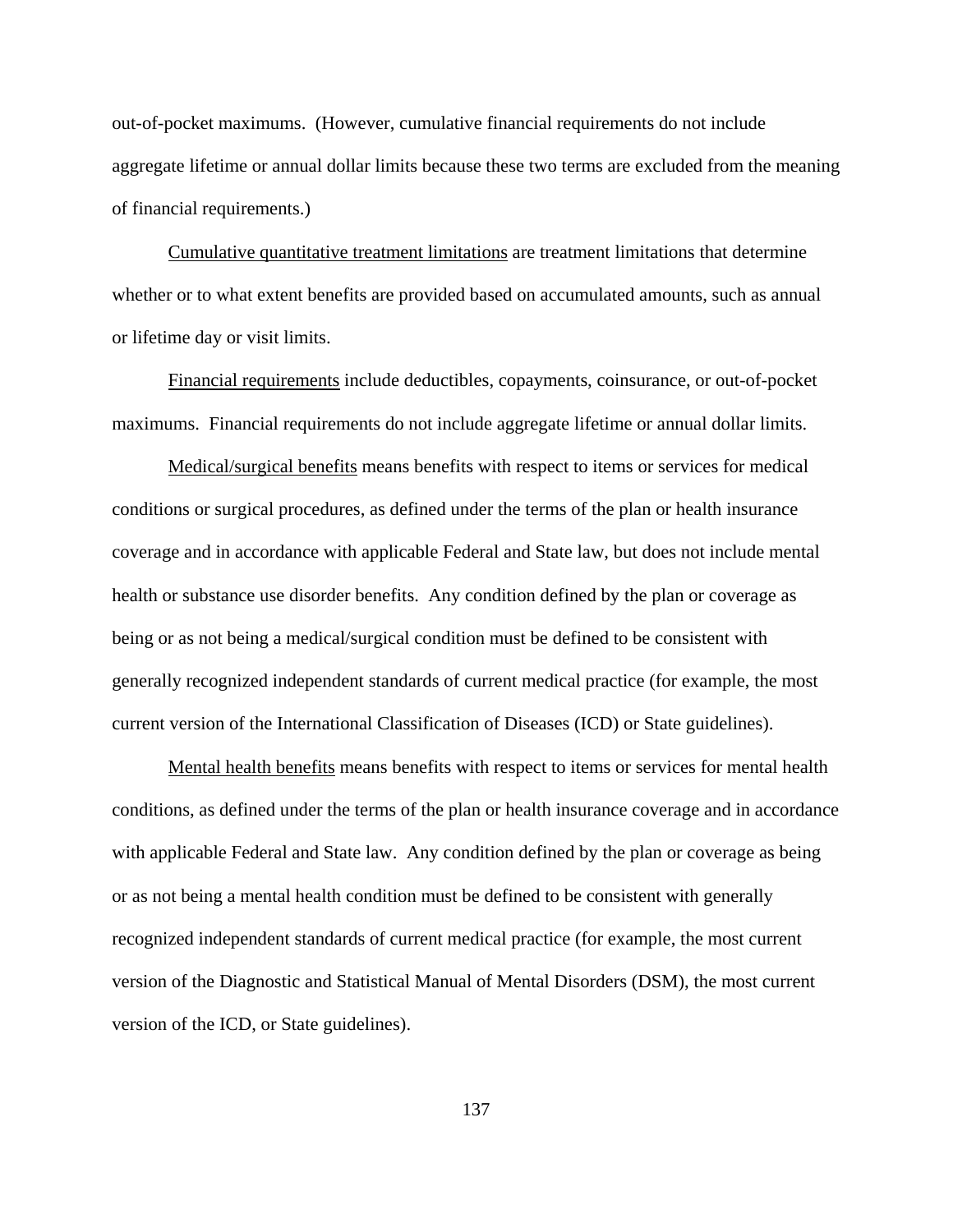out-of-pocket maximums. (However, cumulative financial requirements do not include aggregate lifetime or annual dollar limits because these two terms are excluded from the meaning of financial requirements.)

Cumulative quantitative treatment limitations are treatment limitations that determine whether or to what extent benefits are provided based on accumulated amounts, such as annual or lifetime day or visit limits.

Financial requirements include deductibles, copayments, coinsurance, or out-of-pocket maximums. Financial requirements do not include aggregate lifetime or annual dollar limits.

Medical/surgical benefits means benefits with respect to items or services for medical conditions or surgical procedures, as defined under the terms of the plan or health insurance coverage and in accordance with applicable Federal and State law, but does not include mental health or substance use disorder benefits. Any condition defined by the plan or coverage as being or as not being a medical/surgical condition must be defined to be consistent with generally recognized independent standards of current medical practice (for example, the most current version of the International Classification of Diseases (ICD) or State guidelines).

Mental health benefits means benefits with respect to items or services for mental health conditions, as defined under the terms of the plan or health insurance coverage and in accordance with applicable Federal and State law. Any condition defined by the plan or coverage as being or as not being a mental health condition must be defined to be consistent with generally recognized independent standards of current medical practice (for example, the most current version of the Diagnostic and Statistical Manual of Mental Disorders (DSM), the most current version of the ICD, or State guidelines).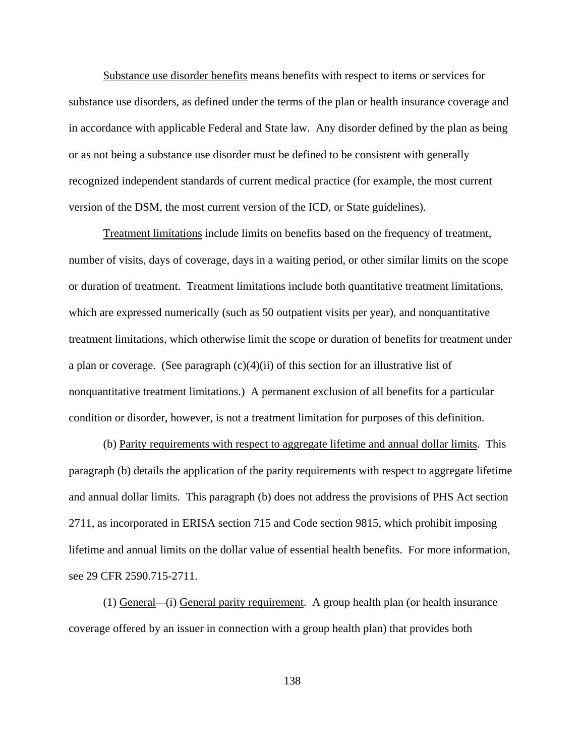Substance use disorder benefits means benefits with respect to items or services for substance use disorders, as defined under the terms of the plan or health insurance coverage and in accordance with applicable Federal and State law. Any disorder defined by the plan as being or as not being a substance use disorder must be defined to be consistent with generally recognized independent standards of current medical practice (for example, the most current version of the DSM, the most current version of the ICD, or State guidelines).

Treatment limitations include limits on benefits based on the frequency of treatment, number of visits, days of coverage, days in a waiting period, or other similar limits on the scope or duration of treatment. Treatment limitations include both quantitative treatment limitations, which are expressed numerically (such as 50 outpatient visits per year), and nonquantitative treatment limitations, which otherwise limit the scope or duration of benefits for treatment under a plan or coverage. (See paragraph (c)(4)(ii) of this section for an illustrative list of nonquantitative treatment limitations.) A permanent exclusion of all benefits for a particular condition or disorder, however, is not a treatment limitation for purposes of this definition.

(b) Parity requirements with respect to aggregate lifetime and annual dollar limits. This paragraph (b) details the application of the parity requirements with respect to aggregate lifetime and annual dollar limits. This paragraph (b) does not address the provisions of PHS Act section 2711, as incorporated in ERISA section 715 and Code section 9815, which prohibit imposing lifetime and annual limits on the dollar value of essential health benefits. For more information, see 29 CFR 2590.715-2711.

(1) General—(i) General parity requirement. A group health plan (or health insurance coverage offered by an issuer in connection with a group health plan) that provides both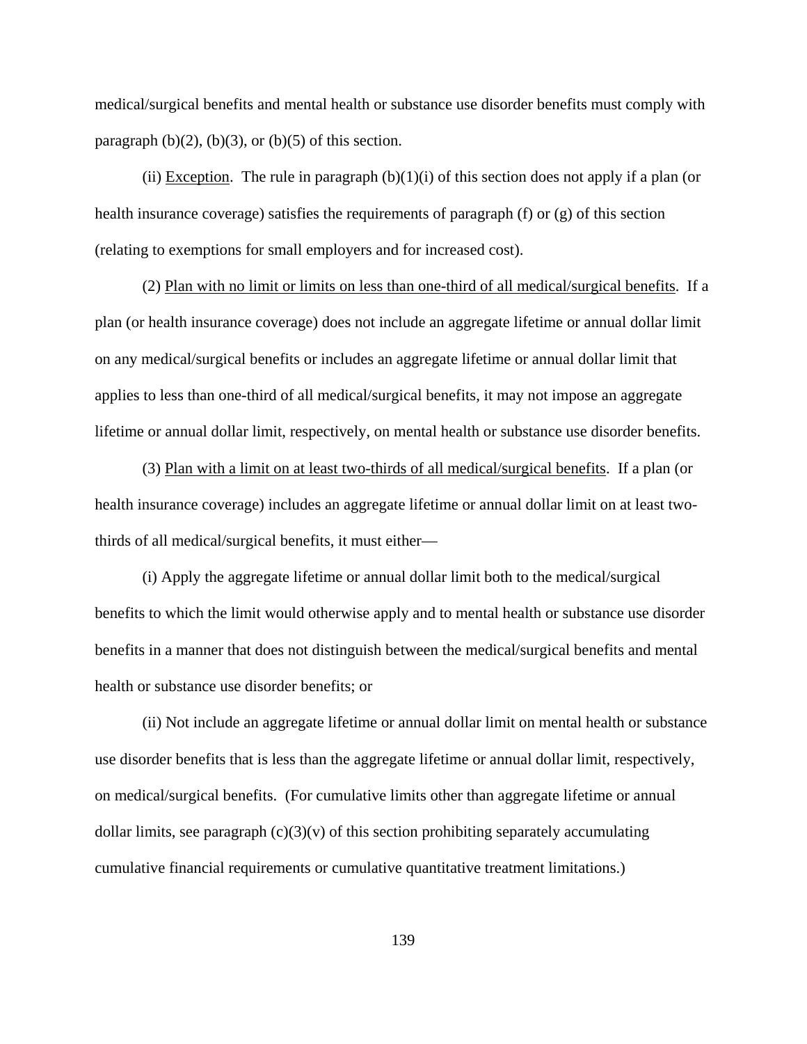medical/surgical benefits and mental health or substance use disorder benefits must comply with paragraph (b)(2), (b)(3), or (b)(5) of this section.

(ii) Exception. The rule in paragraph (b)(1)(i) of this section does not apply if a plan (or health insurance coverage) satisfies the requirements of paragraph (f) or (g) of this section (relating to exemptions for small employers and for increased cost).

(2) Plan with no limit or limits on less than one-third of all medical/surgical benefits. If a plan (or health insurance coverage) does not include an aggregate lifetime or annual dollar limit on any medical/surgical benefits or includes an aggregate lifetime or annual dollar limit that applies to less than one-third of all medical/surgical benefits, it may not impose an aggregate lifetime or annual dollar limit, respectively, on mental health or substance use disorder benefits.

(3) Plan with a limit on at least two-thirds of all medical/surgical benefits. If a plan (or health insurance coverage) includes an aggregate lifetime or annual dollar limit on at least two-thirds of all medical/surgical benefits, it must either—

(i) Apply the aggregate lifetime or annual dollar limit both to the medical/surgical benefits to which the limit would otherwise apply and to mental health or substance use disorder benefits in a manner that does not distinguish between the medical/surgical benefits and mental health or substance use disorder benefits; or

(ii) Not include an aggregate lifetime or annual dollar limit on mental health or substance use disorder benefits that is less than the aggregate lifetime or annual dollar limit, respectively, on medical/surgical benefits. (For cumulative limits other than aggregate lifetime or annual dollar limits, see paragraph (c)(3)(v) of this section prohibiting separately accumulating cumulative financial requirements or cumulative quantitative treatment limitations.)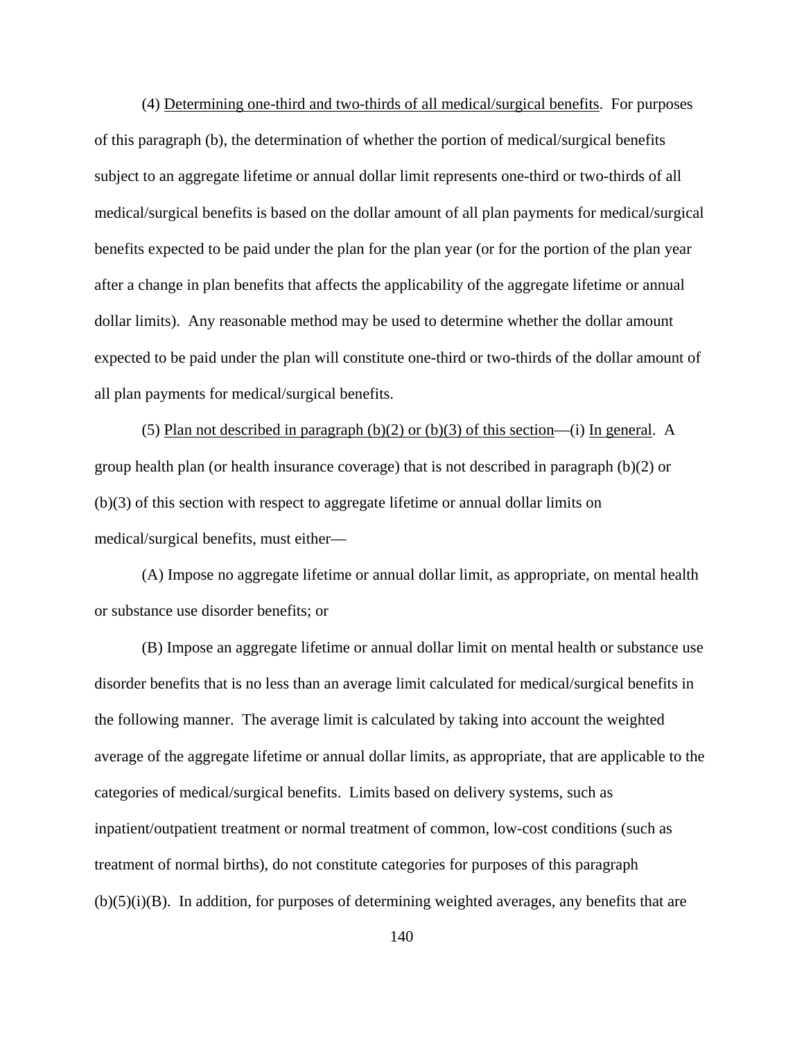(4) Determining one-third and two-thirds of all medical/surgical benefits. For purposes of this paragraph (b), the determination of whether the portion of medical/surgical benefits subject to an aggregate lifetime or annual dollar limit represents one-third or two-thirds of all medical/surgical benefits is based on the dollar amount of all plan payments for medical/surgical benefits expected to be paid under the plan for the plan year (or for the portion of the plan year after a change in plan benefits that affects the applicability of the aggregate lifetime or annual dollar limits). Any reasonable method may be used to determine whether the dollar amount expected to be paid under the plan will constitute one-third or two-thirds of the dollar amount of all plan payments for medical/surgical benefits.

(5) Plan not described in paragraph (b)(2) or (b)(3) of this section—(i) In general. A group health plan (or health insurance coverage) that is not described in paragraph (b)(2) or (b)(3) of this section with respect to aggregate lifetime or annual dollar limits on medical/surgical benefits, must either—

(A) Impose no aggregate lifetime or annual dollar limit, as appropriate, on mental health or substance use disorder benefits; or

(B) Impose an aggregate lifetime or annual dollar limit on mental health or substance use disorder benefits that is no less than an average limit calculated for medical/surgical benefits in the following manner. The average limit is calculated by taking into account the weighted average of the aggregate lifetime or annual dollar limits, as appropriate, that are applicable to the categories of medical/surgical benefits. Limits based on delivery systems, such as inpatient/outpatient treatment or normal treatment of common, low-cost conditions (such as treatment of normal births), do not constitute categories for purposes of this paragraph (b)(5)(i)(B). In addition, for purposes of determining weighted averages, any benefits that are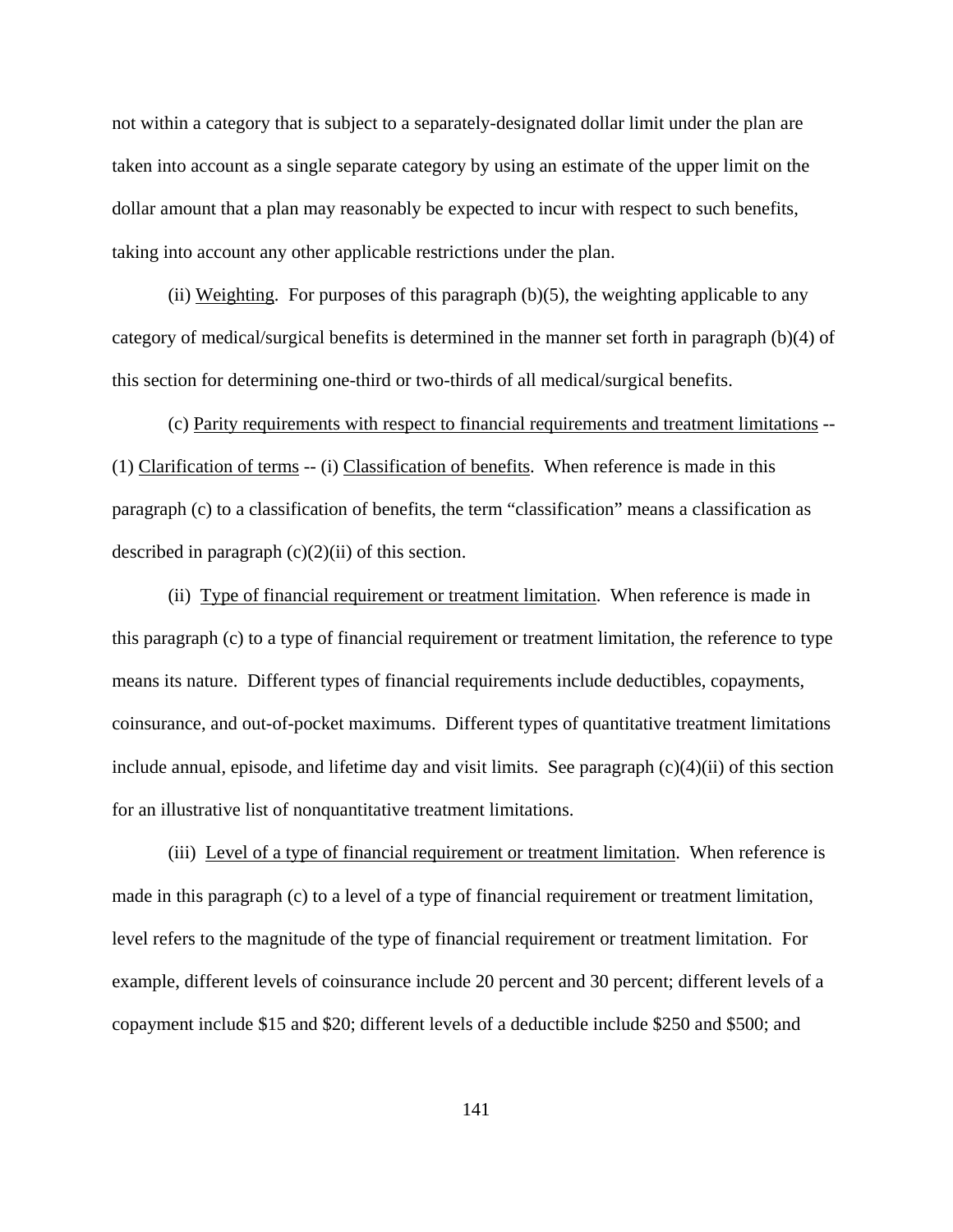not within a category that is subject to a separately-designated dollar limit under the plan are taken into account as a single separate category by using an estimate of the upper limit on the dollar amount that a plan may reasonably be expected to incur with respect to such benefits, taking into account any other applicable restrictions under the plan.

(ii) Weighting. For purposes of this paragraph (b)(5), the weighting applicable to any category of medical/surgical benefits is determined in the manner set forth in paragraph (b)(4) of this section for determining one-third or two-thirds of all medical/surgical benefits.

(c) Parity requirements with respect to financial requirements and treatment limitations -- (1) Clarification of terms -- (i) Classification of benefits. When reference is made in this paragraph (c) to a classification of benefits, the term "classification" means a classification as described in paragraph (c)(2)(ii) of this section.

(ii) Type of financial requirement or treatment limitation. When reference is made in this paragraph (c) to a type of financial requirement or treatment limitation, the reference to type means its nature. Different types of financial requirements include deductibles, copayments, coinsurance, and out-of-pocket maximums. Different types of quantitative treatment limitations include annual, episode, and lifetime day and visit limits. See paragraph (c)(4)(ii) of this section for an illustrative list of nonquantitative treatment limitations.

(iii) Level of a type of financial requirement or treatment limitation. When reference is made in this paragraph (c) to a level of a type of financial requirement or treatment limitation, level refers to the magnitude of the type of financial requirement or treatment limitation. For example, different levels of coinsurance include 20 percent and 30 percent; different levels of a copayment include $15 and $20; different levels of a deductible include $250 and $500; and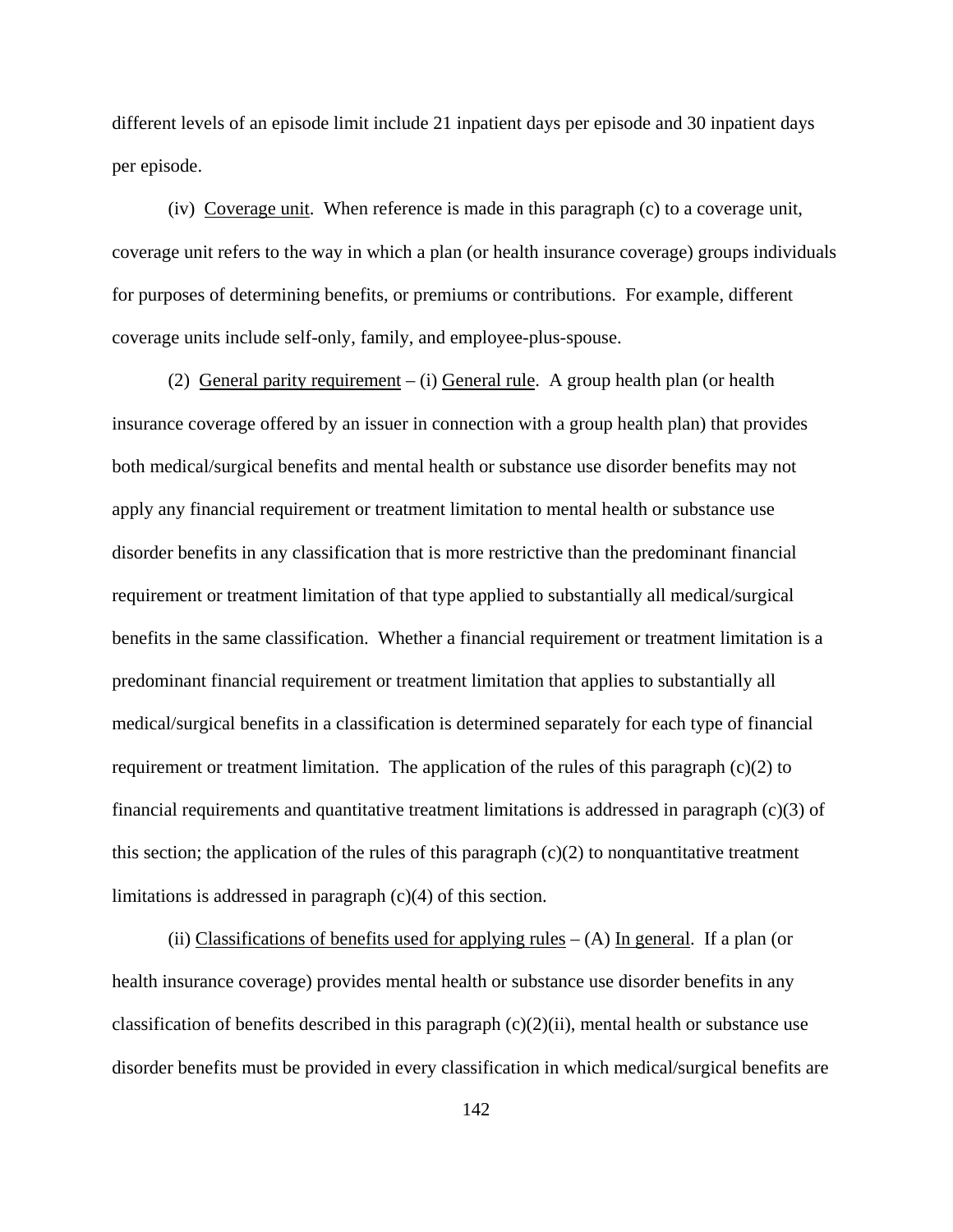different levels of an episode limit include 21 inpatient days per episode and 30 inpatient days per episode.

(iv) Coverage unit. When reference is made in this paragraph (c) to a coverage unit, coverage unit refers to the way in which a plan (or health insurance coverage) groups individuals for purposes of determining benefits, or premiums or contributions. For example, different coverage units include self-only, family, and employee-plus-spouse.

(2) General parity requirement – (i) General rule. A group health plan (or health insurance coverage offered by an issuer in connection with a group health plan) that provides both medical/surgical benefits and mental health or substance use disorder benefits may not apply any financial requirement or treatment limitation to mental health or substance use disorder benefits in any classification that is more restrictive than the predominant financial requirement or treatment limitation of that type applied to substantially all medical/surgical benefits in the same classification. Whether a financial requirement or treatment limitation is a predominant financial requirement or treatment limitation that applies to substantially all medical/surgical benefits in a classification is determined separately for each type of financial requirement or treatment limitation. The application of the rules of this paragraph (c)(2) to financial requirements and quantitative treatment limitations is addressed in paragraph (c)(3) of this section; the application of the rules of this paragraph (c)(2) to nonquantitative treatment limitations is addressed in paragraph (c)(4) of this section.

(ii) Classifications of benefits used for applying rules – (A) In general. If a plan (or health insurance coverage) provides mental health or substance use disorder benefits in any classification of benefits described in this paragraph (c)(2)(ii), mental health or substance use disorder benefits must be provided in every classification in which medical/surgical benefits are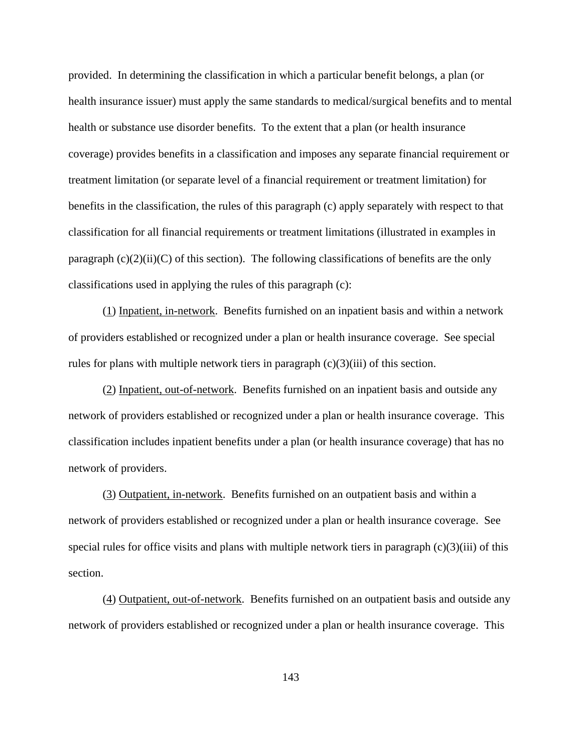provided. In determining the classification in which a particular benefit belongs, a plan (or health insurance issuer) must apply the same standards to medical/surgical benefits and to mental health or substance use disorder benefits. To the extent that a plan (or health insurance coverage) provides benefits in a classification and imposes any separate financial requirement or treatment limitation (or separate level of a financial requirement or treatment limitation) for benefits in the classification, the rules of this paragraph (c) apply separately with respect to that classification for all financial requirements or treatment limitations (illustrated in examples in paragraph (c)(2)(ii)(C) of this section). The following classifications of benefits are the only classifications used in applying the rules of this paragraph (c):

(1) Inpatient, in-network. Benefits furnished on an inpatient basis and within a network of providers established or recognized under a plan or health insurance coverage. See special rules for plans with multiple network tiers in paragraph (c)(3)(iii) of this section.

(2) Inpatient, out-of-network. Benefits furnished on an inpatient basis and outside any network of providers established or recognized under a plan or health insurance coverage. This classification includes inpatient benefits under a plan (or health insurance coverage) that has no network of providers.

(3) Outpatient, in-network. Benefits furnished on an outpatient basis and within a network of providers established or recognized under a plan or health insurance coverage. See special rules for office visits and plans with multiple network tiers in paragraph (c)(3)(iii) of this section.

(4) Outpatient, out-of-network. Benefits furnished on an outpatient basis and outside any network of providers established or recognized under a plan or health insurance coverage. This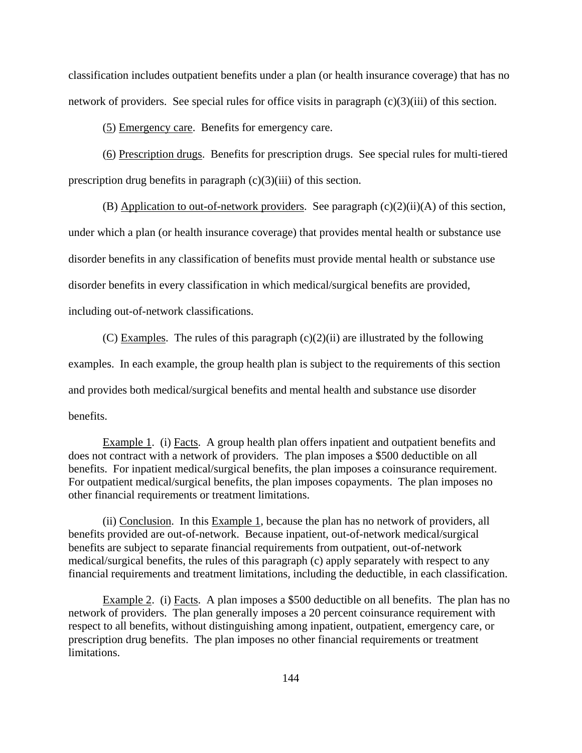classification includes outpatient benefits under a plan (or health insurance coverage) that has no network of providers. See special rules for office visits in paragraph (c)(3)(iii) of this section.

(5) Emergency care. Benefits for emergency care.

(6) Prescription drugs. Benefits for prescription drugs. See special rules for multi-tiered prescription drug benefits in paragraph (c)(3)(iii) of this section.

(B) Application to out-of-network providers. See paragraph (c)(2)(ii)(A) of this section, under which a plan (or health insurance coverage) that provides mental health or substance use disorder benefits in any classification of benefits must provide mental health or substance use disorder benefits in every classification in which medical/surgical benefits are provided, including out-of-network classifications.

(C) Examples. The rules of this paragraph (c)(2)(ii) are illustrated by the following examples. In each example, the group health plan is subject to the requirements of this section and provides both medical/surgical benefits and mental health and substance use disorder benefits.

Example 1. (i) Facts. A group health plan offers inpatient and outpatient benefits and does not contract with a network of providers. The plan imposes a $500 deductible on all benefits. For inpatient medical/surgical benefits, the plan imposes a coinsurance requirement. For outpatient medical/surgical benefits, the plan imposes copayments. The plan imposes no other financial requirements or treatment limitations.

(ii) Conclusion. In this Example 1, because the plan has no network of providers, all benefits provided are out-of-network. Because inpatient, out-of-network medical/surgical benefits are subject to separate financial requirements from outpatient, out-of-network medical/surgical benefits, the rules of this paragraph (c) apply separately with respect to any financial requirements and treatment limitations, including the deductible, in each classification.

Example 2. (i) Facts. A plan imposes a $500 deductible on all benefits. The plan has no network of providers. The plan generally imposes a 20 percent coinsurance requirement with respect to all benefits, without distinguishing among inpatient, outpatient, emergency care, or prescription drug benefits. The plan imposes no other financial requirements or treatment limitations.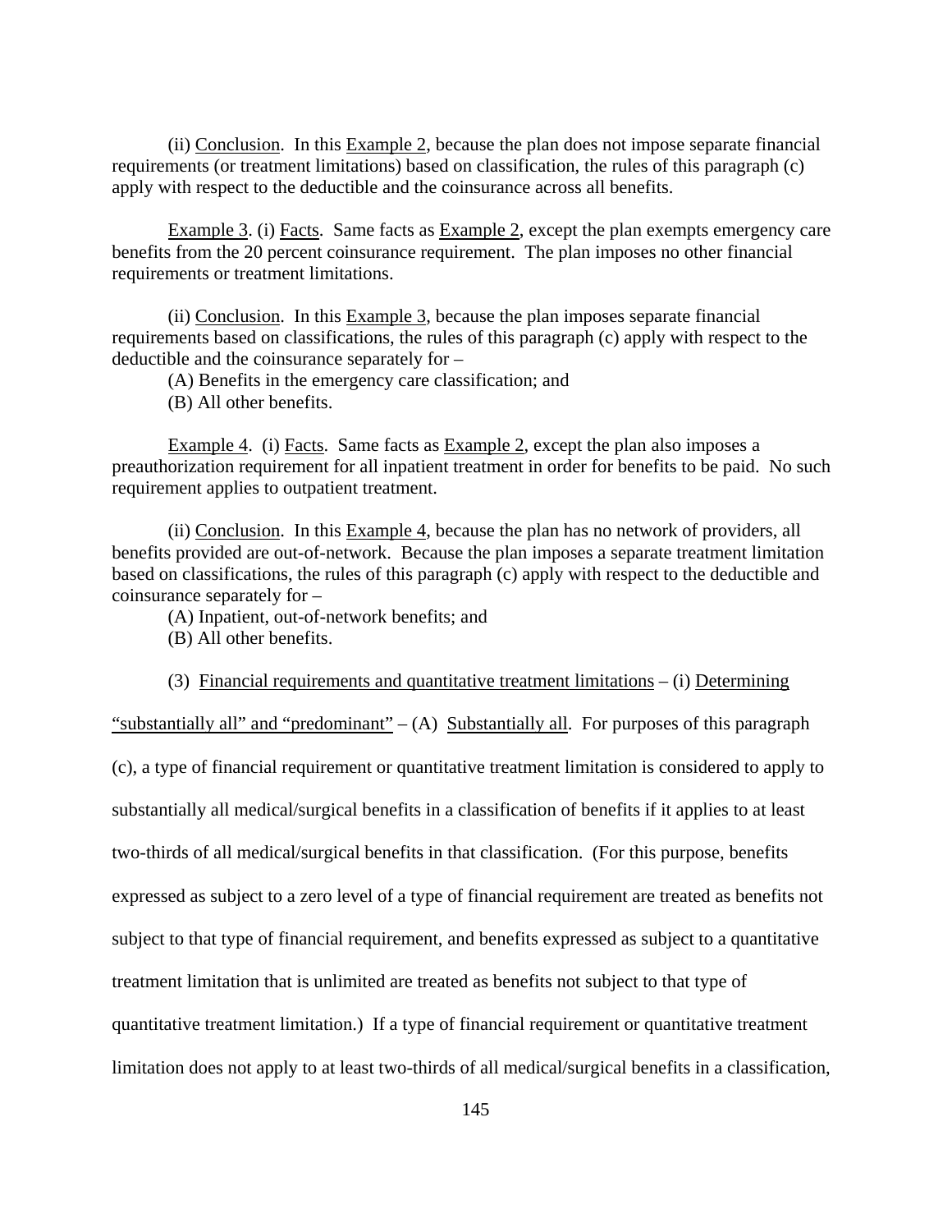(ii) Conclusion. In this Example 2, because the plan does not impose separate financial requirements (or treatment limitations) based on classification, the rules of this paragraph (c) apply with respect to the deductible and the coinsurance across all benefits.

Example 3. (i) Facts. Same facts as Example 2, except the plan exempts emergency care benefits from the 20 percent coinsurance requirement. The plan imposes no other financial requirements or treatment limitations.

(ii) Conclusion. In this Example 3, because the plan imposes separate financial requirements based on classifications, the rules of this paragraph (c) apply with respect to the deductible and the coinsurance separately for –

(A) Benefits in the emergency care classification; and

(B) All other benefits.

Example 4. (i) Facts. Same facts as Example 2, except the plan also imposes a preauthorization requirement for all inpatient treatment in order for benefits to be paid. No such requirement applies to outpatient treatment.

(ii) Conclusion. In this Example 4, because the plan has no network of providers, all benefits provided are out-of-network. Because the plan imposes a separate treatment limitation based on classifications, the rules of this paragraph (c) apply with respect to the deductible and coinsurance separately for –

(A) Inpatient, out-of-network benefits; and

(B) All other benefits.

(3) Financial requirements and quantitative treatment limitations – (i) Determining "substantially all" and "predominant" – (A) Substantially all. For purposes of this paragraph (c), a type of financial requirement or quantitative treatment limitation is considered to apply to substantially all medical/surgical benefits in a classification of benefits if it applies to at least two-thirds of all medical/surgical benefits in that classification. (For this purpose, benefits expressed as subject to a zero level of a type of financial requirement are treated as benefits not subject to that type of financial requirement, and benefits expressed as subject to a quantitative treatment limitation that is unlimited are treated as benefits not subject to that type of quantitative treatment limitation.) If a type of financial requirement or quantitative treatment limitation does not apply to at least two-thirds of all medical/surgical benefits in a classification,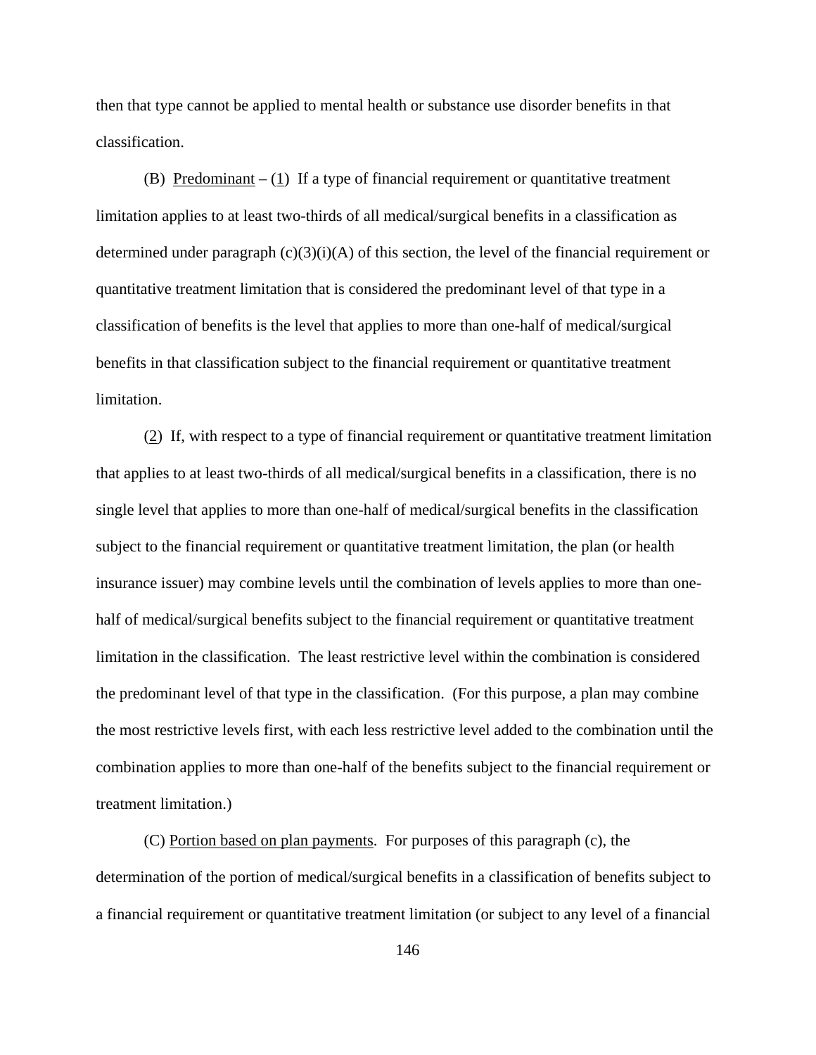then that type cannot be applied to mental health or substance use disorder benefits in that classification.

(B) Predominant – (1) If a type of financial requirement or quantitative treatment limitation applies to at least two-thirds of all medical/surgical benefits in a classification as determined under paragraph (c)(3)(i)(A) of this section, the level of the financial requirement or quantitative treatment limitation that is considered the predominant level of that type in a classification of benefits is the level that applies to more than one-half of medical/surgical benefits in that classification subject to the financial requirement or quantitative treatment limitation.

(2) If, with respect to a type of financial requirement or quantitative treatment limitation that applies to at least two-thirds of all medical/surgical benefits in a classification, there is no single level that applies to more than one-half of medical/surgical benefits in the classification subject to the financial requirement or quantitative treatment limitation, the plan (or health insurance issuer) may combine levels until the combination of levels applies to more than one-half of medical/surgical benefits subject to the financial requirement or quantitative treatment limitation in the classification. The least restrictive level within the combination is considered the predominant level of that type in the classification. (For this purpose, a plan may combine the most restrictive levels first, with each less restrictive level added to the combination until the combination applies to more than one-half of the benefits subject to the financial requirement or treatment limitation.)

(C) Portion based on plan payments. For purposes of this paragraph (c), the determination of the portion of medical/surgical benefits in a classification of benefits subject to a financial requirement or quantitative treatment limitation (or subject to any level of a financial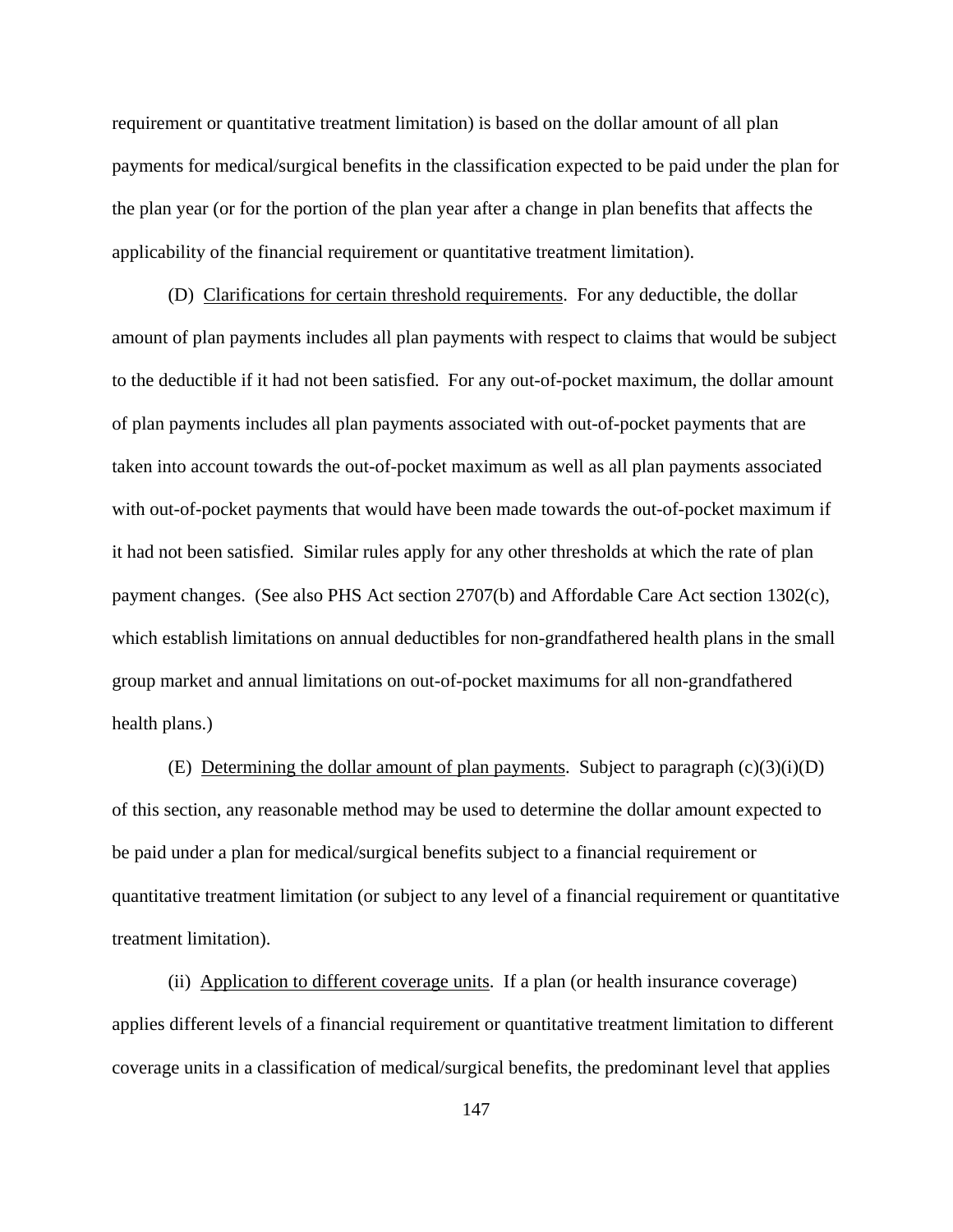requirement or quantitative treatment limitation) is based on the dollar amount of all plan payments for medical/surgical benefits in the classification expected to be paid under the plan for the plan year (or for the portion of the plan year after a change in plan benefits that affects the applicability of the financial requirement or quantitative treatment limitation).

(D) Clarifications for certain threshold requirements. For any deductible, the dollar amount of plan payments includes all plan payments with respect to claims that would be subject to the deductible if it had not been satisfied. For any out-of-pocket maximum, the dollar amount of plan payments includes all plan payments associated with out-of-pocket payments that are taken into account towards the out-of-pocket maximum as well as all plan payments associated with out-of-pocket payments that would have been made towards the out-of-pocket maximum if it had not been satisfied. Similar rules apply for any other thresholds at which the rate of plan payment changes. (See also PHS Act section 2707(b) and Affordable Care Act section 1302(c), which establish limitations on annual deductibles for non-grandfathered health plans in the small group market and annual limitations on out-of-pocket maximums for all non-grandfathered health plans.)

(E) Determining the dollar amount of plan payments. Subject to paragraph (c)(3)(i)(D) of this section, any reasonable method may be used to determine the dollar amount expected to be paid under a plan for medical/surgical benefits subject to a financial requirement or quantitative treatment limitation (or subject to any level of a financial requirement or quantitative treatment limitation).

(ii) Application to different coverage units. If a plan (or health insurance coverage) applies different levels of a financial requirement or quantitative treatment limitation to different coverage units in a classification of medical/surgical benefits, the predominant level that applies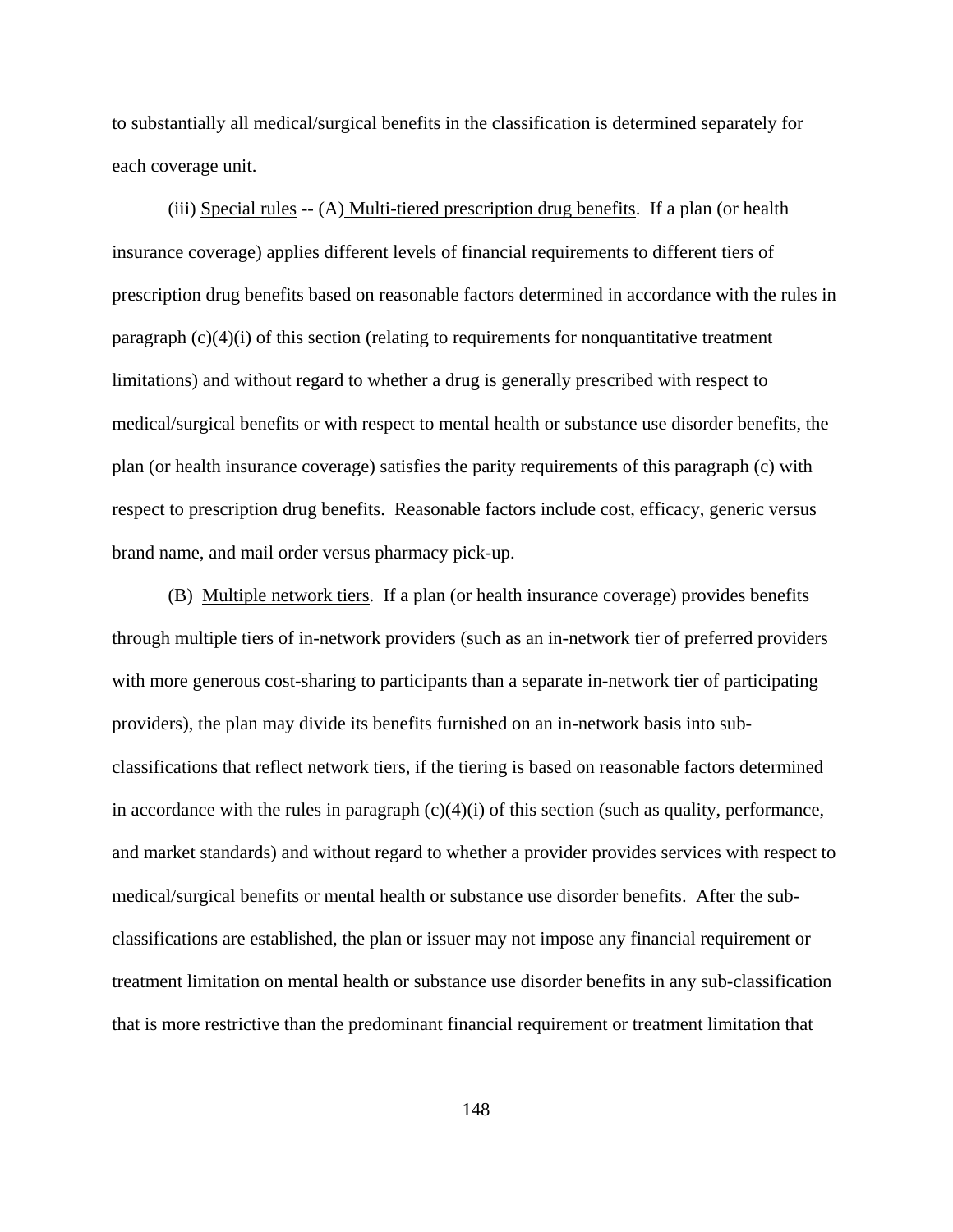to substantially all medical/surgical benefits in the classification is determined separately for each coverage unit.

(iii) Special rules -- (A) Multi-tiered prescription drug benefits. If a plan (or health insurance coverage) applies different levels of financial requirements to different tiers of prescription drug benefits based on reasonable factors determined in accordance with the rules in paragraph (c)(4)(i) of this section (relating to requirements for nonquantitative treatment limitations) and without regard to whether a drug is generally prescribed with respect to medical/surgical benefits or with respect to mental health or substance use disorder benefits, the plan (or health insurance coverage) satisfies the parity requirements of this paragraph (c) with respect to prescription drug benefits. Reasonable factors include cost, efficacy, generic versus brand name, and mail order versus pharmacy pick-up.

(B) Multiple network tiers. If a plan (or health insurance coverage) provides benefits through multiple tiers of in-network providers (such as an in-network tier of preferred providers with more generous cost-sharing to participants than a separate in-network tier of participating providers), the plan may divide its benefits furnished on an in-network basis into sub-classifications that reflect network tiers, if the tiering is based on reasonable factors determined in accordance with the rules in paragraph (c)(4)(i) of this section (such as quality, performance, and market standards) and without regard to whether a provider provides services with respect to medical/surgical benefits or mental health or substance use disorder benefits. After the sub-classifications are established, the plan or issuer may not impose any financial requirement or treatment limitation on mental health or substance use disorder benefits in any sub-classification that is more restrictive than the predominant financial requirement or treatment limitation that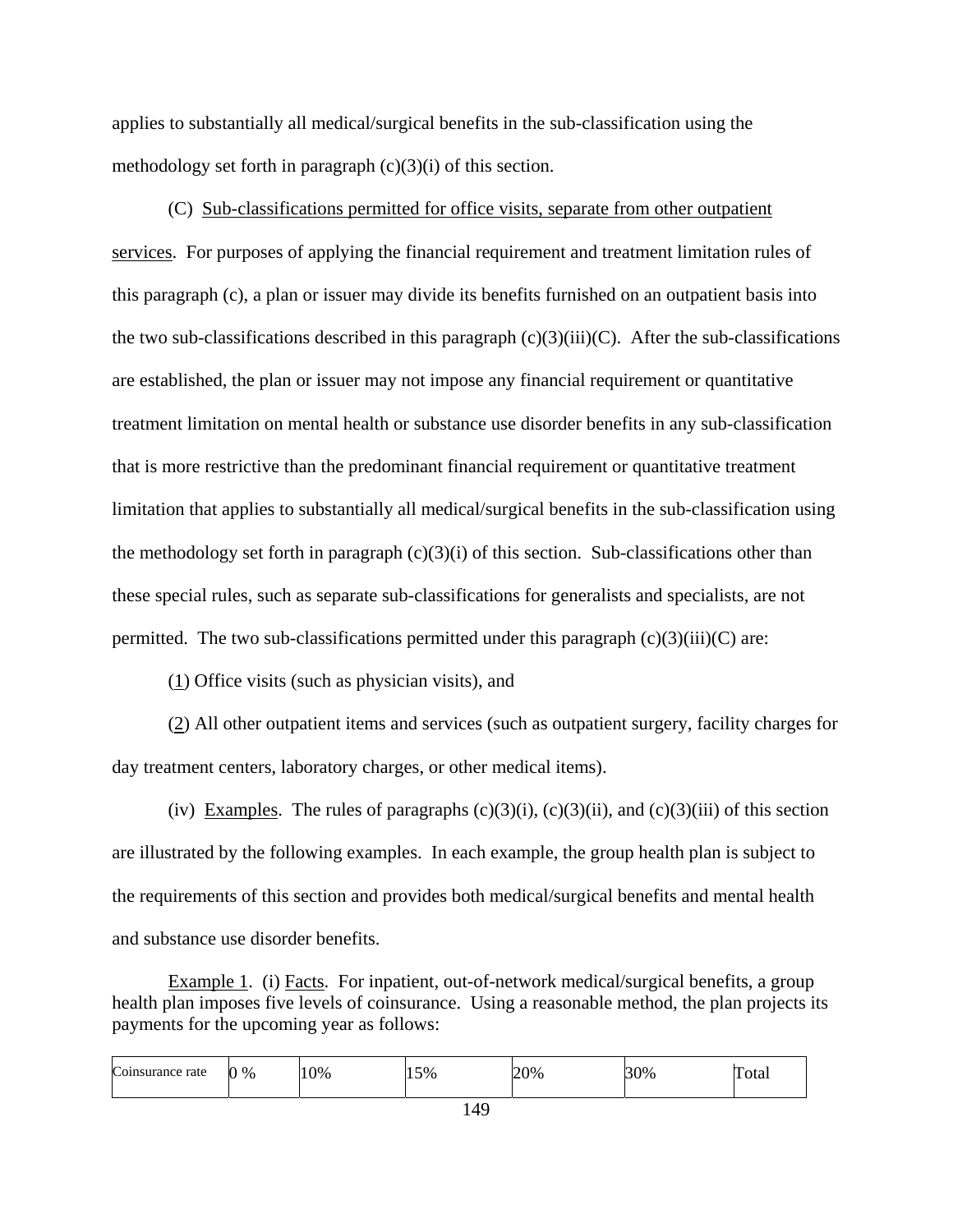applies to substantially all medical/surgical benefits in the sub-classification using the methodology set forth in paragraph (c)(3)(i) of this section.

(C) Sub-classifications permitted for office visits, separate from other outpatient services. For purposes of applying the financial requirement and treatment limitation rules of this paragraph (c), a plan or issuer may divide its benefits furnished on an outpatient basis into the two sub-classifications described in this paragraph (c)(3)(iii)(C). After the sub-classifications are established, the plan or issuer may not impose any financial requirement or quantitative treatment limitation on mental health or substance use disorder benefits in any sub-classification that is more restrictive than the predominant financial requirement or quantitative treatment limitation that applies to substantially all medical/surgical benefits in the sub-classification using the methodology set forth in paragraph (c)(3)(i) of this section. Sub-classifications other than these special rules, such as separate sub-classifications for generalists and specialists, are not permitted. The two sub-classifications permitted under this paragraph (c)(3)(iii)(C) are:

(1) Office visits (such as physician visits), and

(2) All other outpatient items and services (such as outpatient surgery, facility charges for day treatment centers, laboratory charges, or other medical items).

(iv) Examples. The rules of paragraphs (c)(3)(i), (c)(3)(ii), and (c)(3)(iii) of this section are illustrated by the following examples. In each example, the group health plan is subject to the requirements of this section and provides both medical/surgical benefits and mental health and substance use disorder benefits.

Example 1. (i) Facts. For inpatient, out-of-network medical/surgical benefits, a group health plan imposes five levels of coinsurance. Using a reasonable method, the plan projects its payments for the upcoming year as follows:

| Coinsurance rate | 0 % | 10% | 15% | 20% | 30% | Total |
|---|---|---|---|---|---|---|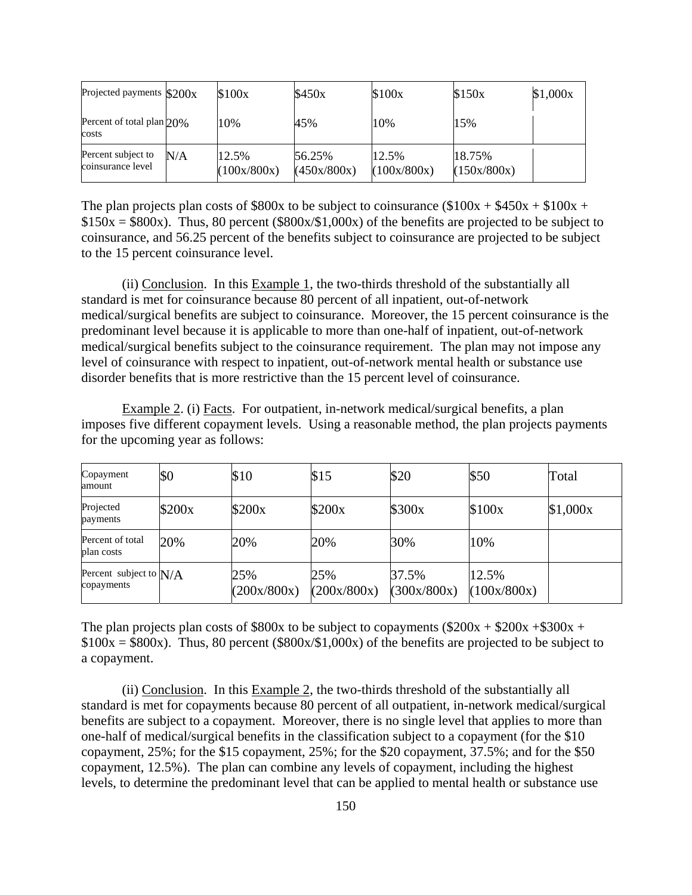| Projected payments | $200x | $100x | $450x | $100x | $150x | $1,000x |
|---|---|---|---|---|---|---|
| Percent of total plan costs | 20% | 10% | 45% | 10% | 15% | |
| Percent subject to coinsurance level | N/A | 12.5% (100x/800x) | 56.25% (450x/800x) | 12.5% (100x/800x) | 18.75% (150x/800x) | |

The plan projects plan costs of $800x to be subject to coinsurance ($100x + $450x + $100x + $150x = $800x). Thus, 80 percent ($800x/$1,000x) of the benefits are projected to be subject to coinsurance, and 56.25 percent of the benefits subject to coinsurance are projected to be subject to the 15 percent coinsurance level.

(ii) Conclusion. In this Example 1, the two-thirds threshold of the substantially all standard is met for coinsurance because 80 percent of all inpatient, out-of-network medical/surgical benefits are subject to coinsurance. Moreover, the 15 percent coinsurance is the predominant level because it is applicable to more than one-half of inpatient, out-of-network medical/surgical benefits subject to the coinsurance requirement. The plan may not impose any level of coinsurance with respect to inpatient, out-of-network mental health or substance use disorder benefits that is more restrictive than the 15 percent level of coinsurance.

Example 2. (i) Facts. For outpatient, in-network medical/surgical benefits, a plan imposes five different copayment levels. Using a reasonable method, the plan projects payments for the upcoming year as follows:

| Copayment amount | $0 | $10 | $15 | $20 | $50 | Total |
|---|---|---|---|---|---|---|
| Projected payments | $200x | $200x | $200x | $300x | $100x | $1,000x |
| Percent of total plan costs | 20% | 20% | 20% | 30% | 10% | |
| Percent subject to copayments | N/A | 25% (200x/800x) | 25% (200x/800x) | 37.5% (300x/800x) | 12.5% (100x/800x) | |

The plan projects plan costs of $800x to be subject to copayments ($200x + $200x +$300x + $100x = $800x). Thus, 80 percent ($800x/$1,000x) of the benefits are projected to be subject to a copayment.

(ii) Conclusion. In this Example 2, the two-thirds threshold of the substantially all standard is met for copayments because 80 percent of all outpatient, in-network medical/surgical benefits are subject to a copayment. Moreover, there is no single level that applies to more than one-half of medical/surgical benefits in the classification subject to a copayment (for the $10 copayment, 25%; for the $15 copayment, 25%; for the $20 copayment, 37.5%; and for the $50 copayment, 12.5%). The plan can combine any levels of copayment, including the highest levels, to determine the predominant level that can be applied to mental health or substance use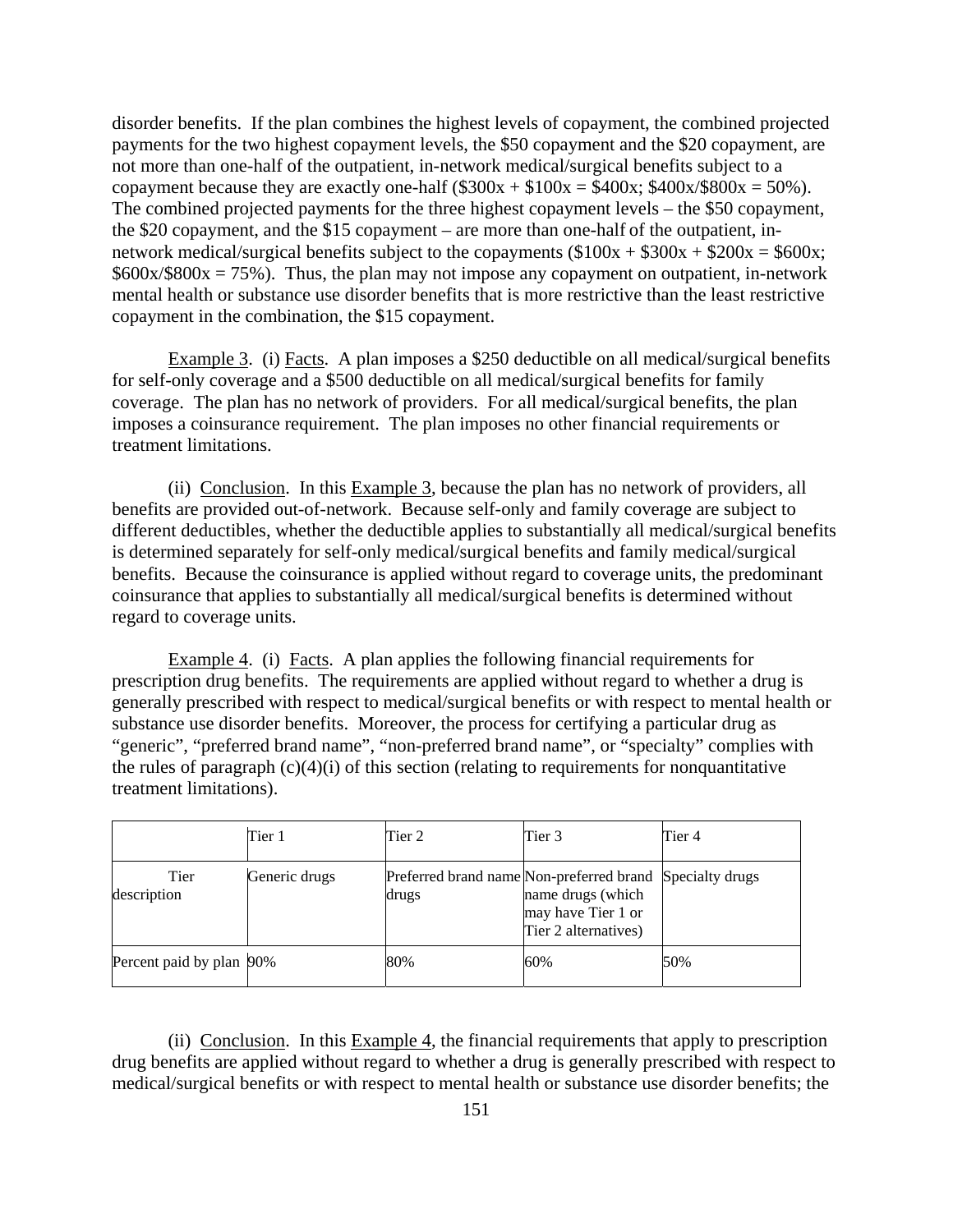disorder benefits. If the plan combines the highest levels of copayment, the combined projected payments for the two highest copayment levels, the $50 copayment and the $20 copayment, are not more than one-half of the outpatient, in-network medical/surgical benefits subject to a copayment because they are exactly one-half ($300x + $100x = $400x; $400x/$800x = 50%). The combined projected payments for the three highest copayment levels – the $50 copayment, the $20 copayment, and the $15 copayment – are more than one-half of the outpatient, in-network medical/surgical benefits subject to the copayments ($100x + $300x + $200x = $600x; $600x/$800x = 75%). Thus, the plan may not impose any copayment on outpatient, in-network mental health or substance use disorder benefits that is more restrictive than the least restrictive copayment in the combination, the $15 copayment.

Example 3. (i) Facts. A plan imposes a $250 deductible on all medical/surgical benefits for self-only coverage and a $500 deductible on all medical/surgical benefits for family coverage. The plan has no network of providers. For all medical/surgical benefits, the plan imposes a coinsurance requirement. The plan imposes no other financial requirements or treatment limitations.

(ii) Conclusion. In this Example 3, because the plan has no network of providers, all benefits are provided out-of-network. Because self-only and family coverage are subject to different deductibles, whether the deductible applies to substantially all medical/surgical benefits is determined separately for self-only medical/surgical benefits and family medical/surgical benefits. Because the coinsurance is applied without regard to coverage units, the predominant coinsurance that applies to substantially all medical/surgical benefits is determined without regard to coverage units.

Example 4. (i) Facts. A plan applies the following financial requirements for prescription drug benefits. The requirements are applied without regard to whether a drug is generally prescribed with respect to medical/surgical benefits or with respect to mental health or substance use disorder benefits. Moreover, the process for certifying a particular drug as "generic", "preferred brand name", "non-preferred brand name", or "specialty" complies with the rules of paragraph (c)(4)(i) of this section (relating to requirements for nonquantitative treatment limitations).

| | Tier 1 | Tier 2 | Tier 3 | Tier 4 |
|---|---|---|---|---|
| Tier description | Generic drugs | Preferred brand name drugs | Non-preferred brand name drugs (which may have Tier 1 or Tier 2 alternatives) | Specialty drugs |
| Percent paid by plan | 90% | 80% | 60% | 50% |

(ii) Conclusion. In this Example 4, the financial requirements that apply to prescription drug benefits are applied without regard to whether a drug is generally prescribed with respect to medical/surgical benefits or with respect to mental health or substance use disorder benefits; the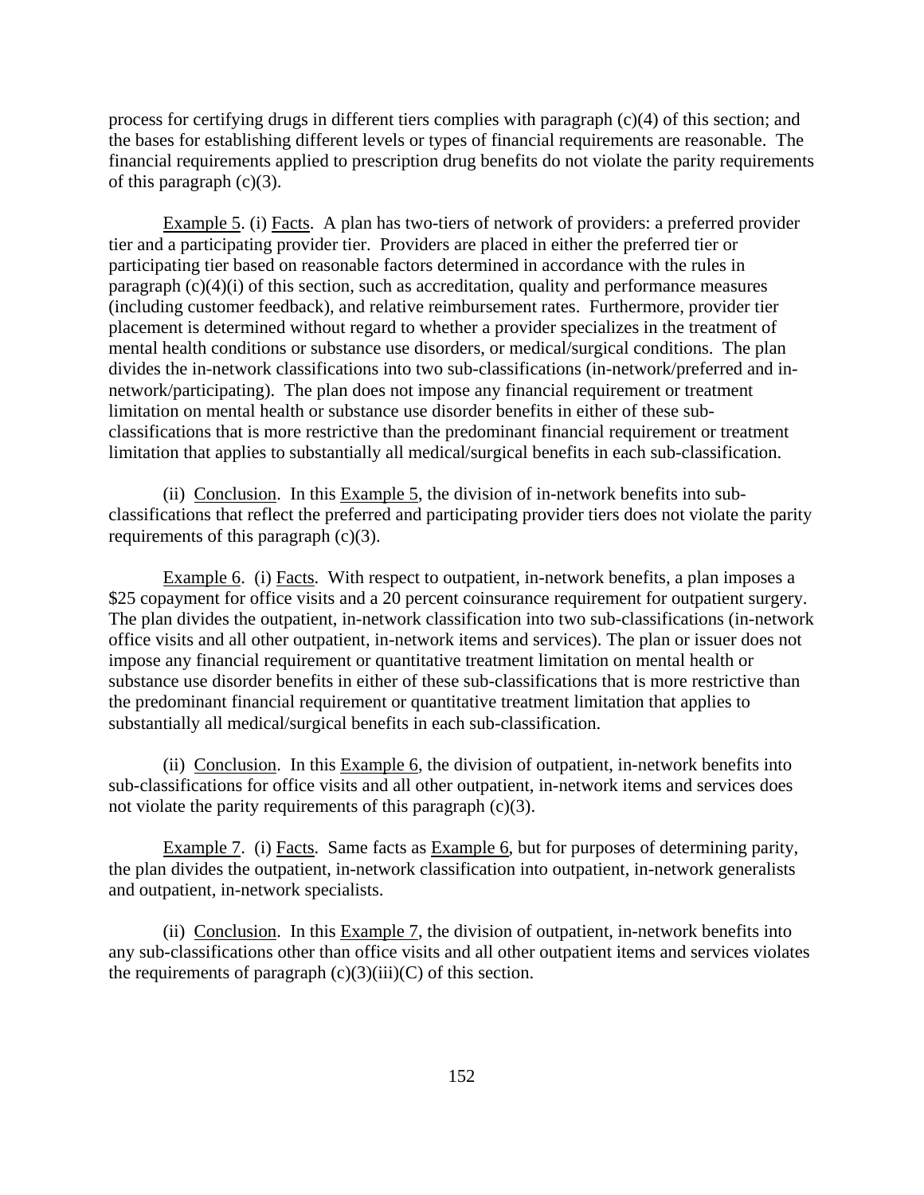process for certifying drugs in different tiers complies with paragraph (c)(4) of this section; and the bases for establishing different levels or types of financial requirements are reasonable. The financial requirements applied to prescription drug benefits do not violate the parity requirements of this paragraph (c)(3).

Example 5. (i) Facts. A plan has two-tiers of network of providers: a preferred provider tier and a participating provider tier. Providers are placed in either the preferred tier or participating tier based on reasonable factors determined in accordance with the rules in paragraph (c)(4)(i) of this section, such as accreditation, quality and performance measures (including customer feedback), and relative reimbursement rates. Furthermore, provider tier placement is determined without regard to whether a provider specializes in the treatment of mental health conditions or substance use disorders, or medical/surgical conditions. The plan divides the in-network classifications into two sub-classifications (in-network/preferred and in-network/participating). The plan does not impose any financial requirement or treatment limitation on mental health or substance use disorder benefits in either of these sub-classifications that is more restrictive than the predominant financial requirement or treatment limitation that applies to substantially all medical/surgical benefits in each sub-classification.

(ii) Conclusion. In this Example 5, the division of in-network benefits into sub-classifications that reflect the preferred and participating provider tiers does not violate the parity requirements of this paragraph (c)(3).

Example 6. (i) Facts. With respect to outpatient, in-network benefits, a plan imposes a $25 copayment for office visits and a 20 percent coinsurance requirement for outpatient surgery. The plan divides the outpatient, in-network classification into two sub-classifications (in-network office visits and all other outpatient, in-network items and services). The plan or issuer does not impose any financial requirement or quantitative treatment limitation on mental health or substance use disorder benefits in either of these sub-classifications that is more restrictive than the predominant financial requirement or quantitative treatment limitation that applies to substantially all medical/surgical benefits in each sub-classification.

(ii) Conclusion. In this Example 6, the division of outpatient, in-network benefits into sub-classifications for office visits and all other outpatient, in-network items and services does not violate the parity requirements of this paragraph (c)(3).

Example 7. (i) Facts. Same facts as Example 6, but for purposes of determining parity, the plan divides the outpatient, in-network classification into outpatient, in-network generalists and outpatient, in-network specialists.

(ii) Conclusion. In this Example 7, the division of outpatient, in-network benefits into any sub-classifications other than office visits and all other outpatient items and services violates the requirements of paragraph (c)(3)(iii)(C) of this section.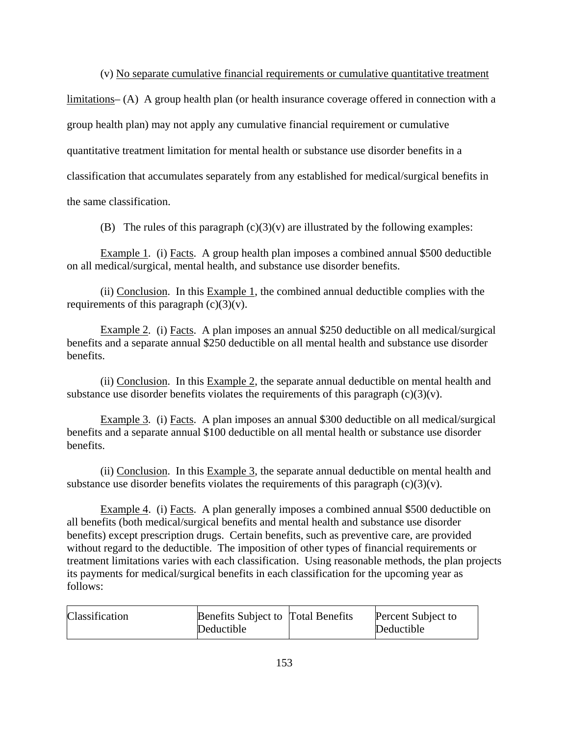(v) No separate cumulative financial requirements or cumulative quantitative treatment limitations– (A) A group health plan (or health insurance coverage offered in connection with a group health plan) may not apply any cumulative financial requirement or cumulative quantitative treatment limitation for mental health or substance use disorder benefits in a classification that accumulates separately from any established for medical/surgical benefits in the same classification.

(B) The rules of this paragraph (c)(3)(v) are illustrated by the following examples:

Example 1. (i) Facts. A group health plan imposes a combined annual $500 deductible on all medical/surgical, mental health, and substance use disorder benefits.

(ii) Conclusion. In this Example 1, the combined annual deductible complies with the requirements of this paragraph (c)(3)(v).

Example 2. (i) Facts. A plan imposes an annual $250 deductible on all medical/surgical benefits and a separate annual $250 deductible on all mental health and substance use disorder benefits.

(ii) Conclusion. In this Example 2, the separate annual deductible on mental health and substance use disorder benefits violates the requirements of this paragraph (c)(3)(v).

Example 3. (i) Facts. A plan imposes an annual $300 deductible on all medical/surgical benefits and a separate annual $100 deductible on all mental health or substance use disorder benefits.

(ii) Conclusion. In this Example 3, the separate annual deductible on mental health and substance use disorder benefits violates the requirements of this paragraph (c)(3)(v).

Example 4. (i) Facts. A plan generally imposes a combined annual $500 deductible on all benefits (both medical/surgical benefits and mental health and substance use disorder benefits) except prescription drugs. Certain benefits, such as preventive care, are provided without regard to the deductible. The imposition of other types of financial requirements or treatment limitations varies with each classification. Using reasonable methods, the plan projects its payments for medical/surgical benefits in each classification for the upcoming year as follows:

| Classification | Benefits Subject to Deductible | Total Benefits | Percent Subject to Deductible |
|---|---|---|---|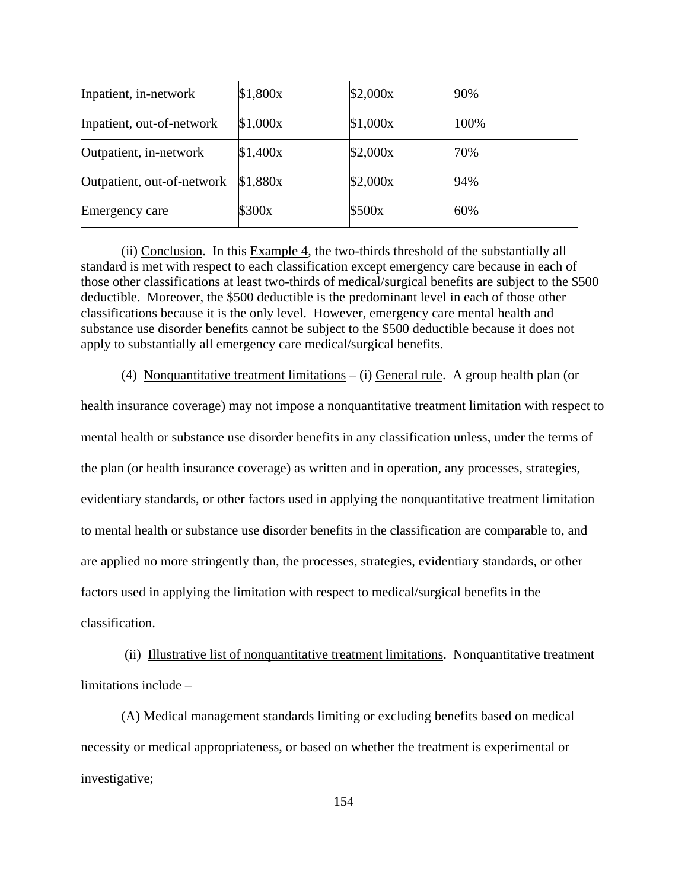| | | | |
|---|---|---|---|
| Inpatient, in-network | \$1,800x | \$2,000x | 90% |
| Inpatient, out-of-network | \$1,000x | \$1,000x | 100% |
| Outpatient, in-network | \$1,400x | \$2,000x | 70% |
| Outpatient, out-of-network | \$1,880x | \$2,000x | 94% |
| Emergency care | \$300x | \$500x | 60% |

(ii) Conclusion. In this Example 4, the two-thirds threshold of the substantially all standard is met with respect to each classification except emergency care because in each of those other classifications at least two-thirds of medical/surgical benefits are subject to the \$500 deductible. Moreover, the \$500 deductible is the predominant level in each of those other classifications because it is the only level. However, emergency care mental health and substance use disorder benefits cannot be subject to the \$500 deductible because it does not apply to substantially all emergency care medical/surgical benefits.

(4) Nonquantitative treatment limitations – (i) General rule. A group health plan (or health insurance coverage) may not impose a nonquantitative treatment limitation with respect to mental health or substance use disorder benefits in any classification unless, under the terms of the plan (or health insurance coverage) as written and in operation, any processes, strategies, evidentiary standards, or other factors used in applying the nonquantitative treatment limitation to mental health or substance use disorder benefits in the classification are comparable to, and are applied no more stringently than, the processes, strategies, evidentiary standards, or other factors used in applying the limitation with respect to medical/surgical benefits in the classification.

(ii) Illustrative list of nonquantitative treatment limitations. Nonquantitative treatment limitations include –

(A) Medical management standards limiting or excluding benefits based on medical necessity or medical appropriateness, or based on whether the treatment is experimental or investigative;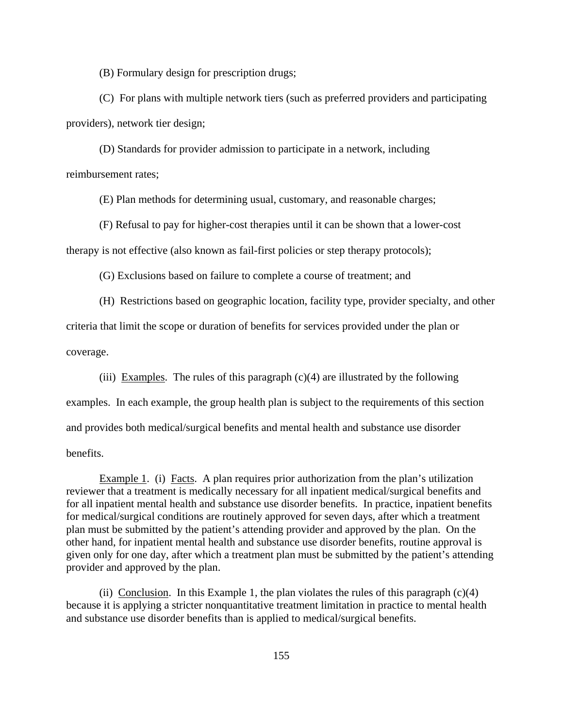(B) Formulary design for prescription drugs;

(C) For plans with multiple network tiers (such as preferred providers and participating providers), network tier design;

(D) Standards for provider admission to participate in a network, including reimbursement rates;

(E) Plan methods for determining usual, customary, and reasonable charges;

(F) Refusal to pay for higher-cost therapies until it can be shown that a lower-cost therapy is not effective (also known as fail-first policies or step therapy protocols);

(G) Exclusions based on failure to complete a course of treatment; and

(H) Restrictions based on geographic location, facility type, provider specialty, and other criteria that limit the scope or duration of benefits for services provided under the plan or coverage.

(iii) Examples. The rules of this paragraph (c)(4) are illustrated by the following examples. In each example, the group health plan is subject to the requirements of this section and provides both medical/surgical benefits and mental health and substance use disorder benefits.

Example 1. (i) Facts. A plan requires prior authorization from the plan's utilization reviewer that a treatment is medically necessary for all inpatient medical/surgical benefits and for all inpatient mental health and substance use disorder benefits. In practice, inpatient benefits for medical/surgical conditions are routinely approved for seven days, after which a treatment plan must be submitted by the patient's attending provider and approved by the plan. On the other hand, for inpatient mental health and substance use disorder benefits, routine approval is given only for one day, after which a treatment plan must be submitted by the patient's attending provider and approved by the plan.

(ii) Conclusion. In this Example 1, the plan violates the rules of this paragraph (c)(4) because it is applying a stricter nonquantitative treatment limitation in practice to mental health and substance use disorder benefits than is applied to medical/surgical benefits.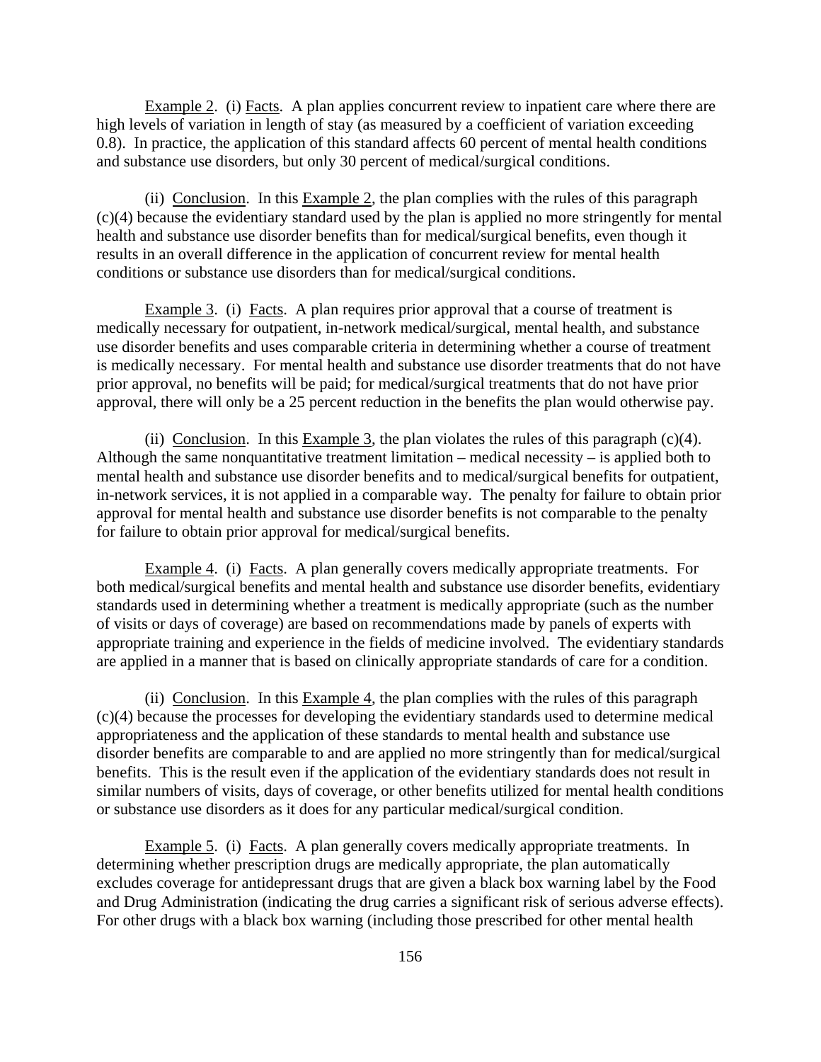Example 2. (i) Facts. A plan applies concurrent review to inpatient care where there are high levels of variation in length of stay (as measured by a coefficient of variation exceeding 0.8). In practice, the application of this standard affects 60 percent of mental health conditions and substance use disorders, but only 30 percent of medical/surgical conditions.

(ii) Conclusion. In this Example 2, the plan complies with the rules of this paragraph (c)(4) because the evidentiary standard used by the plan is applied no more stringently for mental health and substance use disorder benefits than for medical/surgical benefits, even though it results in an overall difference in the application of concurrent review for mental health conditions or substance use disorders than for medical/surgical conditions.

Example 3. (i) Facts. A plan requires prior approval that a course of treatment is medically necessary for outpatient, in-network medical/surgical, mental health, and substance use disorder benefits and uses comparable criteria in determining whether a course of treatment is medically necessary. For mental health and substance use disorder treatments that do not have prior approval, no benefits will be paid; for medical/surgical treatments that do not have prior approval, there will only be a 25 percent reduction in the benefits the plan would otherwise pay.

(ii) Conclusion. In this Example 3, the plan violates the rules of this paragraph (c)(4). Although the same nonquantitative treatment limitation – medical necessity – is applied both to mental health and substance use disorder benefits and to medical/surgical benefits for outpatient, in-network services, it is not applied in a comparable way. The penalty for failure to obtain prior approval for mental health and substance use disorder benefits is not comparable to the penalty for failure to obtain prior approval for medical/surgical benefits.

Example 4. (i) Facts. A plan generally covers medically appropriate treatments. For both medical/surgical benefits and mental health and substance use disorder benefits, evidentiary standards used in determining whether a treatment is medically appropriate (such as the number of visits or days of coverage) are based on recommendations made by panels of experts with appropriate training and experience in the fields of medicine involved. The evidentiary standards are applied in a manner that is based on clinically appropriate standards of care for a condition.

(ii) Conclusion. In this Example 4, the plan complies with the rules of this paragraph (c)(4) because the processes for developing the evidentiary standards used to determine medical appropriateness and the application of these standards to mental health and substance use disorder benefits are comparable to and are applied no more stringently than for medical/surgical benefits. This is the result even if the application of the evidentiary standards does not result in similar numbers of visits, days of coverage, or other benefits utilized for mental health conditions or substance use disorders as it does for any particular medical/surgical condition.

Example 5. (i) Facts. A plan generally covers medically appropriate treatments. In determining whether prescription drugs are medically appropriate, the plan automatically excludes coverage for antidepressant drugs that are given a black box warning label by the Food and Drug Administration (indicating the drug carries a significant risk of serious adverse effects). For other drugs with a black box warning (including those prescribed for other mental health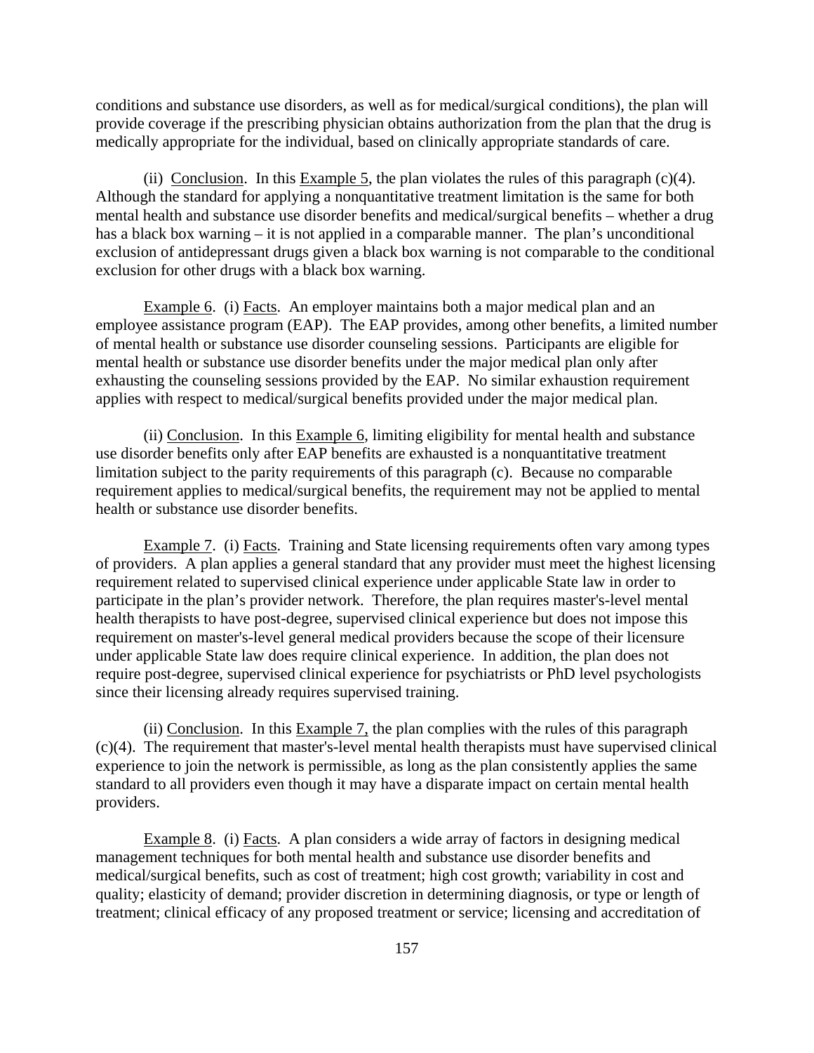conditions and substance use disorders, as well as for medical/surgical conditions), the plan will provide coverage if the prescribing physician obtains authorization from the plan that the drug is medically appropriate for the individual, based on clinically appropriate standards of care.

(ii) Conclusion. In this Example 5, the plan violates the rules of this paragraph (c)(4). Although the standard for applying a nonquantitative treatment limitation is the same for both mental health and substance use disorder benefits and medical/surgical benefits – whether a drug has a black box warning – it is not applied in a comparable manner. The plan's unconditional exclusion of antidepressant drugs given a black box warning is not comparable to the conditional exclusion for other drugs with a black box warning.

Example 6. (i) Facts. An employer maintains both a major medical plan and an employee assistance program (EAP). The EAP provides, among other benefits, a limited number of mental health or substance use disorder counseling sessions. Participants are eligible for mental health or substance use disorder benefits under the major medical plan only after exhausting the counseling sessions provided by the EAP. No similar exhaustion requirement applies with respect to medical/surgical benefits provided under the major medical plan.

(ii) Conclusion. In this Example 6, limiting eligibility for mental health and substance use disorder benefits only after EAP benefits are exhausted is a nonquantitative treatment limitation subject to the parity requirements of this paragraph (c). Because no comparable requirement applies to medical/surgical benefits, the requirement may not be applied to mental health or substance use disorder benefits.

Example 7. (i) Facts. Training and State licensing requirements often vary among types of providers. A plan applies a general standard that any provider must meet the highest licensing requirement related to supervised clinical experience under applicable State law in order to participate in the plan's provider network. Therefore, the plan requires master's-level mental health therapists to have post-degree, supervised clinical experience but does not impose this requirement on master's-level general medical providers because the scope of their licensure under applicable State law does require clinical experience. In addition, the plan does not require post-degree, supervised clinical experience for psychiatrists or PhD level psychologists since their licensing already requires supervised training.

(ii) Conclusion. In this Example 7, the plan complies with the rules of this paragraph (c)(4). The requirement that master's-level mental health therapists must have supervised clinical experience to join the network is permissible, as long as the plan consistently applies the same standard to all providers even though it may have a disparate impact on certain mental health providers.

Example 8. (i) Facts. A plan considers a wide array of factors in designing medical management techniques for both mental health and substance use disorder benefits and medical/surgical benefits, such as cost of treatment; high cost growth; variability in cost and quality; elasticity of demand; provider discretion in determining diagnosis, or type or length of treatment; clinical efficacy of any proposed treatment or service; licensing and accreditation of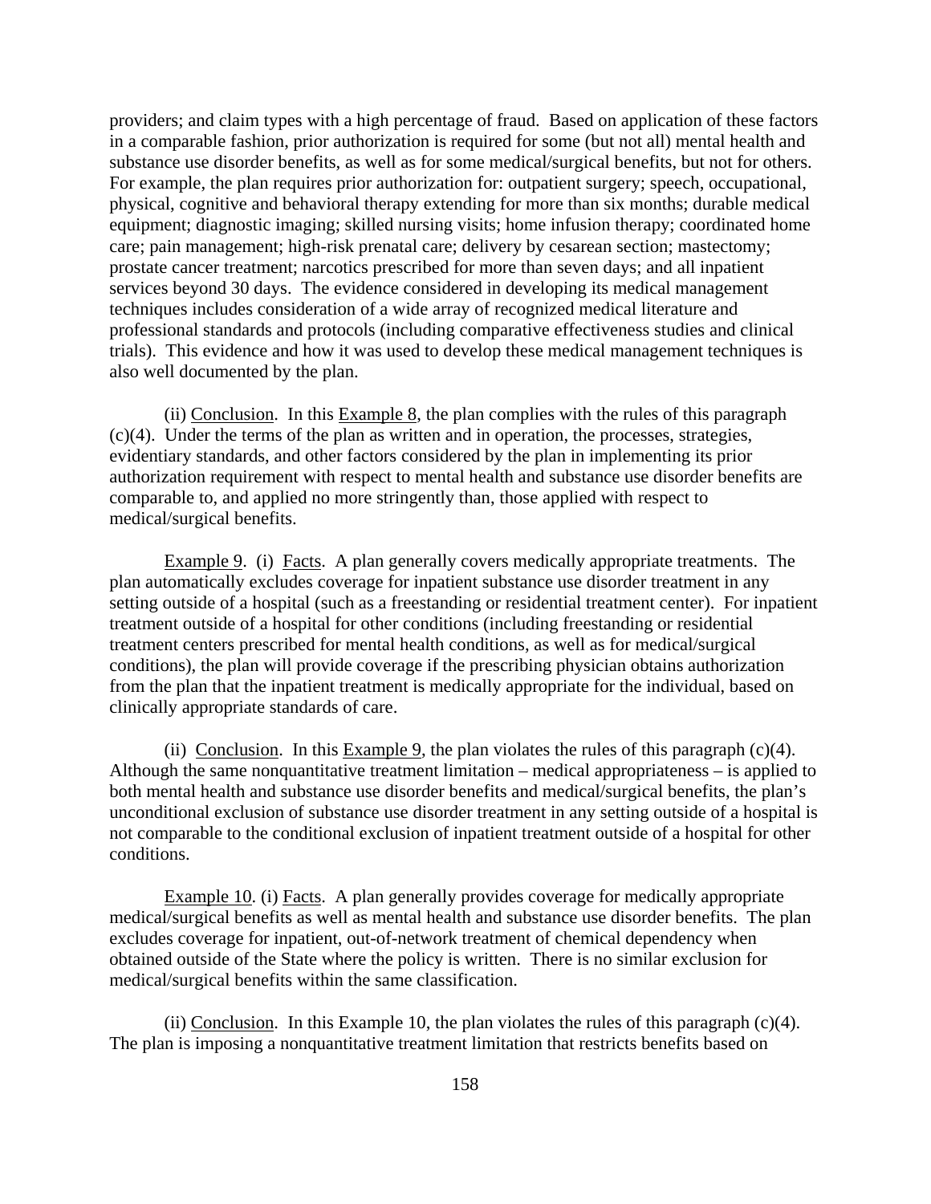providers; and claim types with a high percentage of fraud. Based on application of these factors in a comparable fashion, prior authorization is required for some (but not all) mental health and substance use disorder benefits, as well as for some medical/surgical benefits, but not for others. For example, the plan requires prior authorization for: outpatient surgery; speech, occupational, physical, cognitive and behavioral therapy extending for more than six months; durable medical equipment; diagnostic imaging; skilled nursing visits; home infusion therapy; coordinated home care; pain management; high-risk prenatal care; delivery by cesarean section; mastectomy; prostate cancer treatment; narcotics prescribed for more than seven days; and all inpatient services beyond 30 days. The evidence considered in developing its medical management techniques includes consideration of a wide array of recognized medical literature and professional standards and protocols (including comparative effectiveness studies and clinical trials). This evidence and how it was used to develop these medical management techniques is also well documented by the plan.

(ii) Conclusion. In this Example 8, the plan complies with the rules of this paragraph (c)(4). Under the terms of the plan as written and in operation, the processes, strategies, evidentiary standards, and other factors considered by the plan in implementing its prior authorization requirement with respect to mental health and substance use disorder benefits are comparable to, and applied no more stringently than, those applied with respect to medical/surgical benefits.

Example 9. (i) Facts. A plan generally covers medically appropriate treatments. The plan automatically excludes coverage for inpatient substance use disorder treatment in any setting outside of a hospital (such as a freestanding or residential treatment center). For inpatient treatment outside of a hospital for other conditions (including freestanding or residential treatment centers prescribed for mental health conditions, as well as for medical/surgical conditions), the plan will provide coverage if the prescribing physician obtains authorization from the plan that the inpatient treatment is medically appropriate for the individual, based on clinically appropriate standards of care.

(ii) Conclusion. In this Example 9, the plan violates the rules of this paragraph (c)(4). Although the same nonquantitative treatment limitation – medical appropriateness – is applied to both mental health and substance use disorder benefits and medical/surgical benefits, the plan's unconditional exclusion of substance use disorder treatment in any setting outside of a hospital is not comparable to the conditional exclusion of inpatient treatment outside of a hospital for other conditions.

Example 10. (i) Facts. A plan generally provides coverage for medically appropriate medical/surgical benefits as well as mental health and substance use disorder benefits. The plan excludes coverage for inpatient, out-of-network treatment of chemical dependency when obtained outside of the State where the policy is written. There is no similar exclusion for medical/surgical benefits within the same classification.

(ii) Conclusion. In this Example 10, the plan violates the rules of this paragraph (c)(4). The plan is imposing a nonquantitative treatment limitation that restricts benefits based on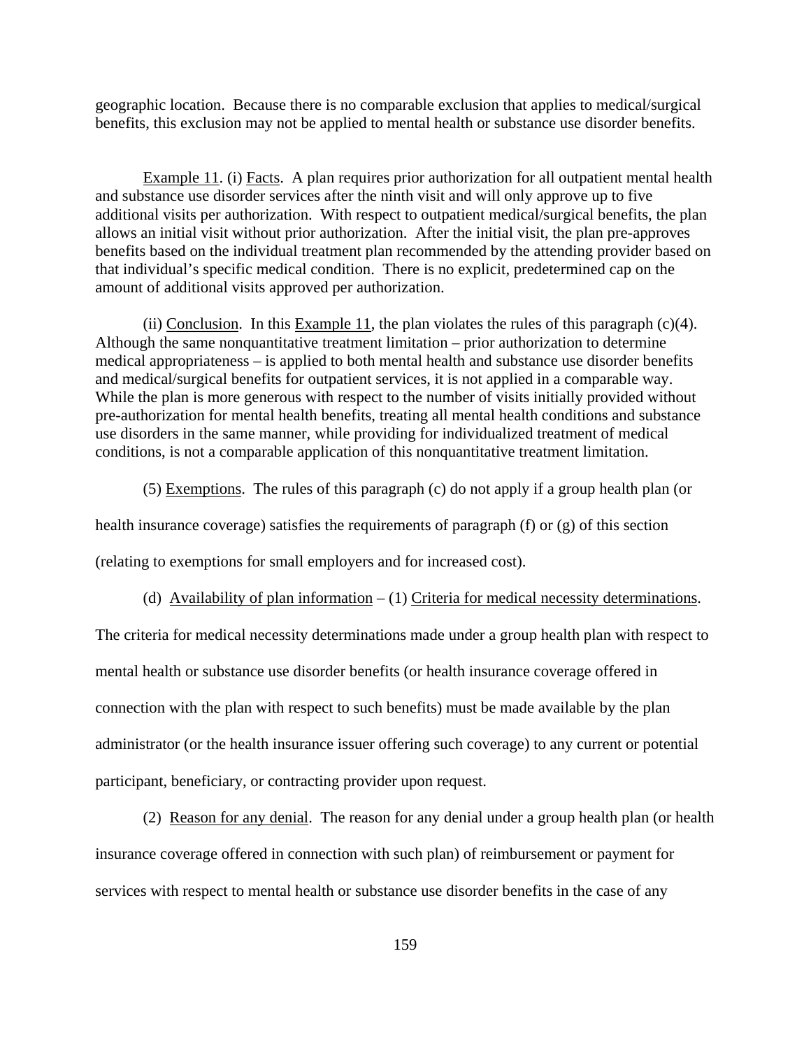geographic location. Because there is no comparable exclusion that applies to medical/surgical benefits, this exclusion may not be applied to mental health or substance use disorder benefits.

Example 11. (i) Facts. A plan requires prior authorization for all outpatient mental health and substance use disorder services after the ninth visit and will only approve up to five additional visits per authorization. With respect to outpatient medical/surgical benefits, the plan allows an initial visit without prior authorization. After the initial visit, the plan pre-approves benefits based on the individual treatment plan recommended by the attending provider based on that individual's specific medical condition. There is no explicit, predetermined cap on the amount of additional visits approved per authorization.

(ii) Conclusion. In this Example 11, the plan violates the rules of this paragraph (c)(4). Although the same nonquantitative treatment limitation – prior authorization to determine medical appropriateness – is applied to both mental health and substance use disorder benefits and medical/surgical benefits for outpatient services, it is not applied in a comparable way. While the plan is more generous with respect to the number of visits initially provided without pre-authorization for mental health benefits, treating all mental health conditions and substance use disorders in the same manner, while providing for individualized treatment of medical conditions, is not a comparable application of this nonquantitative treatment limitation.

(5) Exemptions. The rules of this paragraph (c) do not apply if a group health plan (or health insurance coverage) satisfies the requirements of paragraph (f) or (g) of this section (relating to exemptions for small employers and for increased cost).

(d) Availability of plan information – (1) Criteria for medical necessity determinations. The criteria for medical necessity determinations made under a group health plan with respect to mental health or substance use disorder benefits (or health insurance coverage offered in connection with the plan with respect to such benefits) must be made available by the plan administrator (or the health insurance issuer offering such coverage) to any current or potential participant, beneficiary, or contracting provider upon request.

(2) Reason for any denial. The reason for any denial under a group health plan (or health insurance coverage offered in connection with such plan) of reimbursement or payment for services with respect to mental health or substance use disorder benefits in the case of any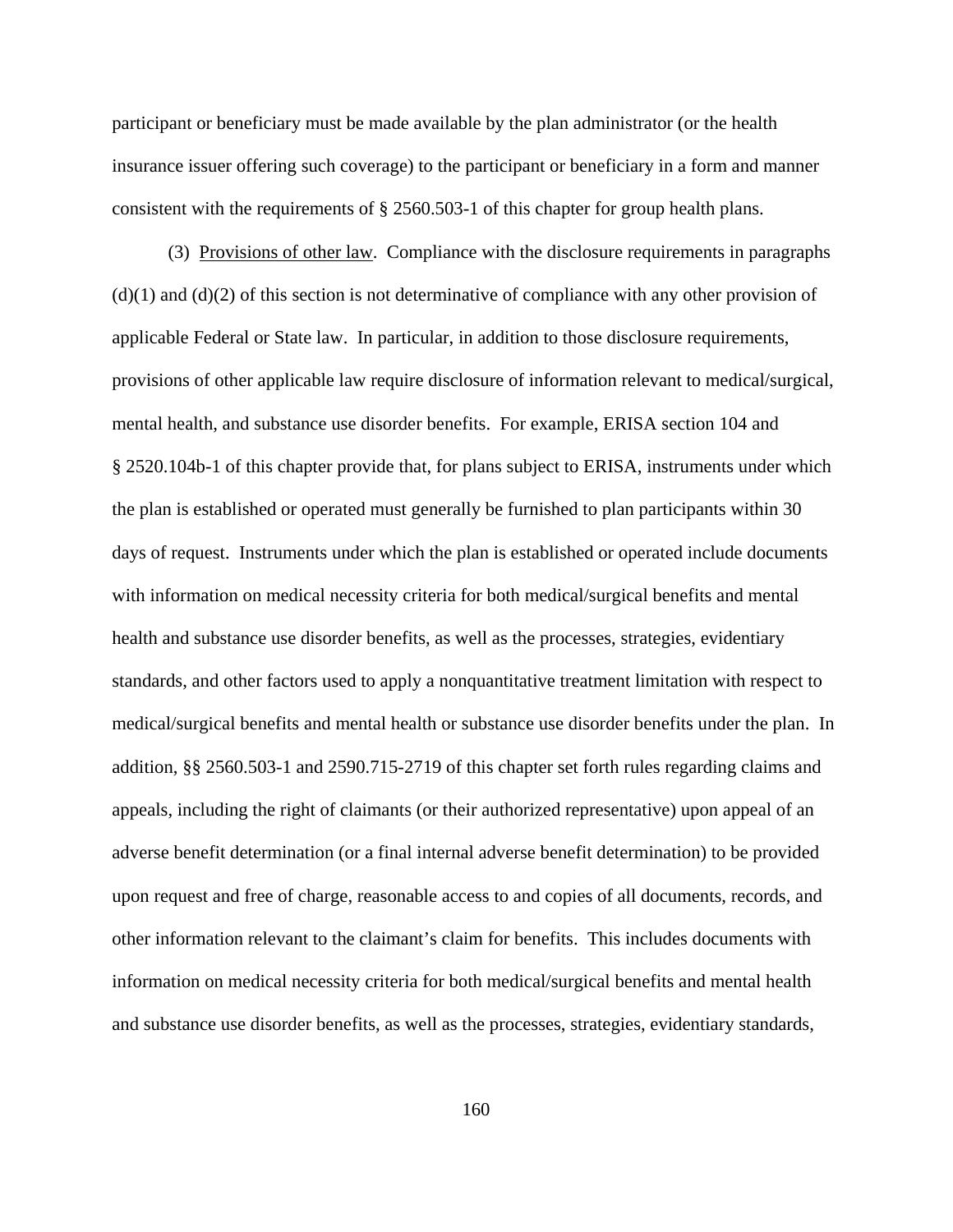participant or beneficiary must be made available by the plan administrator (or the health insurance issuer offering such coverage) to the participant or beneficiary in a form and manner consistent with the requirements of § 2560.503-1 of this chapter for group health plans.

(3) Provisions of other law. Compliance with the disclosure requirements in paragraphs (d)(1) and (d)(2) of this section is not determinative of compliance with any other provision of applicable Federal or State law. In particular, in addition to those disclosure requirements, provisions of other applicable law require disclosure of information relevant to medical/surgical, mental health, and substance use disorder benefits. For example, ERISA section 104 and § 2520.104b-1 of this chapter provide that, for plans subject to ERISA, instruments under which the plan is established or operated must generally be furnished to plan participants within 30 days of request. Instruments under which the plan is established or operated include documents with information on medical necessity criteria for both medical/surgical benefits and mental health and substance use disorder benefits, as well as the processes, strategies, evidentiary standards, and other factors used to apply a nonquantitative treatment limitation with respect to medical/surgical benefits and mental health or substance use disorder benefits under the plan. In addition, §§ 2560.503-1 and 2590.715-2719 of this chapter set forth rules regarding claims and appeals, including the right of claimants (or their authorized representative) upon appeal of an adverse benefit determination (or a final internal adverse benefit determination) to be provided upon request and free of charge, reasonable access to and copies of all documents, records, and other information relevant to the claimant's claim for benefits. This includes documents with information on medical necessity criteria for both medical/surgical benefits and mental health and substance use disorder benefits, as well as the processes, strategies, evidentiary standards,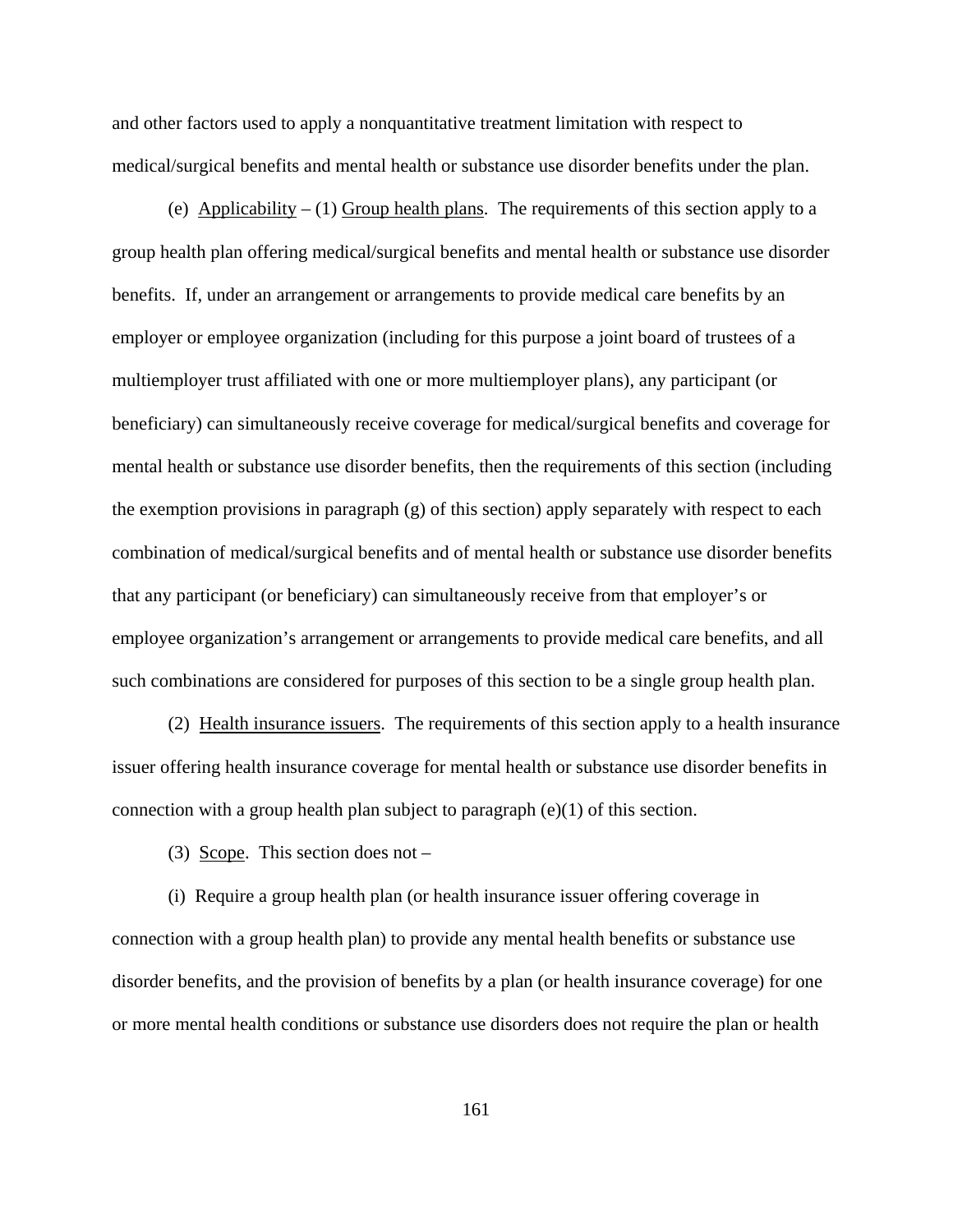and other factors used to apply a nonquantitative treatment limitation with respect to medical/surgical benefits and mental health or substance use disorder benefits under the plan.

(e) Applicability – (1) Group health plans. The requirements of this section apply to a group health plan offering medical/surgical benefits and mental health or substance use disorder benefits. If, under an arrangement or arrangements to provide medical care benefits by an employer or employee organization (including for this purpose a joint board of trustees of a multiemployer trust affiliated with one or more multiemployer plans), any participant (or beneficiary) can simultaneously receive coverage for medical/surgical benefits and coverage for mental health or substance use disorder benefits, then the requirements of this section (including the exemption provisions in paragraph (g) of this section) apply separately with respect to each combination of medical/surgical benefits and of mental health or substance use disorder benefits that any participant (or beneficiary) can simultaneously receive from that employer's or employee organization's arrangement or arrangements to provide medical care benefits, and all such combinations are considered for purposes of this section to be a single group health plan.

(2) Health insurance issuers. The requirements of this section apply to a health insurance issuer offering health insurance coverage for mental health or substance use disorder benefits in connection with a group health plan subject to paragraph (e)(1) of this section.

(3) Scope. This section does not –

(i) Require a group health plan (or health insurance issuer offering coverage in connection with a group health plan) to provide any mental health benefits or substance use disorder benefits, and the provision of benefits by a plan (or health insurance coverage) for one or more mental health conditions or substance use disorders does not require the plan or health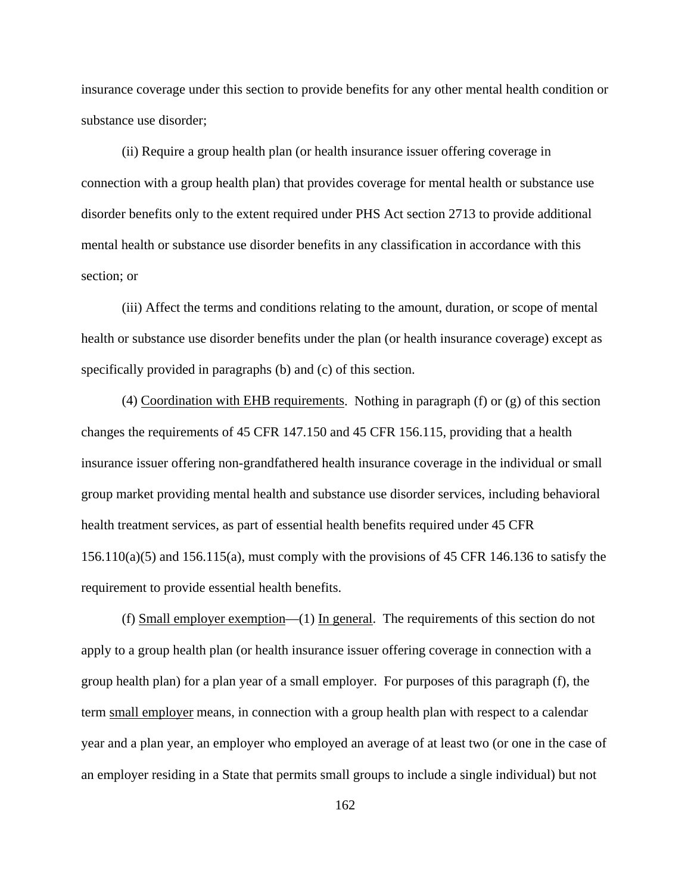insurance coverage under this section to provide benefits for any other mental health condition or substance use disorder;

(ii) Require a group health plan (or health insurance issuer offering coverage in connection with a group health plan) that provides coverage for mental health or substance use disorder benefits only to the extent required under PHS Act section 2713 to provide additional mental health or substance use disorder benefits in any classification in accordance with this section; or

(iii) Affect the terms and conditions relating to the amount, duration, or scope of mental health or substance use disorder benefits under the plan (or health insurance coverage) except as specifically provided in paragraphs (b) and (c) of this section.

(4) Coordination with EHB requirements. Nothing in paragraph (f) or (g) of this section changes the requirements of 45 CFR 147.150 and 45 CFR 156.115, providing that a health insurance issuer offering non-grandfathered health insurance coverage in the individual or small group market providing mental health and substance use disorder services, including behavioral health treatment services, as part of essential health benefits required under 45 CFR 156.110(a)(5) and 156.115(a), must comply with the provisions of 45 CFR 146.136 to satisfy the requirement to provide essential health benefits.

(f) Small employer exemption—(1) In general. The requirements of this section do not apply to a group health plan (or health insurance issuer offering coverage in connection with a group health plan) for a plan year of a small employer. For purposes of this paragraph (f), the term small employer means, in connection with a group health plan with respect to a calendar year and a plan year, an employer who employed an average of at least two (or one in the case of an employer residing in a State that permits small groups to include a single individual) but not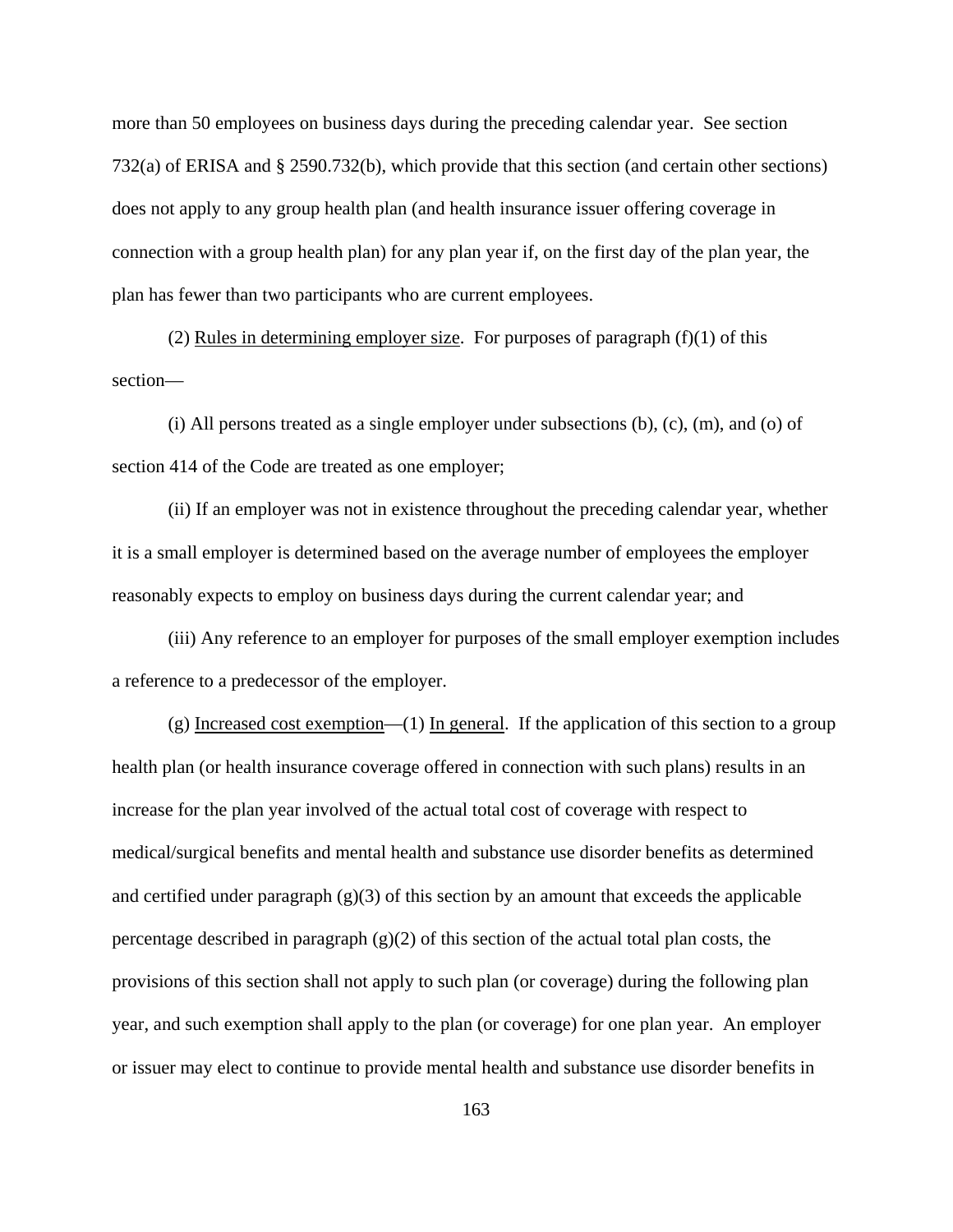more than 50 employees on business days during the preceding calendar year. See section 732(a) of ERISA and § 2590.732(b), which provide that this section (and certain other sections) does not apply to any group health plan (and health insurance issuer offering coverage in connection with a group health plan) for any plan year if, on the first day of the plan year, the plan has fewer than two participants who are current employees.

(2) Rules in determining employer size. For purposes of paragraph (f)(1) of this section—

(i) All persons treated as a single employer under subsections (b), (c), (m), and (o) of section 414 of the Code are treated as one employer;

(ii) If an employer was not in existence throughout the preceding calendar year, whether it is a small employer is determined based on the average number of employees the employer reasonably expects to employ on business days during the current calendar year; and

(iii) Any reference to an employer for purposes of the small employer exemption includes a reference to a predecessor of the employer.

(g) Increased cost exemption—(1) In general. If the application of this section to a group health plan (or health insurance coverage offered in connection with such plans) results in an increase for the plan year involved of the actual total cost of coverage with respect to medical/surgical benefits and mental health and substance use disorder benefits as determined and certified under paragraph (g)(3) of this section by an amount that exceeds the applicable percentage described in paragraph (g)(2) of this section of the actual total plan costs, the provisions of this section shall not apply to such plan (or coverage) during the following plan year, and such exemption shall apply to the plan (or coverage) for one plan year. An employer or issuer may elect to continue to provide mental health and substance use disorder benefits in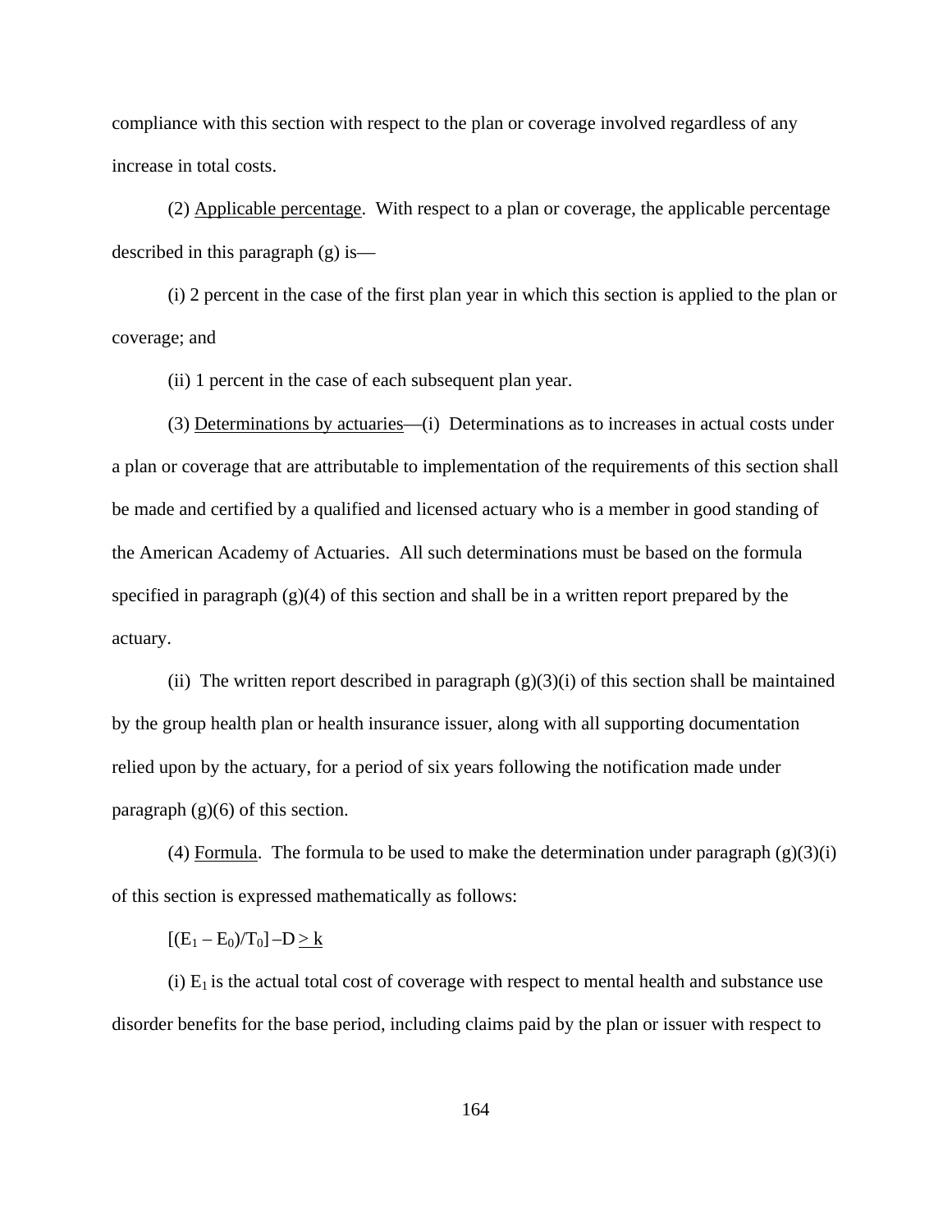compliance with this section with respect to the plan or coverage involved regardless of any increase in total costs.

(2) Applicable percentage. With respect to a plan or coverage, the applicable percentage described in this paragraph (g) is—

(i) 2 percent in the case of the first plan year in which this section is applied to the plan or coverage; and

(ii) 1 percent in the case of each subsequent plan year.

(3) Determinations by actuaries—(i) Determinations as to increases in actual costs under a plan or coverage that are attributable to implementation of the requirements of this section shall be made and certified by a qualified and licensed actuary who is a member in good standing of the American Academy of Actuaries. All such determinations must be based on the formula specified in paragraph (g)(4) of this section and shall be in a written report prepared by the actuary.

(ii) The written report described in paragraph (g)(3)(i) of this section shall be maintained by the group health plan or health insurance issuer, along with all supporting documentation relied upon by the actuary, for a period of six years following the notification made under paragraph (g)(6) of this section.

(4) Formula. The formula to be used to make the determination under paragraph (g)(3)(i) of this section is expressed mathematically as follows:

$$[(E_1 - E_0)/T_0] - D \geq k$$

(i) $E_1$ is the actual total cost of coverage with respect to mental health and substance use disorder benefits for the base period, including claims paid by the plan or issuer with respect to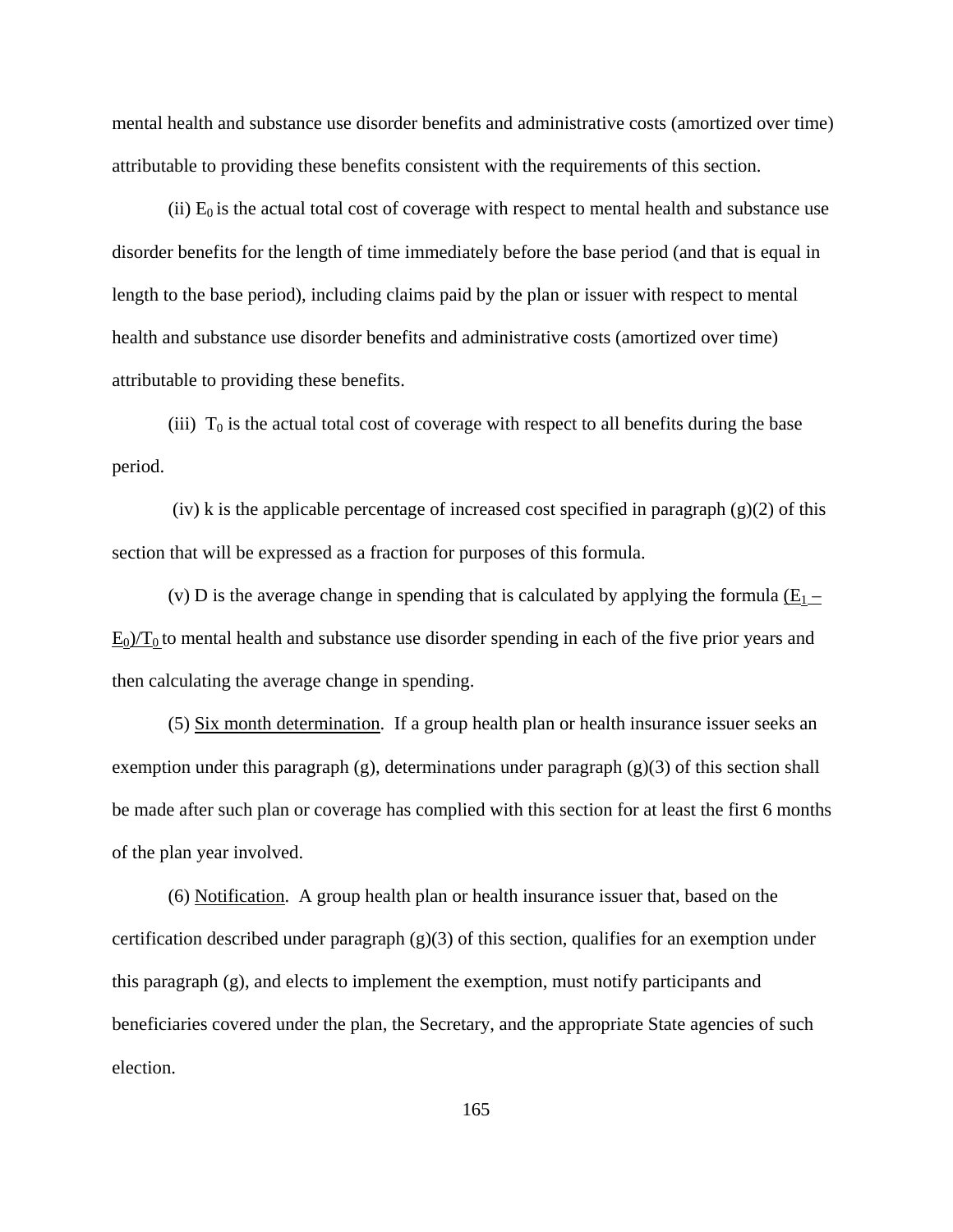mental health and substance use disorder benefits and administrative costs (amortized over time) attributable to providing these benefits consistent with the requirements of this section.

(ii) $E_0$ is the actual total cost of coverage with respect to mental health and substance use disorder benefits for the length of time immediately before the base period (and that is equal in length to the base period), including claims paid by the plan or issuer with respect to mental health and substance use disorder benefits and administrative costs (amortized over time) attributable to providing these benefits.

(iii) $T_0$ is the actual total cost of coverage with respect to all benefits during the base period.

(iv) k is the applicable percentage of increased cost specified in paragraph (g)(2) of this section that will be expressed as a fraction for purposes of this formula.

(v) D is the average change in spending that is calculated by applying the formula $(E_1 - E_0)/T_0$ to mental health and substance use disorder spending in each of the five prior years and then calculating the average change in spending.

(5) Six month determination. If a group health plan or health insurance issuer seeks an exemption under this paragraph (g), determinations under paragraph (g)(3) of this section shall be made after such plan or coverage has complied with this section for at least the first 6 months of the plan year involved.

(6) Notification. A group health plan or health insurance issuer that, based on the certification described under paragraph (g)(3) of this section, qualifies for an exemption under this paragraph (g), and elects to implement the exemption, must notify participants and beneficiaries covered under the plan, the Secretary, and the appropriate State agencies of such election.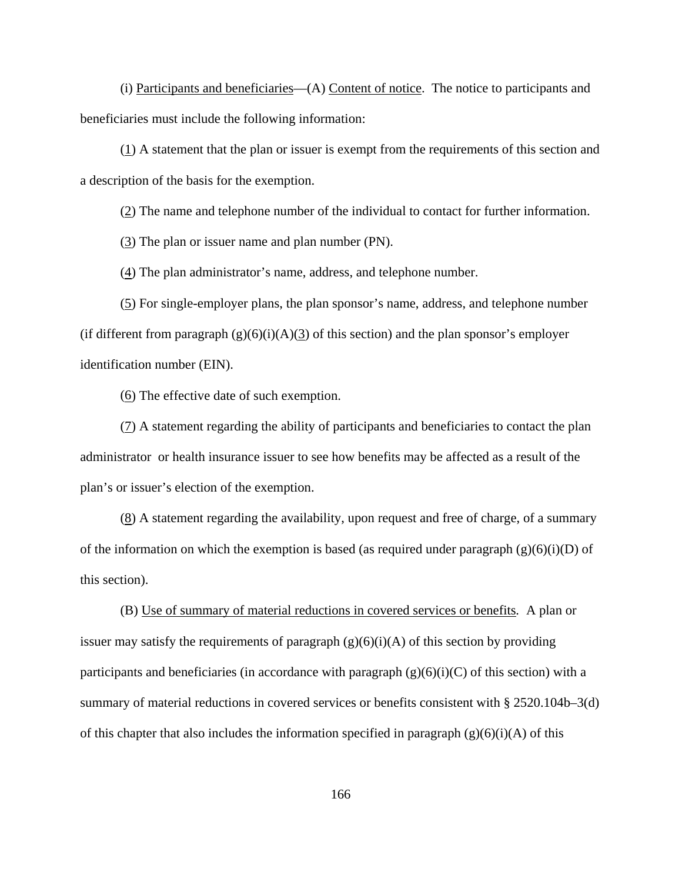(i) Participants and beneficiaries—(A) Content of notice. The notice to participants and beneficiaries must include the following information:

(1) A statement that the plan or issuer is exempt from the requirements of this section and a description of the basis for the exemption.

(2) The name and telephone number of the individual to contact for further information.

(3) The plan or issuer name and plan number (PN).

(4) The plan administrator's name, address, and telephone number.

(5) For single-employer plans, the plan sponsor's name, address, and telephone number (if different from paragraph (g)(6)(i)(A)(3) of this section) and the plan sponsor's employer identification number (EIN).

(6) The effective date of such exemption.

(7) A statement regarding the ability of participants and beneficiaries to contact the plan administrator or health insurance issuer to see how benefits may be affected as a result of the plan's or issuer's election of the exemption.

(8) A statement regarding the availability, upon request and free of charge, of a summary of the information on which the exemption is based (as required under paragraph (g)(6)(i)(D) of this section).

(B) Use of summary of material reductions in covered services or benefits. A plan or issuer may satisfy the requirements of paragraph (g)(6)(i)(A) of this section by providing participants and beneficiaries (in accordance with paragraph (g)(6)(i)(C) of this section) with a summary of material reductions in covered services or benefits consistent with § 2520.104b–3(d) of this chapter that also includes the information specified in paragraph (g)(6)(i)(A) of this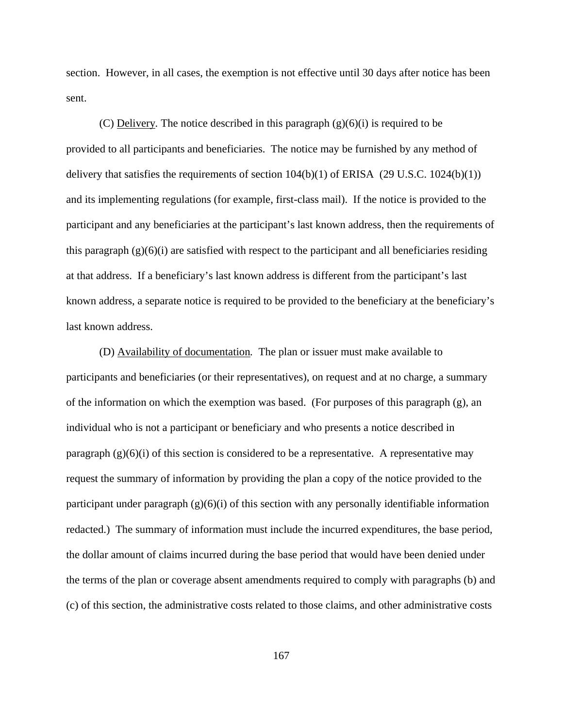section. However, in all cases, the exemption is not effective until 30 days after notice has been sent.

(C) Delivery. The notice described in this paragraph (g)(6)(i) is required to be provided to all participants and beneficiaries. The notice may be furnished by any method of delivery that satisfies the requirements of section 104(b)(1) of ERISA (29 U.S.C. 1024(b)(1)) and its implementing regulations (for example, first-class mail). If the notice is provided to the participant and any beneficiaries at the participant's last known address, then the requirements of this paragraph (g)(6)(i) are satisfied with respect to the participant and all beneficiaries residing at that address. If a beneficiary's last known address is different from the participant's last known address, a separate notice is required to be provided to the beneficiary at the beneficiary's last known address.

(D) Availability of documentation. The plan or issuer must make available to participants and beneficiaries (or their representatives), on request and at no charge, a summary of the information on which the exemption was based. (For purposes of this paragraph (g), an individual who is not a participant or beneficiary and who presents a notice described in paragraph (g)(6)(i) of this section is considered to be a representative. A representative may request the summary of information by providing the plan a copy of the notice provided to the participant under paragraph (g)(6)(i) of this section with any personally identifiable information redacted.) The summary of information must include the incurred expenditures, the base period, the dollar amount of claims incurred during the base period that would have been denied under the terms of the plan or coverage absent amendments required to comply with paragraphs (b) and (c) of this section, the administrative costs related to those claims, and other administrative costs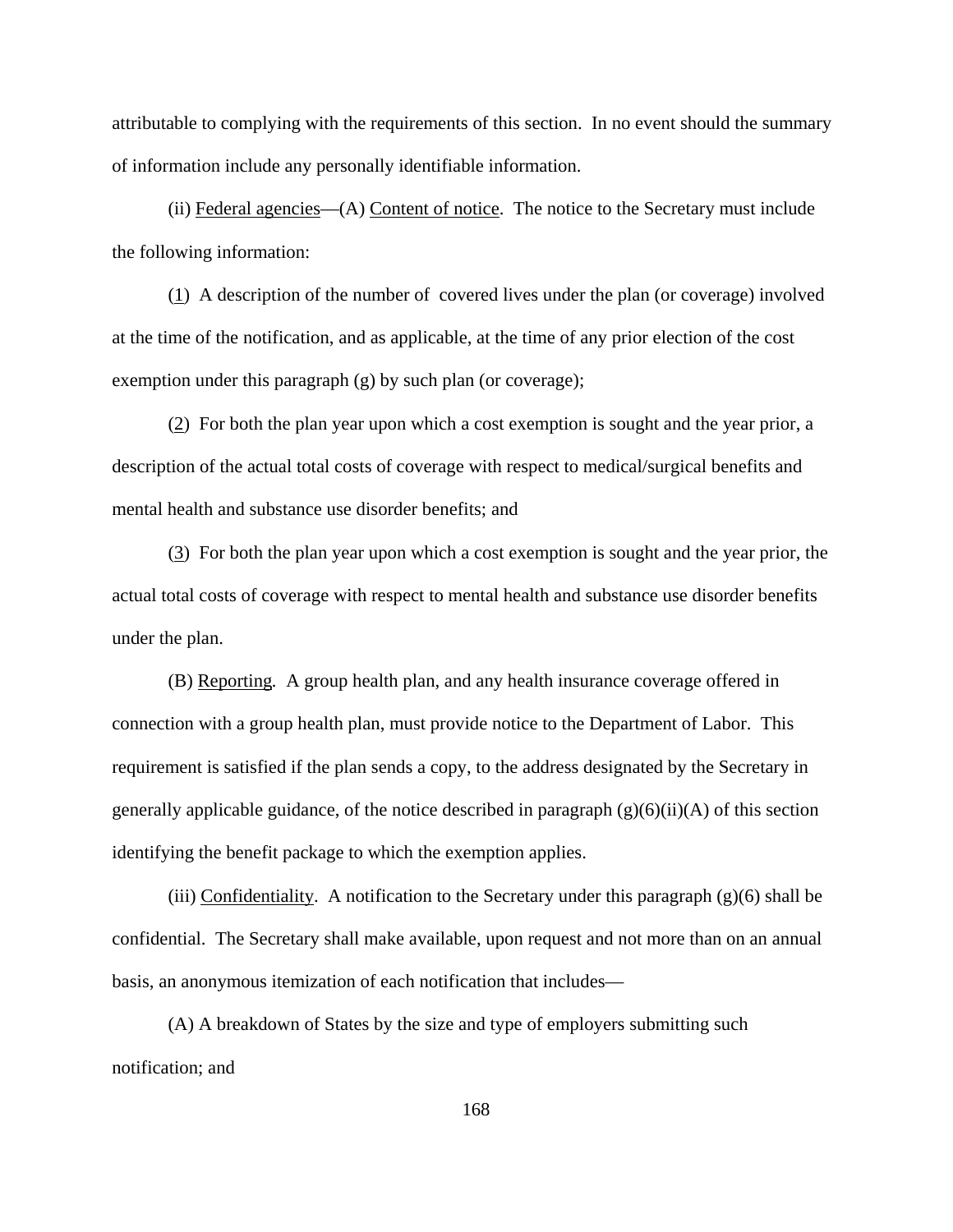attributable to complying with the requirements of this section. In no event should the summary of information include any personally identifiable information.

(ii) Federal agencies—(A) Content of notice. The notice to the Secretary must include the following information:

(1) A description of the number of covered lives under the plan (or coverage) involved at the time of the notification, and as applicable, at the time of any prior election of the cost exemption under this paragraph (g) by such plan (or coverage);

(2) For both the plan year upon which a cost exemption is sought and the year prior, a description of the actual total costs of coverage with respect to medical/surgical benefits and mental health and substance use disorder benefits; and

(3) For both the plan year upon which a cost exemption is sought and the year prior, the actual total costs of coverage with respect to mental health and substance use disorder benefits under the plan.

(B) Reporting. A group health plan, and any health insurance coverage offered in connection with a group health plan, must provide notice to the Department of Labor. This requirement is satisfied if the plan sends a copy, to the address designated by the Secretary in generally applicable guidance, of the notice described in paragraph (g)(6)(ii)(A) of this section identifying the benefit package to which the exemption applies.

(iii) Confidentiality. A notification to the Secretary under this paragraph (g)(6) shall be confidential. The Secretary shall make available, upon request and not more than on an annual basis, an anonymous itemization of each notification that includes—

(A) A breakdown of States by the size and type of employers submitting such notification; and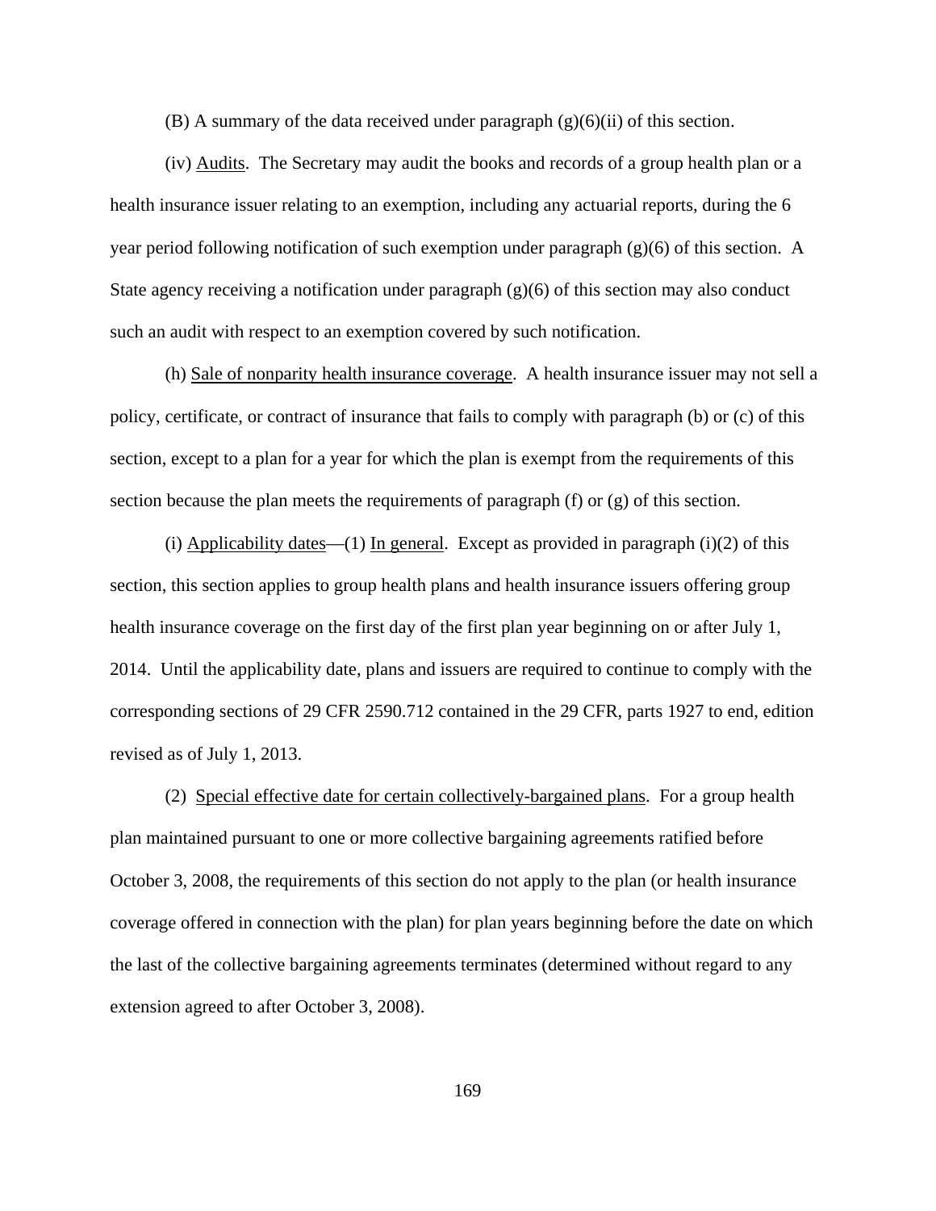(B) A summary of the data received under paragraph (g)(6)(ii) of this section.

(iv) Audits. The Secretary may audit the books and records of a group health plan or a health insurance issuer relating to an exemption, including any actuarial reports, during the 6 year period following notification of such exemption under paragraph (g)(6) of this section. A State agency receiving a notification under paragraph (g)(6) of this section may also conduct such an audit with respect to an exemption covered by such notification.

(h) Sale of nonparity health insurance coverage. A health insurance issuer may not sell a policy, certificate, or contract of insurance that fails to comply with paragraph (b) or (c) of this section, except to a plan for a year for which the plan is exempt from the requirements of this section because the plan meets the requirements of paragraph (f) or (g) of this section.

(i) Applicability dates—(1) In general. Except as provided in paragraph (i)(2) of this section, this section applies to group health plans and health insurance issuers offering group health insurance coverage on the first day of the first plan year beginning on or after July 1, 2014. Until the applicability date, plans and issuers are required to continue to comply with the corresponding sections of 29 CFR 2590.712 contained in the 29 CFR, parts 1927 to end, edition revised as of July 1, 2013.

(2) Special effective date for certain collectively-bargained plans. For a group health plan maintained pursuant to one or more collective bargaining agreements ratified before October 3, 2008, the requirements of this section do not apply to the plan (or health insurance coverage offered in connection with the plan) for plan years beginning before the date on which the last of the collective bargaining agreements terminates (determined without regard to any extension agreed to after October 3, 2008).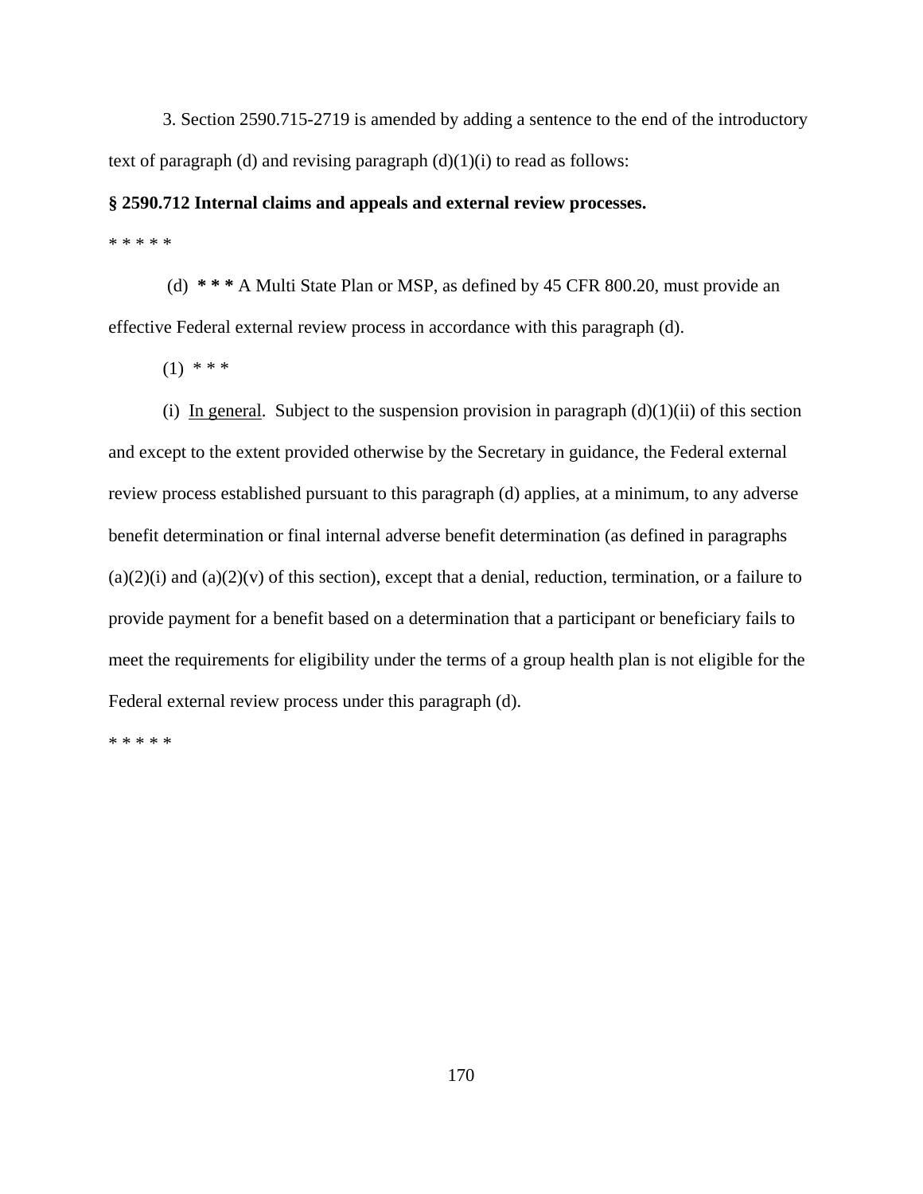3. Section 2590.715-2719 is amended by adding a sentence to the end of the introductory text of paragraph (d) and revising paragraph (d)(1)(i) to read as follows:

**§ 2590.712 Internal claims and appeals and external review processes.**

* * * * *

(d) *** A Multi State Plan or MSP, as defined by 45 CFR 800.20, must provide an effective Federal external review process in accordance with this paragraph (d).

(1) * * *

(i) In general. Subject to the suspension provision in paragraph (d)(1)(ii) of this section and except to the extent provided otherwise by the Secretary in guidance, the Federal external review process established pursuant to this paragraph (d) applies, at a minimum, to any adverse benefit determination or final internal adverse benefit determination (as defined in paragraphs (a)(2)(i) and (a)(2)(v) of this section), except that a denial, reduction, termination, or a failure to provide payment for a benefit based on a determination that a participant or beneficiary fails to meet the requirements for eligibility under the terms of a group health plan is not eligible for the Federal external review process under this paragraph (d).

* * * * *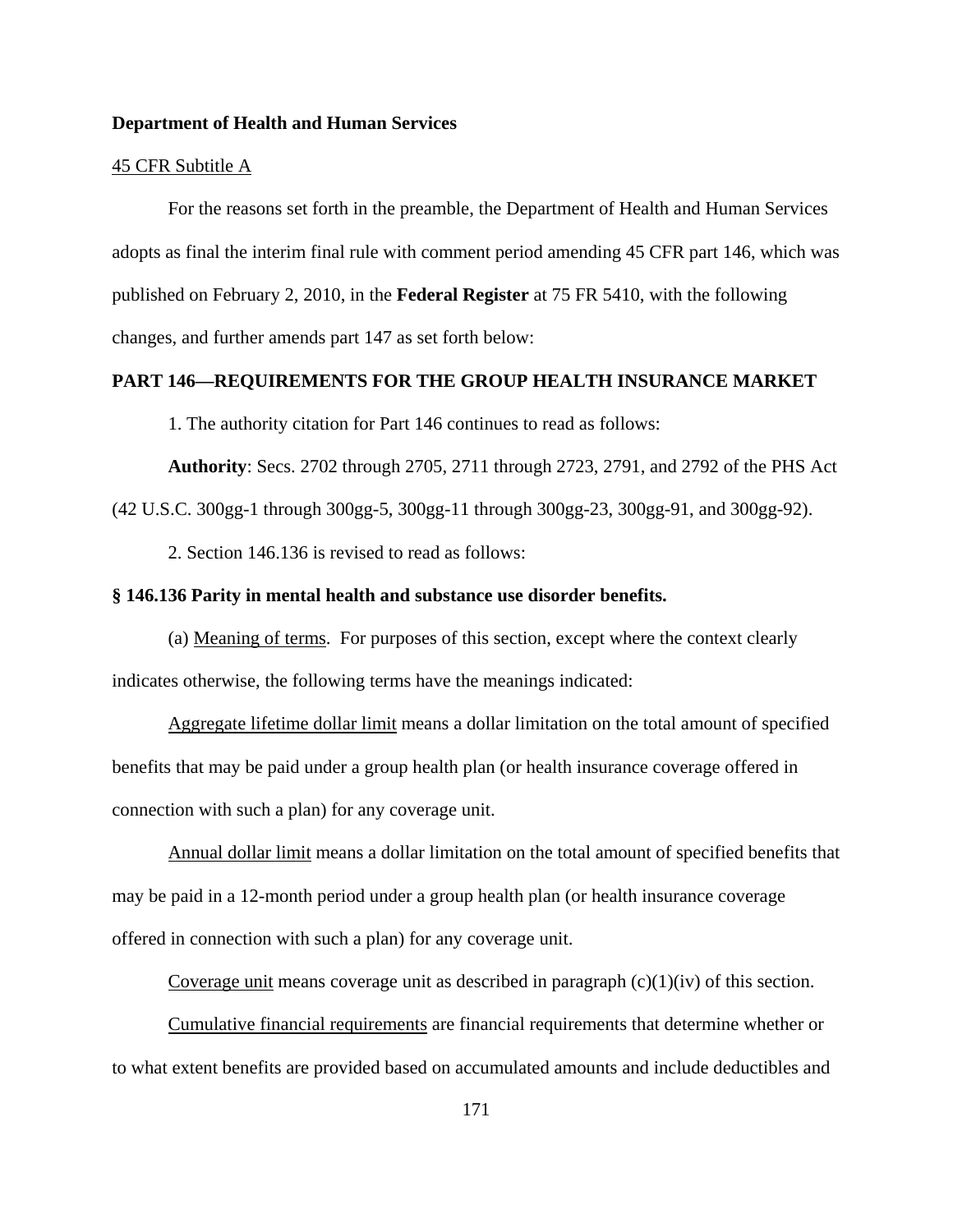**Department of Health and Human Services**

45 CFR Subtitle A

For the reasons set forth in the preamble, the Department of Health and Human Services adopts as final the interim final rule with comment period amending 45 CFR part 146, which was published on February 2, 2010, in the **Federal Register** at 75 FR 5410, with the following changes, and further amends part 147 as set forth below:

**PART 146—REQUIREMENTS FOR THE GROUP HEALTH INSURANCE MARKET**

1. The authority citation for Part 146 continues to read as follows:

**Authority**: Secs. 2702 through 2705, 2711 through 2723, 2791, and 2792 of the PHS Act (42 U.S.C. 300gg-1 through 300gg-5, 300gg-11 through 300gg-23, 300gg-91, and 300gg-92).

2. Section 146.136 is revised to read as follows:

**§ 146.136 Parity in mental health and substance use disorder benefits.**

(a) Meaning of terms. For purposes of this section, except where the context clearly indicates otherwise, the following terms have the meanings indicated:

Aggregate lifetime dollar limit means a dollar limitation on the total amount of specified benefits that may be paid under a group health plan (or health insurance coverage offered in connection with such a plan) for any coverage unit.

Annual dollar limit means a dollar limitation on the total amount of specified benefits that may be paid in a 12-month period under a group health plan (or health insurance coverage offered in connection with such a plan) for any coverage unit.

Coverage unit means coverage unit as described in paragraph (c)(1)(iv) of this section.

Cumulative financial requirements are financial requirements that determine whether or to what extent benefits are provided based on accumulated amounts and include deductibles and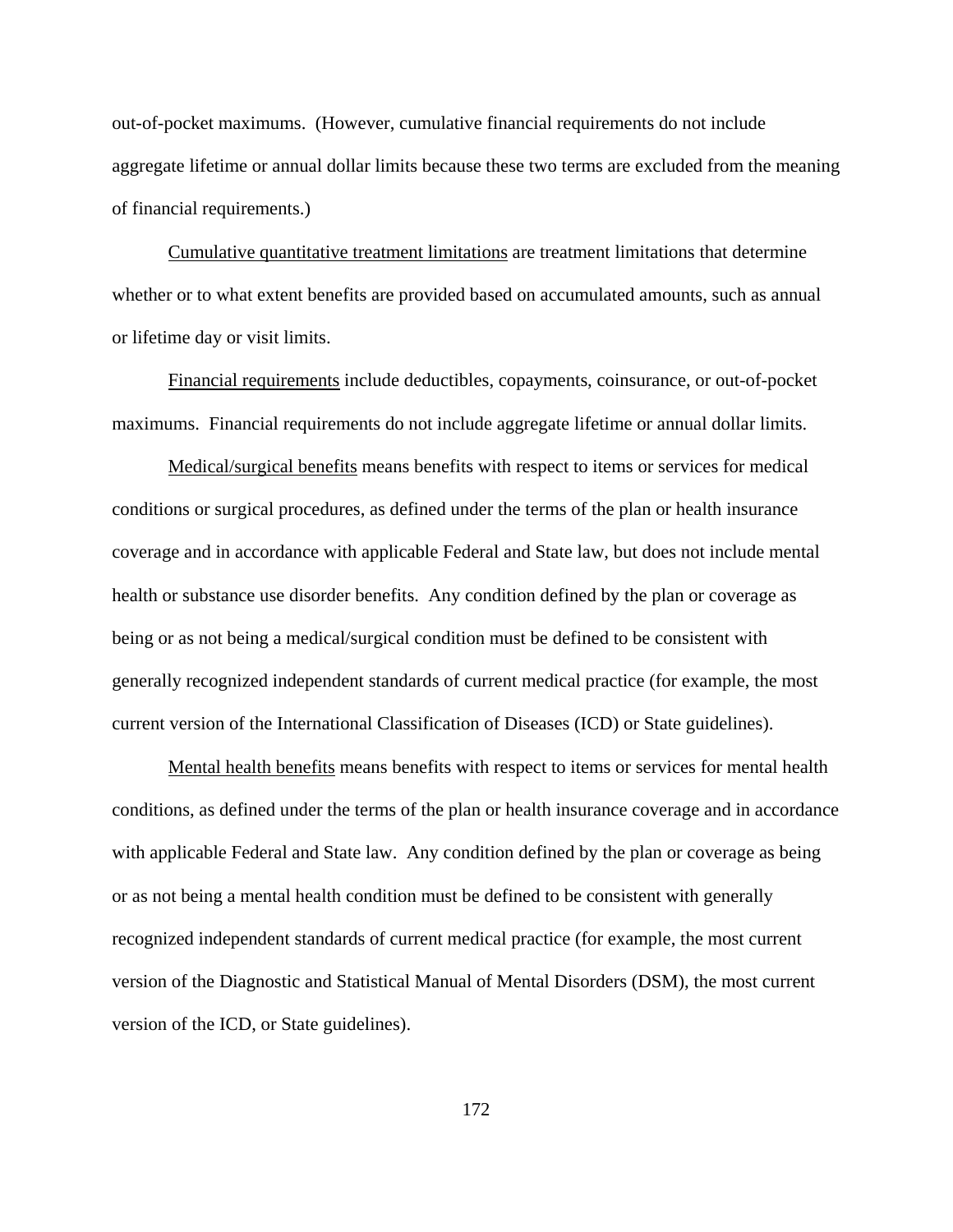out-of-pocket maximums. (However, cumulative financial requirements do not include aggregate lifetime or annual dollar limits because these two terms are excluded from the meaning of financial requirements.)

Cumulative quantitative treatment limitations are treatment limitations that determine whether or to what extent benefits are provided based on accumulated amounts, such as annual or lifetime day or visit limits.

Financial requirements include deductibles, copayments, coinsurance, or out-of-pocket maximums. Financial requirements do not include aggregate lifetime or annual dollar limits.

Medical/surgical benefits means benefits with respect to items or services for medical conditions or surgical procedures, as defined under the terms of the plan or health insurance coverage and in accordance with applicable Federal and State law, but does not include mental health or substance use disorder benefits. Any condition defined by the plan or coverage as being or as not being a medical/surgical condition must be defined to be consistent with generally recognized independent standards of current medical practice (for example, the most current version of the International Classification of Diseases (ICD) or State guidelines).

Mental health benefits means benefits with respect to items or services for mental health conditions, as defined under the terms of the plan or health insurance coverage and in accordance with applicable Federal and State law. Any condition defined by the plan or coverage as being or as not being a mental health condition must be defined to be consistent with generally recognized independent standards of current medical practice (for example, the most current version of the Diagnostic and Statistical Manual of Mental Disorders (DSM), the most current version of the ICD, or State guidelines).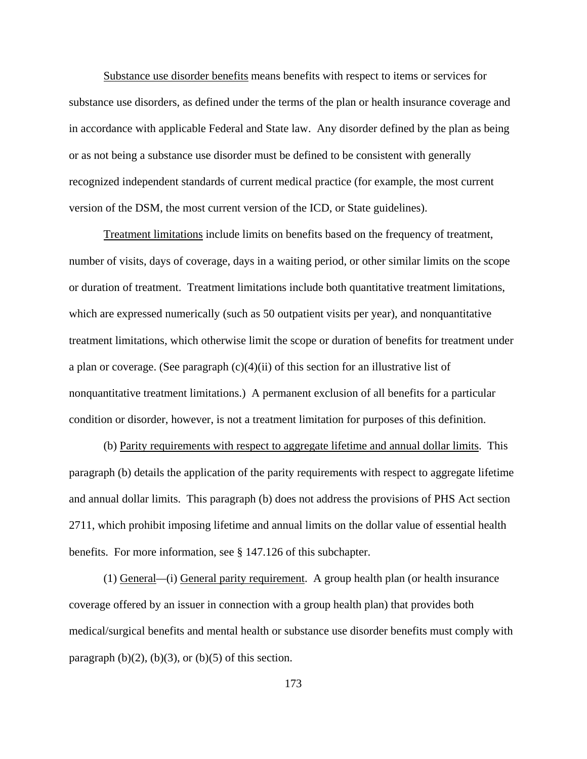Substance use disorder benefits means benefits with respect to items or services for substance use disorders, as defined under the terms of the plan or health insurance coverage and in accordance with applicable Federal and State law. Any disorder defined by the plan as being or as not being a substance use disorder must be defined to be consistent with generally recognized independent standards of current medical practice (for example, the most current version of the DSM, the most current version of the ICD, or State guidelines).

Treatment limitations include limits on benefits based on the frequency of treatment, number of visits, days of coverage, days in a waiting period, or other similar limits on the scope or duration of treatment. Treatment limitations include both quantitative treatment limitations, which are expressed numerically (such as 50 outpatient visits per year), and nonquantitative treatment limitations, which otherwise limit the scope or duration of benefits for treatment under a plan or coverage. (See paragraph (c)(4)(ii) of this section for an illustrative list of nonquantitative treatment limitations.) A permanent exclusion of all benefits for a particular condition or disorder, however, is not a treatment limitation for purposes of this definition.

(b) Parity requirements with respect to aggregate lifetime and annual dollar limits. This paragraph (b) details the application of the parity requirements with respect to aggregate lifetime and annual dollar limits. This paragraph (b) does not address the provisions of PHS Act section 2711, which prohibit imposing lifetime and annual limits on the dollar value of essential health benefits. For more information, see § 147.126 of this subchapter.

(1) General—(i) General parity requirement. A group health plan (or health insurance coverage offered by an issuer in connection with a group health plan) that provides both medical/surgical benefits and mental health or substance use disorder benefits must comply with paragraph (b)(2), (b)(3), or (b)(5) of this section.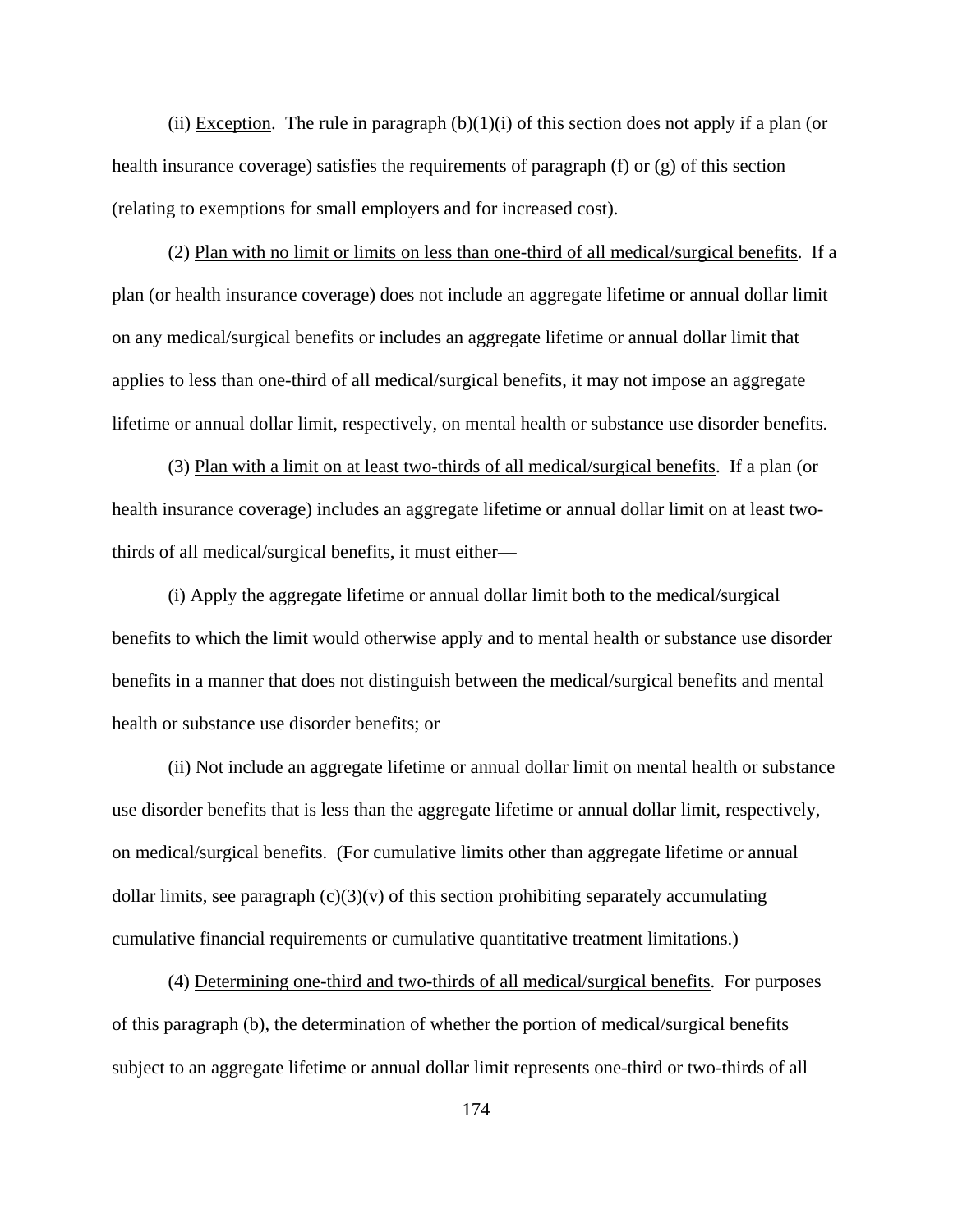(ii) Exception. The rule in paragraph (b)(1)(i) of this section does not apply if a plan (or health insurance coverage) satisfies the requirements of paragraph (f) or (g) of this section (relating to exemptions for small employers and for increased cost).

(2) Plan with no limit or limits on less than one-third of all medical/surgical benefits. If a plan (or health insurance coverage) does not include an aggregate lifetime or annual dollar limit on any medical/surgical benefits or includes an aggregate lifetime or annual dollar limit that applies to less than one-third of all medical/surgical benefits, it may not impose an aggregate lifetime or annual dollar limit, respectively, on mental health or substance use disorder benefits.

(3) Plan with a limit on at least two-thirds of all medical/surgical benefits. If a plan (or health insurance coverage) includes an aggregate lifetime or annual dollar limit on at least two-thirds of all medical/surgical benefits, it must either—

(i) Apply the aggregate lifetime or annual dollar limit both to the medical/surgical benefits to which the limit would otherwise apply and to mental health or substance use disorder benefits in a manner that does not distinguish between the medical/surgical benefits and mental health or substance use disorder benefits; or

(ii) Not include an aggregate lifetime or annual dollar limit on mental health or substance use disorder benefits that is less than the aggregate lifetime or annual dollar limit, respectively, on medical/surgical benefits. (For cumulative limits other than aggregate lifetime or annual dollar limits, see paragraph (c)(3)(v) of this section prohibiting separately accumulating cumulative financial requirements or cumulative quantitative treatment limitations.)

(4) Determining one-third and two-thirds of all medical/surgical benefits. For purposes of this paragraph (b), the determination of whether the portion of medical/surgical benefits subject to an aggregate lifetime or annual dollar limit represents one-third or two-thirds of all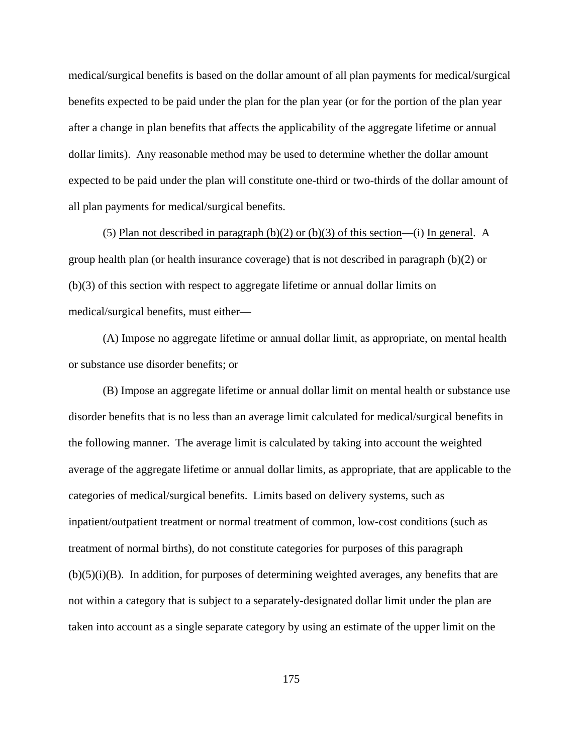medical/surgical benefits is based on the dollar amount of all plan payments for medical/surgical benefits expected to be paid under the plan for the plan year (or for the portion of the plan year after a change in plan benefits that affects the applicability of the aggregate lifetime or annual dollar limits). Any reasonable method may be used to determine whether the dollar amount expected to be paid under the plan will constitute one-third or two-thirds of the dollar amount of all plan payments for medical/surgical benefits.

(5) Plan not described in paragraph (b)(2) or (b)(3) of this section—(i) In general. A group health plan (or health insurance coverage) that is not described in paragraph (b)(2) or (b)(3) of this section with respect to aggregate lifetime or annual dollar limits on medical/surgical benefits, must either—

(A) Impose no aggregate lifetime or annual dollar limit, as appropriate, on mental health or substance use disorder benefits; or

(B) Impose an aggregate lifetime or annual dollar limit on mental health or substance use disorder benefits that is no less than an average limit calculated for medical/surgical benefits in the following manner. The average limit is calculated by taking into account the weighted average of the aggregate lifetime or annual dollar limits, as appropriate, that are applicable to the categories of medical/surgical benefits. Limits based on delivery systems, such as inpatient/outpatient treatment or normal treatment of common, low-cost conditions (such as treatment of normal births), do not constitute categories for purposes of this paragraph (b)(5)(i)(B). In addition, for purposes of determining weighted averages, any benefits that are not within a category that is subject to a separately-designated dollar limit under the plan are taken into account as a single separate category by using an estimate of the upper limit on the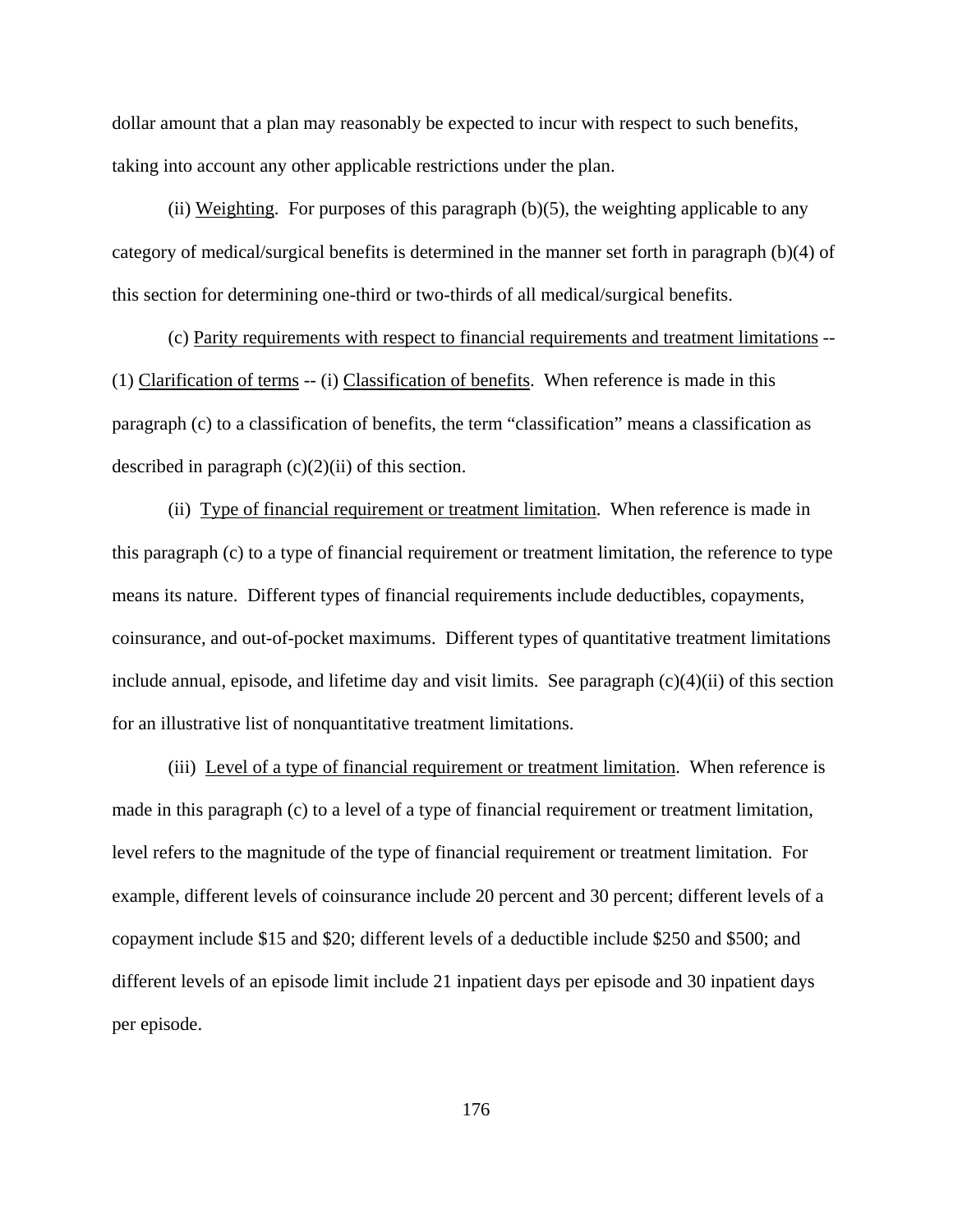dollar amount that a plan may reasonably be expected to incur with respect to such benefits, taking into account any other applicable restrictions under the plan.

(ii) Weighting. For purposes of this paragraph (b)(5), the weighting applicable to any category of medical/surgical benefits is determined in the manner set forth in paragraph (b)(4) of this section for determining one-third or two-thirds of all medical/surgical benefits.

(c) Parity requirements with respect to financial requirements and treatment limitations -- (1) Clarification of terms -- (i) Classification of benefits. When reference is made in this paragraph (c) to a classification of benefits, the term "classification" means a classification as described in paragraph (c)(2)(ii) of this section.

(ii) Type of financial requirement or treatment limitation. When reference is made in this paragraph (c) to a type of financial requirement or treatment limitation, the reference to type means its nature. Different types of financial requirements include deductibles, copayments, coinsurance, and out-of-pocket maximums. Different types of quantitative treatment limitations include annual, episode, and lifetime day and visit limits. See paragraph (c)(4)(ii) of this section for an illustrative list of nonquantitative treatment limitations.

(iii) Level of a type of financial requirement or treatment limitation. When reference is made in this paragraph (c) to a level of a type of financial requirement or treatment limitation, level refers to the magnitude of the type of financial requirement or treatment limitation. For example, different levels of coinsurance include 20 percent and 30 percent; different levels of a copayment include $15 and $20; different levels of a deductible include $250 and $500; and different levels of an episode limit include 21 inpatient days per episode and 30 inpatient days per episode.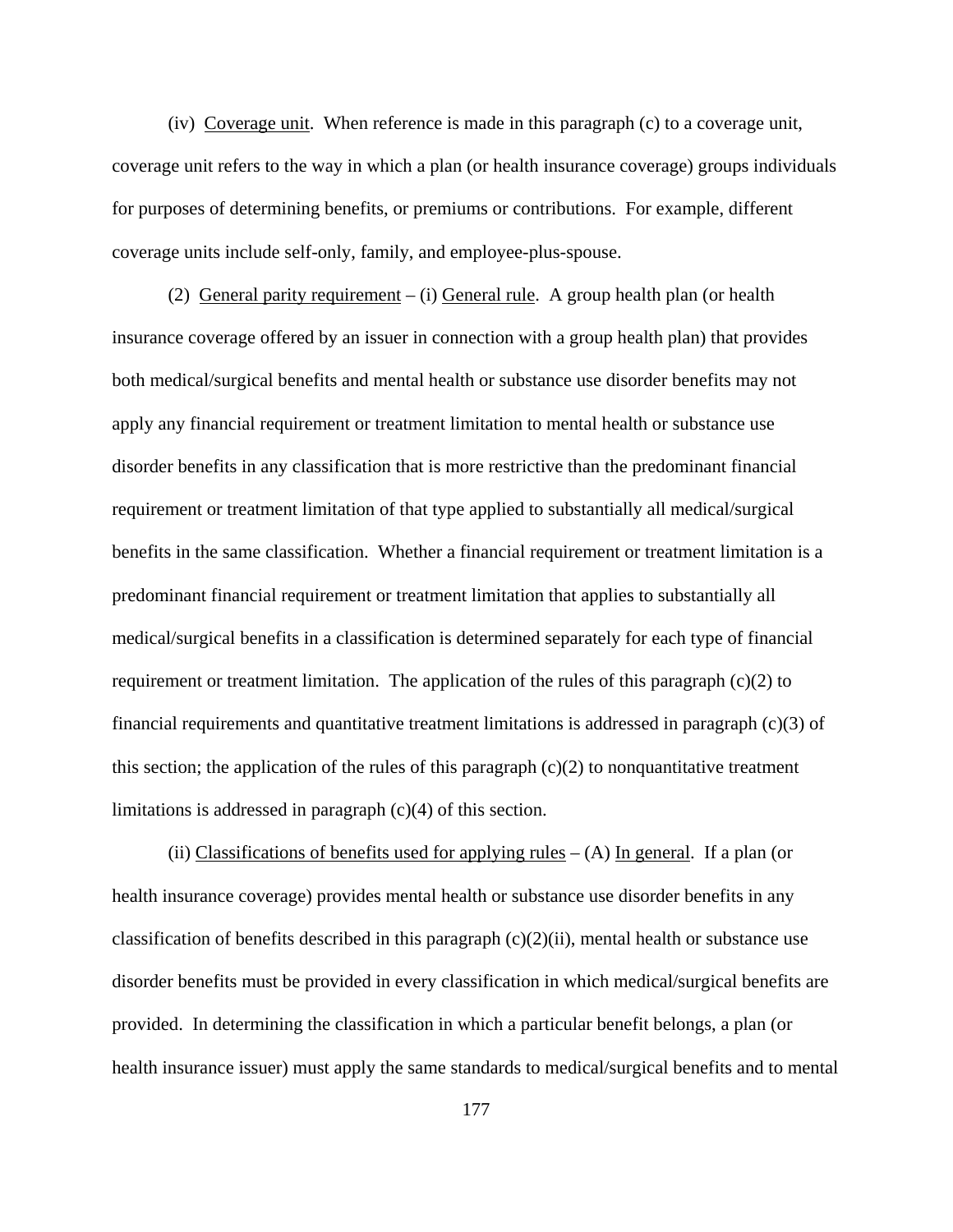(iv) Coverage unit. When reference is made in this paragraph (c) to a coverage unit, coverage unit refers to the way in which a plan (or health insurance coverage) groups individuals for purposes of determining benefits, or premiums or contributions. For example, different coverage units include self-only, family, and employee-plus-spouse.

(2) General parity requirement – (i) General rule. A group health plan (or health insurance coverage offered by an issuer in connection with a group health plan) that provides both medical/surgical benefits and mental health or substance use disorder benefits may not apply any financial requirement or treatment limitation to mental health or substance use disorder benefits in any classification that is more restrictive than the predominant financial requirement or treatment limitation of that type applied to substantially all medical/surgical benefits in the same classification. Whether a financial requirement or treatment limitation is a predominant financial requirement or treatment limitation that applies to substantially all medical/surgical benefits in a classification is determined separately for each type of financial requirement or treatment limitation. The application of the rules of this paragraph (c)(2) to financial requirements and quantitative treatment limitations is addressed in paragraph (c)(3) of this section; the application of the rules of this paragraph (c)(2) to nonquantitative treatment limitations is addressed in paragraph (c)(4) of this section.

(ii) Classifications of benefits used for applying rules – (A) In general. If a plan (or health insurance coverage) provides mental health or substance use disorder benefits in any classification of benefits described in this paragraph (c)(2)(ii), mental health or substance use disorder benefits must be provided in every classification in which medical/surgical benefits are provided. In determining the classification in which a particular benefit belongs, a plan (or health insurance issuer) must apply the same standards to medical/surgical benefits and to mental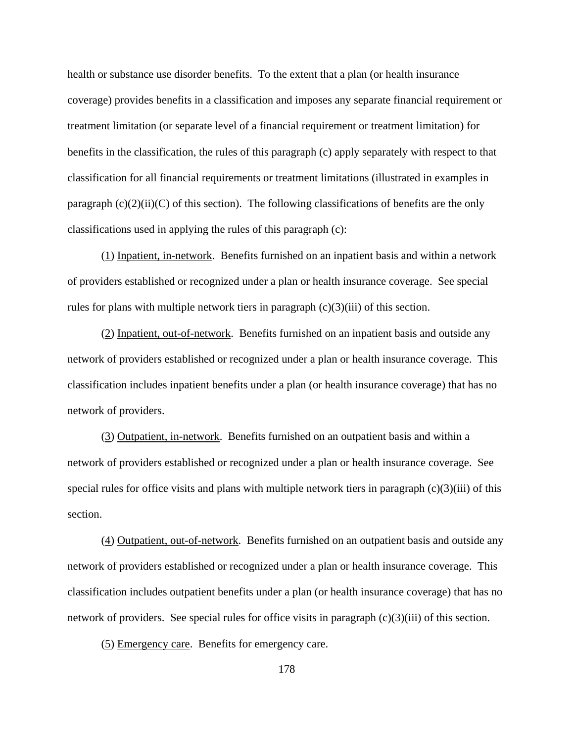health or substance use disorder benefits. To the extent that a plan (or health insurance coverage) provides benefits in a classification and imposes any separate financial requirement or treatment limitation (or separate level of a financial requirement or treatment limitation) for benefits in the classification, the rules of this paragraph (c) apply separately with respect to that classification for all financial requirements or treatment limitations (illustrated in examples in paragraph (c)(2)(ii)(C) of this section). The following classifications of benefits are the only classifications used in applying the rules of this paragraph (c):

(1) Inpatient, in-network. Benefits furnished on an inpatient basis and within a network of providers established or recognized under a plan or health insurance coverage. See special rules for plans with multiple network tiers in paragraph (c)(3)(iii) of this section.

(2) Inpatient, out-of-network. Benefits furnished on an inpatient basis and outside any network of providers established or recognized under a plan or health insurance coverage. This classification includes inpatient benefits under a plan (or health insurance coverage) that has no network of providers.

(3) Outpatient, in-network. Benefits furnished on an outpatient basis and within a network of providers established or recognized under a plan or health insurance coverage. See special rules for office visits and plans with multiple network tiers in paragraph (c)(3)(iii) of this section.

(4) Outpatient, out-of-network. Benefits furnished on an outpatient basis and outside any network of providers established or recognized under a plan or health insurance coverage. This classification includes outpatient benefits under a plan (or health insurance coverage) that has no network of providers. See special rules for office visits in paragraph (c)(3)(iii) of this section.

(5) Emergency care. Benefits for emergency care.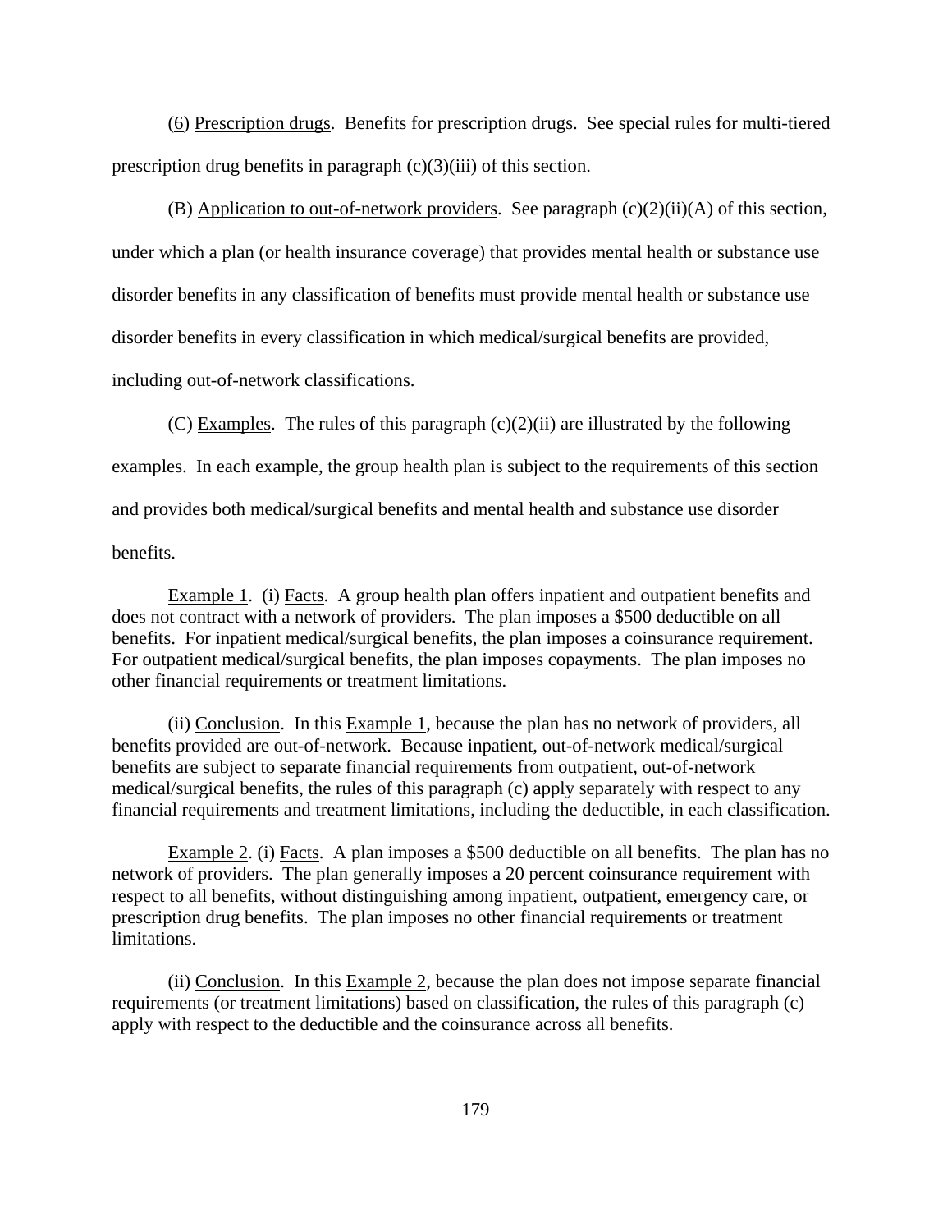(6) Prescription drugs. Benefits for prescription drugs. See special rules for multi-tiered prescription drug benefits in paragraph (c)(3)(iii) of this section.

(B) Application to out-of-network providers. See paragraph (c)(2)(ii)(A) of this section, under which a plan (or health insurance coverage) that provides mental health or substance use disorder benefits in any classification of benefits must provide mental health or substance use disorder benefits in every classification in which medical/surgical benefits are provided, including out-of-network classifications.

(C) Examples. The rules of this paragraph (c)(2)(ii) are illustrated by the following examples. In each example, the group health plan is subject to the requirements of this section and provides both medical/surgical benefits and mental health and substance use disorder benefits.

Example 1. (i) Facts. A group health plan offers inpatient and outpatient benefits and does not contract with a network of providers. The plan imposes a $500 deductible on all benefits. For inpatient medical/surgical benefits, the plan imposes a coinsurance requirement. For outpatient medical/surgical benefits, the plan imposes copayments. The plan imposes no other financial requirements or treatment limitations.

(ii) Conclusion. In this Example 1, because the plan has no network of providers, all benefits provided are out-of-network. Because inpatient, out-of-network medical/surgical benefits are subject to separate financial requirements from outpatient, out-of-network medical/surgical benefits, the rules of this paragraph (c) apply separately with respect to any financial requirements and treatment limitations, including the deductible, in each classification.

Example 2. (i) Facts. A plan imposes a $500 deductible on all benefits. The plan has no network of providers. The plan generally imposes a 20 percent coinsurance requirement with respect to all benefits, without distinguishing among inpatient, outpatient, emergency care, or prescription drug benefits. The plan imposes no other financial requirements or treatment limitations.

(ii) Conclusion. In this Example 2, because the plan does not impose separate financial requirements (or treatment limitations) based on classification, the rules of this paragraph (c) apply with respect to the deductible and the coinsurance across all benefits.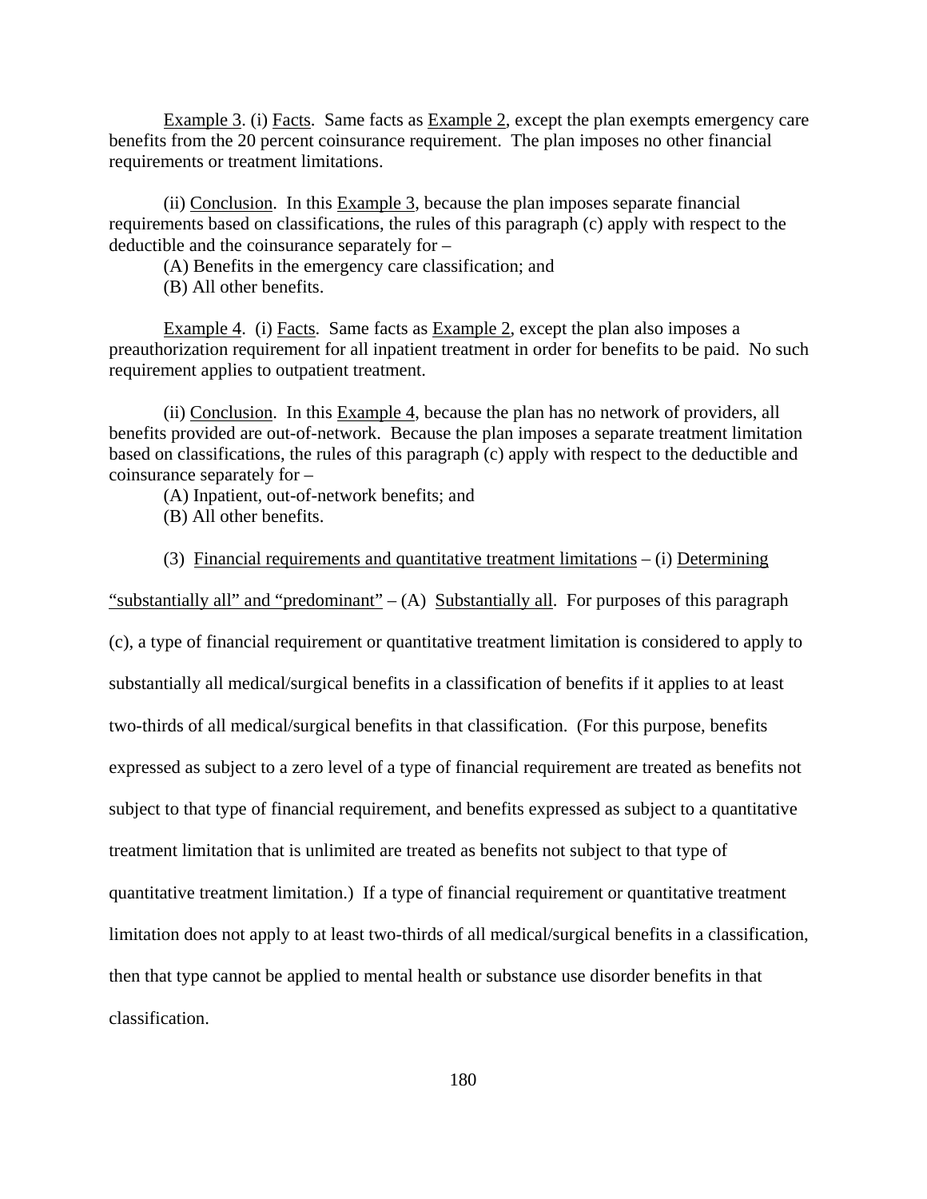Example 3. (i) Facts. Same facts as Example 2, except the plan exempts emergency care benefits from the 20 percent coinsurance requirement. The plan imposes no other financial requirements or treatment limitations.

(ii) Conclusion. In this Example 3, because the plan imposes separate financial requirements based on classifications, the rules of this paragraph (c) apply with respect to the deductible and the coinsurance separately for –

(A) Benefits in the emergency care classification; and

(B) All other benefits.

Example 4. (i) Facts. Same facts as Example 2, except the plan also imposes a preauthorization requirement for all inpatient treatment in order for benefits to be paid. No such requirement applies to outpatient treatment.

(ii) Conclusion. In this Example 4, because the plan has no network of providers, all benefits provided are out-of-network. Because the plan imposes a separate treatment limitation based on classifications, the rules of this paragraph (c) apply with respect to the deductible and coinsurance separately for –

(A) Inpatient, out-of-network benefits; and

(B) All other benefits.

(3) Financial requirements and quantitative treatment limitations – (i) Determining "substantially all" and "predominant" – (A) Substantially all. For purposes of this paragraph (c), a type of financial requirement or quantitative treatment limitation is considered to apply to substantially all medical/surgical benefits in a classification of benefits if it applies to at least two-thirds of all medical/surgical benefits in that classification. (For this purpose, benefits expressed as subject to a zero level of a type of financial requirement are treated as benefits not subject to that type of financial requirement, and benefits expressed as subject to a quantitative treatment limitation that is unlimited are treated as benefits not subject to that type of quantitative treatment limitation.) If a type of financial requirement or quantitative treatment limitation does not apply to at least two-thirds of all medical/surgical benefits in a classification, then that type cannot be applied to mental health or substance use disorder benefits in that classification.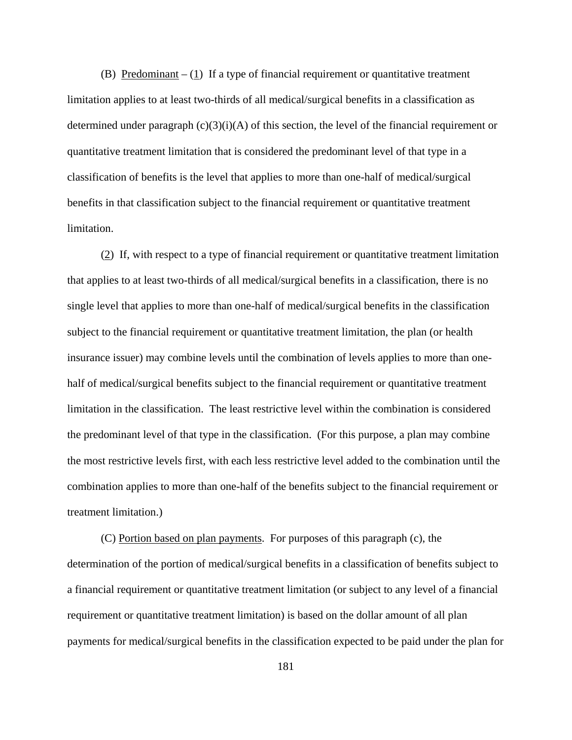(B) Predominant – (1) If a type of financial requirement or quantitative treatment limitation applies to at least two-thirds of all medical/surgical benefits in a classification as determined under paragraph (c)(3)(i)(A) of this section, the level of the financial requirement or quantitative treatment limitation that is considered the predominant level of that type in a classification of benefits is the level that applies to more than one-half of medical/surgical benefits in that classification subject to the financial requirement or quantitative treatment limitation.

(2) If, with respect to a type of financial requirement or quantitative treatment limitation that applies to at least two-thirds of all medical/surgical benefits in a classification, there is no single level that applies to more than one-half of medical/surgical benefits in the classification subject to the financial requirement or quantitative treatment limitation, the plan (or health insurance issuer) may combine levels until the combination of levels applies to more than one-half of medical/surgical benefits subject to the financial requirement or quantitative treatment limitation in the classification. The least restrictive level within the combination is considered the predominant level of that type in the classification. (For this purpose, a plan may combine the most restrictive levels first, with each less restrictive level added to the combination until the combination applies to more than one-half of the benefits subject to the financial requirement or treatment limitation.)

(C) Portion based on plan payments. For purposes of this paragraph (c), the determination of the portion of medical/surgical benefits in a classification of benefits subject to a financial requirement or quantitative treatment limitation (or subject to any level of a financial requirement or quantitative treatment limitation) is based on the dollar amount of all plan payments for medical/surgical benefits in the classification expected to be paid under the plan for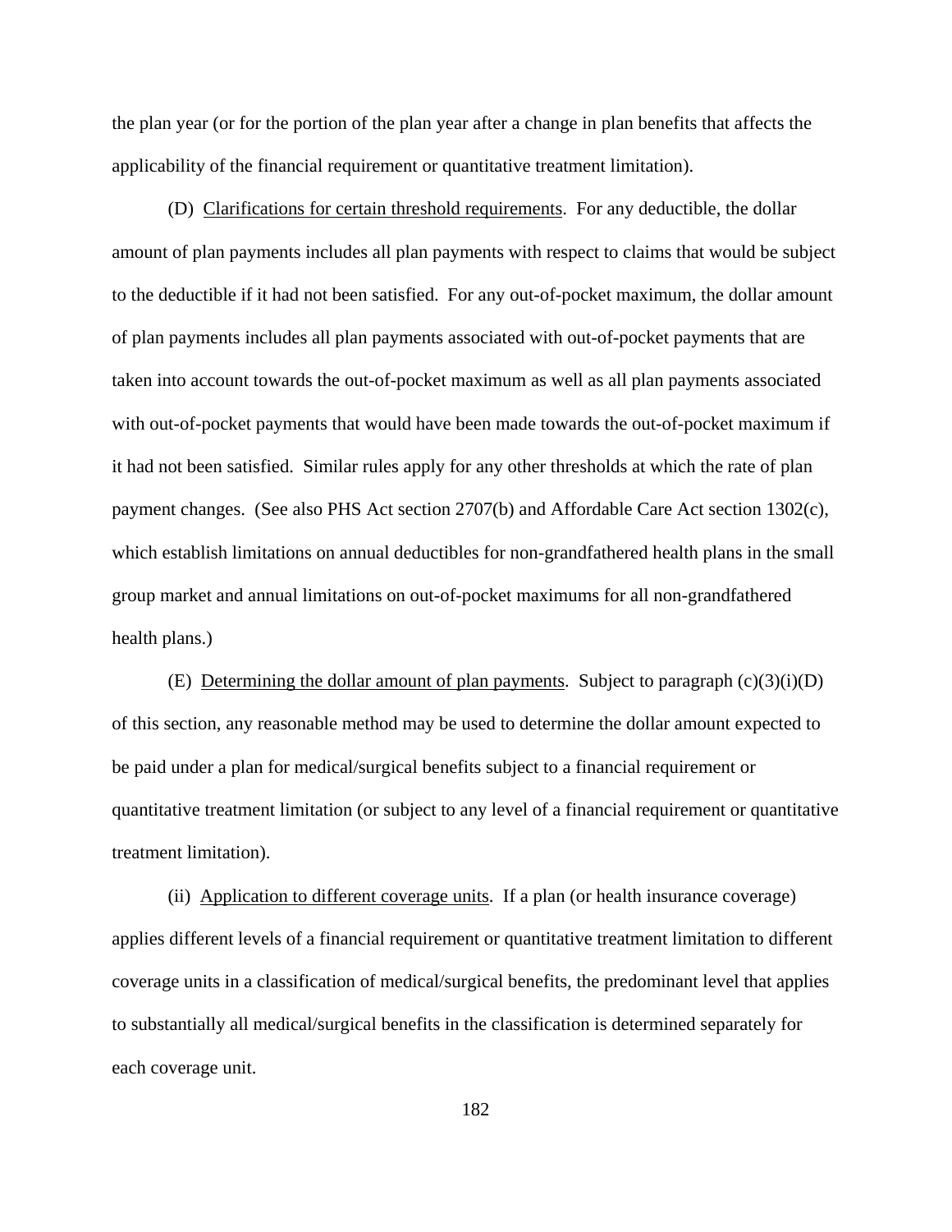the plan year (or for the portion of the plan year after a change in plan benefits that affects the applicability of the financial requirement or quantitative treatment limitation).

(D) Clarifications for certain threshold requirements. For any deductible, the dollar amount of plan payments includes all plan payments with respect to claims that would be subject to the deductible if it had not been satisfied. For any out-of-pocket maximum, the dollar amount of plan payments includes all plan payments associated with out-of-pocket payments that are taken into account towards the out-of-pocket maximum as well as all plan payments associated with out-of-pocket payments that would have been made towards the out-of-pocket maximum if it had not been satisfied. Similar rules apply for any other thresholds at which the rate of plan payment changes. (See also PHS Act section 2707(b) and Affordable Care Act section 1302(c), which establish limitations on annual deductibles for non-grandfathered health plans in the small group market and annual limitations on out-of-pocket maximums for all non-grandfathered health plans.)

(E) Determining the dollar amount of plan payments. Subject to paragraph (c)(3)(i)(D) of this section, any reasonable method may be used to determine the dollar amount expected to be paid under a plan for medical/surgical benefits subject to a financial requirement or quantitative treatment limitation (or subject to any level of a financial requirement or quantitative treatment limitation).

(ii) Application to different coverage units. If a plan (or health insurance coverage) applies different levels of a financial requirement or quantitative treatment limitation to different coverage units in a classification of medical/surgical benefits, the predominant level that applies to substantially all medical/surgical benefits in the classification is determined separately for each coverage unit.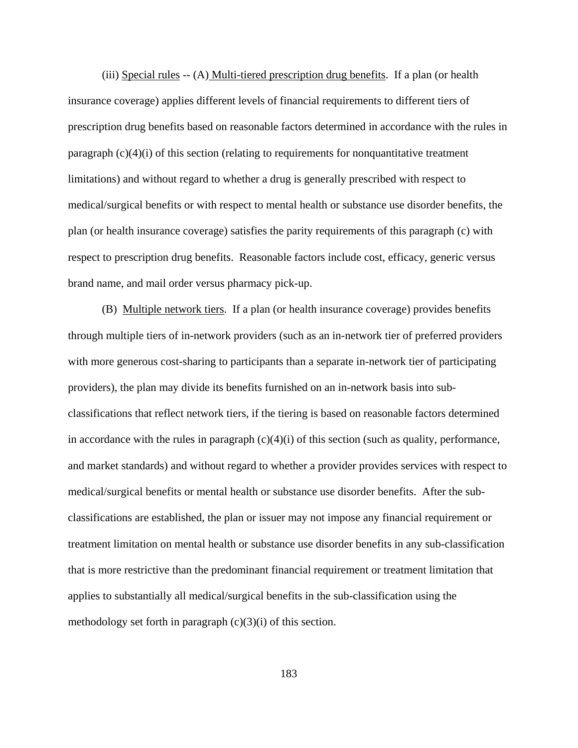(iii) Special rules -- (A) Multi-tiered prescription drug benefits. If a plan (or health insurance coverage) applies different levels of financial requirements to different tiers of prescription drug benefits based on reasonable factors determined in accordance with the rules in paragraph (c)(4)(i) of this section (relating to requirements for nonquantitative treatment limitations) and without regard to whether a drug is generally prescribed with respect to medical/surgical benefits or with respect to mental health or substance use disorder benefits, the plan (or health insurance coverage) satisfies the parity requirements of this paragraph (c) with respect to prescription drug benefits. Reasonable factors include cost, efficacy, generic versus brand name, and mail order versus pharmacy pick-up.

(B) Multiple network tiers. If a plan (or health insurance coverage) provides benefits through multiple tiers of in-network providers (such as an in-network tier of preferred providers with more generous cost-sharing to participants than a separate in-network tier of participating providers), the plan may divide its benefits furnished on an in-network basis into sub-classifications that reflect network tiers, if the tiering is based on reasonable factors determined in accordance with the rules in paragraph (c)(4)(i) of this section (such as quality, performance, and market standards) and without regard to whether a provider provides services with respect to medical/surgical benefits or mental health or substance use disorder benefits. After the sub-classifications are established, the plan or issuer may not impose any financial requirement or treatment limitation on mental health or substance use disorder benefits in any sub-classification that is more restrictive than the predominant financial requirement or treatment limitation that applies to substantially all medical/surgical benefits in the sub-classification using the methodology set forth in paragraph (c)(3)(i) of this section.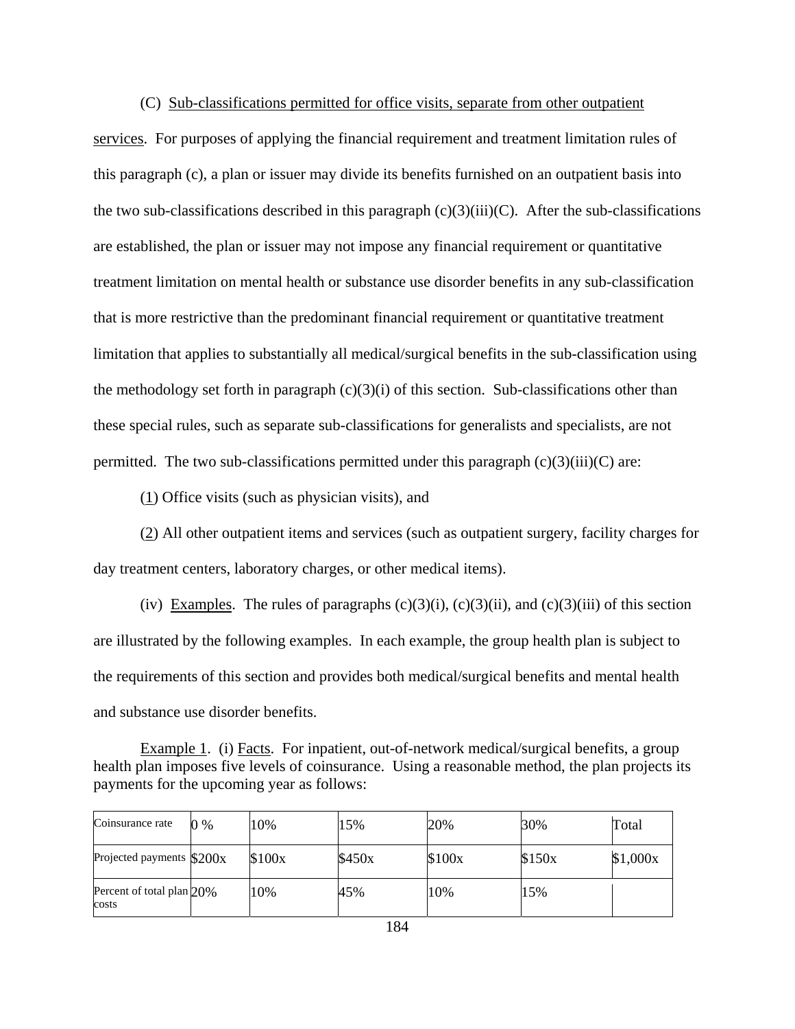(C) Sub-classifications permitted for office visits, separate from other outpatient services. For purposes of applying the financial requirement and treatment limitation rules of this paragraph (c), a plan or issuer may divide its benefits furnished on an outpatient basis into the two sub-classifications described in this paragraph (c)(3)(iii)(C). After the sub-classifications are established, the plan or issuer may not impose any financial requirement or quantitative treatment limitation on mental health or substance use disorder benefits in any sub-classification that is more restrictive than the predominant financial requirement or quantitative treatment limitation that applies to substantially all medical/surgical benefits in the sub-classification using the methodology set forth in paragraph (c)(3)(i) of this section. Sub-classifications other than these special rules, such as separate sub-classifications for generalists and specialists, are not permitted. The two sub-classifications permitted under this paragraph (c)(3)(iii)(C) are:

(1) Office visits (such as physician visits), and

(2) All other outpatient items and services (such as outpatient surgery, facility charges for day treatment centers, laboratory charges, or other medical items).

(iv) Examples. The rules of paragraphs (c)(3)(i), (c)(3)(ii), and (c)(3)(iii) of this section are illustrated by the following examples. In each example, the group health plan is subject to the requirements of this section and provides both medical/surgical benefits and mental health and substance use disorder benefits.

Example 1. (i) Facts. For inpatient, out-of-network medical/surgical benefits, a group health plan imposes five levels of coinsurance. Using a reasonable method, the plan projects its payments for the upcoming year as follows:

| Coinsurance rate | 0 % | 10% | 15% | 20% | 30% | Total |
|---|---|---|---|---|---|---|
| Projected payments | $200x | $100x | $450x | $100x | $150x | $1,000x |
| Percent of total plan costs | 20% | 10% | 45% | 10% | 15% | |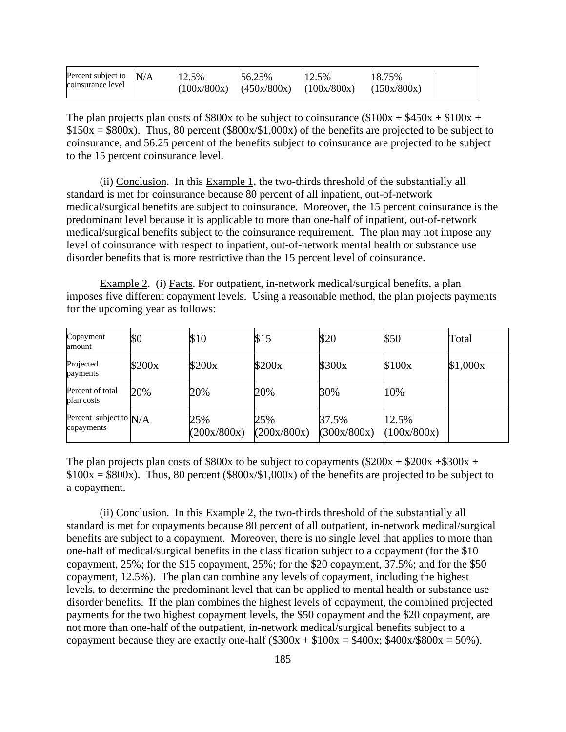| Percent subject to coinsurance level | N/A | 12.5% (100x/800x) | 56.25% (450x/800x) | 12.5% (100x/800x) | 18.75% (150x/800x) | |
|---|---|---|---|---|---|---|

The plan projects plan costs of \$800x to be subject to coinsurance (\$100x + \$450x + \$100x + \$150x = \$800x). Thus, 80 percent (\$800x/\$1,000x) of the benefits are projected to be subject to coinsurance, and 56.25 percent of the benefits subject to coinsurance are projected to be subject to the 15 percent coinsurance level.

(ii) <u>Conclusion</u>. In this <u>Example 1</u>, the two-thirds threshold of the substantially all standard is met for coinsurance because 80 percent of all inpatient, out-of-network medical/surgical benefits are subject to coinsurance. Moreover, the 15 percent coinsurance is the predominant level because it is applicable to more than one-half of inpatient, out-of-network medical/surgical benefits subject to the coinsurance requirement. The plan may not impose any level of coinsurance with respect to inpatient, out-of-network mental health or substance use disorder benefits that is more restrictive than the 15 percent level of coinsurance.

<u>Example 2</u>. (i) <u>Facts</u>. For outpatient, in-network medical/surgical benefits, a plan imposes five different copayment levels. Using a reasonable method, the plan projects payments for the upcoming year as follows:

| Copayment amount | \$0 | \$10 | \$15 | \$20 | \$50 | Total |
|---|---|---|---|---|---|---|
| Projected payments | \$200x | \$200x | \$200x | \$300x | \$100x | \$1,000x |
| Percent of total plan costs | 20% | 20% | 20% | 30% | 10% | |
| Percent subject to copayments | N/A | 25% (200x/800x) | 25% (200x/800x) | 37.5% (300x/800x) | 12.5% (100x/800x) | |

The plan projects plan costs of \$800x to be subject to copayments (\$200x + \$200x +\$300x + \$100x = \$800x). Thus, 80 percent (\$800x/\$1,000x) of the benefits are projected to be subject to a copayment.

(ii) <u>Conclusion</u>. In this <u>Example 2</u>, the two-thirds threshold of the substantially all standard is met for copayments because 80 percent of all outpatient, in-network medical/surgical benefits are subject to a copayment. Moreover, there is no single level that applies to more than one-half of medical/surgical benefits in the classification subject to a copayment (for the \$10 copayment, 25%; for the \$15 copayment, 25%; for the \$20 copayment, 37.5%; and for the \$50 copayment, 12.5%). The plan can combine any levels of copayment, including the highest levels, to determine the predominant level that can be applied to mental health or substance use disorder benefits. If the plan combines the highest levels of copayment, the combined projected payments for the two highest copayment levels, the \$50 copayment and the \$20 copayment, are not more than one-half of the outpatient, in-network medical/surgical benefits subject to a copayment because they are exactly one-half (\$300x + \$100x = \$400x; \$400x/\$800x = 50%).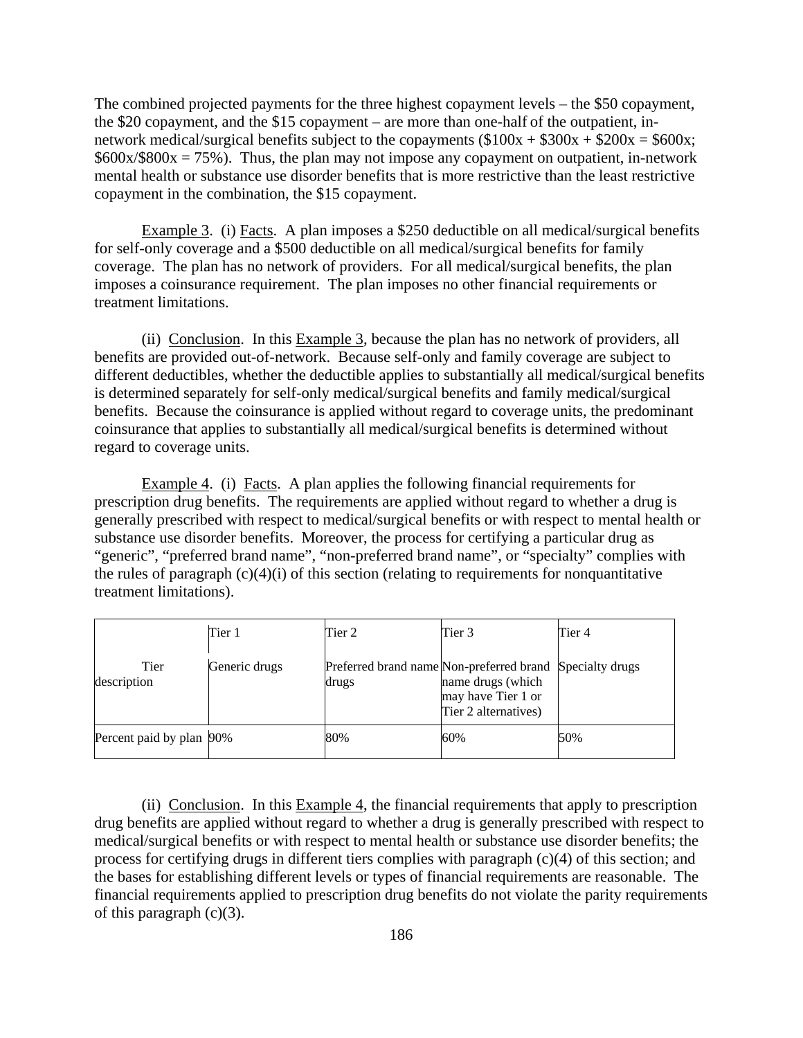The combined projected payments for the three highest copayment levels – the \$50 copayment, the \$20 copayment, and the \$15 copayment – are more than one-half of the outpatient, in-network medical/surgical benefits subject to the copayments (\$100x + \$300x + \$200x = \$600x; \$600x/\$800x = 75%). Thus, the plan may not impose any copayment on outpatient, in-network mental health or substance use disorder benefits that is more restrictive than the least restrictive copayment in the combination, the \$15 copayment.

Example 3. (i) Facts. A plan imposes a \$250 deductible on all medical/surgical benefits for self-only coverage and a \$500 deductible on all medical/surgical benefits for family coverage. The plan has no network of providers. For all medical/surgical benefits, the plan imposes a coinsurance requirement. The plan imposes no other financial requirements or treatment limitations.

(ii) Conclusion. In this Example 3, because the plan has no network of providers, all benefits are provided out-of-network. Because self-only and family coverage are subject to different deductibles, whether the deductible applies to substantially all medical/surgical benefits is determined separately for self-only medical/surgical benefits and family medical/surgical benefits. Because the coinsurance is applied without regard to coverage units, the predominant coinsurance that applies to substantially all medical/surgical benefits is determined without regard to coverage units.

Example 4. (i) Facts. A plan applies the following financial requirements for prescription drug benefits. The requirements are applied without regard to whether a drug is generally prescribed with respect to medical/surgical benefits or with respect to mental health or substance use disorder benefits. Moreover, the process for certifying a particular drug as "generic", "preferred brand name", "non-preferred brand name", or "specialty" complies with the rules of paragraph (c)(4)(i) of this section (relating to requirements for nonquantitative treatment limitations).

| | Tier 1 | Tier 2 | Tier 3 | Tier 4 |
|---|---|---|---|---|
| Tier description | Generic drugs | Preferred brand name drugs | Non-preferred brand name drugs (which may have Tier 1 or Tier 2 alternatives) | Specialty drugs |
| Percent paid by plan | 90% | 80% | 60% | 50% |

(ii) Conclusion. In this Example 4, the financial requirements that apply to prescription drug benefits are applied without regard to whether a drug is generally prescribed with respect to medical/surgical benefits or with respect to mental health or substance use disorder benefits; the process for certifying drugs in different tiers complies with paragraph (c)(4) of this section; and the bases for establishing different levels or types of financial requirements are reasonable. The financial requirements applied to prescription drug benefits do not violate the parity requirements of this paragraph (c)(3).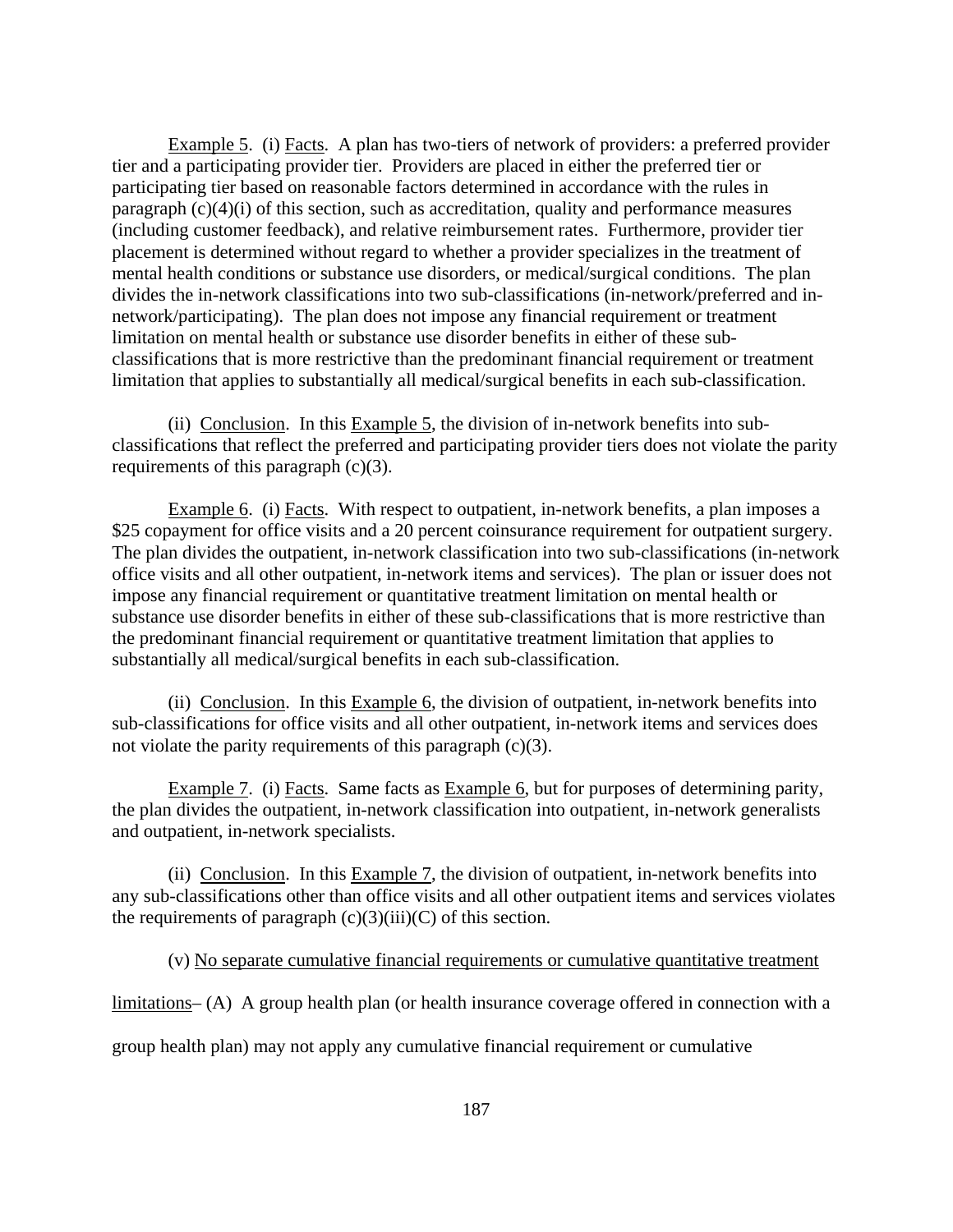Example 5. (i) Facts. A plan has two-tiers of network of providers: a preferred provider tier and a participating provider tier. Providers are placed in either the preferred tier or participating tier based on reasonable factors determined in accordance with the rules in paragraph (c)(4)(i) of this section, such as accreditation, quality and performance measures (including customer feedback), and relative reimbursement rates. Furthermore, provider tier placement is determined without regard to whether a provider specializes in the treatment of mental health conditions or substance use disorders, or medical/surgical conditions. The plan divides the in-network classifications into two sub-classifications (in-network/preferred and in-network/participating). The plan does not impose any financial requirement or treatment limitation on mental health or substance use disorder benefits in either of these sub-classifications that is more restrictive than the predominant financial requirement or treatment limitation that applies to substantially all medical/surgical benefits in each sub-classification.

(ii) Conclusion. In this Example 5, the division of in-network benefits into sub-classifications that reflect the preferred and participating provider tiers does not violate the parity requirements of this paragraph (c)(3).

Example 6. (i) Facts. With respect to outpatient, in-network benefits, a plan imposes a $25 copayment for office visits and a 20 percent coinsurance requirement for outpatient surgery. The plan divides the outpatient, in-network classification into two sub-classifications (in-network office visits and all other outpatient, in-network items and services). The plan or issuer does not impose any financial requirement or quantitative treatment limitation on mental health or substance use disorder benefits in either of these sub-classifications that is more restrictive than the predominant financial requirement or quantitative treatment limitation that applies to substantially all medical/surgical benefits in each sub-classification.

(ii) Conclusion. In this Example 6, the division of outpatient, in-network benefits into sub-classifications for office visits and all other outpatient, in-network items and services does not violate the parity requirements of this paragraph (c)(3).

Example 7. (i) Facts. Same facts as Example 6, but for purposes of determining parity, the plan divides the outpatient, in-network classification into outpatient, in-network generalists and outpatient, in-network specialists.

(ii) Conclusion. In this Example 7, the division of outpatient, in-network benefits into any sub-classifications other than office visits and all other outpatient items and services violates the requirements of paragraph (c)(3)(iii)(C) of this section.

(v) No separate cumulative financial requirements or cumulative quantitative treatment limitations– (A) A group health plan (or health insurance coverage offered in connection with a group health plan) may not apply any cumulative financial requirement or cumulative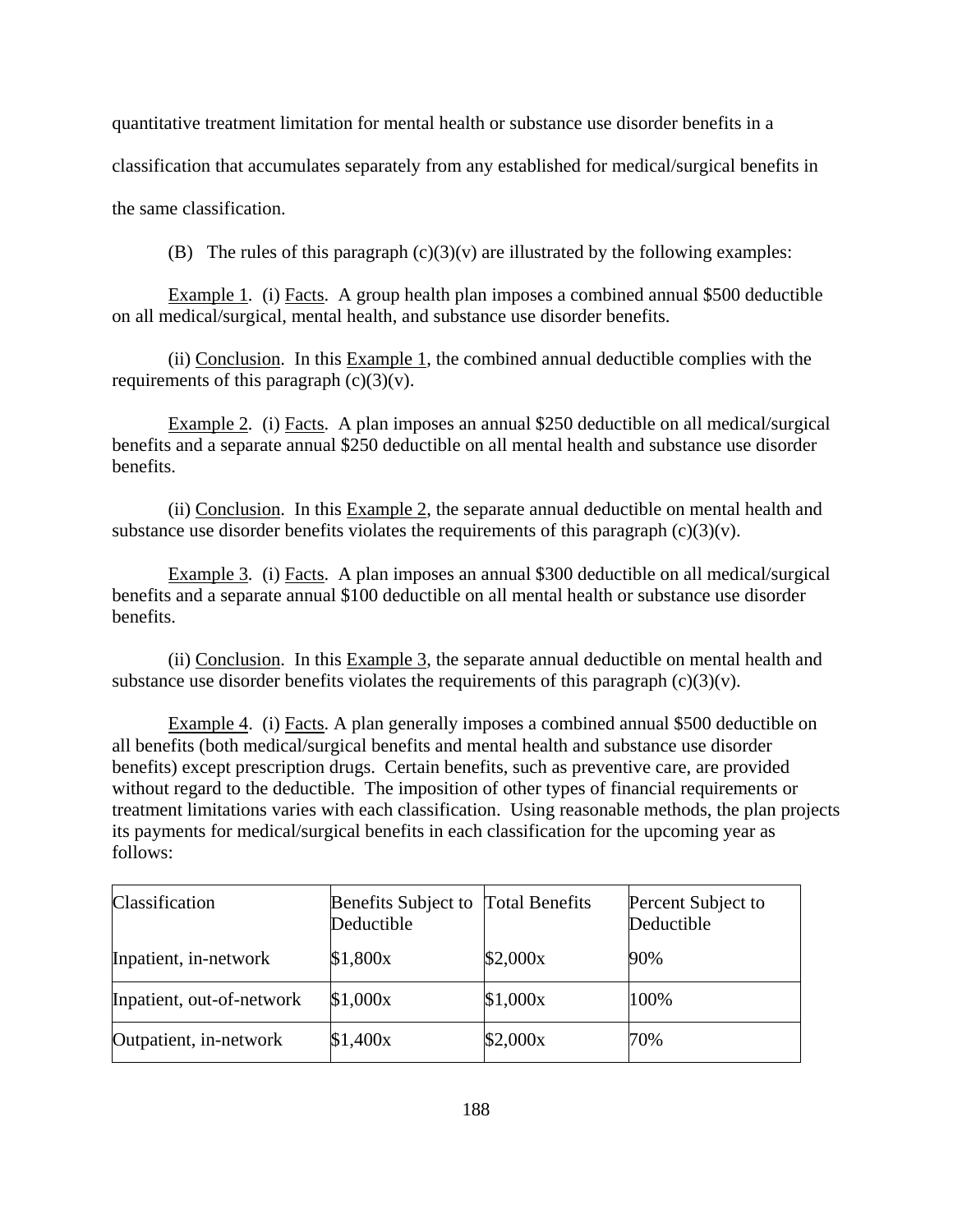quantitative treatment limitation for mental health or substance use disorder benefits in a classification that accumulates separately from any established for medical/surgical benefits in the same classification.

(B) The rules of this paragraph (c)(3)(v) are illustrated by the following examples:

Example 1. (i) Facts. A group health plan imposes a combined annual $500 deductible on all medical/surgical, mental health, and substance use disorder benefits.

(ii) Conclusion. In this Example 1, the combined annual deductible complies with the requirements of this paragraph (c)(3)(v).

Example 2. (i) Facts. A plan imposes an annual $250 deductible on all medical/surgical benefits and a separate annual $250 deductible on all mental health and substance use disorder benefits.

(ii) Conclusion. In this Example 2, the separate annual deductible on mental health and substance use disorder benefits violates the requirements of this paragraph (c)(3)(v).

Example 3. (i) Facts. A plan imposes an annual $300 deductible on all medical/surgical benefits and a separate annual $100 deductible on all mental health or substance use disorder benefits.

(ii) Conclusion. In this Example 3, the separate annual deductible on mental health and substance use disorder benefits violates the requirements of this paragraph (c)(3)(v).

Example 4. (i) Facts. A plan generally imposes a combined annual $500 deductible on all benefits (both medical/surgical benefits and mental health and substance use disorder benefits) except prescription drugs. Certain benefits, such as preventive care, are provided without regard to the deductible. The imposition of other types of financial requirements or treatment limitations varies with each classification. Using reasonable methods, the plan projects its payments for medical/surgical benefits in each classification for the upcoming year as follows:

| Classification | Benefits Subject to Deductible | Total Benefits | Percent Subject to Deductible |
|---|---|---|---|
| Inpatient, in-network | $1,800x | $2,000x | 90% |
| Inpatient, out-of-network | $1,000x | $1,000x | 100% |
| Outpatient, in-network | $1,400x | $2,000x | 70% |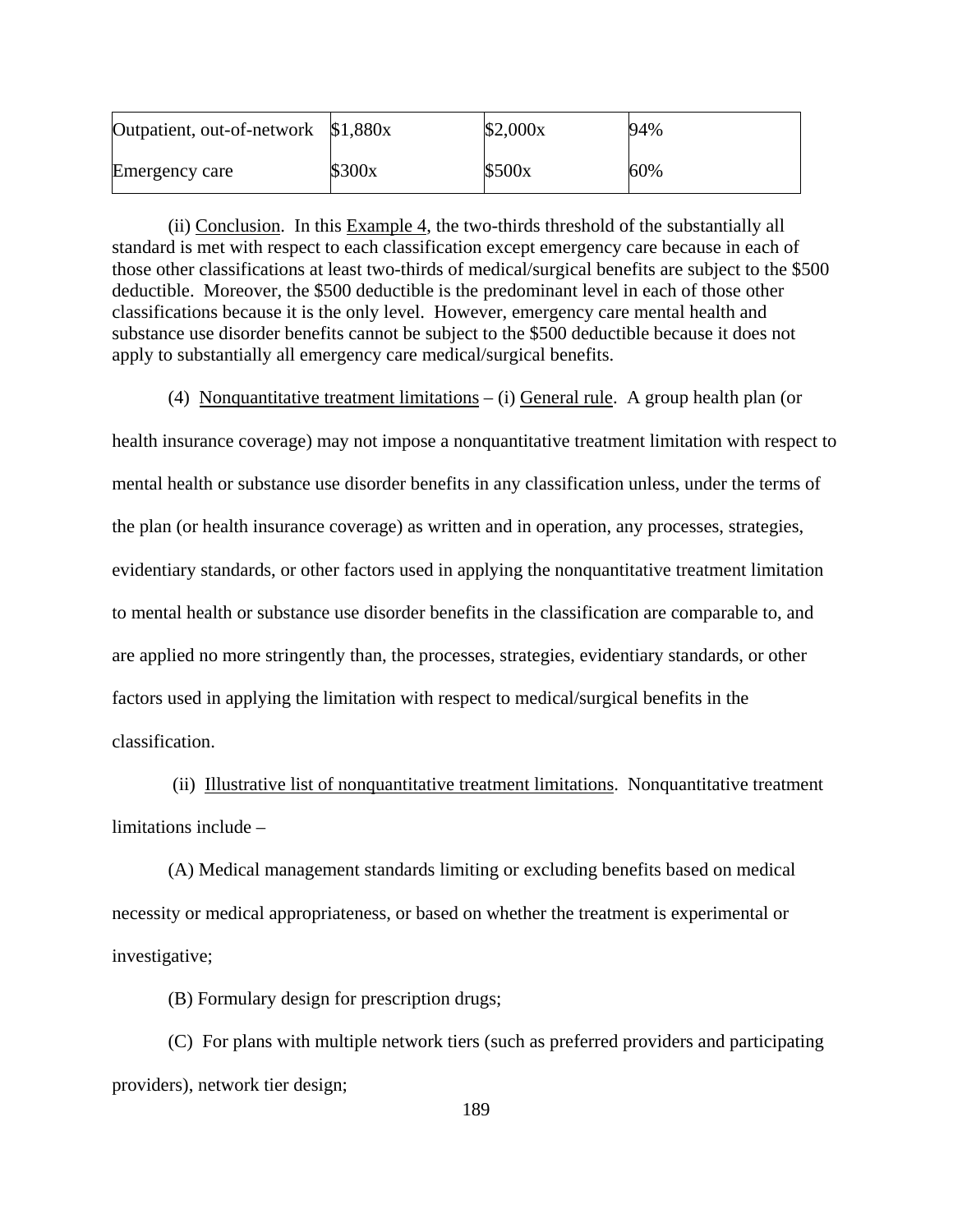| Outpatient, out-of-network | $1,880x | $2,000x | 94% |
|---|---|---|---|
| Emergency care | $300x | $500x | 60% |

(ii) Conclusion. In this Example 4, the two-thirds threshold of the substantially all standard is met with respect to each classification except emergency care because in each of those other classifications at least two-thirds of medical/surgical benefits are subject to the $500 deductible. Moreover, the $500 deductible is the predominant level in each of those other classifications because it is the only level. However, emergency care mental health and substance use disorder benefits cannot be subject to the $500 deductible because it does not apply to substantially all emergency care medical/surgical benefits.

(4) Nonquantitative treatment limitations – (i) General rule. A group health plan (or health insurance coverage) may not impose a nonquantitative treatment limitation with respect to mental health or substance use disorder benefits in any classification unless, under the terms of the plan (or health insurance coverage) as written and in operation, any processes, strategies, evidentiary standards, or other factors used in applying the nonquantitative treatment limitation to mental health or substance use disorder benefits in the classification are comparable to, and are applied no more stringently than, the processes, strategies, evidentiary standards, or other factors used in applying the limitation with respect to medical/surgical benefits in the classification.

(ii) Illustrative list of nonquantitative treatment limitations. Nonquantitative treatment limitations include –

(A) Medical management standards limiting or excluding benefits based on medical necessity or medical appropriateness, or based on whether the treatment is experimental or investigative;

(B) Formulary design for prescription drugs;

(C) For plans with multiple network tiers (such as preferred providers and participating providers), network tier design;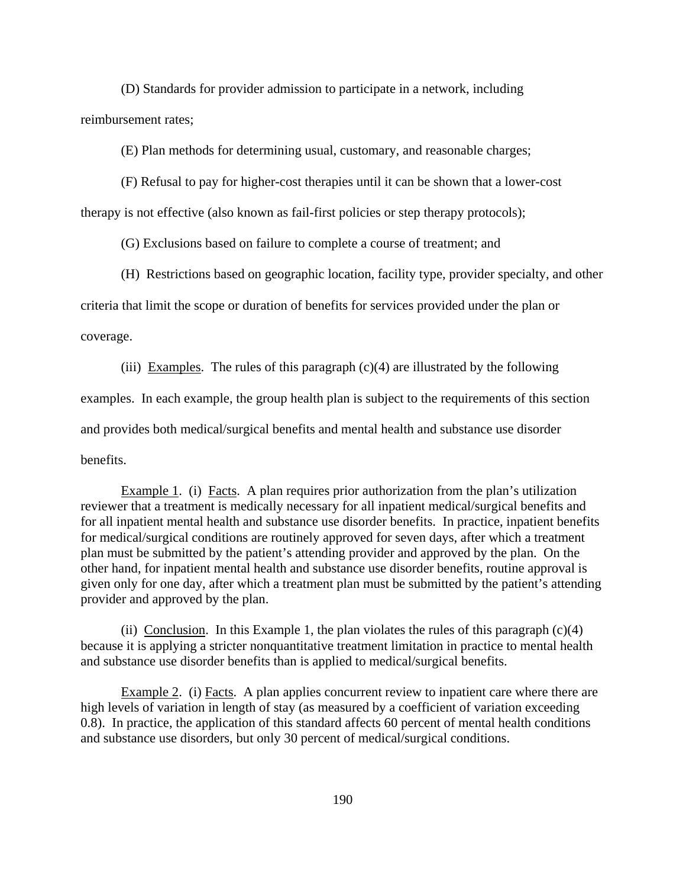(D) Standards for provider admission to participate in a network, including reimbursement rates;

(E) Plan methods for determining usual, customary, and reasonable charges;

(F) Refusal to pay for higher-cost therapies until it can be shown that a lower-cost therapy is not effective (also known as fail-first policies or step therapy protocols);

(G) Exclusions based on failure to complete a course of treatment; and

(H) Restrictions based on geographic location, facility type, provider specialty, and other criteria that limit the scope or duration of benefits for services provided under the plan or coverage.

(iii) Examples. The rules of this paragraph (c)(4) are illustrated by the following examples. In each example, the group health plan is subject to the requirements of this section and provides both medical/surgical benefits and mental health and substance use disorder benefits.

Example 1. (i) Facts. A plan requires prior authorization from the plan's utilization reviewer that a treatment is medically necessary for all inpatient medical/surgical benefits and for all inpatient mental health and substance use disorder benefits. In practice, inpatient benefits for medical/surgical conditions are routinely approved for seven days, after which a treatment plan must be submitted by the patient's attending provider and approved by the plan. On the other hand, for inpatient mental health and substance use disorder benefits, routine approval is given only for one day, after which a treatment plan must be submitted by the patient's attending provider and approved by the plan.

(ii) Conclusion. In this Example 1, the plan violates the rules of this paragraph (c)(4) because it is applying a stricter nonquantitative treatment limitation in practice to mental health and substance use disorder benefits than is applied to medical/surgical benefits.

Example 2. (i) Facts. A plan applies concurrent review to inpatient care where there are high levels of variation in length of stay (as measured by a coefficient of variation exceeding 0.8). In practice, the application of this standard affects 60 percent of mental health conditions and substance use disorders, but only 30 percent of medical/surgical conditions.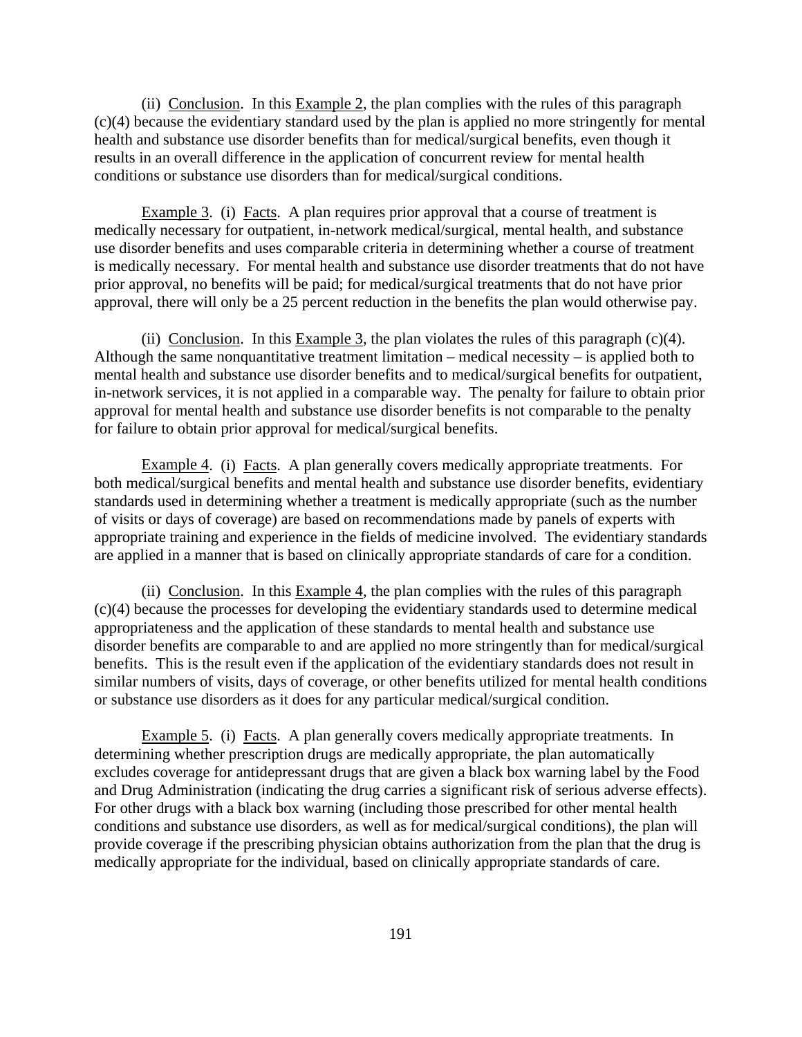(ii) Conclusion. In this Example 2, the plan complies with the rules of this paragraph (c)(4) because the evidentiary standard used by the plan is applied no more stringently for mental health and substance use disorder benefits than for medical/surgical benefits, even though it results in an overall difference in the application of concurrent review for mental health conditions or substance use disorders than for medical/surgical conditions.

Example 3. (i) Facts. A plan requires prior approval that a course of treatment is medically necessary for outpatient, in-network medical/surgical, mental health, and substance use disorder benefits and uses comparable criteria in determining whether a course of treatment is medically necessary. For mental health and substance use disorder treatments that do not have prior approval, no benefits will be paid; for medical/surgical treatments that do not have prior approval, there will only be a 25 percent reduction in the benefits the plan would otherwise pay.

(ii) Conclusion. In this Example 3, the plan violates the rules of this paragraph (c)(4). Although the same nonquantitative treatment limitation – medical necessity – is applied both to mental health and substance use disorder benefits and to medical/surgical benefits for outpatient, in-network services, it is not applied in a comparable way. The penalty for failure to obtain prior approval for mental health and substance use disorder benefits is not comparable to the penalty for failure to obtain prior approval for medical/surgical benefits.

Example 4. (i) Facts. A plan generally covers medically appropriate treatments. For both medical/surgical benefits and mental health and substance use disorder benefits, evidentiary standards used in determining whether a treatment is medically appropriate (such as the number of visits or days of coverage) are based on recommendations made by panels of experts with appropriate training and experience in the fields of medicine involved. The evidentiary standards are applied in a manner that is based on clinically appropriate standards of care for a condition.

(ii) Conclusion. In this Example 4, the plan complies with the rules of this paragraph (c)(4) because the processes for developing the evidentiary standards used to determine medical appropriateness and the application of these standards to mental health and substance use disorder benefits are comparable to and are applied no more stringently than for medical/surgical benefits. This is the result even if the application of the evidentiary standards does not result in similar numbers of visits, days of coverage, or other benefits utilized for mental health conditions or substance use disorders as it does for any particular medical/surgical condition.

Example 5. (i) Facts. A plan generally covers medically appropriate treatments. In determining whether prescription drugs are medically appropriate, the plan automatically excludes coverage for antidepressant drugs that are given a black box warning label by the Food and Drug Administration (indicating the drug carries a significant risk of serious adverse effects). For other drugs with a black box warning (including those prescribed for other mental health conditions and substance use disorders, as well as for medical/surgical conditions), the plan will provide coverage if the prescribing physician obtains authorization from the plan that the drug is medically appropriate for the individual, based on clinically appropriate standards of care.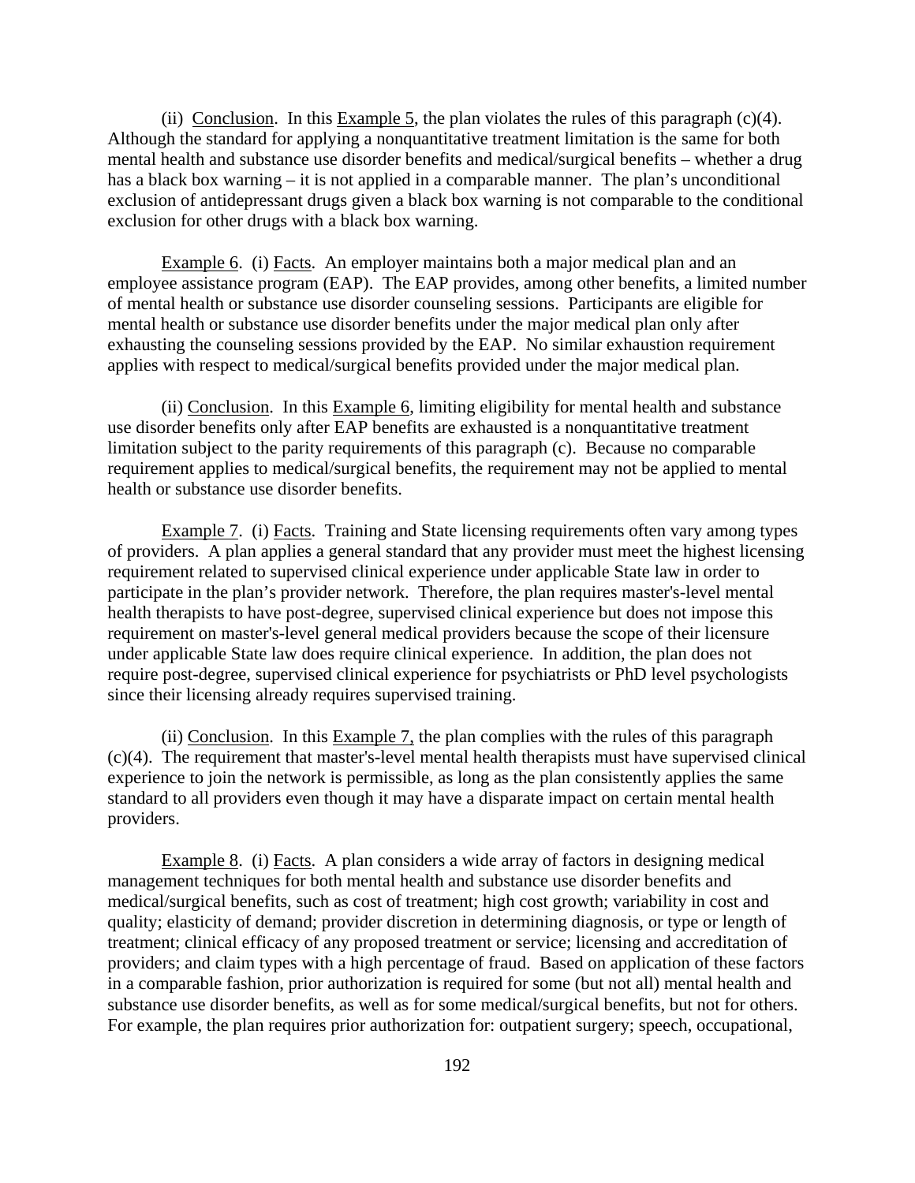(ii) Conclusion. In this Example 5, the plan violates the rules of this paragraph (c)(4). Although the standard for applying a nonquantitative treatment limitation is the same for both mental health and substance use disorder benefits and medical/surgical benefits – whether a drug has a black box warning – it is not applied in a comparable manner. The plan's unconditional exclusion of antidepressant drugs given a black box warning is not comparable to the conditional exclusion for other drugs with a black box warning.

Example 6. (i) Facts. An employer maintains both a major medical plan and an employee assistance program (EAP). The EAP provides, among other benefits, a limited number of mental health or substance use disorder counseling sessions. Participants are eligible for mental health or substance use disorder benefits under the major medical plan only after exhausting the counseling sessions provided by the EAP. No similar exhaustion requirement applies with respect to medical/surgical benefits provided under the major medical plan.

(ii) Conclusion. In this Example 6, limiting eligibility for mental health and substance use disorder benefits only after EAP benefits are exhausted is a nonquantitative treatment limitation subject to the parity requirements of this paragraph (c). Because no comparable requirement applies to medical/surgical benefits, the requirement may not be applied to mental health or substance use disorder benefits.

Example 7. (i) Facts. Training and State licensing requirements often vary among types of providers. A plan applies a general standard that any provider must meet the highest licensing requirement related to supervised clinical experience under applicable State law in order to participate in the plan's provider network. Therefore, the plan requires master's-level mental health therapists to have post-degree, supervised clinical experience but does not impose this requirement on master's-level general medical providers because the scope of their licensure under applicable State law does require clinical experience. In addition, the plan does not require post-degree, supervised clinical experience for psychiatrists or PhD level psychologists since their licensing already requires supervised training.

(ii) Conclusion. In this Example 7, the plan complies with the rules of this paragraph (c)(4). The requirement that master's-level mental health therapists must have supervised clinical experience to join the network is permissible, as long as the plan consistently applies the same standard to all providers even though it may have a disparate impact on certain mental health providers.

Example 8. (i) Facts. A plan considers a wide array of factors in designing medical management techniques for both mental health and substance use disorder benefits and medical/surgical benefits, such as cost of treatment; high cost growth; variability in cost and quality; elasticity of demand; provider discretion in determining diagnosis, or type or length of treatment; clinical efficacy of any proposed treatment or service; licensing and accreditation of providers; and claim types with a high percentage of fraud. Based on application of these factors in a comparable fashion, prior authorization is required for some (but not all) mental health and substance use disorder benefits, as well as for some medical/surgical benefits, but not for others. For example, the plan requires prior authorization for: outpatient surgery; speech, occupational,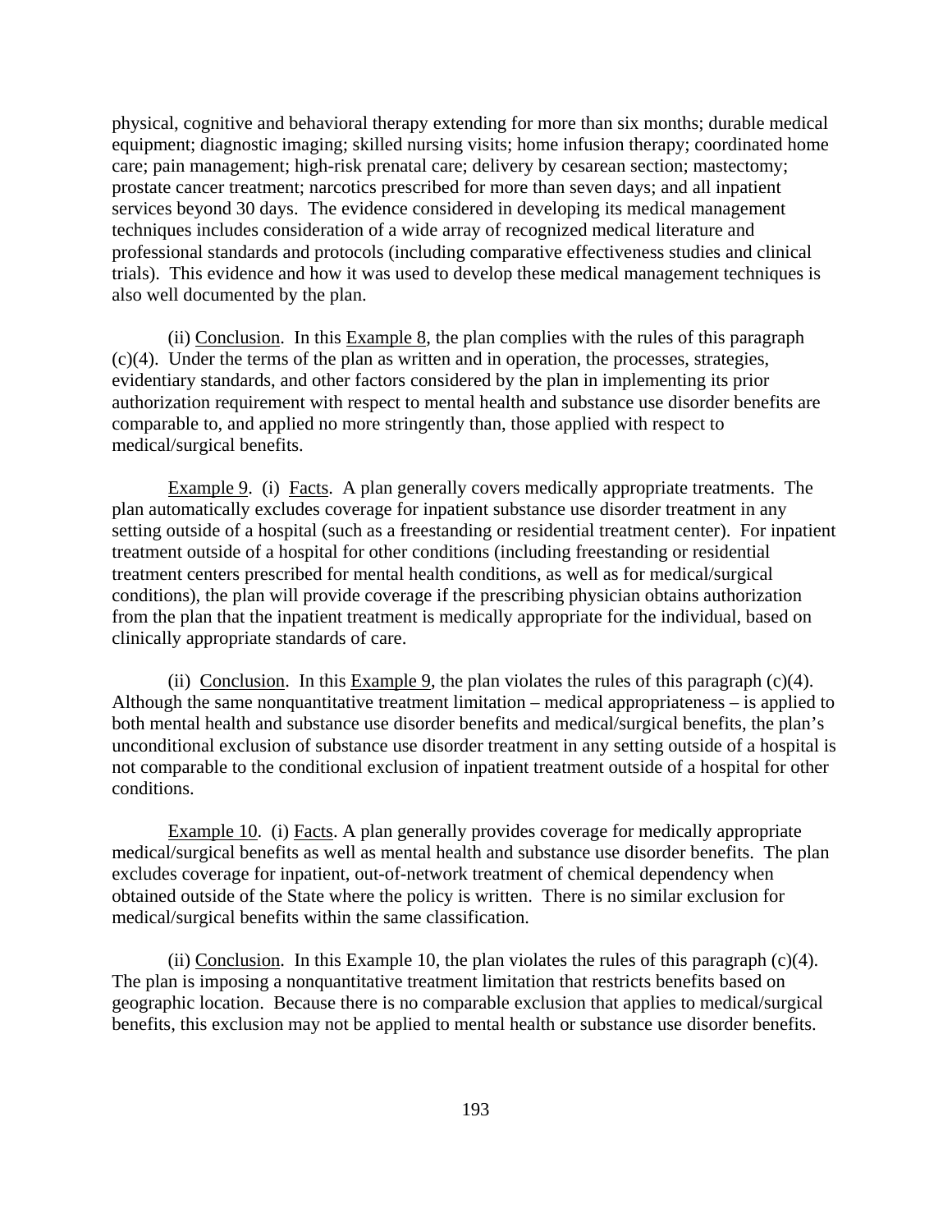physical, cognitive and behavioral therapy extending for more than six months; durable medical equipment; diagnostic imaging; skilled nursing visits; home infusion therapy; coordinated home care; pain management; high-risk prenatal care; delivery by cesarean section; mastectomy; prostate cancer treatment; narcotics prescribed for more than seven days; and all inpatient services beyond 30 days. The evidence considered in developing its medical management techniques includes consideration of a wide array of recognized medical literature and professional standards and protocols (including comparative effectiveness studies and clinical trials). This evidence and how it was used to develop these medical management techniques is also well documented by the plan.

(ii) Conclusion. In this Example 8, the plan complies with the rules of this paragraph (c)(4). Under the terms of the plan as written and in operation, the processes, strategies, evidentiary standards, and other factors considered by the plan in implementing its prior authorization requirement with respect to mental health and substance use disorder benefits are comparable to, and applied no more stringently than, those applied with respect to medical/surgical benefits.

Example 9. (i) Facts. A plan generally covers medically appropriate treatments. The plan automatically excludes coverage for inpatient substance use disorder treatment in any setting outside of a hospital (such as a freestanding or residential treatment center). For inpatient treatment outside of a hospital for other conditions (including freestanding or residential treatment centers prescribed for mental health conditions, as well as for medical/surgical conditions), the plan will provide coverage if the prescribing physician obtains authorization from the plan that the inpatient treatment is medically appropriate for the individual, based on clinically appropriate standards of care.

(ii) Conclusion. In this Example 9, the plan violates the rules of this paragraph (c)(4). Although the same nonquantitative treatment limitation – medical appropriateness – is applied to both mental health and substance use disorder benefits and medical/surgical benefits, the plan's unconditional exclusion of substance use disorder treatment in any setting outside of a hospital is not comparable to the conditional exclusion of inpatient treatment outside of a hospital for other conditions.

Example 10. (i) Facts. A plan generally provides coverage for medically appropriate medical/surgical benefits as well as mental health and substance use disorder benefits. The plan excludes coverage for inpatient, out-of-network treatment of chemical dependency when obtained outside of the State where the policy is written. There is no similar exclusion for medical/surgical benefits within the same classification.

(ii) Conclusion. In this Example 10, the plan violates the rules of this paragraph (c)(4). The plan is imposing a nonquantitative treatment limitation that restricts benefits based on geographic location. Because there is no comparable exclusion that applies to medical/surgical benefits, this exclusion may not be applied to mental health or substance use disorder benefits.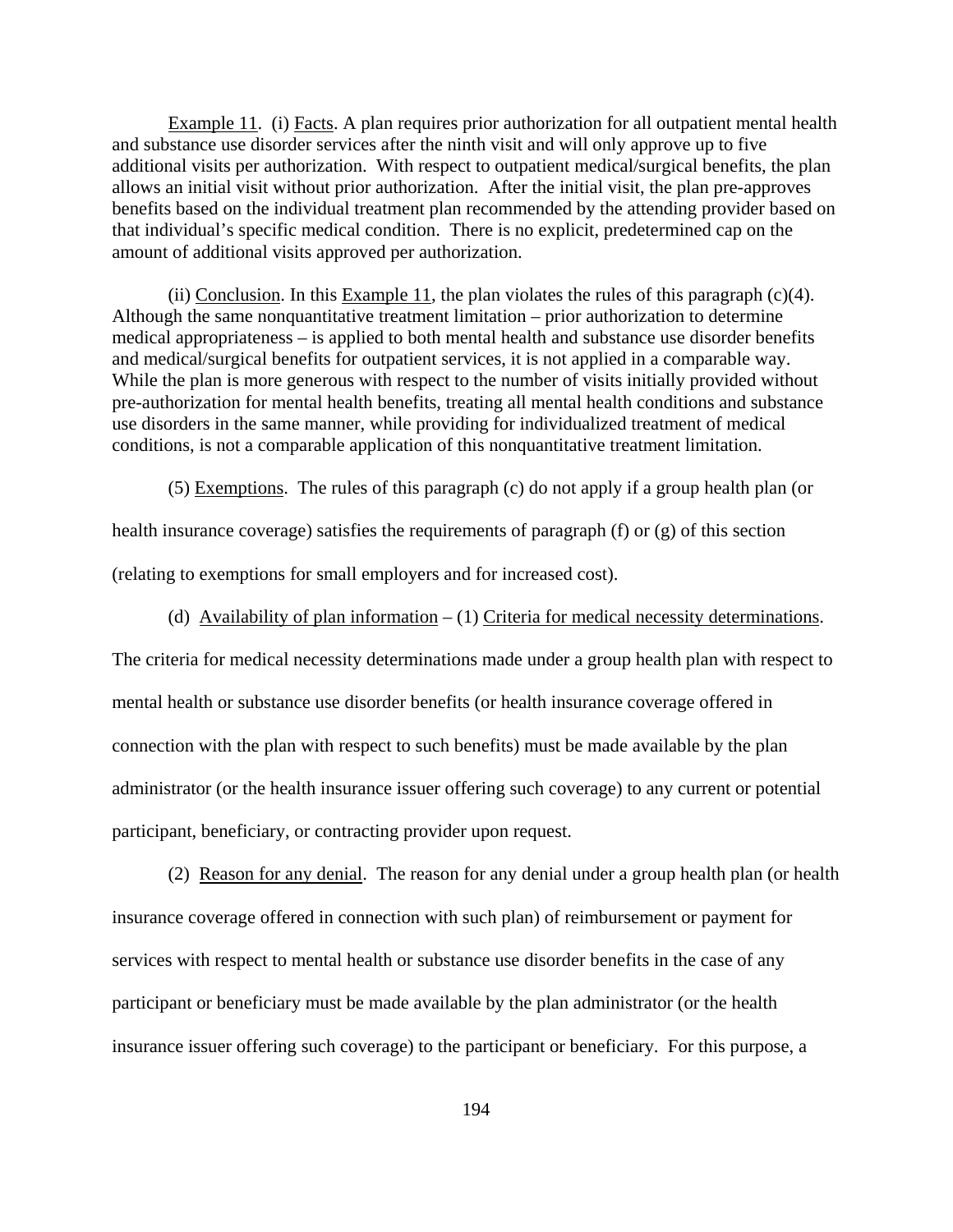Example 11. (i) Facts. A plan requires prior authorization for all outpatient mental health and substance use disorder services after the ninth visit and will only approve up to five additional visits per authorization. With respect to outpatient medical/surgical benefits, the plan allows an initial visit without prior authorization. After the initial visit, the plan pre-approves benefits based on the individual treatment plan recommended by the attending provider based on that individual's specific medical condition. There is no explicit, predetermined cap on the amount of additional visits approved per authorization.

(ii) Conclusion. In this Example 11, the plan violates the rules of this paragraph (c)(4). Although the same nonquantitative treatment limitation – prior authorization to determine medical appropriateness – is applied to both mental health and substance use disorder benefits and medical/surgical benefits for outpatient services, it is not applied in a comparable way. While the plan is more generous with respect to the number of visits initially provided without pre-authorization for mental health benefits, treating all mental health conditions and substance use disorders in the same manner, while providing for individualized treatment of medical conditions, is not a comparable application of this nonquantitative treatment limitation.

(5) Exemptions. The rules of this paragraph (c) do not apply if a group health plan (or health insurance coverage) satisfies the requirements of paragraph (f) or (g) of this section (relating to exemptions for small employers and for increased cost).

(d) Availability of plan information – (1) Criteria for medical necessity determinations. The criteria for medical necessity determinations made under a group health plan with respect to mental health or substance use disorder benefits (or health insurance coverage offered in connection with the plan with respect to such benefits) must be made available by the plan administrator (or the health insurance issuer offering such coverage) to any current or potential participant, beneficiary, or contracting provider upon request.

(2) Reason for any denial. The reason for any denial under a group health plan (or health insurance coverage offered in connection with such plan) of reimbursement or payment for services with respect to mental health or substance use disorder benefits in the case of any participant or beneficiary must be made available by the plan administrator (or the health insurance issuer offering such coverage) to the participant or beneficiary. For this purpose, a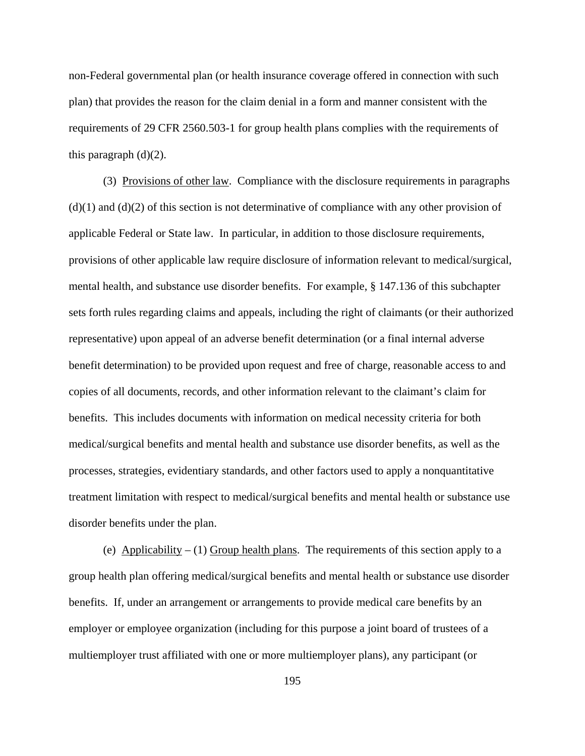non-Federal governmental plan (or health insurance coverage offered in connection with such plan) that provides the reason for the claim denial in a form and manner consistent with the requirements of 29 CFR 2560.503-1 for group health plans complies with the requirements of this paragraph (d)(2).

(3) Provisions of other law. Compliance with the disclosure requirements in paragraphs (d)(1) and (d)(2) of this section is not determinative of compliance with any other provision of applicable Federal or State law. In particular, in addition to those disclosure requirements, provisions of other applicable law require disclosure of information relevant to medical/surgical, mental health, and substance use disorder benefits. For example, § 147.136 of this subchapter sets forth rules regarding claims and appeals, including the right of claimants (or their authorized representative) upon appeal of an adverse benefit determination (or a final internal adverse benefit determination) to be provided upon request and free of charge, reasonable access to and copies of all documents, records, and other information relevant to the claimant's claim for benefits. This includes documents with information on medical necessity criteria for both medical/surgical benefits and mental health and substance use disorder benefits, as well as the processes, strategies, evidentiary standards, and other factors used to apply a nonquantitative treatment limitation with respect to medical/surgical benefits and mental health or substance use disorder benefits under the plan.

(e) Applicability – (1) Group health plans. The requirements of this section apply to a group health plan offering medical/surgical benefits and mental health or substance use disorder benefits. If, under an arrangement or arrangements to provide medical care benefits by an employer or employee organization (including for this purpose a joint board of trustees of a multiemployer trust affiliated with one or more multiemployer plans), any participant (or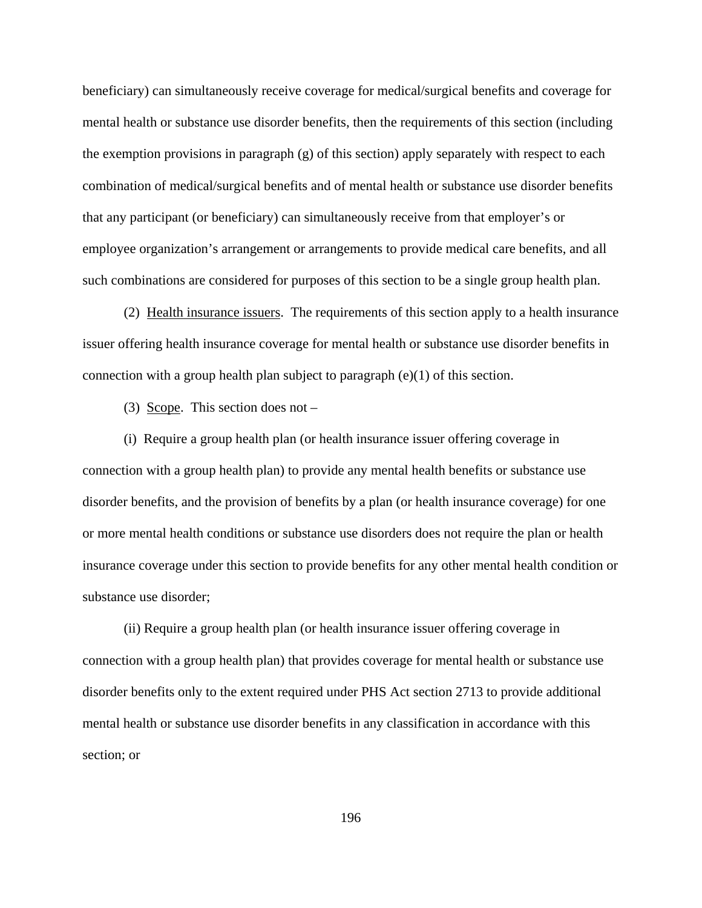beneficiary) can simultaneously receive coverage for medical/surgical benefits and coverage for mental health or substance use disorder benefits, then the requirements of this section (including the exemption provisions in paragraph (g) of this section) apply separately with respect to each combination of medical/surgical benefits and of mental health or substance use disorder benefits that any participant (or beneficiary) can simultaneously receive from that employer's or employee organization's arrangement or arrangements to provide medical care benefits, and all such combinations are considered for purposes of this section to be a single group health plan.

(2) Health insurance issuers. The requirements of this section apply to a health insurance issuer offering health insurance coverage for mental health or substance use disorder benefits in connection with a group health plan subject to paragraph (e)(1) of this section.

(3) Scope. This section does not –

(i) Require a group health plan (or health insurance issuer offering coverage in connection with a group health plan) to provide any mental health benefits or substance use disorder benefits, and the provision of benefits by a plan (or health insurance coverage) for one or more mental health conditions or substance use disorders does not require the plan or health insurance coverage under this section to provide benefits for any other mental health condition or substance use disorder;

(ii) Require a group health plan (or health insurance issuer offering coverage in connection with a group health plan) that provides coverage for mental health or substance use disorder benefits only to the extent required under PHS Act section 2713 to provide additional mental health or substance use disorder benefits in any classification in accordance with this section; or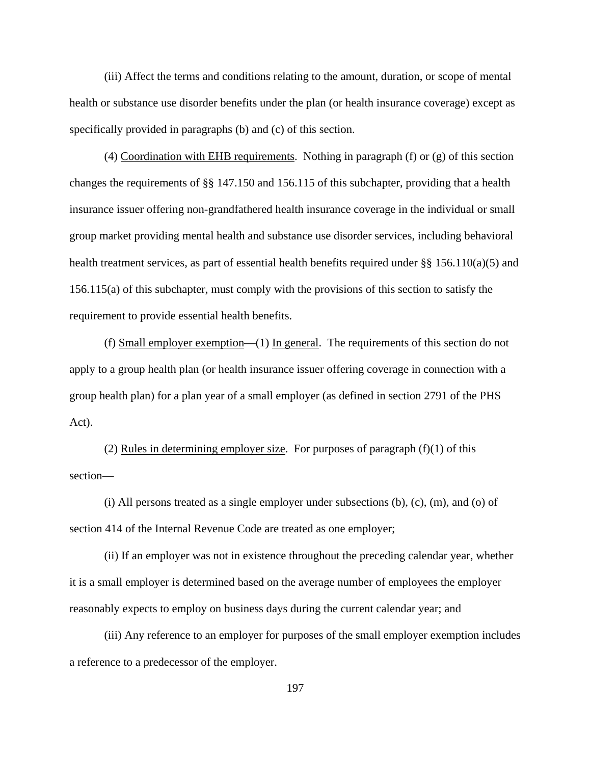(iii) Affect the terms and conditions relating to the amount, duration, or scope of mental health or substance use disorder benefits under the plan (or health insurance coverage) except as specifically provided in paragraphs (b) and (c) of this section.

(4) Coordination with EHB requirements. Nothing in paragraph (f) or (g) of this section changes the requirements of §§ 147.150 and 156.115 of this subchapter, providing that a health insurance issuer offering non-grandfathered health insurance coverage in the individual or small group market providing mental health and substance use disorder services, including behavioral health treatment services, as part of essential health benefits required under §§ 156.110(a)(5) and 156.115(a) of this subchapter, must comply with the provisions of this section to satisfy the requirement to provide essential health benefits.

(f) Small employer exemption—(1) In general. The requirements of this section do not apply to a group health plan (or health insurance issuer offering coverage in connection with a group health plan) for a plan year of a small employer (as defined in section 2791 of the PHS Act).

(2) Rules in determining employer size. For purposes of paragraph (f)(1) of this section—

(i) All persons treated as a single employer under subsections (b), (c), (m), and (o) of section 414 of the Internal Revenue Code are treated as one employer;

(ii) If an employer was not in existence throughout the preceding calendar year, whether it is a small employer is determined based on the average number of employees the employer reasonably expects to employ on business days during the current calendar year; and

(iii) Any reference to an employer for purposes of the small employer exemption includes a reference to a predecessor of the employer.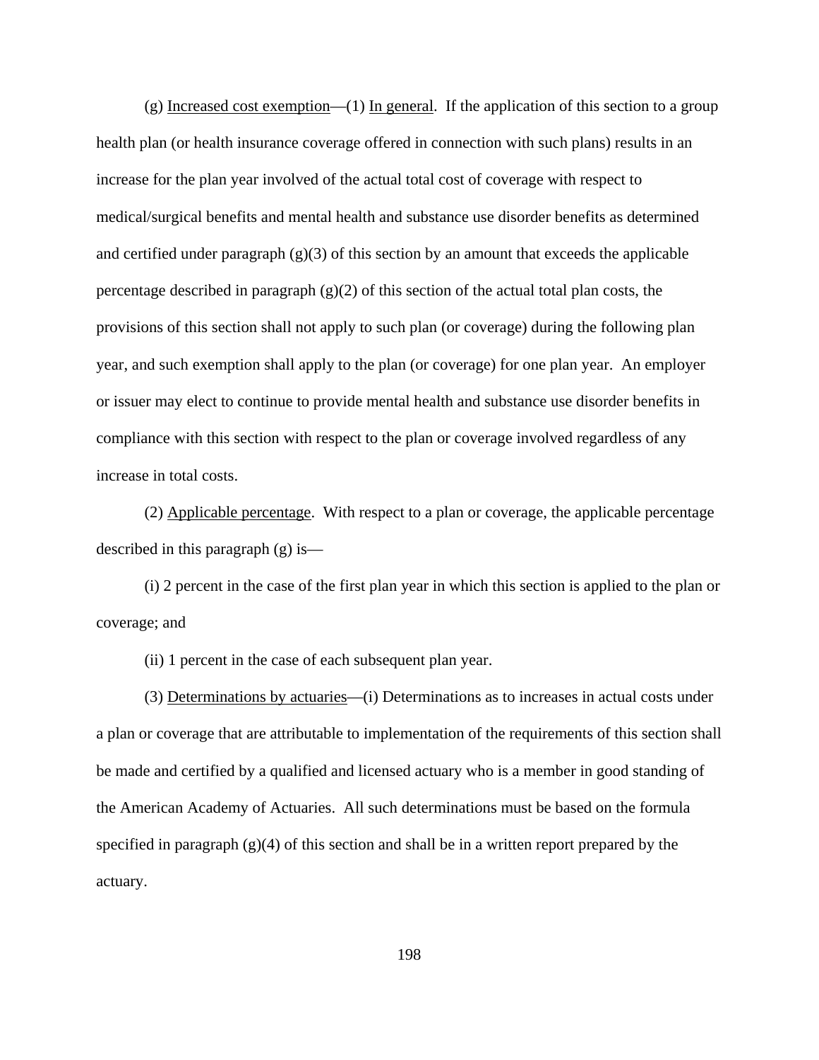(g) Increased cost exemption—(1) In general. If the application of this section to a group health plan (or health insurance coverage offered in connection with such plans) results in an increase for the plan year involved of the actual total cost of coverage with respect to medical/surgical benefits and mental health and substance use disorder benefits as determined and certified under paragraph (g)(3) of this section by an amount that exceeds the applicable percentage described in paragraph (g)(2) of this section of the actual total plan costs, the provisions of this section shall not apply to such plan (or coverage) during the following plan year, and such exemption shall apply to the plan (or coverage) for one plan year. An employer or issuer may elect to continue to provide mental health and substance use disorder benefits in compliance with this section with respect to the plan or coverage involved regardless of any increase in total costs.

(2) Applicable percentage. With respect to a plan or coverage, the applicable percentage described in this paragraph (g) is—

(i) 2 percent in the case of the first plan year in which this section is applied to the plan or coverage; and

(ii) 1 percent in the case of each subsequent plan year.

(3) Determinations by actuaries—(i) Determinations as to increases in actual costs under a plan or coverage that are attributable to implementation of the requirements of this section shall be made and certified by a qualified and licensed actuary who is a member in good standing of the American Academy of Actuaries. All such determinations must be based on the formula specified in paragraph (g)(4) of this section and shall be in a written report prepared by the actuary.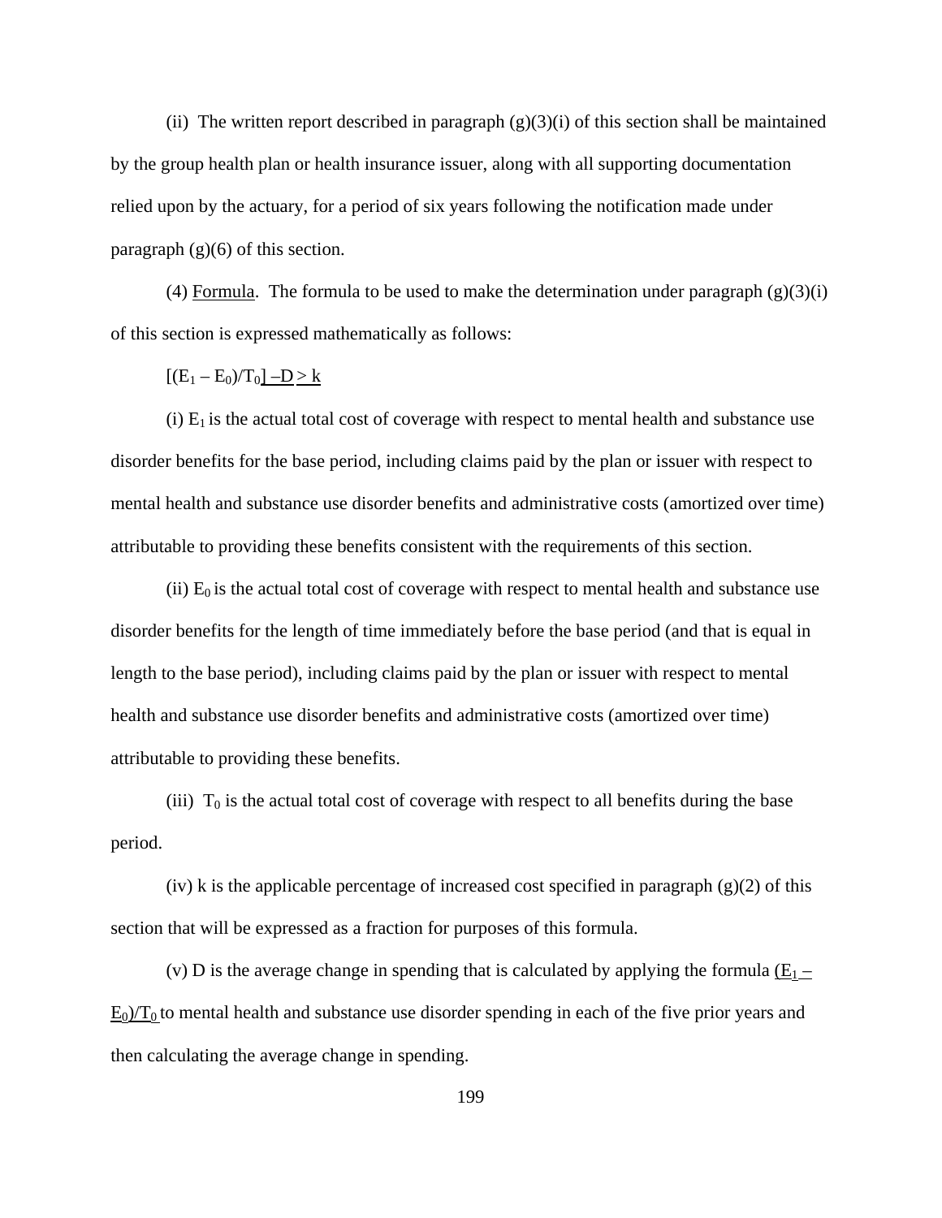(ii) The written report described in paragraph (g)(3)(i) of this section shall be maintained by the group health plan or health insurance issuer, along with all supporting documentation relied upon by the actuary, for a period of six years following the notification made under paragraph (g)(6) of this section.

(4) Formula. The formula to be used to make the determination under paragraph (g)(3)(i) of this section is expressed mathematically as follows:

$[(E_1 - E_0)/T_0] - D \geq k$

(i) $E_1$ is the actual total cost of coverage with respect to mental health and substance use disorder benefits for the base period, including claims paid by the plan or issuer with respect to mental health and substance use disorder benefits and administrative costs (amortized over time) attributable to providing these benefits consistent with the requirements of this section.

(ii) $E_0$ is the actual total cost of coverage with respect to mental health and substance use disorder benefits for the length of time immediately before the base period (and that is equal in length to the base period), including claims paid by the plan or issuer with respect to mental health and substance use disorder benefits and administrative costs (amortized over time) attributable to providing these benefits.

(iii) $T_0$ is the actual total cost of coverage with respect to all benefits during the base period.

(iv) k is the applicable percentage of increased cost specified in paragraph (g)(2) of this section that will be expressed as a fraction for purposes of this formula.

(v) D is the average change in spending that is calculated by applying the formula $(E_1 - E_0)/T_0$ to mental health and substance use disorder spending in each of the five prior years and then calculating the average change in spending.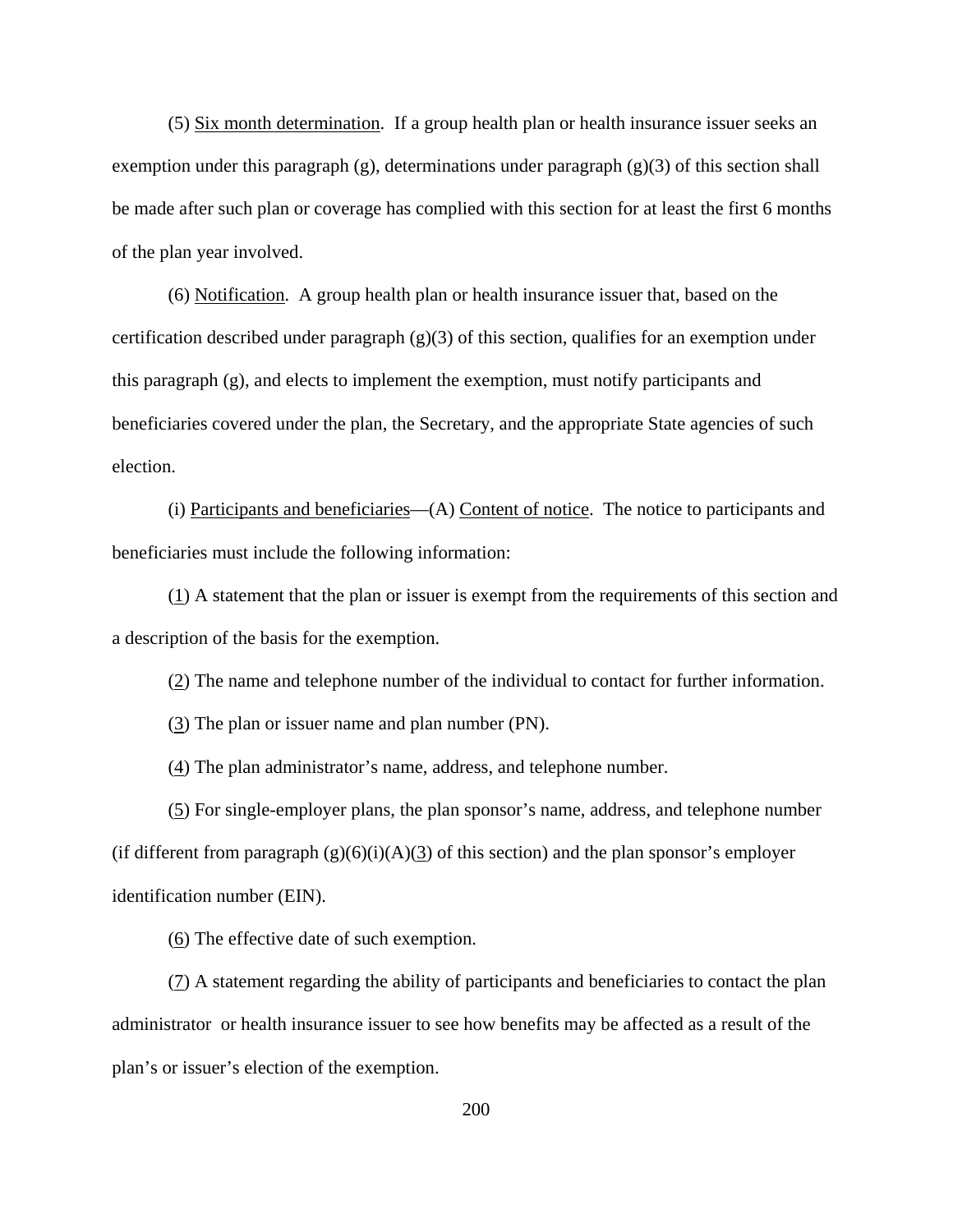(5) Six month determination. If a group health plan or health insurance issuer seeks an exemption under this paragraph (g), determinations under paragraph (g)(3) of this section shall be made after such plan or coverage has complied with this section for at least the first 6 months of the plan year involved.

(6) Notification. A group health plan or health insurance issuer that, based on the certification described under paragraph (g)(3) of this section, qualifies for an exemption under this paragraph (g), and elects to implement the exemption, must notify participants and beneficiaries covered under the plan, the Secretary, and the appropriate State agencies of such election.

(i) Participants and beneficiaries—(A) Content of notice. The notice to participants and beneficiaries must include the following information:

(1) A statement that the plan or issuer is exempt from the requirements of this section and a description of the basis for the exemption.

(2) The name and telephone number of the individual to contact for further information.

(3) The plan or issuer name and plan number (PN).

(4) The plan administrator's name, address, and telephone number.

(5) For single-employer plans, the plan sponsor's name, address, and telephone number (if different from paragraph (g)(6)(i)(A)(3) of this section) and the plan sponsor's employer identification number (EIN).

(6) The effective date of such exemption.

(7) A statement regarding the ability of participants and beneficiaries to contact the plan administrator or health insurance issuer to see how benefits may be affected as a result of the plan's or issuer's election of the exemption.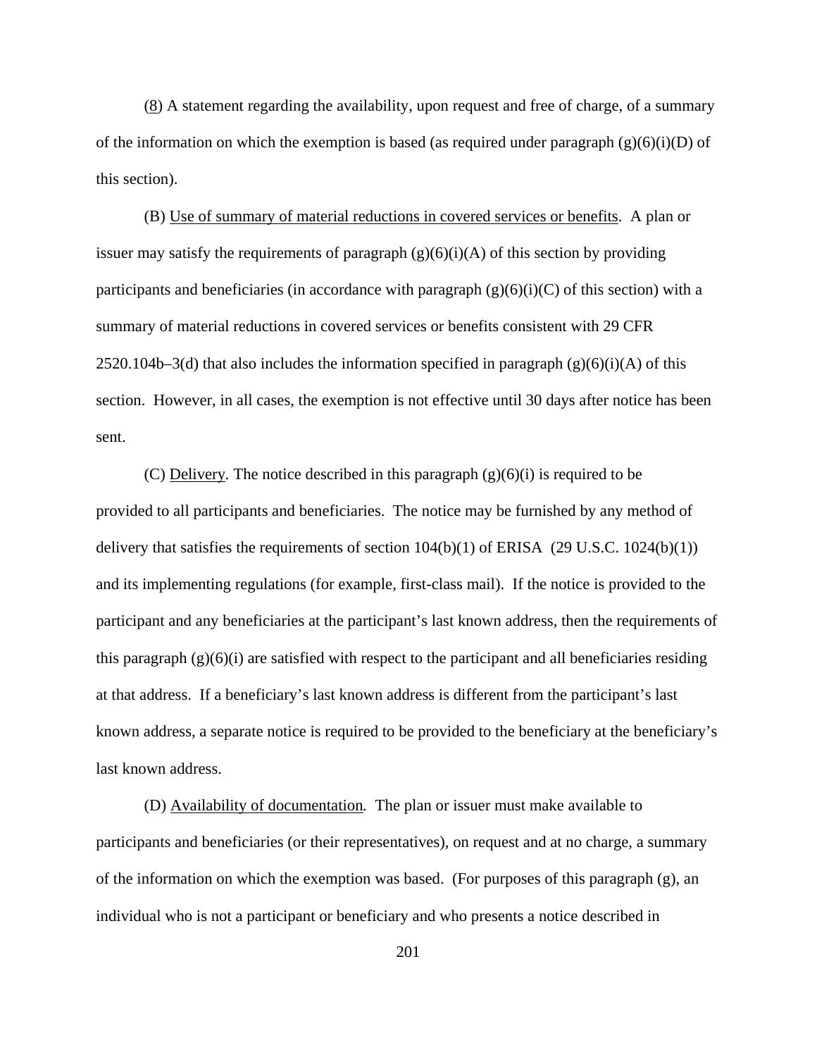(8) A statement regarding the availability, upon request and free of charge, of a summary of the information on which the exemption is based (as required under paragraph (g)(6)(i)(D) of this section).

(B) Use of summary of material reductions in covered services or benefits. A plan or issuer may satisfy the requirements of paragraph (g)(6)(i)(A) of this section by providing participants and beneficiaries (in accordance with paragraph (g)(6)(i)(C) of this section) with a summary of material reductions in covered services or benefits consistent with 29 CFR 2520.104b–3(d) that also includes the information specified in paragraph (g)(6)(i)(A) of this section. However, in all cases, the exemption is not effective until 30 days after notice has been sent.

(C) Delivery. The notice described in this paragraph (g)(6)(i) is required to be provided to all participants and beneficiaries. The notice may be furnished by any method of delivery that satisfies the requirements of section 104(b)(1) of ERISA (29 U.S.C. 1024(b)(1)) and its implementing regulations (for example, first-class mail). If the notice is provided to the participant and any beneficiaries at the participant's last known address, then the requirements of this paragraph (g)(6)(i) are satisfied with respect to the participant and all beneficiaries residing at that address. If a beneficiary's last known address is different from the participant's last known address, a separate notice is required to be provided to the beneficiary at the beneficiary's last known address.

(D) Availability of documentation. The plan or issuer must make available to participants and beneficiaries (or their representatives), on request and at no charge, a summary of the information on which the exemption was based. (For purposes of this paragraph (g), an individual who is not a participant or beneficiary and who presents a notice described in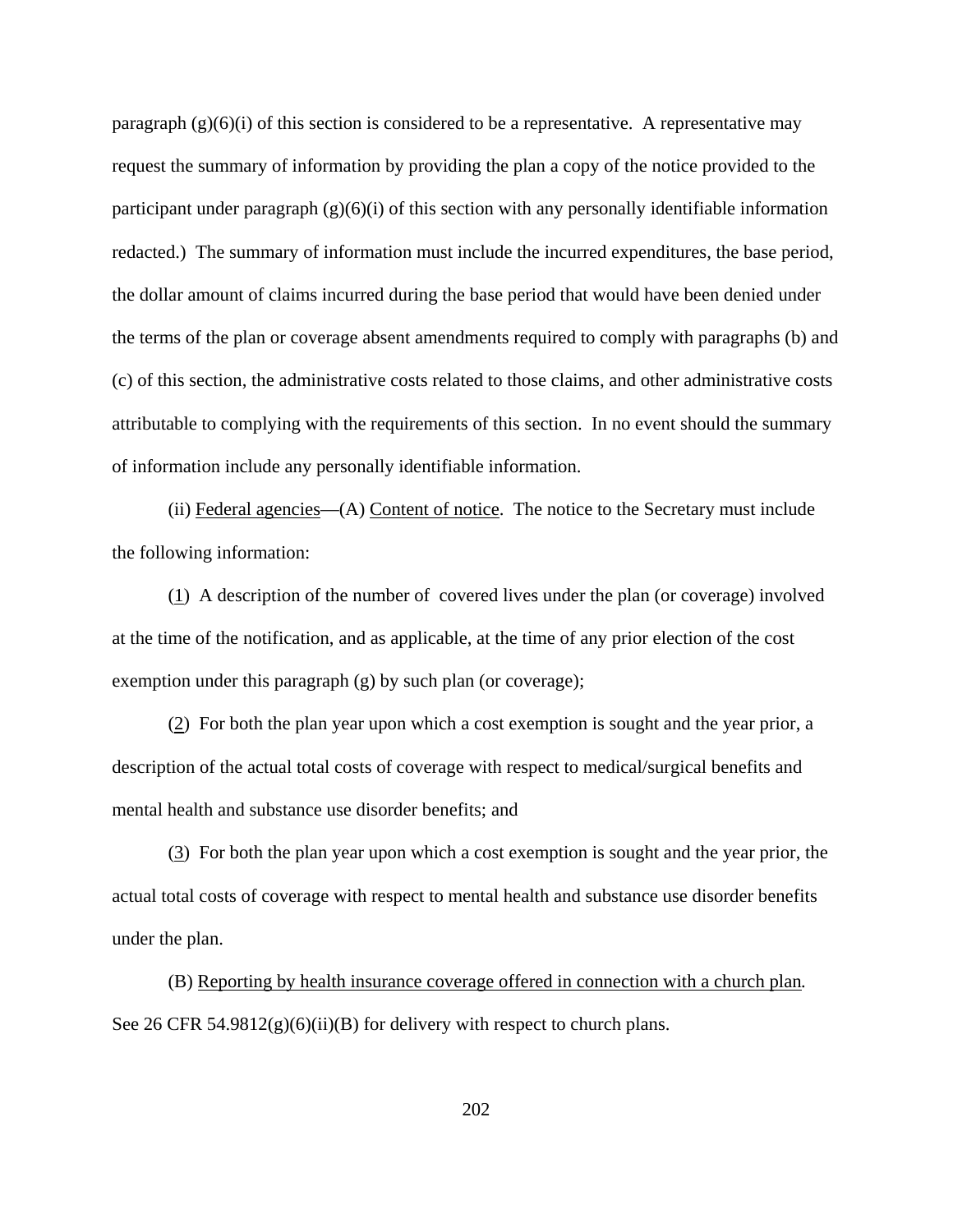paragraph (g)(6)(i) of this section is considered to be a representative. A representative may request the summary of information by providing the plan a copy of the notice provided to the participant under paragraph (g)(6)(i) of this section with any personally identifiable information redacted.) The summary of information must include the incurred expenditures, the base period, the dollar amount of claims incurred during the base period that would have been denied under the terms of the plan or coverage absent amendments required to comply with paragraphs (b) and (c) of this section, the administrative costs related to those claims, and other administrative costs attributable to complying with the requirements of this section. In no event should the summary of information include any personally identifiable information.

(ii) Federal agencies—(A) Content of notice. The notice to the Secretary must include the following information:

(1) A description of the number of covered lives under the plan (or coverage) involved at the time of the notification, and as applicable, at the time of any prior election of the cost exemption under this paragraph (g) by such plan (or coverage);

(2) For both the plan year upon which a cost exemption is sought and the year prior, a description of the actual total costs of coverage with respect to medical/surgical benefits and mental health and substance use disorder benefits; and

(3) For both the plan year upon which a cost exemption is sought and the year prior, the actual total costs of coverage with respect to mental health and substance use disorder benefits under the plan.

(B) Reporting by health insurance coverage offered in connection with a church plan. See 26 CFR 54.9812(g)(6)(ii)(B) for delivery with respect to church plans.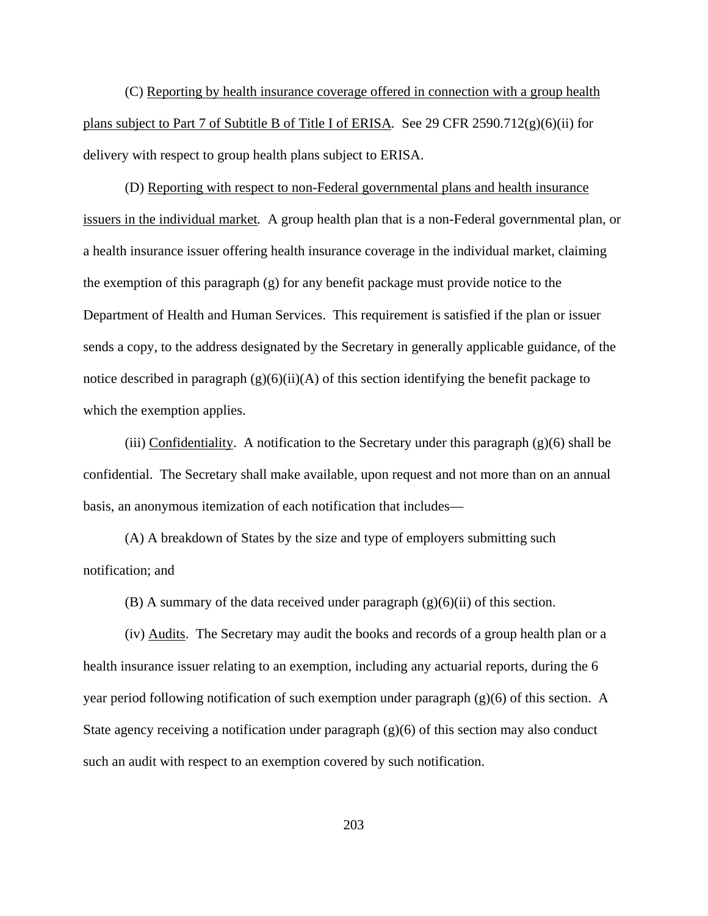(C) Reporting by health insurance coverage offered in connection with a group health plans subject to Part 7 of Subtitle B of Title I of ERISA. See 29 CFR 2590.712(g)(6)(ii) for delivery with respect to group health plans subject to ERISA.

(D) Reporting with respect to non-Federal governmental plans and health insurance issuers in the individual market. A group health plan that is a non-Federal governmental plan, or a health insurance issuer offering health insurance coverage in the individual market, claiming the exemption of this paragraph (g) for any benefit package must provide notice to the Department of Health and Human Services. This requirement is satisfied if the plan or issuer sends a copy, to the address designated by the Secretary in generally applicable guidance, of the notice described in paragraph (g)(6)(ii)(A) of this section identifying the benefit package to which the exemption applies.

(iii) Confidentiality. A notification to the Secretary under this paragraph (g)(6) shall be confidential. The Secretary shall make available, upon request and not more than on an annual basis, an anonymous itemization of each notification that includes—

(A) A breakdown of States by the size and type of employers submitting such notification; and

(B) A summary of the data received under paragraph (g)(6)(ii) of this section.

(iv) Audits. The Secretary may audit the books and records of a group health plan or a health insurance issuer relating to an exemption, including any actuarial reports, during the 6 year period following notification of such exemption under paragraph (g)(6) of this section. A State agency receiving a notification under paragraph (g)(6) of this section may also conduct such an audit with respect to an exemption covered by such notification.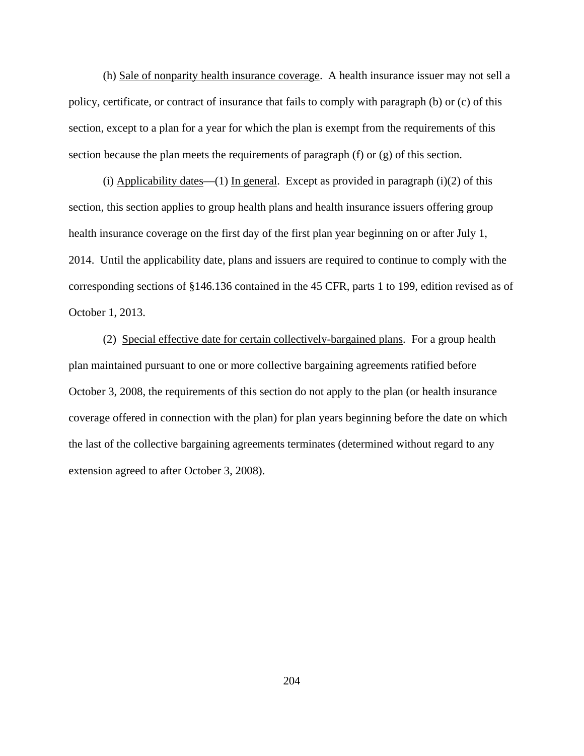(h) Sale of nonparity health insurance coverage. A health insurance issuer may not sell a policy, certificate, or contract of insurance that fails to comply with paragraph (b) or (c) of this section, except to a plan for a year for which the plan is exempt from the requirements of this section because the plan meets the requirements of paragraph (f) or (g) of this section.

(i) Applicability dates—(1) In general. Except as provided in paragraph (i)(2) of this section, this section applies to group health plans and health insurance issuers offering group health insurance coverage on the first day of the first plan year beginning on or after July 1, 2014. Until the applicability date, plans and issuers are required to continue to comply with the corresponding sections of §146.136 contained in the 45 CFR, parts 1 to 199, edition revised as of October 1, 2013.

(2) Special effective date for certain collectively-bargained plans. For a group health plan maintained pursuant to one or more collective bargaining agreements ratified before October 3, 2008, the requirements of this section do not apply to the plan (or health insurance coverage offered in connection with the plan) for plan years beginning before the date on which the last of the collective bargaining agreements terminates (determined without regard to any extension agreed to after October 3, 2008).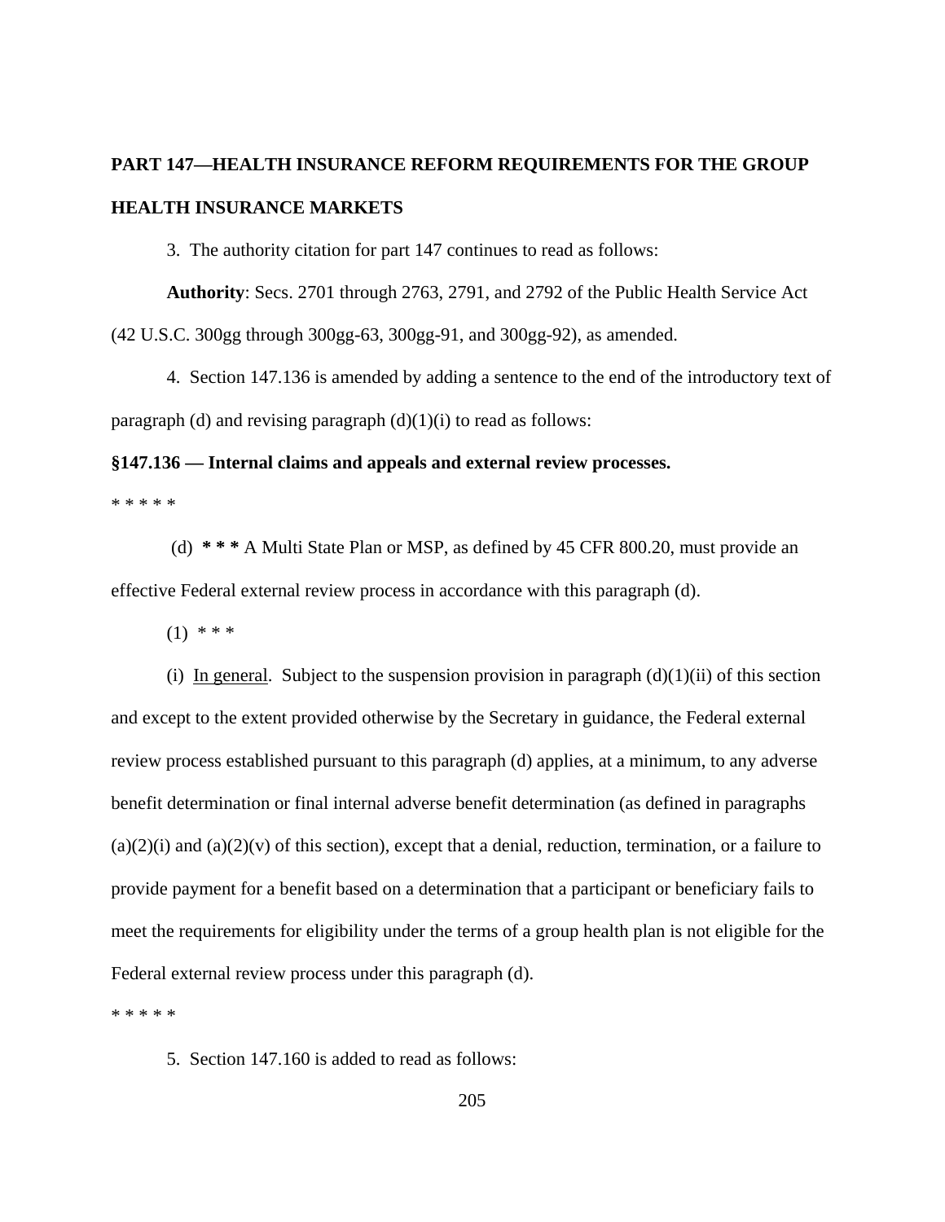**PART 147—HEALTH INSURANCE REFORM REQUIREMENTS FOR THE GROUP HEALTH INSURANCE MARKETS**

3. The authority citation for part 147 continues to read as follows:

**Authority**: Secs. 2701 through 2763, 2791, and 2792 of the Public Health Service Act (42 U.S.C. 300gg through 300gg-63, 300gg-91, and 300gg-92), as amended.

4. Section 147.136 is amended by adding a sentence to the end of the introductory text of paragraph (d) and revising paragraph (d)(1)(i) to read as follows:

**§147.136 — Internal claims and appeals and external review processes.**

* * * * *

(d) *** A Multi State Plan or MSP, as defined by 45 CFR 800.20, must provide an effective Federal external review process in accordance with this paragraph (d).

(1) * * *

(i) In general. Subject to the suspension provision in paragraph (d)(1)(ii) of this section and except to the extent provided otherwise by the Secretary in guidance, the Federal external review process established pursuant to this paragraph (d) applies, at a minimum, to any adverse benefit determination or final internal adverse benefit determination (as defined in paragraphs (a)(2)(i) and (a)(2)(v) of this section), except that a denial, reduction, termination, or a failure to provide payment for a benefit based on a determination that a participant or beneficiary fails to meet the requirements for eligibility under the terms of a group health plan is not eligible for the Federal external review process under this paragraph (d).

* * * * *

5. Section 147.160 is added to read as follows: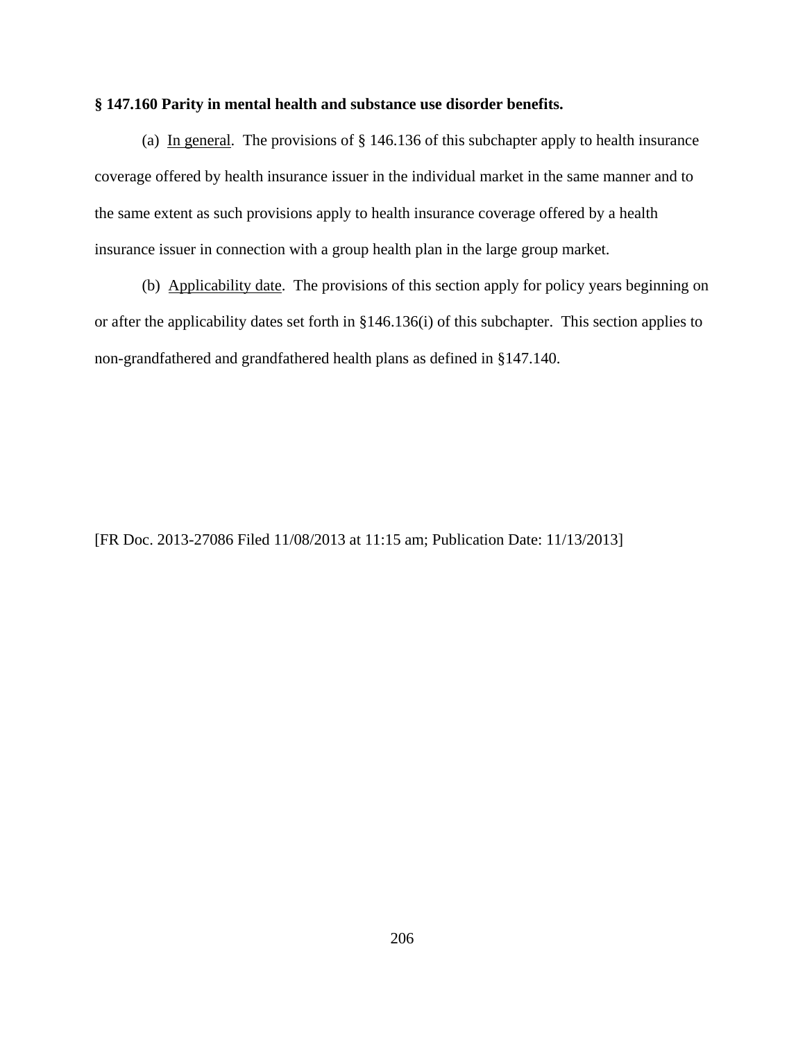**§ 147.160 Parity in mental health and substance use disorder benefits.**

(a) In general. The provisions of § 146.136 of this subchapter apply to health insurance coverage offered by health insurance issuer in the individual market in the same manner and to the same extent as such provisions apply to health insurance coverage offered by a health insurance issuer in connection with a group health plan in the large group market.

(b) Applicability date. The provisions of this section apply for policy years beginning on or after the applicability dates set forth in §146.136(i) of this subchapter. This section applies to non-grandfathered and grandfathered health plans as defined in §147.140.

[FR Doc. 2013-27086 Filed 11/08/2013 at 11:15 am; Publication Date: 11/13/2013]